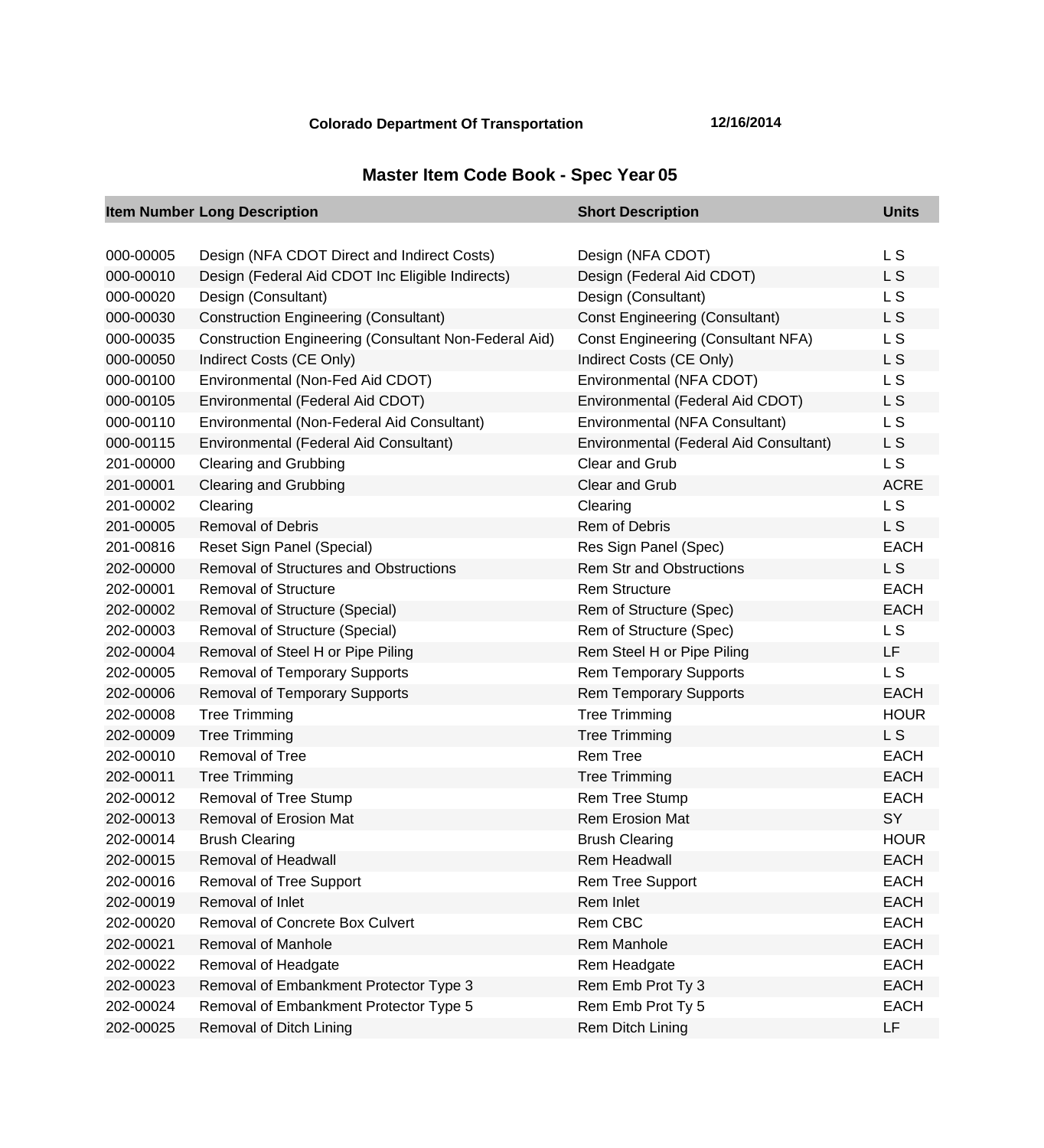Colorado Department Of Transportation 12/16/2014

# Master Item Code Book - Spec Year 05

| Item Number | Long Description | Short Description | Units |
|---|---|---|---|
| 000-00005 | Design (NFA CDOT Direct and Indirect Costs) | Design (NFA CDOT) | L S |
| 000-00010 | Design (Federal Aid CDOT Inc Eligible Indirects) | Design (Federal Aid CDOT) | L S |
| 000-00020 | Design (Consultant) | Design (Consultant) | L S |
| 000-00030 | Construction Engineering (Consultant) | Const Engineering (Consultant) | L S |
| 000-00035 | Construction Engineering (Consultant Non-Federal Aid) | Const Engineering (Consultant NFA) | L S |
| 000-00050 | Indirect Costs (CE Only) | Indirect Costs (CE Only) | L S |
| 000-00100 | Environmental (Non-Fed Aid CDOT) | Environmental (NFA CDOT) | L S |
| 000-00105 | Environmental (Federal Aid CDOT) | Environmental (Federal Aid CDOT) | L S |
| 000-00110 | Environmental (Non-Federal Aid Consultant) | Environmental (NFA Consultant) | L S |
| 000-00115 | Environmental (Federal Aid Consultant) | Environmental (Federal Aid Consultant) | L S |
| 201-00000 | Clearing and Grubbing | Clear and Grub | L S |
| 201-00001 | Clearing and Grubbing | Clear and Grub | ACRE |
| 201-00002 | Clearing | Clearing | L S |
| 201-00005 | Removal of Debris | Rem of Debris | L S |
| 201-00816 | Reset Sign Panel (Special) | Res Sign Panel (Spec) | EACH |
| 202-00000 | Removal of Structures and Obstructions | Rem Str and Obstructions | L S |
| 202-00001 | Removal of Structure | Rem Structure | EACH |
| 202-00002 | Removal of Structure (Special) | Rem of Structure (Spec) | EACH |
| 202-00003 | Removal of Structure (Special) | Rem of Structure (Spec) | L S |
| 202-00004 | Removal of Steel H or Pipe Piling | Rem Steel H or Pipe Piling | LF |
| 202-00005 | Removal of Temporary Supports | Rem Temporary Supports | L S |
| 202-00006 | Removal of Temporary Supports | Rem Temporary Supports | EACH |
| 202-00008 | Tree Trimming | Tree Trimming | HOUR |
| 202-00009 | Tree Trimming | Tree Trimming | L S |
| 202-00010 | Removal of Tree | Rem Tree | EACH |
| 202-00011 | Tree Trimming | Tree Trimming | EACH |
| 202-00012 | Removal of Tree Stump | Rem Tree Stump | EACH |
| 202-00013 | Removal of Erosion Mat | Rem Erosion Mat | SY |
| 202-00014 | Brush Clearing | Brush Clearing | HOUR |
| 202-00015 | Removal of Headwall | Rem Headwall | EACH |
| 202-00016 | Removal of Tree Support | Rem Tree Support | EACH |
| 202-00019 | Removal of Inlet | Rem Inlet | EACH |
| 202-00020 | Removal of Concrete Box Culvert | Rem CBC | EACH |
| 202-00021 | Removal of Manhole | Rem Manhole | EACH |
| 202-00022 | Removal of Headgate | Rem Headgate | EACH |
| 202-00023 | Removal of Embankment Protector Type 3 | Rem Emb Prot Ty 3 | EACH |
| 202-00024 | Removal of Embankment Protector Type 5 | Rem Emb Prot Ty 5 | EACH |
| 202-00025 | Removal of Ditch Lining | Rem Ditch Lining | LF |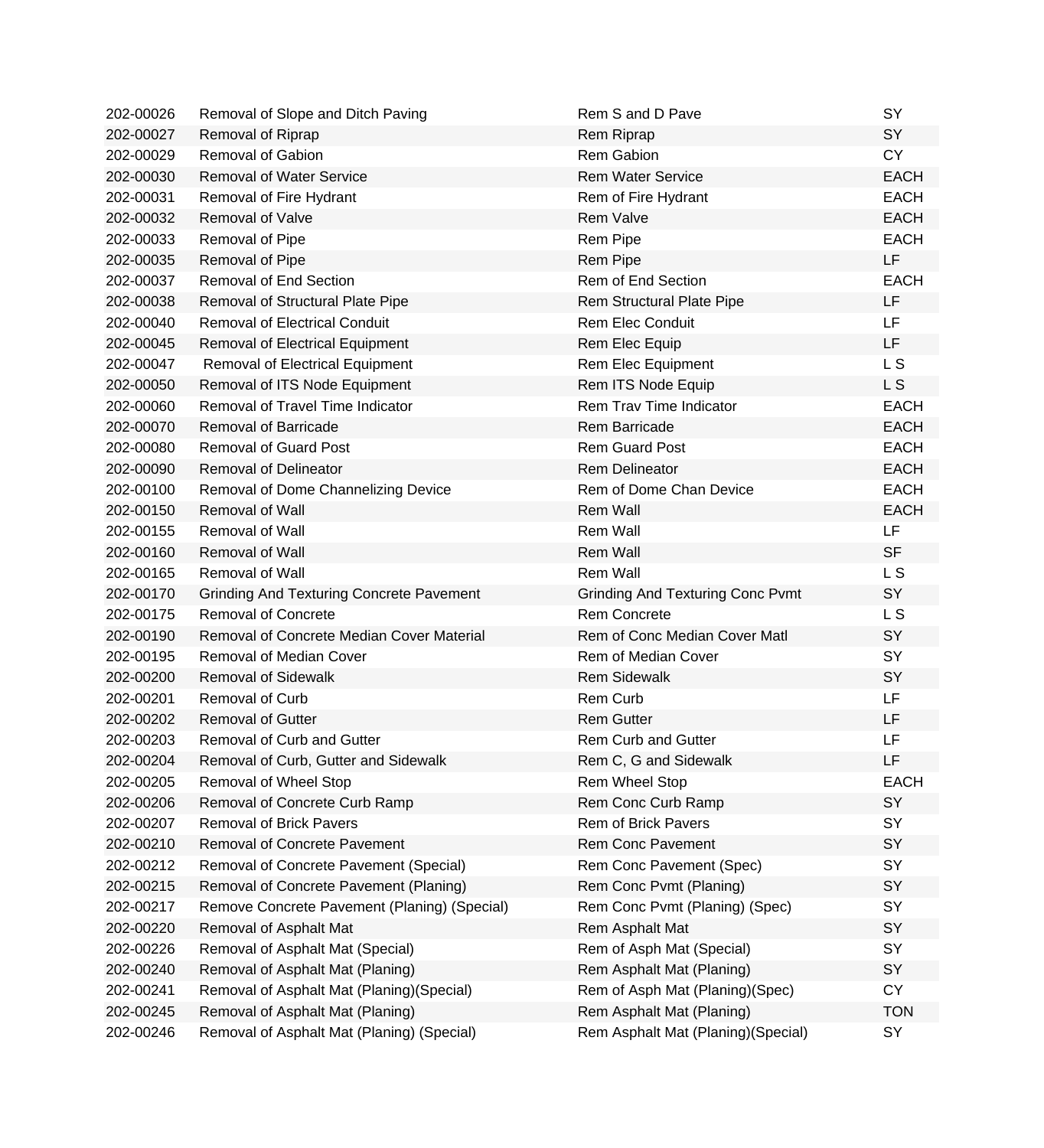| | | | |
|---|---|---|---|
| 202-00026 | Removal of Slope and Ditch Paving | Rem S and D Pave | SY |
| 202-00027 | Removal of Riprap | Rem Riprap | SY |
| 202-00029 | Removal of Gabion | Rem Gabion | CY |
| 202-00030 | Removal of Water Service | Rem Water Service | EACH |
| 202-00031 | Removal of Fire Hydrant | Rem of Fire Hydrant | EACH |
| 202-00032 | Removal of Valve | Rem Valve | EACH |
| 202-00033 | Removal of Pipe | Rem Pipe | EACH |
| 202-00035 | Removal of Pipe | Rem Pipe | LF |
| 202-00037 | Removal of End Section | Rem of End Section | EACH |
| 202-00038 | Removal of Structural Plate Pipe | Rem Structural Plate Pipe | LF |
| 202-00040 | Removal of Electrical Conduit | Rem Elec Conduit | LF |
| 202-00045 | Removal of Electrical Equipment | Rem Elec Equip | LF |
| 202-00047 | Removal of Electrical Equipment | Rem Elec Equipment | L S |
| 202-00050 | Removal of ITS Node Equipment | Rem ITS Node Equip | L S |
| 202-00060 | Removal of Travel Time Indicator | Rem Trav Time Indicator | EACH |
| 202-00070 | Removal of Barricade | Rem Barricade | EACH |
| 202-00080 | Removal of Guard Post | Rem Guard Post | EACH |
| 202-00090 | Removal of Delineator | Rem Delineator | EACH |
| 202-00100 | Removal of Dome Channelizing Device | Rem of Dome Chan Device | EACH |
| 202-00150 | Removal of Wall | Rem Wall | EACH |
| 202-00155 | Removal of Wall | Rem Wall | LF |
| 202-00160 | Removal of Wall | Rem Wall | SF |
| 202-00165 | Removal of Wall | Rem Wall | L S |
| 202-00170 | Grinding And Texturing Concrete Pavement | Grinding And Texturing Conc Pvmt | SY |
| 202-00175 | Removal of Concrete | Rem Concrete | L S |
| 202-00190 | Removal of Concrete Median Cover Material | Rem of Conc Median Cover Matl | SY |
| 202-00195 | Removal of Median Cover | Rem of Median Cover | SY |
| 202-00200 | Removal of Sidewalk | Rem Sidewalk | SY |
| 202-00201 | Removal of Curb | Rem Curb | LF |
| 202-00202 | Removal of Gutter | Rem Gutter | LF |
| 202-00203 | Removal of Curb and Gutter | Rem Curb and Gutter | LF |
| 202-00204 | Removal of Curb, Gutter and Sidewalk | Rem C, G and Sidewalk | LF |
| 202-00205 | Removal of Wheel Stop | Rem Wheel Stop | EACH |
| 202-00206 | Removal of Concrete Curb Ramp | Rem Conc Curb Ramp | SY |
| 202-00207 | Removal of Brick Pavers | Rem of Brick Pavers | SY |
| 202-00210 | Removal of Concrete Pavement | Rem Conc Pavement | SY |
| 202-00212 | Removal of Concrete Pavement (Special) | Rem Conc Pavement (Spec) | SY |
| 202-00215 | Removal of Concrete Pavement (Planing) | Rem Conc Pvmt (Planing) | SY |
| 202-00217 | Remove Concrete Pavement (Planing) (Special) | Rem Conc Pvmt (Planing) (Spec) | SY |
| 202-00220 | Removal of Asphalt Mat | Rem Asphalt Mat | SY |
| 202-00226 | Removal of Asphalt Mat (Special) | Rem of Asph Mat (Special) | SY |
| 202-00240 | Removal of Asphalt Mat (Planing) | Rem Asphalt Mat (Planing) | SY |
| 202-00241 | Removal of Asphalt Mat (Planing)(Special) | Rem of Asph Mat (Planing)(Spec) | CY |
| 202-00245 | Removal of Asphalt Mat (Planing) | Rem Asphalt Mat (Planing) | TON |
| 202-00246 | Removal of Asphalt Mat (Planing) (Special) | Rem Asphalt Mat (Planing)(Special) | SY |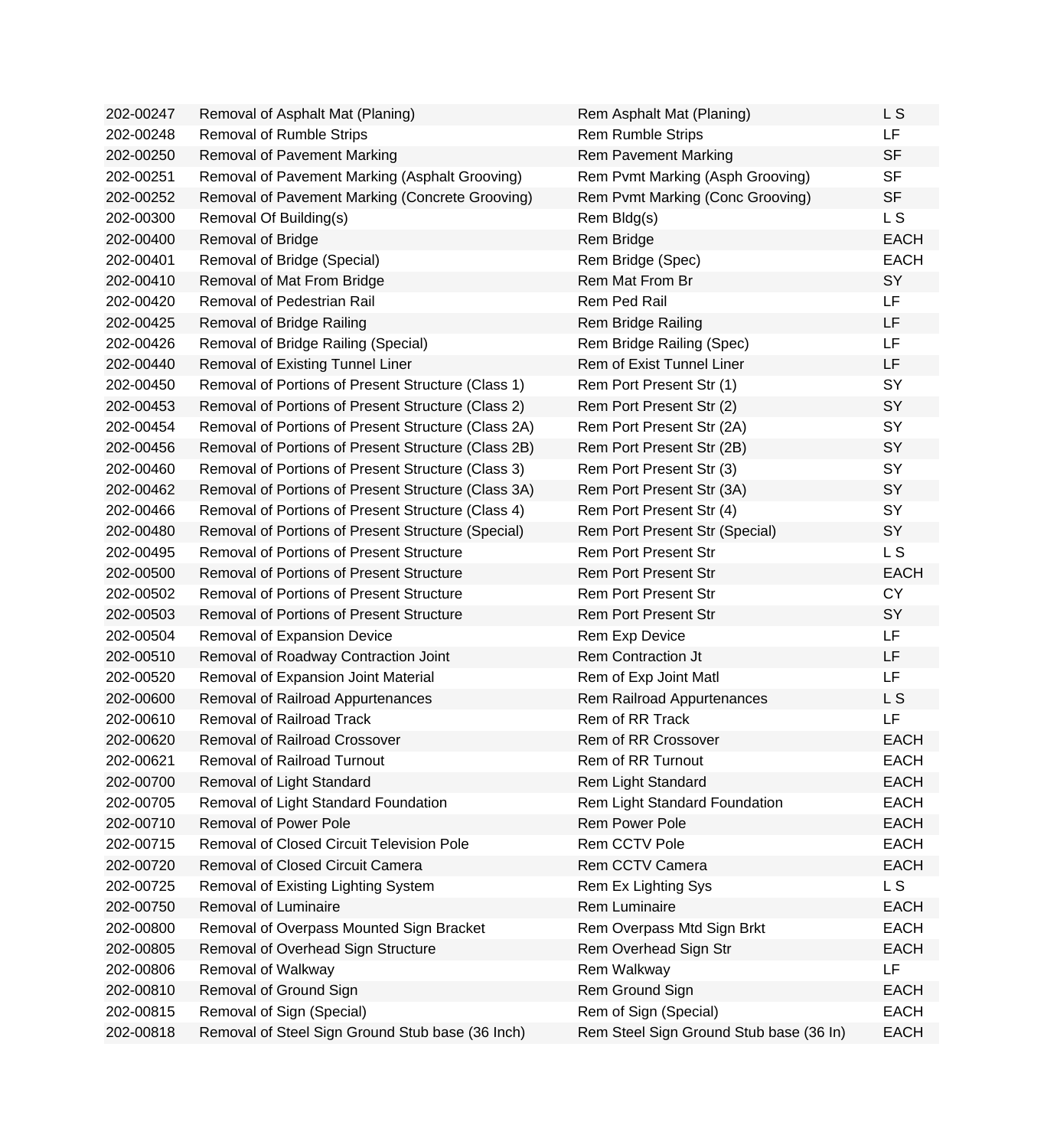| | | | |
|---|---|---|---|
| 202-00247 | Removal of Asphalt Mat (Planing) | Rem Asphalt Mat (Planing) | L S |
| 202-00248 | Removal of Rumble Strips | Rem Rumble Strips | LF |
| 202-00250 | Removal of Pavement Marking | Rem Pavement Marking | SF |
| 202-00251 | Removal of Pavement Marking (Asphalt Grooving) | Rem Pvmt Marking (Asph Grooving) | SF |
| 202-00252 | Removal of Pavement Marking (Concrete Grooving) | Rem Pvmt Marking (Conc Grooving) | SF |
| 202-00300 | Removal Of Building(s) | Rem Bldg(s) | L S |
| 202-00400 | Removal of Bridge | Rem Bridge | EACH |
| 202-00401 | Removal of Bridge (Special) | Rem Bridge (Spec) | EACH |
| 202-00410 | Removal of Mat From Bridge | Rem Mat From Br | SY |
| 202-00420 | Removal of Pedestrian Rail | Rem Ped Rail | LF |
| 202-00425 | Removal of Bridge Railing | Rem Bridge Railing | LF |
| 202-00426 | Removal of Bridge Railing (Special) | Rem Bridge Railing (Spec) | LF |
| 202-00440 | Removal of Existing Tunnel Liner | Rem of Exist Tunnel Liner | LF |
| 202-00450 | Removal of Portions of Present Structure (Class 1) | Rem Port Present Str (1) | SY |
| 202-00453 | Removal of Portions of Present Structure (Class 2) | Rem Port Present Str (2) | SY |
| 202-00454 | Removal of Portions of Present Structure (Class 2A) | Rem Port Present Str (2A) | SY |
| 202-00456 | Removal of Portions of Present Structure (Class 2B) | Rem Port Present Str (2B) | SY |
| 202-00460 | Removal of Portions of Present Structure (Class 3) | Rem Port Present Str (3) | SY |
| 202-00462 | Removal of Portions of Present Structure (Class 3A) | Rem Port Present Str (3A) | SY |
| 202-00466 | Removal of Portions of Present Structure (Class 4) | Rem Port Present Str (4) | SY |
| 202-00480 | Removal of Portions of Present Structure (Special) | Rem Port Present Str (Special) | SY |
| 202-00495 | Removal of Portions of Present Structure | Rem Port Present Str | L S |
| 202-00500 | Removal of Portions of Present Structure | Rem Port Present Str | EACH |
| 202-00502 | Removal of Portions of Present Structure | Rem Port Present Str | CY |
| 202-00503 | Removal of Portions of Present Structure | Rem Port Present Str | SY |
| 202-00504 | Removal of Expansion Device | Rem Exp Device | LF |
| 202-00510 | Removal of Roadway Contraction Joint | Rem Contraction Jt | LF |
| 202-00520 | Removal of Expansion Joint Material | Rem of Exp Joint Matl | LF |
| 202-00600 | Removal of Railroad Appurtenances | Rem Railroad Appurtenances | L S |
| 202-00610 | Removal of Railroad Track | Rem of RR Track | LF |
| 202-00620 | Removal of Railroad Crossover | Rem of RR Crossover | EACH |
| 202-00621 | Removal of Railroad Turnout | Rem of RR Turnout | EACH |
| 202-00700 | Removal of Light Standard | Rem Light Standard | EACH |
| 202-00705 | Removal of Light Standard Foundation | Rem Light Standard Foundation | EACH |
| 202-00710 | Removal of Power Pole | Rem Power Pole | EACH |
| 202-00715 | Removal of Closed Circuit Television Pole | Rem CCTV Pole | EACH |
| 202-00720 | Removal of Closed Circuit Camera | Rem CCTV Camera | EACH |
| 202-00725 | Removal of Existing Lighting System | Rem Ex Lighting Sys | L S |
| 202-00750 | Removal of Luminaire | Rem Luminaire | EACH |
| 202-00800 | Removal of Overpass Mounted Sign Bracket | Rem Overpass Mtd Sign Brkt | EACH |
| 202-00805 | Removal of Overhead Sign Structure | Rem Overhead Sign Str | EACH |
| 202-00806 | Removal of Walkway | Rem Walkway | LF |
| 202-00810 | Removal of Ground Sign | Rem Ground Sign | EACH |
| 202-00815 | Removal of Sign (Special) | Rem of Sign (Special) | EACH |
| 202-00818 | Removal of Steel Sign Ground Stub base (36 Inch) | Rem Steel Sign Ground Stub base (36 In) | EACH |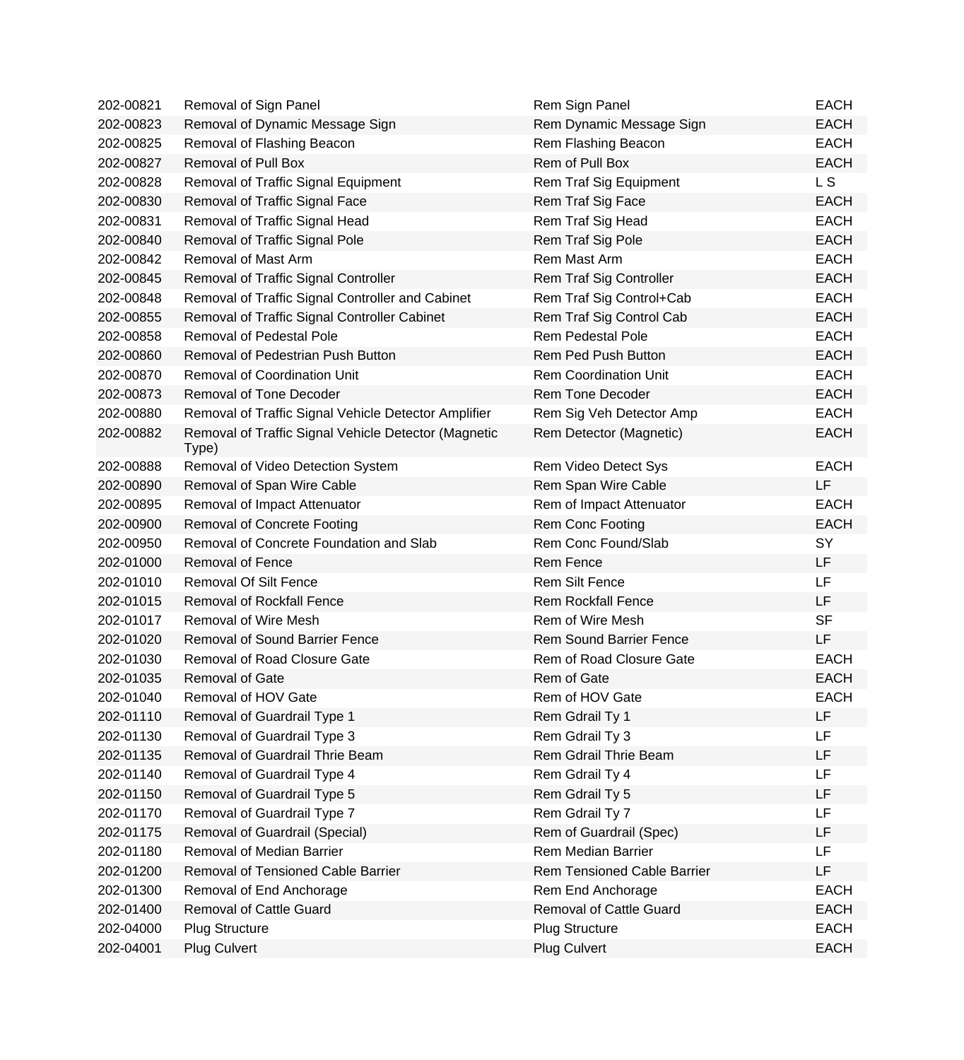| | | | |
|---|---|---|---|
| 202-00821 | Removal of Sign Panel | Rem Sign Panel | EACH |
| 202-00823 | Removal of Dynamic Message Sign | Rem Dynamic Message Sign | EACH |
| 202-00825 | Removal of Flashing Beacon | Rem Flashing Beacon | EACH |
| 202-00827 | Removal of Pull Box | Rem of Pull Box | EACH |
| 202-00828 | Removal of Traffic Signal Equipment | Rem Traf Sig Equipment | L S |
| 202-00830 | Removal of Traffic Signal Face | Rem Traf Sig Face | EACH |
| 202-00831 | Removal of Traffic Signal Head | Rem Traf Sig Head | EACH |
| 202-00840 | Removal of Traffic Signal Pole | Rem Traf Sig Pole | EACH |
| 202-00842 | Removal of Mast Arm | Rem Mast Arm | EACH |
| 202-00845 | Removal of Traffic Signal Controller | Rem Traf Sig Controller | EACH |
| 202-00848 | Removal of Traffic Signal Controller and Cabinet | Rem Traf Sig Control+Cab | EACH |
| 202-00855 | Removal of Traffic Signal Controller Cabinet | Rem Traf Sig Control Cab | EACH |
| 202-00858 | Removal of Pedestal Pole | Rem Pedestal Pole | EACH |
| 202-00860 | Removal of Pedestrian Push Button | Rem Ped Push Button | EACH |
| 202-00870 | Removal of Coordination Unit | Rem Coordination Unit | EACH |
| 202-00873 | Removal of Tone Decoder | Rem Tone Decoder | EACH |
| 202-00880 | Removal of Traffic Signal Vehicle Detector Amplifier | Rem Sig Veh Detector Amp | EACH |
| 202-00882 | Removal of Traffic Signal Vehicle Detector (Magnetic Type) | Rem Detector (Magnetic) | EACH |
| 202-00888 | Removal of Video Detection System | Rem Video Detect Sys | EACH |
| 202-00890 | Removal of Span Wire Cable | Rem Span Wire Cable | LF |
| 202-00895 | Removal of Impact Attenuator | Rem of Impact Attenuator | EACH |
| 202-00900 | Removal of Concrete Footing | Rem Conc Footing | EACH |
| 202-00950 | Removal of Concrete Foundation and Slab | Rem Conc Found/Slab | SY |
| 202-01000 | Removal of Fence | Rem Fence | LF |
| 202-01010 | Removal Of Silt Fence | Rem Silt Fence | LF |
| 202-01015 | Removal of Rockfall Fence | Rem Rockfall Fence | LF |
| 202-01017 | Removal of Wire Mesh | Rem of Wire Mesh | SF |
| 202-01020 | Removal of Sound Barrier Fence | Rem Sound Barrier Fence | LF |
| 202-01030 | Removal of Road Closure Gate | Rem of Road Closure Gate | EACH |
| 202-01035 | Removal of Gate | Rem of Gate | EACH |
| 202-01040 | Removal of HOV Gate | Rem of HOV Gate | EACH |
| 202-01110 | Removal of Guardrail Type 1 | Rem Gdrail Ty 1 | LF |
| 202-01130 | Removal of Guardrail Type 3 | Rem Gdrail Ty 3 | LF |
| 202-01135 | Removal of Guardrail Thrie Beam | Rem Gdrail Thrie Beam | LF |
| 202-01140 | Removal of Guardrail Type 4 | Rem Gdrail Ty 4 | LF |
| 202-01150 | Removal of Guardrail Type 5 | Rem Gdrail Ty 5 | LF |
| 202-01170 | Removal of Guardrail Type 7 | Rem Gdrail Ty 7 | LF |
| 202-01175 | Removal of Guardrail (Special) | Rem of Guardrail (Spec) | LF |
| 202-01180 | Removal of Median Barrier | Rem Median Barrier | LF |
| 202-01200 | Removal of Tensioned Cable Barrier | Rem Tensioned Cable Barrier | LF |
| 202-01300 | Removal of End Anchorage | Rem End Anchorage | EACH |
| 202-01400 | Removal of Cattle Guard | Removal of Cattle Guard | EACH |
| 202-04000 | Plug Structure | Plug Structure | EACH |
| 202-04001 | Plug Culvert | Plug Culvert | EACH |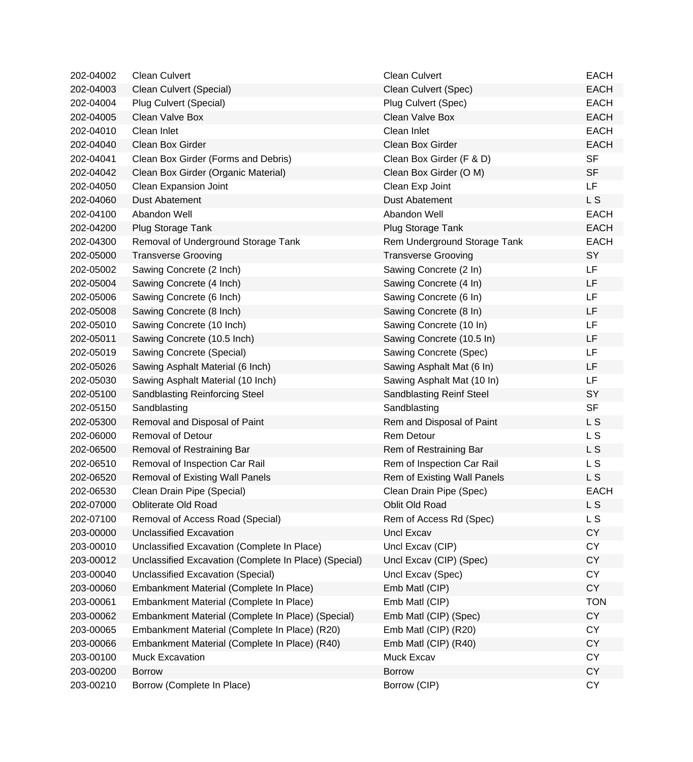| | | | |
|---|---|---|---|
| 202-04002 | Clean Culvert | Clean Culvert | EACH |
| 202-04003 | Clean Culvert (Special) | Clean Culvert (Spec) | EACH |
| 202-04004 | Plug Culvert (Special) | Plug Culvert (Spec) | EACH |
| 202-04005 | Clean Valve Box | Clean Valve Box | EACH |
| 202-04010 | Clean Inlet | Clean Inlet | EACH |
| 202-04040 | Clean Box Girder | Clean Box Girder | EACH |
| 202-04041 | Clean Box Girder (Forms and Debris) | Clean Box Girder (F & D) | SF |
| 202-04042 | Clean Box Girder (Organic Material) | Clean Box Girder (O M) | SF |
| 202-04050 | Clean Expansion Joint | Clean Exp Joint | LF |
| 202-04060 | Dust Abatement | Dust Abatement | L S |
| 202-04100 | Abandon Well | Abandon Well | EACH |
| 202-04200 | Plug Storage Tank | Plug Storage Tank | EACH |
| 202-04300 | Removal of Underground Storage Tank | Rem Underground Storage Tank | EACH |
| 202-05000 | Transverse Grooving | Transverse Grooving | SY |
| 202-05002 | Sawing Concrete (2 Inch) | Sawing Concrete (2 In) | LF |
| 202-05004 | Sawing Concrete (4 Inch) | Sawing Concrete (4 In) | LF |
| 202-05006 | Sawing Concrete (6 Inch) | Sawing Concrete (6 In) | LF |
| 202-05008 | Sawing Concrete (8 Inch) | Sawing Concrete (8 In) | LF |
| 202-05010 | Sawing Concrete (10 Inch) | Sawing Concrete (10 In) | LF |
| 202-05011 | Sawing Concrete (10.5 Inch) | Sawing Concrete (10.5 In) | LF |
| 202-05019 | Sawing Concrete (Special) | Sawing Concrete (Spec) | LF |
| 202-05026 | Sawing Asphalt Material (6 Inch) | Sawing Asphalt Mat (6 In) | LF |
| 202-05030 | Sawing Asphalt Material (10 Inch) | Sawing Asphalt Mat (10 In) | LF |
| 202-05100 | Sandblasting Reinforcing Steel | Sandblasting Reinf Steel | SY |
| 202-05150 | Sandblasting | Sandblasting | SF |
| 202-05300 | Removal and Disposal of Paint | Rem and Disposal of Paint | L S |
| 202-06000 | Removal of Detour | Rem Detour | L S |
| 202-06500 | Removal of Restraining Bar | Rem of Restraining Bar | L S |
| 202-06510 | Removal of Inspection Car Rail | Rem of Inspection Car Rail | L S |
| 202-06520 | Removal of Existing Wall Panels | Rem of Existing Wall Panels | L S |
| 202-06530 | Clean Drain Pipe (Special) | Clean Drain Pipe (Spec) | EACH |
| 202-07000 | Obliterate Old Road | Oblit Old Road | L S |
| 202-07100 | Removal of Access Road (Special) | Rem of Access Rd (Spec) | L S |
| 203-00000 | Unclassified Excavation | Uncl Excav | CY |
| 203-00010 | Unclassified Excavation (Complete In Place) | Uncl Excav (CIP) | CY |
| 203-00012 | Unclassified Excavation (Complete In Place) (Special) | Uncl Excav (CIP) (Spec) | CY |
| 203-00040 | Unclassified Excavation (Special) | Uncl Excav (Spec) | CY |
| 203-00060 | Embankment Material (Complete In Place) | Emb Matl (CIP) | CY |
| 203-00061 | Embankment Material (Complete In Place) | Emb Matl (CIP) | TON |
| 203-00062 | Embankment Material (Complete In Place) (Special) | Emb Matl (CIP) (Spec) | CY |
| 203-00065 | Embankment Material (Complete In Place) (R20) | Emb Matl (CIP) (R20) | CY |
| 203-00066 | Embankment Material (Complete In Place) (R40) | Emb Matl (CIP) (R40) | CY |
| 203-00100 | Muck Excavation | Muck Excav | CY |
| 203-00200 | Borrow | Borrow | CY |
| 203-00210 | Borrow (Complete In Place) | Borrow (CIP) | CY |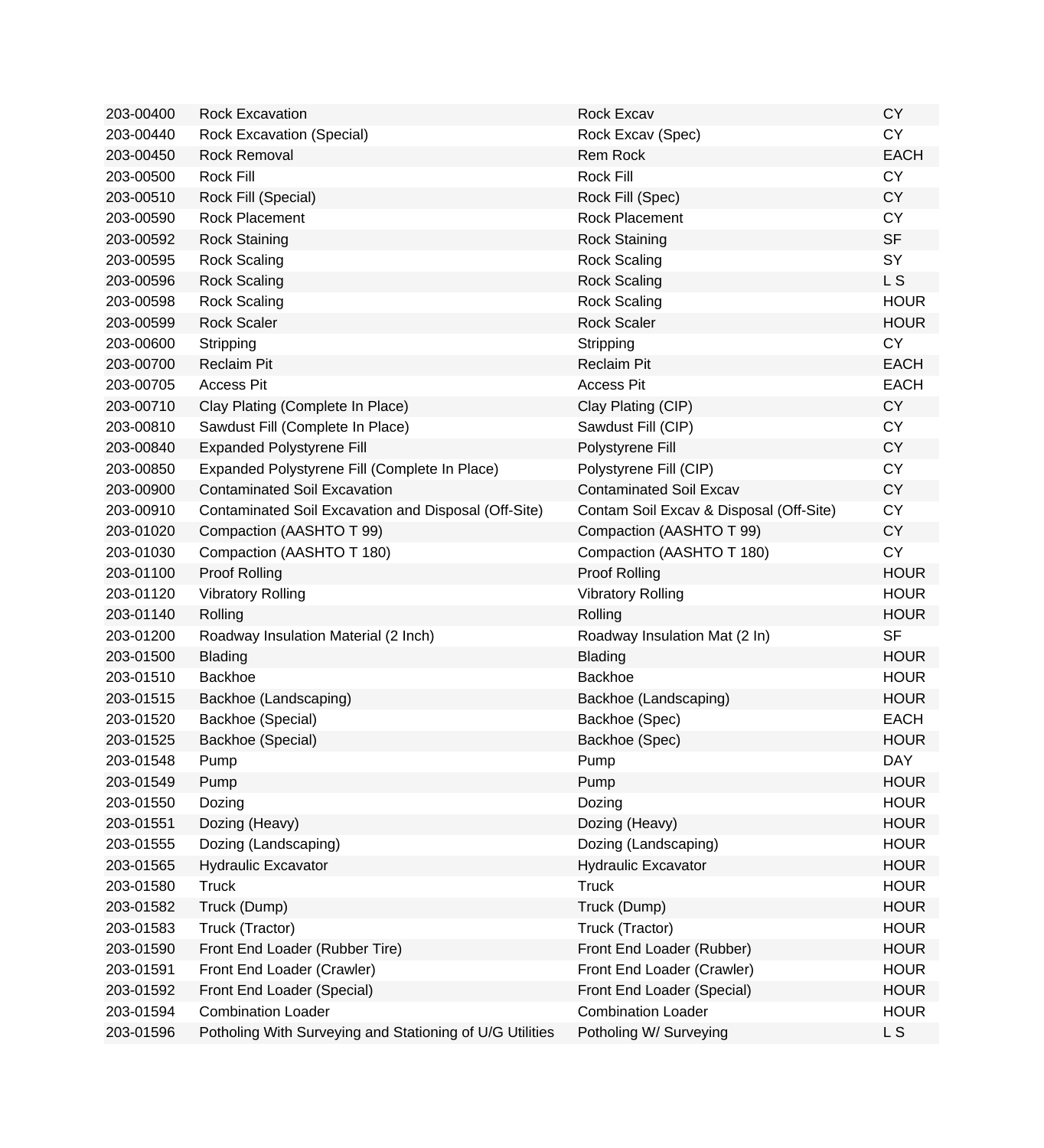| | | | |
|---|---|---|---|
| 203-00400 | Rock Excavation | Rock Excav | CY |
| 203-00440 | Rock Excavation (Special) | Rock Excav (Spec) | CY |
| 203-00450 | Rock Removal | Rem Rock | EACH |
| 203-00500 | Rock Fill | Rock Fill | CY |
| 203-00510 | Rock Fill (Special) | Rock Fill (Spec) | CY |
| 203-00590 | Rock Placement | Rock Placement | CY |
| 203-00592 | Rock Staining | Rock Staining | SF |
| 203-00595 | Rock Scaling | Rock Scaling | SY |
| 203-00596 | Rock Scaling | Rock Scaling | L S |
| 203-00598 | Rock Scaling | Rock Scaling | HOUR |
| 203-00599 | Rock Scaler | Rock Scaler | HOUR |
| 203-00600 | Stripping | Stripping | CY |
| 203-00700 | Reclaim Pit | Reclaim Pit | EACH |
| 203-00705 | Access Pit | Access Pit | EACH |
| 203-00710 | Clay Plating (Complete In Place) | Clay Plating (CIP) | CY |
| 203-00810 | Sawdust Fill (Complete In Place) | Sawdust Fill (CIP) | CY |
| 203-00840 | Expanded Polystyrene Fill | Polystyrene Fill | CY |
| 203-00850 | Expanded Polystyrene Fill (Complete In Place) | Polystyrene Fill (CIP) | CY |
| 203-00900 | Contaminated Soil Excavation | Contaminated Soil Excav | CY |
| 203-00910 | Contaminated Soil Excavation and Disposal (Off-Site) | Contam Soil Excav & Disposal (Off-Site) | CY |
| 203-01020 | Compaction (AASHTO T 99) | Compaction (AASHTO T 99) | CY |
| 203-01030 | Compaction (AASHTO T 180) | Compaction (AASHTO T 180) | CY |
| 203-01100 | Proof Rolling | Proof Rolling | HOUR |
| 203-01120 | Vibratory Rolling | Vibratory Rolling | HOUR |
| 203-01140 | Rolling | Rolling | HOUR |
| 203-01200 | Roadway Insulation Material (2 Inch) | Roadway Insulation Mat (2 In) | SF |
| 203-01500 | Blading | Blading | HOUR |
| 203-01510 | Backhoe | Backhoe | HOUR |
| 203-01515 | Backhoe (Landscaping) | Backhoe (Landscaping) | HOUR |
| 203-01520 | Backhoe (Special) | Backhoe (Spec) | EACH |
| 203-01525 | Backhoe (Special) | Backhoe (Spec) | HOUR |
| 203-01548 | Pump | Pump | DAY |
| 203-01549 | Pump | Pump | HOUR |
| 203-01550 | Dozing | Dozing | HOUR |
| 203-01551 | Dozing (Heavy) | Dozing (Heavy) | HOUR |
| 203-01555 | Dozing (Landscaping) | Dozing (Landscaping) | HOUR |
| 203-01565 | Hydraulic Excavator | Hydraulic Excavator | HOUR |
| 203-01580 | Truck | Truck | HOUR |
| 203-01582 | Truck (Dump) | Truck (Dump) | HOUR |
| 203-01583 | Truck (Tractor) | Truck (Tractor) | HOUR |
| 203-01590 | Front End Loader (Rubber Tire) | Front End Loader (Rubber) | HOUR |
| 203-01591 | Front End Loader (Crawler) | Front End Loader (Crawler) | HOUR |
| 203-01592 | Front End Loader (Special) | Front End Loader (Special) | HOUR |
| 203-01594 | Combination Loader | Combination Loader | HOUR |
| 203-01596 | Potholing With Surveying and Stationing of U/G Utilities | Potholing W/ Surveying | L S |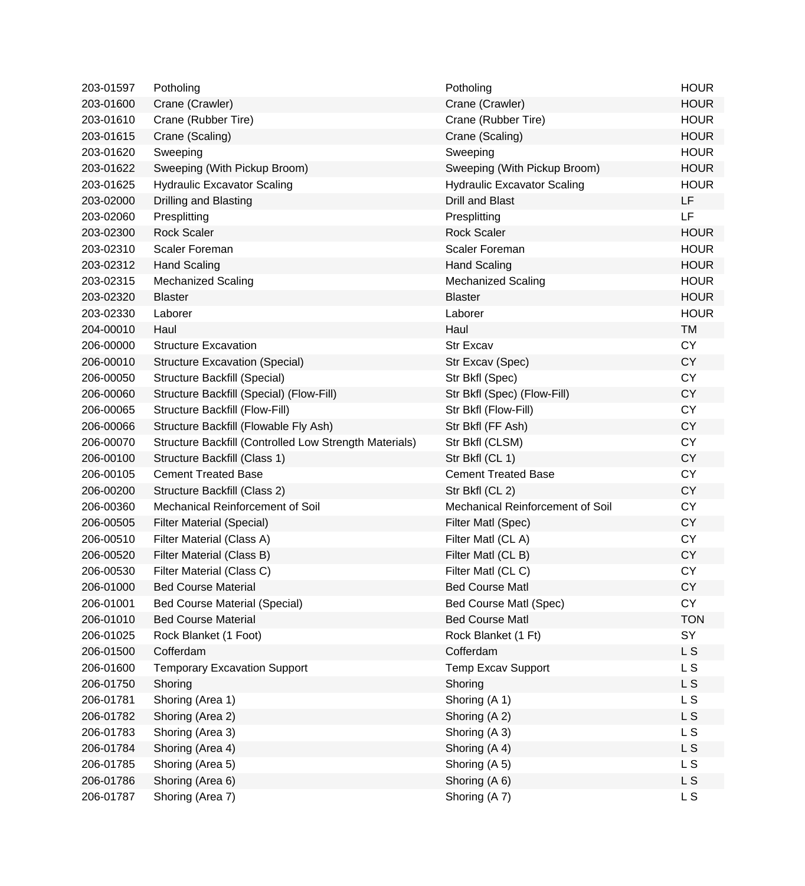| | | | |
|---|---|---|---|
| 203-01597 | Potholing | Potholing | HOUR |
| 203-01600 | Crane (Crawler) | Crane (Crawler) | HOUR |
| 203-01610 | Crane (Rubber Tire) | Crane (Rubber Tire) | HOUR |
| 203-01615 | Crane (Scaling) | Crane (Scaling) | HOUR |
| 203-01620 | Sweeping | Sweeping | HOUR |
| 203-01622 | Sweeping (With Pickup Broom) | Sweeping (With Pickup Broom) | HOUR |
| 203-01625 | Hydraulic Excavator Scaling | Hydraulic Excavator Scaling | HOUR |
| 203-02000 | Drilling and Blasting | Drill and Blast | LF |
| 203-02060 | Presplitting | Presplitting | LF |
| 203-02300 | Rock Scaler | Rock Scaler | HOUR |
| 203-02310 | Scaler Foreman | Scaler Foreman | HOUR |
| 203-02312 | Hand Scaling | Hand Scaling | HOUR |
| 203-02315 | Mechanized Scaling | Mechanized Scaling | HOUR |
| 203-02320 | Blaster | Blaster | HOUR |
| 203-02330 | Laborer | Laborer | HOUR |
| 204-00010 | Haul | Haul | TM |
| 206-00000 | Structure Excavation | Str Excav | CY |
| 206-00010 | Structure Excavation (Special) | Str Excav (Spec) | CY |
| 206-00050 | Structure Backfill (Special) | Str Bkfl (Spec) | CY |
| 206-00060 | Structure Backfill (Special) (Flow-Fill) | Str Bkfl (Spec) (Flow-Fill) | CY |
| 206-00065 | Structure Backfill (Flow-Fill) | Str Bkfl (Flow-Fill) | CY |
| 206-00066 | Structure Backfill (Flowable Fly Ash) | Str Bkfl (FF Ash) | CY |
| 206-00070 | Structure Backfill (Controlled Low Strength Materials) | Str Bkfl (CLSM) | CY |
| 206-00100 | Structure Backfill (Class 1) | Str Bkfl (CL 1) | CY |
| 206-00105 | Cement Treated Base | Cement Treated Base | CY |
| 206-00200 | Structure Backfill (Class 2) | Str Bkfl (CL 2) | CY |
| 206-00360 | Mechanical Reinforcement of Soil | Mechanical Reinforcement of Soil | CY |
| 206-00505 | Filter Material (Special) | Filter Matl (Spec) | CY |
| 206-00510 | Filter Material (Class A) | Filter Matl (CL A) | CY |
| 206-00520 | Filter Material (Class B) | Filter Matl (CL B) | CY |
| 206-00530 | Filter Material (Class C) | Filter Matl (CL C) | CY |
| 206-01000 | Bed Course Material | Bed Course Matl | CY |
| 206-01001 | Bed Course Material (Special) | Bed Course Matl (Spec) | CY |
| 206-01010 | Bed Course Material | Bed Course Matl | TON |
| 206-01025 | Rock Blanket (1 Foot) | Rock Blanket (1 Ft) | SY |
| 206-01500 | Cofferdam | Cofferdam | L S |
| 206-01600 | Temporary Excavation Support | Temp Excav Support | L S |
| 206-01750 | Shoring | Shoring | L S |
| 206-01781 | Shoring (Area 1) | Shoring (A 1) | L S |
| 206-01782 | Shoring (Area 2) | Shoring (A 2) | L S |
| 206-01783 | Shoring (Area 3) | Shoring (A 3) | L S |
| 206-01784 | Shoring (Area 4) | Shoring (A 4) | L S |
| 206-01785 | Shoring (Area 5) | Shoring (A 5) | L S |
| 206-01786 | Shoring (Area 6) | Shoring (A 6) | L S |
| 206-01787 | Shoring (Area 7) | Shoring (A 7) | L S |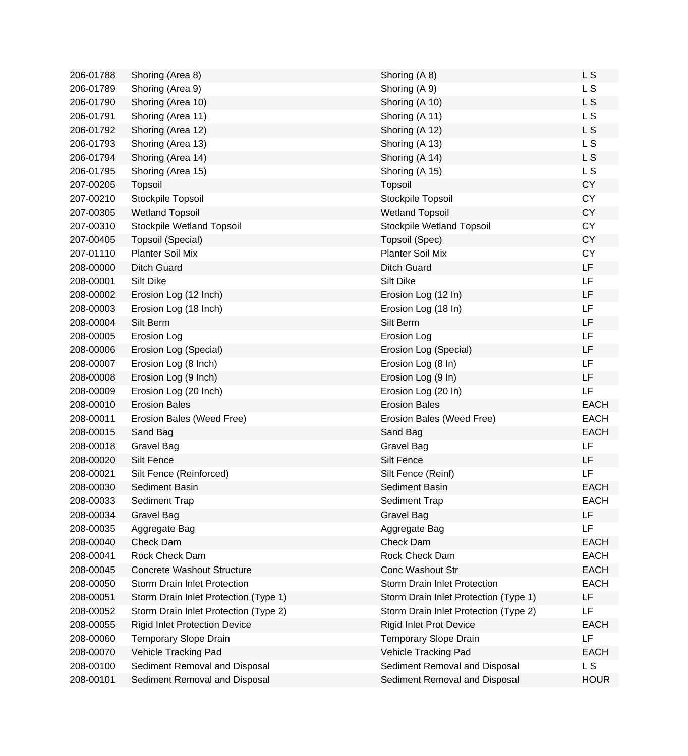| | | | |
|---|---|---|---|
| 206-01788 | Shoring (Area 8) | Shoring (A 8) | L S |
| 206-01789 | Shoring (Area 9) | Shoring (A 9) | L S |
| 206-01790 | Shoring (Area 10) | Shoring (A 10) | L S |
| 206-01791 | Shoring (Area 11) | Shoring (A 11) | L S |
| 206-01792 | Shoring (Area 12) | Shoring (A 12) | L S |
| 206-01793 | Shoring (Area 13) | Shoring (A 13) | L S |
| 206-01794 | Shoring (Area 14) | Shoring (A 14) | L S |
| 206-01795 | Shoring (Area 15) | Shoring (A 15) | L S |
| 207-00205 | Topsoil | Topsoil | CY |
| 207-00210 | Stockpile Topsoil | Stockpile Topsoil | CY |
| 207-00305 | Wetland Topsoil | Wetland Topsoil | CY |
| 207-00310 | Stockpile Wetland Topsoil | Stockpile Wetland Topsoil | CY |
| 207-00405 | Topsoil (Special) | Topsoil (Spec) | CY |
| 207-01110 | Planter Soil Mix | Planter Soil Mix | CY |
| 208-00000 | Ditch Guard | Ditch Guard | LF |
| 208-00001 | Silt Dike | Silt Dike | LF |
| 208-00002 | Erosion Log (12 Inch) | Erosion Log (12 In) | LF |
| 208-00003 | Erosion Log (18 Inch) | Erosion Log (18 In) | LF |
| 208-00004 | Silt Berm | Silt Berm | LF |
| 208-00005 | Erosion Log | Erosion Log | LF |
| 208-00006 | Erosion Log (Special) | Erosion Log (Special) | LF |
| 208-00007 | Erosion Log (8 Inch) | Erosion Log (8 In) | LF |
| 208-00008 | Erosion Log (9 Inch) | Erosion Log (9 In) | LF |
| 208-00009 | Erosion Log (20 Inch) | Erosion Log (20 In) | LF |
| 208-00010 | Erosion Bales | Erosion Bales | EACH |
| 208-00011 | Erosion Bales (Weed Free) | Erosion Bales (Weed Free) | EACH |
| 208-00015 | Sand Bag | Sand Bag | EACH |
| 208-00018 | Gravel Bag | Gravel Bag | LF |
| 208-00020 | Silt Fence | Silt Fence | LF |
| 208-00021 | Silt Fence (Reinforced) | Silt Fence (Reinf) | LF |
| 208-00030 | Sediment Basin | Sediment Basin | EACH |
| 208-00033 | Sediment Trap | Sediment Trap | EACH |
| 208-00034 | Gravel Bag | Gravel Bag | LF |
| 208-00035 | Aggregate Bag | Aggregate Bag | LF |
| 208-00040 | Check Dam | Check Dam | EACH |
| 208-00041 | Rock Check Dam | Rock Check Dam | EACH |
| 208-00045 | Concrete Washout Structure | Conc Washout Str | EACH |
| 208-00050 | Storm Drain Inlet Protection | Storm Drain Inlet Protection | EACH |
| 208-00051 | Storm Drain Inlet Protection (Type 1) | Storm Drain Inlet Protection (Type 1) | LF |
| 208-00052 | Storm Drain Inlet Protection (Type 2) | Storm Drain Inlet Protection (Type 2) | LF |
| 208-00055 | Rigid Inlet Protection Device | Rigid Inlet Prot Device | EACH |
| 208-00060 | Temporary Slope Drain | Temporary Slope Drain | LF |
| 208-00070 | Vehicle Tracking Pad | Vehicle Tracking Pad | EACH |
| 208-00100 | Sediment Removal and Disposal | Sediment Removal and Disposal | L S |
| 208-00101 | Sediment Removal and Disposal | Sediment Removal and Disposal | HOUR |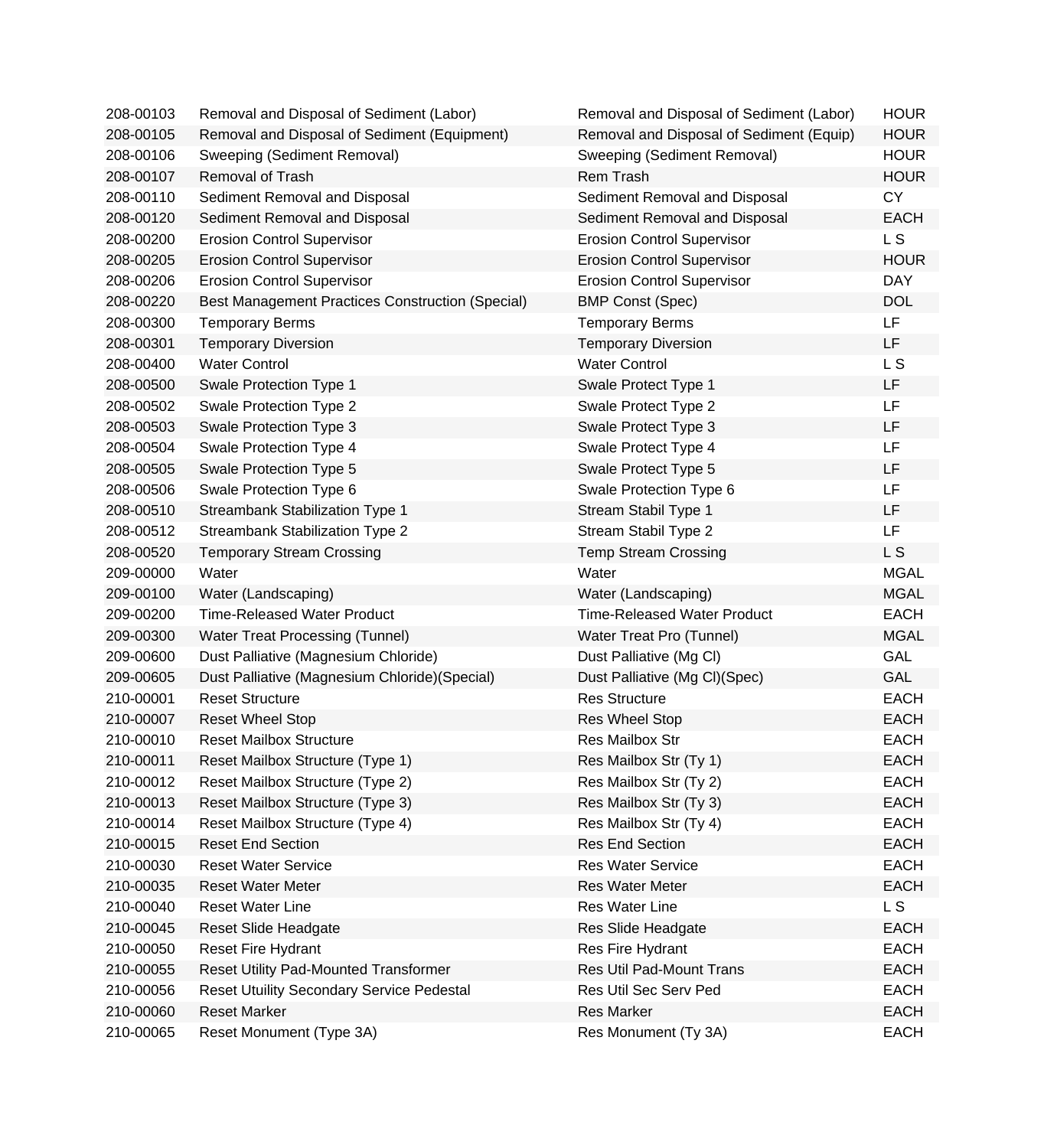| | | | |
|---|---|---|---|
| 208-00103 | Removal and Disposal of Sediment (Labor) | Removal and Disposal of Sediment (Labor) | HOUR |
| 208-00105 | Removal and Disposal of Sediment (Equipment) | Removal and Disposal of Sediment (Equip) | HOUR |
| 208-00106 | Sweeping (Sediment Removal) | Sweeping (Sediment Removal) | HOUR |
| 208-00107 | Removal of Trash | Rem Trash | HOUR |
| 208-00110 | Sediment Removal and Disposal | Sediment Removal and Disposal | CY |
| 208-00120 | Sediment Removal and Disposal | Sediment Removal and Disposal | EACH |
| 208-00200 | Erosion Control Supervisor | Erosion Control Supervisor | L S |
| 208-00205 | Erosion Control Supervisor | Erosion Control Supervisor | HOUR |
| 208-00206 | Erosion Control Supervisor | Erosion Control Supervisor | DAY |
| 208-00220 | Best Management Practices Construction (Special) | BMP Const (Spec) | DOL |
| 208-00300 | Temporary Berms | Temporary Berms | LF |
| 208-00301 | Temporary Diversion | Temporary Diversion | LF |
| 208-00400 | Water Control | Water Control | L S |
| 208-00500 | Swale Protection Type 1 | Swale Protect Type 1 | LF |
| 208-00502 | Swale Protection Type 2 | Swale Protect Type 2 | LF |
| 208-00503 | Swale Protection Type 3 | Swale Protect Type 3 | LF |
| 208-00504 | Swale Protection Type 4 | Swale Protect Type 4 | LF |
| 208-00505 | Swale Protection Type 5 | Swale Protect Type 5 | LF |
| 208-00506 | Swale Protection Type 6 | Swale Protection Type 6 | LF |
| 208-00510 | Streambank Stabilization Type 1 | Stream Stabil Type 1 | LF |
| 208-00512 | Streambank Stabilization Type 2 | Stream Stabil Type 2 | LF |
| 208-00520 | Temporary Stream Crossing | Temp Stream Crossing | L S |
| 209-00000 | Water | Water | MGAL |
| 209-00100 | Water (Landscaping) | Water (Landscaping) | MGAL |
| 209-00200 | Time-Released Water Product | Time-Released Water Product | EACH |
| 209-00300 | Water Treat Processing (Tunnel) | Water Treat Pro (Tunnel) | MGAL |
| 209-00600 | Dust Palliative (Magnesium Chloride) | Dust Palliative (Mg Cl) | GAL |
| 209-00605 | Dust Palliative (Magnesium Chloride)(Special) | Dust Palliative (Mg Cl)(Spec) | GAL |
| 210-00001 | Reset Structure | Res Structure | EACH |
| 210-00007 | Reset Wheel Stop | Res Wheel Stop | EACH |
| 210-00010 | Reset Mailbox Structure | Res Mailbox Str | EACH |
| 210-00011 | Reset Mailbox Structure (Type 1) | Res Mailbox Str (Ty 1) | EACH |
| 210-00012 | Reset Mailbox Structure (Type 2) | Res Mailbox Str (Ty 2) | EACH |
| 210-00013 | Reset Mailbox Structure (Type 3) | Res Mailbox Str (Ty 3) | EACH |
| 210-00014 | Reset Mailbox Structure (Type 4) | Res Mailbox Str (Ty 4) | EACH |
| 210-00015 | Reset End Section | Res End Section | EACH |
| 210-00030 | Reset Water Service | Res Water Service | EACH |
| 210-00035 | Reset Water Meter | Res Water Meter | EACH |
| 210-00040 | Reset Water Line | Res Water Line | L S |
| 210-00045 | Reset Slide Headgate | Res Slide Headgate | EACH |
| 210-00050 | Reset Fire Hydrant | Res Fire Hydrant | EACH |
| 210-00055 | Reset Utility Pad-Mounted Transformer | Res Util Pad-Mount Trans | EACH |
| 210-00056 | Reset Utuility Secondary Service Pedestal | Res Util Sec Serv Ped | EACH |
| 210-00060 | Reset Marker | Res Marker | EACH |
| 210-00065 | Reset Monument (Type 3A) | Res Monument (Ty 3A) | EACH |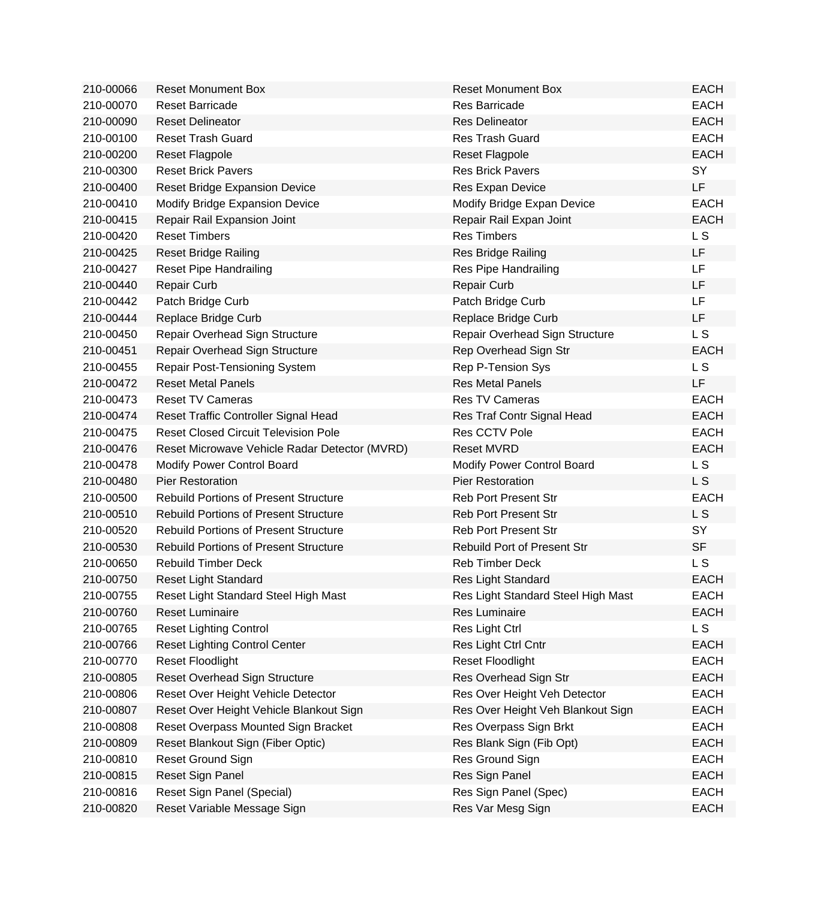| | | | |
|---|---|---|---|
| 210-00066 | Reset Monument Box | Reset Monument Box | EACH |
| 210-00070 | Reset Barricade | Res Barricade | EACH |
| 210-00090 | Reset Delineator | Res Delineator | EACH |
| 210-00100 | Reset Trash Guard | Res Trash Guard | EACH |
| 210-00200 | Reset Flagpole | Reset Flagpole | EACH |
| 210-00300 | Reset Brick Pavers | Res Brick Pavers | SY |
| 210-00400 | Reset Bridge Expansion Device | Res Expan Device | LF |
| 210-00410 | Modify Bridge Expansion Device | Modify Bridge Expan Device | EACH |
| 210-00415 | Repair Rail Expansion Joint | Repair Rail Expan Joint | EACH |
| 210-00420 | Reset Timbers | Res Timbers | L S |
| 210-00425 | Reset Bridge Railing | Res Bridge Railing | LF |
| 210-00427 | Reset Pipe Handrailing | Res Pipe Handrailing | LF |
| 210-00440 | Repair Curb | Repair Curb | LF |
| 210-00442 | Patch Bridge Curb | Patch Bridge Curb | LF |
| 210-00444 | Replace Bridge Curb | Replace Bridge Curb | LF |
| 210-00450 | Repair Overhead Sign Structure | Repair Overhead Sign Structure | L S |
| 210-00451 | Repair Overhead Sign Structure | Rep Overhead Sign Str | EACH |
| 210-00455 | Repair Post-Tensioning System | Rep P-Tension Sys | L S |
| 210-00472 | Reset Metal Panels | Res Metal Panels | LF |
| 210-00473 | Reset TV Cameras | Res TV Cameras | EACH |
| 210-00474 | Reset Traffic Controller Signal Head | Res Traf Contr Signal Head | EACH |
| 210-00475 | Reset Closed Circuit Television Pole | Res CCTV Pole | EACH |
| 210-00476 | Reset Microwave Vehicle Radar Detector (MVRD) | Reset MVRD | EACH |
| 210-00478 | Modify Power Control Board | Modify Power Control Board | L S |
| 210-00480 | Pier Restoration | Pier Restoration | L S |
| 210-00500 | Rebuild Portions of Present Structure | Reb Port Present Str | EACH |
| 210-00510 | Rebuild Portions of Present Structure | Reb Port Present Str | L S |
| 210-00520 | Rebuild Portions of Present Structure | Reb Port Present Str | SY |
| 210-00530 | Rebuild Portions of Present Structure | Rebuild Port of Present Str | SF |
| 210-00650 | Rebuild Timber Deck | Reb Timber Deck | L S |
| 210-00750 | Reset Light Standard | Res Light Standard | EACH |
| 210-00755 | Reset Light Standard Steel High Mast | Res Light Standard Steel High Mast | EACH |
| 210-00760 | Reset Luminaire | Res Luminaire | EACH |
| 210-00765 | Reset Lighting Control | Res Light Ctrl | L S |
| 210-00766 | Reset Lighting Control Center | Res Light Ctrl Cntr | EACH |
| 210-00770 | Reset Floodlight | Reset Floodlight | EACH |
| 210-00805 | Reset Overhead Sign Structure | Res Overhead Sign Str | EACH |
| 210-00806 | Reset Over Height Vehicle Detector | Res Over Height Veh Detector | EACH |
| 210-00807 | Reset Over Height Vehicle Blankout Sign | Res Over Height Veh Blankout Sign | EACH |
| 210-00808 | Reset Overpass Mounted Sign Bracket | Res Overpass Sign Brkt | EACH |
| 210-00809 | Reset Blankout Sign (Fiber Optic) | Res Blank Sign (Fib Opt) | EACH |
| 210-00810 | Reset Ground Sign | Res Ground Sign | EACH |
| 210-00815 | Reset Sign Panel | Res Sign Panel | EACH |
| 210-00816 | Reset Sign Panel (Special) | Res Sign Panel (Spec) | EACH |
| 210-00820 | Reset Variable Message Sign | Res Var Mesg Sign | EACH |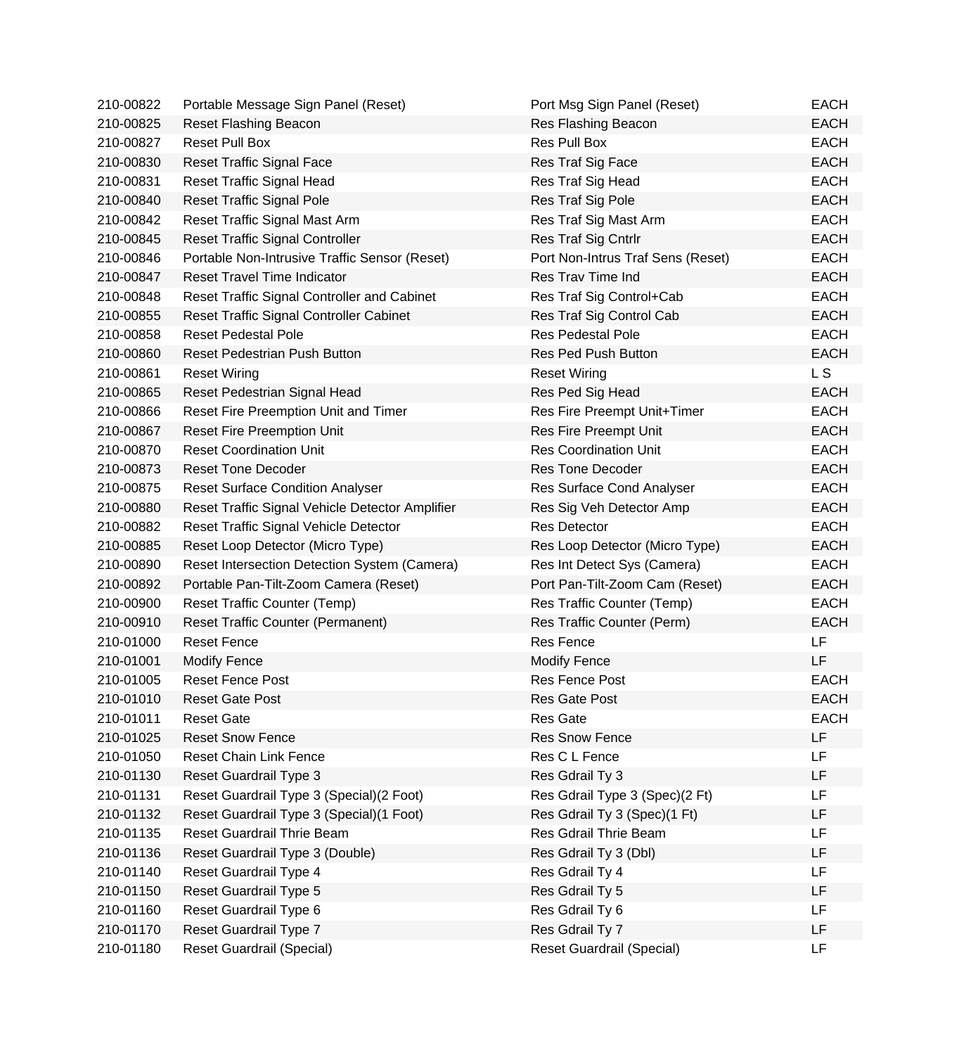| | | | |
|---|---|---|---|
| 210-00822 | Portable Message Sign Panel (Reset) | Port Msg Sign Panel (Reset) | EACH |
| 210-00825 | Reset Flashing Beacon | Res Flashing Beacon | EACH |
| 210-00827 | Reset Pull Box | Res Pull Box | EACH |
| 210-00830 | Reset Traffic Signal Face | Res Traf Sig Face | EACH |
| 210-00831 | Reset Traffic Signal Head | Res Traf Sig Head | EACH |
| 210-00840 | Reset Traffic Signal Pole | Res Traf Sig Pole | EACH |
| 210-00842 | Reset Traffic Signal Mast Arm | Res Traf Sig Mast Arm | EACH |
| 210-00845 | Reset Traffic Signal Controller | Res Traf Sig Cntrlr | EACH |
| 210-00846 | Portable Non-Intrusive Traffic Sensor (Reset) | Port Non-Intrus Traf Sens (Reset) | EACH |
| 210-00847 | Reset Travel Time Indicator | Res Trav Time Ind | EACH |
| 210-00848 | Reset Traffic Signal Controller and Cabinet | Res Traf Sig Control+Cab | EACH |
| 210-00855 | Reset Traffic Signal Controller Cabinet | Res Traf Sig Control Cab | EACH |
| 210-00858 | Reset Pedestal Pole | Res Pedestal Pole | EACH |
| 210-00860 | Reset Pedestrian Push Button | Res Ped Push Button | EACH |
| 210-00861 | Reset Wiring | Reset Wiring | L S |
| 210-00865 | Reset Pedestrian Signal Head | Res Ped Sig Head | EACH |
| 210-00866 | Reset Fire Preemption Unit and Timer | Res Fire Preempt Unit+Timer | EACH |
| 210-00867 | Reset Fire Preemption Unit | Res Fire Preempt Unit | EACH |
| 210-00870 | Reset Coordination Unit | Res Coordination Unit | EACH |
| 210-00873 | Reset Tone Decoder | Res Tone Decoder | EACH |
| 210-00875 | Reset Surface Condition Analyser | Res Surface Cond Analyser | EACH |
| 210-00880 | Reset Traffic Signal Vehicle Detector Amplifier | Res Sig Veh Detector Amp | EACH |
| 210-00882 | Reset Traffic Signal Vehicle Detector | Res Detector | EACH |
| 210-00885 | Reset Loop Detector (Micro Type) | Res Loop Detector (Micro Type) | EACH |
| 210-00890 | Reset Intersection Detection System (Camera) | Res Int Detect Sys (Camera) | EACH |
| 210-00892 | Portable Pan-Tilt-Zoom Camera (Reset) | Port Pan-Tilt-Zoom Cam (Reset) | EACH |
| 210-00900 | Reset Traffic Counter (Temp) | Res Traffic Counter (Temp) | EACH |
| 210-00910 | Reset Traffic Counter (Permanent) | Res Traffic Counter (Perm) | EACH |
| 210-01000 | Reset Fence | Res Fence | LF |
| 210-01001 | Modify Fence | Modify Fence | LF |
| 210-01005 | Reset Fence Post | Res Fence Post | EACH |
| 210-01010 | Reset Gate Post | Res Gate Post | EACH |
| 210-01011 | Reset Gate | Res Gate | EACH |
| 210-01025 | Reset Snow Fence | Res Snow Fence | LF |
| 210-01050 | Reset Chain Link Fence | Res C L Fence | LF |
| 210-01130 | Reset Guardrail Type 3 | Res Gdrail Ty 3 | LF |
| 210-01131 | Reset Guardrail Type 3 (Special)(2 Foot) | Res Gdrail Type 3 (Spec)(2 Ft) | LF |
| 210-01132 | Reset Guardrail Type 3 (Special)(1 Foot) | Res Gdrail Ty 3 (Spec)(1 Ft) | LF |
| 210-01135 | Reset Guardrail Thrie Beam | Res Gdrail Thrie Beam | LF |
| 210-01136 | Reset Guardrail Type 3 (Double) | Res Gdrail Ty 3 (Dbl) | LF |
| 210-01140 | Reset Guardrail Type 4 | Res Gdrail Ty 4 | LF |
| 210-01150 | Reset Guardrail Type 5 | Res Gdrail Ty 5 | LF |
| 210-01160 | Reset Guardrail Type 6 | Res Gdrail Ty 6 | LF |
| 210-01170 | Reset Guardrail Type 7 | Res Gdrail Ty 7 | LF |
| 210-01180 | Reset Guardrail (Special) | Reset Guardrail (Special) | LF |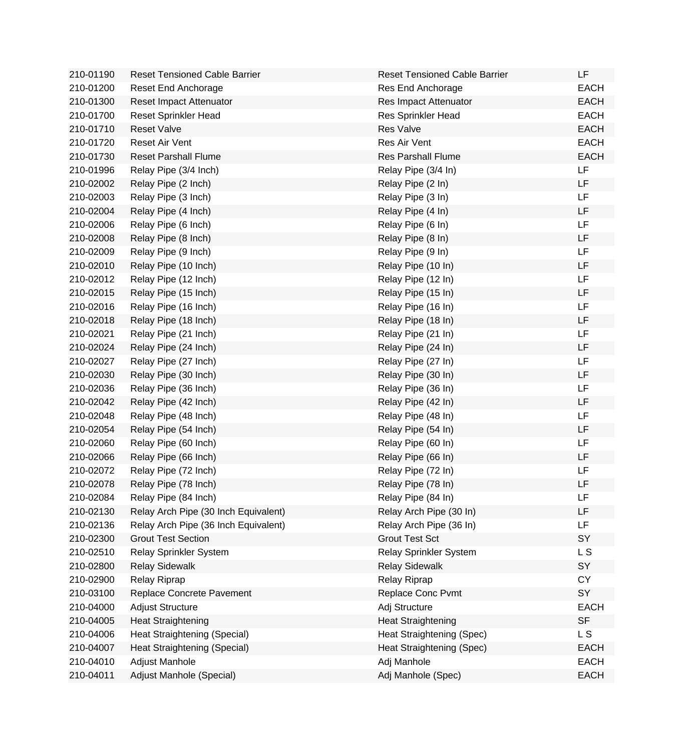| | | | |
|---|---|---|---|
| 210-01190 | Reset Tensioned Cable Barrier | Reset Tensioned Cable Barrier | LF |
| 210-01200 | Reset End Anchorage | Res End Anchorage | EACH |
| 210-01300 | Reset Impact Attenuator | Res Impact Attenuator | EACH |
| 210-01700 | Reset Sprinkler Head | Res Sprinkler Head | EACH |
| 210-01710 | Reset Valve | Res Valve | EACH |
| 210-01720 | Reset Air Vent | Res Air Vent | EACH |
| 210-01730 | Reset Parshall Flume | Res Parshall Flume | EACH |
| 210-01996 | Relay Pipe (3/4 Inch) | Relay Pipe (3/4 In) | LF |
| 210-02002 | Relay Pipe (2 Inch) | Relay Pipe (2 In) | LF |
| 210-02003 | Relay Pipe (3 Inch) | Relay Pipe (3 In) | LF |
| 210-02004 | Relay Pipe (4 Inch) | Relay Pipe (4 In) | LF |
| 210-02006 | Relay Pipe (6 Inch) | Relay Pipe (6 In) | LF |
| 210-02008 | Relay Pipe (8 Inch) | Relay Pipe (8 In) | LF |
| 210-02009 | Relay Pipe (9 Inch) | Relay Pipe (9 In) | LF |
| 210-02010 | Relay Pipe (10 Inch) | Relay Pipe (10 In) | LF |
| 210-02012 | Relay Pipe (12 Inch) | Relay Pipe (12 In) | LF |
| 210-02015 | Relay Pipe (15 Inch) | Relay Pipe (15 In) | LF |
| 210-02016 | Relay Pipe (16 Inch) | Relay Pipe (16 In) | LF |
| 210-02018 | Relay Pipe (18 Inch) | Relay Pipe (18 In) | LF |
| 210-02021 | Relay Pipe (21 Inch) | Relay Pipe (21 In) | LF |
| 210-02024 | Relay Pipe (24 Inch) | Relay Pipe (24 In) | LF |
| 210-02027 | Relay Pipe (27 Inch) | Relay Pipe (27 In) | LF |
| 210-02030 | Relay Pipe (30 Inch) | Relay Pipe (30 In) | LF |
| 210-02036 | Relay Pipe (36 Inch) | Relay Pipe (36 In) | LF |
| 210-02042 | Relay Pipe (42 Inch) | Relay Pipe (42 In) | LF |
| 210-02048 | Relay Pipe (48 Inch) | Relay Pipe (48 In) | LF |
| 210-02054 | Relay Pipe (54 Inch) | Relay Pipe (54 In) | LF |
| 210-02060 | Relay Pipe (60 Inch) | Relay Pipe (60 In) | LF |
| 210-02066 | Relay Pipe (66 Inch) | Relay Pipe (66 In) | LF |
| 210-02072 | Relay Pipe (72 Inch) | Relay Pipe (72 In) | LF |
| 210-02078 | Relay Pipe (78 Inch) | Relay Pipe (78 In) | LF |
| 210-02084 | Relay Pipe (84 Inch) | Relay Pipe (84 In) | LF |
| 210-02130 | Relay Arch Pipe (30 Inch Equivalent) | Relay Arch Pipe (30 In) | LF |
| 210-02136 | Relay Arch Pipe (36 Inch Equivalent) | Relay Arch Pipe (36 In) | LF |
| 210-02300 | Grout Test Section | Grout Test Sct | SY |
| 210-02510 | Relay Sprinkler System | Relay Sprinkler System | L S |
| 210-02800 | Relay Sidewalk | Relay Sidewalk | SY |
| 210-02900 | Relay Riprap | Relay Riprap | CY |
| 210-03100 | Replace Concrete Pavement | Replace Conc Pvmt | SY |
| 210-04000 | Adjust Structure | Adj Structure | EACH |
| 210-04005 | Heat Straightening | Heat Straightening | SF |
| 210-04006 | Heat Straightening (Special) | Heat Straightening (Spec) | L S |
| 210-04007 | Heat Straightening (Special) | Heat Straightening (Spec) | EACH |
| 210-04010 | Adjust Manhole | Adj Manhole | EACH |
| 210-04011 | Adjust Manhole (Special) | Adj Manhole (Spec) | EACH |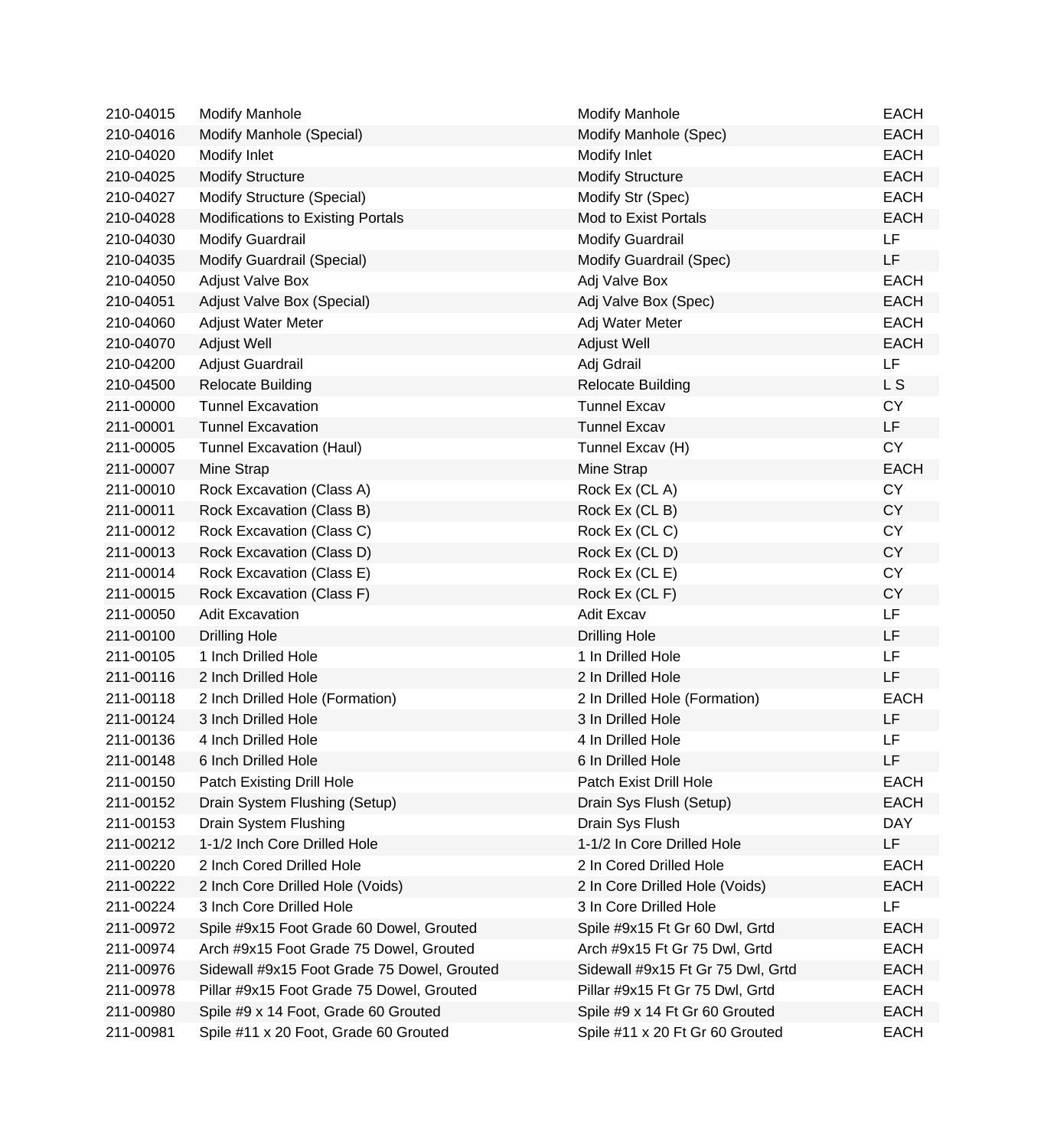| | | | |
|---|---|---|---|
| 210-04015 | Modify Manhole | Modify Manhole | EACH |
| 210-04016 | Modify Manhole (Special) | Modify Manhole (Spec) | EACH |
| 210-04020 | Modify Inlet | Modify Inlet | EACH |
| 210-04025 | Modify Structure | Modify Structure | EACH |
| 210-04027 | Modify Structure (Special) | Modify Str (Spec) | EACH |
| 210-04028 | Modifications to Existing Portals | Mod to Exist Portals | EACH |
| 210-04030 | Modify Guardrail | Modify Guardrail | LF |
| 210-04035 | Modify Guardrail (Special) | Modify Guardrail (Spec) | LF |
| 210-04050 | Adjust Valve Box | Adj Valve Box | EACH |
| 210-04051 | Adjust Valve Box (Special) | Adj Valve Box (Spec) | EACH |
| 210-04060 | Adjust Water Meter | Adj Water Meter | EACH |
| 210-04070 | Adjust Well | Adjust Well | EACH |
| 210-04200 | Adjust Guardrail | Adj Gdrail | LF |
| 210-04500 | Relocate Building | Relocate Building | L S |
| 211-00000 | Tunnel Excavation | Tunnel Excav | CY |
| 211-00001 | Tunnel Excavation | Tunnel Excav | LF |
| 211-00005 | Tunnel Excavation (Haul) | Tunnel Excav (H) | CY |
| 211-00007 | Mine Strap | Mine Strap | EACH |
| 211-00010 | Rock Excavation (Class A) | Rock Ex (CL A) | CY |
| 211-00011 | Rock Excavation (Class B) | Rock Ex (CL B) | CY |
| 211-00012 | Rock Excavation (Class C) | Rock Ex (CL C) | CY |
| 211-00013 | Rock Excavation (Class D) | Rock Ex (CL D) | CY |
| 211-00014 | Rock Excavation (Class E) | Rock Ex (CL E) | CY |
| 211-00015 | Rock Excavation (Class F) | Rock Ex (CL F) | CY |
| 211-00050 | Adit Excavation | Adit Excav | LF |
| 211-00100 | Drilling Hole | Drilling Hole | LF |
| 211-00105 | 1 Inch Drilled Hole | 1 In Drilled Hole | LF |
| 211-00116 | 2 Inch Drilled Hole | 2 In Drilled Hole | LF |
| 211-00118 | 2 Inch Drilled Hole (Formation) | 2 In Drilled Hole (Formation) | EACH |
| 211-00124 | 3 Inch Drilled Hole | 3 In Drilled Hole | LF |
| 211-00136 | 4 Inch Drilled Hole | 4 In Drilled Hole | LF |
| 211-00148 | 6 Inch Drilled Hole | 6 In Drilled Hole | LF |
| 211-00150 | Patch Existing Drill Hole | Patch Exist Drill Hole | EACH |
| 211-00152 | Drain System Flushing (Setup) | Drain Sys Flush (Setup) | EACH |
| 211-00153 | Drain System Flushing | Drain Sys Flush | DAY |
| 211-00212 | 1-1/2 Inch Core Drilled Hole | 1-1/2 In Core Drilled Hole | LF |
| 211-00220 | 2 Inch Cored Drilled Hole | 2 In Cored Drilled Hole | EACH |
| 211-00222 | 2 Inch Core Drilled Hole (Voids) | 2 In Core Drilled Hole (Voids) | EACH |
| 211-00224 | 3 Inch Core Drilled Hole | 3 In Core Drilled Hole | LF |
| 211-00972 | Spile #9x15 Foot Grade 60 Dowel, Grouted | Spile #9x15 Ft Gr 60 Dwl, Grtd | EACH |
| 211-00974 | Arch #9x15 Foot Grade 75 Dowel, Grouted | Arch #9x15 Ft Gr 75 Dwl, Grtd | EACH |
| 211-00976 | Sidewall #9x15 Foot Grade 75 Dowel, Grouted | Sidewall #9x15 Ft Gr 75 Dwl, Grtd | EACH |
| 211-00978 | Pillar #9x15 Foot Grade 75 Dowel, Grouted | Pillar #9x15 Ft Gr 75 Dwl, Grtd | EACH |
| 211-00980 | Spile #9 x 14 Foot, Grade 60 Grouted | Spile #9 x 14 Ft Gr 60 Grouted | EACH |
| 211-00981 | Spile #11 x 20 Foot, Grade 60 Grouted | Spile #11 x 20 Ft Gr 60 Grouted | EACH |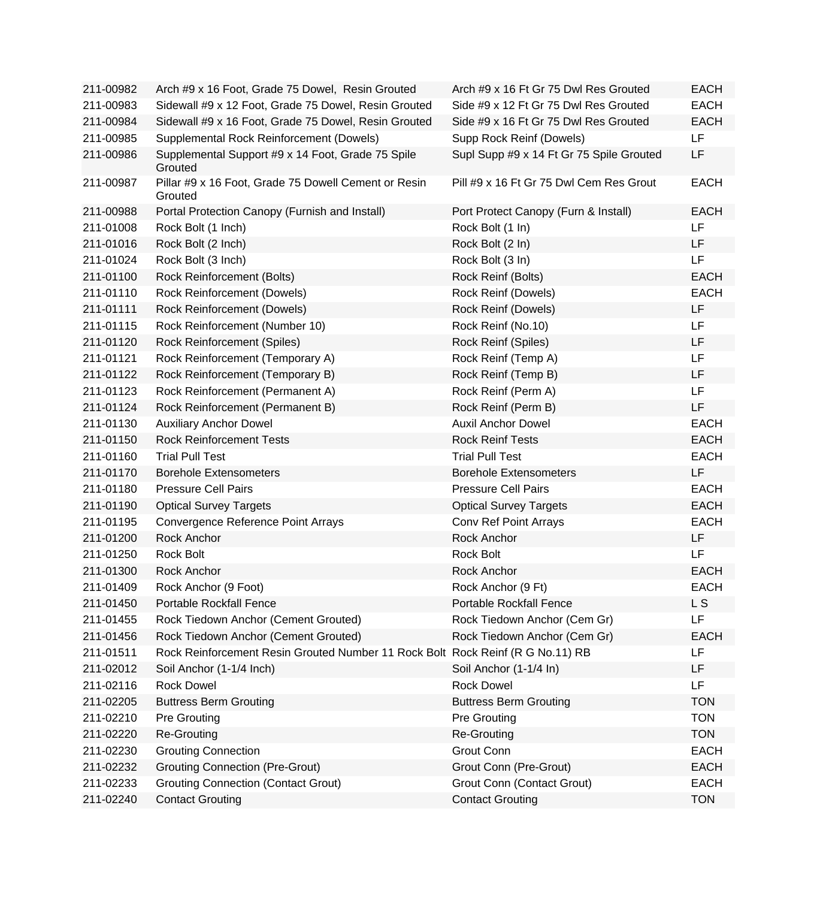| | | | |
|---|---|---|---|
| 211-00982 | Arch #9 x 16 Foot, Grade 75 Dowel, Resin Grouted | Arch #9 x 16 Ft Gr 75 Dwl Res Grouted | EACH |
| 211-00983 | Sidewall #9 x 12 Foot, Grade 75 Dowel, Resin Grouted | Side #9 x 12 Ft Gr 75 Dwl Res Grouted | EACH |
| 211-00984 | Sidewall #9 x 16 Foot, Grade 75 Dowel, Resin Grouted | Side #9 x 16 Ft Gr 75 Dwl Res Grouted | EACH |
| 211-00985 | Supplemental Rock Reinforcement (Dowels) | Supp Rock Reinf (Dowels) | LF |
| 211-00986 | Supplemental Support #9 x 14 Foot, Grade 75 Spile Grouted | Supl Supp #9 x 14 Ft Gr 75 Spile Grouted | LF |
| 211-00987 | Pillar #9 x 16 Foot, Grade 75 Dowell Cement or Resin Grouted | Pill #9 x 16 Ft Gr 75 Dwl Cem Res Grout | EACH |
| 211-00988 | Portal Protection Canopy (Furnish and Install) | Port Protect Canopy (Furn & Install) | EACH |
| 211-01008 | Rock Bolt (1 Inch) | Rock Bolt (1 In) | LF |
| 211-01016 | Rock Bolt (2 Inch) | Rock Bolt (2 In) | LF |
| 211-01024 | Rock Bolt (3 Inch) | Rock Bolt (3 In) | LF |
| 211-01100 | Rock Reinforcement (Bolts) | Rock Reinf (Bolts) | EACH |
| 211-01110 | Rock Reinforcement (Dowels) | Rock Reinf (Dowels) | EACH |
| 211-01111 | Rock Reinforcement (Dowels) | Rock Reinf (Dowels) | LF |
| 211-01115 | Rock Reinforcement (Number 10) | Rock Reinf (No.10) | LF |
| 211-01120 | Rock Reinforcement (Spiles) | Rock Reinf (Spiles) | LF |
| 211-01121 | Rock Reinforcement (Temporary A) | Rock Reinf (Temp A) | LF |
| 211-01122 | Rock Reinforcement (Temporary B) | Rock Reinf (Temp B) | LF |
| 211-01123 | Rock Reinforcement (Permanent A) | Rock Reinf (Perm A) | LF |
| 211-01124 | Rock Reinforcement (Permanent B) | Rock Reinf (Perm B) | LF |
| 211-01130 | Auxiliary Anchor Dowel | Auxil Anchor Dowel | EACH |
| 211-01150 | Rock Reinforcement Tests | Rock Reinf Tests | EACH |
| 211-01160 | Trial Pull Test | Trial Pull Test | EACH |
| 211-01170 | Borehole Extensometers | Borehole Extensometers | LF |
| 211-01180 | Pressure Cell Pairs | Pressure Cell Pairs | EACH |
| 211-01190 | Optical Survey Targets | Optical Survey Targets | EACH |
| 211-01195 | Convergence Reference Point Arrays | Conv Ref Point Arrays | EACH |
| 211-01200 | Rock Anchor | Rock Anchor | LF |
| 211-01250 | Rock Bolt | Rock Bolt | LF |
| 211-01300 | Rock Anchor | Rock Anchor | EACH |
| 211-01409 | Rock Anchor (9 Foot) | Rock Anchor (9 Ft) | EACH |
| 211-01450 | Portable Rockfall Fence | Portable Rockfall Fence | L S |
| 211-01455 | Rock Tiedown Anchor (Cement Grouted) | Rock Tiedown Anchor (Cem Gr) | LF |
| 211-01456 | Rock Tiedown Anchor (Cement Grouted) | Rock Tiedown Anchor (Cem Gr) | EACH |
| 211-01511 | Rock Reinforcement Resin Grouted Number 11 Rock Bolt | Rock Reinf (R G No.11) RB | LF |
| 211-02012 | Soil Anchor (1-1/4 Inch) | Soil Anchor (1-1/4 In) | LF |
| 211-02116 | Rock Dowel | Rock Dowel | LF |
| 211-02205 | Buttress Berm Grouting | Buttress Berm Grouting | TON |
| 211-02210 | Pre Grouting | Pre Grouting | TON |
| 211-02220 | Re-Grouting | Re-Grouting | TON |
| 211-02230 | Grouting Connection | Grout Conn | EACH |
| 211-02232 | Grouting Connection (Pre-Grout) | Grout Conn (Pre-Grout) | EACH |
| 211-02233 | Grouting Connection (Contact Grout) | Grout Conn (Contact Grout) | EACH |
| 211-02240 | Contact Grouting | Contact Grouting | TON |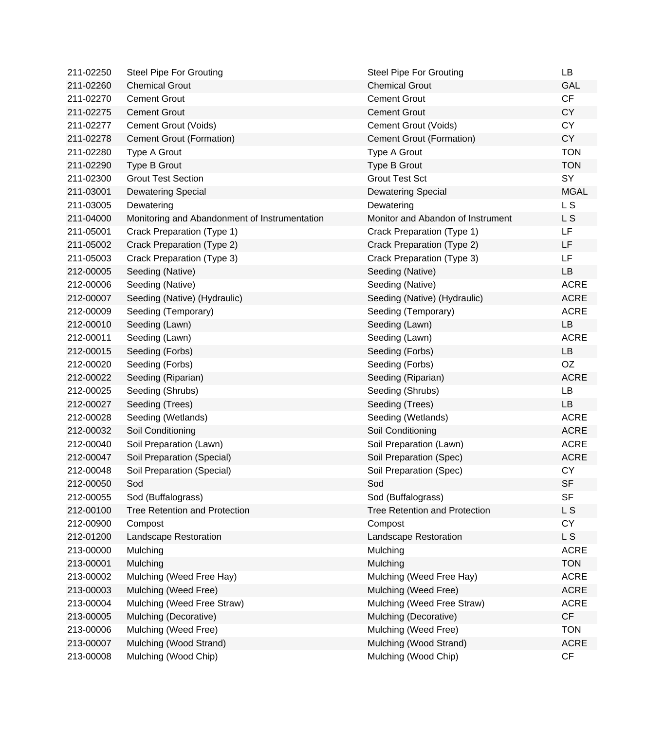| | | | |
|---|---|---|---|
| 211-02250 | Steel Pipe For Grouting | Steel Pipe For Grouting | LB |
| 211-02260 | Chemical Grout | Chemical Grout | GAL |
| 211-02270 | Cement Grout | Cement Grout | CF |
| 211-02275 | Cement Grout | Cement Grout | CY |
| 211-02277 | Cement Grout (Voids) | Cement Grout (Voids) | CY |
| 211-02278 | Cement Grout (Formation) | Cement Grout (Formation) | CY |
| 211-02280 | Type A Grout | Type A Grout | TON |
| 211-02290 | Type B Grout | Type B Grout | TON |
| 211-02300 | Grout Test Section | Grout Test Sct | SY |
| 211-03001 | Dewatering Special | Dewatering Special | MGAL |
| 211-03005 | Dewatering | Dewatering | L S |
| 211-04000 | Monitoring and Abandonment of Instrumentation | Monitor and Abandon of Instrument | L S |
| 211-05001 | Crack Preparation (Type 1) | Crack Preparation (Type 1) | LF |
| 211-05002 | Crack Preparation (Type 2) | Crack Preparation (Type 2) | LF |
| 211-05003 | Crack Preparation (Type 3) | Crack Preparation (Type 3) | LF |
| 212-00005 | Seeding (Native) | Seeding (Native) | LB |
| 212-00006 | Seeding (Native) | Seeding (Native) | ACRE |
| 212-00007 | Seeding (Native) (Hydraulic) | Seeding (Native) (Hydraulic) | ACRE |
| 212-00009 | Seeding (Temporary) | Seeding (Temporary) | ACRE |
| 212-00010 | Seeding (Lawn) | Seeding (Lawn) | LB |
| 212-00011 | Seeding (Lawn) | Seeding (Lawn) | ACRE |
| 212-00015 | Seeding (Forbs) | Seeding (Forbs) | LB |
| 212-00020 | Seeding (Forbs) | Seeding (Forbs) | OZ |
| 212-00022 | Seeding (Riparian) | Seeding (Riparian) | ACRE |
| 212-00025 | Seeding (Shrubs) | Seeding (Shrubs) | LB |
| 212-00027 | Seeding (Trees) | Seeding (Trees) | LB |
| 212-00028 | Seeding (Wetlands) | Seeding (Wetlands) | ACRE |
| 212-00032 | Soil Conditioning | Soil Conditioning | ACRE |
| 212-00040 | Soil Preparation (Lawn) | Soil Preparation (Lawn) | ACRE |
| 212-00047 | Soil Preparation (Special) | Soil Preparation (Spec) | ACRE |
| 212-00048 | Soil Preparation (Special) | Soil Preparation (Spec) | CY |
| 212-00050 | Sod | Sod | SF |
| 212-00055 | Sod (Buffalograss) | Sod (Buffalograss) | SF |
| 212-00100 | Tree Retention and Protection | Tree Retention and Protection | L S |
| 212-00900 | Compost | Compost | CY |
| 212-01200 | Landscape Restoration | Landscape Restoration | L S |
| 213-00000 | Mulching | Mulching | ACRE |
| 213-00001 | Mulching | Mulching | TON |
| 213-00002 | Mulching (Weed Free Hay) | Mulching (Weed Free Hay) | ACRE |
| 213-00003 | Mulching (Weed Free) | Mulching (Weed Free) | ACRE |
| 213-00004 | Mulching (Weed Free Straw) | Mulching (Weed Free Straw) | ACRE |
| 213-00005 | Mulching (Decorative) | Mulching (Decorative) | CF |
| 213-00006 | Mulching (Weed Free) | Mulching (Weed Free) | TON |
| 213-00007 | Mulching (Wood Strand) | Mulching (Wood Strand) | ACRE |
| 213-00008 | Mulching (Wood Chip) | Mulching (Wood Chip) | CF |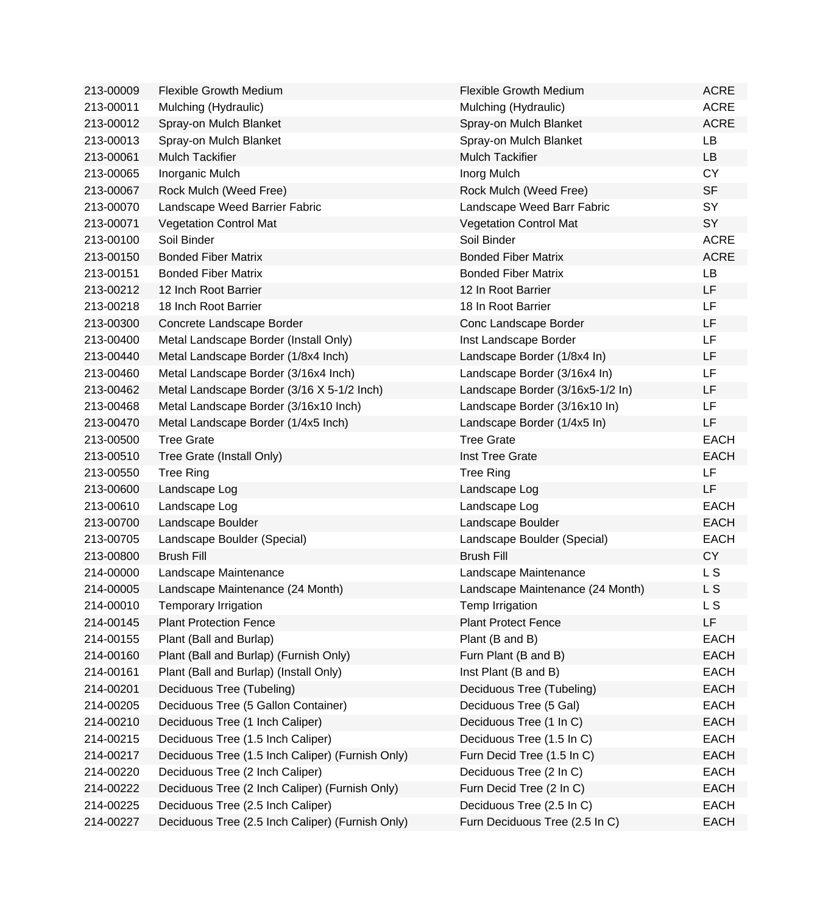| | | | |
|---|---|---|---|
| 213-00009 | Flexible Growth Medium | Flexible Growth Medium | ACRE |
| 213-00011 | Mulching (Hydraulic) | Mulching (Hydraulic) | ACRE |
| 213-00012 | Spray-on Mulch Blanket | Spray-on Mulch Blanket | ACRE |
| 213-00013 | Spray-on Mulch Blanket | Spray-on Mulch Blanket | LB |
| 213-00061 | Mulch Tackifier | Mulch Tackifier | LB |
| 213-00065 | Inorganic Mulch | Inorg Mulch | CY |
| 213-00067 | Rock Mulch (Weed Free) | Rock Mulch (Weed Free) | SF |
| 213-00070 | Landscape Weed Barrier Fabric | Landscape Weed Barr Fabric | SY |
| 213-00071 | Vegetation Control Mat | Vegetation Control Mat | SY |
| 213-00100 | Soil Binder | Soil Binder | ACRE |
| 213-00150 | Bonded Fiber Matrix | Bonded Fiber Matrix | ACRE |
| 213-00151 | Bonded Fiber Matrix | Bonded Fiber Matrix | LB |
| 213-00212 | 12 Inch Root Barrier | 12 In Root Barrier | LF |
| 213-00218 | 18 Inch Root Barrier | 18 In Root Barrier | LF |
| 213-00300 | Concrete Landscape Border | Conc Landscape Border | LF |
| 213-00400 | Metal Landscape Border (Install Only) | Inst Landscape Border | LF |
| 213-00440 | Metal Landscape Border (1/8x4 Inch) | Landscape Border (1/8x4 In) | LF |
| 213-00460 | Metal Landscape Border (3/16x4 Inch) | Landscape Border (3/16x4 In) | LF |
| 213-00462 | Metal Landscape Border (3/16 X 5-1/2 Inch) | Landscape Border (3/16x5-1/2 In) | LF |
| 213-00468 | Metal Landscape Border (3/16x10 Inch) | Landscape Border (3/16x10 In) | LF |
| 213-00470 | Metal Landscape Border (1/4x5 Inch) | Landscape Border (1/4x5 In) | LF |
| 213-00500 | Tree Grate | Tree Grate | EACH |
| 213-00510 | Tree Grate (Install Only) | Inst Tree Grate | EACH |
| 213-00550 | Tree Ring | Tree Ring | LF |
| 213-00600 | Landscape Log | Landscape Log | LF |
| 213-00610 | Landscape Log | Landscape Log | EACH |
| 213-00700 | Landscape Boulder | Landscape Boulder | EACH |
| 213-00705 | Landscape Boulder (Special) | Landscape Boulder (Special) | EACH |
| 213-00800 | Brush Fill | Brush Fill | CY |
| 214-00000 | Landscape Maintenance | Landscape Maintenance | L S |
| 214-00005 | Landscape Maintenance (24 Month) | Landscape Maintenance (24 Month) | L S |
| 214-00010 | Temporary Irrigation | Temp Irrigation | L S |
| 214-00145 | Plant Protection Fence | Plant Protect Fence | LF |
| 214-00155 | Plant (Ball and Burlap) | Plant (B and B) | EACH |
| 214-00160 | Plant (Ball and Burlap) (Furnish Only) | Furn Plant (B and B) | EACH |
| 214-00161 | Plant (Ball and Burlap) (Install Only) | Inst Plant (B and B) | EACH |
| 214-00201 | Deciduous Tree (Tubeling) | Deciduous Tree (Tubeling) | EACH |
| 214-00205 | Deciduous Tree (5 Gallon Container) | Deciduous Tree (5 Gal) | EACH |
| 214-00210 | Deciduous Tree (1 Inch Caliper) | Deciduous Tree (1 In C) | EACH |
| 214-00215 | Deciduous Tree (1.5 Inch Caliper) | Deciduous Tree (1.5 In C) | EACH |
| 214-00217 | Deciduous Tree (1.5 Inch Caliper) (Furnish Only) | Furn Decid Tree (1.5 In C) | EACH |
| 214-00220 | Deciduous Tree (2 Inch Caliper) | Deciduous Tree (2 In C) | EACH |
| 214-00222 | Deciduous Tree (2 Inch Caliper) (Furnish Only) | Furn Decid Tree (2 In C) | EACH |
| 214-00225 | Deciduous Tree (2.5 Inch Caliper) | Deciduous Tree (2.5 In C) | EACH |
| 214-00227 | Deciduous Tree (2.5 Inch Caliper) (Furnish Only) | Furn Deciduous Tree (2.5 In C) | EACH |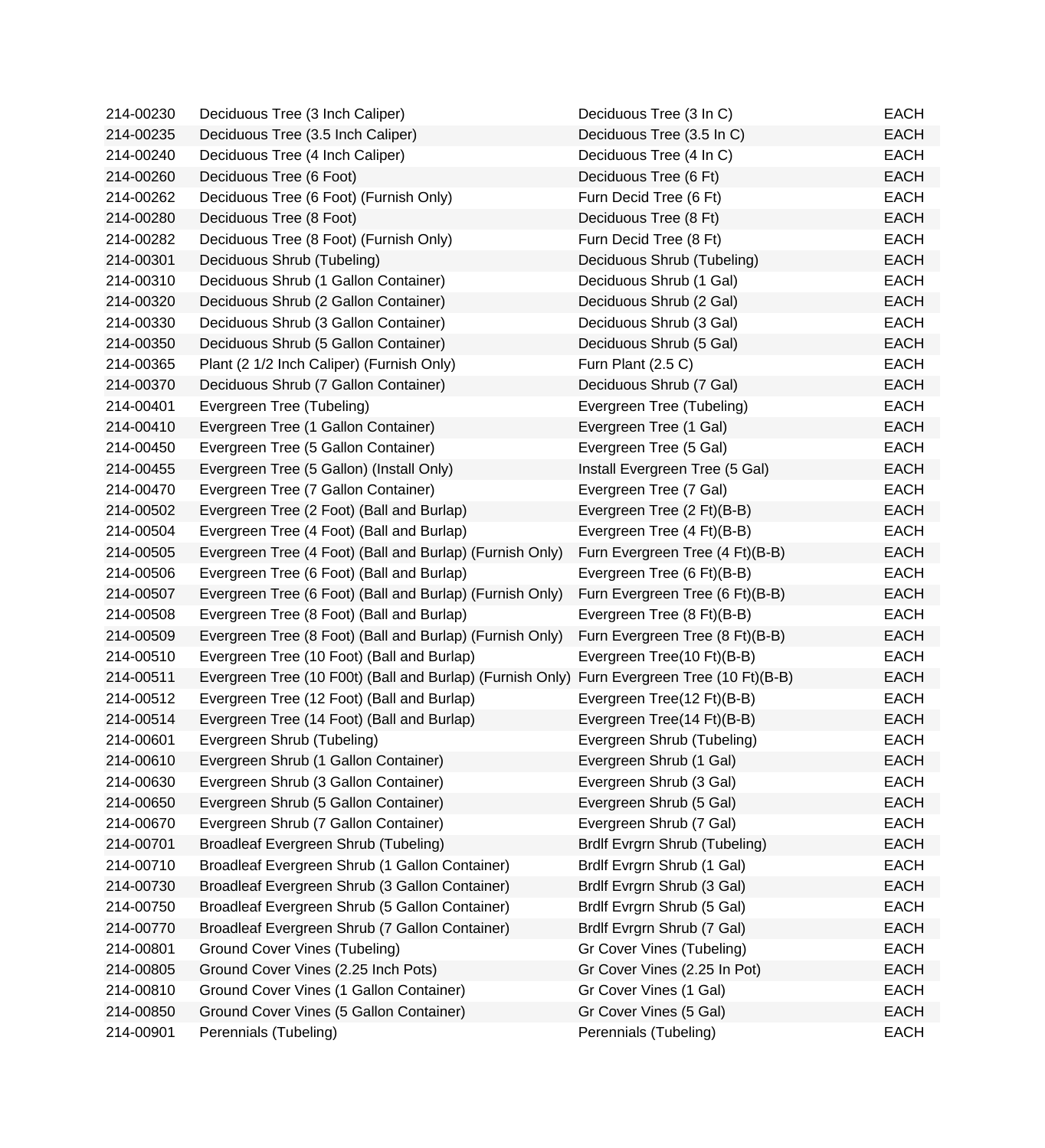| | | | |
|---|---|---|---|
| 214-00230 | Deciduous Tree (3 Inch Caliper) | Deciduous Tree (3 In C) | EACH |
| 214-00235 | Deciduous Tree (3.5 Inch Caliper) | Deciduous Tree (3.5 In C) | EACH |
| 214-00240 | Deciduous Tree (4 Inch Caliper) | Deciduous Tree (4 In C) | EACH |
| 214-00260 | Deciduous Tree (6 Foot) | Deciduous Tree (6 Ft) | EACH |
| 214-00262 | Deciduous Tree (6 Foot) (Furnish Only) | Furn Decid Tree (6 Ft) | EACH |
| 214-00280 | Deciduous Tree (8 Foot) | Deciduous Tree (8 Ft) | EACH |
| 214-00282 | Deciduous Tree (8 Foot) (Furnish Only) | Furn Decid Tree (8 Ft) | EACH |
| 214-00301 | Deciduous Shrub (Tubeling) | Deciduous Shrub (Tubeling) | EACH |
| 214-00310 | Deciduous Shrub (1 Gallon Container) | Deciduous Shrub (1 Gal) | EACH |
| 214-00320 | Deciduous Shrub (2 Gallon Container) | Deciduous Shrub (2 Gal) | EACH |
| 214-00330 | Deciduous Shrub (3 Gallon Container) | Deciduous Shrub (3 Gal) | EACH |
| 214-00350 | Deciduous Shrub (5 Gallon Container) | Deciduous Shrub (5 Gal) | EACH |
| 214-00365 | Plant (2 1/2 Inch Caliper) (Furnish Only) | Furn Plant (2.5 C) | EACH |
| 214-00370 | Deciduous Shrub (7 Gallon Container) | Deciduous Shrub (7 Gal) | EACH |
| 214-00401 | Evergreen Tree (Tubeling) | Evergreen Tree (Tubeling) | EACH |
| 214-00410 | Evergreen Tree (1 Gallon Container) | Evergreen Tree (1 Gal) | EACH |
| 214-00450 | Evergreen Tree (5 Gallon Container) | Evergreen Tree (5 Gal) | EACH |
| 214-00455 | Evergreen Tree (5 Gallon) (Install Only) | Install Evergreen Tree (5 Gal) | EACH |
| 214-00470 | Evergreen Tree (7 Gallon Container) | Evergreen Tree (7 Gal) | EACH |
| 214-00502 | Evergreen Tree (2 Foot) (Ball and Burlap) | Evergreen Tree (2 Ft)(B-B) | EACH |
| 214-00504 | Evergreen Tree (4 Foot) (Ball and Burlap) | Evergreen Tree (4 Ft)(B-B) | EACH |
| 214-00505 | Evergreen Tree (4 Foot) (Ball and Burlap) (Furnish Only) | Furn Evergreen Tree (4 Ft)(B-B) | EACH |
| 214-00506 | Evergreen Tree (6 Foot) (Ball and Burlap) | Evergreen Tree (6 Ft)(B-B) | EACH |
| 214-00507 | Evergreen Tree (6 Foot) (Ball and Burlap) (Furnish Only) | Furn Evergreen Tree (6 Ft)(B-B) | EACH |
| 214-00508 | Evergreen Tree (8 Foot) (Ball and Burlap) | Evergreen Tree (8 Ft)(B-B) | EACH |
| 214-00509 | Evergreen Tree (8 Foot) (Ball and Burlap) (Furnish Only) | Furn Evergreen Tree (8 Ft)(B-B) | EACH |
| 214-00510 | Evergreen Tree (10 Foot) (Ball and Burlap) | Evergreen Tree(10 Ft)(B-B) | EACH |
| 214-00511 | Evergreen Tree (10 F00t) (Ball and Burlap) (Furnish Only) | Furn Evergreen Tree (10 Ft)(B-B) | EACH |
| 214-00512 | Evergreen Tree (12 Foot) (Ball and Burlap) | Evergreen Tree(12 Ft)(B-B) | EACH |
| 214-00514 | Evergreen Tree (14 Foot) (Ball and Burlap) | Evergreen Tree(14 Ft)(B-B) | EACH |
| 214-00601 | Evergreen Shrub (Tubeling) | Evergreen Shrub (Tubeling) | EACH |
| 214-00610 | Evergreen Shrub (1 Gallon Container) | Evergreen Shrub (1 Gal) | EACH |
| 214-00630 | Evergreen Shrub (3 Gallon Container) | Evergreen Shrub (3 Gal) | EACH |
| 214-00650 | Evergreen Shrub (5 Gallon Container) | Evergreen Shrub (5 Gal) | EACH |
| 214-00670 | Evergreen Shrub (7 Gallon Container) | Evergreen Shrub (7 Gal) | EACH |
| 214-00701 | Broadleaf Evergreen Shrub (Tubeling) | Brdlf Evrgrn Shrub (Tubeling) | EACH |
| 214-00710 | Broadleaf Evergreen Shrub (1 Gallon Container) | Brdlf Evrgrn Shrub (1 Gal) | EACH |
| 214-00730 | Broadleaf Evergreen Shrub (3 Gallon Container) | Brdlf Evrgrn Shrub (3 Gal) | EACH |
| 214-00750 | Broadleaf Evergreen Shrub (5 Gallon Container) | Brdlf Evrgrn Shrub (5 Gal) | EACH |
| 214-00770 | Broadleaf Evergreen Shrub (7 Gallon Container) | Brdlf Evrgrn Shrub (7 Gal) | EACH |
| 214-00801 | Ground Cover Vines (Tubeling) | Gr Cover Vines (Tubeling) | EACH |
| 214-00805 | Ground Cover Vines (2.25 Inch Pots) | Gr Cover Vines (2.25 In Pot) | EACH |
| 214-00810 | Ground Cover Vines (1 Gallon Container) | Gr Cover Vines (1 Gal) | EACH |
| 214-00850 | Ground Cover Vines (5 Gallon Container) | Gr Cover Vines (5 Gal) | EACH |
| 214-00901 | Perennials (Tubeling) | Perennials (Tubeling) | EACH |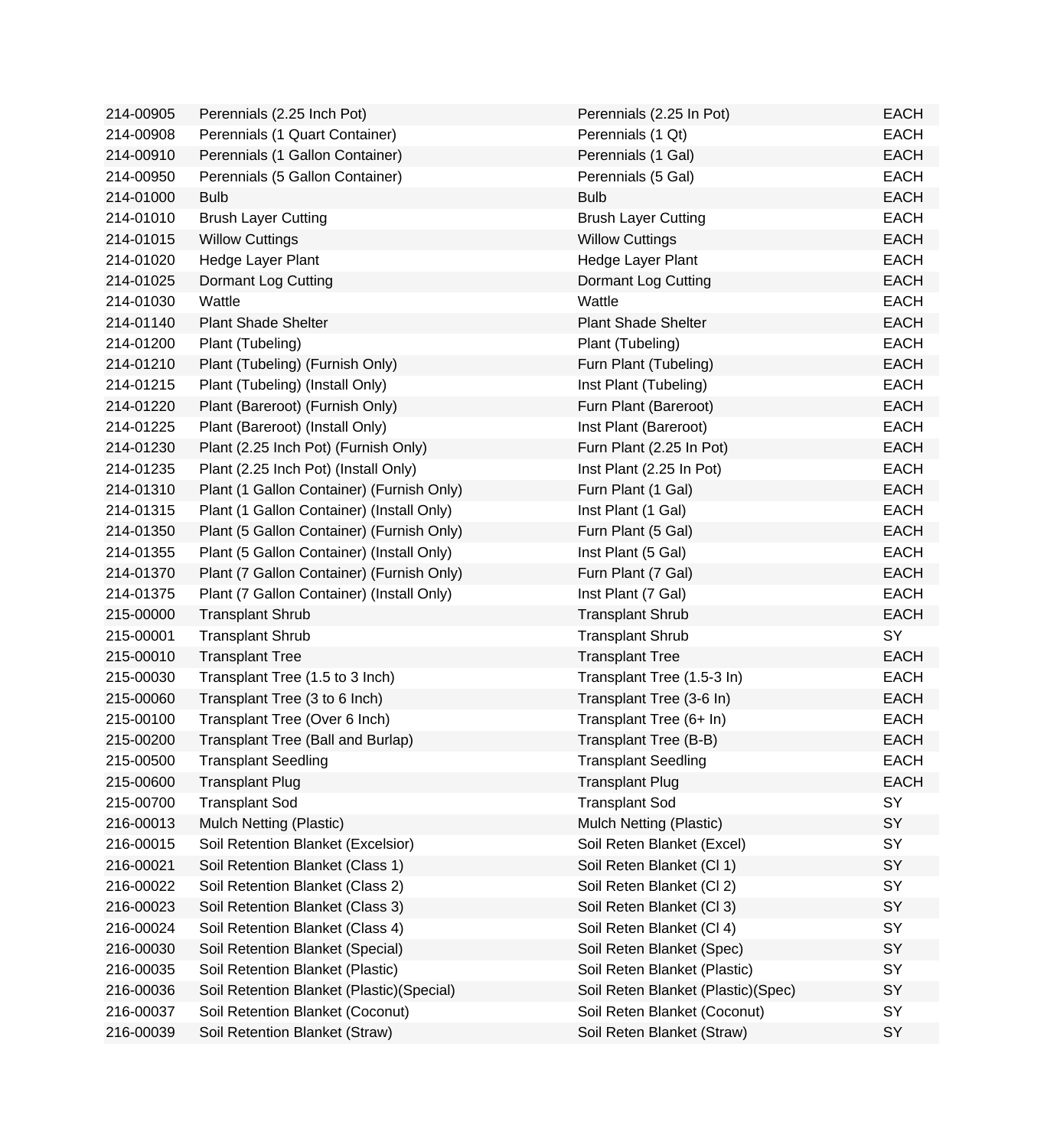| 214-00905 | Perennials (2.25 Inch Pot) | Perennials (2.25 In Pot) | EACH |
|---|---|---|---|
| 214-00908 | Perennials (1 Quart Container) | Perennials (1 Qt) | EACH |
| 214-00910 | Perennials (1 Gallon Container) | Perennials (1 Gal) | EACH |
| 214-00950 | Perennials (5 Gallon Container) | Perennials (5 Gal) | EACH |
| 214-01000 | Bulb | Bulb | EACH |
| 214-01010 | Brush Layer Cutting | Brush Layer Cutting | EACH |
| 214-01015 | Willow Cuttings | Willow Cuttings | EACH |
| 214-01020 | Hedge Layer Plant | Hedge Layer Plant | EACH |
| 214-01025 | Dormant Log Cutting | Dormant Log Cutting | EACH |
| 214-01030 | Wattle | Wattle | EACH |
| 214-01140 | Plant Shade Shelter | Plant Shade Shelter | EACH |
| 214-01200 | Plant (Tubeling) | Plant (Tubeling) | EACH |
| 214-01210 | Plant (Tubeling) (Furnish Only) | Furn Plant (Tubeling) | EACH |
| 214-01215 | Plant (Tubeling) (Install Only) | Inst Plant (Tubeling) | EACH |
| 214-01220 | Plant (Bareroot) (Furnish Only) | Furn Plant (Bareroot) | EACH |
| 214-01225 | Plant (Bareroot) (Install Only) | Inst Plant (Bareroot) | EACH |
| 214-01230 | Plant (2.25 Inch Pot) (Furnish Only) | Furn Plant (2.25 In Pot) | EACH |
| 214-01235 | Plant (2.25 Inch Pot) (Install Only) | Inst Plant (2.25 In Pot) | EACH |
| 214-01310 | Plant (1 Gallon Container) (Furnish Only) | Furn Plant (1 Gal) | EACH |
| 214-01315 | Plant (1 Gallon Container) (Install Only) | Inst Plant (1 Gal) | EACH |
| 214-01350 | Plant (5 Gallon Container) (Furnish Only) | Furn Plant (5 Gal) | EACH |
| 214-01355 | Plant (5 Gallon Container) (Install Only) | Inst Plant (5 Gal) | EACH |
| 214-01370 | Plant (7 Gallon Container) (Furnish Only) | Furn Plant (7 Gal) | EACH |
| 214-01375 | Plant (7 Gallon Container) (Install Only) | Inst Plant (7 Gal) | EACH |
| 215-00000 | Transplant Shrub | Transplant Shrub | EACH |
| 215-00001 | Transplant Shrub | Transplant Shrub | SY |
| 215-00010 | Transplant Tree | Transplant Tree | EACH |
| 215-00030 | Transplant Tree (1.5 to 3 Inch) | Transplant Tree (1.5-3 In) | EACH |
| 215-00060 | Transplant Tree (3 to 6 Inch) | Transplant Tree (3-6 In) | EACH |
| 215-00100 | Transplant Tree (Over 6 Inch) | Transplant Tree (6+ In) | EACH |
| 215-00200 | Transplant Tree (Ball and Burlap) | Transplant Tree (B-B) | EACH |
| 215-00500 | Transplant Seedling | Transplant Seedling | EACH |
| 215-00600 | Transplant Plug | Transplant Plug | EACH |
| 215-00700 | Transplant Sod | Transplant Sod | SY |
| 216-00013 | Mulch Netting (Plastic) | Mulch Netting (Plastic) | SY |
| 216-00015 | Soil Retention Blanket (Excelsior) | Soil Reten Blanket (Excel) | SY |
| 216-00021 | Soil Retention Blanket (Class 1) | Soil Reten Blanket (Cl 1) | SY |
| 216-00022 | Soil Retention Blanket (Class 2) | Soil Reten Blanket (Cl 2) | SY |
| 216-00023 | Soil Retention Blanket (Class 3) | Soil Reten Blanket (Cl 3) | SY |
| 216-00024 | Soil Retention Blanket (Class 4) | Soil Reten Blanket (Cl 4) | SY |
| 216-00030 | Soil Retention Blanket (Special) | Soil Reten Blanket (Spec) | SY |
| 216-00035 | Soil Retention Blanket (Plastic) | Soil Reten Blanket (Plastic) | SY |
| 216-00036 | Soil Retention Blanket (Plastic)(Special) | Soil Reten Blanket (Plastic)(Spec) | SY |
| 216-00037 | Soil Retention Blanket (Coconut) | Soil Reten Blanket (Coconut) | SY |
| 216-00039 | Soil Retention Blanket (Straw) | Soil Reten Blanket (Straw) | SY |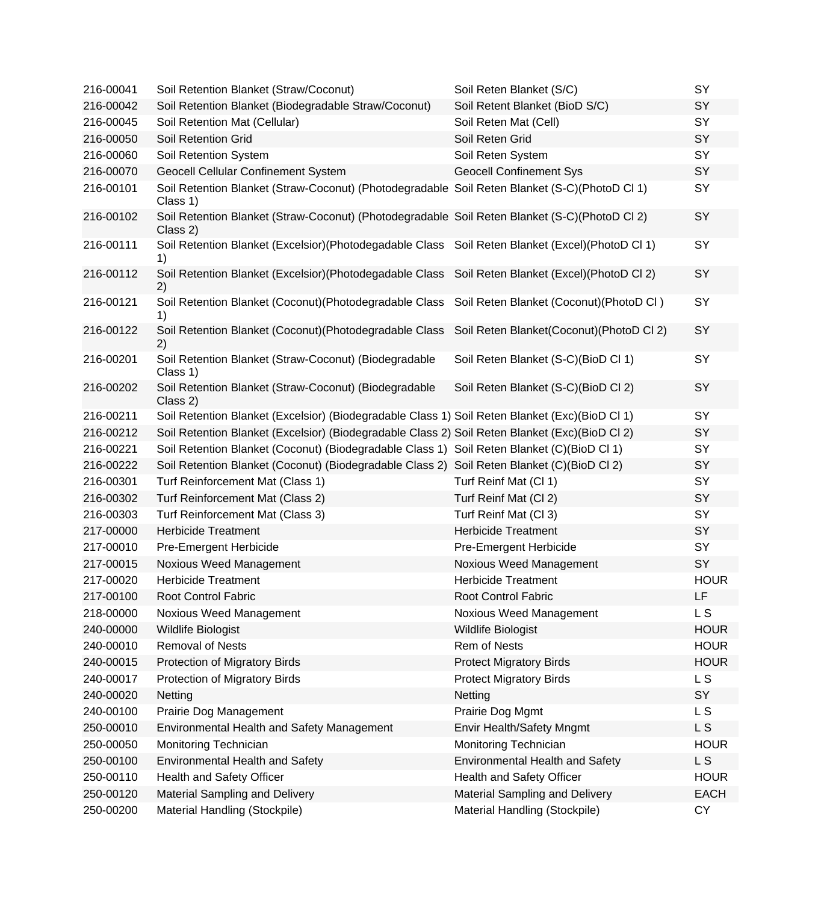| | | | |
|---|---|---|---|
| 216-00041 | Soil Retention Blanket (Straw/Coconut) | Soil Reten Blanket (S/C) | SY |
| 216-00042 | Soil Retention Blanket (Biodegradable Straw/Coconut) | Soil Retent Blanket (BioD S/C) | SY |
| 216-00045 | Soil Retention Mat (Cellular) | Soil Reten Mat (Cell) | SY |
| 216-00050 | Soil Retention Grid | Soil Reten Grid | SY |
| 216-00060 | Soil Retention System | Soil Reten System | SY |
| 216-00070 | Geocell Cellular Confinement System | Geocell Confinement Sys | SY |
| 216-00101 | Soil Retention Blanket (Straw-Coconut) (Photodegradable Class 1) | Soil Reten Blanket (S-C)(PhotoD Cl 1) | SY |
| 216-00102 | Soil Retention Blanket (Straw-Coconut) (Photodegradable Class 2) | Soil Reten Blanket (S-C)(PhotoD Cl 2) | SY |
| 216-00111 | Soil Retention Blanket (Excelsior)(Photodegadable Class 1) | Soil Reten Blanket (Excel)(PhotoD Cl 1) | SY |
| 216-00112 | Soil Retention Blanket (Excelsior)(Photodegadable Class 2) | Soil Reten Blanket (Excel)(PhotoD Cl 2) | SY |
| 216-00121 | Soil Retention Blanket (Coconut)(Photodegradable Class 1) | Soil Reten Blanket (Coconut)(PhotoD Cl ) | SY |
| 216-00122 | Soil Retention Blanket (Coconut)(Photodegradable Class 2) | Soil Reten Blanket(Coconut)(PhotoD Cl 2) | SY |
| 216-00201 | Soil Retention Blanket (Straw-Coconut) (Biodegradable Class 1) | Soil Reten Blanket (S-C)(BioD Cl 1) | SY |
| 216-00202 | Soil Retention Blanket (Straw-Coconut) (Biodegradable Class 2) | Soil Reten Blanket (S-C)(BioD Cl 2) | SY |
| 216-00211 | Soil Retention Blanket (Excelsior) (Biodegradable Class 1) | Soil Reten Blanket (Exc)(BioD Cl 1) | SY |
| 216-00212 | Soil Retention Blanket (Excelsior) (Biodegradable Class 2) | Soil Reten Blanket (Exc)(BioD Cl 2) | SY |
| 216-00221 | Soil Retention Blanket (Coconut) (Biodegradable Class 1) | Soil Reten Blanket (C)(BioD Cl 1) | SY |
| 216-00222 | Soil Retention Blanket (Coconut) (Biodegradable Class 2) | Soil Reten Blanket (C)(BioD Cl 2) | SY |
| 216-00301 | Turf Reinforcement Mat (Class 1) | Turf Reinf Mat (Cl 1) | SY |
| 216-00302 | Turf Reinforcement Mat (Class 2) | Turf Reinf Mat (Cl 2) | SY |
| 216-00303 | Turf Reinforcement Mat (Class 3) | Turf Reinf Mat (Cl 3) | SY |
| 217-00000 | Herbicide Treatment | Herbicide Treatment | SY |
| 217-00010 | Pre-Emergent Herbicide | Pre-Emergent Herbicide | SY |
| 217-00015 | Noxious Weed Management | Noxious Weed Management | SY |
| 217-00020 | Herbicide Treatment | Herbicide Treatment | HOUR |
| 217-00100 | Root Control Fabric | Root Control Fabric | LF |
| 218-00000 | Noxious Weed Management | Noxious Weed Management | L S |
| 240-00000 | Wildlife Biologist | Wildlife Biologist | HOUR |
| 240-00010 | Removal of Nests | Rem of Nests | HOUR |
| 240-00015 | Protection of Migratory Birds | Protect Migratory Birds | HOUR |
| 240-00017 | Protection of Migratory Birds | Protect Migratory Birds | L S |
| 240-00020 | Netting | Netting | SY |
| 240-00100 | Prairie Dog Management | Prairie Dog Mgmt | L S |
| 250-00010 | Environmental Health and Safety Management | Envir Health/Safety Mngmt | L S |
| 250-00050 | Monitoring Technician | Monitoring Technician | HOUR |
| 250-00100 | Environmental Health and Safety | Environmental Health and Safety | L S |
| 250-00110 | Health and Safety Officer | Health and Safety Officer | HOUR |
| 250-00120 | Material Sampling and Delivery | Material Sampling and Delivery | EACH |
| 250-00200 | Material Handling (Stockpile) | Material Handling (Stockpile) | CY |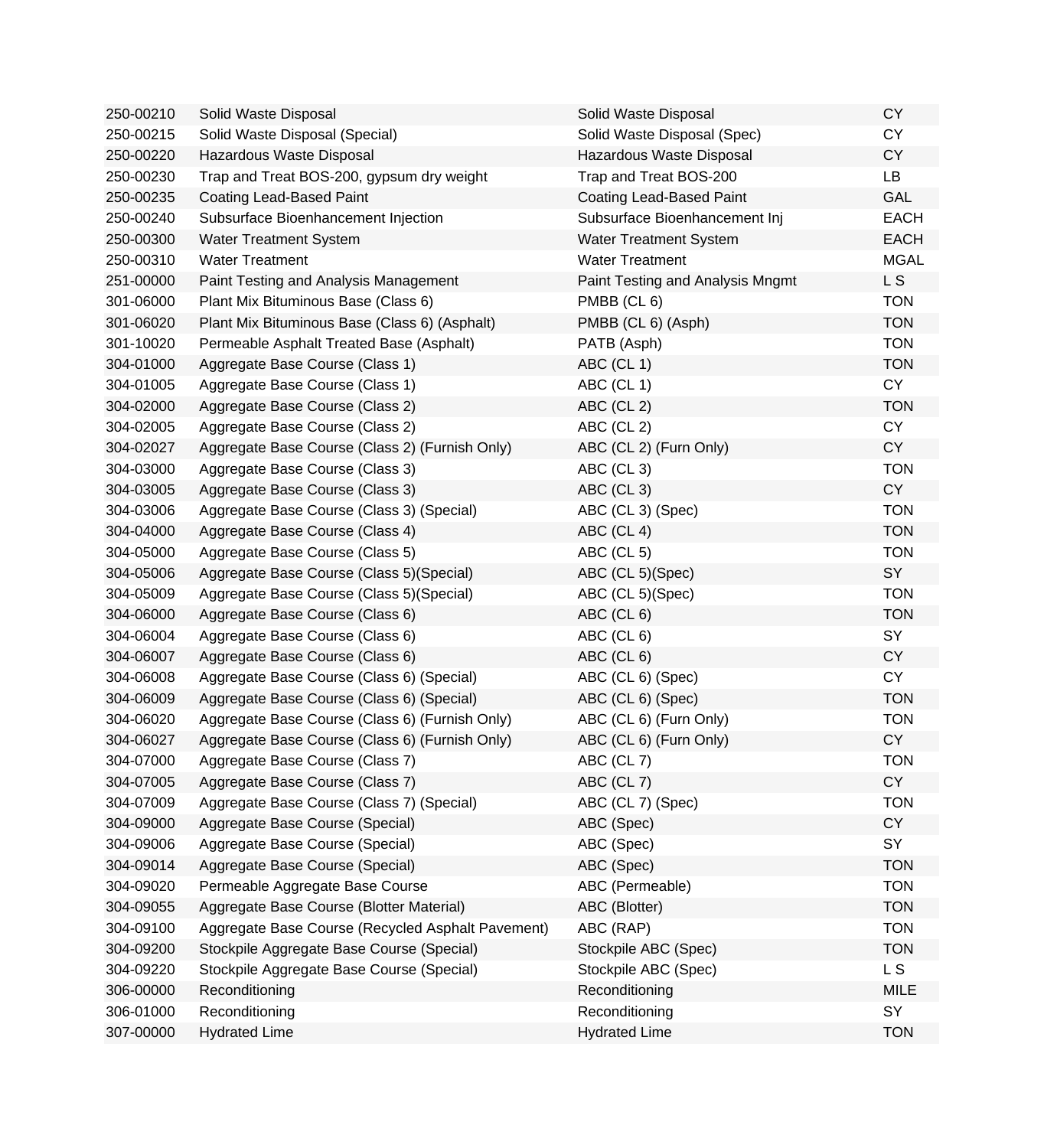| | | | |
|---|---|---|---|
| 250-00210 | Solid Waste Disposal | Solid Waste Disposal | CY |
| 250-00215 | Solid Waste Disposal (Special) | Solid Waste Disposal (Spec) | CY |
| 250-00220 | Hazardous Waste Disposal | Hazardous Waste Disposal | CY |
| 250-00230 | Trap and Treat BOS-200, gypsum dry weight | Trap and Treat BOS-200 | LB |
| 250-00235 | Coating Lead-Based Paint | Coating Lead-Based Paint | GAL |
| 250-00240 | Subsurface Bioenhancement Injection | Subsurface Bioenhancement Inj | EACH |
| 250-00300 | Water Treatment System | Water Treatment System | EACH |
| 250-00310 | Water Treatment | Water Treatment | MGAL |
| 251-00000 | Paint Testing and Analysis Management | Paint Testing and Analysis Mngmt | L S |
| 301-06000 | Plant Mix Bituminous Base (Class 6) | PMBB (CL 6) | TON |
| 301-06020 | Plant Mix Bituminous Base (Class 6) (Asphalt) | PMBB (CL 6) (Asph) | TON |
| 301-10020 | Permeable Asphalt Treated Base (Asphalt) | PATB (Asph) | TON |
| 304-01000 | Aggregate Base Course (Class 1) | ABC (CL 1) | TON |
| 304-01005 | Aggregate Base Course (Class 1) | ABC (CL 1) | CY |
| 304-02000 | Aggregate Base Course (Class 2) | ABC (CL 2) | TON |
| 304-02005 | Aggregate Base Course (Class 2) | ABC (CL 2) | CY |
| 304-02027 | Aggregate Base Course (Class 2) (Furnish Only) | ABC (CL 2) (Furn Only) | CY |
| 304-03000 | Aggregate Base Course (Class 3) | ABC (CL 3) | TON |
| 304-03005 | Aggregate Base Course (Class 3) | ABC (CL 3) | CY |
| 304-03006 | Aggregate Base Course (Class 3) (Special) | ABC (CL 3) (Spec) | TON |
| 304-04000 | Aggregate Base Course (Class 4) | ABC (CL 4) | TON |
| 304-05000 | Aggregate Base Course (Class 5) | ABC (CL 5) | TON |
| 304-05006 | Aggregate Base Course (Class 5)(Special) | ABC (CL 5)(Spec) | SY |
| 304-05009 | Aggregate Base Course (Class 5)(Special) | ABC (CL 5)(Spec) | TON |
| 304-06000 | Aggregate Base Course (Class 6) | ABC (CL 6) | TON |
| 304-06004 | Aggregate Base Course (Class 6) | ABC (CL 6) | SY |
| 304-06007 | Aggregate Base Course (Class 6) | ABC (CL 6) | CY |
| 304-06008 | Aggregate Base Course (Class 6) (Special) | ABC (CL 6) (Spec) | CY |
| 304-06009 | Aggregate Base Course (Class 6) (Special) | ABC (CL 6) (Spec) | TON |
| 304-06020 | Aggregate Base Course (Class 6) (Furnish Only) | ABC (CL 6) (Furn Only) | TON |
| 304-06027 | Aggregate Base Course (Class 6) (Furnish Only) | ABC (CL 6) (Furn Only) | CY |
| 304-07000 | Aggregate Base Course (Class 7) | ABC (CL 7) | TON |
| 304-07005 | Aggregate Base Course (Class 7) | ABC (CL 7) | CY |
| 304-07009 | Aggregate Base Course (Class 7) (Special) | ABC (CL 7) (Spec) | TON |
| 304-09000 | Aggregate Base Course (Special) | ABC (Spec) | CY |
| 304-09006 | Aggregate Base Course (Special) | ABC (Spec) | SY |
| 304-09014 | Aggregate Base Course (Special) | ABC (Spec) | TON |
| 304-09020 | Permeable Aggregate Base Course | ABC (Permeable) | TON |
| 304-09055 | Aggregate Base Course (Blotter Material) | ABC (Blotter) | TON |
| 304-09100 | Aggregate Base Course (Recycled Asphalt Pavement) | ABC (RAP) | TON |
| 304-09200 | Stockpile Aggregate Base Course (Special) | Stockpile ABC (Spec) | TON |
| 304-09220 | Stockpile Aggregate Base Course (Special) | Stockpile ABC (Spec) | L S |
| 306-00000 | Reconditioning | Reconditioning | MILE |
| 306-01000 | Reconditioning | Reconditioning | SY |
| 307-00000 | Hydrated Lime | Hydrated Lime | TON |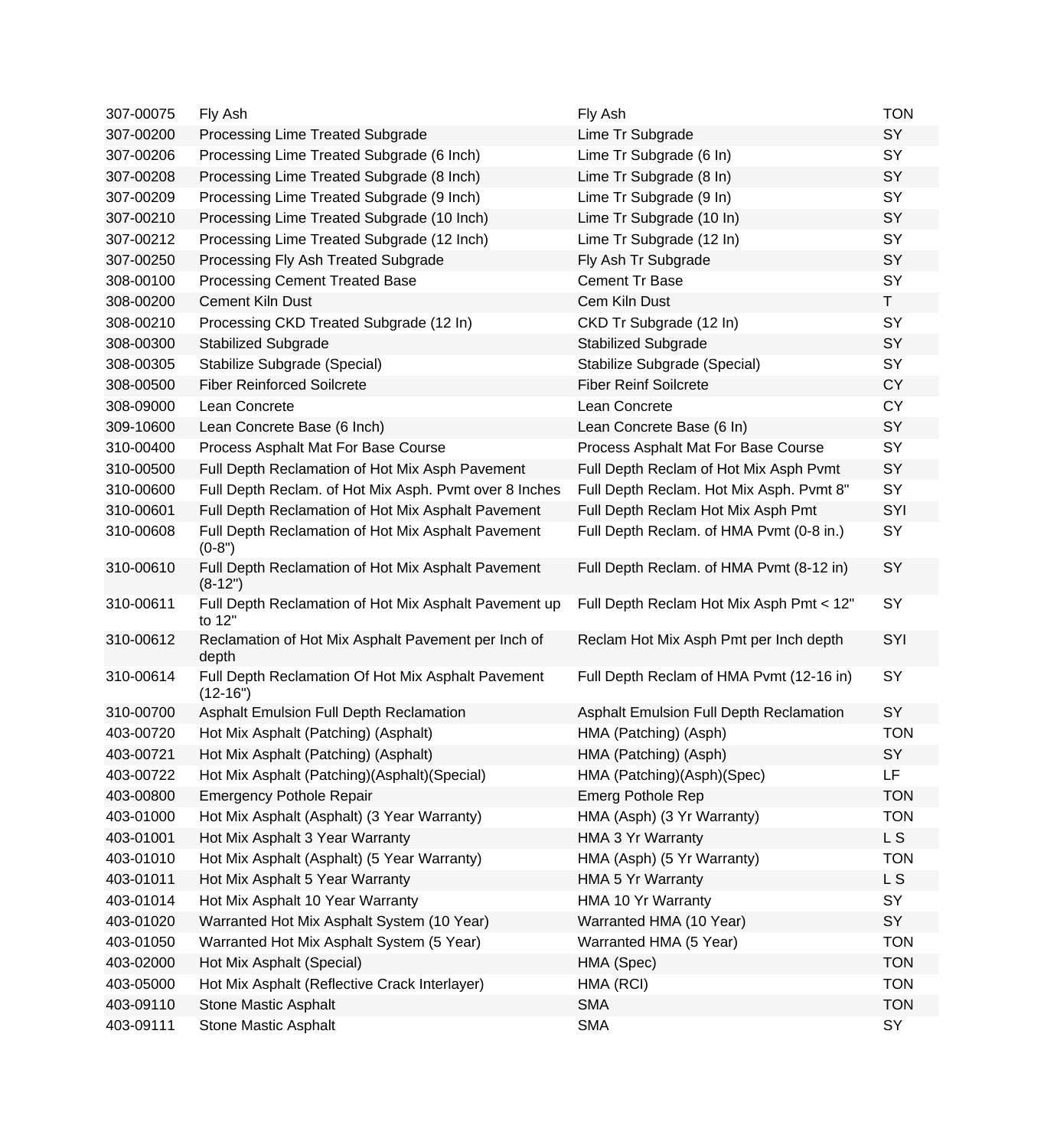| | | | |
|---|---|---|---|
| 307-00075 | Fly Ash | Fly Ash | TON |
| 307-00200 | Processing Lime Treated Subgrade | Lime Tr Subgrade | SY |
| 307-00206 | Processing Lime Treated Subgrade (6 Inch) | Lime Tr Subgrade (6 In) | SY |
| 307-00208 | Processing Lime Treated Subgrade (8 Inch) | Lime Tr Subgrade (8 In) | SY |
| 307-00209 | Processing Lime Treated Subgrade (9 Inch) | Lime Tr Subgrade (9 In) | SY |
| 307-00210 | Processing Lime Treated Subgrade (10 Inch) | Lime Tr Subgrade (10 In) | SY |
| 307-00212 | Processing Lime Treated Subgrade (12 Inch) | Lime Tr Subgrade (12 In) | SY |
| 307-00250 | Processing Fly Ash Treated Subgrade | Fly Ash Tr Subgrade | SY |
| 308-00100 | Processing Cement Treated Base | Cement Tr Base | SY |
| 308-00200 | Cement Kiln Dust | Cem Kiln Dust | T |
| 308-00210 | Processing CKD Treated Subgrade (12 In) | CKD Tr Subgrade (12 In) | SY |
| 308-00300 | Stabilized Subgrade | Stabilized Subgrade | SY |
| 308-00305 | Stabilize Subgrade (Special) | Stabilize Subgrade (Special) | SY |
| 308-00500 | Fiber Reinforced Soilcrete | Fiber Reinf Soilcrete | CY |
| 308-09000 | Lean Concrete | Lean Concrete | CY |
| 309-10600 | Lean Concrete Base (6 Inch) | Lean Concrete Base (6 In) | SY |
| 310-00400 | Process Asphalt Mat For Base Course | Process Asphalt Mat For Base Course | SY |
| 310-00500 | Full Depth Reclamation of Hot Mix Asph Pavement | Full Depth Reclam of Hot Mix Asph Pvmt | SY |
| 310-00600 | Full Depth Reclam. of Hot Mix Asph. Pvmt over 8 Inches | Full Depth Reclam. Hot Mix Asph. Pvmt 8" | SY |
| 310-00601 | Full Depth Reclamation of Hot Mix Asphalt Pavement | Full Depth Reclam Hot Mix Asph Pmt | SYI |
| 310-00608 | Full Depth Reclamation of Hot Mix Asphalt Pavement (0-8") | Full Depth Reclam. of HMA Pvmt (0-8 in.) | SY |
| 310-00610 | Full Depth Reclamation of Hot Mix Asphalt Pavement (8-12") | Full Depth Reclam. of HMA Pvmt (8-12 in) | SY |
| 310-00611 | Full Depth Reclamation of Hot Mix Asphalt Pavement up to 12" | Full Depth Reclam Hot Mix Asph Pmt < 12" | SY |
| 310-00612 | Reclamation of Hot Mix Asphalt Pavement per Inch of depth | Reclam Hot Mix Asph Pmt per Inch depth | SYI |
| 310-00614 | Full Depth Reclamation Of Hot Mix Asphalt Pavement (12-16") | Full Depth Reclam of HMA Pvmt (12-16 in) | SY |
| 310-00700 | Asphalt Emulsion Full Depth Reclamation | Asphalt Emulsion Full Depth Reclamation | SY |
| 403-00720 | Hot Mix Asphalt (Patching) (Asphalt) | HMA (Patching) (Asph) | TON |
| 403-00721 | Hot Mix Asphalt (Patching) (Asphalt) | HMA (Patching) (Asph) | SY |
| 403-00722 | Hot Mix Asphalt (Patching)(Asphalt)(Special) | HMA (Patching)(Asph)(Spec) | LF |
| 403-00800 | Emergency Pothole Repair | Emerg Pothole Rep | TON |
| 403-01000 | Hot Mix Asphalt (Asphalt) (3 Year Warranty) | HMA (Asph) (3 Yr Warranty) | TON |
| 403-01001 | Hot Mix Asphalt 3 Year Warranty | HMA 3 Yr Warranty | L S |
| 403-01010 | Hot Mix Asphalt (Asphalt) (5 Year Warranty) | HMA (Asph) (5 Yr Warranty) | TON |
| 403-01011 | Hot Mix Asphalt 5 Year Warranty | HMA 5 Yr Warranty | L S |
| 403-01014 | Hot Mix Asphalt 10 Year Warranty | HMA 10 Yr Warranty | SY |
| 403-01020 | Warranted Hot Mix Asphalt System (10 Year) | Warranted HMA (10 Year) | SY |
| 403-01050 | Warranted Hot Mix Asphalt System (5 Year) | Warranted HMA (5 Year) | TON |
| 403-02000 | Hot Mix Asphalt (Special) | HMA (Spec) | TON |
| 403-05000 | Hot Mix Asphalt (Reflective Crack Interlayer) | HMA (RCI) | TON |
| 403-09110 | Stone Mastic Asphalt | SMA | TON |
| 403-09111 | Stone Mastic Asphalt | SMA | SY |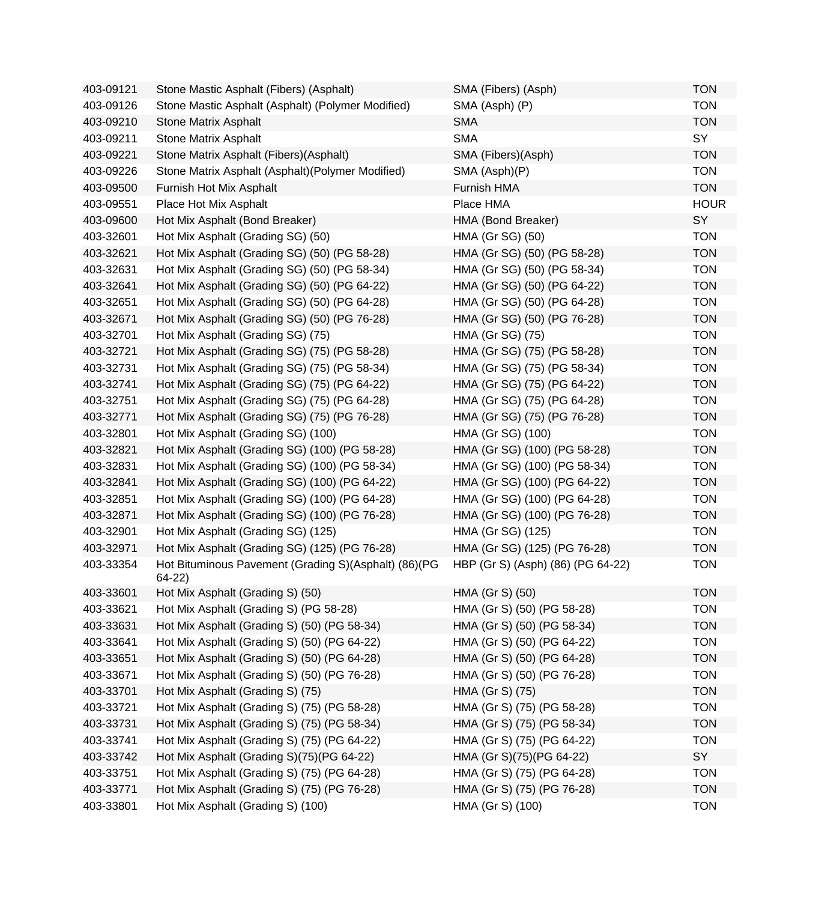| | | | |
|---|---|---|---|
| 403-09121 | Stone Mastic Asphalt (Fibers) (Asphalt) | SMA (Fibers) (Asph) | TON |
| 403-09126 | Stone Mastic Asphalt (Asphalt) (Polymer Modified) | SMA (Asph) (P) | TON |
| 403-09210 | Stone Matrix Asphalt | SMA | TON |
| 403-09211 | Stone Matrix Asphalt | SMA | SY |
| 403-09221 | Stone Matrix Asphalt (Fibers)(Asphalt) | SMA (Fibers)(Asph) | TON |
| 403-09226 | Stone Matrix Asphalt (Asphalt)(Polymer Modified) | SMA (Asph)(P) | TON |
| 403-09500 | Furnish Hot Mix Asphalt | Furnish HMA | TON |
| 403-09551 | Place Hot Mix Asphalt | Place HMA | HOUR |
| 403-09600 | Hot Mix Asphalt (Bond Breaker) | HMA (Bond Breaker) | SY |
| 403-32601 | Hot Mix Asphalt (Grading SG) (50) | HMA (Gr SG) (50) | TON |
| 403-32621 | Hot Mix Asphalt (Grading SG) (50) (PG 58-28) | HMA (Gr SG) (50) (PG 58-28) | TON |
| 403-32631 | Hot Mix Asphalt (Grading SG) (50) (PG 58-34) | HMA (Gr SG) (50) (PG 58-34) | TON |
| 403-32641 | Hot Mix Asphalt (Grading SG) (50) (PG 64-22) | HMA (Gr SG) (50) (PG 64-22) | TON |
| 403-32651 | Hot Mix Asphalt (Grading SG) (50) (PG 64-28) | HMA (Gr SG) (50) (PG 64-28) | TON |
| 403-32671 | Hot Mix Asphalt (Grading SG) (50) (PG 76-28) | HMA (Gr SG) (50) (PG 76-28) | TON |
| 403-32701 | Hot Mix Asphalt (Grading SG) (75) | HMA (Gr SG) (75) | TON |
| 403-32721 | Hot Mix Asphalt (Grading SG) (75) (PG 58-28) | HMA (Gr SG) (75) (PG 58-28) | TON |
| 403-32731 | Hot Mix Asphalt (Grading SG) (75) (PG 58-34) | HMA (Gr SG) (75) (PG 58-34) | TON |
| 403-32741 | Hot Mix Asphalt (Grading SG) (75) (PG 64-22) | HMA (Gr SG) (75) (PG 64-22) | TON |
| 403-32751 | Hot Mix Asphalt (Grading SG) (75) (PG 64-28) | HMA (Gr SG) (75) (PG 64-28) | TON |
| 403-32771 | Hot Mix Asphalt (Grading SG) (75) (PG 76-28) | HMA (Gr SG) (75) (PG 76-28) | TON |
| 403-32801 | Hot Mix Asphalt (Grading SG) (100) | HMA (Gr SG) (100) | TON |
| 403-32821 | Hot Mix Asphalt (Grading SG) (100) (PG 58-28) | HMA (Gr SG) (100) (PG 58-28) | TON |
| 403-32831 | Hot Mix Asphalt (Grading SG) (100) (PG 58-34) | HMA (Gr SG) (100) (PG 58-34) | TON |
| 403-32841 | Hot Mix Asphalt (Grading SG) (100) (PG 64-22) | HMA (Gr SG) (100) (PG 64-22) | TON |
| 403-32851 | Hot Mix Asphalt (Grading SG) (100) (PG 64-28) | HMA (Gr SG) (100) (PG 64-28) | TON |
| 403-32871 | Hot Mix Asphalt (Grading SG) (100) (PG 76-28) | HMA (Gr SG) (100) (PG 76-28) | TON |
| 403-32901 | Hot Mix Asphalt (Grading SG) (125) | HMA (Gr SG) (125) | TON |
| 403-32971 | Hot Mix Asphalt (Grading SG) (125) (PG 76-28) | HMA (Gr SG) (125) (PG 76-28) | TON |
| 403-33354 | Hot Bituminous Pavement (Grading S)(Asphalt) (86)(PG 64-22) | HBP (Gr S) (Asph) (86) (PG 64-22) | TON |
| 403-33601 | Hot Mix Asphalt (Grading S) (50) | HMA (Gr S) (50) | TON |
| 403-33621 | Hot Mix Asphalt (Grading S) (PG 58-28) | HMA (Gr S) (50) (PG 58-28) | TON |
| 403-33631 | Hot Mix Asphalt (Grading S) (50) (PG 58-34) | HMA (Gr S) (50) (PG 58-34) | TON |
| 403-33641 | Hot Mix Asphalt (Grading S) (50) (PG 64-22) | HMA (Gr S) (50) (PG 64-22) | TON |
| 403-33651 | Hot Mix Asphalt (Grading S) (50) (PG 64-28) | HMA (Gr S) (50) (PG 64-28) | TON |
| 403-33671 | Hot Mix Asphalt (Grading S) (50) (PG 76-28) | HMA (Gr S) (50) (PG 76-28) | TON |
| 403-33701 | Hot Mix Asphalt (Grading S) (75) | HMA (Gr S) (75) | TON |
| 403-33721 | Hot Mix Asphalt (Grading S) (75) (PG 58-28) | HMA (Gr S) (75) (PG 58-28) | TON |
| 403-33731 | Hot Mix Asphalt (Grading S) (75) (PG 58-34) | HMA (Gr S) (75) (PG 58-34) | TON |
| 403-33741 | Hot Mix Asphalt (Grading S) (75) (PG 64-22) | HMA (Gr S) (75) (PG 64-22) | TON |
| 403-33742 | Hot Mix Asphalt (Grading S)(75)(PG 64-22) | HMA (Gr S)(75)(PG 64-22) | SY |
| 403-33751 | Hot Mix Asphalt (Grading S) (75) (PG 64-28) | HMA (Gr S) (75) (PG 64-28) | TON |
| 403-33771 | Hot Mix Asphalt (Grading S) (75) (PG 76-28) | HMA (Gr S) (75) (PG 76-28) | TON |
| 403-33801 | Hot Mix Asphalt (Grading S) (100) | HMA (Gr S) (100) | TON |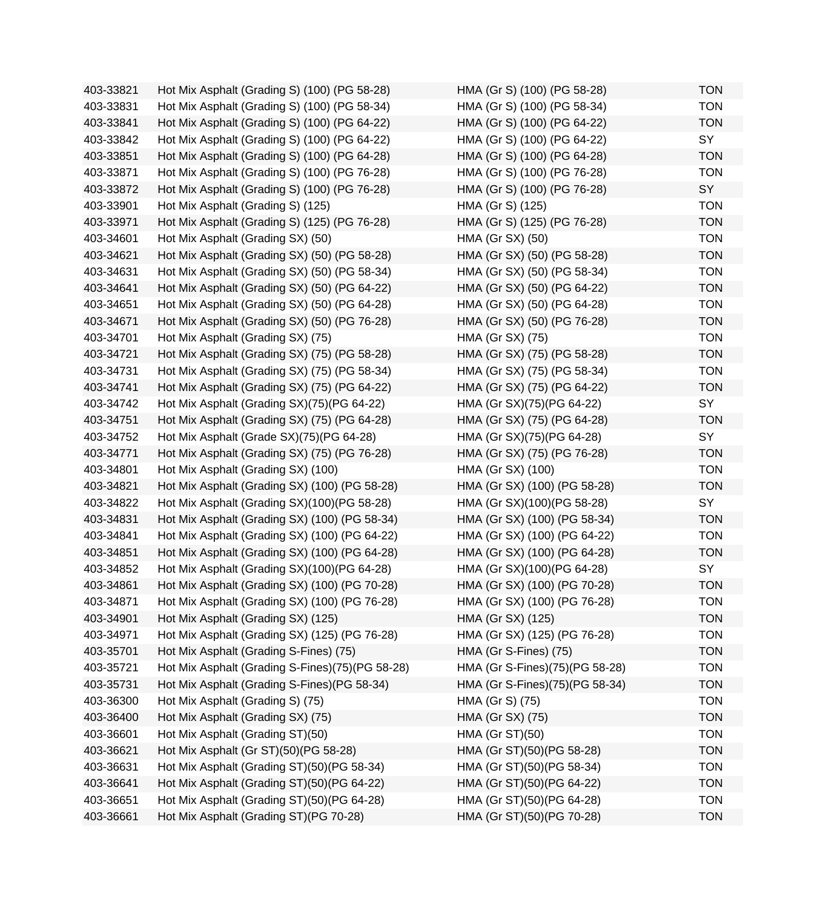| | | | |
|---|---|---|---|
| 403-33821 | Hot Mix Asphalt (Grading S) (100) (PG 58-28) | HMA (Gr S) (100) (PG 58-28) | TON |
| 403-33831 | Hot Mix Asphalt (Grading S) (100) (PG 58-34) | HMA (Gr S) (100) (PG 58-34) | TON |
| 403-33841 | Hot Mix Asphalt (Grading S) (100) (PG 64-22) | HMA (Gr S) (100) (PG 64-22) | TON |
| 403-33842 | Hot Mix Asphalt (Grading S) (100) (PG 64-22) | HMA (Gr S) (100) (PG 64-22) | SY |
| 403-33851 | Hot Mix Asphalt (Grading S) (100) (PG 64-28) | HMA (Gr S) (100) (PG 64-28) | TON |
| 403-33871 | Hot Mix Asphalt (Grading S) (100) (PG 76-28) | HMA (Gr S) (100) (PG 76-28) | TON |
| 403-33872 | Hot Mix Asphalt (Grading S) (100) (PG 76-28) | HMA (Gr S) (100) (PG 76-28) | SY |
| 403-33901 | Hot Mix Asphalt (Grading S) (125) | HMA (Gr S) (125) | TON |
| 403-33971 | Hot Mix Asphalt (Grading S) (125) (PG 76-28) | HMA (Gr S) (125) (PG 76-28) | TON |
| 403-34601 | Hot Mix Asphalt (Grading SX) (50) | HMA (Gr SX) (50) | TON |
| 403-34621 | Hot Mix Asphalt (Grading SX) (50) (PG 58-28) | HMA (Gr SX) (50) (PG 58-28) | TON |
| 403-34631 | Hot Mix Asphalt (Grading SX) (50) (PG 58-34) | HMA (Gr SX) (50) (PG 58-34) | TON |
| 403-34641 | Hot Mix Asphalt (Grading SX) (50) (PG 64-22) | HMA (Gr SX) (50) (PG 64-22) | TON |
| 403-34651 | Hot Mix Asphalt (Grading SX) (50) (PG 64-28) | HMA (Gr SX) (50) (PG 64-28) | TON |
| 403-34671 | Hot Mix Asphalt (Grading SX) (50) (PG 76-28) | HMA (Gr SX) (50) (PG 76-28) | TON |
| 403-34701 | Hot Mix Asphalt (Grading SX) (75) | HMA (Gr SX) (75) | TON |
| 403-34721 | Hot Mix Asphalt (Grading SX) (75) (PG 58-28) | HMA (Gr SX) (75) (PG 58-28) | TON |
| 403-34731 | Hot Mix Asphalt (Grading SX) (75) (PG 58-34) | HMA (Gr SX) (75) (PG 58-34) | TON |
| 403-34741 | Hot Mix Asphalt (Grading SX) (75) (PG 64-22) | HMA (Gr SX) (75) (PG 64-22) | TON |
| 403-34742 | Hot Mix Asphalt (Grading SX)(75)(PG 64-22) | HMA (Gr SX)(75)(PG 64-22) | SY |
| 403-34751 | Hot Mix Asphalt (Grading SX) (75) (PG 64-28) | HMA (Gr SX) (75) (PG 64-28) | TON |
| 403-34752 | Hot Mix Asphalt (Grade SX)(75)(PG 64-28) | HMA (Gr SX)(75)(PG 64-28) | SY |
| 403-34771 | Hot Mix Asphalt (Grading SX) (75) (PG 76-28) | HMA (Gr SX) (75) (PG 76-28) | TON |
| 403-34801 | Hot Mix Asphalt (Grading SX) (100) | HMA (Gr SX) (100) | TON |
| 403-34821 | Hot Mix Asphalt (Grading SX) (100) (PG 58-28) | HMA (Gr SX) (100) (PG 58-28) | TON |
| 403-34822 | Hot Mix Asphalt (Grading SX)(100)(PG 58-28) | HMA (Gr SX)(100)(PG 58-28) | SY |
| 403-34831 | Hot Mix Asphalt (Grading SX) (100) (PG 58-34) | HMA (Gr SX) (100) (PG 58-34) | TON |
| 403-34841 | Hot Mix Asphalt (Grading SX) (100) (PG 64-22) | HMA (Gr SX) (100) (PG 64-22) | TON |
| 403-34851 | Hot Mix Asphalt (Grading SX) (100) (PG 64-28) | HMA (Gr SX) (100) (PG 64-28) | TON |
| 403-34852 | Hot Mix Asphalt (Grading SX)(100)(PG 64-28) | HMA (Gr SX)(100)(PG 64-28) | SY |
| 403-34861 | Hot Mix Asphalt (Grading SX) (100) (PG 70-28) | HMA (Gr SX) (100) (PG 70-28) | TON |
| 403-34871 | Hot Mix Asphalt (Grading SX) (100) (PG 76-28) | HMA (Gr SX) (100) (PG 76-28) | TON |
| 403-34901 | Hot Mix Asphalt (Grading SX) (125) | HMA (Gr SX) (125) | TON |
| 403-34971 | Hot Mix Asphalt (Grading SX) (125) (PG 76-28) | HMA (Gr SX) (125) (PG 76-28) | TON |
| 403-35701 | Hot Mix Asphalt (Grading S-Fines) (75) | HMA (Gr S-Fines) (75) | TON |
| 403-35721 | Hot Mix Asphalt (Grading S-Fines)(75)(PG 58-28) | HMA (Gr S-Fines)(75)(PG 58-28) | TON |
| 403-35731 | Hot Mix Asphalt (Grading S-Fines)(PG 58-34) | HMA (Gr S-Fines)(75)(PG 58-34) | TON |
| 403-36300 | Hot Mix Asphalt (Grading S) (75) | HMA (Gr S) (75) | TON |
| 403-36400 | Hot Mix Asphalt (Grading SX) (75) | HMA (Gr SX) (75) | TON |
| 403-36601 | Hot Mix Asphalt (Grading ST)(50) | HMA (Gr ST)(50) | TON |
| 403-36621 | Hot Mix Asphalt (Gr ST)(50)(PG 58-28) | HMA (Gr ST)(50)(PG 58-28) | TON |
| 403-36631 | Hot Mix Asphalt (Grading ST)(50)(PG 58-34) | HMA (Gr ST)(50)(PG 58-34) | TON |
| 403-36641 | Hot Mix Asphalt (Grading ST)(50)(PG 64-22) | HMA (Gr ST)(50)(PG 64-22) | TON |
| 403-36651 | Hot Mix Asphalt (Grading ST)(50)(PG 64-28) | HMA (Gr ST)(50)(PG 64-28) | TON |
| 403-36661 | Hot Mix Asphalt (Grading ST)(PG 70-28) | HMA (Gr ST)(50)(PG 70-28) | TON |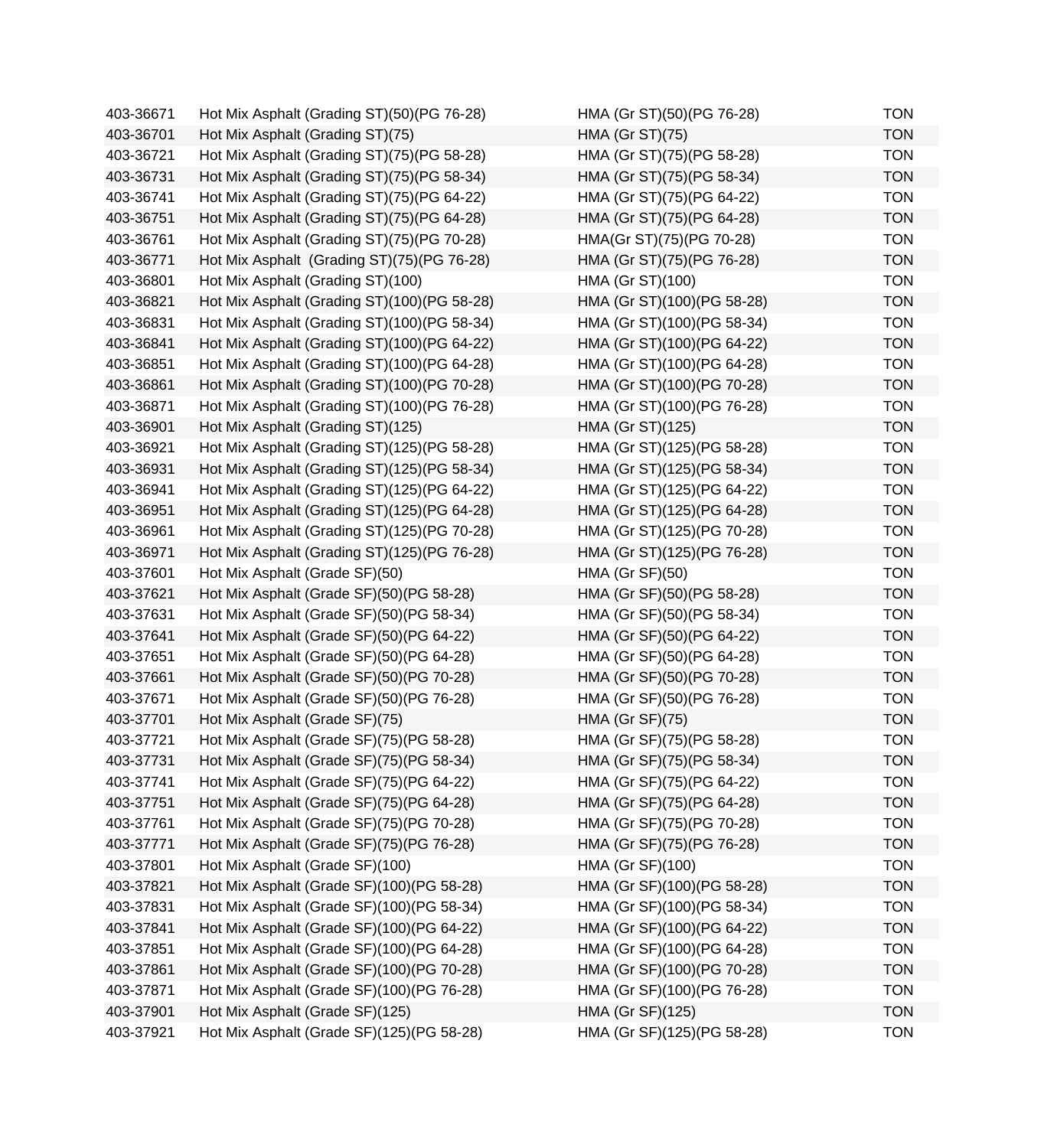| | | | |
|---|---|---|---|
| 403-36671 | Hot Mix Asphalt (Grading ST)(50)(PG 76-28) | HMA (Gr ST)(50)(PG 76-28) | TON |
| 403-36701 | Hot Mix Asphalt (Grading ST)(75) | HMA (Gr ST)(75) | TON |
| 403-36721 | Hot Mix Asphalt (Grading ST)(75)(PG 58-28) | HMA (Gr ST)(75)(PG 58-28) | TON |
| 403-36731 | Hot Mix Asphalt (Grading ST)(75)(PG 58-34) | HMA (Gr ST)(75)(PG 58-34) | TON |
| 403-36741 | Hot Mix Asphalt (Grading ST)(75)(PG 64-22) | HMA (Gr ST)(75)(PG 64-22) | TON |
| 403-36751 | Hot Mix Asphalt (Grading ST)(75)(PG 64-28) | HMA (Gr ST)(75)(PG 64-28) | TON |
| 403-36761 | Hot Mix Asphalt (Grading ST)(75)(PG 70-28) | HMA(Gr ST)(75)(PG 70-28) | TON |
| 403-36771 | Hot Mix Asphalt (Grading ST)(75)(PG 76-28) | HMA (Gr ST)(75)(PG 76-28) | TON |
| 403-36801 | Hot Mix Asphalt (Grading ST)(100) | HMA (Gr ST)(100) | TON |
| 403-36821 | Hot Mix Asphalt (Grading ST)(100)(PG 58-28) | HMA (Gr ST)(100)(PG 58-28) | TON |
| 403-36831 | Hot Mix Asphalt (Grading ST)(100)(PG 58-34) | HMA (Gr ST)(100)(PG 58-34) | TON |
| 403-36841 | Hot Mix Asphalt (Grading ST)(100)(PG 64-22) | HMA (Gr ST)(100)(PG 64-22) | TON |
| 403-36851 | Hot Mix Asphalt (Grading ST)(100)(PG 64-28) | HMA (Gr ST)(100)(PG 64-28) | TON |
| 403-36861 | Hot Mix Asphalt (Grading ST)(100)(PG 70-28) | HMA (Gr ST)(100)(PG 70-28) | TON |
| 403-36871 | Hot Mix Asphalt (Grading ST)(100)(PG 76-28) | HMA (Gr ST)(100)(PG 76-28) | TON |
| 403-36901 | Hot Mix Asphalt (Grading ST)(125) | HMA (Gr ST)(125) | TON |
| 403-36921 | Hot Mix Asphalt (Grading ST)(125)(PG 58-28) | HMA (Gr ST)(125)(PG 58-28) | TON |
| 403-36931 | Hot Mix Asphalt (Grading ST)(125)(PG 58-34) | HMA (Gr ST)(125)(PG 58-34) | TON |
| 403-36941 | Hot Mix Asphalt (Grading ST)(125)(PG 64-22) | HMA (Gr ST)(125)(PG 64-22) | TON |
| 403-36951 | Hot Mix Asphalt (Grading ST)(125)(PG 64-28) | HMA (Gr ST)(125)(PG 64-28) | TON |
| 403-36961 | Hot Mix Asphalt (Grading ST)(125)(PG 70-28) | HMA (Gr ST)(125)(PG 70-28) | TON |
| 403-36971 | Hot Mix Asphalt (Grading ST)(125)(PG 76-28) | HMA (Gr ST)(125)(PG 76-28) | TON |
| 403-37601 | Hot Mix Asphalt (Grade SF)(50) | HMA (Gr SF)(50) | TON |
| 403-37621 | Hot Mix Asphalt (Grade SF)(50)(PG 58-28) | HMA (Gr SF)(50)(PG 58-28) | TON |
| 403-37631 | Hot Mix Asphalt (Grade SF)(50)(PG 58-34) | HMA (Gr SF)(50)(PG 58-34) | TON |
| 403-37641 | Hot Mix Asphalt (Grade SF)(50)(PG 64-22) | HMA (Gr SF)(50)(PG 64-22) | TON |
| 403-37651 | Hot Mix Asphalt (Grade SF)(50)(PG 64-28) | HMA (Gr SF)(50)(PG 64-28) | TON |
| 403-37661 | Hot Mix Asphalt (Grade SF)(50)(PG 70-28) | HMA (Gr SF)(50)(PG 70-28) | TON |
| 403-37671 | Hot Mix Asphalt (Grade SF)(50)(PG 76-28) | HMA (Gr SF)(50)(PG 76-28) | TON |
| 403-37701 | Hot Mix Asphalt (Grade SF)(75) | HMA (Gr SF)(75) | TON |
| 403-37721 | Hot Mix Asphalt (Grade SF)(75)(PG 58-28) | HMA (Gr SF)(75)(PG 58-28) | TON |
| 403-37731 | Hot Mix Asphalt (Grade SF)(75)(PG 58-34) | HMA (Gr SF)(75)(PG 58-34) | TON |
| 403-37741 | Hot Mix Asphalt (Grade SF)(75)(PG 64-22) | HMA (Gr SF)(75)(PG 64-22) | TON |
| 403-37751 | Hot Mix Asphalt (Grade SF)(75)(PG 64-28) | HMA (Gr SF)(75)(PG 64-28) | TON |
| 403-37761 | Hot Mix Asphalt (Grade SF)(75)(PG 70-28) | HMA (Gr SF)(75)(PG 70-28) | TON |
| 403-37771 | Hot Mix Asphalt (Grade SF)(75)(PG 76-28) | HMA (Gr SF)(75)(PG 76-28) | TON |
| 403-37801 | Hot Mix Asphalt (Grade SF)(100) | HMA (Gr SF)(100) | TON |
| 403-37821 | Hot Mix Asphalt (Grade SF)(100)(PG 58-28) | HMA (Gr SF)(100)(PG 58-28) | TON |
| 403-37831 | Hot Mix Asphalt (Grade SF)(100)(PG 58-34) | HMA (Gr SF)(100)(PG 58-34) | TON |
| 403-37841 | Hot Mix Asphalt (Grade SF)(100)(PG 64-22) | HMA (Gr SF)(100)(PG 64-22) | TON |
| 403-37851 | Hot Mix Asphalt (Grade SF)(100)(PG 64-28) | HMA (Gr SF)(100)(PG 64-28) | TON |
| 403-37861 | Hot Mix Asphalt (Grade SF)(100)(PG 70-28) | HMA (Gr SF)(100)(PG 70-28) | TON |
| 403-37871 | Hot Mix Asphalt (Grade SF)(100)(PG 76-28) | HMA (Gr SF)(100)(PG 76-28) | TON |
| 403-37901 | Hot Mix Asphalt (Grade SF)(125) | HMA (Gr SF)(125) | TON |
| 403-37921 | Hot Mix Asphalt (Grade SF)(125)(PG 58-28) | HMA (Gr SF)(125)(PG 58-28) | TON |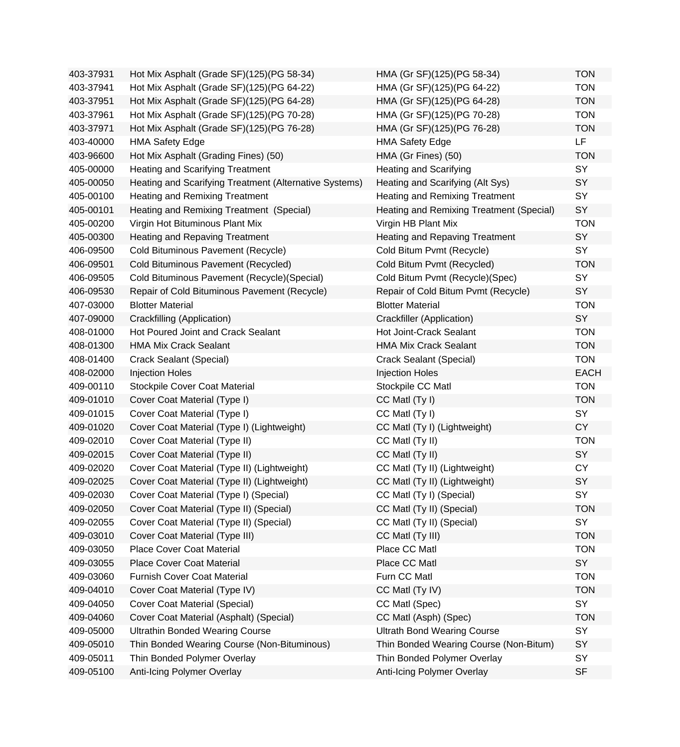| | | | |
|---|---|---|---|
| 403-37931 | Hot Mix Asphalt (Grade SF)(125)(PG 58-34) | HMA (Gr SF)(125)(PG 58-34) | TON |
| 403-37941 | Hot Mix Asphalt (Grade SF)(125)(PG 64-22) | HMA (Gr SF)(125)(PG 64-22) | TON |
| 403-37951 | Hot Mix Asphalt (Grade SF)(125)(PG 64-28) | HMA (Gr SF)(125)(PG 64-28) | TON |
| 403-37961 | Hot Mix Asphalt (Grade SF)(125)(PG 70-28) | HMA (Gr SF)(125)(PG 70-28) | TON |
| 403-37971 | Hot Mix Asphalt (Grade SF)(125)(PG 76-28) | HMA (Gr SF)(125)(PG 76-28) | TON |
| 403-40000 | HMA Safety Edge | HMA Safety Edge | LF |
| 403-96600 | Hot Mix Asphalt (Grading Fines) (50) | HMA (Gr Fines) (50) | TON |
| 405-00000 | Heating and Scarifying Treatment | Heating and Scarifying | SY |
| 405-00050 | Heating and Scarifying Treatment (Alternative Systems) | Heating and Scarifying (Alt Sys) | SY |
| 405-00100 | Heating and Remixing Treatment | Heating and Remixing Treatment | SY |
| 405-00101 | Heating and Remixing Treatment  (Special) | Heating and Remixing Treatment (Special) | SY |
| 405-00200 | Virgin Hot Bituminous Plant Mix | Virgin HB Plant Mix | TON |
| 405-00300 | Heating and Repaving Treatment | Heating and Repaving Treatment | SY |
| 406-09500 | Cold Bituminous Pavement (Recycle) | Cold Bitum Pvmt (Recycle) | SY |
| 406-09501 | Cold Bituminous Pavement (Recycled) | Cold Bitum Pvmt (Recycled) | TON |
| 406-09505 | Cold Bituminous Pavement (Recycle)(Special) | Cold Bitum Pvmt (Recycle)(Spec) | SY |
| 406-09530 | Repair of Cold Bituminous Pavement (Recycle) | Repair of Cold Bitum Pvmt (Recycle) | SY |
| 407-03000 | Blotter Material | Blotter Material | TON |
| 407-09000 | Crackfilling (Application) | Crackfiller (Application) | SY |
| 408-01000 | Hot Poured Joint and Crack Sealant | Hot Joint-Crack Sealant | TON |
| 408-01300 | HMA Mix Crack Sealant | HMA Mix Crack Sealant | TON |
| 408-01400 | Crack Sealant (Special) | Crack Sealant (Special) | TON |
| 408-02000 | Injection Holes | Injection Holes | EACH |
| 409-00110 | Stockpile Cover Coat Material | Stockpile CC Matl | TON |
| 409-01010 | Cover Coat Material (Type I) | CC Matl (Ty I) | TON |
| 409-01015 | Cover Coat Material (Type I) | CC Matl (Ty I) | SY |
| 409-01020 | Cover Coat Material (Type I) (Lightweight) | CC Matl (Ty I) (Lightweight) | CY |
| 409-02010 | Cover Coat Material (Type II) | CC Matl (Ty II) | TON |
| 409-02015 | Cover Coat Material (Type II) | CC Matl (Ty II) | SY |
| 409-02020 | Cover Coat Material (Type II) (Lightweight) | CC Matl (Ty II) (Lightweight) | CY |
| 409-02025 | Cover Coat Material (Type II) (Lightweight) | CC Matl (Ty II) (Lightweight) | SY |
| 409-02030 | Cover Coat Material (Type I) (Special) | CC Matl (Ty I) (Special) | SY |
| 409-02050 | Cover Coat Material (Type II) (Special) | CC Matl (Ty II) (Special) | TON |
| 409-02055 | Cover Coat Material (Type II) (Special) | CC Matl (Ty II) (Special) | SY |
| 409-03010 | Cover Coat Material (Type III) | CC Matl (Ty III) | TON |
| 409-03050 | Place Cover Coat Material | Place CC Matl | TON |
| 409-03055 | Place Cover Coat Material | Place CC Matl | SY |
| 409-03060 | Furnish Cover Coat Material | Furn CC Matl | TON |
| 409-04010 | Cover Coat Material (Type IV) | CC Matl (Ty IV) | TON |
| 409-04050 | Cover Coat Material (Special) | CC Matl (Spec) | SY |
| 409-04060 | Cover Coat Material (Asphalt) (Special) | CC Matl (Asph) (Spec) | TON |
| 409-05000 | Ultrathin Bonded Wearing Course | Ultrath Bond Wearing Course | SY |
| 409-05010 | Thin Bonded Wearing Course (Non-Bituminous) | Thin Bonded Wearing Course (Non-Bitum) | SY |
| 409-05011 | Thin Bonded Polymer Overlay | Thin Bonded Polymer Overlay | SY |
| 409-05100 | Anti-Icing Polymer Overlay | Anti-Icing Polymer Overlay | SF |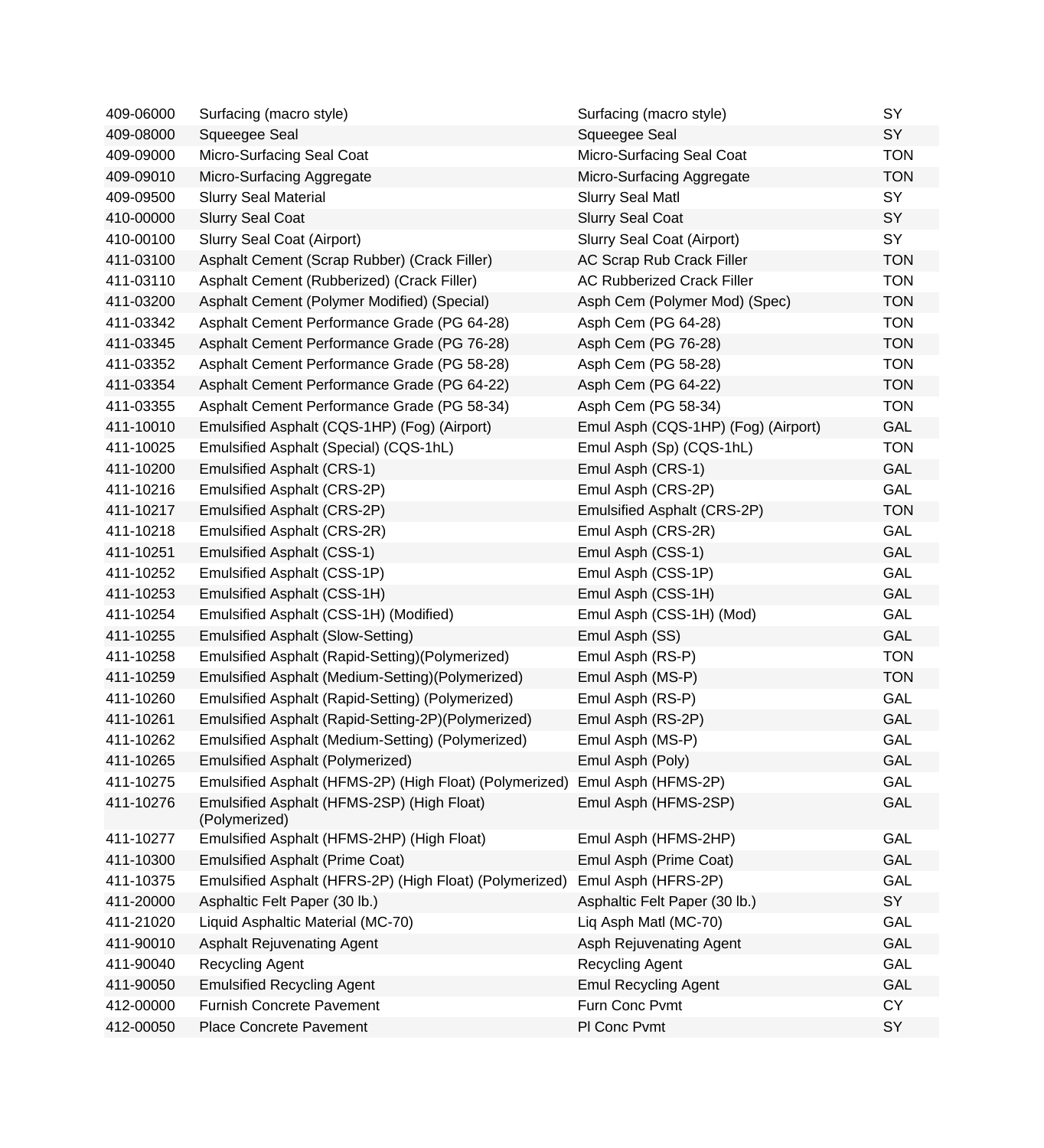| | | | |
|---|---|---|---|
| 409-06000 | Surfacing (macro style) | Surfacing (macro style) | SY |
| 409-08000 | Squeegee Seal | Squeegee Seal | SY |
| 409-09000 | Micro-Surfacing Seal Coat | Micro-Surfacing Seal Coat | TON |
| 409-09010 | Micro-Surfacing Aggregate | Micro-Surfacing Aggregate | TON |
| 409-09500 | Slurry Seal Material | Slurry Seal Matl | SY |
| 410-00000 | Slurry Seal Coat | Slurry Seal Coat | SY |
| 410-00100 | Slurry Seal Coat (Airport) | Slurry Seal Coat (Airport) | SY |
| 411-03100 | Asphalt Cement (Scrap Rubber) (Crack Filler) | AC Scrap Rub Crack Filler | TON |
| 411-03110 | Asphalt Cement (Rubberized) (Crack Filler) | AC Rubberized Crack Filler | TON |
| 411-03200 | Asphalt Cement (Polymer Modified) (Special) | Asph Cem (Polymer Mod) (Spec) | TON |
| 411-03342 | Asphalt Cement Performance Grade (PG 64-28) | Asph Cem (PG 64-28) | TON |
| 411-03345 | Asphalt Cement Performance Grade (PG 76-28) | Asph Cem (PG 76-28) | TON |
| 411-03352 | Asphalt Cement Performance Grade (PG 58-28) | Asph Cem (PG 58-28) | TON |
| 411-03354 | Asphalt Cement Performance Grade (PG 64-22) | Asph Cem (PG 64-22) | TON |
| 411-03355 | Asphalt Cement Performance Grade (PG 58-34) | Asph Cem (PG 58-34) | TON |
| 411-10010 | Emulsified Asphalt (CQS-1HP) (Fog) (Airport) | Emul Asph (CQS-1HP) (Fog) (Airport) | GAL |
| 411-10025 | Emulsified Asphalt (Special) (CQS-1hL) | Emul Asph (Sp) (CQS-1hL) | TON |
| 411-10200 | Emulsified Asphalt (CRS-1) | Emul Asph (CRS-1) | GAL |
| 411-10216 | Emulsified Asphalt (CRS-2P) | Emul Asph (CRS-2P) | GAL |
| 411-10217 | Emulsified Asphalt (CRS-2P) | Emulsified Asphalt (CRS-2P) | TON |
| 411-10218 | Emulsified Asphalt (CRS-2R) | Emul Asph (CRS-2R) | GAL |
| 411-10251 | Emulsified Asphalt (CSS-1) | Emul Asph (CSS-1) | GAL |
| 411-10252 | Emulsified Asphalt (CSS-1P) | Emul Asph (CSS-1P) | GAL |
| 411-10253 | Emulsified Asphalt (CSS-1H) | Emul Asph (CSS-1H) | GAL |
| 411-10254 | Emulsified Asphalt (CSS-1H) (Modified) | Emul Asph (CSS-1H) (Mod) | GAL |
| 411-10255 | Emulsified Asphalt (Slow-Setting) | Emul Asph (SS) | GAL |
| 411-10258 | Emulsified Asphalt (Rapid-Setting)(Polymerized) | Emul Asph (RS-P) | TON |
| 411-10259 | Emulsified Asphalt (Medium-Setting)(Polymerized) | Emul Asph (MS-P) | TON |
| 411-10260 | Emulsified Asphalt (Rapid-Setting) (Polymerized) | Emul Asph (RS-P) | GAL |
| 411-10261 | Emulsified Asphalt (Rapid-Setting-2P)(Polymerized) | Emul Asph (RS-2P) | GAL |
| 411-10262 | Emulsified Asphalt (Medium-Setting) (Polymerized) | Emul Asph (MS-P) | GAL |
| 411-10265 | Emulsified Asphalt (Polymerized) | Emul Asph (Poly) | GAL |
| 411-10275 | Emulsified Asphalt (HFMS-2P) (High Float) (Polymerized) | Emul Asph (HFMS-2P) | GAL |
| 411-10276 | Emulsified Asphalt (HFMS-2SP) (High Float) (Polymerized) | Emul Asph (HFMS-2SP) | GAL |
| 411-10277 | Emulsified Asphalt (HFMS-2HP) (High Float) | Emul Asph (HFMS-2HP) | GAL |
| 411-10300 | Emulsified Asphalt (Prime Coat) | Emul Asph (Prime Coat) | GAL |
| 411-10375 | Emulsified Asphalt (HFRS-2P) (High Float) (Polymerized) | Emul Asph (HFRS-2P) | GAL |
| 411-20000 | Asphaltic Felt Paper (30 lb.) | Asphaltic Felt Paper (30 lb.) | SY |
| 411-21020 | Liquid Asphaltic Material (MC-70) | Liq Asph Matl (MC-70) | GAL |
| 411-90010 | Asphalt Rejuvenating Agent | Asph Rejuvenating Agent | GAL |
| 411-90040 | Recycling Agent | Recycling Agent | GAL |
| 411-90050 | Emulsified Recycling Agent | Emul Recycling Agent | GAL |
| 412-00000 | Furnish Concrete Pavement | Furn Conc Pvmt | CY |
| 412-00050 | Place Concrete Pavement | Pl Conc Pvmt | SY |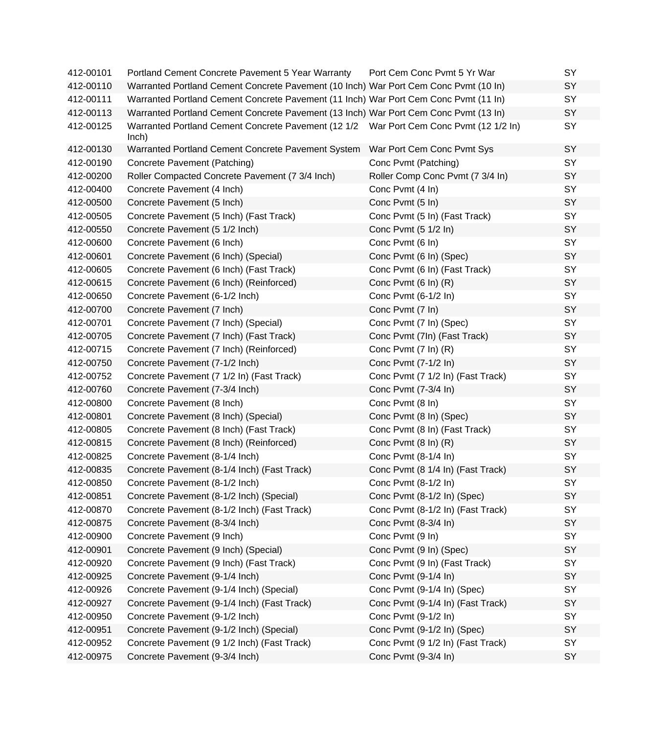| | | | |
|---|---|---|---|
| 412-00101 | Portland Cement Concrete Pavement 5 Year Warranty | Port Cem Conc Pvmt 5 Yr War | SY |
| 412-00110 | Warranted Portland Cement Concrete Pavement (10 Inch) | War Port Cem Conc Pvmt (10 In) | SY |
| 412-00111 | Warranted Portland Cement Concrete Pavement (11 Inch) | War Port Cem Conc Pvmt (11 In) | SY |
| 412-00113 | Warranted Portland Cement Concrete Pavement (13 Inch) | War Port Cem Conc Pvmt (13 In) | SY |
| 412-00125 | Warranted Portland Cement Concrete Pavement (12 1/2 Inch) | War Port Cem Conc Pvmt (12 1/2 In) | SY |
| 412-00130 | Warranted Portland Cement Concrete Pavement System | War Port Cem Conc Pvmt Sys | SY |
| 412-00190 | Concrete Pavement (Patching) | Conc Pvmt (Patching) | SY |
| 412-00200 | Roller Compacted Concrete Pavement (7 3/4 Inch) | Roller Comp Conc Pvmt (7 3/4 In) | SY |
| 412-00400 | Concrete Pavement (4 Inch) | Conc Pvmt (4 In) | SY |
| 412-00500 | Concrete Pavement (5 Inch) | Conc Pvmt (5 In) | SY |
| 412-00505 | Concrete Pavement (5 Inch) (Fast Track) | Conc Pvmt (5 In) (Fast Track) | SY |
| 412-00550 | Concrete Pavement (5 1/2 Inch) | Conc Pvmt (5 1/2 In) | SY |
| 412-00600 | Concrete Pavement (6 Inch) | Conc Pvmt (6 In) | SY |
| 412-00601 | Concrete Pavement (6 Inch) (Special) | Conc Pvmt (6 In) (Spec) | SY |
| 412-00605 | Concrete Pavement (6 Inch) (Fast Track) | Conc Pvmt (6 In) (Fast Track) | SY |
| 412-00615 | Concrete Pavement (6 Inch) (Reinforced) | Conc Pvmt (6 In) (R) | SY |
| 412-00650 | Concrete Pavement (6-1/2 Inch) | Conc Pvmt (6-1/2 In) | SY |
| 412-00700 | Concrete Pavement (7 Inch) | Conc Pvmt (7 In) | SY |
| 412-00701 | Concrete Pavement (7 Inch) (Special) | Conc Pvmt (7 In) (Spec) | SY |
| 412-00705 | Concrete Pavement (7 Inch) (Fast Track) | Conc Pvmt (7In) (Fast Track) | SY |
| 412-00715 | Concrete Pavement (7 Inch) (Reinforced) | Conc Pvmt (7 In) (R) | SY |
| 412-00750 | Concrete Pavement (7-1/2 Inch) | Conc Pvmt (7-1/2 In) | SY |
| 412-00752 | Concrete Pavement (7 1/2 In) (Fast Track) | Conc Pvmt (7 1/2 In) (Fast Track) | SY |
| 412-00760 | Concrete Pavement (7-3/4 Inch) | Conc Pvmt (7-3/4 In) | SY |
| 412-00800 | Concrete Pavement (8 Inch) | Conc Pvmt (8 In) | SY |
| 412-00801 | Concrete Pavement (8 Inch) (Special) | Conc Pvmt (8 In) (Spec) | SY |
| 412-00805 | Concrete Pavement (8 Inch) (Fast Track) | Conc Pvmt (8 In) (Fast Track) | SY |
| 412-00815 | Concrete Pavement (8 Inch) (Reinforced) | Conc Pvmt (8 In) (R) | SY |
| 412-00825 | Concrete Pavement (8-1/4 Inch) | Conc Pvmt (8-1/4 In) | SY |
| 412-00835 | Concrete Pavement (8-1/4 Inch) (Fast Track) | Conc Pvmt (8 1/4 In) (Fast Track) | SY |
| 412-00850 | Concrete Pavement (8-1/2 Inch) | Conc Pvmt (8-1/2 In) | SY |
| 412-00851 | Concrete Pavement (8-1/2 Inch) (Special) | Conc Pvmt (8-1/2 In) (Spec) | SY |
| 412-00870 | Concrete Pavement (8-1/2 Inch) (Fast Track) | Conc Pvmt (8-1/2 In) (Fast Track) | SY |
| 412-00875 | Concrete Pavement (8-3/4 Inch) | Conc Pvmt (8-3/4 In) | SY |
| 412-00900 | Concrete Pavement (9 Inch) | Conc Pvmt (9 In) | SY |
| 412-00901 | Concrete Pavement (9 Inch) (Special) | Conc Pvmt (9 In) (Spec) | SY |
| 412-00920 | Concrete Pavement (9 Inch) (Fast Track) | Conc Pvmt (9 In) (Fast Track) | SY |
| 412-00925 | Concrete Pavement (9-1/4 Inch) | Conc Pvmt (9-1/4 In) | SY |
| 412-00926 | Concrete Pavement (9-1/4 Inch) (Special) | Conc Pvmt (9-1/4 In) (Spec) | SY |
| 412-00927 | Concrete Pavement (9-1/4 Inch) (Fast Track) | Conc Pvmt (9-1/4 In) (Fast Track) | SY |
| 412-00950 | Concrete Pavement (9-1/2 Inch) | Conc Pvmt (9-1/2 In) | SY |
| 412-00951 | Concrete Pavement (9-1/2 Inch) (Special) | Conc Pvmt (9-1/2 In) (Spec) | SY |
| 412-00952 | Concrete Pavement (9 1/2 Inch) (Fast Track) | Conc Pvmt (9 1/2 In) (Fast Track) | SY |
| 412-00975 | Concrete Pavement (9-3/4 Inch) | Conc Pvmt (9-3/4 In) | SY |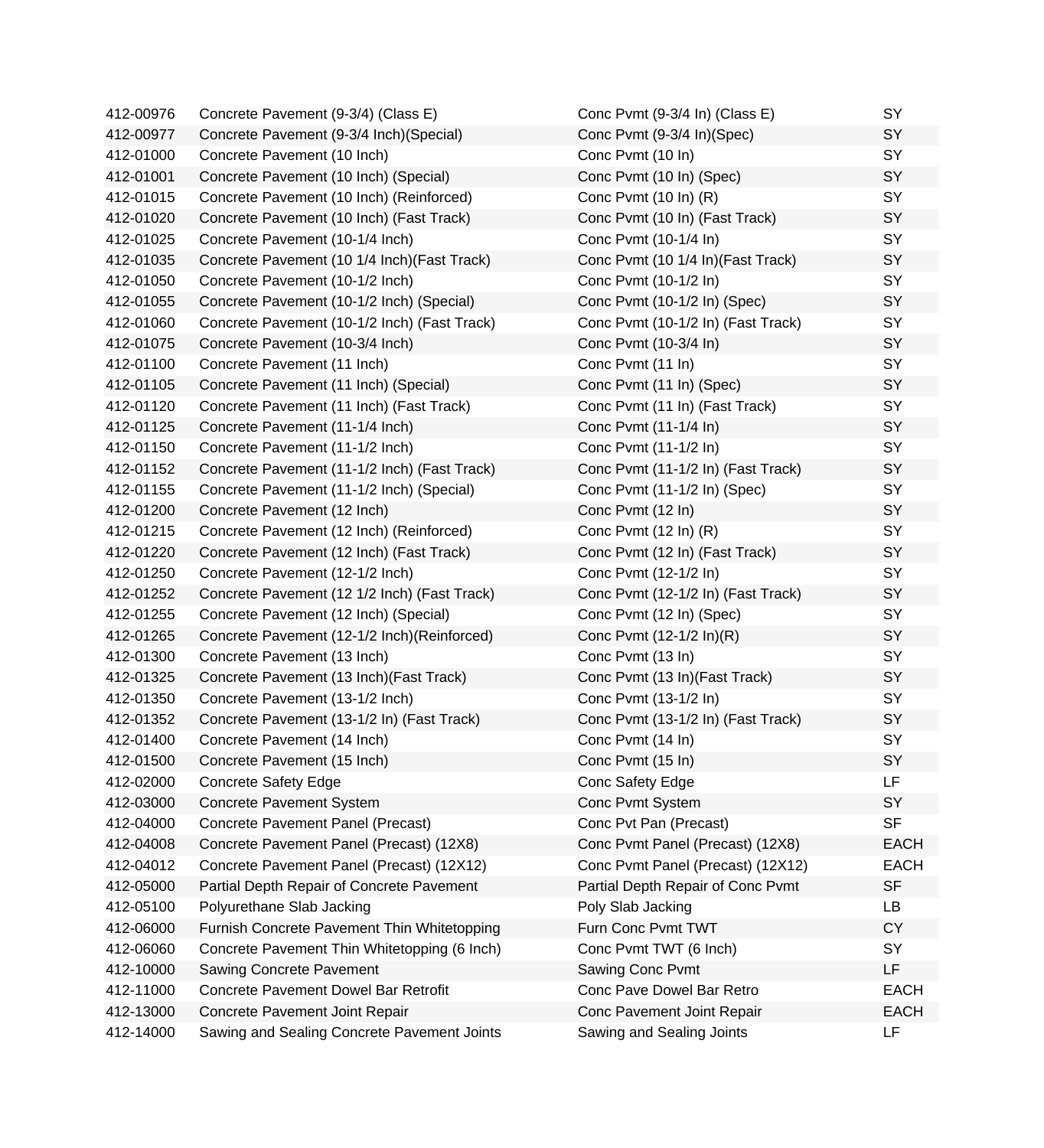| | | | |
|---|---|---|---|
| 412-00976 | Concrete Pavement (9-3/4) (Class E) | Conc Pvmt (9-3/4 In) (Class E) | SY |
| 412-00977 | Concrete Pavement (9-3/4 Inch)(Special) | Conc Pvmt (9-3/4 In)(Spec) | SY |
| 412-01000 | Concrete Pavement (10 Inch) | Conc Pvmt (10 In) | SY |
| 412-01001 | Concrete Pavement (10 Inch) (Special) | Conc Pvmt (10 In) (Spec) | SY |
| 412-01015 | Concrete Pavement (10 Inch) (Reinforced) | Conc Pvmt (10 In) (R) | SY |
| 412-01020 | Concrete Pavement (10 Inch) (Fast Track) | Conc Pvmt (10 In) (Fast Track) | SY |
| 412-01025 | Concrete Pavement (10-1/4 Inch) | Conc Pvmt (10-1/4 In) | SY |
| 412-01035 | Concrete Pavement (10 1/4 Inch)(Fast Track) | Conc Pvmt (10 1/4 In)(Fast Track) | SY |
| 412-01050 | Concrete Pavement (10-1/2 Inch) | Conc Pvmt (10-1/2 In) | SY |
| 412-01055 | Concrete Pavement (10-1/2 Inch) (Special) | Conc Pvmt (10-1/2 In) (Spec) | SY |
| 412-01060 | Concrete Pavement (10-1/2 Inch) (Fast Track) | Conc Pvmt (10-1/2 In) (Fast Track) | SY |
| 412-01075 | Concrete Pavement (10-3/4 Inch) | Conc Pvmt (10-3/4 In) | SY |
| 412-01100 | Concrete Pavement (11 Inch) | Conc Pvmt (11 In) | SY |
| 412-01105 | Concrete Pavement (11 Inch) (Special) | Conc Pvmt (11 In) (Spec) | SY |
| 412-01120 | Concrete Pavement (11 Inch) (Fast Track) | Conc Pvmt (11 In) (Fast Track) | SY |
| 412-01125 | Concrete Pavement (11-1/4 Inch) | Conc Pvmt (11-1/4 In) | SY |
| 412-01150 | Concrete Pavement (11-1/2 Inch) | Conc Pvmt (11-1/2 In) | SY |
| 412-01152 | Concrete Pavement (11-1/2 Inch) (Fast Track) | Conc Pvmt (11-1/2 In) (Fast Track) | SY |
| 412-01155 | Concrete Pavement (11-1/2 Inch) (Special) | Conc Pvmt (11-1/2 In) (Spec) | SY |
| 412-01200 | Concrete Pavement (12 Inch) | Conc Pvmt (12 In) | SY |
| 412-01215 | Concrete Pavement (12 Inch) (Reinforced) | Conc Pvmt (12 In) (R) | SY |
| 412-01220 | Concrete Pavement (12 Inch) (Fast Track) | Conc Pvmt (12 In) (Fast Track) | SY |
| 412-01250 | Concrete Pavement (12-1/2 Inch) | Conc Pvmt (12-1/2 In) | SY |
| 412-01252 | Concrete Pavement (12 1/2 Inch) (Fast Track) | Conc Pvmt (12-1/2 In) (Fast Track) | SY |
| 412-01255 | Concrete Pavement (12 Inch) (Special) | Conc Pvmt (12 In) (Spec) | SY |
| 412-01265 | Concrete Pavement (12-1/2 Inch)(Reinforced) | Conc Pvmt (12-1/2 In)(R) | SY |
| 412-01300 | Concrete Pavement (13 Inch) | Conc Pvmt (13 In) | SY |
| 412-01325 | Concrete Pavement (13 Inch)(Fast Track) | Conc Pvmt (13 In)(Fast Track) | SY |
| 412-01350 | Concrete Pavement (13-1/2 Inch) | Conc Pvmt (13-1/2 In) | SY |
| 412-01352 | Concrete Pavement (13-1/2 In) (Fast Track) | Conc Pvmt (13-1/2 In) (Fast Track) | SY |
| 412-01400 | Concrete Pavement (14 Inch) | Conc Pvmt (14 In) | SY |
| 412-01500 | Concrete Pavement (15 Inch) | Conc Pvmt (15 In) | SY |
| 412-02000 | Concrete Safety Edge | Conc Safety Edge | LF |
| 412-03000 | Concrete Pavement System | Conc Pvmt System | SY |
| 412-04000 | Concrete Pavement Panel (Precast) | Conc Pvt Pan (Precast) | SF |
| 412-04008 | Concrete Pavement Panel (Precast) (12X8) | Conc Pvmt Panel (Precast) (12X8) | EACH |
| 412-04012 | Concrete Pavement Panel (Precast) (12X12) | Conc Pvmt Panel (Precast) (12X12) | EACH |
| 412-05000 | Partial Depth Repair of Concrete Pavement | Partial Depth Repair of Conc Pvmt | SF |
| 412-05100 | Polyurethane Slab Jacking | Poly Slab Jacking | LB |
| 412-06000 | Furnish Concrete Pavement Thin Whitetopping | Furn Conc Pvmt TWT | CY |
| 412-06060 | Concrete Pavement Thin Whitetopping (6 Inch) | Conc Pvmt TWT (6 Inch) | SY |
| 412-10000 | Sawing Concrete Pavement | Sawing Conc Pvmt | LF |
| 412-11000 | Concrete Pavement Dowel Bar Retrofit | Conc Pave Dowel Bar Retro | EACH |
| 412-13000 | Concrete Pavement Joint Repair | Conc Pavement Joint Repair | EACH |
| 412-14000 | Sawing and Sealing Concrete Pavement Joints | Sawing and Sealing Joints | LF |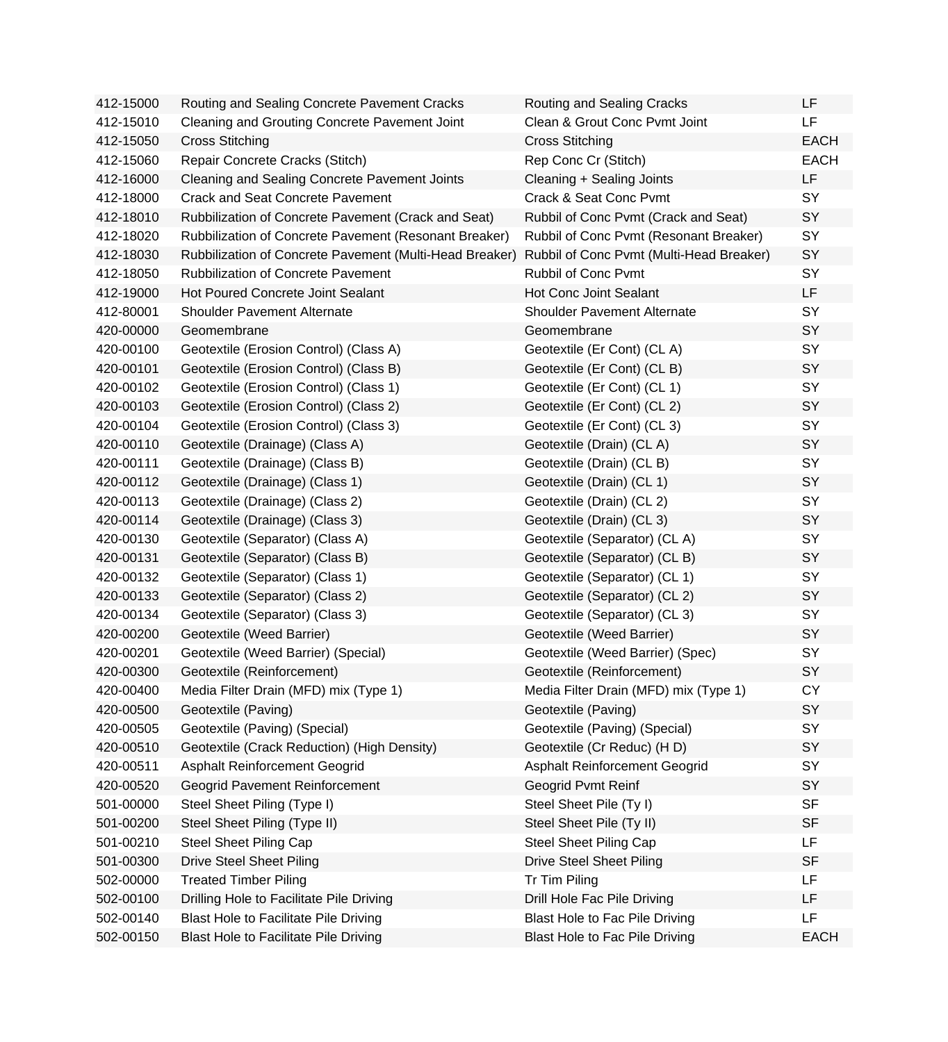| | | | |
|---|---|---|---|
| 412-15000 | Routing and Sealing Concrete Pavement Cracks | Routing and Sealing Cracks | LF |
| 412-15010 | Cleaning and Grouting Concrete Pavement Joint | Clean & Grout Conc Pvmt Joint | LF |
| 412-15050 | Cross Stitching | Cross Stitching | EACH |
| 412-15060 | Repair Concrete Cracks (Stitch) | Rep Conc Cr (Stitch) | EACH |
| 412-16000 | Cleaning and Sealing Concrete Pavement Joints | Cleaning + Sealing Joints | LF |
| 412-18000 | Crack and Seat Concrete Pavement | Crack & Seat Conc Pvmt | SY |
| 412-18010 | Rubbilization of Concrete Pavement (Crack and Seat) | Rubbil of Conc Pvmt (Crack and Seat) | SY |
| 412-18020 | Rubbilization of Concrete Pavement (Resonant Breaker) | Rubbil of Conc Pvmt (Resonant Breaker) | SY |
| 412-18030 | Rubbilization of Concrete Pavement (Multi-Head Breaker) | Rubbil of Conc Pvmt (Multi-Head Breaker) | SY |
| 412-18050 | Rubbilization of Concrete Pavement | Rubbil of Conc Pvmt | SY |
| 412-19000 | Hot Poured Concrete Joint Sealant | Hot Conc Joint Sealant | LF |
| 412-80001 | Shoulder Pavement Alternate | Shoulder Pavement Alternate | SY |
| 420-00000 | Geomembrane | Geomembrane | SY |
| 420-00100 | Geotextile (Erosion Control) (Class A) | Geotextile (Er Cont) (CL A) | SY |
| 420-00101 | Geotextile (Erosion Control) (Class B) | Geotextile (Er Cont) (CL B) | SY |
| 420-00102 | Geotextile (Erosion Control) (Class 1) | Geotextile (Er Cont) (CL 1) | SY |
| 420-00103 | Geotextile (Erosion Control) (Class 2) | Geotextile (Er Cont) (CL 2) | SY |
| 420-00104 | Geotextile (Erosion Control) (Class 3) | Geotextile (Er Cont) (CL 3) | SY |
| 420-00110 | Geotextile (Drainage) (Class A) | Geotextile (Drain) (CL A) | SY |
| 420-00111 | Geotextile (Drainage) (Class B) | Geotextile (Drain) (CL B) | SY |
| 420-00112 | Geotextile (Drainage) (Class 1) | Geotextile (Drain) (CL 1) | SY |
| 420-00113 | Geotextile (Drainage) (Class 2) | Geotextile (Drain) (CL 2) | SY |
| 420-00114 | Geotextile (Drainage) (Class 3) | Geotextile (Drain) (CL 3) | SY |
| 420-00130 | Geotextile (Separator) (Class A) | Geotextile (Separator) (CL A) | SY |
| 420-00131 | Geotextile (Separator) (Class B) | Geotextile (Separator) (CL B) | SY |
| 420-00132 | Geotextile (Separator) (Class 1) | Geotextile (Separator) (CL 1) | SY |
| 420-00133 | Geotextile (Separator) (Class 2) | Geotextile (Separator) (CL 2) | SY |
| 420-00134 | Geotextile (Separator) (Class 3) | Geotextile (Separator) (CL 3) | SY |
| 420-00200 | Geotextile (Weed Barrier) | Geotextile (Weed Barrier) | SY |
| 420-00201 | Geotextile (Weed Barrier) (Special) | Geotextile (Weed Barrier) (Spec) | SY |
| 420-00300 | Geotextile (Reinforcement) | Geotextile (Reinforcement) | SY |
| 420-00400 | Media Filter Drain (MFD) mix (Type 1) | Media Filter Drain (MFD) mix (Type 1) | CY |
| 420-00500 | Geotextile (Paving) | Geotextile (Paving) | SY |
| 420-00505 | Geotextile (Paving) (Special) | Geotextile (Paving) (Special) | SY |
| 420-00510 | Geotextile (Crack Reduction) (High Density) | Geotextile (Cr Reduc) (H D) | SY |
| 420-00511 | Asphalt Reinforcement Geogrid | Asphalt Reinforcement Geogrid | SY |
| 420-00520 | Geogrid Pavement Reinforcement | Geogrid Pvmt Reinf | SY |
| 501-00000 | Steel Sheet Piling (Type I) | Steel Sheet Pile (Ty I) | SF |
| 501-00200 | Steel Sheet Piling (Type II) | Steel Sheet Pile (Ty II) | SF |
| 501-00210 | Steel Sheet Piling Cap | Steel Sheet Piling Cap | LF |
| 501-00300 | Drive Steel Sheet Piling | Drive Steel Sheet Piling | SF |
| 502-00000 | Treated Timber Piling | Tr Tim Piling | LF |
| 502-00100 | Drilling Hole to Facilitate Pile Driving | Drill Hole Fac Pile Driving | LF |
| 502-00140 | Blast Hole to Facilitate Pile Driving | Blast Hole to Fac Pile Driving | LF |
| 502-00150 | Blast Hole to Facilitate Pile Driving | Blast Hole to Fac Pile Driving | EACH |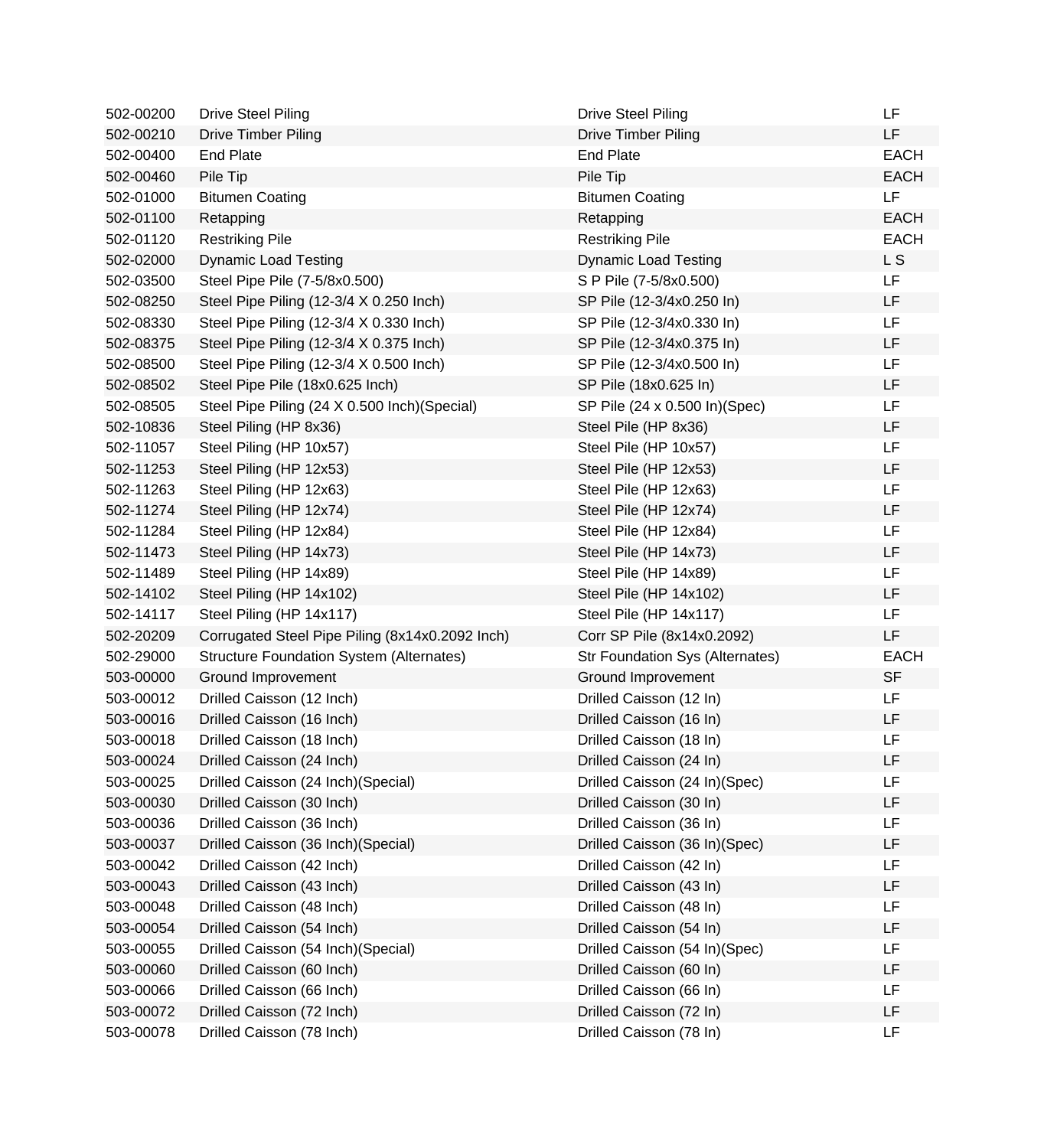| | | | |
|---|---|---|---|
| 502-00200 | Drive Steel Piling | Drive Steel Piling | LF |
| 502-00210 | Drive Timber Piling | Drive Timber Piling | LF |
| 502-00400 | End Plate | End Plate | EACH |
| 502-00460 | Pile Tip | Pile Tip | EACH |
| 502-01000 | Bitumen Coating | Bitumen Coating | LF |
| 502-01100 | Retapping | Retapping | EACH |
| 502-01120 | Restriking Pile | Restriking Pile | EACH |
| 502-02000 | Dynamic Load Testing | Dynamic Load Testing | L S |
| 502-03500 | Steel Pipe Pile (7-5/8x0.500) | S P Pile (7-5/8x0.500) | LF |
| 502-08250 | Steel Pipe Piling (12-3/4 X 0.250 Inch) | SP Pile (12-3/4x0.250 In) | LF |
| 502-08330 | Steel Pipe Piling (12-3/4 X 0.330 Inch) | SP Pile (12-3/4x0.330 In) | LF |
| 502-08375 | Steel Pipe Piling (12-3/4 X 0.375 Inch) | SP Pile (12-3/4x0.375 In) | LF |
| 502-08500 | Steel Pipe Piling (12-3/4 X 0.500 Inch) | SP Pile (12-3/4x0.500 In) | LF |
| 502-08502 | Steel Pipe Pile (18x0.625 Inch) | SP Pile (18x0.625 In) | LF |
| 502-08505 | Steel Pipe Piling (24 X 0.500 Inch)(Special) | SP Pile (24 x 0.500 In)(Spec) | LF |
| 502-10836 | Steel Piling (HP 8x36) | Steel Pile (HP 8x36) | LF |
| 502-11057 | Steel Piling (HP 10x57) | Steel Pile (HP 10x57) | LF |
| 502-11253 | Steel Piling (HP 12x53) | Steel Pile (HP 12x53) | LF |
| 502-11263 | Steel Piling (HP 12x63) | Steel Pile (HP 12x63) | LF |
| 502-11274 | Steel Piling (HP 12x74) | Steel Pile (HP 12x74) | LF |
| 502-11284 | Steel Piling (HP 12x84) | Steel Pile (HP 12x84) | LF |
| 502-11473 | Steel Piling (HP 14x73) | Steel Pile (HP 14x73) | LF |
| 502-11489 | Steel Piling (HP 14x89) | Steel Pile (HP 14x89) | LF |
| 502-14102 | Steel Piling (HP 14x102) | Steel Pile (HP 14x102) | LF |
| 502-14117 | Steel Piling (HP 14x117) | Steel Pile (HP 14x117) | LF |
| 502-20209 | Corrugated Steel Pipe Piling (8x14x0.2092 Inch) | Corr SP Pile (8x14x0.2092) | LF |
| 502-29000 | Structure Foundation System (Alternates) | Str Foundation Sys (Alternates) | EACH |
| 503-00000 | Ground Improvement | Ground Improvement | SF |
| 503-00012 | Drilled Caisson (12 Inch) | Drilled Caisson (12 In) | LF |
| 503-00016 | Drilled Caisson (16 Inch) | Drilled Caisson (16 In) | LF |
| 503-00018 | Drilled Caisson (18 Inch) | Drilled Caisson (18 In) | LF |
| 503-00024 | Drilled Caisson (24 Inch) | Drilled Caisson (24 In) | LF |
| 503-00025 | Drilled Caisson (24 Inch)(Special) | Drilled Caisson (24 In)(Spec) | LF |
| 503-00030 | Drilled Caisson (30 Inch) | Drilled Caisson (30 In) | LF |
| 503-00036 | Drilled Caisson (36 Inch) | Drilled Caisson (36 In) | LF |
| 503-00037 | Drilled Caisson (36 Inch)(Special) | Drilled Caisson (36 In)(Spec) | LF |
| 503-00042 | Drilled Caisson (42 Inch) | Drilled Caisson (42 In) | LF |
| 503-00043 | Drilled Caisson (43 Inch) | Drilled Caisson (43 In) | LF |
| 503-00048 | Drilled Caisson (48 Inch) | Drilled Caisson (48 In) | LF |
| 503-00054 | Drilled Caisson (54 Inch) | Drilled Caisson (54 In) | LF |
| 503-00055 | Drilled Caisson (54 Inch)(Special) | Drilled Caisson (54 In)(Spec) | LF |
| 503-00060 | Drilled Caisson (60 Inch) | Drilled Caisson (60 In) | LF |
| 503-00066 | Drilled Caisson (66 Inch) | Drilled Caisson (66 In) | LF |
| 503-00072 | Drilled Caisson (72 Inch) | Drilled Caisson (72 In) | LF |
| 503-00078 | Drilled Caisson (78 Inch) | Drilled Caisson (78 In) | LF |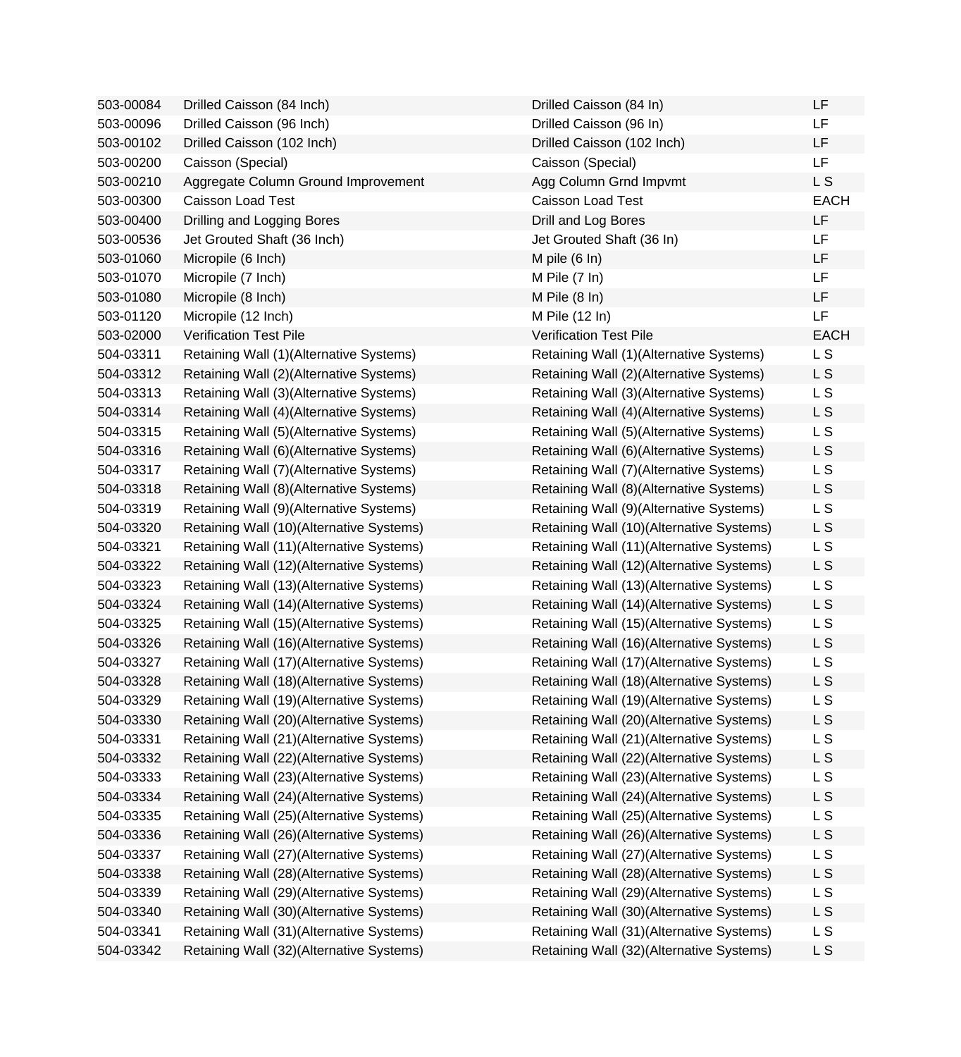| | | | |
|---|---|---|---|
| 503-00084 | Drilled Caisson (84 Inch) | Drilled Caisson (84 In) | LF |
| 503-00096 | Drilled Caisson (96 Inch) | Drilled Caisson (96 In) | LF |
| 503-00102 | Drilled Caisson (102 Inch) | Drilled Caisson (102 Inch) | LF |
| 503-00200 | Caisson (Special) | Caisson (Special) | LF |
| 503-00210 | Aggregate Column Ground Improvement | Agg Column Grnd Impvmt | L S |
| 503-00300 | Caisson Load Test | Caisson Load Test | EACH |
| 503-00400 | Drilling and Logging Bores | Drill and Log Bores | LF |
| 503-00536 | Jet Grouted Shaft (36 Inch) | Jet Grouted Shaft (36 In) | LF |
| 503-01060 | Micropile (6 Inch) | M pile (6 In) | LF |
| 503-01070 | Micropile (7 Inch) | M Pile (7 In) | LF |
| 503-01080 | Micropile (8 Inch) | M Pile (8 In) | LF |
| 503-01120 | Micropile (12 Inch) | M Pile (12 In) | LF |
| 503-02000 | Verification Test Pile | Verification Test Pile | EACH |
| 504-03311 | Retaining Wall (1)(Alternative Systems) | Retaining Wall (1)(Alternative Systems) | L S |
| 504-03312 | Retaining Wall (2)(Alternative Systems) | Retaining Wall (2)(Alternative Systems) | L S |
| 504-03313 | Retaining Wall (3)(Alternative Systems) | Retaining Wall (3)(Alternative Systems) | L S |
| 504-03314 | Retaining Wall (4)(Alternative Systems) | Retaining Wall (4)(Alternative Systems) | L S |
| 504-03315 | Retaining Wall (5)(Alternative Systems) | Retaining Wall (5)(Alternative Systems) | L S |
| 504-03316 | Retaining Wall (6)(Alternative Systems) | Retaining Wall (6)(Alternative Systems) | L S |
| 504-03317 | Retaining Wall (7)(Alternative Systems) | Retaining Wall (7)(Alternative Systems) | L S |
| 504-03318 | Retaining Wall (8)(Alternative Systems) | Retaining Wall (8)(Alternative Systems) | L S |
| 504-03319 | Retaining Wall (9)(Alternative Systems) | Retaining Wall (9)(Alternative Systems) | L S |
| 504-03320 | Retaining Wall (10)(Alternative Systems) | Retaining Wall (10)(Alternative Systems) | L S |
| 504-03321 | Retaining Wall (11)(Alternative Systems) | Retaining Wall (11)(Alternative Systems) | L S |
| 504-03322 | Retaining Wall (12)(Alternative Systems) | Retaining Wall (12)(Alternative Systems) | L S |
| 504-03323 | Retaining Wall (13)(Alternative Systems) | Retaining Wall (13)(Alternative Systems) | L S |
| 504-03324 | Retaining Wall (14)(Alternative Systems) | Retaining Wall (14)(Alternative Systems) | L S |
| 504-03325 | Retaining Wall (15)(Alternative Systems) | Retaining Wall (15)(Alternative Systems) | L S |
| 504-03326 | Retaining Wall (16)(Alternative Systems) | Retaining Wall (16)(Alternative Systems) | L S |
| 504-03327 | Retaining Wall (17)(Alternative Systems) | Retaining Wall (17)(Alternative Systems) | L S |
| 504-03328 | Retaining Wall (18)(Alternative Systems) | Retaining Wall (18)(Alternative Systems) | L S |
| 504-03329 | Retaining Wall (19)(Alternative Systems) | Retaining Wall (19)(Alternative Systems) | L S |
| 504-03330 | Retaining Wall (20)(Alternative Systems) | Retaining Wall (20)(Alternative Systems) | L S |
| 504-03331 | Retaining Wall (21)(Alternative Systems) | Retaining Wall (21)(Alternative Systems) | L S |
| 504-03332 | Retaining Wall (22)(Alternative Systems) | Retaining Wall (22)(Alternative Systems) | L S |
| 504-03333 | Retaining Wall (23)(Alternative Systems) | Retaining Wall (23)(Alternative Systems) | L S |
| 504-03334 | Retaining Wall (24)(Alternative Systems) | Retaining Wall (24)(Alternative Systems) | L S |
| 504-03335 | Retaining Wall (25)(Alternative Systems) | Retaining Wall (25)(Alternative Systems) | L S |
| 504-03336 | Retaining Wall (26)(Alternative Systems) | Retaining Wall (26)(Alternative Systems) | L S |
| 504-03337 | Retaining Wall (27)(Alternative Systems) | Retaining Wall (27)(Alternative Systems) | L S |
| 504-03338 | Retaining Wall (28)(Alternative Systems) | Retaining Wall (28)(Alternative Systems) | L S |
| 504-03339 | Retaining Wall (29)(Alternative Systems) | Retaining Wall (29)(Alternative Systems) | L S |
| 504-03340 | Retaining Wall (30)(Alternative Systems) | Retaining Wall (30)(Alternative Systems) | L S |
| 504-03341 | Retaining Wall (31)(Alternative Systems) | Retaining Wall (31)(Alternative Systems) | L S |
| 504-03342 | Retaining Wall (32)(Alternative Systems) | Retaining Wall (32)(Alternative Systems) | L S |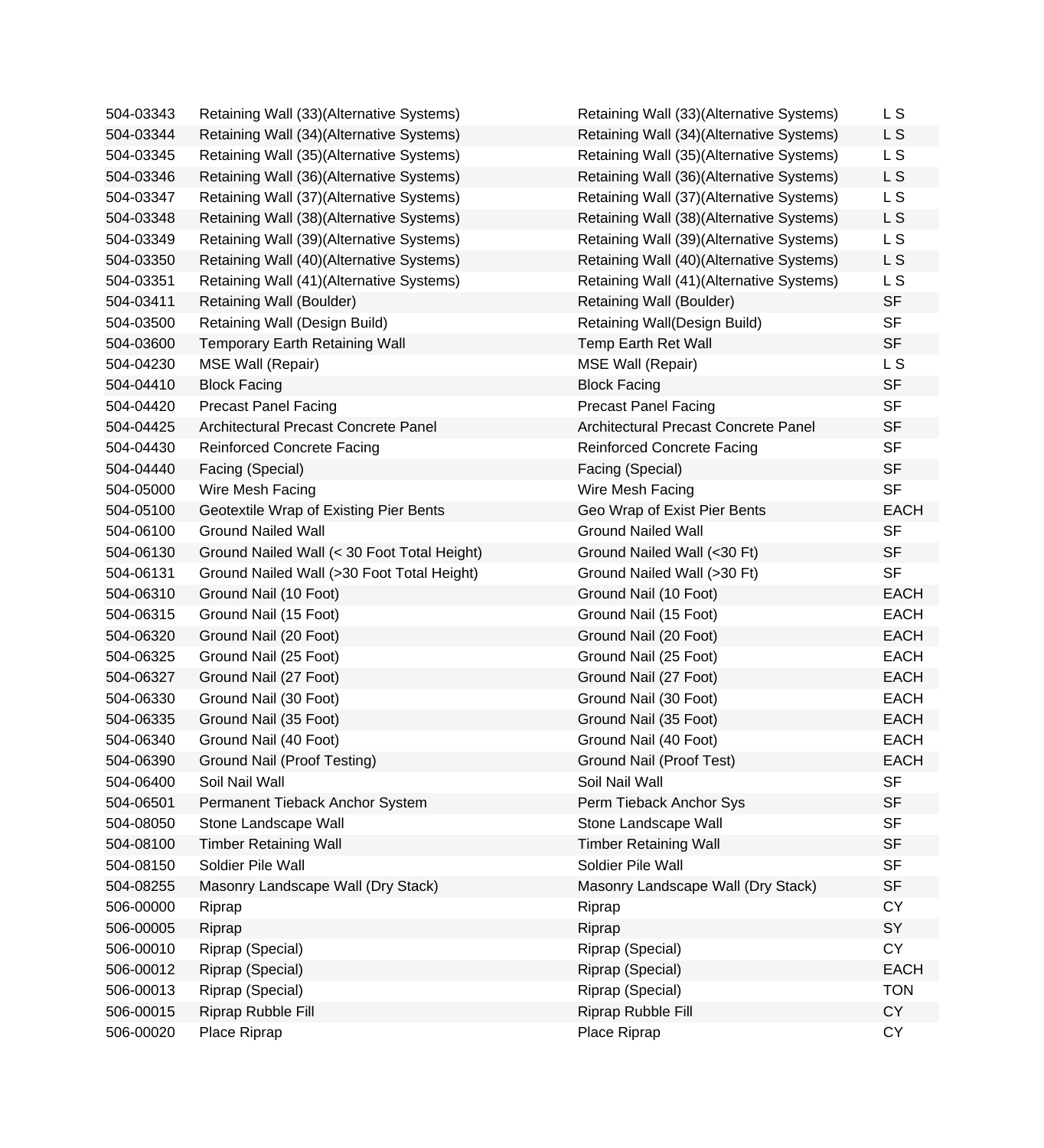| | | | |
|---|---|---|---|
| 504-03343 | Retaining Wall (33)(Alternative Systems) | Retaining Wall (33)(Alternative Systems) | L S |
| 504-03344 | Retaining Wall (34)(Alternative Systems) | Retaining Wall (34)(Alternative Systems) | L S |
| 504-03345 | Retaining Wall (35)(Alternative Systems) | Retaining Wall (35)(Alternative Systems) | L S |
| 504-03346 | Retaining Wall (36)(Alternative Systems) | Retaining Wall (36)(Alternative Systems) | L S |
| 504-03347 | Retaining Wall (37)(Alternative Systems) | Retaining Wall (37)(Alternative Systems) | L S |
| 504-03348 | Retaining Wall (38)(Alternative Systems) | Retaining Wall (38)(Alternative Systems) | L S |
| 504-03349 | Retaining Wall (39)(Alternative Systems) | Retaining Wall (39)(Alternative Systems) | L S |
| 504-03350 | Retaining Wall (40)(Alternative Systems) | Retaining Wall (40)(Alternative Systems) | L S |
| 504-03351 | Retaining Wall (41)(Alternative Systems) | Retaining Wall (41)(Alternative Systems) | L S |
| 504-03411 | Retaining Wall (Boulder) | Retaining Wall (Boulder) | SF |
| 504-03500 | Retaining Wall (Design Build) | Retaining Wall(Design Build) | SF |
| 504-03600 | Temporary Earth Retaining Wall | Temp Earth Ret Wall | SF |
| 504-04230 | MSE Wall (Repair) | MSE Wall (Repair) | L S |
| 504-04410 | Block Facing | Block Facing | SF |
| 504-04420 | Precast Panel Facing | Precast Panel Facing | SF |
| 504-04425 | Architectural Precast Concrete Panel | Architectural Precast Concrete Panel | SF |
| 504-04430 | Reinforced Concrete Facing | Reinforced Concrete Facing | SF |
| 504-04440 | Facing (Special) | Facing (Special) | SF |
| 504-05000 | Wire Mesh Facing | Wire Mesh Facing | SF |
| 504-05100 | Geotextile Wrap of Existing Pier Bents | Geo Wrap of Exist Pier Bents | EACH |
| 504-06100 | Ground Nailed Wall | Ground Nailed Wall | SF |
| 504-06130 | Ground Nailed Wall (< 30 Foot Total Height) | Ground Nailed Wall (<30 Ft) | SF |
| 504-06131 | Ground Nailed Wall (>30 Foot Total Height) | Ground Nailed Wall (>30 Ft) | SF |
| 504-06310 | Ground Nail (10 Foot) | Ground Nail (10 Foot) | EACH |
| 504-06315 | Ground Nail (15 Foot) | Ground Nail (15 Foot) | EACH |
| 504-06320 | Ground Nail (20 Foot) | Ground Nail (20 Foot) | EACH |
| 504-06325 | Ground Nail (25 Foot) | Ground Nail (25 Foot) | EACH |
| 504-06327 | Ground Nail (27 Foot) | Ground Nail (27 Foot) | EACH |
| 504-06330 | Ground Nail (30 Foot) | Ground Nail (30 Foot) | EACH |
| 504-06335 | Ground Nail (35 Foot) | Ground Nail (35 Foot) | EACH |
| 504-06340 | Ground Nail (40 Foot) | Ground Nail (40 Foot) | EACH |
| 504-06390 | Ground Nail (Proof Testing) | Ground Nail (Proof Test) | EACH |
| 504-06400 | Soil Nail Wall | Soil Nail Wall | SF |
| 504-06501 | Permanent Tieback Anchor System | Perm Tieback Anchor Sys | SF |
| 504-08050 | Stone Landscape Wall | Stone Landscape Wall | SF |
| 504-08100 | Timber Retaining Wall | Timber Retaining Wall | SF |
| 504-08150 | Soldier Pile Wall | Soldier Pile Wall | SF |
| 504-08255 | Masonry Landscape Wall (Dry Stack) | Masonry Landscape Wall (Dry Stack) | SF |
| 506-00000 | Riprap | Riprap | CY |
| 506-00005 | Riprap | Riprap | SY |
| 506-00010 | Riprap (Special) | Riprap (Special) | CY |
| 506-00012 | Riprap (Special) | Riprap (Special) | EACH |
| 506-00013 | Riprap (Special) | Riprap (Special) | TON |
| 506-00015 | Riprap Rubble Fill | Riprap Rubble Fill | CY |
| 506-00020 | Place Riprap | Place Riprap | CY |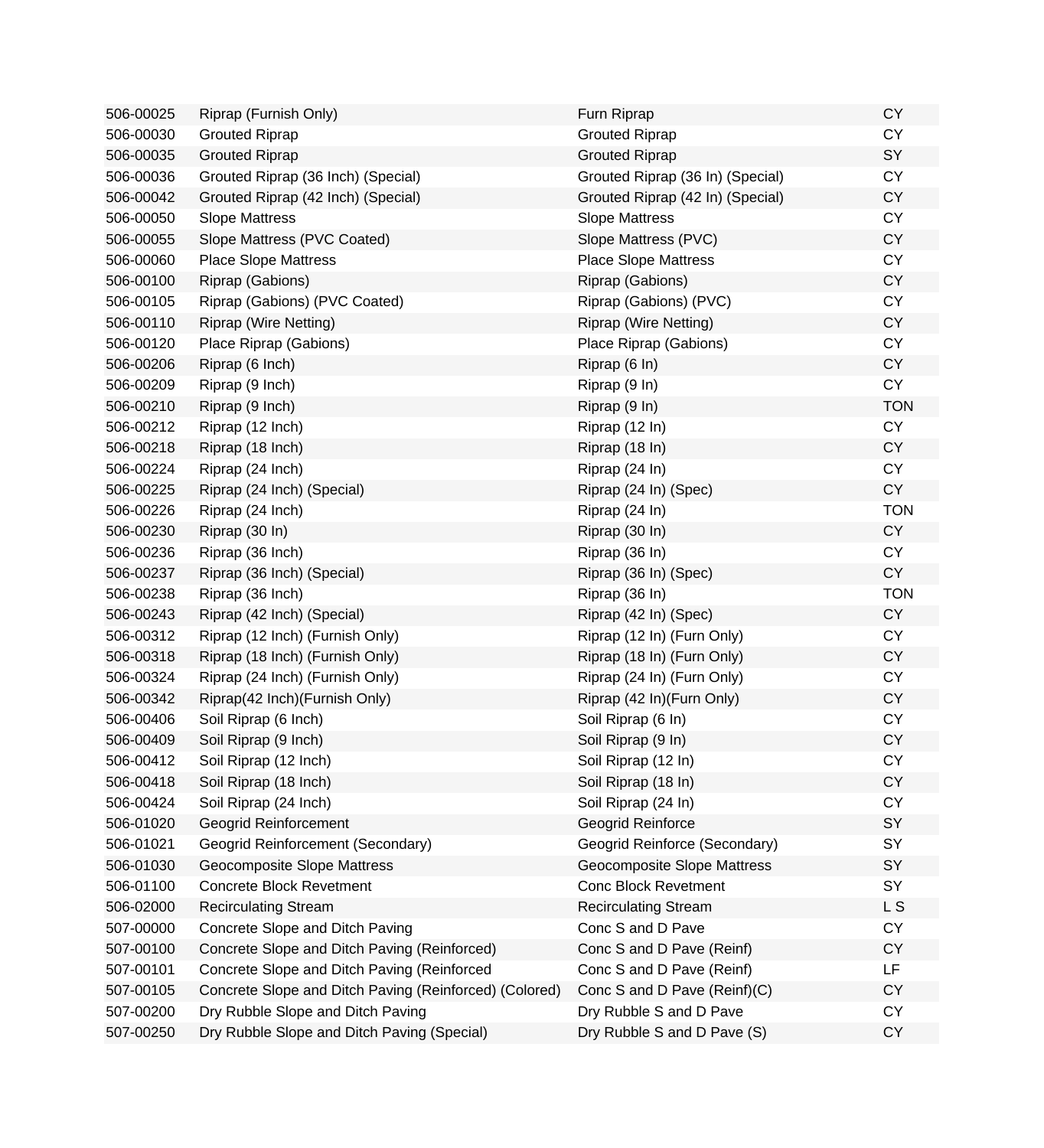| | | | |
|---|---|---|---|
| 506-00025 | Riprap (Furnish Only) | Furn Riprap | CY |
| 506-00030 | Grouted Riprap | Grouted Riprap | CY |
| 506-00035 | Grouted Riprap | Grouted Riprap | SY |
| 506-00036 | Grouted Riprap (36 Inch) (Special) | Grouted Riprap (36 In) (Special) | CY |
| 506-00042 | Grouted Riprap (42 Inch) (Special) | Grouted Riprap (42 In) (Special) | CY |
| 506-00050 | Slope Mattress | Slope Mattress | CY |
| 506-00055 | Slope Mattress (PVC Coated) | Slope Mattress (PVC) | CY |
| 506-00060 | Place Slope Mattress | Place Slope Mattress | CY |
| 506-00100 | Riprap (Gabions) | Riprap (Gabions) | CY |
| 506-00105 | Riprap (Gabions) (PVC Coated) | Riprap (Gabions) (PVC) | CY |
| 506-00110 | Riprap (Wire Netting) | Riprap (Wire Netting) | CY |
| 506-00120 | Place Riprap (Gabions) | Place Riprap (Gabions) | CY |
| 506-00206 | Riprap (6 Inch) | Riprap (6 In) | CY |
| 506-00209 | Riprap (9 Inch) | Riprap (9 In) | CY |
| 506-00210 | Riprap (9 Inch) | Riprap (9 In) | TON |
| 506-00212 | Riprap (12 Inch) | Riprap (12 In) | CY |
| 506-00218 | Riprap (18 Inch) | Riprap (18 In) | CY |
| 506-00224 | Riprap (24 Inch) | Riprap (24 In) | CY |
| 506-00225 | Riprap (24 Inch) (Special) | Riprap (24 In) (Spec) | CY |
| 506-00226 | Riprap (24 Inch) | Riprap (24 In) | TON |
| 506-00230 | Riprap (30 In) | Riprap (30 In) | CY |
| 506-00236 | Riprap (36 Inch) | Riprap (36 In) | CY |
| 506-00237 | Riprap (36 Inch) (Special) | Riprap (36 In) (Spec) | CY |
| 506-00238 | Riprap (36 Inch) | Riprap (36 In) | TON |
| 506-00243 | Riprap (42 Inch) (Special) | Riprap (42 In) (Spec) | CY |
| 506-00312 | Riprap (12 Inch) (Furnish Only) | Riprap (12 In) (Furn Only) | CY |
| 506-00318 | Riprap (18 Inch) (Furnish Only) | Riprap (18 In) (Furn Only) | CY |
| 506-00324 | Riprap (24 Inch) (Furnish Only) | Riprap (24 In) (Furn Only) | CY |
| 506-00342 | Riprap(42 Inch)(Furnish Only) | Riprap (42 In)(Furn Only) | CY |
| 506-00406 | Soil Riprap (6 Inch) | Soil Riprap (6 In) | CY |
| 506-00409 | Soil Riprap (9 Inch) | Soil Riprap (9 In) | CY |
| 506-00412 | Soil Riprap (12 Inch) | Soil Riprap (12 In) | CY |
| 506-00418 | Soil Riprap (18 Inch) | Soil Riprap (18 In) | CY |
| 506-00424 | Soil Riprap (24 Inch) | Soil Riprap (24 In) | CY |
| 506-01020 | Geogrid Reinforcement | Geogrid Reinforce | SY |
| 506-01021 | Geogrid Reinforcement (Secondary) | Geogrid Reinforce (Secondary) | SY |
| 506-01030 | Geocomposite Slope Mattress | Geocomposite Slope Mattress | SY |
| 506-01100 | Concrete Block Revetment | Conc Block Revetment | SY |
| 506-02000 | Recirculating Stream | Recirculating Stream | L S |
| 507-00000 | Concrete Slope and Ditch Paving | Conc S and D Pave | CY |
| 507-00100 | Concrete Slope and Ditch Paving (Reinforced) | Conc S and D Pave (Reinf) | CY |
| 507-00101 | Concrete Slope and Ditch Paving (Reinforced | Conc S and D Pave (Reinf) | LF |
| 507-00105 | Concrete Slope and Ditch Paving (Reinforced) (Colored) | Conc S and D Pave (Reinf)(C) | CY |
| 507-00200 | Dry Rubble Slope and Ditch Paving | Dry Rubble S and D Pave | CY |
| 507-00250 | Dry Rubble Slope and Ditch Paving (Special) | Dry Rubble S and D Pave (S) | CY |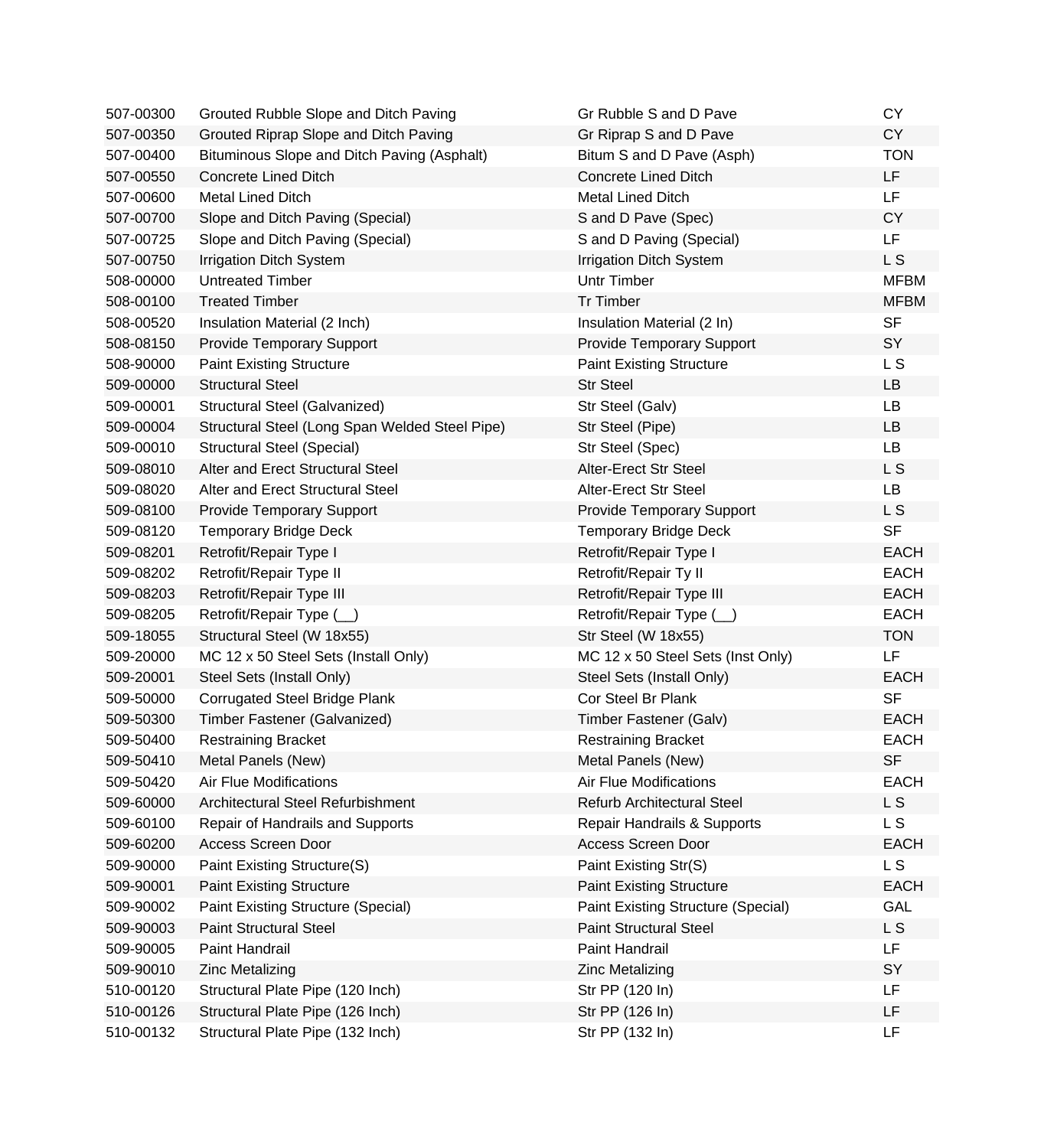| | | | |
|---|---|---|---|
| 507-00300 | Grouted Rubble Slope and Ditch Paving | Gr Rubble S and D Pave | CY |
| 507-00350 | Grouted Riprap Slope and Ditch Paving | Gr Riprap S and D Pave | CY |
| 507-00400 | Bituminous Slope and Ditch Paving (Asphalt) | Bitum S and D Pave (Asph) | TON |
| 507-00550 | Concrete Lined Ditch | Concrete Lined Ditch | LF |
| 507-00600 | Metal Lined Ditch | Metal Lined Ditch | LF |
| 507-00700 | Slope and Ditch Paving (Special) | S and D Pave (Spec) | CY |
| 507-00725 | Slope and Ditch Paving (Special) | S and D Paving (Special) | LF |
| 507-00750 | Irrigation Ditch System | Irrigation Ditch System | L S |
| 508-00000 | Untreated Timber | Untr Timber | MFBM |
| 508-00100 | Treated Timber | Tr Timber | MFBM |
| 508-00520 | Insulation Material (2 Inch) | Insulation Material (2 In) | SF |
| 508-08150 | Provide Temporary Support | Provide Temporary Support | SY |
| 508-90000 | Paint Existing Structure | Paint Existing Structure | L S |
| 509-00000 | Structural Steel | Str Steel | LB |
| 509-00001 | Structural Steel (Galvanized) | Str Steel (Galv) | LB |
| 509-00004 | Structural Steel (Long Span Welded Steel Pipe) | Str Steel (Pipe) | LB |
| 509-00010 | Structural Steel (Special) | Str Steel (Spec) | LB |
| 509-08010 | Alter and Erect Structural Steel | Alter-Erect Str Steel | L S |
| 509-08020 | Alter and Erect Structural Steel | Alter-Erect Str Steel | LB |
| 509-08100 | Provide Temporary Support | Provide Temporary Support | L S |
| 509-08120 | Temporary Bridge Deck | Temporary Bridge Deck | SF |
| 509-08201 | Retrofit/Repair Type I | Retrofit/Repair Type I | EACH |
| 509-08202 | Retrofit/Repair Type II | Retrofit/Repair Ty II | EACH |
| 509-08203 | Retrofit/Repair Type III | Retrofit/Repair Type III | EACH |
| 509-08205 | Retrofit/Repair Type (__) | Retrofit/Repair Type (__) | EACH |
| 509-18055 | Structural Steel (W 18x55) | Str Steel (W 18x55) | TON |
| 509-20000 | MC 12 x 50 Steel Sets (Install Only) | MC 12 x 50 Steel Sets (Inst Only) | LF |
| 509-20001 | Steel Sets (Install Only) | Steel Sets (Install Only) | EACH |
| 509-50000 | Corrugated Steel Bridge Plank | Cor Steel Br Plank | SF |
| 509-50300 | Timber Fastener (Galvanized) | Timber Fastener (Galv) | EACH |
| 509-50400 | Restraining Bracket | Restraining Bracket | EACH |
| 509-50410 | Metal Panels (New) | Metal Panels (New) | SF |
| 509-50420 | Air Flue Modifications | Air Flue Modifications | EACH |
| 509-60000 | Architectural Steel Refurbishment | Refurb Architectural Steel | L S |
| 509-60100 | Repair of Handrails and Supports | Repair Handrails & Supports | L S |
| 509-60200 | Access Screen Door | Access Screen Door | EACH |
| 509-90000 | Paint Existing Structure(S) | Paint Existing Str(S) | L S |
| 509-90001 | Paint Existing Structure | Paint Existing Structure | EACH |
| 509-90002 | Paint Existing Structure (Special) | Paint Existing Structure (Special) | GAL |
| 509-90003 | Paint Structural Steel | Paint Structural Steel | L S |
| 509-90005 | Paint Handrail | Paint Handrail | LF |
| 509-90010 | Zinc Metalizing | Zinc Metalizing | SY |
| 510-00120 | Structural Plate Pipe (120 Inch) | Str PP (120 In) | LF |
| 510-00126 | Structural Plate Pipe (126 Inch) | Str PP (126 In) | LF |
| 510-00132 | Structural Plate Pipe (132 Inch) | Str PP (132 In) | LF |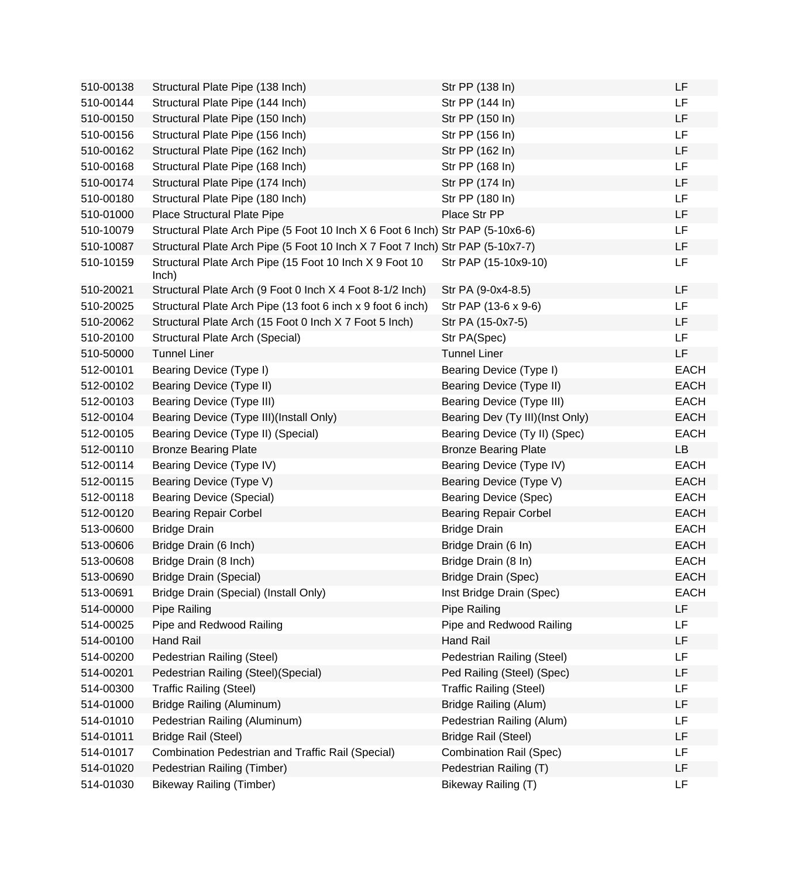| | | | |
|---|---|---|---|
| 510-00138 | Structural Plate Pipe (138 Inch) | Str PP (138 In) | LF |
| 510-00144 | Structural Plate Pipe (144 Inch) | Str PP (144 In) | LF |
| 510-00150 | Structural Plate Pipe (150 Inch) | Str PP (150 In) | LF |
| 510-00156 | Structural Plate Pipe (156 Inch) | Str PP (156 In) | LF |
| 510-00162 | Structural Plate Pipe (162 Inch) | Str PP (162 In) | LF |
| 510-00168 | Structural Plate Pipe (168 Inch) | Str PP (168 In) | LF |
| 510-00174 | Structural Plate Pipe (174 Inch) | Str PP (174 In) | LF |
| 510-00180 | Structural Plate Pipe (180 Inch) | Str PP (180 In) | LF |
| 510-01000 | Place Structural Plate Pipe | Place Str PP | LF |
| 510-10079 | Structural Plate Arch Pipe (5 Foot 10 Inch X 6 Foot 6 Inch) | Str PAP (5-10x6-6) | LF |
| 510-10087 | Structural Plate Arch Pipe (5 Foot 10 Inch X 7 Foot 7 Inch) | Str PAP (5-10x7-7) | LF |
| 510-10159 | Structural Plate Arch Pipe (15 Foot 10 Inch X 9 Foot 10 Inch) | Str PAP (15-10x9-10) | LF |
| 510-20021 | Structural Plate Arch (9 Foot 0 Inch X 4 Foot 8-1/2 Inch) | Str PA (9-0x4-8.5) | LF |
| 510-20025 | Structural Plate Arch Pipe (13 foot 6 inch x 9 foot 6 inch) | Str PAP (13-6 x 9-6) | LF |
| 510-20062 | Structural Plate Arch (15 Foot 0 Inch X 7 Foot 5 Inch) | Str PA (15-0x7-5) | LF |
| 510-20100 | Structural Plate Arch (Special) | Str PA(Spec) | LF |
| 510-50000 | Tunnel Liner | Tunnel Liner | LF |
| 512-00101 | Bearing Device (Type I) | Bearing Device (Type I) | EACH |
| 512-00102 | Bearing Device (Type II) | Bearing Device (Type II) | EACH |
| 512-00103 | Bearing Device (Type III) | Bearing Device (Type III) | EACH |
| 512-00104 | Bearing Device (Type III)(Install Only) | Bearing Dev (Ty III)(Inst Only) | EACH |
| 512-00105 | Bearing Device (Type II) (Special) | Bearing Device (Ty II) (Spec) | EACH |
| 512-00110 | Bronze Bearing Plate | Bronze Bearing Plate | LB |
| 512-00114 | Bearing Device (Type IV) | Bearing Device (Type IV) | EACH |
| 512-00115 | Bearing Device (Type V) | Bearing Device (Type V) | EACH |
| 512-00118 | Bearing Device (Special) | Bearing Device (Spec) | EACH |
| 512-00120 | Bearing Repair Corbel | Bearing Repair Corbel | EACH |
| 513-00600 | Bridge Drain | Bridge Drain | EACH |
| 513-00606 | Bridge Drain (6 Inch) | Bridge Drain (6 In) | EACH |
| 513-00608 | Bridge Drain (8 Inch) | Bridge Drain (8 In) | EACH |
| 513-00690 | Bridge Drain (Special) | Bridge Drain (Spec) | EACH |
| 513-00691 | Bridge Drain (Special) (Install Only) | Inst Bridge Drain (Spec) | EACH |
| 514-00000 | Pipe Railing | Pipe Railing | LF |
| 514-00025 | Pipe and Redwood Railing | Pipe and Redwood Railing | LF |
| 514-00100 | Hand Rail | Hand Rail | LF |
| 514-00200 | Pedestrian Railing (Steel) | Pedestrian Railing (Steel) | LF |
| 514-00201 | Pedestrian Railing (Steel)(Special) | Ped Railing (Steel) (Spec) | LF |
| 514-00300 | Traffic Railing (Steel) | Traffic Railing (Steel) | LF |
| 514-01000 | Bridge Railing (Aluminum) | Bridge Railing (Alum) | LF |
| 514-01010 | Pedestrian Railing (Aluminum) | Pedestrian Railing (Alum) | LF |
| 514-01011 | Bridge Rail (Steel) | Bridge Rail (Steel) | LF |
| 514-01017 | Combination Pedestrian and Traffic Rail (Special) | Combination Rail (Spec) | LF |
| 514-01020 | Pedestrian Railing (Timber) | Pedestrian Railing (T) | LF |
| 514-01030 | Bikeway Railing (Timber) | Bikeway Railing (T) | LF |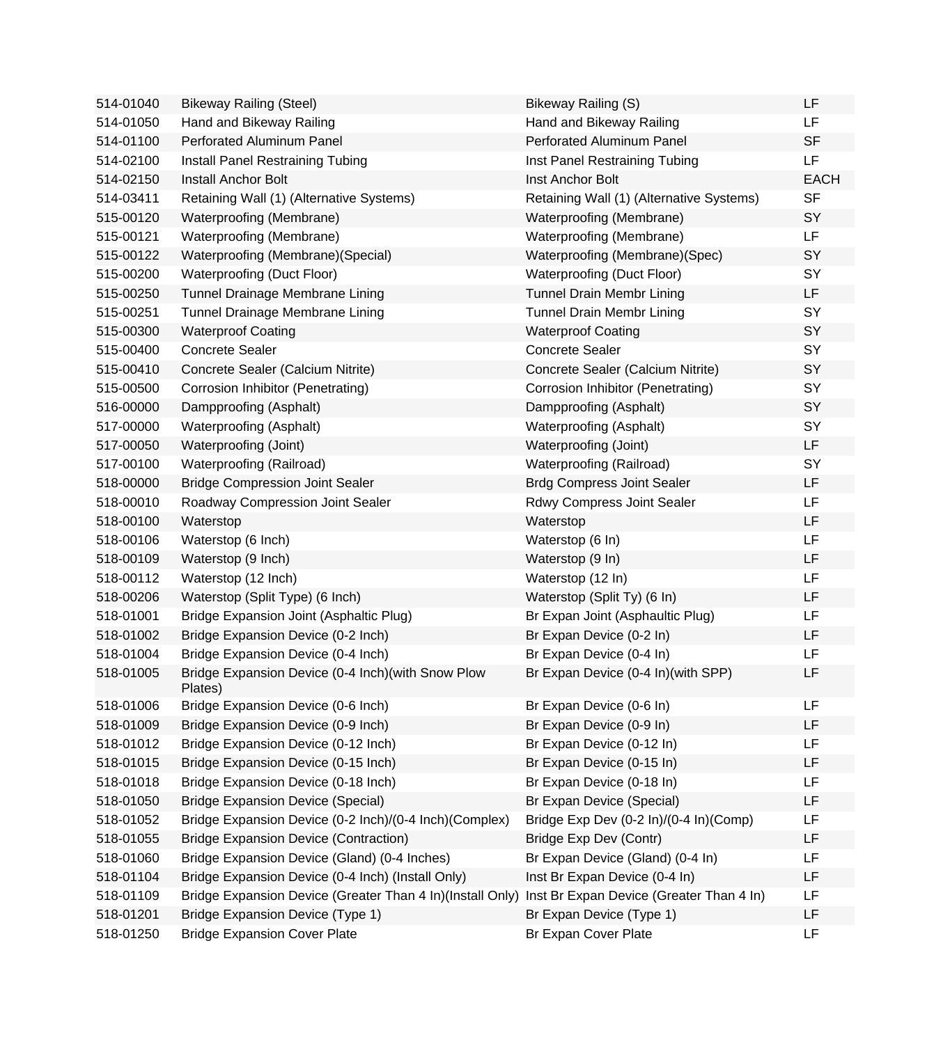| | | | |
|---|---|---|---|
| 514-01040 | Bikeway Railing (Steel) | Bikeway Railing (S) | LF |
| 514-01050 | Hand and Bikeway Railing | Hand and Bikeway Railing | LF |
| 514-01100 | Perforated Aluminum Panel | Perforated Aluminum Panel | SF |
| 514-02100 | Install Panel Restraining Tubing | Inst Panel Restraining Tubing | LF |
| 514-02150 | Install Anchor Bolt | Inst Anchor Bolt | EACH |
| 514-03411 | Retaining Wall (1) (Alternative Systems) | Retaining Wall (1) (Alternative Systems) | SF |
| 515-00120 | Waterproofing (Membrane) | Waterproofing (Membrane) | SY |
| 515-00121 | Waterproofing (Membrane) | Waterproofing (Membrane) | LF |
| 515-00122 | Waterproofing (Membrane)(Special) | Waterproofing (Membrane)(Spec) | SY |
| 515-00200 | Waterproofing (Duct Floor) | Waterproofing (Duct Floor) | SY |
| 515-00250 | Tunnel Drainage Membrane Lining | Tunnel Drain Membr Lining | LF |
| 515-00251 | Tunnel Drainage Membrane Lining | Tunnel Drain Membr Lining | SY |
| 515-00300 | Waterproof Coating | Waterproof Coating | SY |
| 515-00400 | Concrete Sealer | Concrete Sealer | SY |
| 515-00410 | Concrete Sealer (Calcium Nitrite) | Concrete Sealer (Calcium Nitrite) | SY |
| 515-00500 | Corrosion Inhibitor (Penetrating) | Corrosion Inhibitor (Penetrating) | SY |
| 516-00000 | Dampproofing (Asphalt) | Dampproofing (Asphalt) | SY |
| 517-00000 | Waterproofing (Asphalt) | Waterproofing (Asphalt) | SY |
| 517-00050 | Waterproofing (Joint) | Waterproofing (Joint) | LF |
| 517-00100 | Waterproofing (Railroad) | Waterproofing (Railroad) | SY |
| 518-00000 | Bridge Compression Joint Sealer | Brdg Compress Joint Sealer | LF |
| 518-00010 | Roadway Compression Joint Sealer | Rdwy Compress Joint Sealer | LF |
| 518-00100 | Waterstop | Waterstop | LF |
| 518-00106 | Waterstop (6 Inch) | Waterstop (6 In) | LF |
| 518-00109 | Waterstop (9 Inch) | Waterstop (9 In) | LF |
| 518-00112 | Waterstop (12 Inch) | Waterstop (12 In) | LF |
| 518-00206 | Waterstop (Split Type) (6 Inch) | Waterstop (Split Ty) (6 In) | LF |
| 518-01001 | Bridge Expansion Joint (Asphaltic Plug) | Br Expan Joint (Asphaultic Plug) | LF |
| 518-01002 | Bridge Expansion Device (0-2 Inch) | Br Expan Device (0-2 In) | LF |
| 518-01004 | Bridge Expansion Device (0-4 Inch) | Br Expan Device (0-4 In) | LF |
| 518-01005 | Bridge Expansion Device (0-4 Inch)(with Snow Plow Plates) | Br Expan Device (0-4 In)(with SPP) | LF |
| 518-01006 | Bridge Expansion Device (0-6 Inch) | Br Expan Device (0-6 In) | LF |
| 518-01009 | Bridge Expansion Device (0-9 Inch) | Br Expan Device (0-9 In) | LF |
| 518-01012 | Bridge Expansion Device (0-12 Inch) | Br Expan Device (0-12 In) | LF |
| 518-01015 | Bridge Expansion Device (0-15 Inch) | Br Expan Device (0-15 In) | LF |
| 518-01018 | Bridge Expansion Device (0-18 Inch) | Br Expan Device (0-18 In) | LF |
| 518-01050 | Bridge Expansion Device (Special) | Br Expan Device (Special) | LF |
| 518-01052 | Bridge Expansion Device (0-2 Inch)/(0-4 Inch)(Complex) | Bridge Exp Dev (0-2 In)/(0-4 In)(Comp) | LF |
| 518-01055 | Bridge Expansion Device (Contraction) | Bridge Exp Dev (Contr) | LF |
| 518-01060 | Bridge Expansion Device (Gland) (0-4 Inches) | Br Expan Device (Gland) (0-4 In) | LF |
| 518-01104 | Bridge Expansion Device (0-4 Inch) (Install Only) | Inst Br Expan Device (0-4 In) | LF |
| 518-01109 | Bridge Expansion Device (Greater Than 4 In)(Install Only) | Inst Br Expan Device (Greater Than 4 In) | LF |
| 518-01201 | Bridge Expansion Device (Type 1) | Br Expan Device (Type 1) | LF |
| 518-01250 | Bridge Expansion Cover Plate | Br Expan Cover Plate | LF |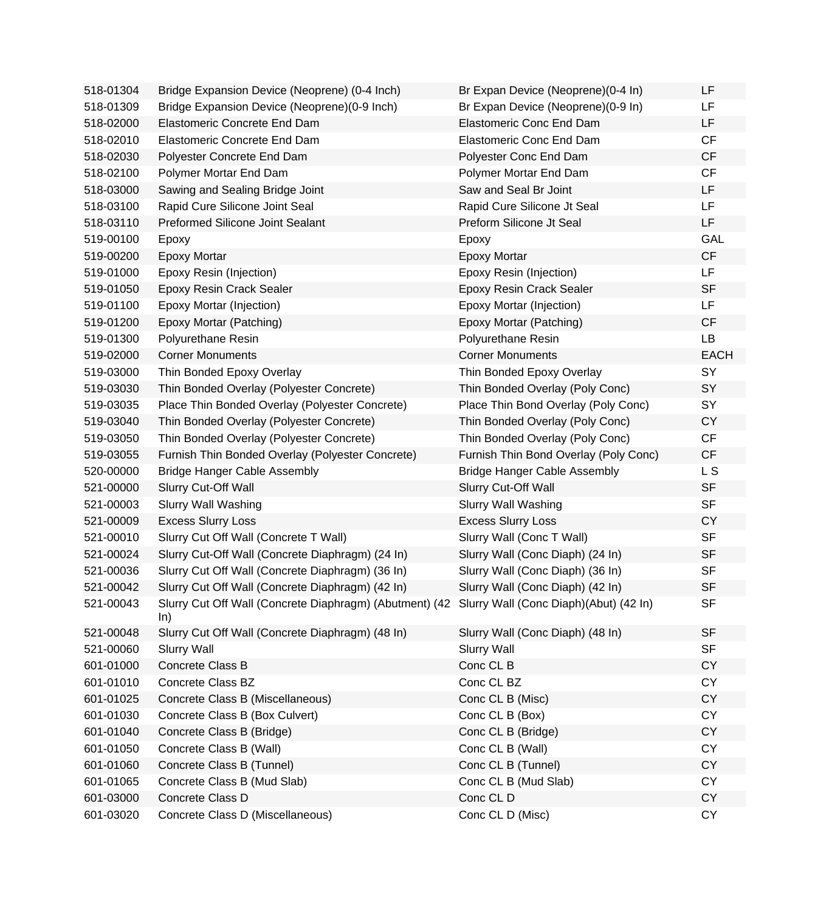| 518-01304 | Bridge Expansion Device (Neoprene) (0-4 Inch) | Br Expan Device (Neoprene)(0-4 In) | LF |
|---|---|---|---|
| 518-01309 | Bridge Expansion Device (Neoprene)(0-9 Inch) | Br Expan Device (Neoprene)(0-9 In) | LF |
| 518-02000 | Elastomeric Concrete End Dam | Elastomeric Conc End Dam | LF |
| 518-02010 | Elastomeric Concrete End Dam | Elastomeric Conc End Dam | CF |
| 518-02030 | Polyester Concrete End Dam | Polyester Conc End Dam | CF |
| 518-02100 | Polymer Mortar End Dam | Polymer Mortar End Dam | CF |
| 518-03000 | Sawing and Sealing Bridge Joint | Saw and Seal Br Joint | LF |
| 518-03100 | Rapid Cure Silicone Joint Seal | Rapid Cure Silicone Jt Seal | LF |
| 518-03110 | Preformed Silicone Joint Sealant | Preform Silicone Jt Seal | LF |
| 519-00100 | Epoxy | Epoxy | GAL |
| 519-00200 | Epoxy Mortar | Epoxy Mortar | CF |
| 519-01000 | Epoxy Resin (Injection) | Epoxy Resin (Injection) | LF |
| 519-01050 | Epoxy Resin Crack Sealer | Epoxy Resin Crack Sealer | SF |
| 519-01100 | Epoxy Mortar (Injection) | Epoxy Mortar (Injection) | LF |
| 519-01200 | Epoxy Mortar (Patching) | Epoxy Mortar (Patching) | CF |
| 519-01300 | Polyurethane Resin | Polyurethane Resin | LB |
| 519-02000 | Corner Monuments | Corner Monuments | EACH |
| 519-03000 | Thin Bonded Epoxy Overlay | Thin Bonded Epoxy Overlay | SY |
| 519-03030 | Thin Bonded Overlay (Polyester Concrete) | Thin Bonded Overlay (Poly Conc) | SY |
| 519-03035 | Place Thin Bonded Overlay (Polyester Concrete) | Place Thin Bond Overlay (Poly Conc) | SY |
| 519-03040 | Thin Bonded Overlay (Polyester Concrete) | Thin Bonded Overlay (Poly Conc) | CY |
| 519-03050 | Thin Bonded Overlay (Polyester Concrete) | Thin Bonded Overlay (Poly Conc) | CF |
| 519-03055 | Furnish Thin Bonded Overlay (Polyester Concrete) | Furnish Thin Bond Overlay (Poly Conc) | CF |
| 520-00000 | Bridge Hanger Cable Assembly | Bridge Hanger Cable Assembly | L S |
| 521-00000 | Slurry Cut-Off Wall | Slurry Cut-Off Wall | SF |
| 521-00003 | Slurry Wall Washing | Slurry Wall Washing | SF |
| 521-00009 | Excess Slurry Loss | Excess Slurry Loss | CY |
| 521-00010 | Slurry Cut Off Wall (Concrete T Wall) | Slurry Wall (Conc T Wall) | SF |
| 521-00024 | Slurry Cut-Off Wall (Concrete Diaphragm) (24 In) | Slurry Wall (Conc Diaph) (24 In) | SF |
| 521-00036 | Slurry Cut Off Wall (Concrete Diaphragm) (36 In) | Slurry Wall (Conc Diaph) (36 In) | SF |
| 521-00042 | Slurry Cut Off Wall (Concrete Diaphragm) (42 In) | Slurry Wall (Conc Diaph) (42 In) | SF |
| 521-00043 | Slurry Cut Off Wall (Concrete Diaphragm) (Abutment) (42 In) | Slurry Wall (Conc Diaph)(Abut) (42 In) | SF |
| 521-00048 | Slurry Cut Off Wall (Concrete Diaphragm) (48 In) | Slurry Wall (Conc Diaph) (48 In) | SF |
| 521-00060 | Slurry Wall | Slurry Wall | SF |
| 601-01000 | Concrete Class B | Conc CL B | CY |
| 601-01010 | Concrete Class BZ | Conc CL BZ | CY |
| 601-01025 | Concrete Class B (Miscellaneous) | Conc CL B (Misc) | CY |
| 601-01030 | Concrete Class B (Box Culvert) | Conc CL B (Box) | CY |
| 601-01040 | Concrete Class B (Bridge) | Conc CL B (Bridge) | CY |
| 601-01050 | Concrete Class B (Wall) | Conc CL B (Wall) | CY |
| 601-01060 | Concrete Class B (Tunnel) | Conc CL B (Tunnel) | CY |
| 601-01065 | Concrete Class B (Mud Slab) | Conc CL B (Mud Slab) | CY |
| 601-03000 | Concrete Class D | Conc CL D | CY |
| 601-03020 | Concrete Class D (Miscellaneous) | Conc CL D (Misc) | CY |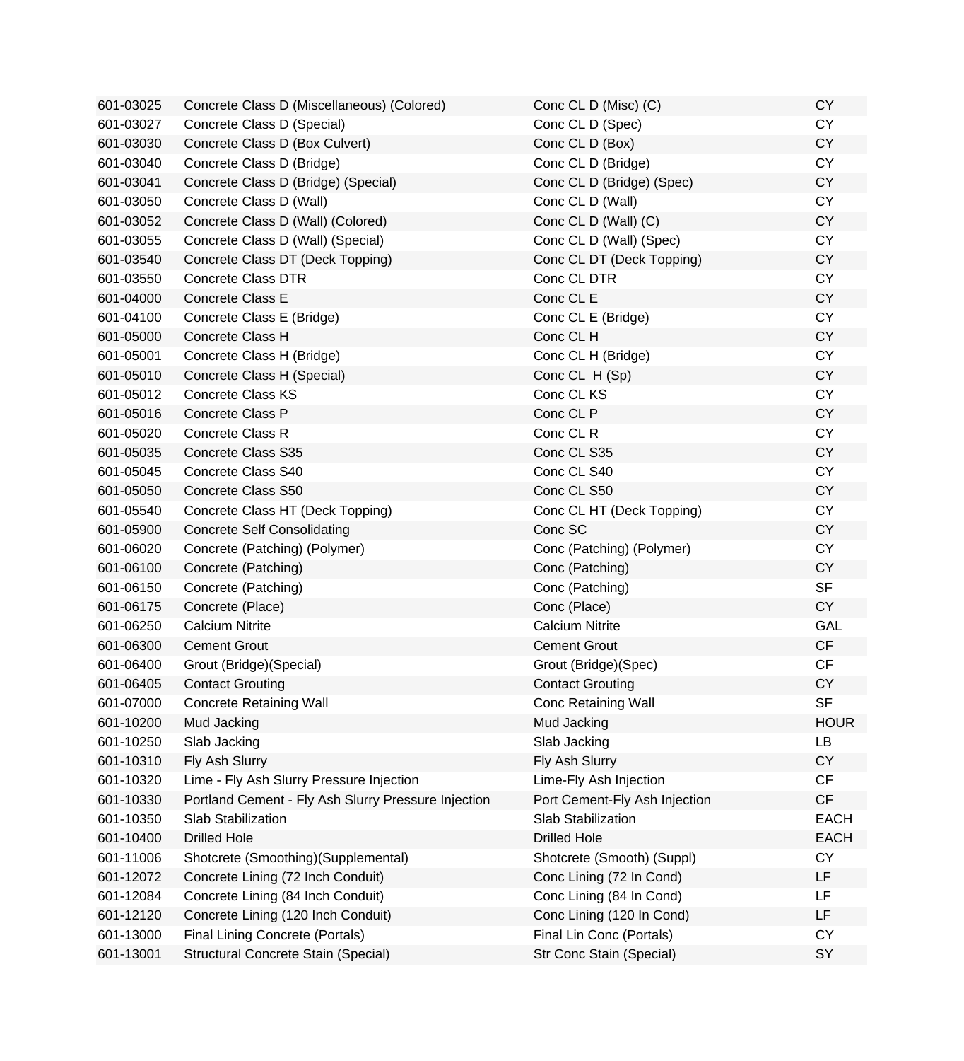| | | | |
|---|---|---|---|
| 601-03025 | Concrete Class D (Miscellaneous) (Colored) | Conc CL D (Misc) (C) | CY |
| 601-03027 | Concrete Class D (Special) | Conc CL D (Spec) | CY |
| 601-03030 | Concrete Class D (Box Culvert) | Conc CL D (Box) | CY |
| 601-03040 | Concrete Class D (Bridge) | Conc CL D (Bridge) | CY |
| 601-03041 | Concrete Class D (Bridge) (Special) | Conc CL D (Bridge) (Spec) | CY |
| 601-03050 | Concrete Class D (Wall) | Conc CL D (Wall) | CY |
| 601-03052 | Concrete Class D (Wall) (Colored) | Conc CL D (Wall) (C) | CY |
| 601-03055 | Concrete Class D (Wall) (Special) | Conc CL D (Wall) (Spec) | CY |
| 601-03540 | Concrete Class DT (Deck Topping) | Conc CL DT (Deck Topping) | CY |
| 601-03550 | Concrete Class DTR | Conc CL DTR | CY |
| 601-04000 | Concrete Class E | Conc CL E | CY |
| 601-04100 | Concrete Class E (Bridge) | Conc CL E (Bridge) | CY |
| 601-05000 | Concrete Class H | Conc CL H | CY |
| 601-05001 | Concrete Class H (Bridge) | Conc CL H (Bridge) | CY |
| 601-05010 | Concrete Class H (Special) | Conc CL H (Sp) | CY |
| 601-05012 | Concrete Class KS | Conc CL KS | CY |
| 601-05016 | Concrete Class P | Conc CL P | CY |
| 601-05020 | Concrete Class R | Conc CL R | CY |
| 601-05035 | Concrete Class S35 | Conc CL S35 | CY |
| 601-05045 | Concrete Class S40 | Conc CL S40 | CY |
| 601-05050 | Concrete Class S50 | Conc CL S50 | CY |
| 601-05540 | Concrete Class HT (Deck Topping) | Conc CL HT (Deck Topping) | CY |
| 601-05900 | Concrete Self Consolidating | Conc SC | CY |
| 601-06020 | Concrete (Patching) (Polymer) | Conc (Patching) (Polymer) | CY |
| 601-06100 | Concrete (Patching) | Conc (Patching) | CY |
| 601-06150 | Concrete (Patching) | Conc (Patching) | SF |
| 601-06175 | Concrete (Place) | Conc (Place) | CY |
| 601-06250 | Calcium Nitrite | Calcium Nitrite | GAL |
| 601-06300 | Cement Grout | Cement Grout | CF |
| 601-06400 | Grout (Bridge)(Special) | Grout (Bridge)(Spec) | CF |
| 601-06405 | Contact Grouting | Contact Grouting | CY |
| 601-07000 | Concrete Retaining Wall | Conc Retaining Wall | SF |
| 601-10200 | Mud Jacking | Mud Jacking | HOUR |
| 601-10250 | Slab Jacking | Slab Jacking | LB |
| 601-10310 | Fly Ash Slurry | Fly Ash Slurry | CY |
| 601-10320 | Lime - Fly Ash Slurry Pressure Injection | Lime-Fly Ash Injection | CF |
| 601-10330 | Portland Cement - Fly Ash Slurry Pressure Injection | Port Cement-Fly Ash Injection | CF |
| 601-10350 | Slab Stabilization | Slab Stabilization | EACH |
| 601-10400 | Drilled Hole | Drilled Hole | EACH |
| 601-11006 | Shotcrete (Smoothing)(Supplemental) | Shotcrete (Smooth) (Suppl) | CY |
| 601-12072 | Concrete Lining (72 Inch Conduit) | Conc Lining (72 In Cond) | LF |
| 601-12084 | Concrete Lining (84 Inch Conduit) | Conc Lining (84 In Cond) | LF |
| 601-12120 | Concrete Lining (120 Inch Conduit) | Conc Lining (120 In Cond) | LF |
| 601-13000 | Final Lining Concrete (Portals) | Final Lin Conc (Portals) | CY |
| 601-13001 | Structural Concrete Stain (Special) | Str Conc Stain (Special) | SY |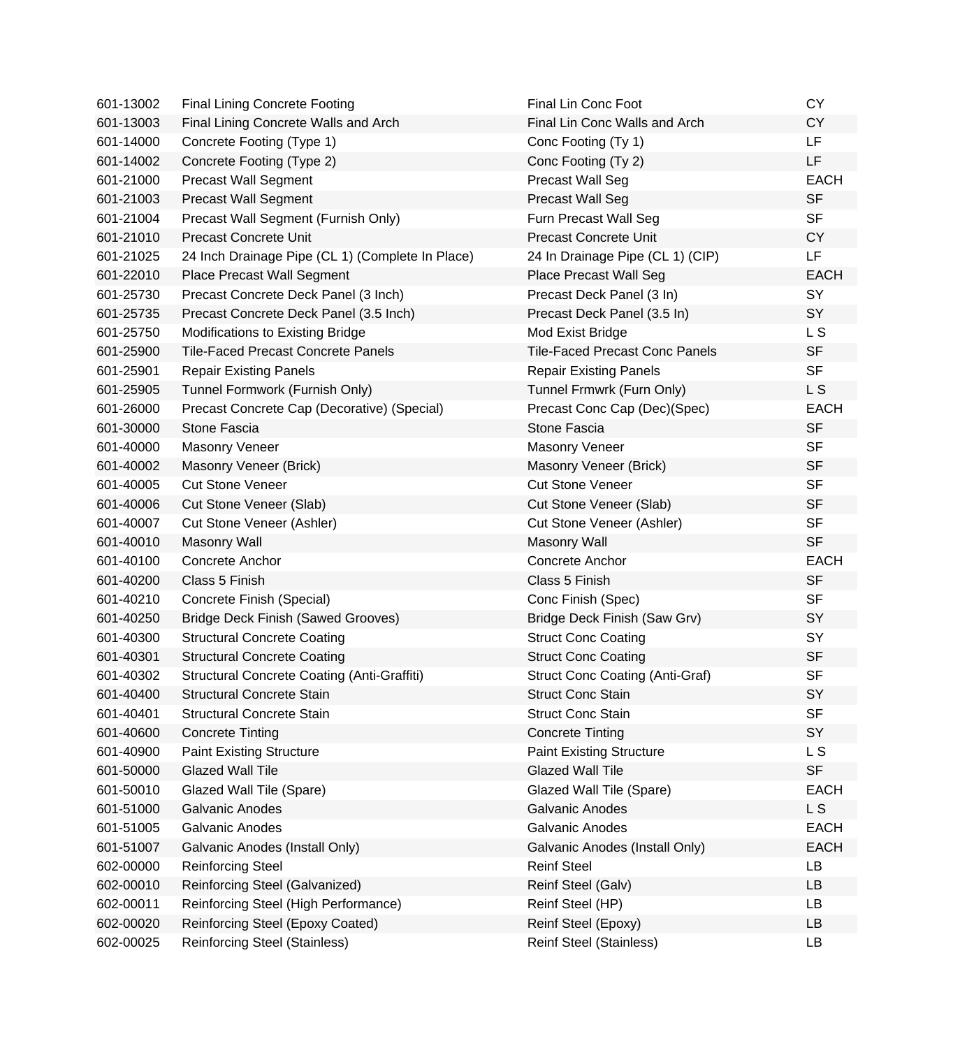| | | | |
|---|---|---|---|
| 601-13002 | Final Lining Concrete Footing | Final Lin Conc Foot | CY |
| 601-13003 | Final Lining Concrete Walls and Arch | Final Lin Conc Walls and Arch | CY |
| 601-14000 | Concrete Footing (Type 1) | Conc Footing (Ty 1) | LF |
| 601-14002 | Concrete Footing (Type 2) | Conc Footing (Ty 2) | LF |
| 601-21000 | Precast Wall Segment | Precast Wall Seg | EACH |
| 601-21003 | Precast Wall Segment | Precast Wall Seg | SF |
| 601-21004 | Precast Wall Segment (Furnish Only) | Furn Precast Wall Seg | SF |
| 601-21010 | Precast Concrete Unit | Precast Concrete Unit | CY |
| 601-21025 | 24 Inch Drainage Pipe (CL 1) (Complete In Place) | 24 In Drainage Pipe (CL 1) (CIP) | LF |
| 601-22010 | Place Precast Wall Segment | Place Precast Wall Seg | EACH |
| 601-25730 | Precast Concrete Deck Panel (3 Inch) | Precast Deck Panel (3 In) | SY |
| 601-25735 | Precast Concrete Deck Panel (3.5 Inch) | Precast Deck Panel (3.5 In) | SY |
| 601-25750 | Modifications to Existing Bridge | Mod Exist Bridge | L S |
| 601-25900 | Tile-Faced Precast Concrete Panels | Tile-Faced Precast Conc Panels | SF |
| 601-25901 | Repair Existing Panels | Repair Existing Panels | SF |
| 601-25905 | Tunnel Formwork (Furnish Only) | Tunnel Frmwrk (Furn Only) | L S |
| 601-26000 | Precast Concrete Cap (Decorative) (Special) | Precast Conc Cap (Dec)(Spec) | EACH |
| 601-30000 | Stone Fascia | Stone Fascia | SF |
| 601-40000 | Masonry Veneer | Masonry Veneer | SF |
| 601-40002 | Masonry Veneer (Brick) | Masonry Veneer (Brick) | SF |
| 601-40005 | Cut Stone Veneer | Cut Stone Veneer | SF |
| 601-40006 | Cut Stone Veneer (Slab) | Cut Stone Veneer (Slab) | SF |
| 601-40007 | Cut Stone Veneer (Ashler) | Cut Stone Veneer (Ashler) | SF |
| 601-40010 | Masonry Wall | Masonry Wall | SF |
| 601-40100 | Concrete Anchor | Concrete Anchor | EACH |
| 601-40200 | Class 5 Finish | Class 5 Finish | SF |
| 601-40210 | Concrete Finish (Special) | Conc Finish (Spec) | SF |
| 601-40250 | Bridge Deck Finish (Sawed Grooves) | Bridge Deck Finish (Saw Grv) | SY |
| 601-40300 | Structural Concrete Coating | Struct Conc Coating | SY |
| 601-40301 | Structural Concrete Coating | Struct Conc Coating | SF |
| 601-40302 | Structural Concrete Coating (Anti-Graffiti) | Struct Conc Coating (Anti-Graf) | SF |
| 601-40400 | Structural Concrete Stain | Struct Conc Stain | SY |
| 601-40401 | Structural Concrete Stain | Struct Conc Stain | SF |
| 601-40600 | Concrete Tinting | Concrete Tinting | SY |
| 601-40900 | Paint Existing Structure | Paint Existing Structure | L S |
| 601-50000 | Glazed Wall Tile | Glazed Wall Tile | SF |
| 601-50010 | Glazed Wall Tile (Spare) | Glazed Wall Tile (Spare) | EACH |
| 601-51000 | Galvanic Anodes | Galvanic Anodes | L S |
| 601-51005 | Galvanic Anodes | Galvanic Anodes | EACH |
| 601-51007 | Galvanic Anodes (Install Only) | Galvanic Anodes (Install Only) | EACH |
| 602-00000 | Reinforcing Steel | Reinf Steel | LB |
| 602-00010 | Reinforcing Steel (Galvanized) | Reinf Steel (Galv) | LB |
| 602-00011 | Reinforcing Steel (High Performance) | Reinf Steel (HP) | LB |
| 602-00020 | Reinforcing Steel (Epoxy Coated) | Reinf Steel (Epoxy) | LB |
| 602-00025 | Reinforcing Steel (Stainless) | Reinf Steel (Stainless) | LB |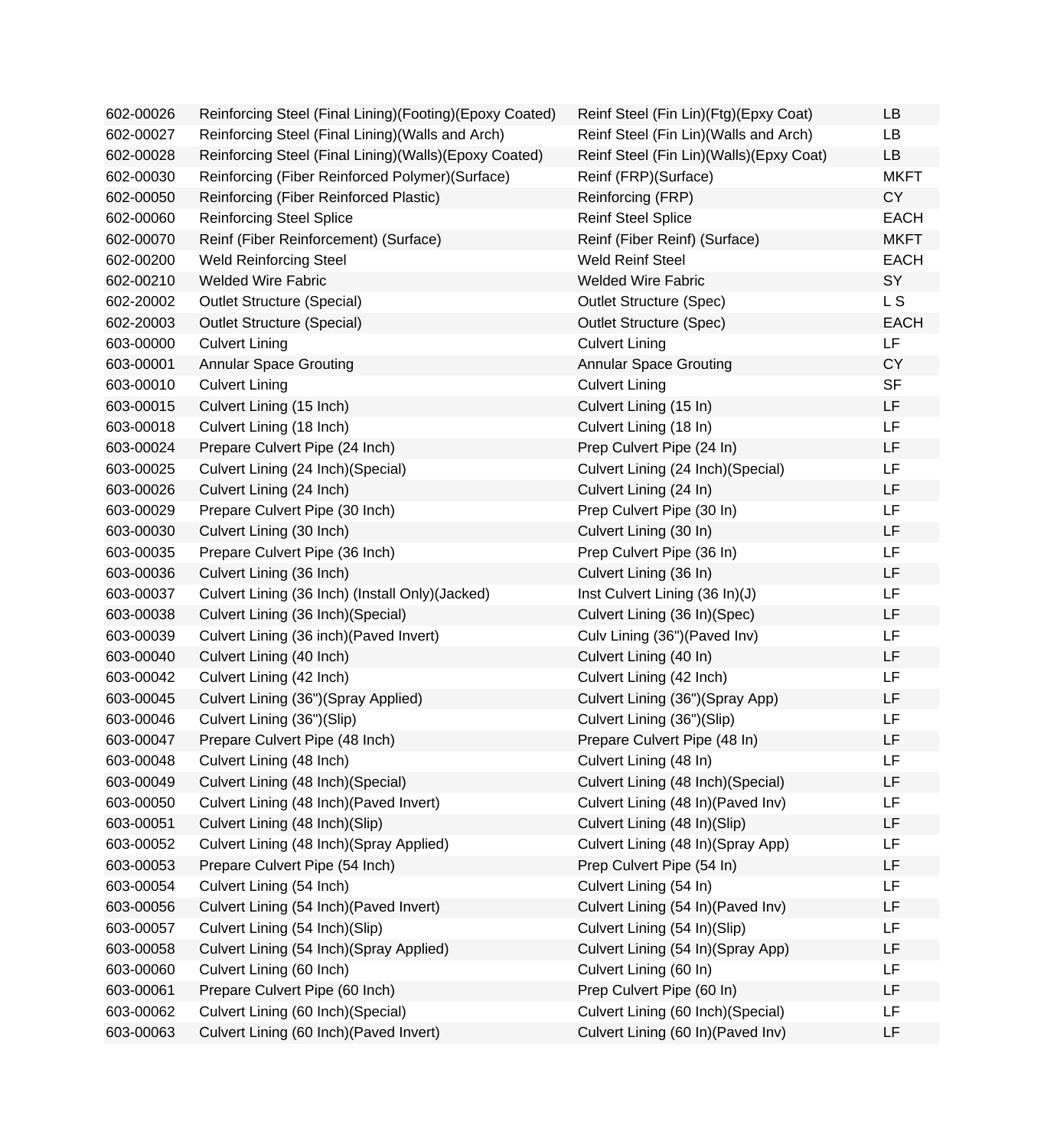| | | | |
|---|---|---|---|
| 602-00026 | Reinforcing Steel (Final Lining)(Footing)(Epoxy Coated) | Reinf Steel (Fin Lin)(Ftg)(Epxy Coat) | LB |
| 602-00027 | Reinforcing Steel (Final Lining)(Walls and Arch) | Reinf Steel (Fin Lin)(Walls and Arch) | LB |
| 602-00028 | Reinforcing Steel (Final Lining)(Walls)(Epoxy Coated) | Reinf Steel (Fin Lin)(Walls)(Epxy Coat) | LB |
| 602-00030 | Reinforcing (Fiber Reinforced Polymer)(Surface) | Reinf (FRP)(Surface) | MKFT |
| 602-00050 | Reinforcing (Fiber Reinforced Plastic) | Reinforcing (FRP) | CY |
| 602-00060 | Reinforcing Steel Splice | Reinf Steel Splice | EACH |
| 602-00070 | Reinf (Fiber Reinforcement) (Surface) | Reinf (Fiber Reinf) (Surface) | MKFT |
| 602-00200 | Weld Reinforcing Steel | Weld Reinf Steel | EACH |
| 602-00210 | Welded Wire Fabric | Welded Wire Fabric | SY |
| 602-20002 | Outlet Structure (Special) | Outlet Structure (Spec) | L S |
| 602-20003 | Outlet Structure (Special) | Outlet Structure (Spec) | EACH |
| 603-00000 | Culvert Lining | Culvert Lining | LF |
| 603-00001 | Annular Space Grouting | Annular Space Grouting | CY |
| 603-00010 | Culvert Lining | Culvert Lining | SF |
| 603-00015 | Culvert Lining (15 Inch) | Culvert Lining (15 In) | LF |
| 603-00018 | Culvert Lining (18 Inch) | Culvert Lining (18 In) | LF |
| 603-00024 | Prepare Culvert Pipe (24 Inch) | Prep Culvert Pipe (24 In) | LF |
| 603-00025 | Culvert Lining (24 Inch)(Special) | Culvert Lining (24 Inch)(Special) | LF |
| 603-00026 | Culvert Lining (24 Inch) | Culvert Lining (24 In) | LF |
| 603-00029 | Prepare Culvert Pipe (30 Inch) | Prep Culvert Pipe (30 In) | LF |
| 603-00030 | Culvert Lining (30 Inch) | Culvert Lining (30 In) | LF |
| 603-00035 | Prepare Culvert Pipe (36 Inch) | Prep Culvert Pipe (36 In) | LF |
| 603-00036 | Culvert Lining (36 Inch) | Culvert Lining (36 In) | LF |
| 603-00037 | Culvert Lining (36 Inch) (Install Only)(Jacked) | Inst Culvert Lining (36 In)(J) | LF |
| 603-00038 | Culvert Lining (36 Inch)(Special) | Culvert Lining (36 In)(Spec) | LF |
| 603-00039 | Culvert Lining (36 inch)(Paved Invert) | Culv Lining (36")(Paved Inv) | LF |
| 603-00040 | Culvert Lining (40 Inch) | Culvert Lining (40 In) | LF |
| 603-00042 | Culvert Lining (42 Inch) | Culvert Lining (42 Inch) | LF |
| 603-00045 | Culvert Lining (36")(Spray Applied) | Culvert Lining (36")(Spray App) | LF |
| 603-00046 | Culvert Lining (36")(Slip) | Culvert Lining (36")(Slip) | LF |
| 603-00047 | Prepare Culvert Pipe (48 Inch) | Prepare Culvert Pipe (48 In) | LF |
| 603-00048 | Culvert Lining (48 Inch) | Culvert Lining (48 In) | LF |
| 603-00049 | Culvert Lining (48 Inch)(Special) | Culvert Lining (48 Inch)(Special) | LF |
| 603-00050 | Culvert Lining (48 Inch)(Paved Invert) | Culvert Lining (48 In)(Paved Inv) | LF |
| 603-00051 | Culvert Lining (48 Inch)(Slip) | Culvert Lining (48 In)(Slip) | LF |
| 603-00052 | Culvert Lining (48 Inch)(Spray Applied) | Culvert Lining (48 In)(Spray App) | LF |
| 603-00053 | Prepare Culvert Pipe (54 Inch) | Prep Culvert Pipe (54 In) | LF |
| 603-00054 | Culvert Lining (54 Inch) | Culvert Lining (54 In) | LF |
| 603-00056 | Culvert Lining (54 Inch)(Paved Invert) | Culvert Lining (54 In)(Paved Inv) | LF |
| 603-00057 | Culvert Lining (54 Inch)(Slip) | Culvert Lining (54 In)(Slip) | LF |
| 603-00058 | Culvert Lining (54 Inch)(Spray Applied) | Culvert Lining (54 In)(Spray App) | LF |
| 603-00060 | Culvert Lining (60 Inch) | Culvert Lining (60 In) | LF |
| 603-00061 | Prepare Culvert Pipe (60 Inch) | Prep Culvert Pipe (60 In) | LF |
| 603-00062 | Culvert Lining (60 Inch)(Special) | Culvert Lining (60 Inch)(Special) | LF |
| 603-00063 | Culvert Lining (60 Inch)(Paved Invert) | Culvert Lining (60 In)(Paved Inv) | LF |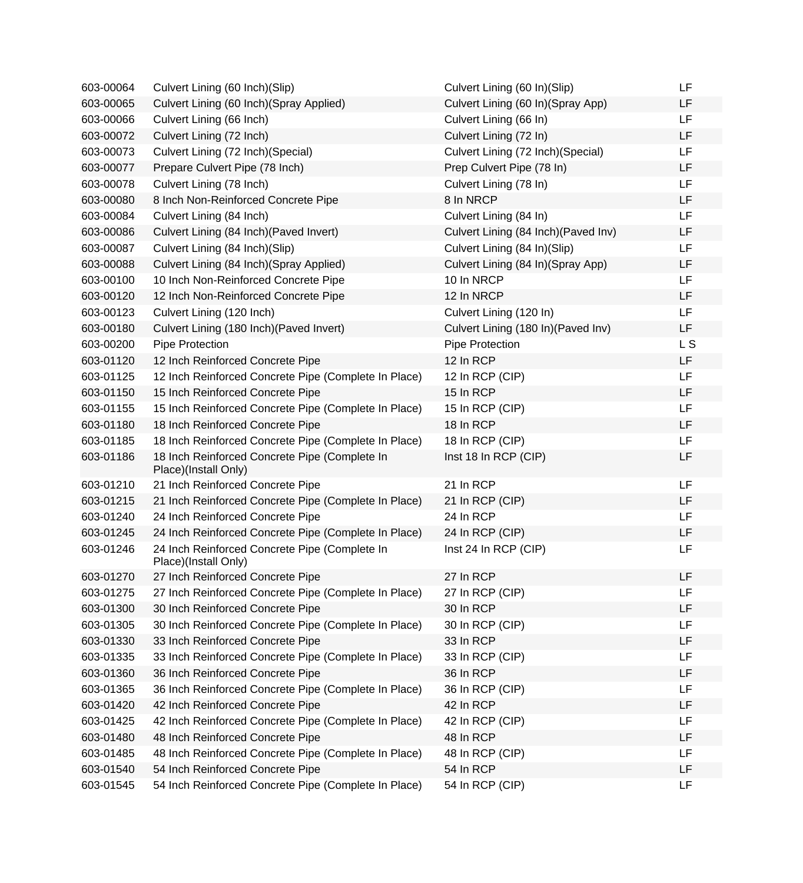| | | | |
|---|---|---|---|
| 603-00064 | Culvert Lining (60 Inch)(Slip) | Culvert Lining (60 In)(Slip) | LF |
| 603-00065 | Culvert Lining (60 Inch)(Spray Applied) | Culvert Lining (60 In)(Spray App) | LF |
| 603-00066 | Culvert Lining (66 Inch) | Culvert Lining (66 In) | LF |
| 603-00072 | Culvert Lining (72 Inch) | Culvert Lining (72 In) | LF |
| 603-00073 | Culvert Lining (72 Inch)(Special) | Culvert Lining (72 Inch)(Special) | LF |
| 603-00077 | Prepare Culvert Pipe (78 Inch) | Prep Culvert Pipe (78 In) | LF |
| 603-00078 | Culvert Lining (78 Inch) | Culvert Lining (78 In) | LF |
| 603-00080 | 8 Inch Non-Reinforced Concrete Pipe | 8 In NRCP | LF |
| 603-00084 | Culvert Lining (84 Inch) | Culvert Lining (84 In) | LF |
| 603-00086 | Culvert Lining (84 Inch)(Paved Invert) | Culvert Lining (84 Inch)(Paved Inv) | LF |
| 603-00087 | Culvert Lining (84 Inch)(Slip) | Culvert Lining (84 In)(Slip) | LF |
| 603-00088 | Culvert Lining (84 Inch)(Spray Applied) | Culvert Lining (84 In)(Spray App) | LF |
| 603-00100 | 10 Inch Non-Reinforced Concrete Pipe | 10 In NRCP | LF |
| 603-00120 | 12 Inch Non-Reinforced Concrete Pipe | 12 In NRCP | LF |
| 603-00123 | Culvert Lining (120 Inch) | Culvert Lining (120 In) | LF |
| 603-00180 | Culvert Lining (180 Inch)(Paved Invert) | Culvert Lining (180 In)(Paved Inv) | LF |
| 603-00200 | Pipe Protection | Pipe Protection | L S |
| 603-01120 | 12 Inch Reinforced Concrete Pipe | 12 In RCP | LF |
| 603-01125 | 12 Inch Reinforced Concrete Pipe (Complete In Place) | 12 In RCP (CIP) | LF |
| 603-01150 | 15 Inch Reinforced Concrete Pipe | 15 In RCP | LF |
| 603-01155 | 15 Inch Reinforced Concrete Pipe (Complete In Place) | 15 In RCP (CIP) | LF |
| 603-01180 | 18 Inch Reinforced Concrete Pipe | 18 In RCP | LF |
| 603-01185 | 18 Inch Reinforced Concrete Pipe (Complete In Place) | 18 In RCP (CIP) | LF |
| 603-01186 | 18 Inch Reinforced Concrete Pipe (Complete In Place)(Install Only) | Inst 18 In RCP (CIP) | LF |
| 603-01210 | 21 Inch Reinforced Concrete Pipe | 21 In RCP | LF |
| 603-01215 | 21 Inch Reinforced Concrete Pipe (Complete In Place) | 21 In RCP (CIP) | LF |
| 603-01240 | 24 Inch Reinforced Concrete Pipe | 24 In RCP | LF |
| 603-01245 | 24 Inch Reinforced Concrete Pipe (Complete In Place) | 24 In RCP (CIP) | LF |
| 603-01246 | 24 Inch Reinforced Concrete Pipe (Complete In Place)(Install Only) | Inst 24 In RCP (CIP) | LF |
| 603-01270 | 27 Inch Reinforced Concrete Pipe | 27 In RCP | LF |
| 603-01275 | 27 Inch Reinforced Concrete Pipe (Complete In Place) | 27 In RCP (CIP) | LF |
| 603-01300 | 30 Inch Reinforced Concrete Pipe | 30 In RCP | LF |
| 603-01305 | 30 Inch Reinforced Concrete Pipe (Complete In Place) | 30 In RCP (CIP) | LF |
| 603-01330 | 33 Inch Reinforced Concrete Pipe | 33 In RCP | LF |
| 603-01335 | 33 Inch Reinforced Concrete Pipe (Complete In Place) | 33 In RCP (CIP) | LF |
| 603-01360 | 36 Inch Reinforced Concrete Pipe | 36 In RCP | LF |
| 603-01365 | 36 Inch Reinforced Concrete Pipe (Complete In Place) | 36 In RCP (CIP) | LF |
| 603-01420 | 42 Inch Reinforced Concrete Pipe | 42 In RCP | LF |
| 603-01425 | 42 Inch Reinforced Concrete Pipe (Complete In Place) | 42 In RCP (CIP) | LF |
| 603-01480 | 48 Inch Reinforced Concrete Pipe | 48 In RCP | LF |
| 603-01485 | 48 Inch Reinforced Concrete Pipe (Complete In Place) | 48 In RCP (CIP) | LF |
| 603-01540 | 54 Inch Reinforced Concrete Pipe | 54 In RCP | LF |
| 603-01545 | 54 Inch Reinforced Concrete Pipe (Complete In Place) | 54 In RCP (CIP) | LF |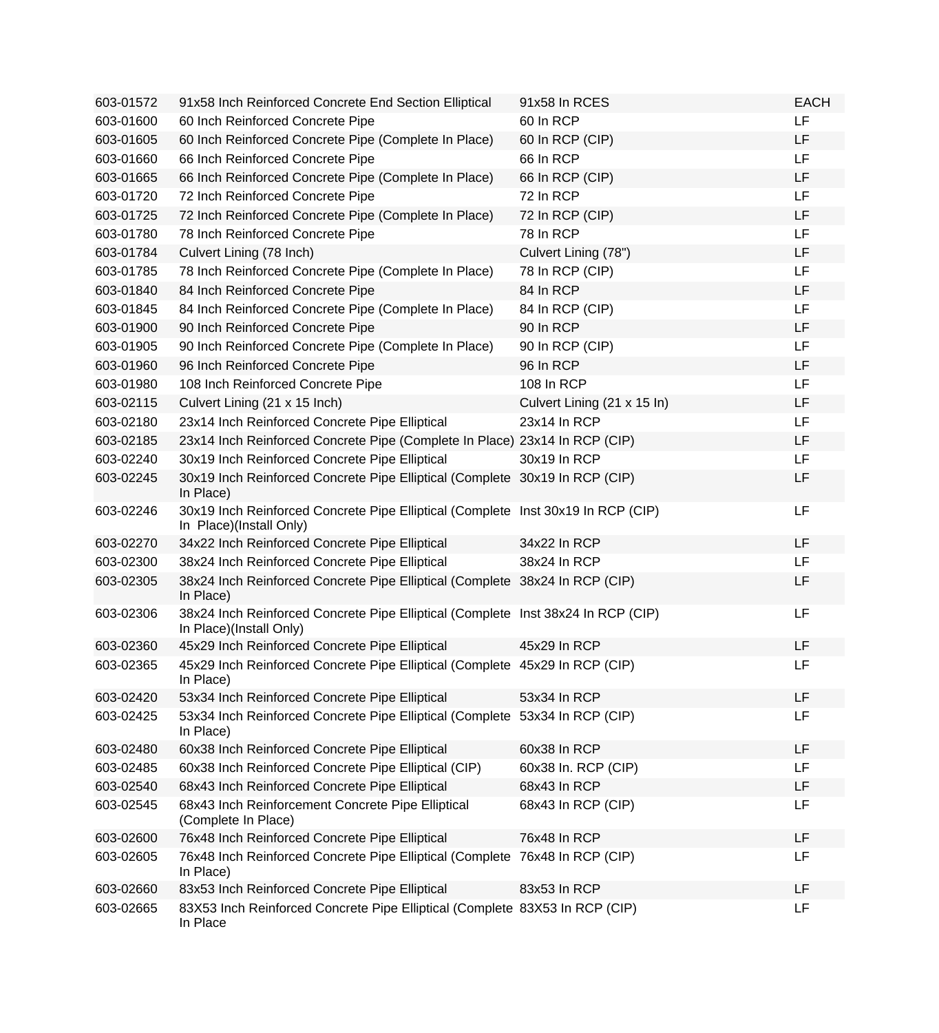| | | | |
|---|---|---|---|
| 603-01572 | 91x58 Inch Reinforced Concrete End Section Elliptical | 91x58 In RCES | EACH |
| 603-01600 | 60 Inch Reinforced Concrete Pipe | 60 In RCP | LF |
| 603-01605 | 60 Inch Reinforced Concrete Pipe (Complete In Place) | 60 In RCP (CIP) | LF |
| 603-01660 | 66 Inch Reinforced Concrete Pipe | 66 In RCP | LF |
| 603-01665 | 66 Inch Reinforced Concrete Pipe (Complete In Place) | 66 In RCP (CIP) | LF |
| 603-01720 | 72 Inch Reinforced Concrete Pipe | 72 In RCP | LF |
| 603-01725 | 72 Inch Reinforced Concrete Pipe (Complete In Place) | 72 In RCP (CIP) | LF |
| 603-01780 | 78 Inch Reinforced Concrete Pipe | 78 In RCP | LF |
| 603-01784 | Culvert Lining (78 Inch) | Culvert Lining (78") | LF |
| 603-01785 | 78 Inch Reinforced Concrete Pipe (Complete In Place) | 78 In RCP (CIP) | LF |
| 603-01840 | 84 Inch Reinforced Concrete Pipe | 84 In RCP | LF |
| 603-01845 | 84 Inch Reinforced Concrete Pipe (Complete In Place) | 84 In RCP (CIP) | LF |
| 603-01900 | 90 Inch Reinforced Concrete Pipe | 90 In RCP | LF |
| 603-01905 | 90 Inch Reinforced Concrete Pipe (Complete In Place) | 90 In RCP (CIP) | LF |
| 603-01960 | 96 Inch Reinforced Concrete Pipe | 96 In RCP | LF |
| 603-01980 | 108 Inch Reinforced Concrete Pipe | 108 In RCP | LF |
| 603-02115 | Culvert Lining (21 x 15 Inch) | Culvert Lining (21 x 15 In) | LF |
| 603-02180 | 23x14 Inch Reinforced Concrete Pipe Elliptical | 23x14 In RCP | LF |
| 603-02185 | 23x14 Inch Reinforced Concrete Pipe (Complete In Place) | 23x14 In RCP (CIP) | LF |
| 603-02240 | 30x19 Inch Reinforced Concrete Pipe Elliptical | 30x19 In RCP | LF |
| 603-02245 | 30x19 Inch Reinforced Concrete Pipe Elliptical (Complete In Place) | 30x19 In RCP (CIP) | LF |
| 603-02246 | 30x19 Inch Reinforced Concrete Pipe Elliptical (Complete In Place)(Install Only) | Inst 30x19 In RCP (CIP) | LF |
| 603-02270 | 34x22 Inch Reinforced Concrete Pipe Elliptical | 34x22 In RCP | LF |
| 603-02300 | 38x24 Inch Reinforced Concrete Pipe Elliptical | 38x24 In RCP | LF |
| 603-02305 | 38x24 Inch Reinforced Concrete Pipe Elliptical (Complete In Place) | 38x24 In RCP (CIP) | LF |
| 603-02306 | 38x24 Inch Reinforced Concrete Pipe Elliptical (Complete In Place)(Install Only) | Inst 38x24 In RCP (CIP) | LF |
| 603-02360 | 45x29 Inch Reinforced Concrete Pipe Elliptical | 45x29 In RCP | LF |
| 603-02365 | 45x29 Inch Reinforced Concrete Pipe Elliptical (Complete In Place) | 45x29 In RCP (CIP) | LF |
| 603-02420 | 53x34 Inch Reinforced Concrete Pipe Elliptical | 53x34 In RCP | LF |
| 603-02425 | 53x34 Inch Reinforced Concrete Pipe Elliptical (Complete In Place) | 53x34 In RCP (CIP) | LF |
| 603-02480 | 60x38 Inch Reinforced Concrete Pipe Elliptical | 60x38 In RCP | LF |
| 603-02485 | 60x38 Inch Reinforced Concrete Pipe Elliptical (CIP) | 60x38 In. RCP (CIP) | LF |
| 603-02540 | 68x43 Inch Reinforced Concrete Pipe Elliptical | 68x43 In RCP | LF |
| 603-02545 | 68x43 Inch Reinforcement Concrete Pipe Elliptical (Complete In Place) | 68x43 In RCP (CIP) | LF |
| 603-02600 | 76x48 Inch Reinforced Concrete Pipe Elliptical | 76x48 In RCP | LF |
| 603-02605 | 76x48 Inch Reinforced Concrete Pipe Elliptical (Complete In Place) | 76x48 In RCP (CIP) | LF |
| 603-02660 | 83x53 Inch Reinforced Concrete Pipe Elliptical | 83x53 In RCP | LF |
| 603-02665 | 83X53 Inch Reinforced Concrete Pipe Elliptical (Complete In Place | 83X53 In RCP (CIP) | LF |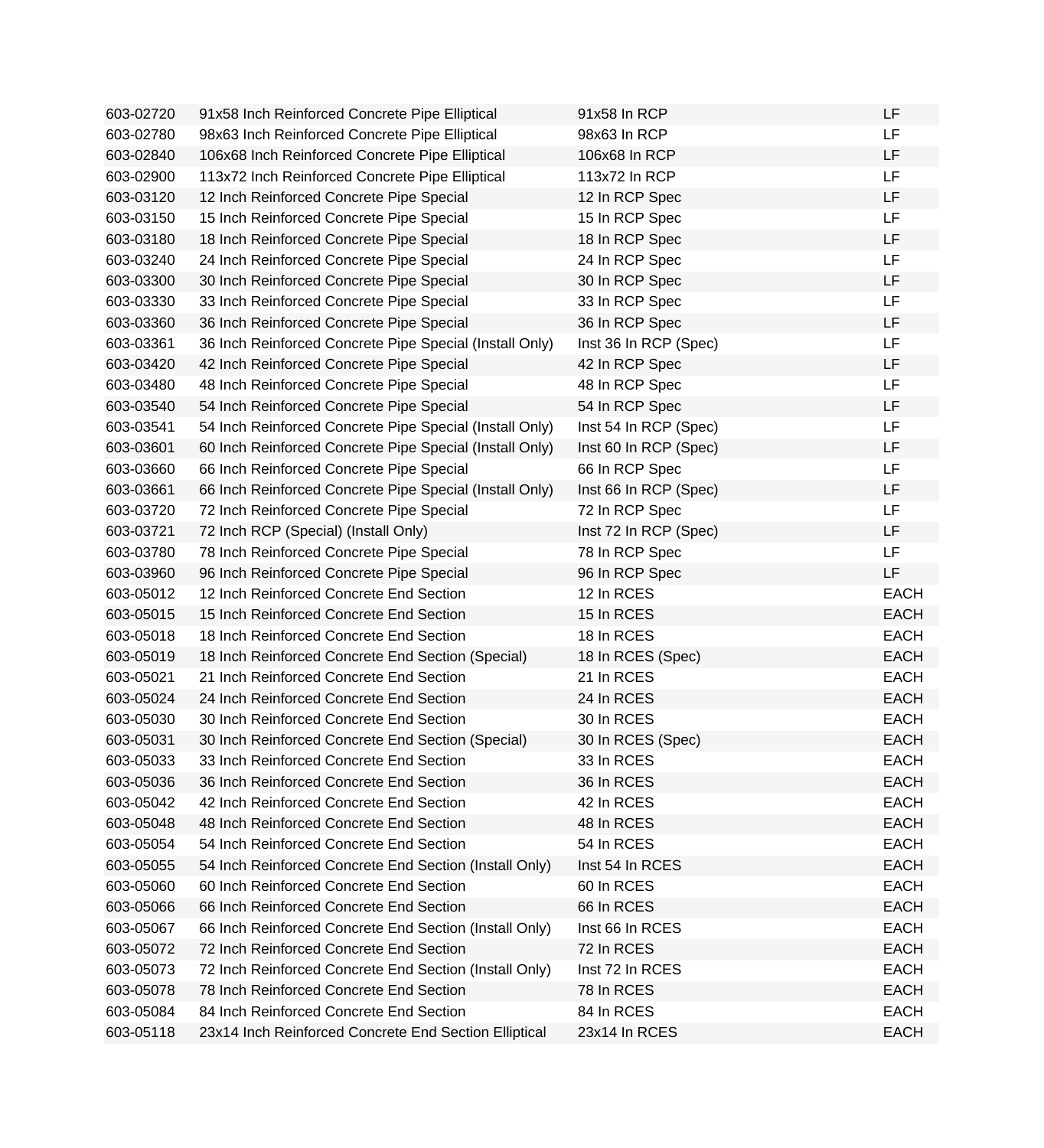| | | | |
|---|---|---|---|
| 603-02720 | 91x58 Inch Reinforced Concrete Pipe Elliptical | 91x58 In RCP | LF |
| 603-02780 | 98x63 Inch Reinforced Concrete Pipe Elliptical | 98x63 In RCP | LF |
| 603-02840 | 106x68 Inch Reinforced Concrete Pipe Elliptical | 106x68 In RCP | LF |
| 603-02900 | 113x72 Inch Reinforced Concrete Pipe Elliptical | 113x72 In RCP | LF |
| 603-03120 | 12 Inch Reinforced Concrete Pipe Special | 12 In RCP Spec | LF |
| 603-03150 | 15 Inch Reinforced Concrete Pipe Special | 15 In RCP Spec | LF |
| 603-03180 | 18 Inch Reinforced Concrete Pipe Special | 18 In RCP Spec | LF |
| 603-03240 | 24 Inch Reinforced Concrete Pipe Special | 24 In RCP Spec | LF |
| 603-03300 | 30 Inch Reinforced Concrete Pipe Special | 30 In RCP Spec | LF |
| 603-03330 | 33 Inch Reinforced Concrete Pipe Special | 33 In RCP Spec | LF |
| 603-03360 | 36 Inch Reinforced Concrete Pipe Special | 36 In RCP Spec | LF |
| 603-03361 | 36 Inch Reinforced Concrete Pipe Special (Install Only) | Inst 36 In RCP (Spec) | LF |
| 603-03420 | 42 Inch Reinforced Concrete Pipe Special | 42 In RCP Spec | LF |
| 603-03480 | 48 Inch Reinforced Concrete Pipe Special | 48 In RCP Spec | LF |
| 603-03540 | 54 Inch Reinforced Concrete Pipe Special | 54 In RCP Spec | LF |
| 603-03541 | 54 Inch Reinforced Concrete Pipe Special (Install Only) | Inst 54 In RCP (Spec) | LF |
| 603-03601 | 60 Inch Reinforced Concrete Pipe Special (Install Only) | Inst 60 In RCP (Spec) | LF |
| 603-03660 | 66 Inch Reinforced Concrete Pipe Special | 66 In RCP Spec | LF |
| 603-03661 | 66 Inch Reinforced Concrete Pipe Special (Install Only) | Inst 66 In RCP (Spec) | LF |
| 603-03720 | 72 Inch Reinforced Concrete Pipe Special | 72 In RCP Spec | LF |
| 603-03721 | 72 Inch RCP (Special) (Install Only) | Inst 72 In RCP (Spec) | LF |
| 603-03780 | 78 Inch Reinforced Concrete Pipe Special | 78 In RCP Spec | LF |
| 603-03960 | 96 Inch Reinforced Concrete Pipe Special | 96 In RCP Spec | LF |
| 603-05012 | 12 Inch Reinforced Concrete End Section | 12 In RCES | EACH |
| 603-05015 | 15 Inch Reinforced Concrete End Section | 15 In RCES | EACH |
| 603-05018 | 18 Inch Reinforced Concrete End Section | 18 In RCES | EACH |
| 603-05019 | 18 Inch Reinforced Concrete End Section (Special) | 18 In RCES (Spec) | EACH |
| 603-05021 | 21 Inch Reinforced Concrete End Section | 21 In RCES | EACH |
| 603-05024 | 24 Inch Reinforced Concrete End Section | 24 In RCES | EACH |
| 603-05030 | 30 Inch Reinforced Concrete End Section | 30 In RCES | EACH |
| 603-05031 | 30 Inch Reinforced Concrete End Section (Special) | 30 In RCES (Spec) | EACH |
| 603-05033 | 33 Inch Reinforced Concrete End Section | 33 In RCES | EACH |
| 603-05036 | 36 Inch Reinforced Concrete End Section | 36 In RCES | EACH |
| 603-05042 | 42 Inch Reinforced Concrete End Section | 42 In RCES | EACH |
| 603-05048 | 48 Inch Reinforced Concrete End Section | 48 In RCES | EACH |
| 603-05054 | 54 Inch Reinforced Concrete End Section | 54 In RCES | EACH |
| 603-05055 | 54 Inch Reinforced Concrete End Section (Install Only) | Inst 54 In RCES | EACH |
| 603-05060 | 60 Inch Reinforced Concrete End Section | 60 In RCES | EACH |
| 603-05066 | 66 Inch Reinforced Concrete End Section | 66 In RCES | EACH |
| 603-05067 | 66 Inch Reinforced Concrete End Section (Install Only) | Inst 66 In RCES | EACH |
| 603-05072 | 72 Inch Reinforced Concrete End Section | 72 In RCES | EACH |
| 603-05073 | 72 Inch Reinforced Concrete End Section (Install Only) | Inst 72 In RCES | EACH |
| 603-05078 | 78 Inch Reinforced Concrete End Section | 78 In RCES | EACH |
| 603-05084 | 84 Inch Reinforced Concrete End Section | 84 In RCES | EACH |
| 603-05118 | 23x14 Inch Reinforced Concrete End Section Elliptical | 23x14 In RCES | EACH |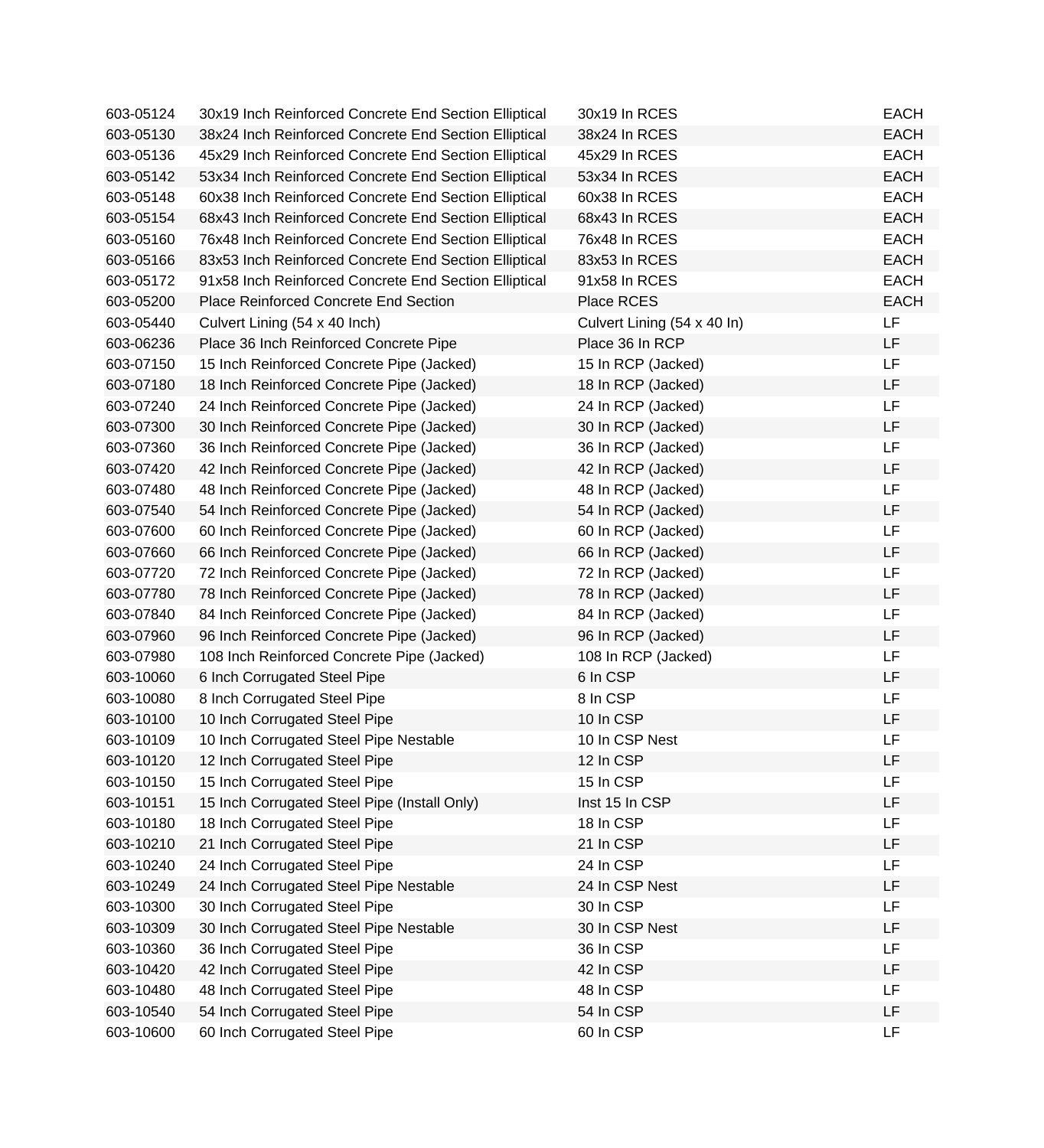| | | | |
|---|---|---|---|
| 603-05124 | 30x19 Inch Reinforced Concrete End Section Elliptical | 30x19 In RCES | EACH |
| 603-05130 | 38x24 Inch Reinforced Concrete End Section Elliptical | 38x24 In RCES | EACH |
| 603-05136 | 45x29 Inch Reinforced Concrete End Section Elliptical | 45x29 In RCES | EACH |
| 603-05142 | 53x34 Inch Reinforced Concrete End Section Elliptical | 53x34 In RCES | EACH |
| 603-05148 | 60x38 Inch Reinforced Concrete End Section Elliptical | 60x38 In RCES | EACH |
| 603-05154 | 68x43 Inch Reinforced Concrete End Section Elliptical | 68x43 In RCES | EACH |
| 603-05160 | 76x48 Inch Reinforced Concrete End Section Elliptical | 76x48 In RCES | EACH |
| 603-05166 | 83x53 Inch Reinforced Concrete End Section Elliptical | 83x53 In RCES | EACH |
| 603-05172 | 91x58 Inch Reinforced Concrete End Section Elliptical | 91x58 In RCES | EACH |
| 603-05200 | Place Reinforced Concrete End Section | Place RCES | EACH |
| 603-05440 | Culvert Lining (54 x 40 Inch) | Culvert Lining (54 x 40 In) | LF |
| 603-06236 | Place 36 Inch Reinforced Concrete Pipe | Place 36 In RCP | LF |
| 603-07150 | 15 Inch Reinforced Concrete Pipe (Jacked) | 15 In RCP (Jacked) | LF |
| 603-07180 | 18 Inch Reinforced Concrete Pipe (Jacked) | 18 In RCP (Jacked) | LF |
| 603-07240 | 24 Inch Reinforced Concrete Pipe (Jacked) | 24 In RCP (Jacked) | LF |
| 603-07300 | 30 Inch Reinforced Concrete Pipe (Jacked) | 30 In RCP (Jacked) | LF |
| 603-07360 | 36 Inch Reinforced Concrete Pipe (Jacked) | 36 In RCP (Jacked) | LF |
| 603-07420 | 42 Inch Reinforced Concrete Pipe (Jacked) | 42 In RCP (Jacked) | LF |
| 603-07480 | 48 Inch Reinforced Concrete Pipe (Jacked) | 48 In RCP (Jacked) | LF |
| 603-07540 | 54 Inch Reinforced Concrete Pipe (Jacked) | 54 In RCP (Jacked) | LF |
| 603-07600 | 60 Inch Reinforced Concrete Pipe (Jacked) | 60 In RCP (Jacked) | LF |
| 603-07660 | 66 Inch Reinforced Concrete Pipe (Jacked) | 66 In RCP (Jacked) | LF |
| 603-07720 | 72 Inch Reinforced Concrete Pipe (Jacked) | 72 In RCP (Jacked) | LF |
| 603-07780 | 78 Inch Reinforced Concrete Pipe (Jacked) | 78 In RCP (Jacked) | LF |
| 603-07840 | 84 Inch Reinforced Concrete Pipe (Jacked) | 84 In RCP (Jacked) | LF |
| 603-07960 | 96 Inch Reinforced Concrete Pipe (Jacked) | 96 In RCP (Jacked) | LF |
| 603-07980 | 108 Inch Reinforced Concrete Pipe (Jacked) | 108 In RCP (Jacked) | LF |
| 603-10060 | 6 Inch Corrugated Steel Pipe | 6 In CSP | LF |
| 603-10080 | 8 Inch Corrugated Steel Pipe | 8 In CSP | LF |
| 603-10100 | 10 Inch Corrugated Steel Pipe | 10 In CSP | LF |
| 603-10109 | 10 Inch Corrugated Steel Pipe Nestable | 10 In CSP Nest | LF |
| 603-10120 | 12 Inch Corrugated Steel Pipe | 12 In CSP | LF |
| 603-10150 | 15 Inch Corrugated Steel Pipe | 15 In CSP | LF |
| 603-10151 | 15 Inch Corrugated Steel Pipe (Install Only) | Inst 15 In CSP | LF |
| 603-10180 | 18 Inch Corrugated Steel Pipe | 18 In CSP | LF |
| 603-10210 | 21 Inch Corrugated Steel Pipe | 21 In CSP | LF |
| 603-10240 | 24 Inch Corrugated Steel Pipe | 24 In CSP | LF |
| 603-10249 | 24 Inch Corrugated Steel Pipe Nestable | 24 In CSP Nest | LF |
| 603-10300 | 30 Inch Corrugated Steel Pipe | 30 In CSP | LF |
| 603-10309 | 30 Inch Corrugated Steel Pipe Nestable | 30 In CSP Nest | LF |
| 603-10360 | 36 Inch Corrugated Steel Pipe | 36 In CSP | LF |
| 603-10420 | 42 Inch Corrugated Steel Pipe | 42 In CSP | LF |
| 603-10480 | 48 Inch Corrugated Steel Pipe | 48 In CSP | LF |
| 603-10540 | 54 Inch Corrugated Steel Pipe | 54 In CSP | LF |
| 603-10600 | 60 Inch Corrugated Steel Pipe | 60 In CSP | LF |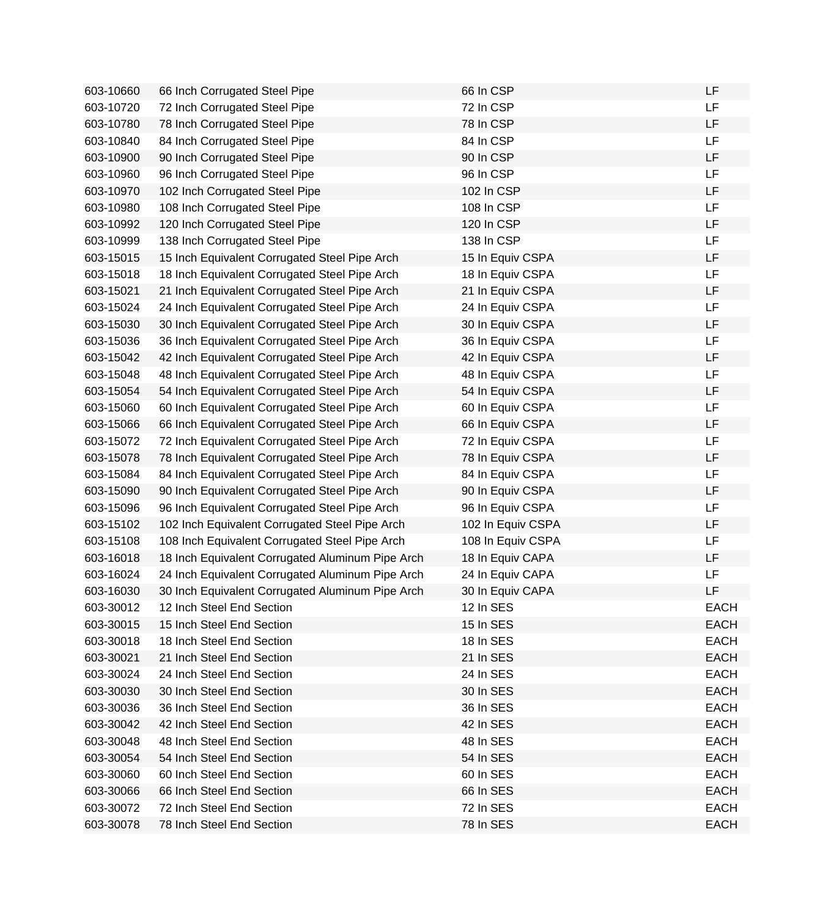| | | | |
|---|---|---|---|
| 603-10660 | 66 Inch Corrugated Steel Pipe | 66 In CSP | LF |
| 603-10720 | 72 Inch Corrugated Steel Pipe | 72 In CSP | LF |
| 603-10780 | 78 Inch Corrugated Steel Pipe | 78 In CSP | LF |
| 603-10840 | 84 Inch Corrugated Steel Pipe | 84 In CSP | LF |
| 603-10900 | 90 Inch Corrugated Steel Pipe | 90 In CSP | LF |
| 603-10960 | 96 Inch Corrugated Steel Pipe | 96 In CSP | LF |
| 603-10970 | 102 Inch Corrugated Steel Pipe | 102 In CSP | LF |
| 603-10980 | 108 Inch Corrugated Steel Pipe | 108 In CSP | LF |
| 603-10992 | 120 Inch Corrugated Steel Pipe | 120 In CSP | LF |
| 603-10999 | 138 Inch Corrugated Steel Pipe | 138 In CSP | LF |
| 603-15015 | 15 Inch Equivalent Corrugated Steel Pipe Arch | 15 In Equiv CSPA | LF |
| 603-15018 | 18 Inch Equivalent Corrugated Steel Pipe Arch | 18 In Equiv CSPA | LF |
| 603-15021 | 21 Inch Equivalent Corrugated Steel Pipe Arch | 21 In Equiv CSPA | LF |
| 603-15024 | 24 Inch Equivalent Corrugated Steel Pipe Arch | 24 In Equiv CSPA | LF |
| 603-15030 | 30 Inch Equivalent Corrugated Steel Pipe Arch | 30 In Equiv CSPA | LF |
| 603-15036 | 36 Inch Equivalent Corrugated Steel Pipe Arch | 36 In Equiv CSPA | LF |
| 603-15042 | 42 Inch Equivalent Corrugated Steel Pipe Arch | 42 In Equiv CSPA | LF |
| 603-15048 | 48 Inch Equivalent Corrugated Steel Pipe Arch | 48 In Equiv CSPA | LF |
| 603-15054 | 54 Inch Equivalent Corrugated Steel Pipe Arch | 54 In Equiv CSPA | LF |
| 603-15060 | 60 Inch Equivalent Corrugated Steel Pipe Arch | 60 In Equiv CSPA | LF |
| 603-15066 | 66 Inch Equivalent Corrugated Steel Pipe Arch | 66 In Equiv CSPA | LF |
| 603-15072 | 72 Inch Equivalent Corrugated Steel Pipe Arch | 72 In Equiv CSPA | LF |
| 603-15078 | 78 Inch Equivalent Corrugated Steel Pipe Arch | 78 In Equiv CSPA | LF |
| 603-15084 | 84 Inch Equivalent Corrugated Steel Pipe Arch | 84 In Equiv CSPA | LF |
| 603-15090 | 90 Inch Equivalent Corrugated Steel Pipe Arch | 90 In Equiv CSPA | LF |
| 603-15096 | 96 Inch Equivalent Corrugated Steel Pipe Arch | 96 In Equiv CSPA | LF |
| 603-15102 | 102 Inch Equivalent Corrugated Steel Pipe Arch | 102 In Equiv CSPA | LF |
| 603-15108 | 108 Inch Equivalent Corrugated Steel Pipe Arch | 108 In Equiv CSPA | LF |
| 603-16018 | 18 Inch Equivalent Corrugated Aluminum Pipe Arch | 18 In Equiv CAPA | LF |
| 603-16024 | 24 Inch Equivalent Corrugated Aluminum Pipe Arch | 24 In Equiv CAPA | LF |
| 603-16030 | 30 Inch Equivalent Corrugated Aluminum Pipe Arch | 30 In Equiv CAPA | LF |
| 603-30012 | 12 Inch Steel End Section | 12 In SES | EACH |
| 603-30015 | 15 Inch Steel End Section | 15 In SES | EACH |
| 603-30018 | 18 Inch Steel End Section | 18 In SES | EACH |
| 603-30021 | 21 Inch Steel End Section | 21 In SES | EACH |
| 603-30024 | 24 Inch Steel End Section | 24 In SES | EACH |
| 603-30030 | 30 Inch Steel End Section | 30 In SES | EACH |
| 603-30036 | 36 Inch Steel End Section | 36 In SES | EACH |
| 603-30042 | 42 Inch Steel End Section | 42 In SES | EACH |
| 603-30048 | 48 Inch Steel End Section | 48 In SES | EACH |
| 603-30054 | 54 Inch Steel End Section | 54 In SES | EACH |
| 603-30060 | 60 Inch Steel End Section | 60 In SES | EACH |
| 603-30066 | 66 Inch Steel End Section | 66 In SES | EACH |
| 603-30072 | 72 Inch Steel End Section | 72 In SES | EACH |
| 603-30078 | 78 Inch Steel End Section | 78 In SES | EACH |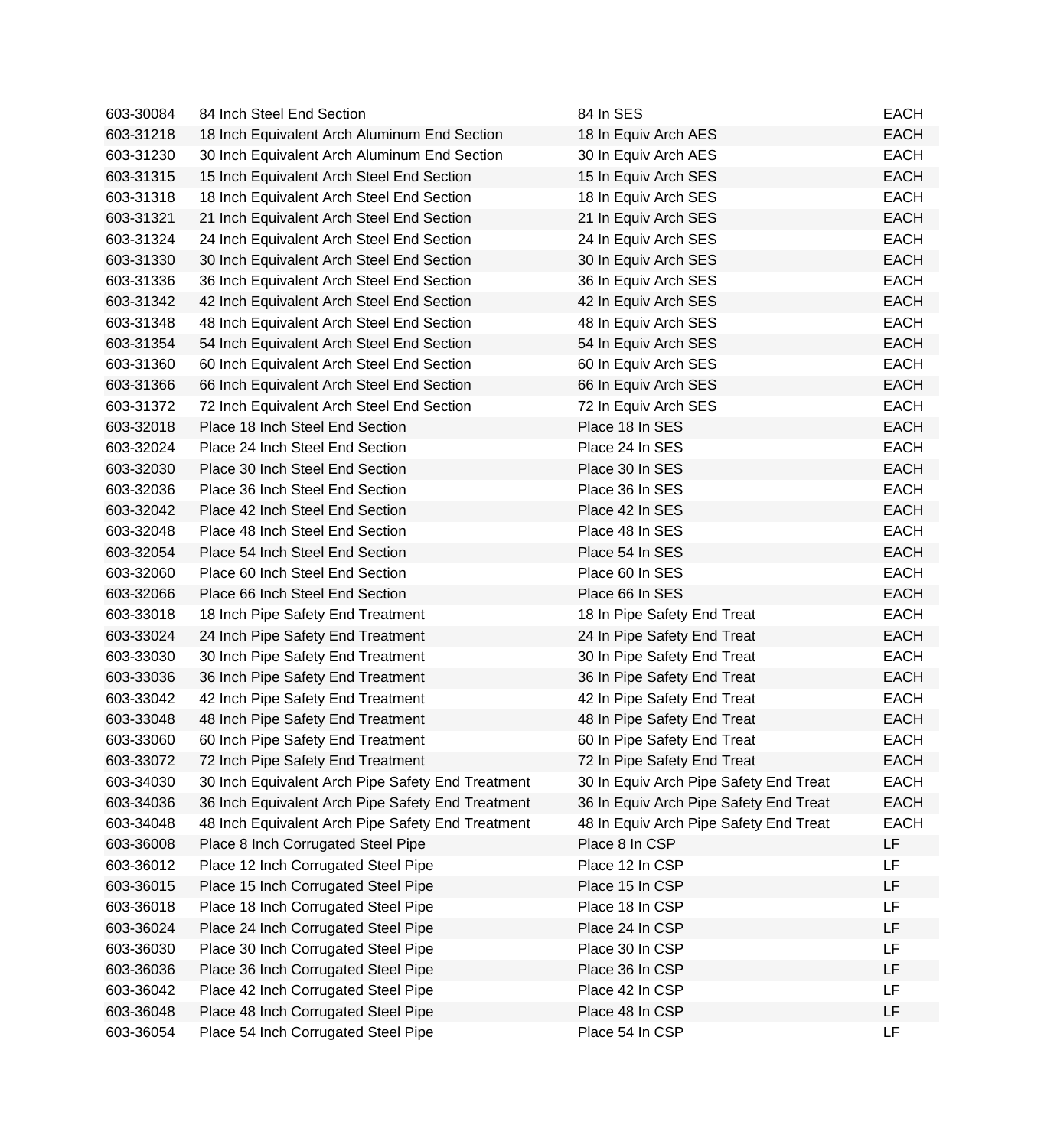| | | | |
|---|---|---|---|
| 603-30084 | 84 Inch Steel End Section | 84 In SES | EACH |
| 603-31218 | 18 Inch Equivalent Arch Aluminum End Section | 18 In Equiv Arch AES | EACH |
| 603-31230 | 30 Inch Equivalent Arch Aluminum End Section | 30 In Equiv Arch AES | EACH |
| 603-31315 | 15 Inch Equivalent Arch Steel End Section | 15 In Equiv Arch SES | EACH |
| 603-31318 | 18 Inch Equivalent Arch Steel End Section | 18 In Equiv Arch SES | EACH |
| 603-31321 | 21 Inch Equivalent Arch Steel End Section | 21 In Equiv Arch SES | EACH |
| 603-31324 | 24 Inch Equivalent Arch Steel End Section | 24 In Equiv Arch SES | EACH |
| 603-31330 | 30 Inch Equivalent Arch Steel End Section | 30 In Equiv Arch SES | EACH |
| 603-31336 | 36 Inch Equivalent Arch Steel End Section | 36 In Equiv Arch SES | EACH |
| 603-31342 | 42 Inch Equivalent Arch Steel End Section | 42 In Equiv Arch SES | EACH |
| 603-31348 | 48 Inch Equivalent Arch Steel End Section | 48 In Equiv Arch SES | EACH |
| 603-31354 | 54 Inch Equivalent Arch Steel End Section | 54 In Equiv Arch SES | EACH |
| 603-31360 | 60 Inch Equivalent Arch Steel End Section | 60 In Equiv Arch SES | EACH |
| 603-31366 | 66 Inch Equivalent Arch Steel End Section | 66 In Equiv Arch SES | EACH |
| 603-31372 | 72 Inch Equivalent Arch Steel End Section | 72 In Equiv Arch SES | EACH |
| 603-32018 | Place 18 Inch Steel End Section | Place 18 In SES | EACH |
| 603-32024 | Place 24 Inch Steel End Section | Place 24 In SES | EACH |
| 603-32030 | Place 30 Inch Steel End Section | Place 30 In SES | EACH |
| 603-32036 | Place 36 Inch Steel End Section | Place 36 In SES | EACH |
| 603-32042 | Place 42 Inch Steel End Section | Place 42 In SES | EACH |
| 603-32048 | Place 48 Inch Steel End Section | Place 48 In SES | EACH |
| 603-32054 | Place 54 Inch Steel End Section | Place 54 In SES | EACH |
| 603-32060 | Place 60 Inch Steel End Section | Place 60 In SES | EACH |
| 603-32066 | Place 66 Inch Steel End Section | Place 66 In SES | EACH |
| 603-33018 | 18 Inch Pipe Safety End Treatment | 18 In Pipe Safety End Treat | EACH |
| 603-33024 | 24 Inch Pipe Safety End Treatment | 24 In Pipe Safety End Treat | EACH |
| 603-33030 | 30 Inch Pipe Safety End Treatment | 30 In Pipe Safety End Treat | EACH |
| 603-33036 | 36 Inch Pipe Safety End Treatment | 36 In Pipe Safety End Treat | EACH |
| 603-33042 | 42 Inch Pipe Safety End Treatment | 42 In Pipe Safety End Treat | EACH |
| 603-33048 | 48 Inch Pipe Safety End Treatment | 48 In Pipe Safety End Treat | EACH |
| 603-33060 | 60 Inch Pipe Safety End Treatment | 60 In Pipe Safety End Treat | EACH |
| 603-33072 | 72 Inch Pipe Safety End Treatment | 72 In Pipe Safety End Treat | EACH |
| 603-34030 | 30 Inch Equivalent Arch Pipe Safety End Treatment | 30 In Equiv Arch Pipe Safety End Treat | EACH |
| 603-34036 | 36 Inch Equivalent Arch Pipe Safety End Treatment | 36 In Equiv Arch Pipe Safety End Treat | EACH |
| 603-34048 | 48 Inch Equivalent Arch Pipe Safety End Treatment | 48 In Equiv Arch Pipe Safety End Treat | EACH |
| 603-36008 | Place 8 Inch Corrugated Steel Pipe | Place 8 In CSP | LF |
| 603-36012 | Place 12 Inch Corrugated Steel Pipe | Place 12 In CSP | LF |
| 603-36015 | Place 15 Inch Corrugated Steel Pipe | Place 15 In CSP | LF |
| 603-36018 | Place 18 Inch Corrugated Steel Pipe | Place 18 In CSP | LF |
| 603-36024 | Place 24 Inch Corrugated Steel Pipe | Place 24 In CSP | LF |
| 603-36030 | Place 30 Inch Corrugated Steel Pipe | Place 30 In CSP | LF |
| 603-36036 | Place 36 Inch Corrugated Steel Pipe | Place 36 In CSP | LF |
| 603-36042 | Place 42 Inch Corrugated Steel Pipe | Place 42 In CSP | LF |
| 603-36048 | Place 48 Inch Corrugated Steel Pipe | Place 48 In CSP | LF |
| 603-36054 | Place 54 Inch Corrugated Steel Pipe | Place 54 In CSP | LF |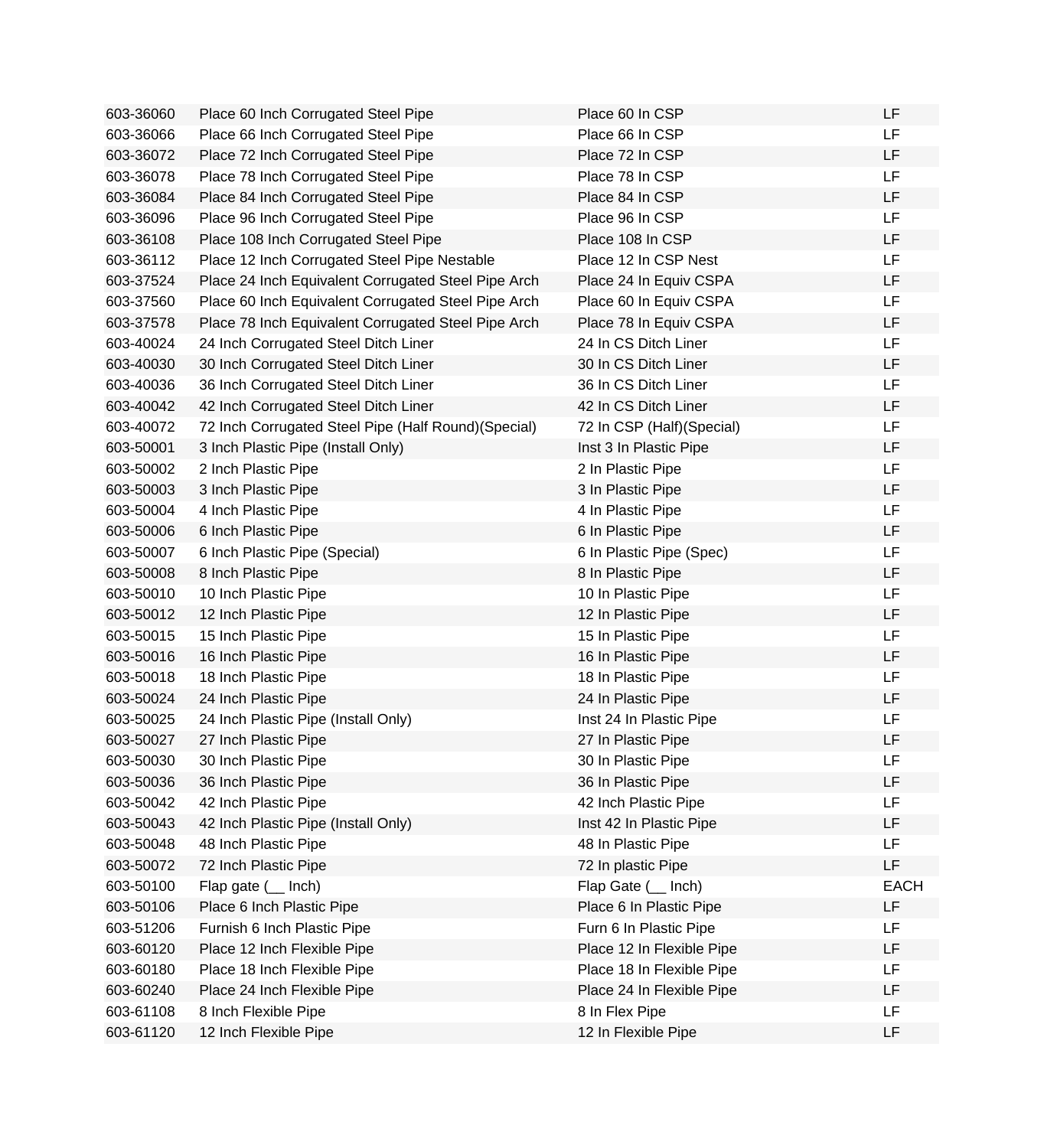| | | | |
|---|---|---|---|
| 603-36060 | Place 60 Inch Corrugated Steel Pipe | Place 60 In CSP | LF |
| 603-36066 | Place 66 Inch Corrugated Steel Pipe | Place 66 In CSP | LF |
| 603-36072 | Place 72 Inch Corrugated Steel Pipe | Place 72 In CSP | LF |
| 603-36078 | Place 78 Inch Corrugated Steel Pipe | Place 78 In CSP | LF |
| 603-36084 | Place 84 Inch Corrugated Steel Pipe | Place 84 In CSP | LF |
| 603-36096 | Place 96 Inch Corrugated Steel Pipe | Place 96 In CSP | LF |
| 603-36108 | Place 108 Inch Corrugated Steel Pipe | Place 108 In CSP | LF |
| 603-36112 | Place 12 Inch Corrugated Steel Pipe Nestable | Place 12 In CSP Nest | LF |
| 603-37524 | Place 24 Inch Equivalent Corrugated Steel Pipe Arch | Place 24 In Equiv CSPA | LF |
| 603-37560 | Place 60 Inch Equivalent Corrugated Steel Pipe Arch | Place 60 In Equiv CSPA | LF |
| 603-37578 | Place 78 Inch Equivalent Corrugated Steel Pipe Arch | Place 78 In Equiv CSPA | LF |
| 603-40024 | 24 Inch Corrugated Steel Ditch Liner | 24 In CS Ditch Liner | LF |
| 603-40030 | 30 Inch Corrugated Steel Ditch Liner | 30 In CS Ditch Liner | LF |
| 603-40036 | 36 Inch Corrugated Steel Ditch Liner | 36 In CS Ditch Liner | LF |
| 603-40042 | 42 Inch Corrugated Steel Ditch Liner | 42 In CS Ditch Liner | LF |
| 603-40072 | 72 Inch Corrugated Steel Pipe (Half Round)(Special) | 72 In CSP (Half)(Special) | LF |
| 603-50001 | 3 Inch Plastic Pipe (Install Only) | Inst 3 In Plastic Pipe | LF |
| 603-50002 | 2 Inch Plastic Pipe | 2 In Plastic Pipe | LF |
| 603-50003 | 3 Inch Plastic Pipe | 3 In Plastic Pipe | LF |
| 603-50004 | 4 Inch Plastic Pipe | 4 In Plastic Pipe | LF |
| 603-50006 | 6 Inch Plastic Pipe | 6 In Plastic Pipe | LF |
| 603-50007 | 6 Inch Plastic Pipe (Special) | 6 In Plastic Pipe (Spec) | LF |
| 603-50008 | 8 Inch Plastic Pipe | 8 In Plastic Pipe | LF |
| 603-50010 | 10 Inch Plastic Pipe | 10 In Plastic Pipe | LF |
| 603-50012 | 12 Inch Plastic Pipe | 12 In Plastic Pipe | LF |
| 603-50015 | 15 Inch Plastic Pipe | 15 In Plastic Pipe | LF |
| 603-50016 | 16 Inch Plastic Pipe | 16 In Plastic Pipe | LF |
| 603-50018 | 18 Inch Plastic Pipe | 18 In Plastic Pipe | LF |
| 603-50024 | 24 Inch Plastic Pipe | 24 In Plastic Pipe | LF |
| 603-50025 | 24 Inch Plastic Pipe (Install Only) | Inst 24 In Plastic Pipe | LF |
| 603-50027 | 27 Inch Plastic Pipe | 27 In Plastic Pipe | LF |
| 603-50030 | 30 Inch Plastic Pipe | 30 In Plastic Pipe | LF |
| 603-50036 | 36 Inch Plastic Pipe | 36 In Plastic Pipe | LF |
| 603-50042 | 42 Inch Plastic Pipe | 42 Inch Plastic Pipe | LF |
| 603-50043 | 42 Inch Plastic Pipe (Install Only) | Inst 42 In Plastic Pipe | LF |
| 603-50048 | 48 Inch Plastic Pipe | 48 In Plastic Pipe | LF |
| 603-50072 | 72 Inch Plastic Pipe | 72 In plastic Pipe | LF |
| 603-50100 | Flap gate (__ Inch) | Flap Gate (__ Inch) | EACH |
| 603-50106 | Place 6 Inch Plastic Pipe | Place 6 In Plastic Pipe | LF |
| 603-51206 | Furnish 6 Inch Plastic Pipe | Furn 6 In Plastic Pipe | LF |
| 603-60120 | Place 12 Inch Flexible Pipe | Place 12 In Flexible Pipe | LF |
| 603-60180 | Place 18 Inch Flexible Pipe | Place 18 In Flexible Pipe | LF |
| 603-60240 | Place 24 Inch Flexible Pipe | Place 24 In Flexible Pipe | LF |
| 603-61108 | 8 Inch Flexible Pipe | 8 In Flex Pipe | LF |
| 603-61120 | 12 Inch Flexible Pipe | 12 In Flexible Pipe | LF |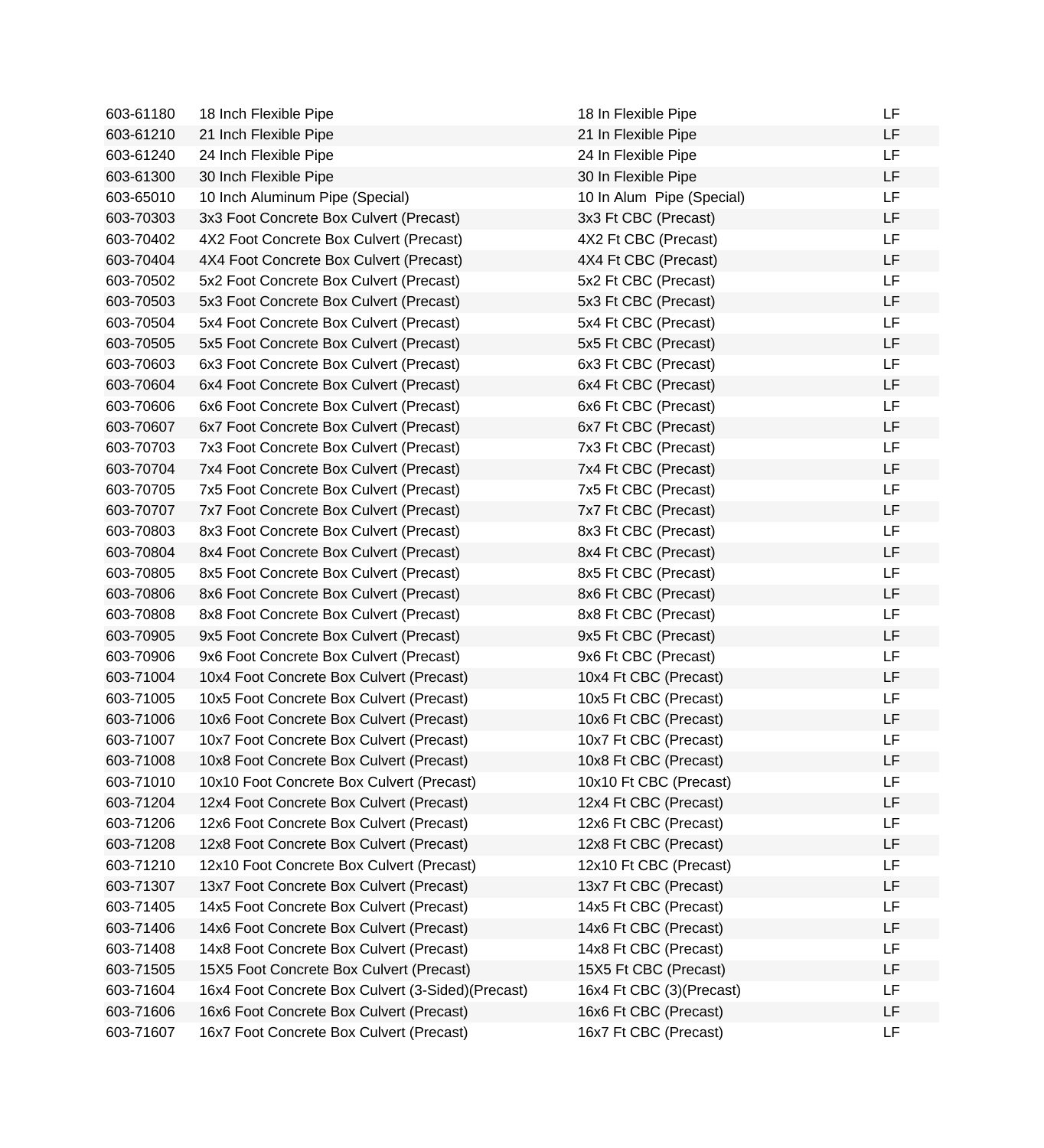| 603-61180 | 18 Inch Flexible Pipe | 18 In Flexible Pipe | LF |
|---|---|---|---|
| 603-61210 | 21 Inch Flexible Pipe | 21 In Flexible Pipe | LF |
| 603-61240 | 24 Inch Flexible Pipe | 24 In Flexible Pipe | LF |
| 603-61300 | 30 Inch Flexible Pipe | 30 In Flexible Pipe | LF |
| 603-65010 | 10 Inch Aluminum Pipe (Special) | 10 In Alum  Pipe (Special) | LF |
| 603-70303 | 3x3 Foot Concrete Box Culvert (Precast) | 3x3 Ft CBC (Precast) | LF |
| 603-70402 | 4X2 Foot Concrete Box Culvert (Precast) | 4X2 Ft CBC (Precast) | LF |
| 603-70404 | 4X4 Foot Concrete Box Culvert (Precast) | 4X4 Ft CBC (Precast) | LF |
| 603-70502 | 5x2 Foot Concrete Box Culvert (Precast) | 5x2 Ft CBC (Precast) | LF |
| 603-70503 | 5x3 Foot Concrete Box Culvert (Precast) | 5x3 Ft CBC (Precast) | LF |
| 603-70504 | 5x4 Foot Concrete Box Culvert (Precast) | 5x4 Ft CBC (Precast) | LF |
| 603-70505 | 5x5 Foot Concrete Box Culvert (Precast) | 5x5 Ft CBC (Precast) | LF |
| 603-70603 | 6x3 Foot Concrete Box Culvert (Precast) | 6x3 Ft CBC (Precast) | LF |
| 603-70604 | 6x4 Foot Concrete Box Culvert (Precast) | 6x4 Ft CBC (Precast) | LF |
| 603-70606 | 6x6 Foot Concrete Box Culvert (Precast) | 6x6 Ft CBC (Precast) | LF |
| 603-70607 | 6x7 Foot Concrete Box Culvert (Precast) | 6x7 Ft CBC (Precast) | LF |
| 603-70703 | 7x3 Foot Concrete Box Culvert (Precast) | 7x3 Ft CBC (Precast) | LF |
| 603-70704 | 7x4 Foot Concrete Box Culvert (Precast) | 7x4 Ft CBC (Precast) | LF |
| 603-70705 | 7x5 Foot Concrete Box Culvert (Precast) | 7x5 Ft CBC (Precast) | LF |
| 603-70707 | 7x7 Foot Concrete Box Culvert (Precast) | 7x7 Ft CBC (Precast) | LF |
| 603-70803 | 8x3 Foot Concrete Box Culvert (Precast) | 8x3 Ft CBC (Precast) | LF |
| 603-70804 | 8x4 Foot Concrete Box Culvert (Precast) | 8x4 Ft CBC (Precast) | LF |
| 603-70805 | 8x5 Foot Concrete Box Culvert (Precast) | 8x5 Ft CBC (Precast) | LF |
| 603-70806 | 8x6 Foot Concrete Box Culvert (Precast) | 8x6 Ft CBC (Precast) | LF |
| 603-70808 | 8x8 Foot Concrete Box Culvert (Precast) | 8x8 Ft CBC (Precast) | LF |
| 603-70905 | 9x5 Foot Concrete Box Culvert (Precast) | 9x5 Ft CBC (Precast) | LF |
| 603-70906 | 9x6 Foot Concrete Box Culvert (Precast) | 9x6 Ft CBC (Precast) | LF |
| 603-71004 | 10x4 Foot Concrete Box Culvert (Precast) | 10x4 Ft CBC (Precast) | LF |
| 603-71005 | 10x5 Foot Concrete Box Culvert (Precast) | 10x5 Ft CBC (Precast) | LF |
| 603-71006 | 10x6 Foot Concrete Box Culvert (Precast) | 10x6 Ft CBC (Precast) | LF |
| 603-71007 | 10x7 Foot Concrete Box Culvert (Precast) | 10x7 Ft CBC (Precast) | LF |
| 603-71008 | 10x8 Foot Concrete Box Culvert (Precast) | 10x8 Ft CBC (Precast) | LF |
| 603-71010 | 10x10 Foot Concrete Box Culvert (Precast) | 10x10 Ft CBC (Precast) | LF |
| 603-71204 | 12x4 Foot Concrete Box Culvert (Precast) | 12x4 Ft CBC (Precast) | LF |
| 603-71206 | 12x6 Foot Concrete Box Culvert (Precast) | 12x6 Ft CBC (Precast) | LF |
| 603-71208 | 12x8 Foot Concrete Box Culvert (Precast) | 12x8 Ft CBC (Precast) | LF |
| 603-71210 | 12x10 Foot Concrete Box Culvert (Precast) | 12x10 Ft CBC (Precast) | LF |
| 603-71307 | 13x7 Foot Concrete Box Culvert (Precast) | 13x7 Ft CBC (Precast) | LF |
| 603-71405 | 14x5 Foot Concrete Box Culvert (Precast) | 14x5 Ft CBC (Precast) | LF |
| 603-71406 | 14x6 Foot Concrete Box Culvert (Precast) | 14x6 Ft CBC (Precast) | LF |
| 603-71408 | 14x8 Foot Concrete Box Culvert (Precast) | 14x8 Ft CBC (Precast) | LF |
| 603-71505 | 15X5 Foot Concrete Box Culvert (Precast) | 15X5 Ft CBC (Precast) | LF |
| 603-71604 | 16x4 Foot Concrete Box Culvert (3-Sided)(Precast) | 16x4 Ft CBC (3)(Precast) | LF |
| 603-71606 | 16x6 Foot Concrete Box Culvert (Precast) | 16x6 Ft CBC (Precast) | LF |
| 603-71607 | 16x7 Foot Concrete Box Culvert (Precast) | 16x7 Ft CBC (Precast) | LF |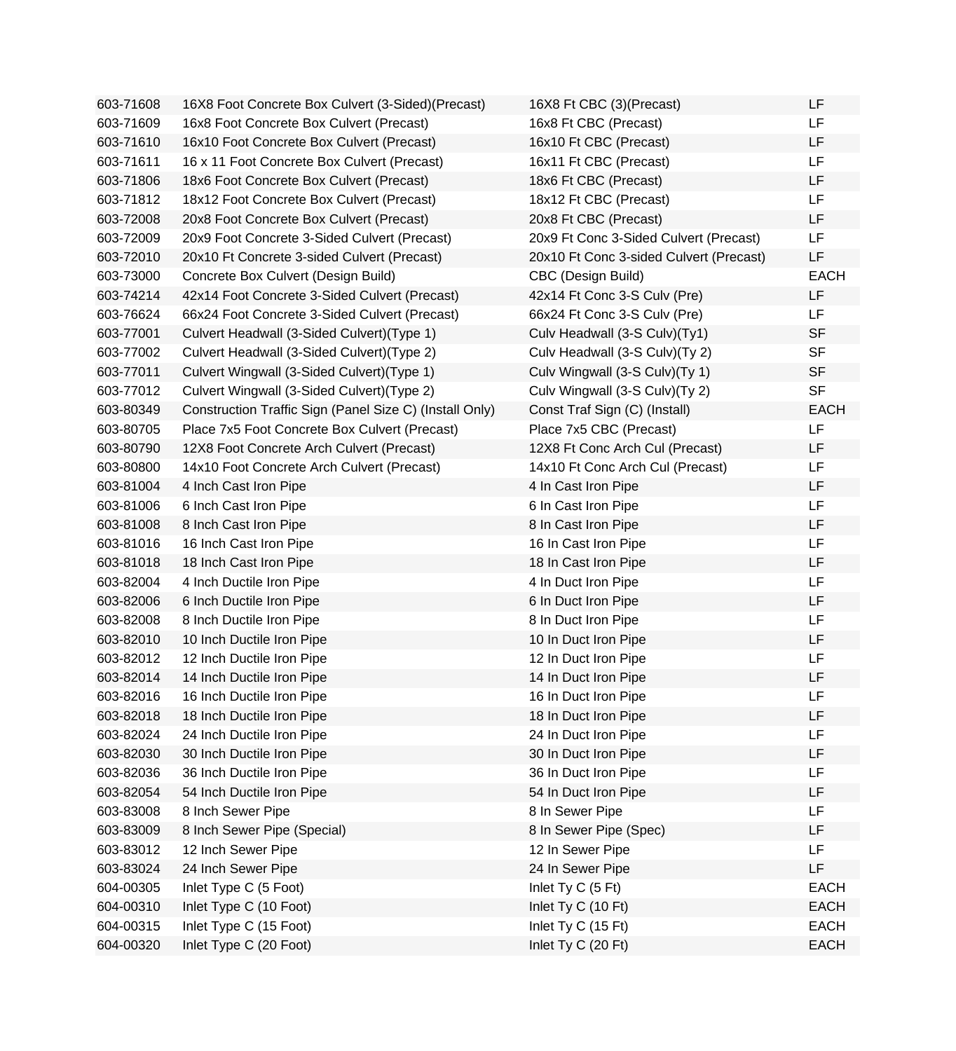| 603-71608 | 16X8 Foot Concrete Box Culvert (3-Sided)(Precast) | 16X8 Ft CBC (3)(Precast) | LF |
|---|---|---|---|
| 603-71609 | 16x8 Foot Concrete Box Culvert (Precast) | 16x8 Ft CBC (Precast) | LF |
| 603-71610 | 16x10 Foot Concrete Box Culvert (Precast) | 16x10 Ft CBC (Precast) | LF |
| 603-71611 | 16 x 11 Foot Concrete Box Culvert (Precast) | 16x11 Ft CBC (Precast) | LF |
| 603-71806 | 18x6 Foot Concrete Box Culvert (Precast) | 18x6 Ft CBC (Precast) | LF |
| 603-71812 | 18x12 Foot Concrete Box Culvert (Precast) | 18x12 Ft CBC (Precast) | LF |
| 603-72008 | 20x8 Foot Concrete Box Culvert (Precast) | 20x8 Ft CBC (Precast) | LF |
| 603-72009 | 20x9 Foot Concrete 3-Sided Culvert (Precast) | 20x9 Ft Conc 3-Sided Culvert (Precast) | LF |
| 603-72010 | 20x10 Ft Concrete 3-sided Culvert (Precast) | 20x10 Ft Conc 3-sided Culvert (Precast) | LF |
| 603-73000 | Concrete Box Culvert (Design Build) | CBC (Design Build) | EACH |
| 603-74214 | 42x14 Foot Concrete 3-Sided Culvert (Precast) | 42x14 Ft Conc 3-S Culv (Pre) | LF |
| 603-76624 | 66x24 Foot Concrete 3-Sided Culvert (Precast) | 66x24 Ft Conc 3-S Culv (Pre) | LF |
| 603-77001 | Culvert Headwall (3-Sided Culvert)(Type 1) | Culv Headwall (3-S Culv)(Ty1) | SF |
| 603-77002 | Culvert Headwall (3-Sided Culvert)(Type 2) | Culv Headwall (3-S Culv)(Ty 2) | SF |
| 603-77011 | Culvert Wingwall (3-Sided Culvert)(Type 1) | Culv Wingwall (3-S Culv)(Ty 1) | SF |
| 603-77012 | Culvert Wingwall (3-Sided Culvert)(Type 2) | Culv Wingwall (3-S Culv)(Ty 2) | SF |
| 603-80349 | Construction Traffic Sign (Panel Size C) (Install Only) | Const Traf Sign (C) (Install) | EACH |
| 603-80705 | Place 7x5 Foot Concrete Box Culvert (Precast) | Place 7x5 CBC (Precast) | LF |
| 603-80790 | 12X8 Foot Concrete Arch Culvert (Precast) | 12X8 Ft Conc Arch Cul (Precast) | LF |
| 603-80800 | 14x10 Foot Concrete Arch Culvert (Precast) | 14x10 Ft Conc Arch Cul (Precast) | LF |
| 603-81004 | 4 Inch Cast Iron Pipe | 4 In Cast Iron Pipe | LF |
| 603-81006 | 6 Inch Cast Iron Pipe | 6 In Cast Iron Pipe | LF |
| 603-81008 | 8 Inch Cast Iron Pipe | 8 In Cast Iron Pipe | LF |
| 603-81016 | 16 Inch Cast Iron Pipe | 16 In Cast Iron Pipe | LF |
| 603-81018 | 18 Inch Cast Iron Pipe | 18 In Cast Iron Pipe | LF |
| 603-82004 | 4 Inch Ductile Iron Pipe | 4 In Duct Iron Pipe | LF |
| 603-82006 | 6 Inch Ductile Iron Pipe | 6 In Duct Iron Pipe | LF |
| 603-82008 | 8 Inch Ductile Iron Pipe | 8 In Duct Iron Pipe | LF |
| 603-82010 | 10 Inch Ductile Iron Pipe | 10 In Duct Iron Pipe | LF |
| 603-82012 | 12 Inch Ductile Iron Pipe | 12 In Duct Iron Pipe | LF |
| 603-82014 | 14 Inch Ductile Iron Pipe | 14 In Duct Iron Pipe | LF |
| 603-82016 | 16 Inch Ductile Iron Pipe | 16 In Duct Iron Pipe | LF |
| 603-82018 | 18 Inch Ductile Iron Pipe | 18 In Duct Iron Pipe | LF |
| 603-82024 | 24 Inch Ductile Iron Pipe | 24 In Duct Iron Pipe | LF |
| 603-82030 | 30 Inch Ductile Iron Pipe | 30 In Duct Iron Pipe | LF |
| 603-82036 | 36 Inch Ductile Iron Pipe | 36 In Duct Iron Pipe | LF |
| 603-82054 | 54 Inch Ductile Iron Pipe | 54 In Duct Iron Pipe | LF |
| 603-83008 | 8 Inch Sewer Pipe | 8 In Sewer Pipe | LF |
| 603-83009 | 8 Inch Sewer Pipe (Special) | 8 In Sewer Pipe (Spec) | LF |
| 603-83012 | 12 Inch Sewer Pipe | 12 In Sewer Pipe | LF |
| 603-83024 | 24 Inch Sewer Pipe | 24 In Sewer Pipe | LF |
| 604-00305 | Inlet Type C (5 Foot) | Inlet Ty C (5 Ft) | EACH |
| 604-00310 | Inlet Type C (10 Foot) | Inlet Ty C (10 Ft) | EACH |
| 604-00315 | Inlet Type C (15 Foot) | Inlet Ty C (15 Ft) | EACH |
| 604-00320 | Inlet Type C (20 Foot) | Inlet Ty C (20 Ft) | EACH |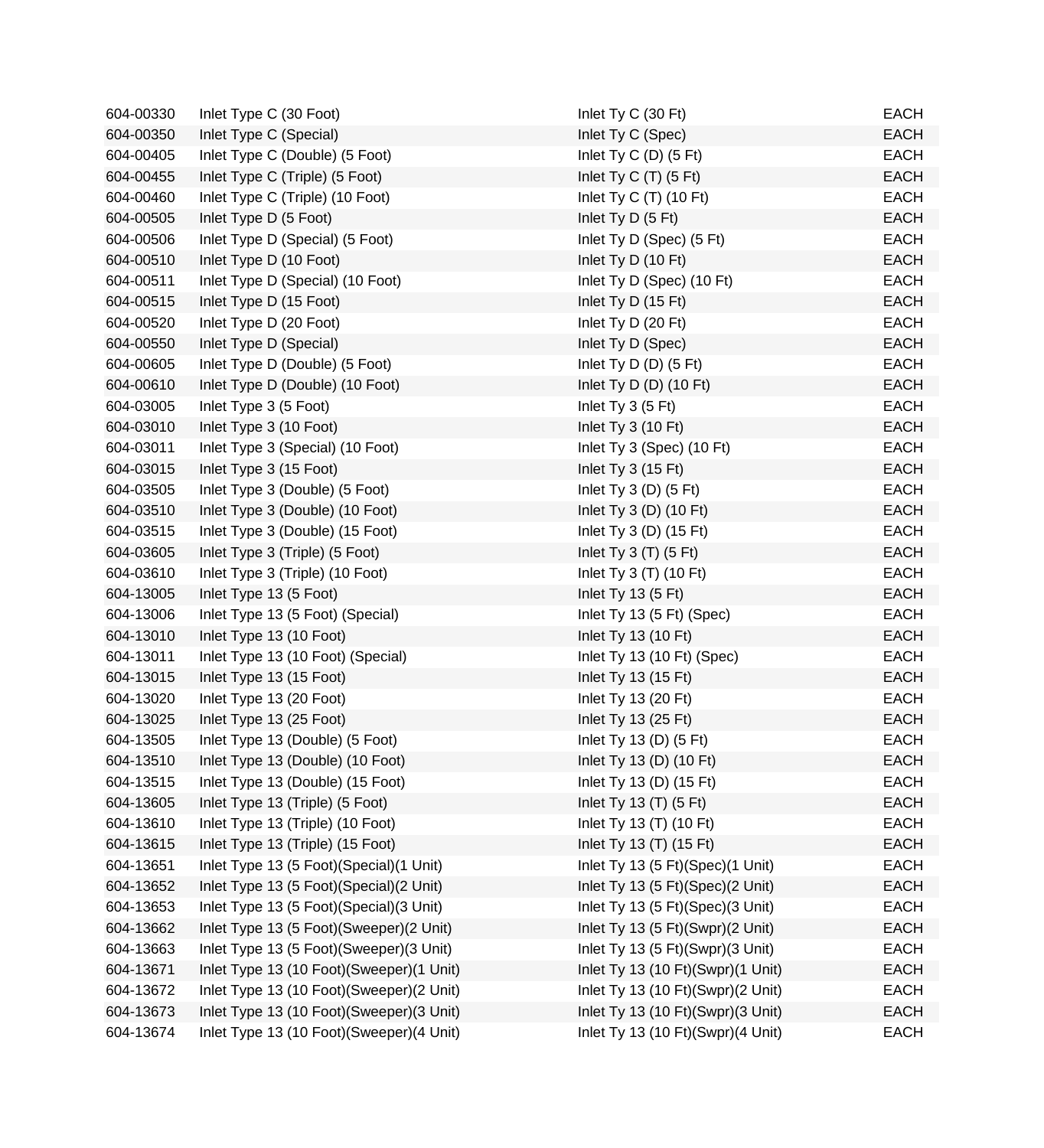| | | | |
|---|---|---|---|
| 604-00330 | Inlet Type C (30 Foot) | Inlet Ty C (30 Ft) | EACH |
| 604-00350 | Inlet Type C (Special) | Inlet Ty C (Spec) | EACH |
| 604-00405 | Inlet Type C (Double) (5 Foot) | Inlet Ty C (D) (5 Ft) | EACH |
| 604-00455 | Inlet Type C (Triple) (5 Foot) | Inlet Ty C (T) (5 Ft) | EACH |
| 604-00460 | Inlet Type C (Triple) (10 Foot) | Inlet Ty C (T) (10 Ft) | EACH |
| 604-00505 | Inlet Type D (5 Foot) | Inlet Ty D (5 Ft) | EACH |
| 604-00506 | Inlet Type D (Special) (5 Foot) | Inlet Ty D (Spec) (5 Ft) | EACH |
| 604-00510 | Inlet Type D (10 Foot) | Inlet Ty D (10 Ft) | EACH |
| 604-00511 | Inlet Type D (Special) (10 Foot) | Inlet Ty D (Spec) (10 Ft) | EACH |
| 604-00515 | Inlet Type D (15 Foot) | Inlet Ty D (15 Ft) | EACH |
| 604-00520 | Inlet Type D (20 Foot) | Inlet Ty D (20 Ft) | EACH |
| 604-00550 | Inlet Type D (Special) | Inlet Ty D (Spec) | EACH |
| 604-00605 | Inlet Type D (Double) (5 Foot) | Inlet Ty D (D) (5 Ft) | EACH |
| 604-00610 | Inlet Type D (Double) (10 Foot) | Inlet Ty D (D) (10 Ft) | EACH |
| 604-03005 | Inlet Type 3 (5 Foot) | Inlet Ty 3 (5 Ft) | EACH |
| 604-03010 | Inlet Type 3 (10 Foot) | Inlet Ty 3 (10 Ft) | EACH |
| 604-03011 | Inlet Type 3 (Special) (10 Foot) | Inlet Ty 3 (Spec) (10 Ft) | EACH |
| 604-03015 | Inlet Type 3 (15 Foot) | Inlet Ty 3 (15 Ft) | EACH |
| 604-03505 | Inlet Type 3 (Double) (5 Foot) | Inlet Ty 3 (D) (5 Ft) | EACH |
| 604-03510 | Inlet Type 3 (Double) (10 Foot) | Inlet Ty 3 (D) (10 Ft) | EACH |
| 604-03515 | Inlet Type 3 (Double) (15 Foot) | Inlet Ty 3 (D) (15 Ft) | EACH |
| 604-03605 | Inlet Type 3 (Triple) (5 Foot) | Inlet Ty 3 (T) (5 Ft) | EACH |
| 604-03610 | Inlet Type 3 (Triple) (10 Foot) | Inlet Ty 3 (T) (10 Ft) | EACH |
| 604-13005 | Inlet Type 13 (5 Foot) | Inlet Ty 13 (5 Ft) | EACH |
| 604-13006 | Inlet Type 13 (5 Foot) (Special) | Inlet Ty 13 (5 Ft) (Spec) | EACH |
| 604-13010 | Inlet Type 13 (10 Foot) | Inlet Ty 13 (10 Ft) | EACH |
| 604-13011 | Inlet Type 13 (10 Foot) (Special) | Inlet Ty 13 (10 Ft) (Spec) | EACH |
| 604-13015 | Inlet Type 13 (15 Foot) | Inlet Ty 13 (15 Ft) | EACH |
| 604-13020 | Inlet Type 13 (20 Foot) | Inlet Ty 13 (20 Ft) | EACH |
| 604-13025 | Inlet Type 13 (25 Foot) | Inlet Ty 13 (25 Ft) | EACH |
| 604-13505 | Inlet Type 13 (Double) (5 Foot) | Inlet Ty 13 (D) (5 Ft) | EACH |
| 604-13510 | Inlet Type 13 (Double) (10 Foot) | Inlet Ty 13 (D) (10 Ft) | EACH |
| 604-13515 | Inlet Type 13 (Double) (15 Foot) | Inlet Ty 13 (D) (15 Ft) | EACH |
| 604-13605 | Inlet Type 13 (Triple) (5 Foot) | Inlet Ty 13 (T) (5 Ft) | EACH |
| 604-13610 | Inlet Type 13 (Triple) (10 Foot) | Inlet Ty 13 (T) (10 Ft) | EACH |
| 604-13615 | Inlet Type 13 (Triple) (15 Foot) | Inlet Ty 13 (T) (15 Ft) | EACH |
| 604-13651 | Inlet Type 13 (5 Foot)(Special)(1 Unit) | Inlet Ty 13 (5 Ft)(Spec)(1 Unit) | EACH |
| 604-13652 | Inlet Type 13 (5 Foot)(Special)(2 Unit) | Inlet Ty 13 (5 Ft)(Spec)(2 Unit) | EACH |
| 604-13653 | Inlet Type 13 (5 Foot)(Special)(3 Unit) | Inlet Ty 13 (5 Ft)(Spec)(3 Unit) | EACH |
| 604-13662 | Inlet Type 13 (5 Foot)(Sweeper)(2 Unit) | Inlet Ty 13 (5 Ft)(Swpr)(2 Unit) | EACH |
| 604-13663 | Inlet Type 13 (5 Foot)(Sweeper)(3 Unit) | Inlet Ty 13 (5 Ft)(Swpr)(3 Unit) | EACH |
| 604-13671 | Inlet Type 13 (10 Foot)(Sweeper)(1 Unit) | Inlet Ty 13 (10 Ft)(Swpr)(1 Unit) | EACH |
| 604-13672 | Inlet Type 13 (10 Foot)(Sweeper)(2 Unit) | Inlet Ty 13 (10 Ft)(Swpr)(2 Unit) | EACH |
| 604-13673 | Inlet Type 13 (10 Foot)(Sweeper)(3 Unit) | Inlet Ty 13 (10 Ft)(Swpr)(3 Unit) | EACH |
| 604-13674 | Inlet Type 13 (10 Foot)(Sweeper)(4 Unit) | Inlet Ty 13 (10 Ft)(Swpr)(4 Unit) | EACH |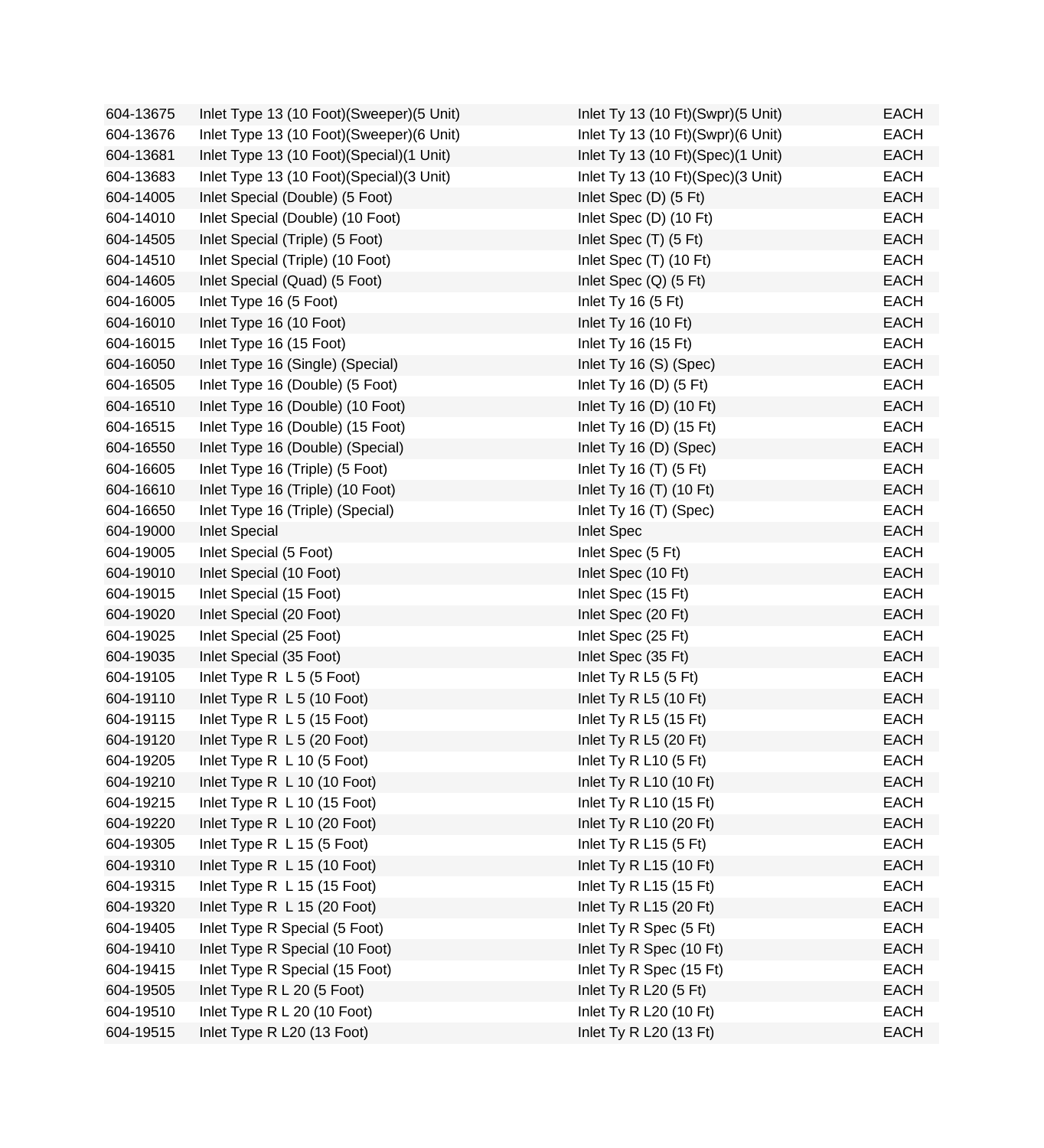| 604-13675 | Inlet Type 13 (10 Foot)(Sweeper)(5 Unit) | Inlet Ty 13 (10 Ft)(Swpr)(5 Unit) | EACH |
|---|---|---|---|
| 604-13676 | Inlet Type 13 (10 Foot)(Sweeper)(6 Unit) | Inlet Ty 13 (10 Ft)(Swpr)(6 Unit) | EACH |
| 604-13681 | Inlet Type 13 (10 Foot)(Special)(1 Unit) | Inlet Ty 13 (10 Ft)(Spec)(1 Unit) | EACH |
| 604-13683 | Inlet Type 13 (10 Foot)(Special)(3 Unit) | Inlet Ty 13 (10 Ft)(Spec)(3 Unit) | EACH |
| 604-14005 | Inlet Special (Double) (5 Foot) | Inlet Spec (D) (5 Ft) | EACH |
| 604-14010 | Inlet Special (Double) (10 Foot) | Inlet Spec (D) (10 Ft) | EACH |
| 604-14505 | Inlet Special (Triple) (5 Foot) | Inlet Spec (T) (5 Ft) | EACH |
| 604-14510 | Inlet Special (Triple) (10 Foot) | Inlet Spec (T) (10 Ft) | EACH |
| 604-14605 | Inlet Special (Quad) (5 Foot) | Inlet Spec (Q) (5 Ft) | EACH |
| 604-16005 | Inlet Type 16 (5 Foot) | Inlet Ty 16 (5 Ft) | EACH |
| 604-16010 | Inlet Type 16 (10 Foot) | Inlet Ty 16 (10 Ft) | EACH |
| 604-16015 | Inlet Type 16 (15 Foot) | Inlet Ty 16 (15 Ft) | EACH |
| 604-16050 | Inlet Type 16 (Single) (Special) | Inlet Ty 16 (S) (Spec) | EACH |
| 604-16505 | Inlet Type 16 (Double) (5 Foot) | Inlet Ty 16 (D) (5 Ft) | EACH |
| 604-16510 | Inlet Type 16 (Double) (10 Foot) | Inlet Ty 16 (D) (10 Ft) | EACH |
| 604-16515 | Inlet Type 16 (Double) (15 Foot) | Inlet Ty 16 (D) (15 Ft) | EACH |
| 604-16550 | Inlet Type 16 (Double) (Special) | Inlet Ty 16 (D) (Spec) | EACH |
| 604-16605 | Inlet Type 16 (Triple) (5 Foot) | Inlet Ty 16 (T) (5 Ft) | EACH |
| 604-16610 | Inlet Type 16 (Triple) (10 Foot) | Inlet Ty 16 (T) (10 Ft) | EACH |
| 604-16650 | Inlet Type 16 (Triple) (Special) | Inlet Ty 16 (T) (Spec) | EACH |
| 604-19000 | Inlet Special | Inlet Spec | EACH |
| 604-19005 | Inlet Special (5 Foot) | Inlet Spec (5 Ft) | EACH |
| 604-19010 | Inlet Special (10 Foot) | Inlet Spec (10 Ft) | EACH |
| 604-19015 | Inlet Special (15 Foot) | Inlet Spec (15 Ft) | EACH |
| 604-19020 | Inlet Special (20 Foot) | Inlet Spec (20 Ft) | EACH |
| 604-19025 | Inlet Special (25 Foot) | Inlet Spec (25 Ft) | EACH |
| 604-19035 | Inlet Special (35 Foot) | Inlet Spec (35 Ft) | EACH |
| 604-19105 | Inlet Type R L 5 (5 Foot) | Inlet Ty R L5 (5 Ft) | EACH |
| 604-19110 | Inlet Type R L 5 (10 Foot) | Inlet Ty R L5 (10 Ft) | EACH |
| 604-19115 | Inlet Type R L 5 (15 Foot) | Inlet Ty R L5 (15 Ft) | EACH |
| 604-19120 | Inlet Type R L 5 (20 Foot) | Inlet Ty R L5 (20 Ft) | EACH |
| 604-19205 | Inlet Type R L 10 (5 Foot) | Inlet Ty R L10 (5 Ft) | EACH |
| 604-19210 | Inlet Type R L 10 (10 Foot) | Inlet Ty R L10 (10 Ft) | EACH |
| 604-19215 | Inlet Type R L 10 (15 Foot) | Inlet Ty R L10 (15 Ft) | EACH |
| 604-19220 | Inlet Type R L 10 (20 Foot) | Inlet Ty R L10 (20 Ft) | EACH |
| 604-19305 | Inlet Type R L 15 (5 Foot) | Inlet Ty R L15 (5 Ft) | EACH |
| 604-19310 | Inlet Type R L 15 (10 Foot) | Inlet Ty R L15 (10 Ft) | EACH |
| 604-19315 | Inlet Type R L 15 (15 Foot) | Inlet Ty R L15 (15 Ft) | EACH |
| 604-19320 | Inlet Type R L 15 (20 Foot) | Inlet Ty R L15 (20 Ft) | EACH |
| 604-19405 | Inlet Type R Special (5 Foot) | Inlet Ty R Spec (5 Ft) | EACH |
| 604-19410 | Inlet Type R Special (10 Foot) | Inlet Ty R Spec (10 Ft) | EACH |
| 604-19415 | Inlet Type R Special (15 Foot) | Inlet Ty R Spec (15 Ft) | EACH |
| 604-19505 | Inlet Type R L 20 (5 Foot) | Inlet Ty R L20 (5 Ft) | EACH |
| 604-19510 | Inlet Type R L 20 (10 Foot) | Inlet Ty R L20 (10 Ft) | EACH |
| 604-19515 | Inlet Type R L20 (13 Foot) | Inlet Ty R L20 (13 Ft) | EACH |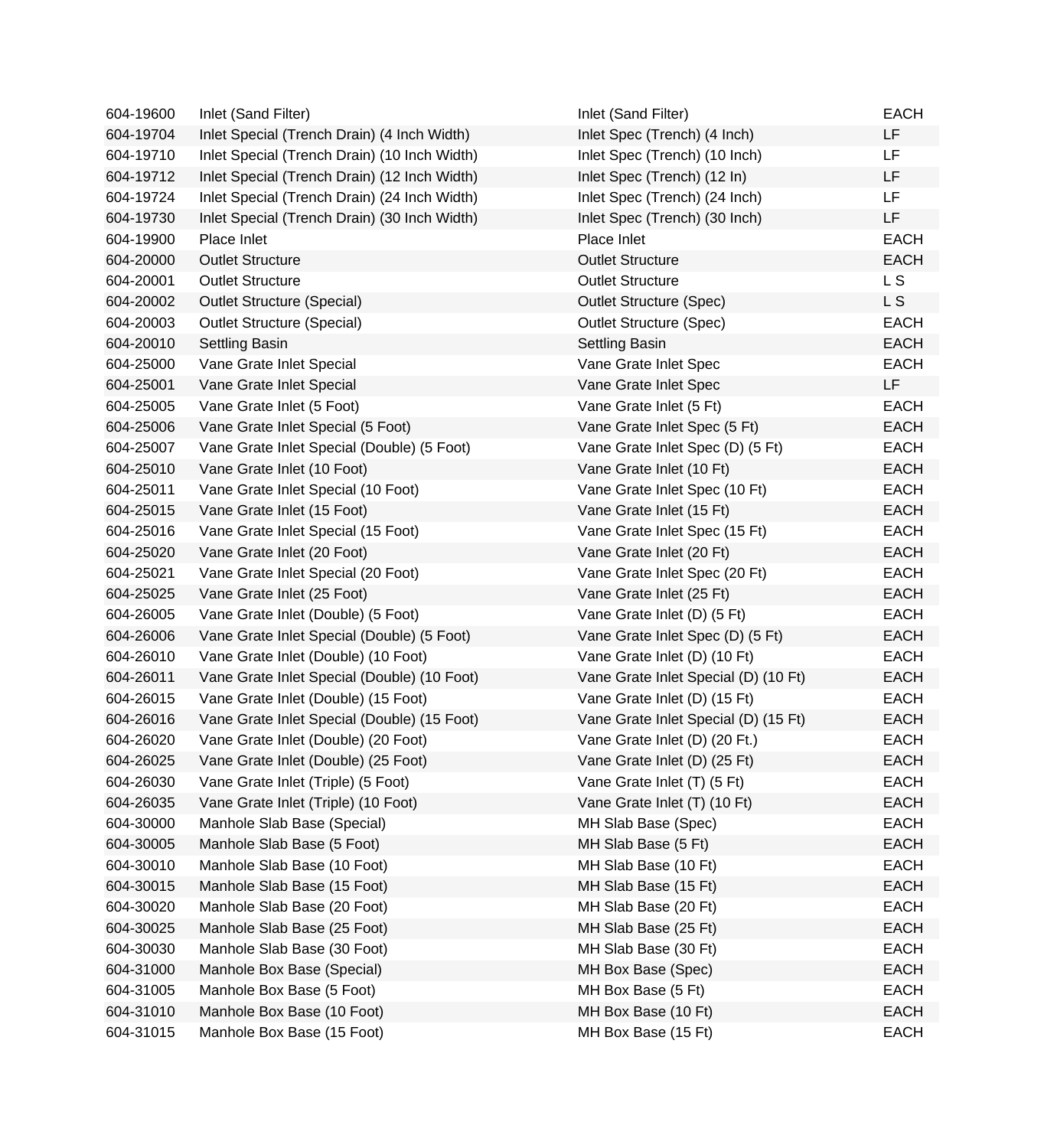| | | | |
|---|---|---|---|
| 604-19600 | Inlet (Sand Filter) | Inlet (Sand Filter) | EACH |
| 604-19704 | Inlet Special (Trench Drain) (4 Inch Width) | Inlet Spec (Trench) (4 Inch) | LF |
| 604-19710 | Inlet Special (Trench Drain) (10 Inch Width) | Inlet Spec (Trench) (10 Inch) | LF |
| 604-19712 | Inlet Special (Trench Drain) (12 Inch Width) | Inlet Spec (Trench) (12 In) | LF |
| 604-19724 | Inlet Special (Trench Drain) (24 Inch Width) | Inlet Spec (Trench) (24 Inch) | LF |
| 604-19730 | Inlet Special (Trench Drain) (30 Inch Width) | Inlet Spec (Trench) (30 Inch) | LF |
| 604-19900 | Place Inlet | Place Inlet | EACH |
| 604-20000 | Outlet Structure | Outlet Structure | EACH |
| 604-20001 | Outlet Structure | Outlet Structure | L S |
| 604-20002 | Outlet Structure (Special) | Outlet Structure (Spec) | L S |
| 604-20003 | Outlet Structure (Special) | Outlet Structure (Spec) | EACH |
| 604-20010 | Settling Basin | Settling Basin | EACH |
| 604-25000 | Vane Grate Inlet Special | Vane Grate Inlet Spec | EACH |
| 604-25001 | Vane Grate Inlet Special | Vane Grate Inlet Spec | LF |
| 604-25005 | Vane Grate Inlet (5 Foot) | Vane Grate Inlet (5 Ft) | EACH |
| 604-25006 | Vane Grate Inlet Special (5 Foot) | Vane Grate Inlet Spec (5 Ft) | EACH |
| 604-25007 | Vane Grate Inlet Special (Double) (5 Foot) | Vane Grate Inlet Spec (D) (5 Ft) | EACH |
| 604-25010 | Vane Grate Inlet (10 Foot) | Vane Grate Inlet (10 Ft) | EACH |
| 604-25011 | Vane Grate Inlet Special (10 Foot) | Vane Grate Inlet Spec (10 Ft) | EACH |
| 604-25015 | Vane Grate Inlet (15 Foot) | Vane Grate Inlet (15 Ft) | EACH |
| 604-25016 | Vane Grate Inlet Special (15 Foot) | Vane Grate Inlet Spec (15 Ft) | EACH |
| 604-25020 | Vane Grate Inlet (20 Foot) | Vane Grate Inlet (20 Ft) | EACH |
| 604-25021 | Vane Grate Inlet Special (20 Foot) | Vane Grate Inlet Spec (20 Ft) | EACH |
| 604-25025 | Vane Grate Inlet (25 Foot) | Vane Grate Inlet (25 Ft) | EACH |
| 604-26005 | Vane Grate Inlet (Double) (5 Foot) | Vane Grate Inlet (D) (5 Ft) | EACH |
| 604-26006 | Vane Grate Inlet Special (Double) (5 Foot) | Vane Grate Inlet Spec (D) (5 Ft) | EACH |
| 604-26010 | Vane Grate Inlet (Double) (10 Foot) | Vane Grate Inlet (D) (10 Ft) | EACH |
| 604-26011 | Vane Grate Inlet Special (Double) (10 Foot) | Vane Grate Inlet Special (D) (10 Ft) | EACH |
| 604-26015 | Vane Grate Inlet (Double) (15 Foot) | Vane Grate Inlet (D) (15 Ft) | EACH |
| 604-26016 | Vane Grate Inlet Special (Double) (15 Foot) | Vane Grate Inlet Special (D) (15 Ft) | EACH |
| 604-26020 | Vane Grate Inlet (Double) (20 Foot) | Vane Grate Inlet (D) (20 Ft.) | EACH |
| 604-26025 | Vane Grate Inlet (Double) (25 Foot) | Vane Grate Inlet (D) (25 Ft) | EACH |
| 604-26030 | Vane Grate Inlet (Triple) (5 Foot) | Vane Grate Inlet (T) (5 Ft) | EACH |
| 604-26035 | Vane Grate Inlet (Triple) (10 Foot) | Vane Grate Inlet (T) (10 Ft) | EACH |
| 604-30000 | Manhole Slab Base (Special) | MH Slab Base (Spec) | EACH |
| 604-30005 | Manhole Slab Base (5 Foot) | MH Slab Base (5 Ft) | EACH |
| 604-30010 | Manhole Slab Base (10 Foot) | MH Slab Base (10 Ft) | EACH |
| 604-30015 | Manhole Slab Base (15 Foot) | MH Slab Base (15 Ft) | EACH |
| 604-30020 | Manhole Slab Base (20 Foot) | MH Slab Base (20 Ft) | EACH |
| 604-30025 | Manhole Slab Base (25 Foot) | MH Slab Base (25 Ft) | EACH |
| 604-30030 | Manhole Slab Base (30 Foot) | MH Slab Base (30 Ft) | EACH |
| 604-31000 | Manhole Box Base (Special) | MH Box Base (Spec) | EACH |
| 604-31005 | Manhole Box Base (5 Foot) | MH Box Base (5 Ft) | EACH |
| 604-31010 | Manhole Box Base (10 Foot) | MH Box Base (10 Ft) | EACH |
| 604-31015 | Manhole Box Base (15 Foot) | MH Box Base (15 Ft) | EACH |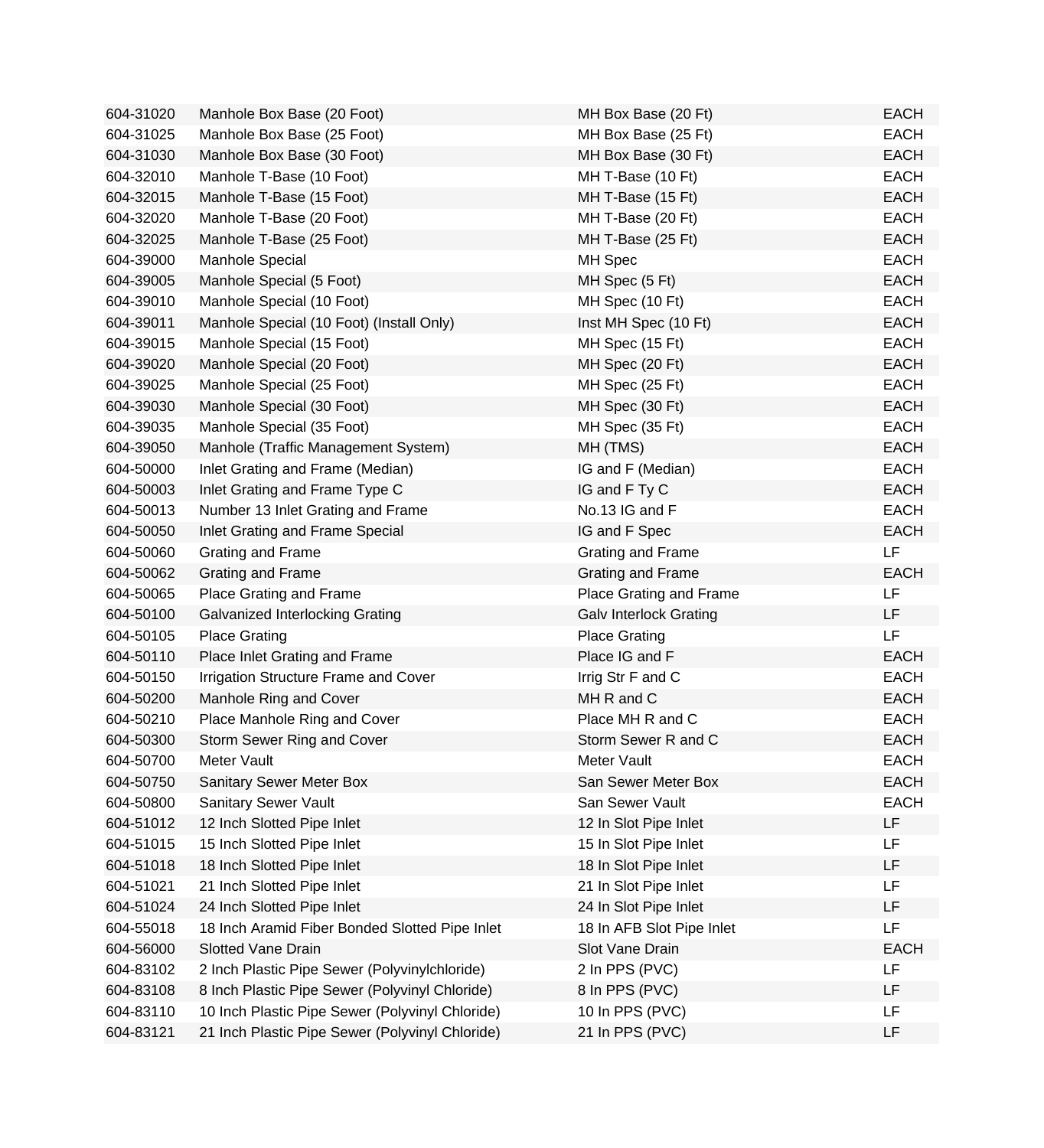| | | | |
|---|---|---|---|
| 604-31020 | Manhole Box Base (20 Foot) | MH Box Base (20 Ft) | EACH |
| 604-31025 | Manhole Box Base (25 Foot) | MH Box Base (25 Ft) | EACH |
| 604-31030 | Manhole Box Base (30 Foot) | MH Box Base (30 Ft) | EACH |
| 604-32010 | Manhole T-Base (10 Foot) | MH T-Base (10 Ft) | EACH |
| 604-32015 | Manhole T-Base (15 Foot) | MH T-Base (15 Ft) | EACH |
| 604-32020 | Manhole T-Base (20 Foot) | MH T-Base (20 Ft) | EACH |
| 604-32025 | Manhole T-Base (25 Foot) | MH T-Base (25 Ft) | EACH |
| 604-39000 | Manhole Special | MH Spec | EACH |
| 604-39005 | Manhole Special (5 Foot) | MH Spec (5 Ft) | EACH |
| 604-39010 | Manhole Special (10 Foot) | MH Spec (10 Ft) | EACH |
| 604-39011 | Manhole Special (10 Foot) (Install Only) | Inst MH Spec (10 Ft) | EACH |
| 604-39015 | Manhole Special (15 Foot) | MH Spec (15 Ft) | EACH |
| 604-39020 | Manhole Special (20 Foot) | MH Spec (20 Ft) | EACH |
| 604-39025 | Manhole Special (25 Foot) | MH Spec (25 Ft) | EACH |
| 604-39030 | Manhole Special (30 Foot) | MH Spec (30 Ft) | EACH |
| 604-39035 | Manhole Special (35 Foot) | MH Spec (35 Ft) | EACH |
| 604-39050 | Manhole (Traffic Management System) | MH (TMS) | EACH |
| 604-50000 | Inlet Grating and Frame (Median) | IG and F (Median) | EACH |
| 604-50003 | Inlet Grating and Frame Type C | IG and F Ty C | EACH |
| 604-50013 | Number 13 Inlet Grating and Frame | No.13 IG and F | EACH |
| 604-50050 | Inlet Grating and Frame Special | IG and F Spec | EACH |
| 604-50060 | Grating and Frame | Grating and Frame | LF |
| 604-50062 | Grating and Frame | Grating and Frame | EACH |
| 604-50065 | Place Grating and Frame | Place Grating and Frame | LF |
| 604-50100 | Galvanized Interlocking Grating | Galv Interlock Grating | LF |
| 604-50105 | Place Grating | Place Grating | LF |
| 604-50110 | Place Inlet Grating and Frame | Place IG and F | EACH |
| 604-50150 | Irrigation Structure Frame and Cover | Irrig Str F and C | EACH |
| 604-50200 | Manhole Ring and Cover | MH R and C | EACH |
| 604-50210 | Place Manhole Ring and Cover | Place MH R and C | EACH |
| 604-50300 | Storm Sewer Ring and Cover | Storm Sewer R and C | EACH |
| 604-50700 | Meter Vault | Meter Vault | EACH |
| 604-50750 | Sanitary Sewer Meter Box | San Sewer Meter Box | EACH |
| 604-50800 | Sanitary Sewer Vault | San Sewer Vault | EACH |
| 604-51012 | 12 Inch Slotted Pipe Inlet | 12 In Slot Pipe Inlet | LF |
| 604-51015 | 15 Inch Slotted Pipe Inlet | 15 In Slot Pipe Inlet | LF |
| 604-51018 | 18 Inch Slotted Pipe Inlet | 18 In Slot Pipe Inlet | LF |
| 604-51021 | 21 Inch Slotted Pipe Inlet | 21 In Slot Pipe Inlet | LF |
| 604-51024 | 24 Inch Slotted Pipe Inlet | 24 In Slot Pipe Inlet | LF |
| 604-55018 | 18 Inch Aramid Fiber Bonded Slotted Pipe Inlet | 18 In AFB Slot Pipe Inlet | LF |
| 604-56000 | Slotted Vane Drain | Slot Vane Drain | EACH |
| 604-83102 | 2 Inch Plastic Pipe Sewer (Polyvinylchloride) | 2 In PPS (PVC) | LF |
| 604-83108 | 8 Inch Plastic Pipe Sewer (Polyvinyl Chloride) | 8 In PPS (PVC) | LF |
| 604-83110 | 10 Inch Plastic Pipe Sewer (Polyvinyl Chloride) | 10 In PPS (PVC) | LF |
| 604-83121 | 21 Inch Plastic Pipe Sewer (Polyvinyl Chloride) | 21 In PPS (PVC) | LF |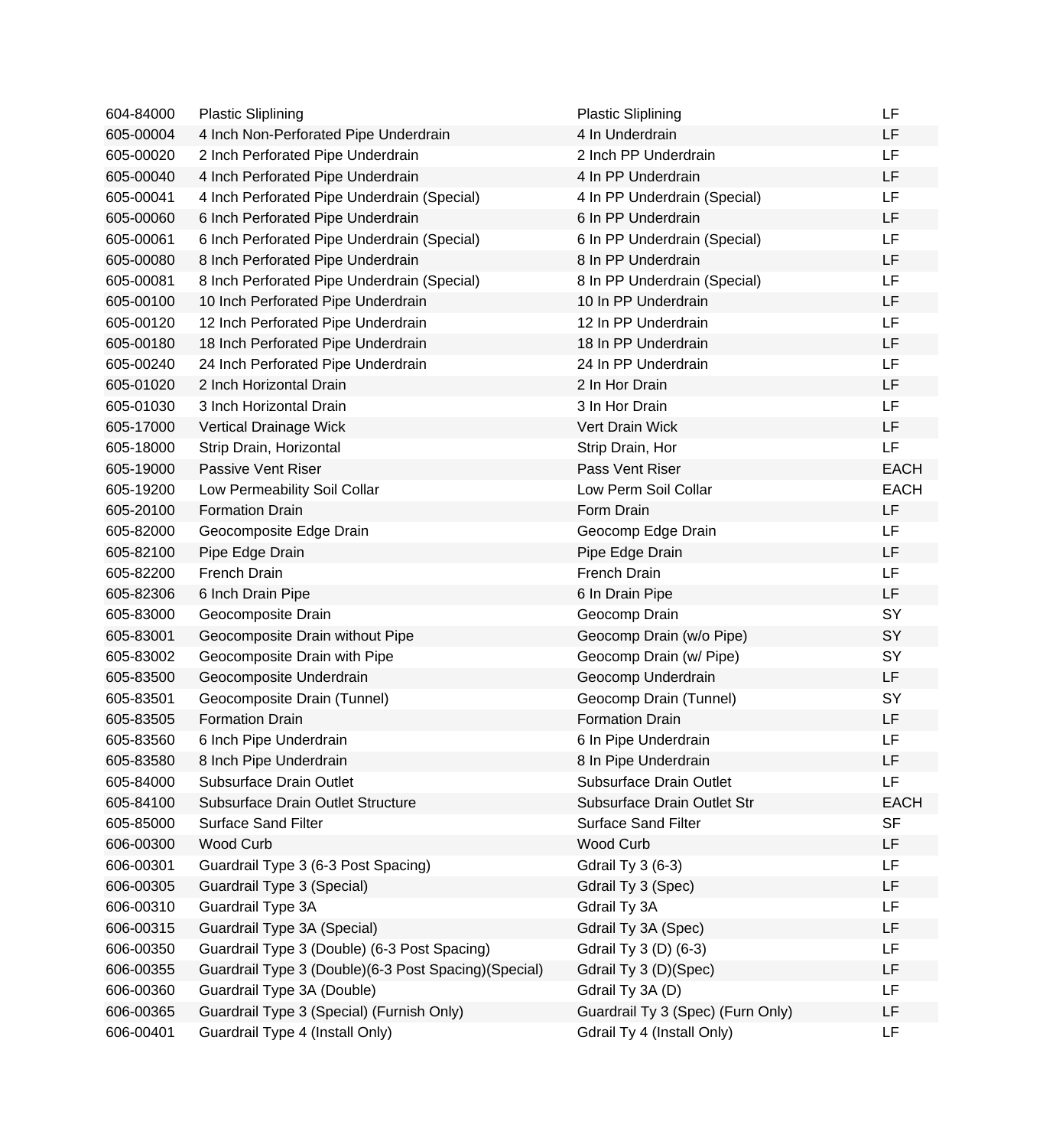| | | | |
|---|---|---|---|
| 604-84000 | Plastic Sliplining | Plastic Sliplining | LF |
| 605-00004 | 4 Inch Non-Perforated Pipe Underdrain | 4 In Underdrain | LF |
| 605-00020 | 2 Inch Perforated Pipe Underdrain | 2 Inch PP Underdrain | LF |
| 605-00040 | 4 Inch Perforated Pipe Underdrain | 4 In PP Underdrain | LF |
| 605-00041 | 4 Inch Perforated Pipe Underdrain (Special) | 4 In PP Underdrain (Special) | LF |
| 605-00060 | 6 Inch Perforated Pipe Underdrain | 6 In PP Underdrain | LF |
| 605-00061 | 6 Inch Perforated Pipe Underdrain (Special) | 6 In PP Underdrain (Special) | LF |
| 605-00080 | 8 Inch Perforated Pipe Underdrain | 8 In PP Underdrain | LF |
| 605-00081 | 8 Inch Perforated Pipe Underdrain (Special) | 8 In PP Underdrain (Special) | LF |
| 605-00100 | 10 Inch Perforated Pipe Underdrain | 10 In PP Underdrain | LF |
| 605-00120 | 12 Inch Perforated Pipe Underdrain | 12 In PP Underdrain | LF |
| 605-00180 | 18 Inch Perforated Pipe Underdrain | 18 In PP Underdrain | LF |
| 605-00240 | 24 Inch Perforated Pipe Underdrain | 24 In PP Underdrain | LF |
| 605-01020 | 2 Inch Horizontal Drain | 2 In Hor Drain | LF |
| 605-01030 | 3 Inch Horizontal Drain | 3 In Hor Drain | LF |
| 605-17000 | Vertical Drainage Wick | Vert Drain Wick | LF |
| 605-18000 | Strip Drain, Horizontal | Strip Drain, Hor | LF |
| 605-19000 | Passive Vent Riser | Pass Vent Riser | EACH |
| 605-19200 | Low Permeability Soil Collar | Low Perm Soil Collar | EACH |
| 605-20100 | Formation Drain | Form Drain | LF |
| 605-82000 | Geocomposite Edge Drain | Geocomp Edge Drain | LF |
| 605-82100 | Pipe Edge Drain | Pipe Edge Drain | LF |
| 605-82200 | French Drain | French Drain | LF |
| 605-82306 | 6 Inch Drain Pipe | 6 In Drain Pipe | LF |
| 605-83000 | Geocomposite Drain | Geocomp Drain | SY |
| 605-83001 | Geocomposite Drain without Pipe | Geocomp Drain (w/o Pipe) | SY |
| 605-83002 | Geocomposite Drain with Pipe | Geocomp Drain (w/ Pipe) | SY |
| 605-83500 | Geocomposite Underdrain | Geocomp Underdrain | LF |
| 605-83501 | Geocomposite Drain (Tunnel) | Geocomp Drain (Tunnel) | SY |
| 605-83505 | Formation Drain | Formation Drain | LF |
| 605-83560 | 6 Inch Pipe Underdrain | 6 In Pipe Underdrain | LF |
| 605-83580 | 8 Inch Pipe Underdrain | 8 In Pipe Underdrain | LF |
| 605-84000 | Subsurface Drain Outlet | Subsurface Drain Outlet | LF |
| 605-84100 | Subsurface Drain Outlet Structure | Subsurface Drain Outlet Str | EACH |
| 605-85000 | Surface Sand Filter | Surface Sand Filter | SF |
| 606-00300 | Wood Curb | Wood Curb | LF |
| 606-00301 | Guardrail Type 3 (6-3 Post Spacing) | Gdrail Ty 3 (6-3) | LF |
| 606-00305 | Guardrail Type 3 (Special) | Gdrail Ty 3 (Spec) | LF |
| 606-00310 | Guardrail Type 3A | Gdrail Ty 3A | LF |
| 606-00315 | Guardrail Type 3A (Special) | Gdrail Ty 3A (Spec) | LF |
| 606-00350 | Guardrail Type 3 (Double) (6-3 Post Spacing) | Gdrail Ty 3 (D) (6-3) | LF |
| 606-00355 | Guardrail Type 3 (Double)(6-3 Post Spacing)(Special) | Gdrail Ty 3 (D)(Spec) | LF |
| 606-00360 | Guardrail Type 3A (Double) | Gdrail Ty 3A (D) | LF |
| 606-00365 | Guardrail Type 3 (Special) (Furnish Only) | Guardrail Ty 3 (Spec) (Furn Only) | LF |
| 606-00401 | Guardrail Type 4 (Install Only) | Gdrail Ty 4 (Install Only) | LF |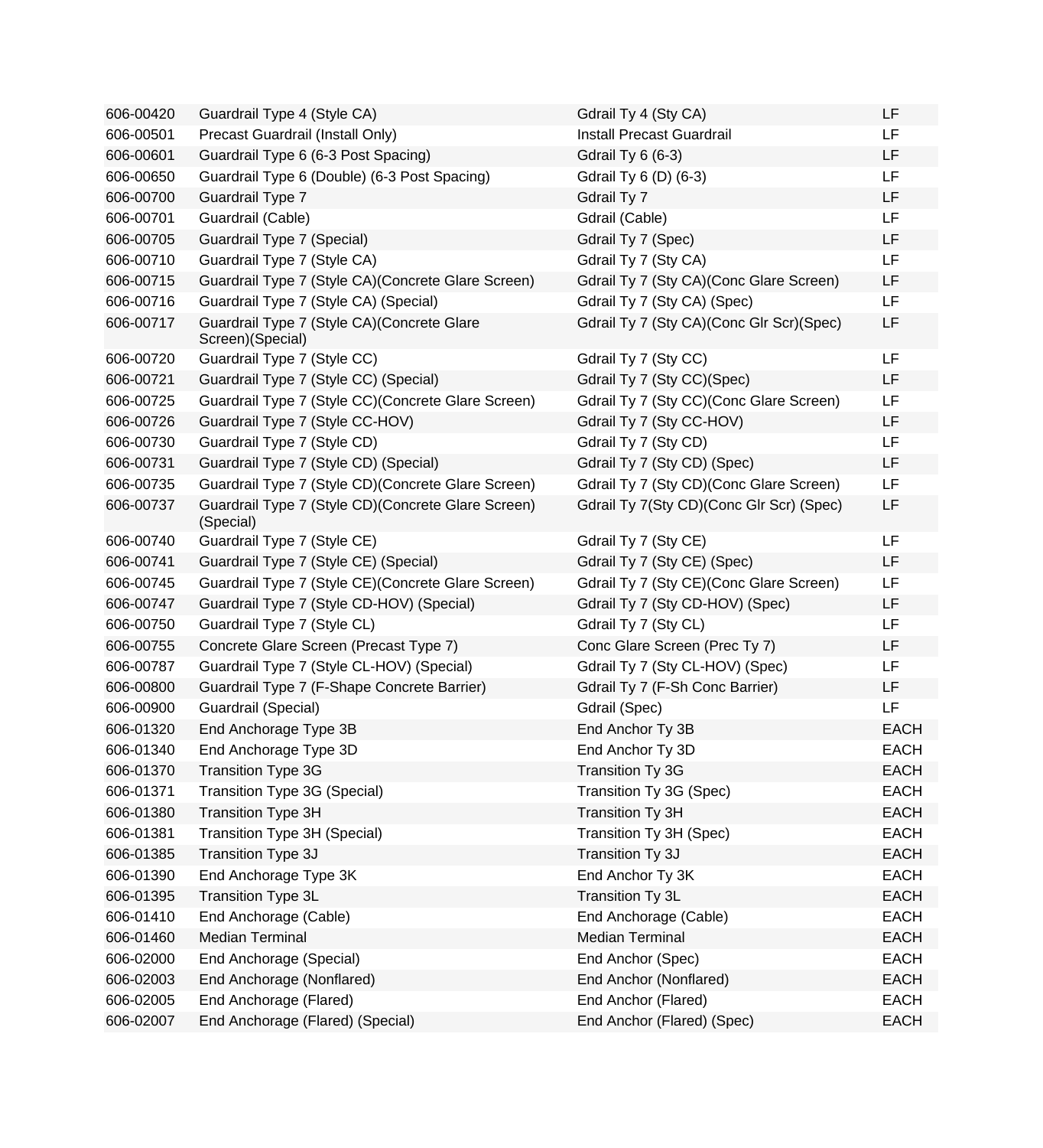| | | | |
|---|---|---|---|
| 606-00420 | Guardrail Type 4 (Style CA) | Gdrail Ty 4 (Sty CA) | LF |
| 606-00501 | Precast Guardrail (Install Only) | Install Precast Guardrail | LF |
| 606-00601 | Guardrail Type 6 (6-3 Post Spacing) | Gdrail Ty 6 (6-3) | LF |
| 606-00650 | Guardrail Type 6 (Double) (6-3 Post Spacing) | Gdrail Ty 6 (D) (6-3) | LF |
| 606-00700 | Guardrail Type 7 | Gdrail Ty 7 | LF |
| 606-00701 | Guardrail (Cable) | Gdrail (Cable) | LF |
| 606-00705 | Guardrail Type 7 (Special) | Gdrail Ty 7 (Spec) | LF |
| 606-00710 | Guardrail Type 7 (Style CA) | Gdrail Ty 7 (Sty CA) | LF |
| 606-00715 | Guardrail Type 7 (Style CA)(Concrete Glare Screen) | Gdrail Ty 7 (Sty CA)(Conc Glare Screen) | LF |
| 606-00716 | Guardrail Type 7 (Style CA) (Special) | Gdrail Ty 7 (Sty CA) (Spec) | LF |
| 606-00717 | Guardrail Type 7 (Style CA)(Concrete Glare Screen)(Special) | Gdrail Ty 7 (Sty CA)(Conc Glr Scr)(Spec) | LF |
| 606-00720 | Guardrail Type 7 (Style CC) | Gdrail Ty 7 (Sty CC) | LF |
| 606-00721 | Guardrail Type 7 (Style CC) (Special) | Gdrail Ty 7 (Sty CC)(Spec) | LF |
| 606-00725 | Guardrail Type 7 (Style CC)(Concrete Glare Screen) | Gdrail Ty 7 (Sty CC)(Conc Glare Screen) | LF |
| 606-00726 | Guardrail Type 7 (Style CC-HOV) | Gdrail Ty 7 (Sty CC-HOV) | LF |
| 606-00730 | Guardrail Type 7 (Style CD) | Gdrail Ty 7 (Sty CD) | LF |
| 606-00731 | Guardrail Type 7 (Style CD) (Special) | Gdrail Ty 7 (Sty CD) (Spec) | LF |
| 606-00735 | Guardrail Type 7 (Style CD)(Concrete Glare Screen) | Gdrail Ty 7 (Sty CD)(Conc Glare Screen) | LF |
| 606-00737 | Guardrail Type 7 (Style CD)(Concrete Glare Screen) (Special) | Gdrail Ty 7(Sty CD)(Conc Glr Scr) (Spec) | LF |
| 606-00740 | Guardrail Type 7 (Style CE) | Gdrail Ty 7 (Sty CE) | LF |
| 606-00741 | Guardrail Type 7 (Style CE) (Special) | Gdrail Ty 7 (Sty CE) (Spec) | LF |
| 606-00745 | Guardrail Type 7 (Style CE)(Concrete Glare Screen) | Gdrail Ty 7 (Sty CE)(Conc Glare Screen) | LF |
| 606-00747 | Guardrail Type 7 (Style CD-HOV) (Special) | Gdrail Ty 7 (Sty CD-HOV) (Spec) | LF |
| 606-00750 | Guardrail Type 7 (Style CL) | Gdrail Ty 7 (Sty CL) | LF |
| 606-00755 | Concrete Glare Screen (Precast Type 7) | Conc Glare Screen (Prec Ty 7) | LF |
| 606-00787 | Guardrail Type 7 (Style CL-HOV) (Special) | Gdrail Ty 7 (Sty CL-HOV) (Spec) | LF |
| 606-00800 | Guardrail Type 7 (F-Shape Concrete Barrier) | Gdrail Ty 7 (F-Sh Conc Barrier) | LF |
| 606-00900 | Guardrail (Special) | Gdrail (Spec) | LF |
| 606-01320 | End Anchorage Type 3B | End Anchor Ty 3B | EACH |
| 606-01340 | End Anchorage Type 3D | End Anchor Ty 3D | EACH |
| 606-01370 | Transition Type 3G | Transition Ty 3G | EACH |
| 606-01371 | Transition Type 3G (Special) | Transition Ty 3G (Spec) | EACH |
| 606-01380 | Transition Type 3H | Transition Ty 3H | EACH |
| 606-01381 | Transition Type 3H (Special) | Transition Ty 3H (Spec) | EACH |
| 606-01385 | Transition Type 3J | Transition Ty 3J | EACH |
| 606-01390 | End Anchorage Type 3K | End Anchor Ty 3K | EACH |
| 606-01395 | Transition Type 3L | Transition Ty 3L | EACH |
| 606-01410 | End Anchorage (Cable) | End Anchorage (Cable) | EACH |
| 606-01460 | Median Terminal | Median Terminal | EACH |
| 606-02000 | End Anchorage (Special) | End Anchor (Spec) | EACH |
| 606-02003 | End Anchorage (Nonflared) | End Anchor (Nonflared) | EACH |
| 606-02005 | End Anchorage (Flared) | End Anchor (Flared) | EACH |
| 606-02007 | End Anchorage (Flared) (Special) | End Anchor (Flared) (Spec) | EACH |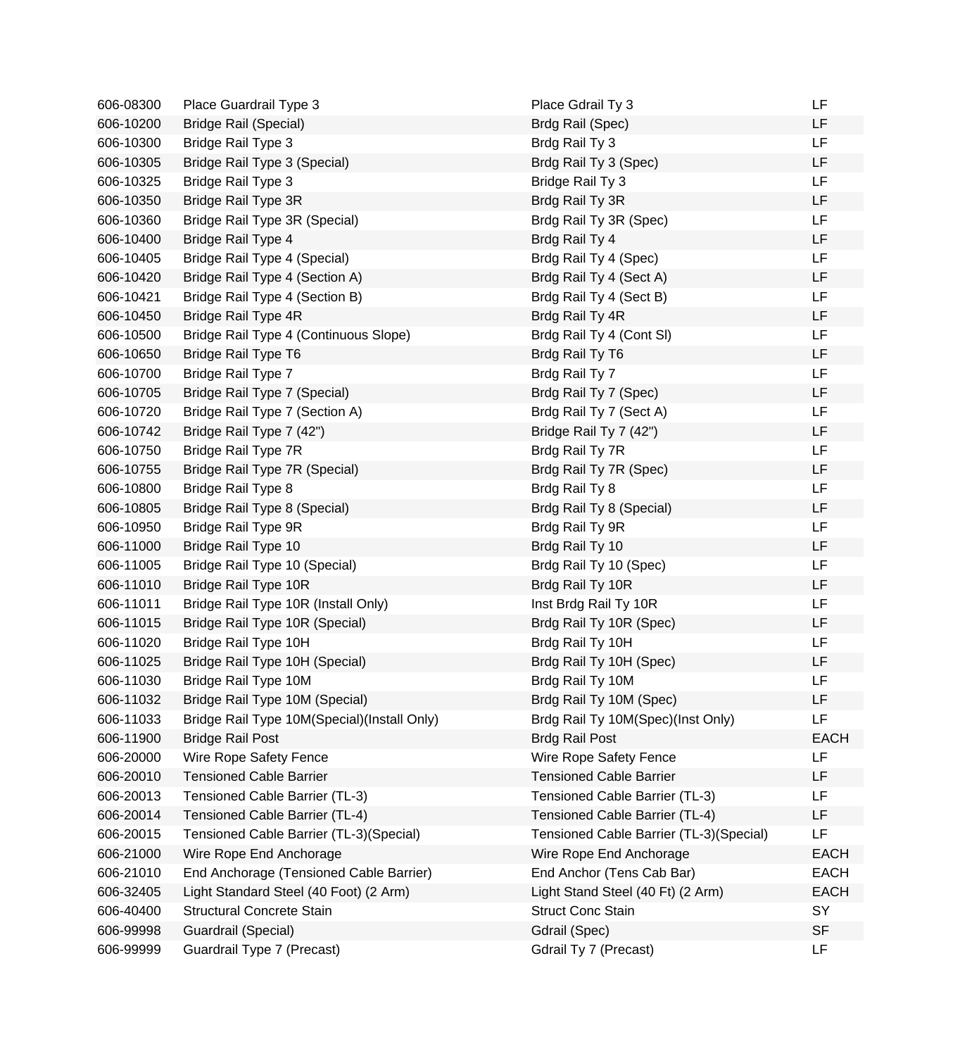| 606-08300 | Place Guardrail Type 3 | Place Gdrail Ty 3 | LF |
|---|---|---|---|
| 606-10200 | Bridge Rail (Special) | Brdg Rail (Spec) | LF |
| 606-10300 | Bridge Rail Type 3 | Brdg Rail Ty 3 | LF |
| 606-10305 | Bridge Rail Type 3 (Special) | Brdg Rail Ty 3 (Spec) | LF |
| 606-10325 | Bridge Rail Type 3 | Bridge Rail Ty 3 | LF |
| 606-10350 | Bridge Rail Type 3R | Brdg Rail Ty 3R | LF |
| 606-10360 | Bridge Rail Type 3R (Special) | Brdg Rail Ty 3R (Spec) | LF |
| 606-10400 | Bridge Rail Type 4 | Brdg Rail Ty 4 | LF |
| 606-10405 | Bridge Rail Type 4 (Special) | Brdg Rail Ty 4 (Spec) | LF |
| 606-10420 | Bridge Rail Type 4 (Section A) | Brdg Rail Ty 4 (Sect A) | LF |
| 606-10421 | Bridge Rail Type 4 (Section B) | Brdg Rail Ty 4 (Sect B) | LF |
| 606-10450 | Bridge Rail Type 4R | Brdg Rail Ty 4R | LF |
| 606-10500 | Bridge Rail Type 4 (Continuous Slope) | Brdg Rail Ty 4 (Cont Sl) | LF |
| 606-10650 | Bridge Rail Type T6 | Brdg Rail Ty T6 | LF |
| 606-10700 | Bridge Rail Type 7 | Brdg Rail Ty 7 | LF |
| 606-10705 | Bridge Rail Type 7 (Special) | Brdg Rail Ty 7 (Spec) | LF |
| 606-10720 | Bridge Rail Type 7 (Section A) | Brdg Rail Ty 7 (Sect A) | LF |
| 606-10742 | Bridge Rail Type 7 (42") | Bridge Rail Ty 7 (42") | LF |
| 606-10750 | Bridge Rail Type 7R | Brdg Rail Ty 7R | LF |
| 606-10755 | Bridge Rail Type 7R (Special) | Brdg Rail Ty 7R (Spec) | LF |
| 606-10800 | Bridge Rail Type 8 | Brdg Rail Ty 8 | LF |
| 606-10805 | Bridge Rail Type 8 (Special) | Brdg Rail Ty 8 (Special) | LF |
| 606-10950 | Bridge Rail Type 9R | Brdg Rail Ty 9R | LF |
| 606-11000 | Bridge Rail Type 10 | Brdg Rail Ty 10 | LF |
| 606-11005 | Bridge Rail Type 10 (Special) | Brdg Rail Ty 10 (Spec) | LF |
| 606-11010 | Bridge Rail Type 10R | Brdg Rail Ty 10R | LF |
| 606-11011 | Bridge Rail Type 10R (Install Only) | Inst Brdg Rail Ty 10R | LF |
| 606-11015 | Bridge Rail Type 10R (Special) | Brdg Rail Ty 10R (Spec) | LF |
| 606-11020 | Bridge Rail Type 10H | Brdg Rail Ty 10H | LF |
| 606-11025 | Bridge Rail Type 10H (Special) | Brdg Rail Ty 10H (Spec) | LF |
| 606-11030 | Bridge Rail Type 10M | Brdg Rail Ty 10M | LF |
| 606-11032 | Bridge Rail Type 10M (Special) | Brdg Rail Ty 10M (Spec) | LF |
| 606-11033 | Bridge Rail Type 10M(Special)(Install Only) | Brdg Rail Ty 10M(Spec)(Inst Only) | LF |
| 606-11900 | Bridge Rail Post | Brdg Rail Post | EACH |
| 606-20000 | Wire Rope Safety Fence | Wire Rope Safety Fence | LF |
| 606-20010 | Tensioned Cable Barrier | Tensioned Cable Barrier | LF |
| 606-20013 | Tensioned Cable Barrier (TL-3) | Tensioned Cable Barrier (TL-3) | LF |
| 606-20014 | Tensioned Cable Barrier (TL-4) | Tensioned Cable Barrier (TL-4) | LF |
| 606-20015 | Tensioned Cable Barrier (TL-3)(Special) | Tensioned Cable Barrier (TL-3)(Special) | LF |
| 606-21000 | Wire Rope End Anchorage | Wire Rope End Anchorage | EACH |
| 606-21010 | End Anchorage (Tensioned Cable Barrier) | End Anchor (Tens Cab Bar) | EACH |
| 606-32405 | Light Standard Steel (40 Foot) (2 Arm) | Light Stand Steel (40 Ft) (2 Arm) | EACH |
| 606-40400 | Structural Concrete Stain | Struct Conc Stain | SY |
| 606-99998 | Guardrail (Special) | Gdrail (Spec) | SF |
| 606-99999 | Guardrail Type 7 (Precast) | Gdrail Ty 7 (Precast) | LF |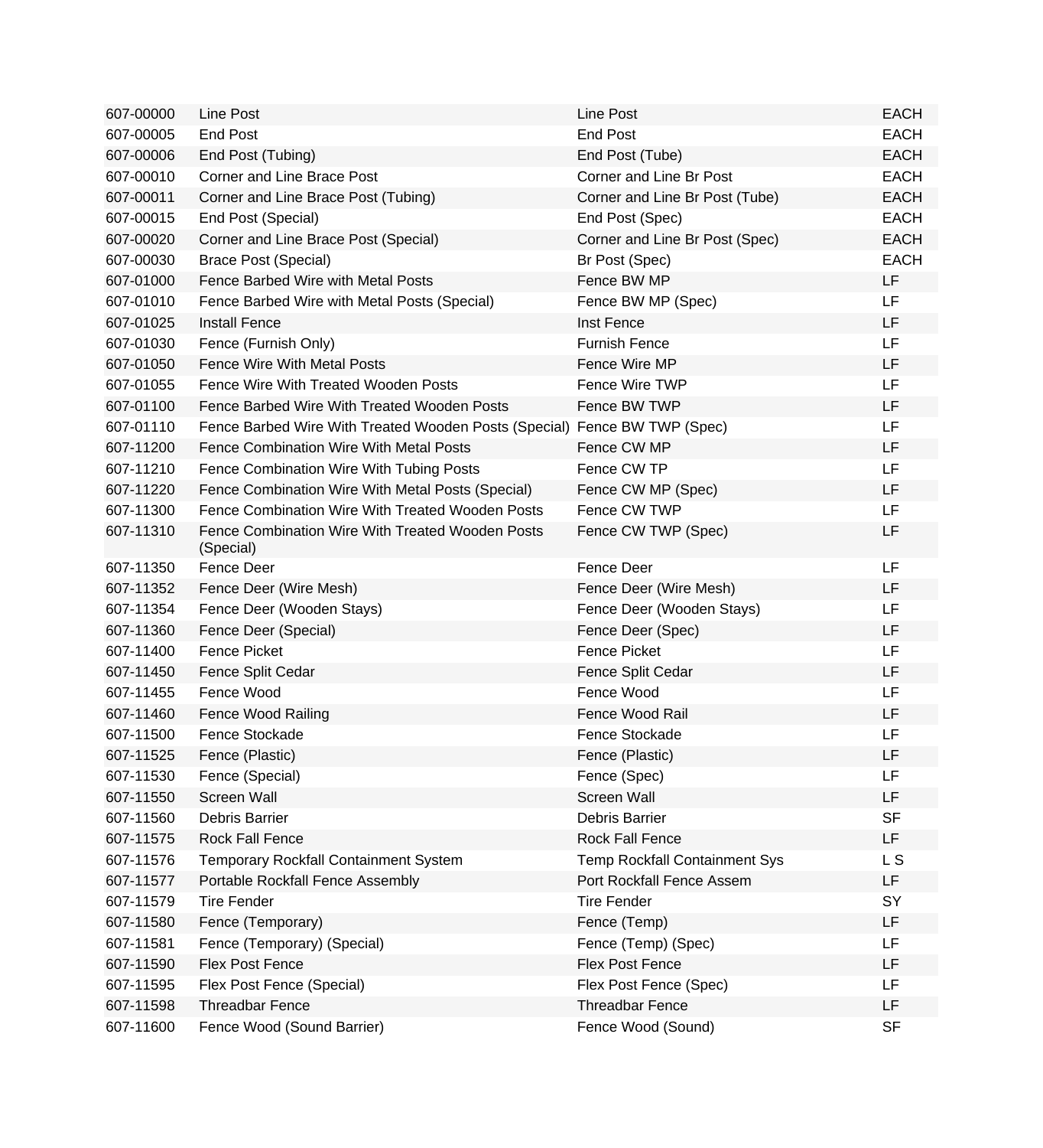| | | | |
|---|---|---|---|
| 607-00000 | Line Post | Line Post | EACH |
| 607-00005 | End Post | End Post | EACH |
| 607-00006 | End Post (Tubing) | End Post (Tube) | EACH |
| 607-00010 | Corner and Line Brace Post | Corner and Line Br Post | EACH |
| 607-00011 | Corner and Line Brace Post (Tubing) | Corner and Line Br Post (Tube) | EACH |
| 607-00015 | End Post (Special) | End Post (Spec) | EACH |
| 607-00020 | Corner and Line Brace Post (Special) | Corner and Line Br Post (Spec) | EACH |
| 607-00030 | Brace Post (Special) | Br Post (Spec) | EACH |
| 607-01000 | Fence Barbed Wire with Metal Posts | Fence BW MP | LF |
| 607-01010 | Fence Barbed Wire with Metal Posts (Special) | Fence BW MP (Spec) | LF |
| 607-01025 | Install Fence | Inst Fence | LF |
| 607-01030 | Fence (Furnish Only) | Furnish Fence | LF |
| 607-01050 | Fence Wire With Metal Posts | Fence Wire MP | LF |
| 607-01055 | Fence Wire With Treated Wooden Posts | Fence Wire TWP | LF |
| 607-01100 | Fence Barbed Wire With Treated Wooden Posts | Fence BW TWP | LF |
| 607-01110 | Fence Barbed Wire With Treated Wooden Posts (Special) | Fence BW TWP (Spec) | LF |
| 607-11200 | Fence Combination Wire With Metal Posts | Fence CW MP | LF |
| 607-11210 | Fence Combination Wire With Tubing Posts | Fence CW TP | LF |
| 607-11220 | Fence Combination Wire With Metal Posts (Special) | Fence CW MP (Spec) | LF |
| 607-11300 | Fence Combination Wire With Treated Wooden Posts | Fence CW TWP | LF |
| 607-11310 | Fence Combination Wire With Treated Wooden Posts (Special) | Fence CW TWP (Spec) | LF |
| 607-11350 | Fence Deer | Fence Deer | LF |
| 607-11352 | Fence Deer (Wire Mesh) | Fence Deer (Wire Mesh) | LF |
| 607-11354 | Fence Deer (Wooden Stays) | Fence Deer (Wooden Stays) | LF |
| 607-11360 | Fence Deer (Special) | Fence Deer (Spec) | LF |
| 607-11400 | Fence Picket | Fence Picket | LF |
| 607-11450 | Fence Split Cedar | Fence Split Cedar | LF |
| 607-11455 | Fence Wood | Fence Wood | LF |
| 607-11460 | Fence Wood Railing | Fence Wood Rail | LF |
| 607-11500 | Fence Stockade | Fence Stockade | LF |
| 607-11525 | Fence (Plastic) | Fence (Plastic) | LF |
| 607-11530 | Fence (Special) | Fence (Spec) | LF |
| 607-11550 | Screen Wall | Screen Wall | LF |
| 607-11560 | Debris Barrier | Debris Barrier | SF |
| 607-11575 | Rock Fall Fence | Rock Fall Fence | LF |
| 607-11576 | Temporary Rockfall Containment System | Temp Rockfall Containment Sys | L S |
| 607-11577 | Portable Rockfall Fence Assembly | Port Rockfall Fence Assem | LF |
| 607-11579 | Tire Fender | Tire Fender | SY |
| 607-11580 | Fence (Temporary) | Fence (Temp) | LF |
| 607-11581 | Fence (Temporary) (Special) | Fence (Temp) (Spec) | LF |
| 607-11590 | Flex Post Fence | Flex Post Fence | LF |
| 607-11595 | Flex Post Fence (Special) | Flex Post Fence (Spec) | LF |
| 607-11598 | Threadbar Fence | Threadbar Fence | LF |
| 607-11600 | Fence Wood (Sound Barrier) | Fence Wood (Sound) | SF |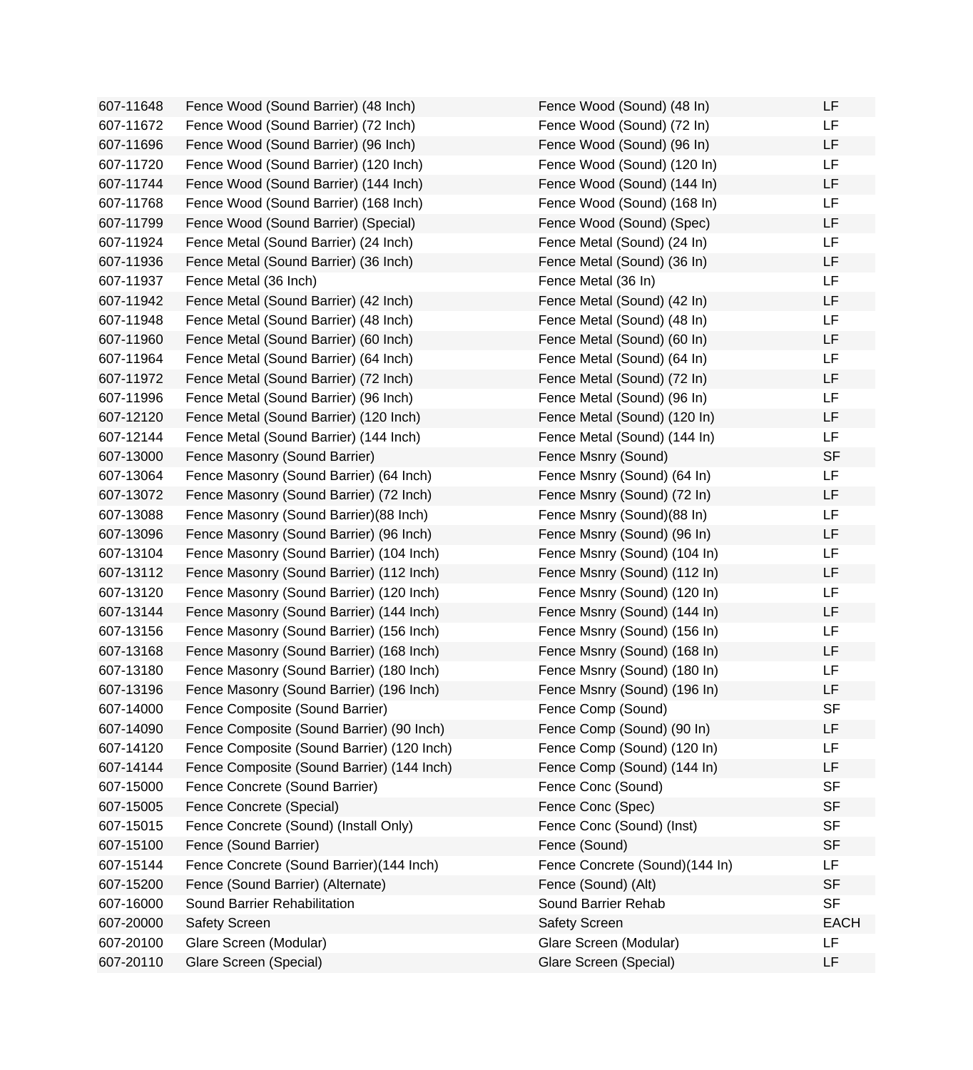| | | | |
|---|---|---|---|
| 607-11648 | Fence Wood (Sound Barrier) (48 Inch) | Fence Wood (Sound) (48 In) | LF |
| 607-11672 | Fence Wood (Sound Barrier) (72 Inch) | Fence Wood (Sound) (72 In) | LF |
| 607-11696 | Fence Wood (Sound Barrier) (96 Inch) | Fence Wood (Sound) (96 In) | LF |
| 607-11720 | Fence Wood (Sound Barrier) (120 Inch) | Fence Wood (Sound) (120 In) | LF |
| 607-11744 | Fence Wood (Sound Barrier) (144 Inch) | Fence Wood (Sound) (144 In) | LF |
| 607-11768 | Fence Wood (Sound Barrier) (168 Inch) | Fence Wood (Sound) (168 In) | LF |
| 607-11799 | Fence Wood (Sound Barrier) (Special) | Fence Wood (Sound) (Spec) | LF |
| 607-11924 | Fence Metal (Sound Barrier) (24 Inch) | Fence Metal (Sound) (24 In) | LF |
| 607-11936 | Fence Metal (Sound Barrier) (36 Inch) | Fence Metal (Sound) (36 In) | LF |
| 607-11937 | Fence Metal (36 Inch) | Fence Metal (36 In) | LF |
| 607-11942 | Fence Metal (Sound Barrier) (42 Inch) | Fence Metal (Sound) (42 In) | LF |
| 607-11948 | Fence Metal (Sound Barrier) (48 Inch) | Fence Metal (Sound) (48 In) | LF |
| 607-11960 | Fence Metal (Sound Barrier) (60 Inch) | Fence Metal (Sound) (60 In) | LF |
| 607-11964 | Fence Metal (Sound Barrier) (64 Inch) | Fence Metal (Sound) (64 In) | LF |
| 607-11972 | Fence Metal (Sound Barrier) (72 Inch) | Fence Metal (Sound) (72 In) | LF |
| 607-11996 | Fence Metal (Sound Barrier) (96 Inch) | Fence Metal (Sound) (96 In) | LF |
| 607-12120 | Fence Metal (Sound Barrier) (120 Inch) | Fence Metal (Sound) (120 In) | LF |
| 607-12144 | Fence Metal (Sound Barrier) (144 Inch) | Fence Metal (Sound) (144 In) | LF |
| 607-13000 | Fence Masonry (Sound Barrier) | Fence Msnry (Sound) | SF |
| 607-13064 | Fence Masonry (Sound Barrier) (64 Inch) | Fence Msnry (Sound) (64 In) | LF |
| 607-13072 | Fence Masonry (Sound Barrier) (72 Inch) | Fence Msnry (Sound) (72 In) | LF |
| 607-13088 | Fence Masonry (Sound Barrier)(88 Inch) | Fence Msnry (Sound)(88 In) | LF |
| 607-13096 | Fence Masonry (Sound Barrier) (96 Inch) | Fence Msnry (Sound) (96 In) | LF |
| 607-13104 | Fence Masonry (Sound Barrier) (104 Inch) | Fence Msnry (Sound) (104 In) | LF |
| 607-13112 | Fence Masonry (Sound Barrier) (112 Inch) | Fence Msnry (Sound) (112 In) | LF |
| 607-13120 | Fence Masonry (Sound Barrier) (120 Inch) | Fence Msnry (Sound) (120 In) | LF |
| 607-13144 | Fence Masonry (Sound Barrier) (144 Inch) | Fence Msnry (Sound) (144 In) | LF |
| 607-13156 | Fence Masonry (Sound Barrier) (156 Inch) | Fence Msnry (Sound) (156 In) | LF |
| 607-13168 | Fence Masonry (Sound Barrier) (168 Inch) | Fence Msnry (Sound) (168 In) | LF |
| 607-13180 | Fence Masonry (Sound Barrier) (180 Inch) | Fence Msnry (Sound) (180 In) | LF |
| 607-13196 | Fence Masonry (Sound Barrier) (196 Inch) | Fence Msnry (Sound) (196 In) | LF |
| 607-14000 | Fence Composite (Sound Barrier) | Fence Comp (Sound) | SF |
| 607-14090 | Fence Composite (Sound Barrier) (90 Inch) | Fence Comp (Sound) (90 In) | LF |
| 607-14120 | Fence Composite (Sound Barrier) (120 Inch) | Fence Comp (Sound) (120 In) | LF |
| 607-14144 | Fence Composite (Sound Barrier) (144 Inch) | Fence Comp (Sound) (144 In) | LF |
| 607-15000 | Fence Concrete (Sound Barrier) | Fence Conc (Sound) | SF |
| 607-15005 | Fence Concrete (Special) | Fence Conc (Spec) | SF |
| 607-15015 | Fence Concrete (Sound) (Install Only) | Fence Conc (Sound) (Inst) | SF |
| 607-15100 | Fence (Sound Barrier) | Fence (Sound) | SF |
| 607-15144 | Fence Concrete (Sound Barrier)(144 Inch) | Fence Concrete (Sound)(144 In) | LF |
| 607-15200 | Fence (Sound Barrier) (Alternate) | Fence (Sound) (Alt) | SF |
| 607-16000 | Sound Barrier Rehabilitation | Sound Barrier Rehab | SF |
| 607-20000 | Safety Screen | Safety Screen | EACH |
| 607-20100 | Glare Screen (Modular) | Glare Screen (Modular) | LF |
| 607-20110 | Glare Screen (Special) | Glare Screen (Special) | LF |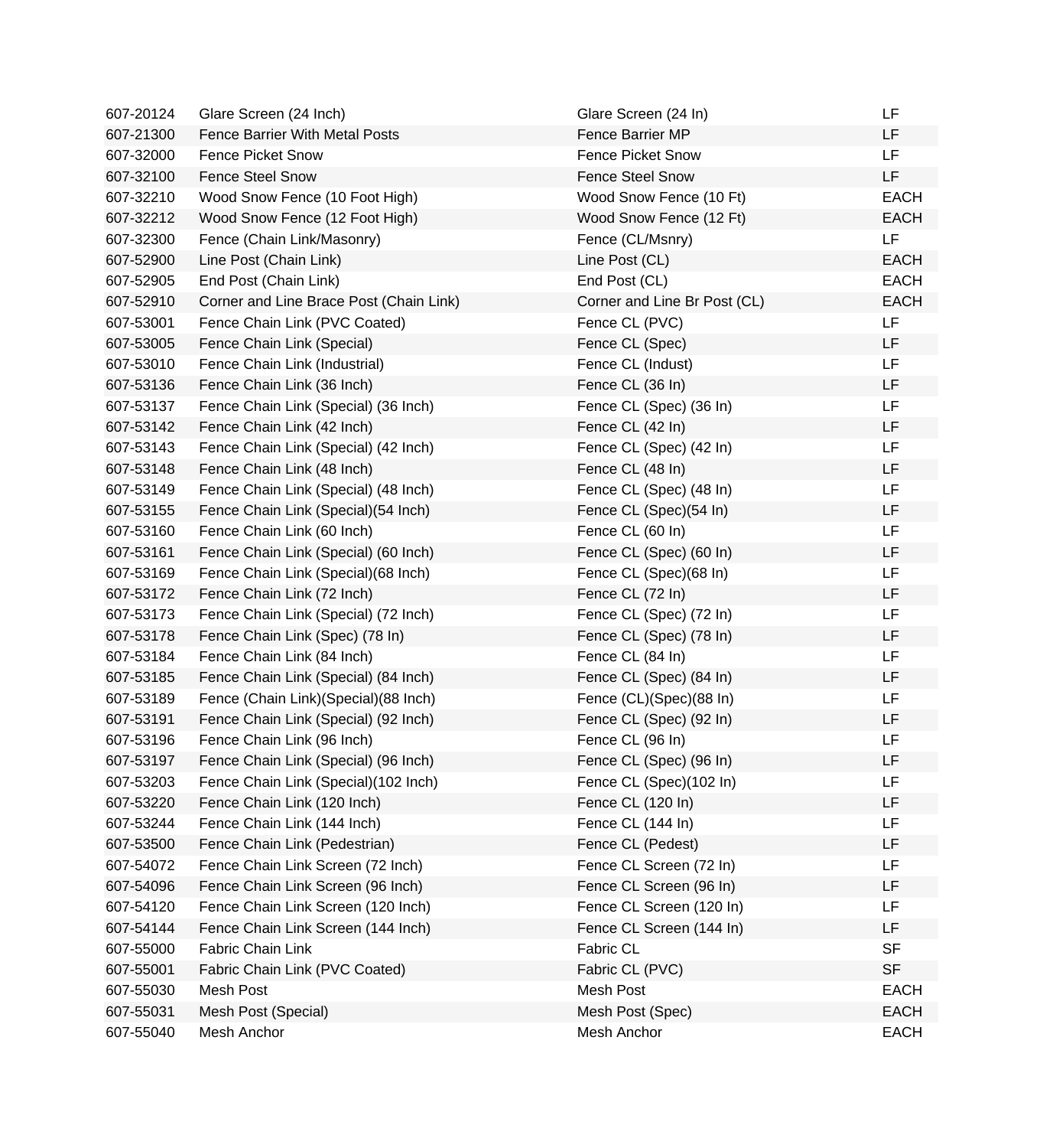| | | | |
|---|---|---|---|
| 607-20124 | Glare Screen (24 Inch) | Glare Screen (24 In) | LF |
| 607-21300 | Fence Barrier With Metal Posts | Fence Barrier MP | LF |
| 607-32000 | Fence Picket Snow | Fence Picket Snow | LF |
| 607-32100 | Fence Steel Snow | Fence Steel Snow | LF |
| 607-32210 | Wood Snow Fence (10 Foot High) | Wood Snow Fence (10 Ft) | EACH |
| 607-32212 | Wood Snow Fence (12 Foot High) | Wood Snow Fence (12 Ft) | EACH |
| 607-32300 | Fence (Chain Link/Masonry) | Fence (CL/Msnry) | LF |
| 607-52900 | Line Post (Chain Link) | Line Post (CL) | EACH |
| 607-52905 | End Post (Chain Link) | End Post (CL) | EACH |
| 607-52910 | Corner and Line Brace Post (Chain Link) | Corner and Line Br Post (CL) | EACH |
| 607-53001 | Fence Chain Link (PVC Coated) | Fence CL (PVC) | LF |
| 607-53005 | Fence Chain Link (Special) | Fence CL (Spec) | LF |
| 607-53010 | Fence Chain Link (Industrial) | Fence CL (Indust) | LF |
| 607-53136 | Fence Chain Link (36 Inch) | Fence CL (36 In) | LF |
| 607-53137 | Fence Chain Link (Special) (36 Inch) | Fence CL (Spec) (36 In) | LF |
| 607-53142 | Fence Chain Link (42 Inch) | Fence CL (42 In) | LF |
| 607-53143 | Fence Chain Link (Special) (42 Inch) | Fence CL (Spec) (42 In) | LF |
| 607-53148 | Fence Chain Link (48 Inch) | Fence CL (48 In) | LF |
| 607-53149 | Fence Chain Link (Special) (48 Inch) | Fence CL (Spec) (48 In) | LF |
| 607-53155 | Fence Chain Link (Special)(54 Inch) | Fence CL (Spec)(54 In) | LF |
| 607-53160 | Fence Chain Link (60 Inch) | Fence CL (60 In) | LF |
| 607-53161 | Fence Chain Link (Special) (60 Inch) | Fence CL (Spec) (60 In) | LF |
| 607-53169 | Fence Chain Link (Special)(68 Inch) | Fence CL (Spec)(68 In) | LF |
| 607-53172 | Fence Chain Link (72 Inch) | Fence CL (72 In) | LF |
| 607-53173 | Fence Chain Link (Special) (72 Inch) | Fence CL (Spec) (72 In) | LF |
| 607-53178 | Fence Chain Link (Spec) (78 In) | Fence CL (Spec) (78 In) | LF |
| 607-53184 | Fence Chain Link (84 Inch) | Fence CL (84 In) | LF |
| 607-53185 | Fence Chain Link (Special) (84 Inch) | Fence CL (Spec) (84 In) | LF |
| 607-53189 | Fence (Chain Link)(Special)(88 Inch) | Fence (CL)(Spec)(88 In) | LF |
| 607-53191 | Fence Chain Link (Special) (92 Inch) | Fence CL (Spec) (92 In) | LF |
| 607-53196 | Fence Chain Link (96 Inch) | Fence CL (96 In) | LF |
| 607-53197 | Fence Chain Link (Special) (96 Inch) | Fence CL (Spec) (96 In) | LF |
| 607-53203 | Fence Chain Link (Special)(102 Inch) | Fence CL (Spec)(102 In) | LF |
| 607-53220 | Fence Chain Link (120 Inch) | Fence CL (120 In) | LF |
| 607-53244 | Fence Chain Link (144 Inch) | Fence CL (144 In) | LF |
| 607-53500 | Fence Chain Link (Pedestrian) | Fence CL (Pedest) | LF |
| 607-54072 | Fence Chain Link Screen (72 Inch) | Fence CL Screen (72 In) | LF |
| 607-54096 | Fence Chain Link Screen (96 Inch) | Fence CL Screen (96 In) | LF |
| 607-54120 | Fence Chain Link Screen (120 Inch) | Fence CL Screen (120 In) | LF |
| 607-54144 | Fence Chain Link Screen (144 Inch) | Fence CL Screen (144 In) | LF |
| 607-55000 | Fabric Chain Link | Fabric CL | SF |
| 607-55001 | Fabric Chain Link (PVC Coated) | Fabric CL (PVC) | SF |
| 607-55030 | Mesh Post | Mesh Post | EACH |
| 607-55031 | Mesh Post (Special) | Mesh Post (Spec) | EACH |
| 607-55040 | Mesh Anchor | Mesh Anchor | EACH |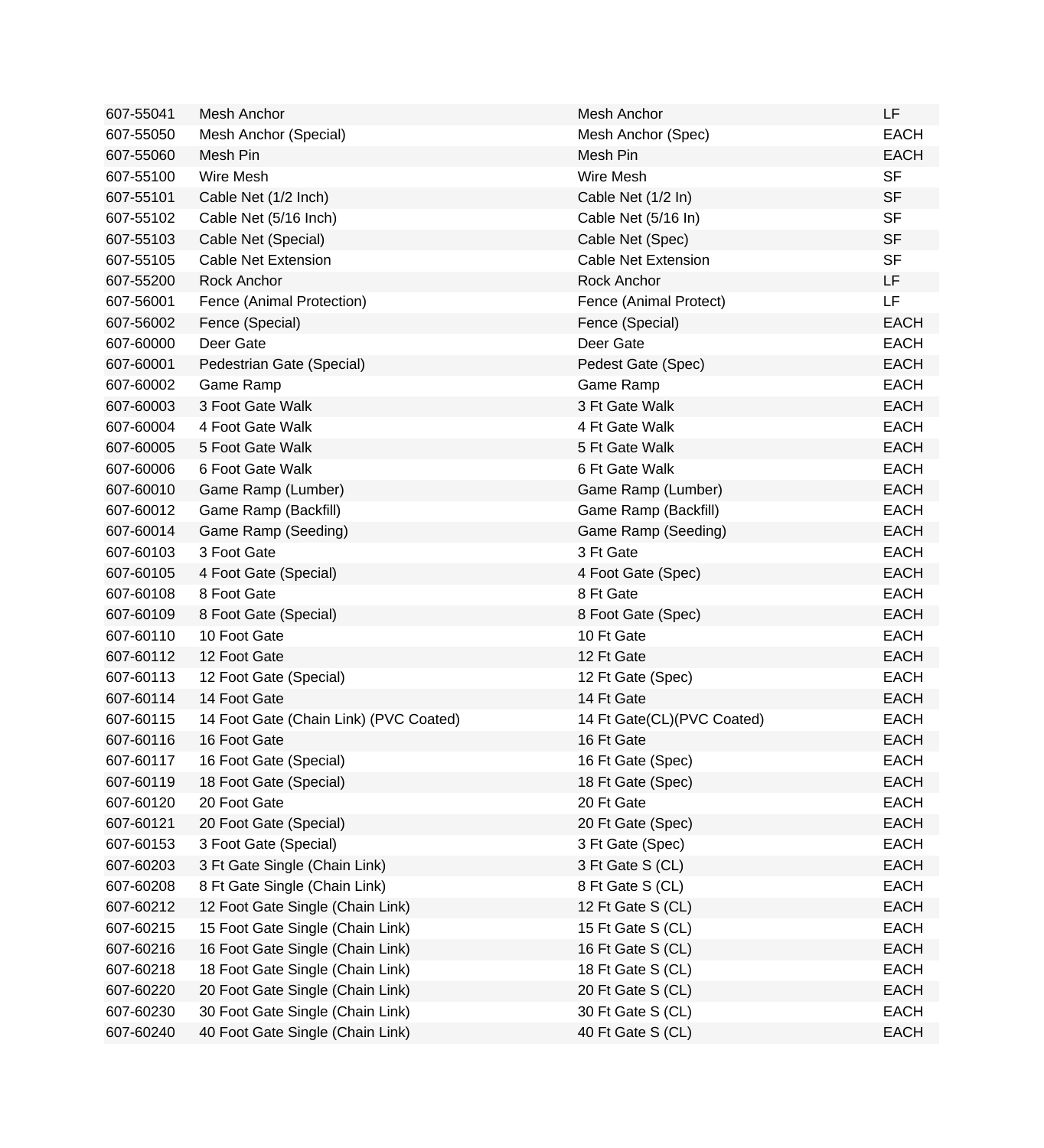| | | | |
|---|---|---|---|
| 607-55041 | Mesh Anchor | Mesh Anchor | LF |
| 607-55050 | Mesh Anchor (Special) | Mesh Anchor (Spec) | EACH |
| 607-55060 | Mesh Pin | Mesh Pin | EACH |
| 607-55100 | Wire Mesh | Wire Mesh | SF |
| 607-55101 | Cable Net (1/2 Inch) | Cable Net (1/2 In) | SF |
| 607-55102 | Cable Net (5/16 Inch) | Cable Net (5/16 In) | SF |
| 607-55103 | Cable Net (Special) | Cable Net (Spec) | SF |
| 607-55105 | Cable Net Extension | Cable Net Extension | SF |
| 607-55200 | Rock Anchor | Rock Anchor | LF |
| 607-56001 | Fence (Animal Protection) | Fence (Animal Protect) | LF |
| 607-56002 | Fence (Special) | Fence (Special) | EACH |
| 607-60000 | Deer Gate | Deer Gate | EACH |
| 607-60001 | Pedestrian Gate (Special) | Pedest Gate (Spec) | EACH |
| 607-60002 | Game Ramp | Game Ramp | EACH |
| 607-60003 | 3 Foot Gate Walk | 3 Ft Gate Walk | EACH |
| 607-60004 | 4 Foot Gate Walk | 4 Ft Gate Walk | EACH |
| 607-60005 | 5 Foot Gate Walk | 5 Ft Gate Walk | EACH |
| 607-60006 | 6 Foot Gate Walk | 6 Ft Gate Walk | EACH |
| 607-60010 | Game Ramp (Lumber) | Game Ramp (Lumber) | EACH |
| 607-60012 | Game Ramp (Backfill) | Game Ramp (Backfill) | EACH |
| 607-60014 | Game Ramp (Seeding) | Game Ramp (Seeding) | EACH |
| 607-60103 | 3 Foot Gate | 3 Ft Gate | EACH |
| 607-60105 | 4 Foot Gate (Special) | 4 Foot Gate (Spec) | EACH |
| 607-60108 | 8 Foot Gate | 8 Ft Gate | EACH |
| 607-60109 | 8 Foot Gate (Special) | 8 Foot Gate (Spec) | EACH |
| 607-60110 | 10 Foot Gate | 10 Ft Gate | EACH |
| 607-60112 | 12 Foot Gate | 12 Ft Gate | EACH |
| 607-60113 | 12 Foot Gate (Special) | 12 Ft Gate (Spec) | EACH |
| 607-60114 | 14 Foot Gate | 14 Ft Gate | EACH |
| 607-60115 | 14 Foot Gate (Chain Link) (PVC Coated) | 14 Ft Gate(CL)(PVC Coated) | EACH |
| 607-60116 | 16 Foot Gate | 16 Ft Gate | EACH |
| 607-60117 | 16 Foot Gate (Special) | 16 Ft Gate (Spec) | EACH |
| 607-60119 | 18 Foot Gate (Special) | 18 Ft Gate (Spec) | EACH |
| 607-60120 | 20 Foot Gate | 20 Ft Gate | EACH |
| 607-60121 | 20 Foot Gate (Special) | 20 Ft Gate (Spec) | EACH |
| 607-60153 | 3 Foot Gate (Special) | 3 Ft Gate (Spec) | EACH |
| 607-60203 | 3 Ft Gate Single (Chain Link) | 3 Ft Gate S (CL) | EACH |
| 607-60208 | 8 Ft Gate Single (Chain Link) | 8 Ft Gate S (CL) | EACH |
| 607-60212 | 12 Foot Gate Single (Chain Link) | 12 Ft Gate S (CL) | EACH |
| 607-60215 | 15 Foot Gate Single (Chain Link) | 15 Ft Gate S (CL) | EACH |
| 607-60216 | 16 Foot Gate Single (Chain Link) | 16 Ft Gate S (CL) | EACH |
| 607-60218 | 18 Foot Gate Single (Chain Link) | 18 Ft Gate S (CL) | EACH |
| 607-60220 | 20 Foot Gate Single (Chain Link) | 20 Ft Gate S (CL) | EACH |
| 607-60230 | 30 Foot Gate Single (Chain Link) | 30 Ft Gate S (CL) | EACH |
| 607-60240 | 40 Foot Gate Single (Chain Link) | 40 Ft Gate S (CL) | EACH |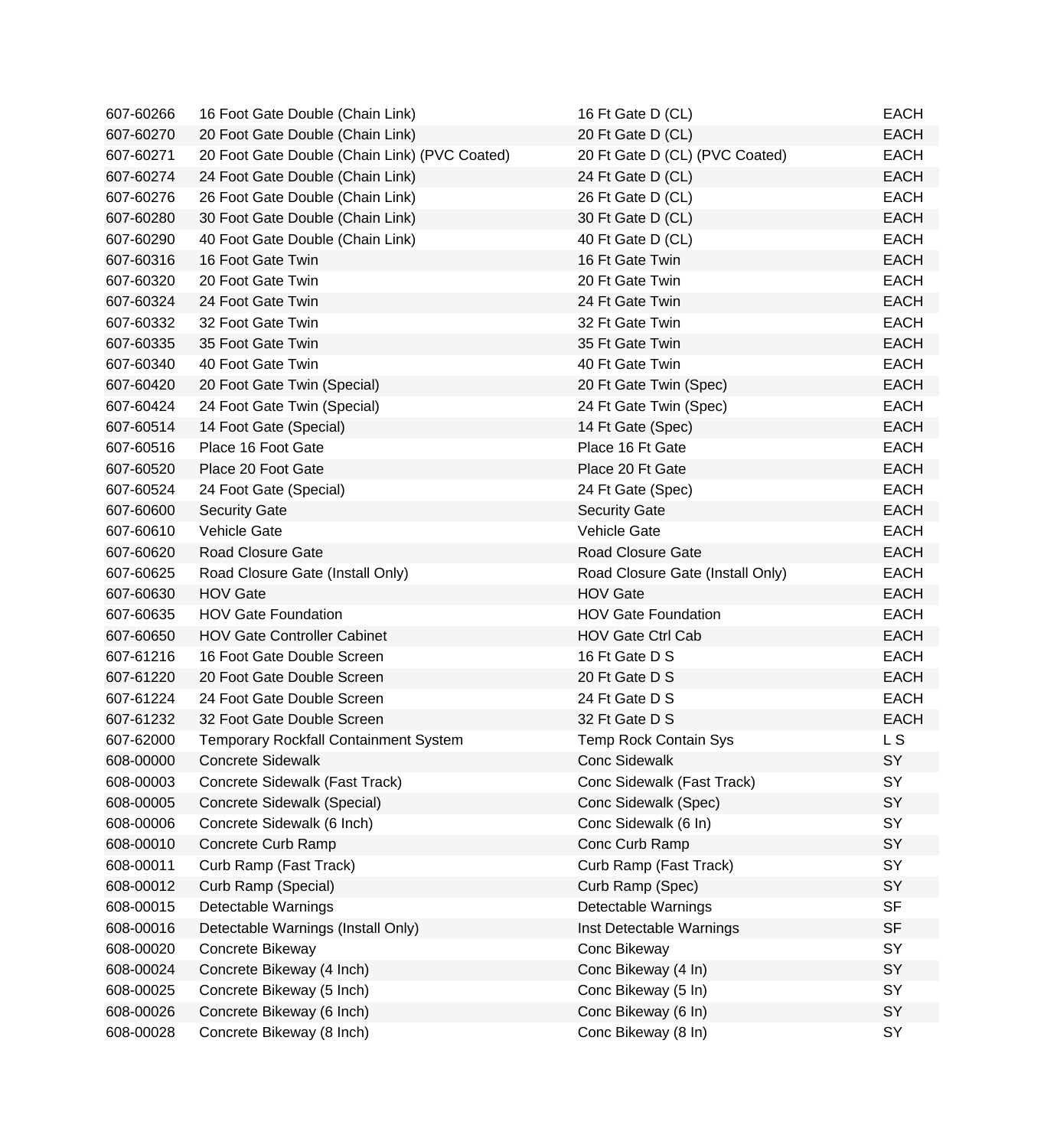| | | | |
|---|---|---|---|
| 607-60266 | 16 Foot Gate Double (Chain Link) | 16 Ft Gate D (CL) | EACH |
| 607-60270 | 20 Foot Gate Double (Chain Link) | 20 Ft Gate D (CL) | EACH |
| 607-60271 | 20 Foot Gate Double (Chain Link) (PVC Coated) | 20 Ft Gate D (CL) (PVC Coated) | EACH |
| 607-60274 | 24 Foot Gate Double (Chain Link) | 24 Ft Gate D (CL) | EACH |
| 607-60276 | 26 Foot Gate Double (Chain Link) | 26 Ft Gate D (CL) | EACH |
| 607-60280 | 30 Foot Gate Double (Chain Link) | 30 Ft Gate D (CL) | EACH |
| 607-60290 | 40 Foot Gate Double (Chain Link) | 40 Ft Gate D (CL) | EACH |
| 607-60316 | 16 Foot Gate Twin | 16 Ft Gate Twin | EACH |
| 607-60320 | 20 Foot Gate Twin | 20 Ft Gate Twin | EACH |
| 607-60324 | 24 Foot Gate Twin | 24 Ft Gate Twin | EACH |
| 607-60332 | 32 Foot Gate Twin | 32 Ft Gate Twin | EACH |
| 607-60335 | 35 Foot Gate Twin | 35 Ft Gate Twin | EACH |
| 607-60340 | 40 Foot Gate Twin | 40 Ft Gate Twin | EACH |
| 607-60420 | 20 Foot Gate Twin (Special) | 20 Ft Gate Twin (Spec) | EACH |
| 607-60424 | 24 Foot Gate Twin (Special) | 24 Ft Gate Twin (Spec) | EACH |
| 607-60514 | 14 Foot Gate (Special) | 14 Ft Gate (Spec) | EACH |
| 607-60516 | Place 16 Foot Gate | Place 16 Ft Gate | EACH |
| 607-60520 | Place 20 Foot Gate | Place 20 Ft Gate | EACH |
| 607-60524 | 24 Foot Gate (Special) | 24 Ft Gate (Spec) | EACH |
| 607-60600 | Security Gate | Security Gate | EACH |
| 607-60610 | Vehicle Gate | Vehicle Gate | EACH |
| 607-60620 | Road Closure Gate | Road Closure Gate | EACH |
| 607-60625 | Road Closure Gate (Install Only) | Road Closure Gate (Install Only) | EACH |
| 607-60630 | HOV Gate | HOV Gate | EACH |
| 607-60635 | HOV Gate Foundation | HOV Gate Foundation | EACH |
| 607-60650 | HOV Gate Controller Cabinet | HOV Gate Ctrl Cab | EACH |
| 607-61216 | 16 Foot Gate Double Screen | 16 Ft Gate D S | EACH |
| 607-61220 | 20 Foot Gate Double Screen | 20 Ft Gate D S | EACH |
| 607-61224 | 24 Foot Gate Double Screen | 24 Ft Gate D S | EACH |
| 607-61232 | 32 Foot Gate Double Screen | 32 Ft Gate D S | EACH |
| 607-62000 | Temporary Rockfall Containment System | Temp Rock Contain Sys | L S |
| 608-00000 | Concrete Sidewalk | Conc Sidewalk | SY |
| 608-00003 | Concrete Sidewalk (Fast Track) | Conc Sidewalk (Fast Track) | SY |
| 608-00005 | Concrete Sidewalk (Special) | Conc Sidewalk (Spec) | SY |
| 608-00006 | Concrete Sidewalk (6 Inch) | Conc Sidewalk (6 In) | SY |
| 608-00010 | Concrete Curb Ramp | Conc Curb Ramp | SY |
| 608-00011 | Curb Ramp (Fast Track) | Curb Ramp (Fast Track) | SY |
| 608-00012 | Curb Ramp (Special) | Curb Ramp (Spec) | SY |
| 608-00015 | Detectable Warnings | Detectable Warnings | SF |
| 608-00016 | Detectable Warnings (Install Only) | Inst Detectable Warnings | SF |
| 608-00020 | Concrete Bikeway | Conc Bikeway | SY |
| 608-00024 | Concrete Bikeway (4 Inch) | Conc Bikeway (4 In) | SY |
| 608-00025 | Concrete Bikeway (5 Inch) | Conc Bikeway (5 In) | SY |
| 608-00026 | Concrete Bikeway (6 Inch) | Conc Bikeway (6 In) | SY |
| 608-00028 | Concrete Bikeway (8 Inch) | Conc Bikeway (8 In) | SY |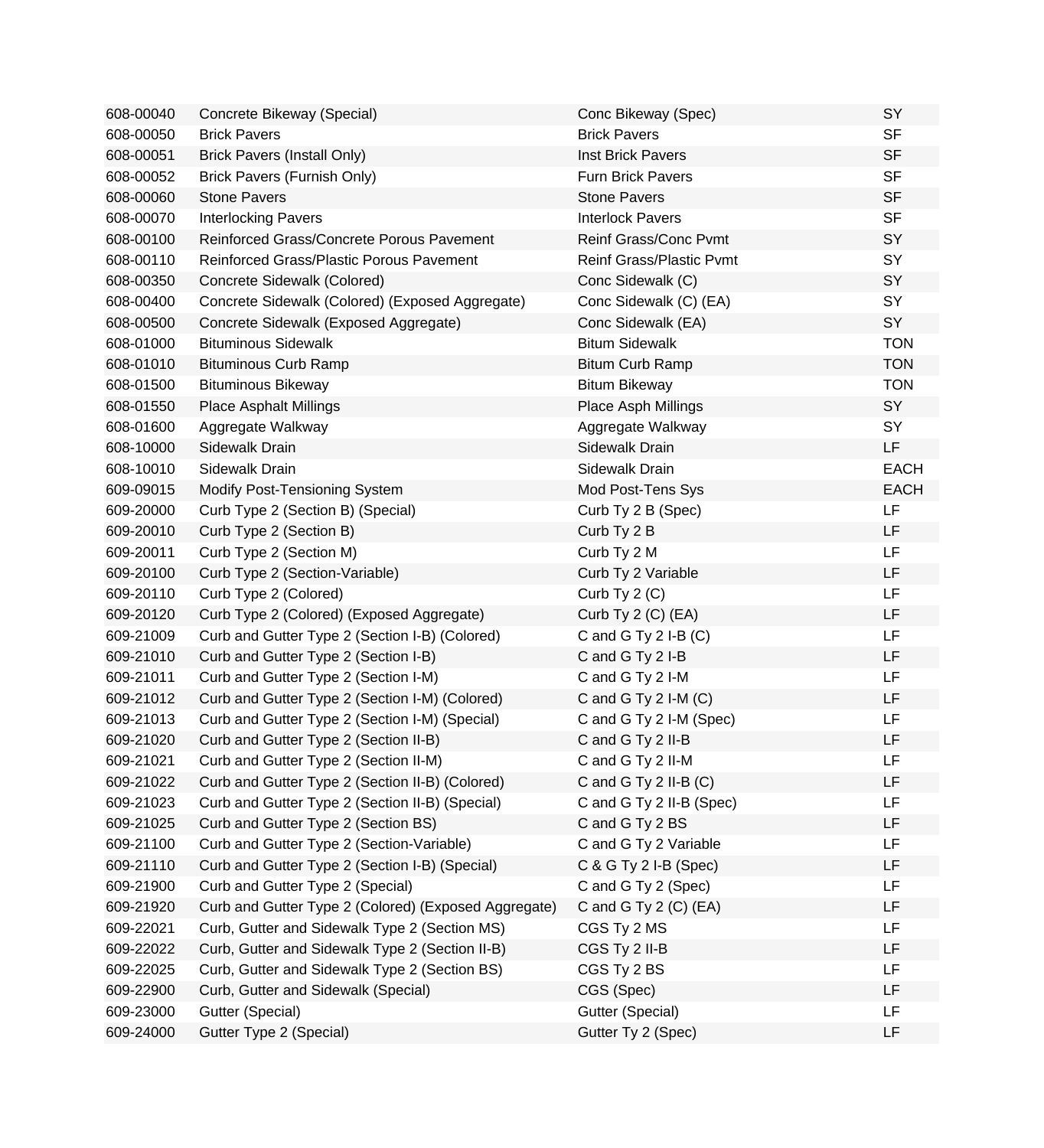| | | | |
|---|---|---|---|
| 608-00040 | Concrete Bikeway (Special) | Conc Bikeway (Spec) | SY |
| 608-00050 | Brick Pavers | Brick Pavers | SF |
| 608-00051 | Brick Pavers (Install Only) | Inst Brick Pavers | SF |
| 608-00052 | Brick Pavers (Furnish Only) | Furn Brick Pavers | SF |
| 608-00060 | Stone Pavers | Stone Pavers | SF |
| 608-00070 | Interlocking Pavers | Interlock Pavers | SF |
| 608-00100 | Reinforced Grass/Concrete Porous Pavement | Reinf Grass/Conc Pvmt | SY |
| 608-00110 | Reinforced Grass/Plastic Porous Pavement | Reinf Grass/Plastic Pvmt | SY |
| 608-00350 | Concrete Sidewalk (Colored) | Conc Sidewalk (C) | SY |
| 608-00400 | Concrete Sidewalk (Colored) (Exposed Aggregate) | Conc Sidewalk (C) (EA) | SY |
| 608-00500 | Concrete Sidewalk (Exposed Aggregate) | Conc Sidewalk (EA) | SY |
| 608-01000 | Bituminous Sidewalk | Bitum Sidewalk | TON |
| 608-01010 | Bituminous Curb Ramp | Bitum Curb Ramp | TON |
| 608-01500 | Bituminous Bikeway | Bitum Bikeway | TON |
| 608-01550 | Place Asphalt Millings | Place Asph Millings | SY |
| 608-01600 | Aggregate Walkway | Aggregate Walkway | SY |
| 608-10000 | Sidewalk Drain | Sidewalk Drain | LF |
| 608-10010 | Sidewalk Drain | Sidewalk Drain | EACH |
| 609-09015 | Modify Post-Tensioning System | Mod Post-Tens Sys | EACH |
| 609-20000 | Curb Type 2 (Section B) (Special) | Curb Ty 2 B (Spec) | LF |
| 609-20010 | Curb Type 2 (Section B) | Curb Ty 2 B | LF |
| 609-20011 | Curb Type 2 (Section M) | Curb Ty 2 M | LF |
| 609-20100 | Curb Type 2 (Section-Variable) | Curb Ty 2 Variable | LF |
| 609-20110 | Curb Type 2 (Colored) | Curb Ty 2 (C) | LF |
| 609-20120 | Curb Type 2 (Colored) (Exposed Aggregate) | Curb Ty 2 (C) (EA) | LF |
| 609-21009 | Curb and Gutter Type 2 (Section I-B) (Colored) | C and G Ty 2 I-B (C) | LF |
| 609-21010 | Curb and Gutter Type 2 (Section I-B) | C and G Ty 2 I-B | LF |
| 609-21011 | Curb and Gutter Type 2 (Section I-M) | C and G Ty 2 I-M | LF |
| 609-21012 | Curb and Gutter Type 2 (Section I-M) (Colored) | C and G Ty 2 I-M (C) | LF |
| 609-21013 | Curb and Gutter Type 2 (Section I-M) (Special) | C and G Ty 2 I-M (Spec) | LF |
| 609-21020 | Curb and Gutter Type 2 (Section II-B) | C and G Ty 2 II-B | LF |
| 609-21021 | Curb and Gutter Type 2 (Section II-M) | C and G Ty 2 II-M | LF |
| 609-21022 | Curb and Gutter Type 2 (Section II-B) (Colored) | C and G Ty 2 II-B (C) | LF |
| 609-21023 | Curb and Gutter Type 2 (Section II-B) (Special) | C and G Ty 2 II-B (Spec) | LF |
| 609-21025 | Curb and Gutter Type 2 (Section BS) | C and G Ty 2 BS | LF |
| 609-21100 | Curb and Gutter Type 2 (Section-Variable) | C and G Ty 2 Variable | LF |
| 609-21110 | Curb and Gutter Type 2 (Section I-B) (Special) | C & G Ty 2 I-B (Spec) | LF |
| 609-21900 | Curb and Gutter Type 2 (Special) | C and G Ty 2 (Spec) | LF |
| 609-21920 | Curb and Gutter Type 2 (Colored) (Exposed Aggregate) | C and G Ty 2 (C) (EA) | LF |
| 609-22021 | Curb, Gutter and Sidewalk Type 2 (Section MS) | CGS Ty 2 MS | LF |
| 609-22022 | Curb, Gutter and Sidewalk Type 2 (Section II-B) | CGS Ty 2 II-B | LF |
| 609-22025 | Curb, Gutter and Sidewalk Type 2 (Section BS) | CGS Ty 2 BS | LF |
| 609-22900 | Curb, Gutter and Sidewalk (Special) | CGS (Spec) | LF |
| 609-23000 | Gutter (Special) | Gutter (Special) | LF |
| 609-24000 | Gutter Type 2 (Special) | Gutter Ty 2 (Spec) | LF |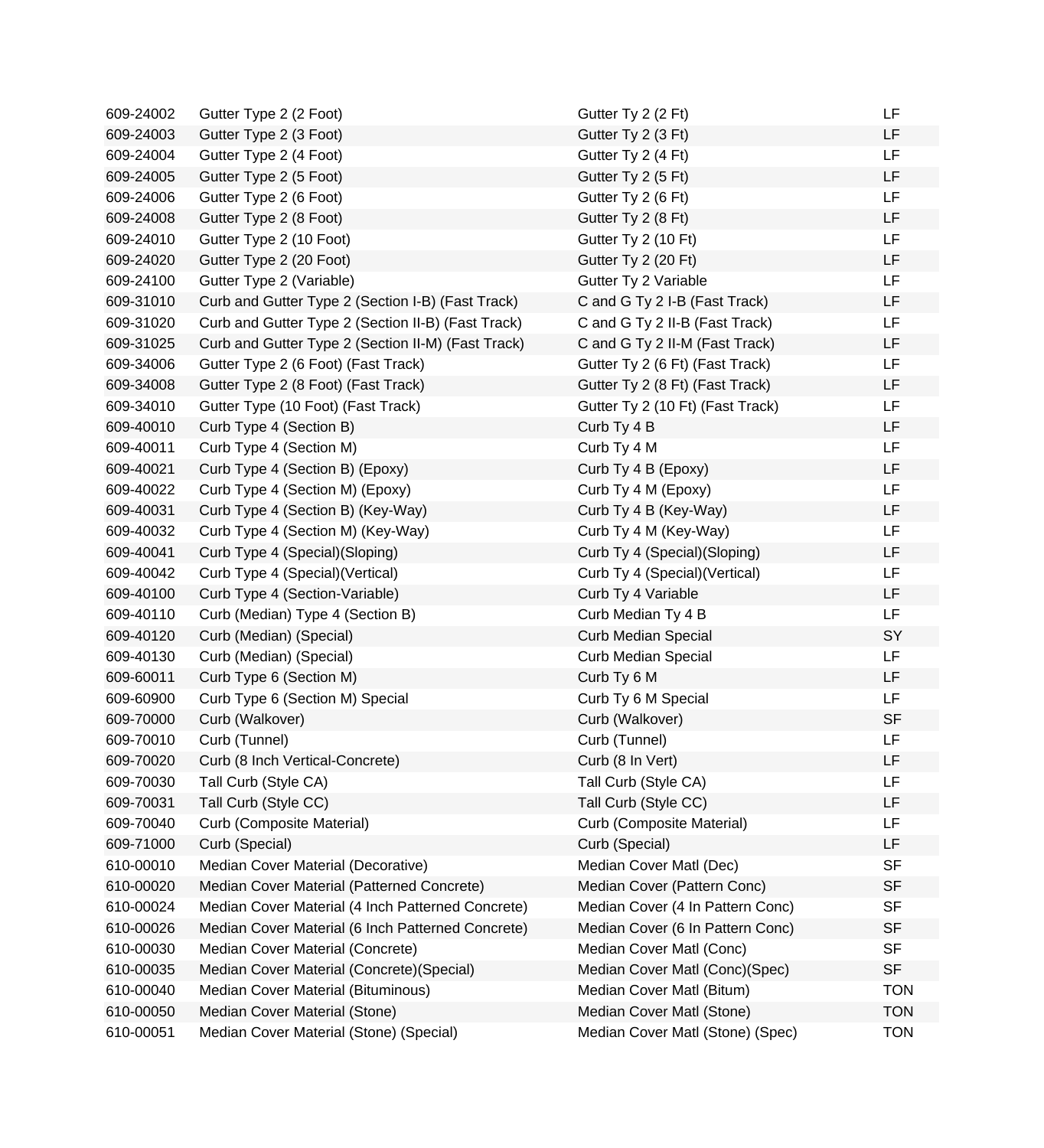| | | | |
|---|---|---|---|
| 609-24002 | Gutter Type 2 (2 Foot) | Gutter Ty 2 (2 Ft) | LF |
| 609-24003 | Gutter Type 2 (3 Foot) | Gutter Ty 2 (3 Ft) | LF |
| 609-24004 | Gutter Type 2 (4 Foot) | Gutter Ty 2 (4 Ft) | LF |
| 609-24005 | Gutter Type 2 (5 Foot) | Gutter Ty 2 (5 Ft) | LF |
| 609-24006 | Gutter Type 2 (6 Foot) | Gutter Ty 2 (6 Ft) | LF |
| 609-24008 | Gutter Type 2 (8 Foot) | Gutter Ty 2 (8 Ft) | LF |
| 609-24010 | Gutter Type 2 (10 Foot) | Gutter Ty 2 (10 Ft) | LF |
| 609-24020 | Gutter Type 2 (20 Foot) | Gutter Ty 2 (20 Ft) | LF |
| 609-24100 | Gutter Type 2 (Variable) | Gutter Ty 2 Variable | LF |
| 609-31010 | Curb and Gutter Type 2 (Section I-B) (Fast Track) | C and G Ty 2 I-B (Fast Track) | LF |
| 609-31020 | Curb and Gutter Type 2 (Section II-B) (Fast Track) | C and G Ty 2 II-B (Fast Track) | LF |
| 609-31025 | Curb and Gutter Type 2 (Section II-M) (Fast Track) | C and G Ty 2 II-M (Fast Track) | LF |
| 609-34006 | Gutter Type 2 (6 Foot) (Fast Track) | Gutter Ty 2 (6 Ft) (Fast Track) | LF |
| 609-34008 | Gutter Type 2 (8 Foot) (Fast Track) | Gutter Ty 2 (8 Ft) (Fast Track) | LF |
| 609-34010 | Gutter Type (10 Foot) (Fast Track) | Gutter Ty 2 (10 Ft) (Fast Track) | LF |
| 609-40010 | Curb Type 4 (Section B) | Curb Ty 4 B | LF |
| 609-40011 | Curb Type 4 (Section M) | Curb Ty 4 M | LF |
| 609-40021 | Curb Type 4 (Section B) (Epoxy) | Curb Ty 4 B (Epoxy) | LF |
| 609-40022 | Curb Type 4 (Section M) (Epoxy) | Curb Ty 4 M (Epoxy) | LF |
| 609-40031 | Curb Type 4 (Section B) (Key-Way) | Curb Ty 4 B (Key-Way) | LF |
| 609-40032 | Curb Type 4 (Section M) (Key-Way) | Curb Ty 4 M (Key-Way) | LF |
| 609-40041 | Curb Type 4 (Special)(Sloping) | Curb Ty 4 (Special)(Sloping) | LF |
| 609-40042 | Curb Type 4 (Special)(Vertical) | Curb Ty 4 (Special)(Vertical) | LF |
| 609-40100 | Curb Type 4 (Section-Variable) | Curb Ty 4 Variable | LF |
| 609-40110 | Curb (Median) Type 4 (Section B) | Curb Median Ty 4 B | LF |
| 609-40120 | Curb (Median) (Special) | Curb Median Special | SY |
| 609-40130 | Curb (Median) (Special) | Curb Median Special | LF |
| 609-60011 | Curb Type 6 (Section M) | Curb Ty 6 M | LF |
| 609-60900 | Curb Type 6 (Section M) Special | Curb Ty 6 M Special | LF |
| 609-70000 | Curb (Walkover) | Curb (Walkover) | SF |
| 609-70010 | Curb (Tunnel) | Curb (Tunnel) | LF |
| 609-70020 | Curb (8 Inch Vertical-Concrete) | Curb (8 In Vert) | LF |
| 609-70030 | Tall Curb (Style CA) | Tall Curb (Style CA) | LF |
| 609-70031 | Tall Curb (Style CC) | Tall Curb (Style CC) | LF |
| 609-70040 | Curb (Composite Material) | Curb (Composite Material) | LF |
| 609-71000 | Curb (Special) | Curb (Special) | LF |
| 610-00010 | Median Cover Material (Decorative) | Median Cover Matl (Dec) | SF |
| 610-00020 | Median Cover Material (Patterned Concrete) | Median Cover (Pattern Conc) | SF |
| 610-00024 | Median Cover Material (4 Inch Patterned Concrete) | Median Cover (4 In Pattern Conc) | SF |
| 610-00026 | Median Cover Material (6 Inch Patterned Concrete) | Median Cover (6 In Pattern Conc) | SF |
| 610-00030 | Median Cover Material (Concrete) | Median Cover Matl (Conc) | SF |
| 610-00035 | Median Cover Material (Concrete)(Special) | Median Cover Matl (Conc)(Spec) | SF |
| 610-00040 | Median Cover Material (Bituminous) | Median Cover Matl (Bitum) | TON |
| 610-00050 | Median Cover Material (Stone) | Median Cover Matl (Stone) | TON |
| 610-00051 | Median Cover Material (Stone) (Special) | Median Cover Matl (Stone) (Spec) | TON |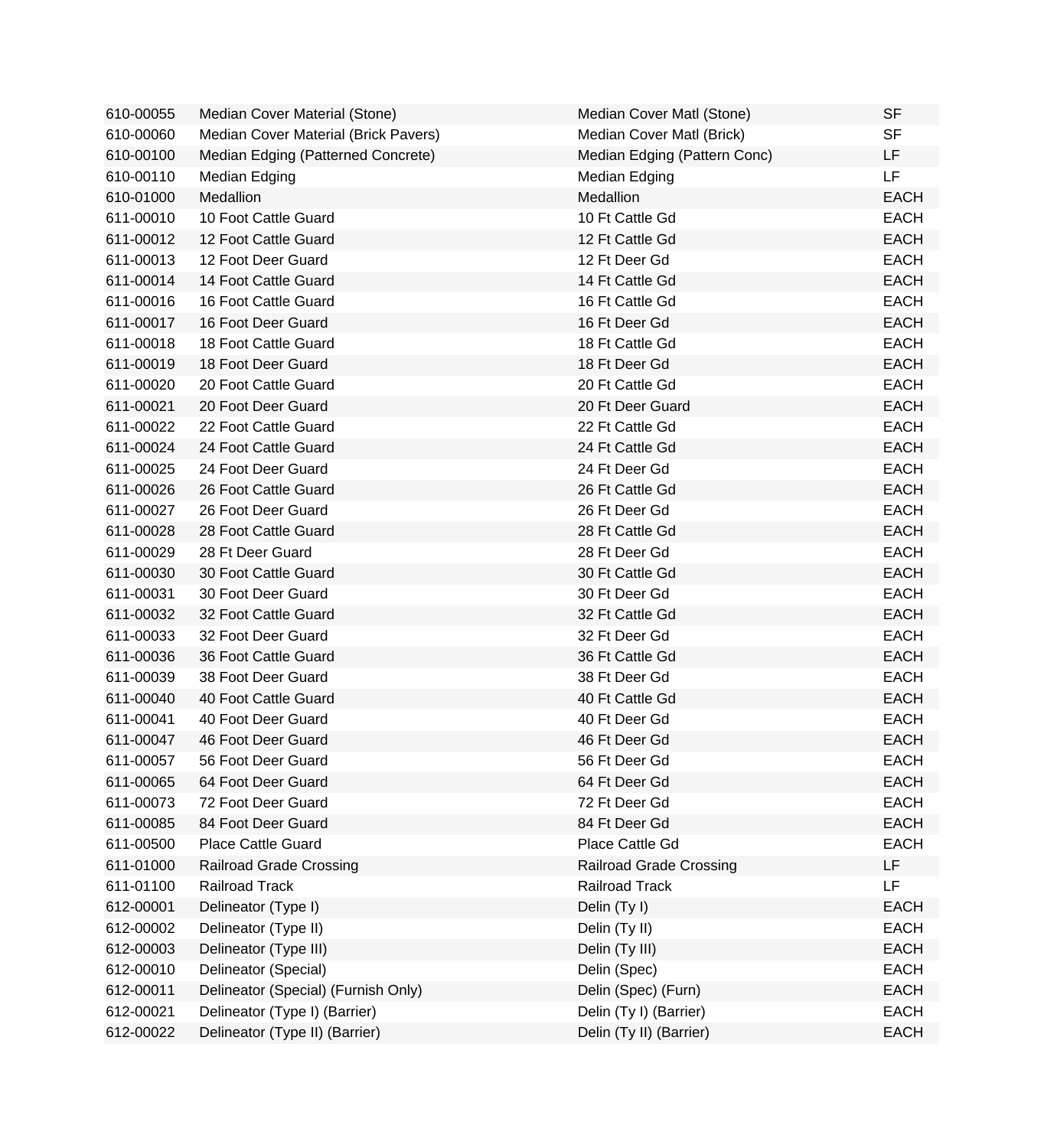| 610-00055 | Median Cover Material (Stone) | Median Cover Matl (Stone) | SF |
|---|---|---|---|
| 610-00060 | Median Cover Material (Brick Pavers) | Median Cover Matl (Brick) | SF |
| 610-00100 | Median Edging (Patterned Concrete) | Median Edging (Pattern Conc) | LF |
| 610-00110 | Median Edging | Median Edging | LF |
| 610-01000 | Medallion | Medallion | EACH |
| 611-00010 | 10 Foot Cattle Guard | 10 Ft Cattle Gd | EACH |
| 611-00012 | 12 Foot Cattle Guard | 12 Ft Cattle Gd | EACH |
| 611-00013 | 12 Foot Deer Guard | 12 Ft Deer Gd | EACH |
| 611-00014 | 14 Foot Cattle Guard | 14 Ft Cattle Gd | EACH |
| 611-00016 | 16 Foot Cattle Guard | 16 Ft Cattle Gd | EACH |
| 611-00017 | 16 Foot Deer Guard | 16 Ft Deer Gd | EACH |
| 611-00018 | 18 Foot Cattle Guard | 18 Ft Cattle Gd | EACH |
| 611-00019 | 18 Foot Deer Guard | 18 Ft Deer Gd | EACH |
| 611-00020 | 20 Foot Cattle Guard | 20 Ft Cattle Gd | EACH |
| 611-00021 | 20 Foot Deer Guard | 20 Ft Deer Guard | EACH |
| 611-00022 | 22 Foot Cattle Guard | 22 Ft Cattle Gd | EACH |
| 611-00024 | 24 Foot Cattle Guard | 24 Ft Cattle Gd | EACH |
| 611-00025 | 24 Foot Deer Guard | 24 Ft Deer Gd | EACH |
| 611-00026 | 26 Foot Cattle Guard | 26 Ft Cattle Gd | EACH |
| 611-00027 | 26 Foot Deer Guard | 26 Ft Deer Gd | EACH |
| 611-00028 | 28 Foot Cattle Guard | 28 Ft Cattle Gd | EACH |
| 611-00029 | 28 Ft Deer Guard | 28 Ft Deer Gd | EACH |
| 611-00030 | 30 Foot Cattle Guard | 30 Ft Cattle Gd | EACH |
| 611-00031 | 30 Foot Deer Guard | 30 Ft Deer Gd | EACH |
| 611-00032 | 32 Foot Cattle Guard | 32 Ft Cattle Gd | EACH |
| 611-00033 | 32 Foot Deer Guard | 32 Ft Deer Gd | EACH |
| 611-00036 | 36 Foot Cattle Guard | 36 Ft Cattle Gd | EACH |
| 611-00039 | 38 Foot Deer Guard | 38 Ft Deer Gd | EACH |
| 611-00040 | 40 Foot Cattle Guard | 40 Ft Cattle Gd | EACH |
| 611-00041 | 40 Foot Deer Guard | 40 Ft Deer Gd | EACH |
| 611-00047 | 46 Foot Deer Guard | 46 Ft Deer Gd | EACH |
| 611-00057 | 56 Foot Deer Guard | 56 Ft Deer Gd | EACH |
| 611-00065 | 64 Foot Deer Guard | 64 Ft Deer Gd | EACH |
| 611-00073 | 72 Foot Deer Guard | 72 Ft Deer Gd | EACH |
| 611-00085 | 84 Foot Deer Guard | 84 Ft Deer Gd | EACH |
| 611-00500 | Place Cattle Guard | Place Cattle Gd | EACH |
| 611-01000 | Railroad Grade Crossing | Railroad Grade Crossing | LF |
| 611-01100 | Railroad Track | Railroad Track | LF |
| 612-00001 | Delineator (Type I) | Delin (Ty I) | EACH |
| 612-00002 | Delineator (Type II) | Delin (Ty II) | EACH |
| 612-00003 | Delineator (Type III) | Delin (Ty III) | EACH |
| 612-00010 | Delineator (Special) | Delin (Spec) | EACH |
| 612-00011 | Delineator (Special) (Furnish Only) | Delin (Spec) (Furn) | EACH |
| 612-00021 | Delineator (Type I) (Barrier) | Delin (Ty I) (Barrier) | EACH |
| 612-00022 | Delineator (Type II) (Barrier) | Delin (Ty II) (Barrier) | EACH |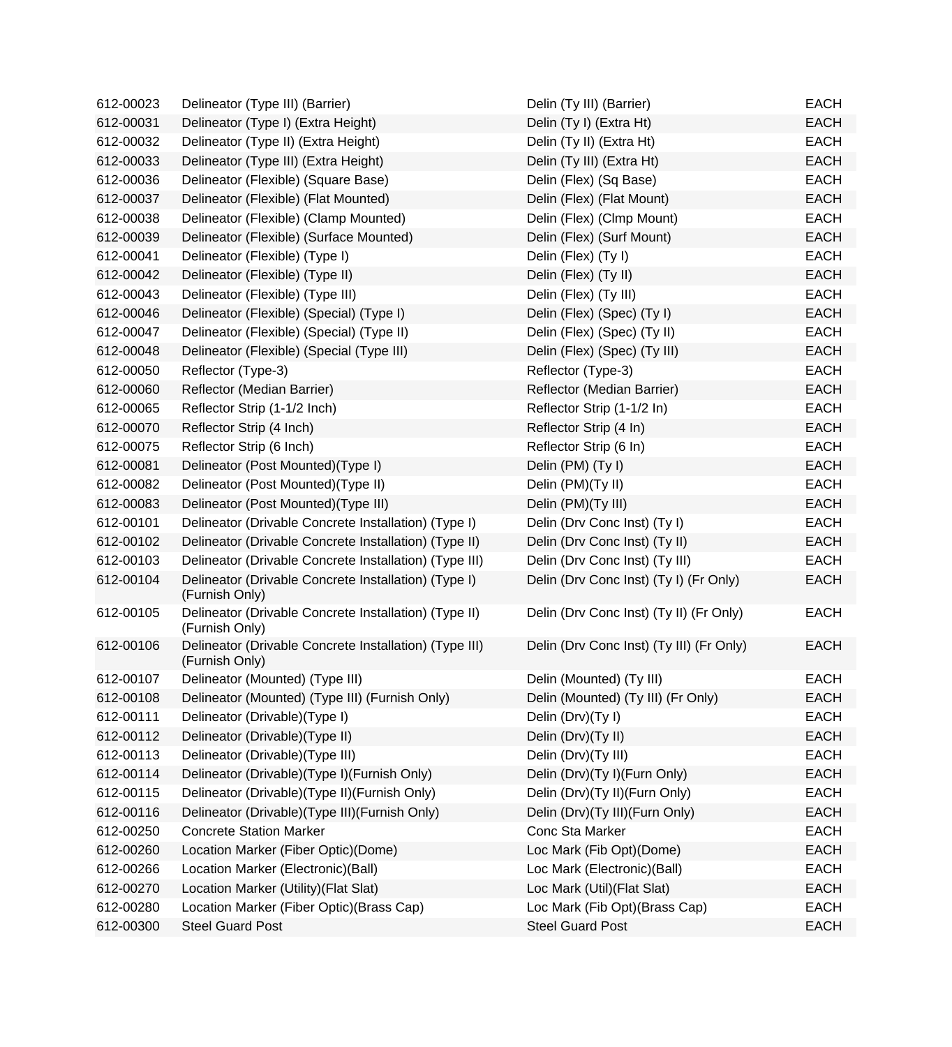| | | | |
|---|---|---|---|
| 612-00023 | Delineator (Type III) (Barrier) | Delin (Ty III) (Barrier) | EACH |
| 612-00031 | Delineator (Type I) (Extra Height) | Delin (Ty I) (Extra Ht) | EACH |
| 612-00032 | Delineator (Type II) (Extra Height) | Delin (Ty II) (Extra Ht) | EACH |
| 612-00033 | Delineator (Type III) (Extra Height) | Delin (Ty III) (Extra Ht) | EACH |
| 612-00036 | Delineator (Flexible) (Square Base) | Delin (Flex) (Sq Base) | EACH |
| 612-00037 | Delineator (Flexible) (Flat Mounted) | Delin (Flex) (Flat Mount) | EACH |
| 612-00038 | Delineator (Flexible) (Clamp Mounted) | Delin (Flex) (Clmp Mount) | EACH |
| 612-00039 | Delineator (Flexible) (Surface Mounted) | Delin (Flex) (Surf Mount) | EACH |
| 612-00041 | Delineator (Flexible) (Type I) | Delin (Flex) (Ty I) | EACH |
| 612-00042 | Delineator (Flexible) (Type II) | Delin (Flex) (Ty II) | EACH |
| 612-00043 | Delineator (Flexible) (Type III) | Delin (Flex) (Ty III) | EACH |
| 612-00046 | Delineator (Flexible) (Special) (Type I) | Delin (Flex) (Spec) (Ty I) | EACH |
| 612-00047 | Delineator (Flexible) (Special) (Type II) | Delin (Flex) (Spec) (Ty II) | EACH |
| 612-00048 | Delineator (Flexible) (Special (Type III) | Delin (Flex) (Spec) (Ty III) | EACH |
| 612-00050 | Reflector (Type-3) | Reflector (Type-3) | EACH |
| 612-00060 | Reflector (Median Barrier) | Reflector (Median Barrier) | EACH |
| 612-00065 | Reflector Strip (1-1/2 Inch) | Reflector Strip (1-1/2 In) | EACH |
| 612-00070 | Reflector Strip (4 Inch) | Reflector Strip (4 In) | EACH |
| 612-00075 | Reflector Strip (6 Inch) | Reflector Strip (6 In) | EACH |
| 612-00081 | Delineator (Post Mounted)(Type I) | Delin (PM) (Ty I) | EACH |
| 612-00082 | Delineator (Post Mounted)(Type II) | Delin (PM)(Ty II) | EACH |
| 612-00083 | Delineator (Post Mounted)(Type III) | Delin (PM)(Ty III) | EACH |
| 612-00101 | Delineator (Drivable Concrete Installation) (Type I) | Delin (Drv Conc Inst) (Ty I) | EACH |
| 612-00102 | Delineator (Drivable Concrete Installation) (Type II) | Delin (Drv Conc Inst) (Ty II) | EACH |
| 612-00103 | Delineator (Drivable Concrete Installation) (Type III) | Delin (Drv Conc Inst) (Ty III) | EACH |
| 612-00104 | Delineator (Drivable Concrete Installation) (Type I) (Furnish Only) | Delin (Drv Conc Inst) (Ty I) (Fr Only) | EACH |
| 612-00105 | Delineator (Drivable Concrete Installation) (Type II) (Furnish Only) | Delin (Drv Conc Inst) (Ty II) (Fr Only) | EACH |
| 612-00106 | Delineator (Drivable Concrete Installation) (Type III) (Furnish Only) | Delin (Drv Conc Inst) (Ty III) (Fr Only) | EACH |
| 612-00107 | Delineator (Mounted) (Type III) | Delin (Mounted) (Ty III) | EACH |
| 612-00108 | Delineator (Mounted) (Type III) (Furnish Only) | Delin (Mounted) (Ty III) (Fr Only) | EACH |
| 612-00111 | Delineator (Drivable)(Type I) | Delin (Drv)(Ty I) | EACH |
| 612-00112 | Delineator (Drivable)(Type II) | Delin (Drv)(Ty II) | EACH |
| 612-00113 | Delineator (Drivable)(Type III) | Delin (Drv)(Ty III) | EACH |
| 612-00114 | Delineator (Drivable)(Type I)(Furnish Only) | Delin (Drv)(Ty I)(Furn Only) | EACH |
| 612-00115 | Delineator (Drivable)(Type II)(Furnish Only) | Delin (Drv)(Ty II)(Furn Only) | EACH |
| 612-00116 | Delineator (Drivable)(Type III)(Furnish Only) | Delin (Drv)(Ty III)(Furn Only) | EACH |
| 612-00250 | Concrete Station Marker | Conc Sta Marker | EACH |
| 612-00260 | Location Marker (Fiber Optic)(Dome) | Loc Mark (Fib Opt)(Dome) | EACH |
| 612-00266 | Location Marker (Electronic)(Ball) | Loc Mark (Electronic)(Ball) | EACH |
| 612-00270 | Location Marker (Utility)(Flat Slat) | Loc Mark (Util)(Flat Slat) | EACH |
| 612-00280 | Location Marker (Fiber Optic)(Brass Cap) | Loc Mark (Fib Opt)(Brass Cap) | EACH |
| 612-00300 | Steel Guard Post | Steel Guard Post | EACH |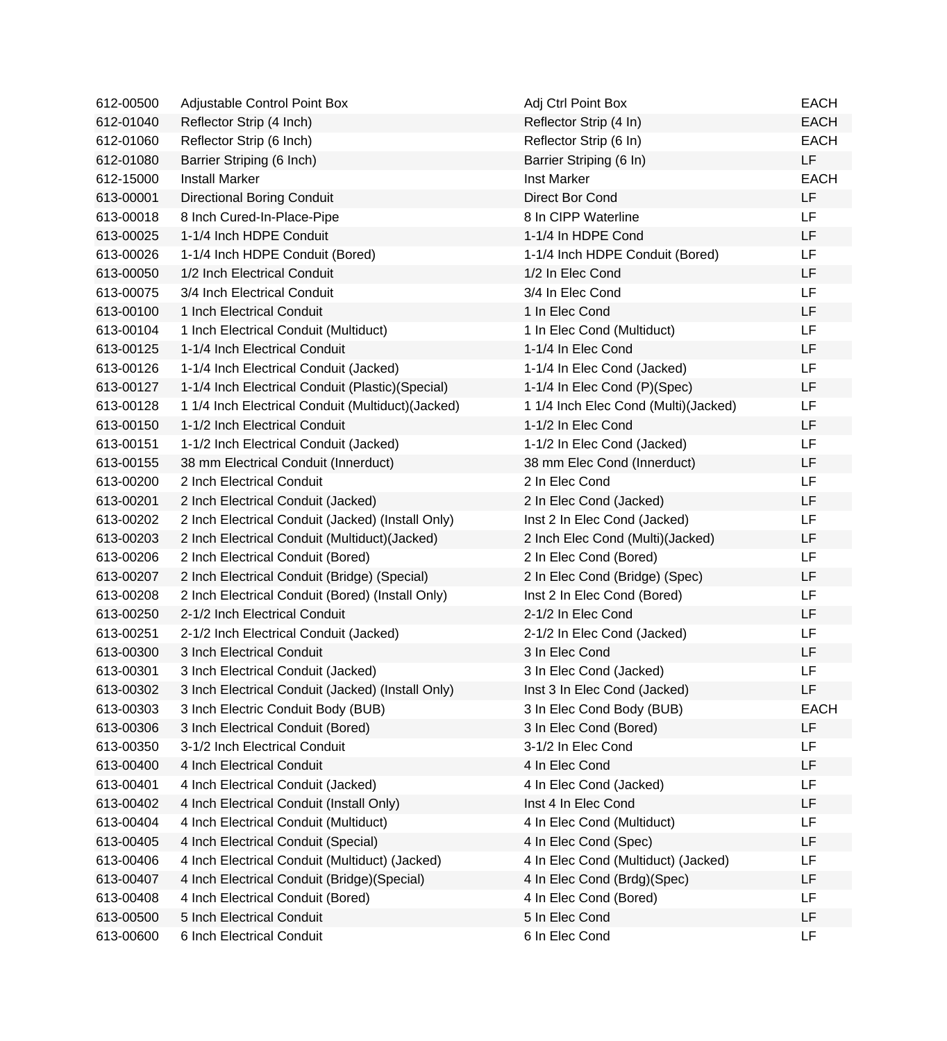| | | | |
|---|---|---|---|
| 612-00500 | Adjustable Control Point Box | Adj Ctrl Point Box | EACH |
| 612-01040 | Reflector Strip (4 Inch) | Reflector Strip (4 In) | EACH |
| 612-01060 | Reflector Strip (6 Inch) | Reflector Strip (6 In) | EACH |
| 612-01080 | Barrier Striping (6 Inch) | Barrier Striping (6 In) | LF |
| 612-15000 | Install Marker | Inst Marker | EACH |
| 613-00001 | Directional Boring Conduit | Direct Bor Cond | LF |
| 613-00018 | 8 Inch Cured-In-Place-Pipe | 8 In CIPP Waterline | LF |
| 613-00025 | 1-1/4 Inch HDPE Conduit | 1-1/4 In HDPE Cond | LF |
| 613-00026 | 1-1/4 Inch HDPE Conduit (Bored) | 1-1/4 Inch HDPE Conduit (Bored) | LF |
| 613-00050 | 1/2 Inch Electrical Conduit | 1/2 In Elec Cond | LF |
| 613-00075 | 3/4 Inch Electrical Conduit | 3/4 In Elec Cond | LF |
| 613-00100 | 1 Inch Electrical Conduit | 1 In Elec Cond | LF |
| 613-00104 | 1 Inch Electrical Conduit (Multiduct) | 1 In Elec Cond (Multiduct) | LF |
| 613-00125 | 1-1/4 Inch Electrical Conduit | 1-1/4 In Elec Cond | LF |
| 613-00126 | 1-1/4 Inch Electrical Conduit (Jacked) | 1-1/4 In Elec Cond (Jacked) | LF |
| 613-00127 | 1-1/4 Inch Electrical Conduit (Plastic)(Special) | 1-1/4 In Elec Cond (P)(Spec) | LF |
| 613-00128 | 1 1/4 Inch Electrical Conduit (Multiduct)(Jacked) | 1 1/4 Inch Elec Cond (Multi)(Jacked) | LF |
| 613-00150 | 1-1/2 Inch Electrical Conduit | 1-1/2 In Elec Cond | LF |
| 613-00151 | 1-1/2 Inch Electrical Conduit (Jacked) | 1-1/2 In Elec Cond (Jacked) | LF |
| 613-00155 | 38 mm Electrical Conduit (Innerduct) | 38 mm Elec Cond (Innerduct) | LF |
| 613-00200 | 2 Inch Electrical Conduit | 2 In Elec Cond | LF |
| 613-00201 | 2 Inch Electrical Conduit (Jacked) | 2 In Elec Cond (Jacked) | LF |
| 613-00202 | 2 Inch Electrical Conduit (Jacked) (Install Only) | Inst 2 In Elec Cond (Jacked) | LF |
| 613-00203 | 2 Inch Electrical Conduit (Multiduct)(Jacked) | 2 Inch Elec Cond (Multi)(Jacked) | LF |
| 613-00206 | 2 Inch Electrical Conduit (Bored) | 2 In Elec Cond (Bored) | LF |
| 613-00207 | 2 Inch Electrical Conduit (Bridge) (Special) | 2 In Elec Cond (Bridge) (Spec) | LF |
| 613-00208 | 2 Inch Electrical Conduit (Bored) (Install Only) | Inst 2 In Elec Cond (Bored) | LF |
| 613-00250 | 2-1/2 Inch Electrical Conduit | 2-1/2 In Elec Cond | LF |
| 613-00251 | 2-1/2 Inch Electrical Conduit (Jacked) | 2-1/2 In Elec Cond (Jacked) | LF |
| 613-00300 | 3 Inch Electrical Conduit | 3 In Elec Cond | LF |
| 613-00301 | 3 Inch Electrical Conduit (Jacked) | 3 In Elec Cond (Jacked) | LF |
| 613-00302 | 3 Inch Electrical Conduit (Jacked) (Install Only) | Inst 3 In Elec Cond (Jacked) | LF |
| 613-00303 | 3 Inch Electric Conduit Body (BUB) | 3 In Elec Cond Body (BUB) | EACH |
| 613-00306 | 3 Inch Electrical Conduit (Bored) | 3 In Elec Cond (Bored) | LF |
| 613-00350 | 3-1/2 Inch Electrical Conduit | 3-1/2 In Elec Cond | LF |
| 613-00400 | 4 Inch Electrical Conduit | 4 In Elec Cond | LF |
| 613-00401 | 4 Inch Electrical Conduit (Jacked) | 4 In Elec Cond (Jacked) | LF |
| 613-00402 | 4 Inch Electrical Conduit (Install Only) | Inst 4 In Elec Cond | LF |
| 613-00404 | 4 Inch Electrical Conduit (Multiduct) | 4 In Elec Cond (Multiduct) | LF |
| 613-00405 | 4 Inch Electrical Conduit (Special) | 4 In Elec Cond (Spec) | LF |
| 613-00406 | 4 Inch Electrical Conduit (Multiduct) (Jacked) | 4 In Elec Cond (Multiduct) (Jacked) | LF |
| 613-00407 | 4 Inch Electrical Conduit (Bridge)(Special) | 4 In Elec Cond (Brdg)(Spec) | LF |
| 613-00408 | 4 Inch Electrical Conduit (Bored) | 4 In Elec Cond (Bored) | LF |
| 613-00500 | 5 Inch Electrical Conduit | 5 In Elec Cond | LF |
| 613-00600 | 6 Inch Electrical Conduit | 6 In Elec Cond | LF |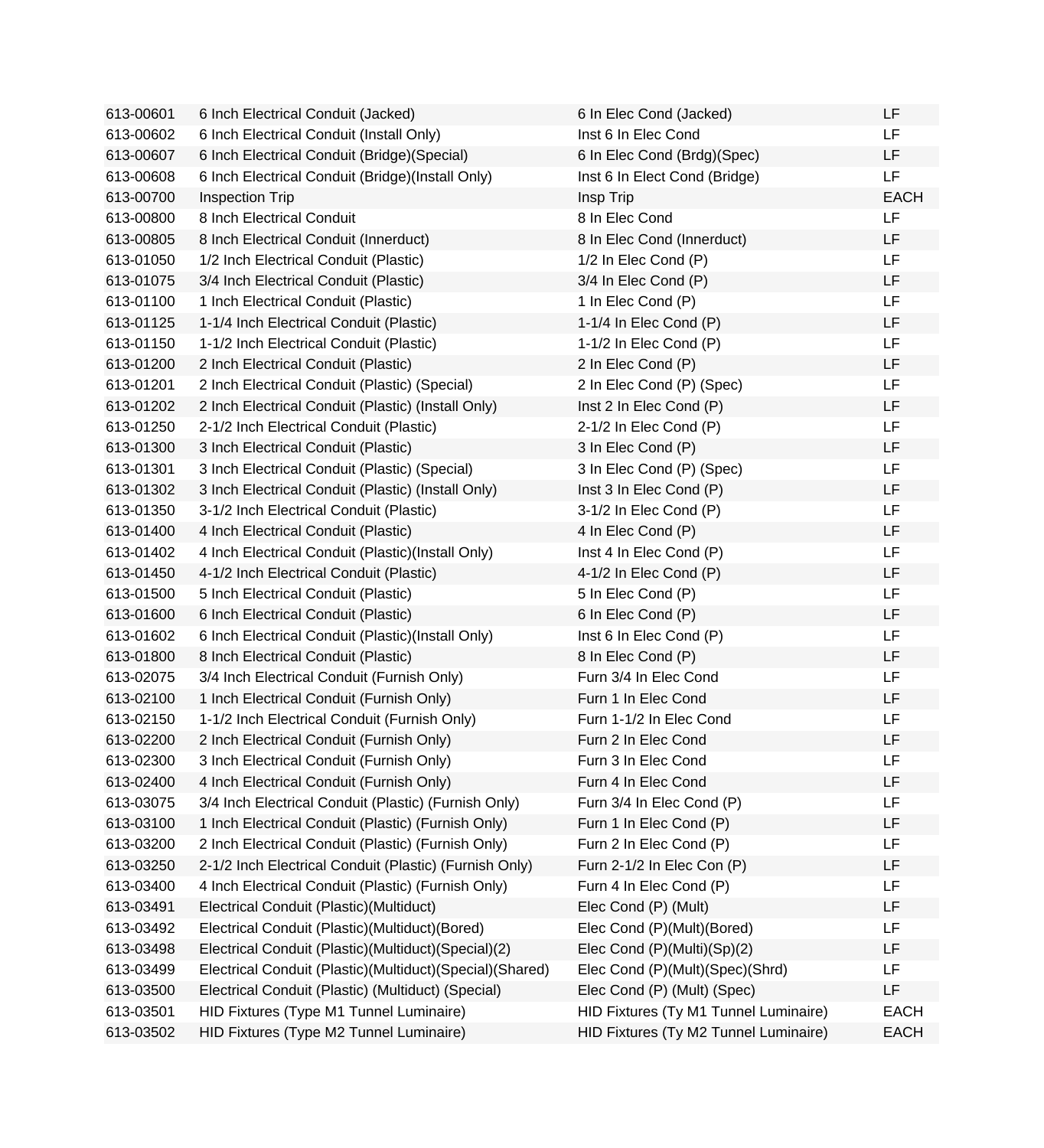| | | | |
|---|---|---|---|
| 613-00601 | 6 Inch Electrical Conduit (Jacked) | 6 In Elec Cond (Jacked) | LF |
| 613-00602 | 6 Inch Electrical Conduit (Install Only) | Inst 6 In Elec Cond | LF |
| 613-00607 | 6 Inch Electrical Conduit (Bridge)(Special) | 6 In Elec Cond (Brdg)(Spec) | LF |
| 613-00608 | 6 Inch Electrical Conduit (Bridge)(Install Only) | Inst 6 In Elect Cond (Bridge) | LF |
| 613-00700 | Inspection Trip | Insp Trip | EACH |
| 613-00800 | 8 Inch Electrical Conduit | 8 In Elec Cond | LF |
| 613-00805 | 8 Inch Electrical Conduit (Innerduct) | 8 In Elec Cond (Innerduct) | LF |
| 613-01050 | 1/2 Inch Electrical Conduit (Plastic) | 1/2 In Elec Cond (P) | LF |
| 613-01075 | 3/4 Inch Electrical Conduit (Plastic) | 3/4 In Elec Cond (P) | LF |
| 613-01100 | 1 Inch Electrical Conduit (Plastic) | 1 In Elec Cond (P) | LF |
| 613-01125 | 1-1/4 Inch Electrical Conduit (Plastic) | 1-1/4 In Elec Cond (P) | LF |
| 613-01150 | 1-1/2 Inch Electrical Conduit (Plastic) | 1-1/2 In Elec Cond (P) | LF |
| 613-01200 | 2 Inch Electrical Conduit (Plastic) | 2 In Elec Cond (P) | LF |
| 613-01201 | 2 Inch Electrical Conduit (Plastic) (Special) | 2 In Elec Cond (P) (Spec) | LF |
| 613-01202 | 2 Inch Electrical Conduit (Plastic) (Install Only) | Inst 2 In Elec Cond (P) | LF |
| 613-01250 | 2-1/2 Inch Electrical Conduit (Plastic) | 2-1/2 In Elec Cond (P) | LF |
| 613-01300 | 3 Inch Electrical Conduit (Plastic) | 3 In Elec Cond (P) | LF |
| 613-01301 | 3 Inch Electrical Conduit (Plastic) (Special) | 3 In Elec Cond (P) (Spec) | LF |
| 613-01302 | 3 Inch Electrical Conduit (Plastic) (Install Only) | Inst 3 In Elec Cond (P) | LF |
| 613-01350 | 3-1/2 Inch Electrical Conduit (Plastic) | 3-1/2 In Elec Cond (P) | LF |
| 613-01400 | 4 Inch Electrical Conduit (Plastic) | 4 In Elec Cond (P) | LF |
| 613-01402 | 4 Inch Electrical Conduit (Plastic)(Install Only) | Inst 4 In Elec Cond (P) | LF |
| 613-01450 | 4-1/2 Inch Electrical Conduit (Plastic) | 4-1/2 In Elec Cond (P) | LF |
| 613-01500 | 5 Inch Electrical Conduit (Plastic) | 5 In Elec Cond (P) | LF |
| 613-01600 | 6 Inch Electrical Conduit (Plastic) | 6 In Elec Cond (P) | LF |
| 613-01602 | 6 Inch Electrical Conduit (Plastic)(Install Only) | Inst 6 In Elec Cond (P) | LF |
| 613-01800 | 8 Inch Electrical Conduit (Plastic) | 8 In Elec Cond (P) | LF |
| 613-02075 | 3/4 Inch Electrical Conduit (Furnish Only) | Furn 3/4 In Elec Cond | LF |
| 613-02100 | 1 Inch Electrical Conduit (Furnish Only) | Furn 1 In Elec Cond | LF |
| 613-02150 | 1-1/2 Inch Electrical Conduit (Furnish Only) | Furn 1-1/2 In Elec Cond | LF |
| 613-02200 | 2 Inch Electrical Conduit (Furnish Only) | Furn 2 In Elec Cond | LF |
| 613-02300 | 3 Inch Electrical Conduit (Furnish Only) | Furn 3 In Elec Cond | LF |
| 613-02400 | 4 Inch Electrical Conduit (Furnish Only) | Furn 4 In Elec Cond | LF |
| 613-03075 | 3/4 Inch Electrical Conduit (Plastic) (Furnish Only) | Furn 3/4 In Elec Cond (P) | LF |
| 613-03100 | 1 Inch Electrical Conduit (Plastic) (Furnish Only) | Furn 1 In Elec Cond (P) | LF |
| 613-03200 | 2 Inch Electrical Conduit (Plastic) (Furnish Only) | Furn 2 In Elec Cond (P) | LF |
| 613-03250 | 2-1/2 Inch Electrical Conduit (Plastic) (Furnish Only) | Furn 2-1/2 In Elec Con (P) | LF |
| 613-03400 | 4 Inch Electrical Conduit (Plastic) (Furnish Only) | Furn 4 In Elec Cond (P) | LF |
| 613-03491 | Electrical Conduit (Plastic)(Multiduct) | Elec Cond (P) (Mult) | LF |
| 613-03492 | Electrical Conduit (Plastic)(Multiduct)(Bored) | Elec Cond (P)(Mult)(Bored) | LF |
| 613-03498 | Electrical Conduit (Plastic)(Multiduct)(Special)(2) | Elec Cond (P)(Multi)(Sp)(2) | LF |
| 613-03499 | Electrical Conduit (Plastic)(Multiduct)(Special)(Shared) | Elec Cond (P)(Mult)(Spec)(Shrd) | LF |
| 613-03500 | Electrical Conduit (Plastic) (Multiduct) (Special) | Elec Cond (P) (Mult) (Spec) | LF |
| 613-03501 | HID Fixtures (Type M1 Tunnel Luminaire) | HID Fixtures (Ty M1 Tunnel Luminaire) | EACH |
| 613-03502 | HID Fixtures (Type M2 Tunnel Luminaire) | HID Fixtures (Ty M2 Tunnel Luminaire) | EACH |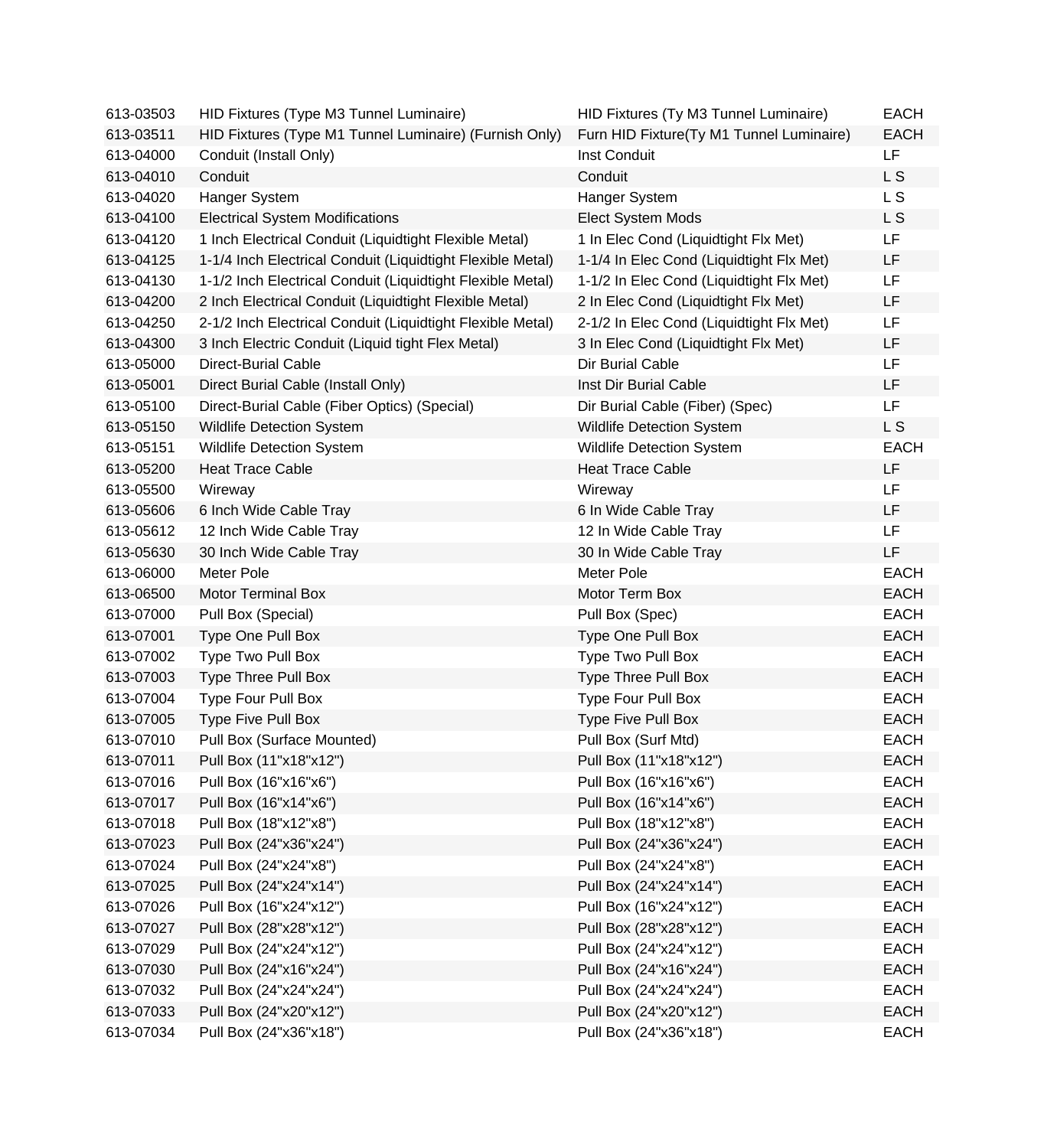| | | | |
|---|---|---|---|
| 613-03503 | HID Fixtures (Type M3 Tunnel Luminaire) | HID Fixtures (Ty M3 Tunnel Luminaire) | EACH |
| 613-03511 | HID Fixtures (Type M1 Tunnel Luminaire) (Furnish Only) | Furn HID Fixture(Ty M1 Tunnel Luminaire) | EACH |
| 613-04000 | Conduit (Install Only) | Inst Conduit | LF |
| 613-04010 | Conduit | Conduit | L S |
| 613-04020 | Hanger System | Hanger System | L S |
| 613-04100 | Electrical System Modifications | Elect System Mods | L S |
| 613-04120 | 1 Inch Electrical Conduit (Liquidtight Flexible Metal) | 1 In Elec Cond (Liquidtight Flx Met) | LF |
| 613-04125 | 1-1/4 Inch Electrical Conduit (Liquidtight Flexible Metal) | 1-1/4 In Elec Cond (Liquidtight Flx Met) | LF |
| 613-04130 | 1-1/2 Inch Electrical Conduit (Liquidtight Flexible Metal) | 1-1/2 In Elec Cond (Liquidtight Flx Met) | LF |
| 613-04200 | 2 Inch Electrical Conduit (Liquidtight Flexible Metal) | 2 In Elec Cond (Liquidtight Flx Met) | LF |
| 613-04250 | 2-1/2 Inch Electrical Conduit (Liquidtight Flexible Metal) | 2-1/2 In Elec Cond (Liquidtight Flx Met) | LF |
| 613-04300 | 3 Inch Electric Conduit (Liquid tight Flex Metal) | 3 In Elec Cond (Liquidtight Flx Met) | LF |
| 613-05000 | Direct-Burial Cable | Dir Burial Cable | LF |
| 613-05001 | Direct Burial Cable (Install Only) | Inst Dir Burial Cable | LF |
| 613-05100 | Direct-Burial Cable (Fiber Optics) (Special) | Dir Burial Cable (Fiber) (Spec) | LF |
| 613-05150 | Wildlife Detection System | Wildlife Detection System | L S |
| 613-05151 | Wildlife Detection System | Wildlife Detection System | EACH |
| 613-05200 | Heat Trace Cable | Heat Trace Cable | LF |
| 613-05500 | Wireway | Wireway | LF |
| 613-05606 | 6 Inch Wide Cable Tray | 6 In Wide Cable Tray | LF |
| 613-05612 | 12 Inch Wide Cable Tray | 12 In Wide Cable Tray | LF |
| 613-05630 | 30 Inch Wide Cable Tray | 30 In Wide Cable Tray | LF |
| 613-06000 | Meter Pole | Meter Pole | EACH |
| 613-06500 | Motor Terminal Box | Motor Term Box | EACH |
| 613-07000 | Pull Box (Special) | Pull Box (Spec) | EACH |
| 613-07001 | Type One Pull Box | Type One Pull Box | EACH |
| 613-07002 | Type Two Pull Box | Type Two Pull Box | EACH |
| 613-07003 | Type Three Pull Box | Type Three Pull Box | EACH |
| 613-07004 | Type Four Pull Box | Type Four Pull Box | EACH |
| 613-07005 | Type Five Pull Box | Type Five Pull Box | EACH |
| 613-07010 | Pull Box (Surface Mounted) | Pull Box (Surf Mtd) | EACH |
| 613-07011 | Pull Box (11"x18"x12") | Pull Box (11"x18"x12") | EACH |
| 613-07016 | Pull Box (16"x16"x6") | Pull Box (16"x16"x6") | EACH |
| 613-07017 | Pull Box (16"x14"x6") | Pull Box (16"x14"x6") | EACH |
| 613-07018 | Pull Box (18"x12"x8") | Pull Box (18"x12"x8") | EACH |
| 613-07023 | Pull Box (24"x36"x24") | Pull Box (24"x36"x24") | EACH |
| 613-07024 | Pull Box (24"x24"x8") | Pull Box (24"x24"x8") | EACH |
| 613-07025 | Pull Box (24"x24"x14") | Pull Box (24"x24"x14") | EACH |
| 613-07026 | Pull Box (16"x24"x12") | Pull Box (16"x24"x12") | EACH |
| 613-07027 | Pull Box (28"x28"x12") | Pull Box (28"x28"x12") | EACH |
| 613-07029 | Pull Box (24"x24"x12") | Pull Box (24"x24"x12") | EACH |
| 613-07030 | Pull Box (24"x16"x24") | Pull Box (24"x16"x24") | EACH |
| 613-07032 | Pull Box (24"x24"x24") | Pull Box (24"x24"x24") | EACH |
| 613-07033 | Pull Box (24"x20"x12") | Pull Box (24"x20"x12") | EACH |
| 613-07034 | Pull Box (24"x36"x18") | Pull Box (24"x36"x18") | EACH |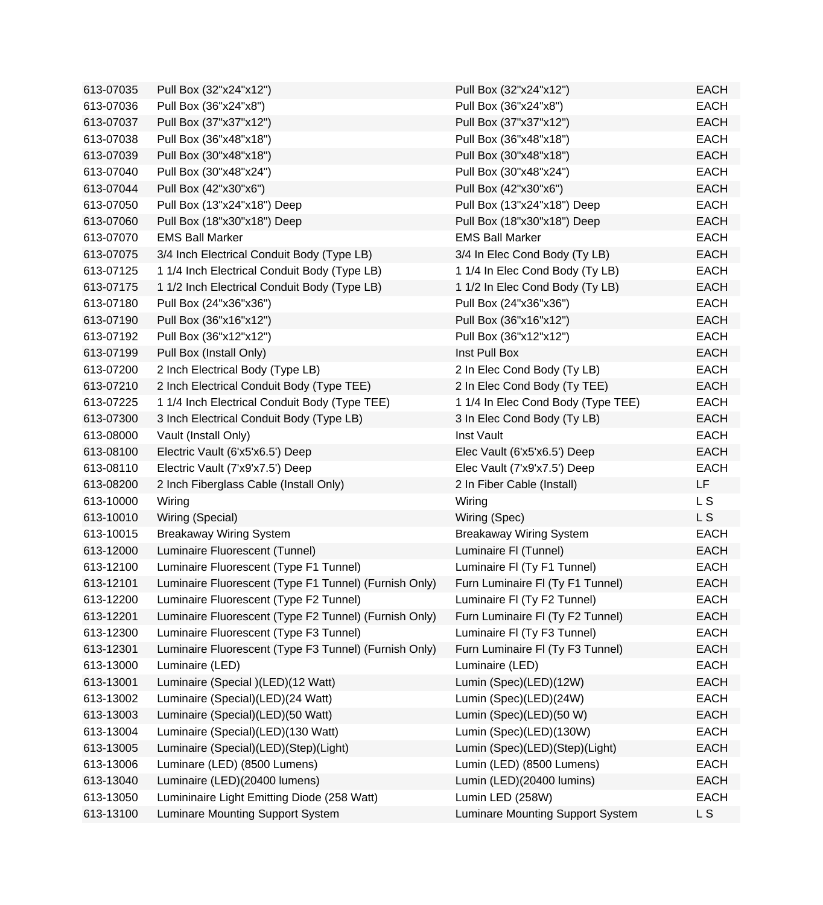| | | | |
|---|---|---|---|
| 613-07035 | Pull Box (32"x24"x12") | Pull Box (32"x24"x12") | EACH |
| 613-07036 | Pull Box (36"x24"x8") | Pull Box (36"x24"x8") | EACH |
| 613-07037 | Pull Box (37"x37"x12") | Pull Box (37"x37"x12") | EACH |
| 613-07038 | Pull Box (36"x48"x18") | Pull Box (36"x48"x18") | EACH |
| 613-07039 | Pull Box (30"x48"x18") | Pull Box (30"x48"x18") | EACH |
| 613-07040 | Pull Box (30"x48"x24") | Pull Box (30"x48"x24") | EACH |
| 613-07044 | Pull Box (42"x30"x6") | Pull Box (42"x30"x6") | EACH |
| 613-07050 | Pull Box (13"x24"x18") Deep | Pull Box (13"x24"x18") Deep | EACH |
| 613-07060 | Pull Box (18"x30"x18") Deep | Pull Box (18"x30"x18") Deep | EACH |
| 613-07070 | EMS Ball Marker | EMS Ball Marker | EACH |
| 613-07075 | 3/4 Inch Electrical Conduit Body (Type LB) | 3/4 In Elec Cond Body (Ty LB) | EACH |
| 613-07125 | 1 1/4 Inch Electrical Conduit Body (Type LB) | 1 1/4 In Elec Cond Body (Ty LB) | EACH |
| 613-07175 | 1 1/2 Inch Electrical Conduit Body (Type LB) | 1 1/2 In Elec Cond Body (Ty LB) | EACH |
| 613-07180 | Pull Box (24"x36"x36") | Pull Box (24"x36"x36") | EACH |
| 613-07190 | Pull Box (36"x16"x12") | Pull Box (36"x16"x12") | EACH |
| 613-07192 | Pull Box (36"x12"x12") | Pull Box (36"x12"x12") | EACH |
| 613-07199 | Pull Box (Install Only) | Inst Pull Box | EACH |
| 613-07200 | 2 Inch Electrical Body (Type LB) | 2 In Elec Cond Body (Ty LB) | EACH |
| 613-07210 | 2 Inch Electrical Conduit Body (Type TEE) | 2 In Elec Cond Body (Ty TEE) | EACH |
| 613-07225 | 1 1/4 Inch Electrical Conduit Body (Type TEE) | 1 1/4 In Elec Cond Body (Type TEE) | EACH |
| 613-07300 | 3 Inch Electrical Conduit Body (Type LB) | 3 In Elec Cond Body (Ty LB) | EACH |
| 613-08000 | Vault (Install Only) | Inst Vault | EACH |
| 613-08100 | Electric Vault (6'x5'x6.5') Deep | Elec Vault (6'x5'x6.5') Deep | EACH |
| 613-08110 | Electric Vault (7'x9'x7.5') Deep | Elec Vault (7'x9'x7.5') Deep | EACH |
| 613-08200 | 2 Inch Fiberglass Cable (Install Only) | 2 In Fiber Cable (Install) | LF |
| 613-10000 | Wiring | Wiring | L S |
| 613-10010 | Wiring (Special) | Wiring (Spec) | L S |
| 613-10015 | Breakaway Wiring System | Breakaway Wiring System | EACH |
| 613-12000 | Luminaire Fluorescent (Tunnel) | Luminaire Fl (Tunnel) | EACH |
| 613-12100 | Luminaire Fluorescent (Type F1 Tunnel) | Luminaire Fl (Ty F1 Tunnel) | EACH |
| 613-12101 | Luminaire Fluorescent (Type F1 Tunnel) (Furnish Only) | Furn Luminaire Fl (Ty F1 Tunnel) | EACH |
| 613-12200 | Luminaire Fluorescent (Type F2 Tunnel) | Luminaire Fl (Ty F2 Tunnel) | EACH |
| 613-12201 | Luminaire Fluorescent (Type F2 Tunnel) (Furnish Only) | Furn Luminaire Fl (Ty F2 Tunnel) | EACH |
| 613-12300 | Luminaire Fluorescent (Type F3 Tunnel) | Luminaire Fl (Ty F3 Tunnel) | EACH |
| 613-12301 | Luminaire Fluorescent (Type F3 Tunnel) (Furnish Only) | Furn Luminaire Fl (Ty F3 Tunnel) | EACH |
| 613-13000 | Luminaire (LED) | Luminaire (LED) | EACH |
| 613-13001 | Luminaire (Special )(LED)(12 Watt) | Lumin (Spec)(LED)(12W) | EACH |
| 613-13002 | Luminaire (Special)(LED)(24 Watt) | Lumin (Spec)(LED)(24W) | EACH |
| 613-13003 | Luminaire (Special)(LED)(50 Watt) | Lumin (Spec)(LED)(50 W) | EACH |
| 613-13004 | Luminaire (Special)(LED)(130 Watt) | Lumin (Spec)(LED)(130W) | EACH |
| 613-13005 | Luminaire (Special)(LED)(Step)(Light) | Lumin (Spec)(LED)(Step)(Light) | EACH |
| 613-13006 | Luminare (LED) (8500 Lumens) | Lumin (LED) (8500 Lumens) | EACH |
| 613-13040 | Luminaire (LED)(20400 lumens) | Lumin (LED)(20400 lumins) | EACH |
| 613-13050 | Lumininaire Light Emitting Diode (258 Watt) | Lumin LED (258W) | EACH |
| 613-13100 | Luminare Mounting Support System | Luminare Mounting Support System | L S |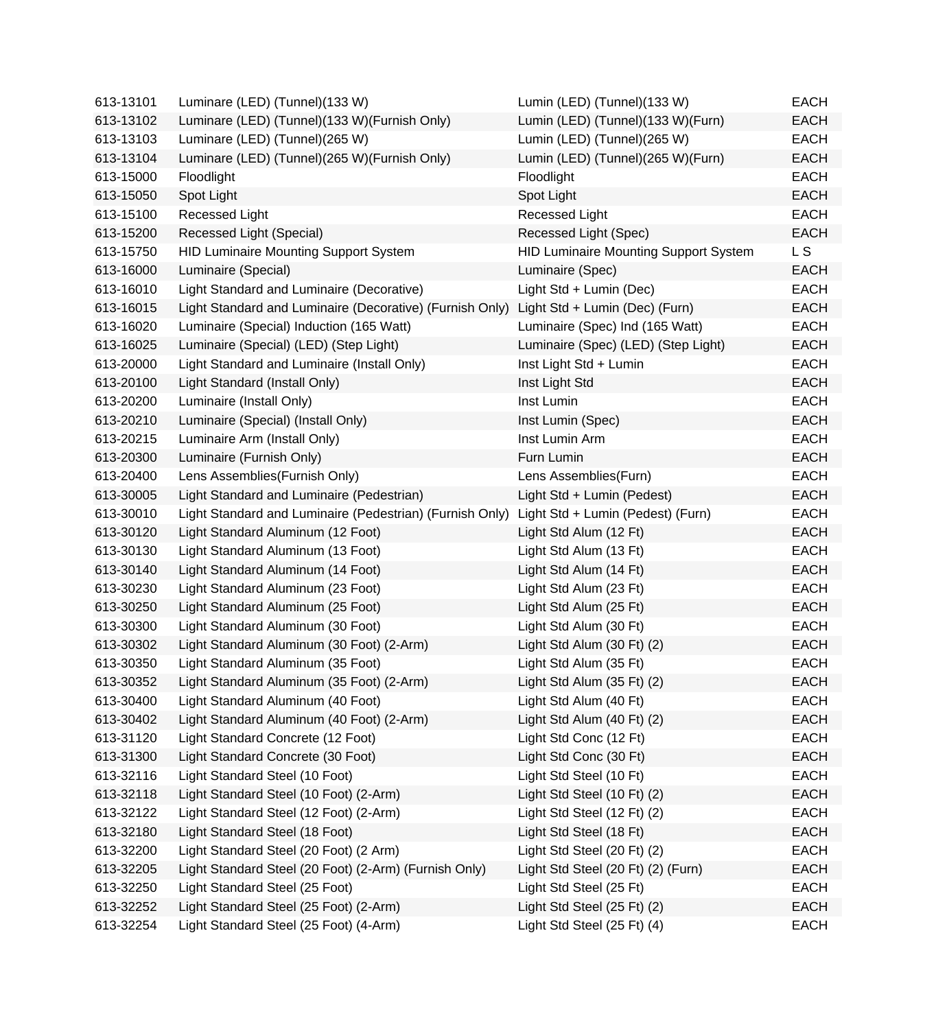| | | | |
|---|---|---|---|
| 613-13101 | Luminare (LED) (Tunnel)(133 W) | Lumin (LED) (Tunnel)(133 W) | EACH |
| 613-13102 | Luminare (LED) (Tunnel)(133 W)(Furnish Only) | Lumin (LED) (Tunnel)(133 W)(Furn) | EACH |
| 613-13103 | Luminare (LED) (Tunnel)(265 W) | Lumin (LED) (Tunnel)(265 W) | EACH |
| 613-13104 | Luminare (LED) (Tunnel)(265 W)(Furnish Only) | Lumin (LED) (Tunnel)(265 W)(Furn) | EACH |
| 613-15000 | Floodlight | Floodlight | EACH |
| 613-15050 | Spot Light | Spot Light | EACH |
| 613-15100 | Recessed Light | Recessed Light | EACH |
| 613-15200 | Recessed Light (Special) | Recessed Light (Spec) | EACH |
| 613-15750 | HID Luminaire Mounting Support System | HID Luminaire Mounting Support System | L S |
| 613-16000 | Luminaire (Special) | Luminaire (Spec) | EACH |
| 613-16010 | Light Standard and Luminaire (Decorative) | Light Std + Lumin (Dec) | EACH |
| 613-16015 | Light Standard and Luminaire (Decorative) (Furnish Only) | Light Std + Lumin (Dec) (Furn) | EACH |
| 613-16020 | Luminaire (Special) Induction (165 Watt) | Luminaire (Spec) Ind (165 Watt) | EACH |
| 613-16025 | Luminaire (Special) (LED) (Step Light) | Luminaire (Spec) (LED) (Step Light) | EACH |
| 613-20000 | Light Standard and Luminaire (Install Only) | Inst Light Std + Lumin | EACH |
| 613-20100 | Light Standard (Install Only) | Inst Light Std | EACH |
| 613-20200 | Luminaire (Install Only) | Inst Lumin | EACH |
| 613-20210 | Luminaire (Special) (Install Only) | Inst Lumin (Spec) | EACH |
| 613-20215 | Luminaire Arm (Install Only) | Inst Lumin Arm | EACH |
| 613-20300 | Luminaire (Furnish Only) | Furn Lumin | EACH |
| 613-20400 | Lens Assemblies(Furnish Only) | Lens Assemblies(Furn) | EACH |
| 613-30005 | Light Standard and Luminaire (Pedestrian) | Light Std + Lumin (Pedest) | EACH |
| 613-30010 | Light Standard and Luminaire (Pedestrian) (Furnish Only) | Light Std + Lumin (Pedest) (Furn) | EACH |
| 613-30120 | Light Standard Aluminum (12 Foot) | Light Std Alum (12 Ft) | EACH |
| 613-30130 | Light Standard Aluminum (13 Foot) | Light Std Alum (13 Ft) | EACH |
| 613-30140 | Light Standard Aluminum (14 Foot) | Light Std Alum (14 Ft) | EACH |
| 613-30230 | Light Standard Aluminum (23 Foot) | Light Std Alum (23 Ft) | EACH |
| 613-30250 | Light Standard Aluminum (25 Foot) | Light Std Alum (25 Ft) | EACH |
| 613-30300 | Light Standard Aluminum (30 Foot) | Light Std Alum (30 Ft) | EACH |
| 613-30302 | Light Standard Aluminum (30 Foot) (2-Arm) | Light Std Alum (30 Ft) (2) | EACH |
| 613-30350 | Light Standard Aluminum (35 Foot) | Light Std Alum (35 Ft) | EACH |
| 613-30352 | Light Standard Aluminum (35 Foot) (2-Arm) | Light Std Alum (35 Ft) (2) | EACH |
| 613-30400 | Light Standard Aluminum (40 Foot) | Light Std Alum (40 Ft) | EACH |
| 613-30402 | Light Standard Aluminum (40 Foot) (2-Arm) | Light Std Alum (40 Ft) (2) | EACH |
| 613-31120 | Light Standard Concrete (12 Foot) | Light Std Conc (12 Ft) | EACH |
| 613-31300 | Light Standard Concrete (30 Foot) | Light Std Conc (30 Ft) | EACH |
| 613-32116 | Light Standard Steel (10 Foot) | Light Std Steel (10 Ft) | EACH |
| 613-32118 | Light Standard Steel (10 Foot) (2-Arm) | Light Std Steel (10 Ft) (2) | EACH |
| 613-32122 | Light Standard Steel (12 Foot) (2-Arm) | Light Std Steel (12 Ft) (2) | EACH |
| 613-32180 | Light Standard Steel (18 Foot) | Light Std Steel (18 Ft) | EACH |
| 613-32200 | Light Standard Steel (20 Foot) (2 Arm) | Light Std Steel (20 Ft) (2) | EACH |
| 613-32205 | Light Standard Steel (20 Foot) (2-Arm) (Furnish Only) | Light Std Steel (20 Ft) (2) (Furn) | EACH |
| 613-32250 | Light Standard Steel (25 Foot) | Light Std Steel (25 Ft) | EACH |
| 613-32252 | Light Standard Steel (25 Foot) (2-Arm) | Light Std Steel (25 Ft) (2) | EACH |
| 613-32254 | Light Standard Steel (25 Foot) (4-Arm) | Light Std Steel (25 Ft) (4) | EACH |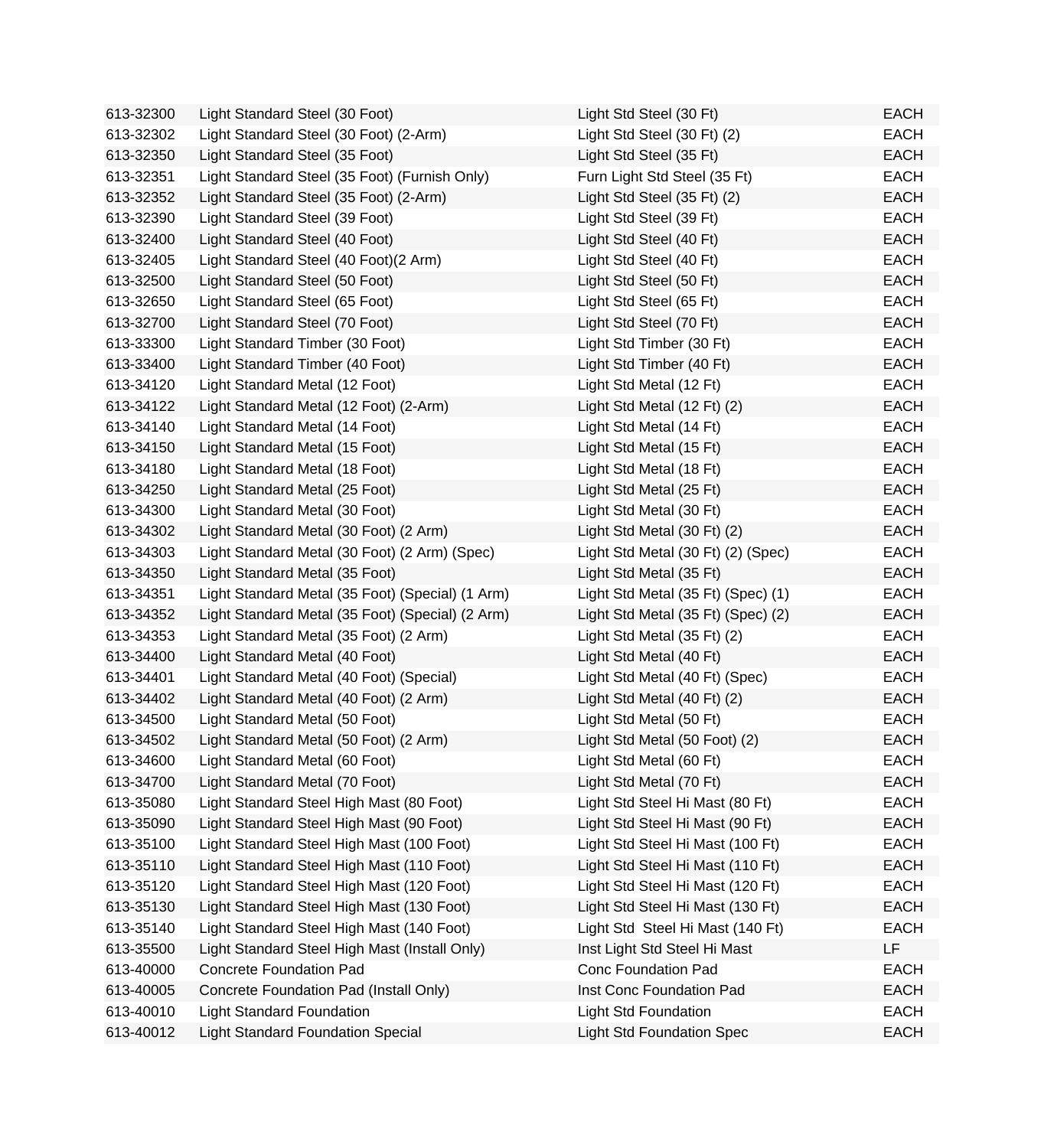| | | | |
|---|---|---|---|
| 613-32300 | Light Standard Steel (30 Foot) | Light Std Steel (30 Ft) | EACH |
| 613-32302 | Light Standard Steel (30 Foot) (2-Arm) | Light Std Steel (30 Ft) (2) | EACH |
| 613-32350 | Light Standard Steel (35 Foot) | Light Std Steel (35 Ft) | EACH |
| 613-32351 | Light Standard Steel (35 Foot) (Furnish Only) | Furn Light Std Steel (35 Ft) | EACH |
| 613-32352 | Light Standard Steel (35 Foot) (2-Arm) | Light Std Steel (35 Ft) (2) | EACH |
| 613-32390 | Light Standard Steel (39 Foot) | Light Std Steel (39 Ft) | EACH |
| 613-32400 | Light Standard Steel (40 Foot) | Light Std Steel (40 Ft) | EACH |
| 613-32405 | Light Standard Steel (40 Foot)(2 Arm) | Light Std Steel (40 Ft) | EACH |
| 613-32500 | Light Standard Steel (50 Foot) | Light Std Steel (50 Ft) | EACH |
| 613-32650 | Light Standard Steel (65 Foot) | Light Std Steel (65 Ft) | EACH |
| 613-32700 | Light Standard Steel (70 Foot) | Light Std Steel (70 Ft) | EACH |
| 613-33300 | Light Standard Timber (30 Foot) | Light Std Timber (30 Ft) | EACH |
| 613-33400 | Light Standard Timber (40 Foot) | Light Std Timber (40 Ft) | EACH |
| 613-34120 | Light Standard Metal (12 Foot) | Light Std Metal (12 Ft) | EACH |
| 613-34122 | Light Standard Metal (12 Foot) (2-Arm) | Light Std Metal (12 Ft) (2) | EACH |
| 613-34140 | Light Standard Metal (14 Foot) | Light Std Metal (14 Ft) | EACH |
| 613-34150 | Light Standard Metal (15 Foot) | Light Std Metal (15 Ft) | EACH |
| 613-34180 | Light Standard Metal (18 Foot) | Light Std Metal (18 Ft) | EACH |
| 613-34250 | Light Standard Metal (25 Foot) | Light Std Metal (25 Ft) | EACH |
| 613-34300 | Light Standard Metal (30 Foot) | Light Std Metal (30 Ft) | EACH |
| 613-34302 | Light Standard Metal (30 Foot) (2 Arm) | Light Std Metal (30 Ft) (2) | EACH |
| 613-34303 | Light Standard Metal (30 Foot) (2 Arm) (Spec) | Light Std Metal (30 Ft) (2) (Spec) | EACH |
| 613-34350 | Light Standard Metal (35 Foot) | Light Std Metal (35 Ft) | EACH |
| 613-34351 | Light Standard Metal (35 Foot) (Special) (1 Arm) | Light Std Metal (35 Ft) (Spec) (1) | EACH |
| 613-34352 | Light Standard Metal (35 Foot) (Special) (2 Arm) | Light Std Metal (35 Ft) (Spec) (2) | EACH |
| 613-34353 | Light Standard Metal (35 Foot) (2 Arm) | Light Std Metal (35 Ft) (2) | EACH |
| 613-34400 | Light Standard Metal (40 Foot) | Light Std Metal (40 Ft) | EACH |
| 613-34401 | Light Standard Metal (40 Foot) (Special) | Light Std Metal (40 Ft) (Spec) | EACH |
| 613-34402 | Light Standard Metal (40 Foot) (2 Arm) | Light Std Metal (40 Ft) (2) | EACH |
| 613-34500 | Light Standard Metal (50 Foot) | Light Std Metal (50 Ft) | EACH |
| 613-34502 | Light Standard Metal (50 Foot) (2 Arm) | Light Std Metal (50 Foot) (2) | EACH |
| 613-34600 | Light Standard Metal (60 Foot) | Light Std Metal (60 Ft) | EACH |
| 613-34700 | Light Standard Metal (70 Foot) | Light Std Metal (70 Ft) | EACH |
| 613-35080 | Light Standard Steel High Mast (80 Foot) | Light Std Steel Hi Mast (80 Ft) | EACH |
| 613-35090 | Light Standard Steel High Mast (90 Foot) | Light Std Steel Hi Mast (90 Ft) | EACH |
| 613-35100 | Light Standard Steel High Mast (100 Foot) | Light Std Steel Hi Mast (100 Ft) | EACH |
| 613-35110 | Light Standard Steel High Mast (110 Foot) | Light Std Steel Hi Mast (110 Ft) | EACH |
| 613-35120 | Light Standard Steel High Mast (120 Foot) | Light Std Steel Hi Mast (120 Ft) | EACH |
| 613-35130 | Light Standard Steel High Mast (130 Foot) | Light Std Steel Hi Mast (130 Ft) | EACH |
| 613-35140 | Light Standard Steel High Mast (140 Foot) | Light Std  Steel Hi Mast (140 Ft) | EACH |
| 613-35500 | Light Standard Steel High Mast (Install Only) | Inst Light Std Steel Hi Mast | LF |
| 613-40000 | Concrete Foundation Pad | Conc Foundation Pad | EACH |
| 613-40005 | Concrete Foundation Pad (Install Only) | Inst Conc Foundation Pad | EACH |
| 613-40010 | Light Standard Foundation | Light Std Foundation | EACH |
| 613-40012 | Light Standard Foundation Special | Light Std Foundation Spec | EACH |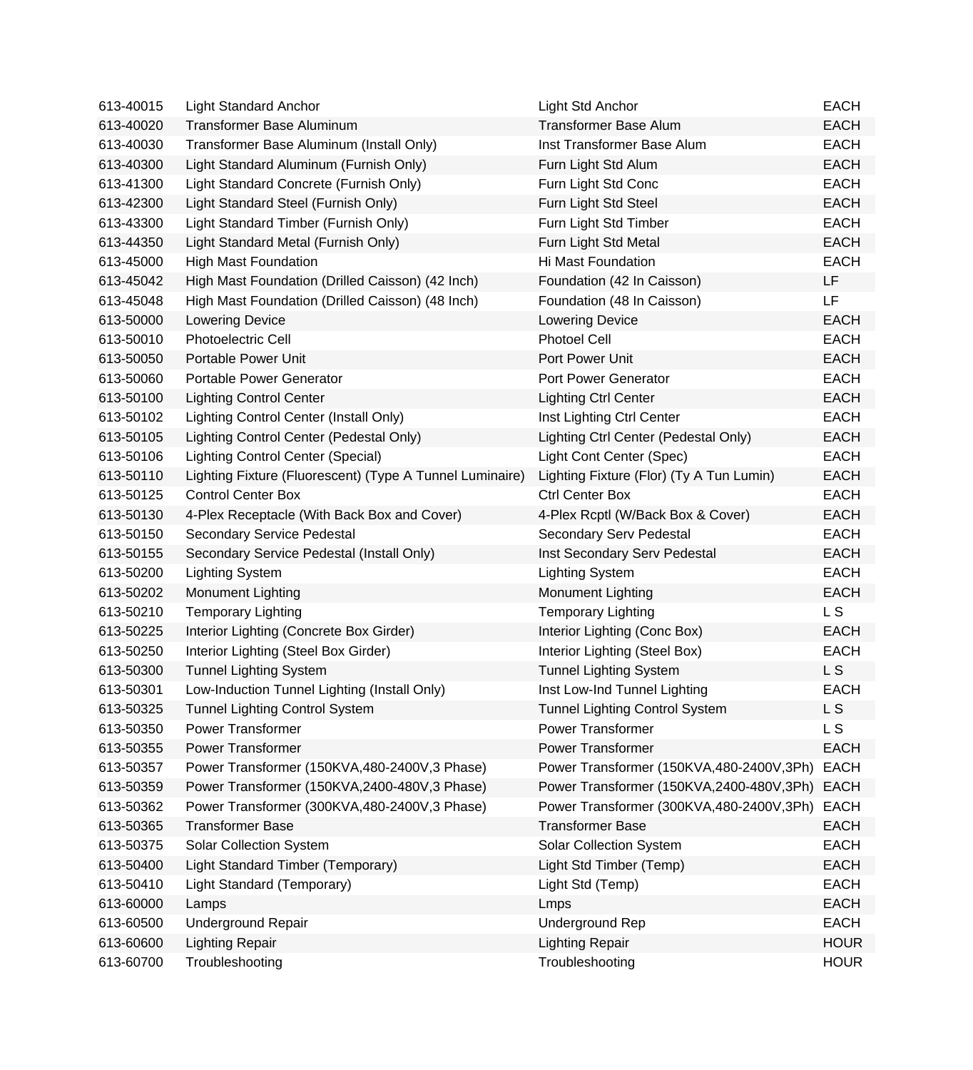| | | | |
|---|---|---|---|
| 613-40015 | Light Standard Anchor | Light Std Anchor | EACH |
| 613-40020 | Transformer Base Aluminum | Transformer Base Alum | EACH |
| 613-40030 | Transformer Base Aluminum (Install Only) | Inst Transformer Base Alum | EACH |
| 613-40300 | Light Standard Aluminum (Furnish Only) | Furn Light Std Alum | EACH |
| 613-41300 | Light Standard Concrete (Furnish Only) | Furn Light Std Conc | EACH |
| 613-42300 | Light Standard Steel (Furnish Only) | Furn Light Std Steel | EACH |
| 613-43300 | Light Standard Timber (Furnish Only) | Furn Light Std Timber | EACH |
| 613-44350 | Light Standard Metal (Furnish Only) | Furn Light Std Metal | EACH |
| 613-45000 | High Mast Foundation | Hi Mast Foundation | EACH |
| 613-45042 | High Mast Foundation (Drilled Caisson) (42 Inch) | Foundation (42 In Caisson) | LF |
| 613-45048 | High Mast Foundation (Drilled Caisson) (48 Inch) | Foundation (48 In Caisson) | LF |
| 613-50000 | Lowering Device | Lowering Device | EACH |
| 613-50010 | Photoelectric Cell | Photoel Cell | EACH |
| 613-50050 | Portable Power Unit | Port Power Unit | EACH |
| 613-50060 | Portable Power Generator | Port Power Generator | EACH |
| 613-50100 | Lighting Control Center | Lighting Ctrl Center | EACH |
| 613-50102 | Lighting Control Center (Install Only) | Inst Lighting Ctrl Center | EACH |
| 613-50105 | Lighting Control Center (Pedestal Only) | Lighting Ctrl Center (Pedestal Only) | EACH |
| 613-50106 | Lighting Control Center (Special) | Light Cont Center (Spec) | EACH |
| 613-50110 | Lighting Fixture (Fluorescent) (Type A Tunnel Luminaire) | Lighting Fixture (Flor) (Ty A Tun Lumin) | EACH |
| 613-50125 | Control Center Box | Ctrl Center Box | EACH |
| 613-50130 | 4-Plex Receptacle (With Back Box and Cover) | 4-Plex Rcptl (W/Back Box & Cover) | EACH |
| 613-50150 | Secondary Service Pedestal | Secondary Serv Pedestal | EACH |
| 613-50155 | Secondary Service Pedestal (Install Only) | Inst Secondary Serv Pedestal | EACH |
| 613-50200 | Lighting System | Lighting System | EACH |
| 613-50202 | Monument Lighting | Monument Lighting | EACH |
| 613-50210 | Temporary Lighting | Temporary Lighting | L S |
| 613-50225 | Interior Lighting (Concrete Box Girder) | Interior Lighting (Conc Box) | EACH |
| 613-50250 | Interior Lighting (Steel Box Girder) | Interior Lighting (Steel Box) | EACH |
| 613-50300 | Tunnel Lighting System | Tunnel Lighting System | L S |
| 613-50301 | Low-Induction Tunnel Lighting (Install Only) | Inst Low-Ind Tunnel Lighting | EACH |
| 613-50325 | Tunnel Lighting Control System | Tunnel Lighting Control System | L S |
| 613-50350 | Power Transformer | Power Transformer | L S |
| 613-50355 | Power Transformer | Power Transformer | EACH |
| 613-50357 | Power Transformer (150KVA,480-2400V,3 Phase) | Power Transformer (150KVA,480-2400V,3Ph) | EACH |
| 613-50359 | Power Transformer (150KVA,2400-480V,3 Phase) | Power Transformer (150KVA,2400-480V,3Ph) | EACH |
| 613-50362 | Power Transformer (300KVA,480-2400V,3 Phase) | Power Transformer (300KVA,480-2400V,3Ph) | EACH |
| 613-50365 | Transformer Base | Transformer Base | EACH |
| 613-50375 | Solar Collection System | Solar Collection System | EACH |
| 613-50400 | Light Standard Timber (Temporary) | Light Std Timber (Temp) | EACH |
| 613-50410 | Light Standard (Temporary) | Light Std (Temp) | EACH |
| 613-60000 | Lamps | Lmps | EACH |
| 613-60500 | Underground Repair | Underground Rep | EACH |
| 613-60600 | Lighting Repair | Lighting Repair | HOUR |
| 613-60700 | Troubleshooting | Troubleshooting | HOUR |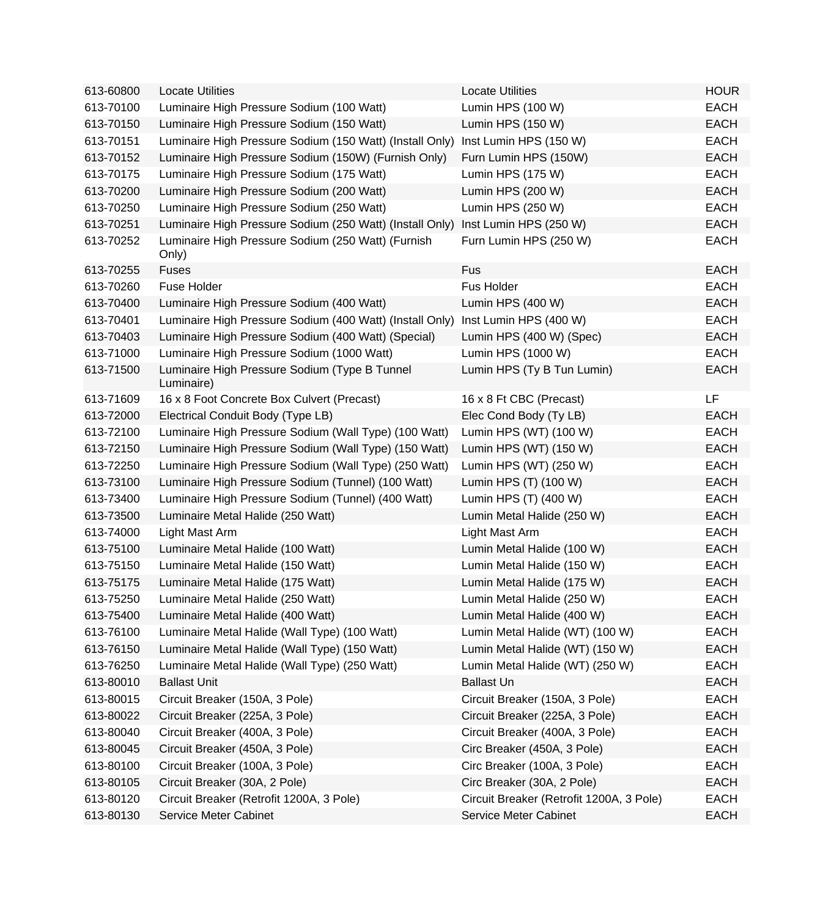| | | | |
|---|---|---|---|
| 613-60800 | Locate Utilities | Locate Utilities | HOUR |
| 613-70100 | Luminaire High Pressure Sodium (100 Watt) | Lumin HPS (100 W) | EACH |
| 613-70150 | Luminaire High Pressure Sodium (150 Watt) | Lumin HPS (150 W) | EACH |
| 613-70151 | Luminaire High Pressure Sodium (150 Watt) (Install Only) | Inst Lumin HPS (150 W) | EACH |
| 613-70152 | Luminaire High Pressure Sodium (150W) (Furnish Only) | Furn Lumin HPS (150W) | EACH |
| 613-70175 | Luminaire High Pressure Sodium (175 Watt) | Lumin HPS (175 W) | EACH |
| 613-70200 | Luminaire High Pressure Sodium (200 Watt) | Lumin HPS (200 W) | EACH |
| 613-70250 | Luminaire High Pressure Sodium (250 Watt) | Lumin HPS (250 W) | EACH |
| 613-70251 | Luminaire High Pressure Sodium (250 Watt) (Install Only) | Inst Lumin HPS (250 W) | EACH |
| 613-70252 | Luminaire High Pressure Sodium (250 Watt) (Furnish Only) | Furn Lumin HPS (250 W) | EACH |
| 613-70255 | Fuses | Fus | EACH |
| 613-70260 | Fuse Holder | Fus Holder | EACH |
| 613-70400 | Luminaire High Pressure Sodium (400 Watt) | Lumin HPS (400 W) | EACH |
| 613-70401 | Luminaire High Pressure Sodium (400 Watt) (Install Only) | Inst Lumin HPS (400 W) | EACH |
| 613-70403 | Luminaire High Pressure Sodium (400 Watt) (Special) | Lumin HPS (400 W) (Spec) | EACH |
| 613-71000 | Luminaire High Pressure Sodium (1000 Watt) | Lumin HPS (1000 W) | EACH |
| 613-71500 | Luminaire High Pressure Sodium (Type B Tunnel Luminaire) | Lumin HPS (Ty B Tun Lumin) | EACH |
| 613-71609 | 16 x 8 Foot Concrete Box Culvert (Precast) | 16 x 8 Ft CBC (Precast) | LF |
| 613-72000 | Electrical Conduit Body (Type LB) | Elec Cond Body (Ty LB) | EACH |
| 613-72100 | Luminaire High Pressure Sodium (Wall Type) (100 Watt) | Lumin HPS (WT) (100 W) | EACH |
| 613-72150 | Luminaire High Pressure Sodium (Wall Type) (150 Watt) | Lumin HPS (WT) (150 W) | EACH |
| 613-72250 | Luminaire High Pressure Sodium (Wall Type) (250 Watt) | Lumin HPS (WT) (250 W) | EACH |
| 613-73100 | Luminaire High Pressure Sodium (Tunnel) (100 Watt) | Lumin HPS (T) (100 W) | EACH |
| 613-73400 | Luminaire High Pressure Sodium (Tunnel) (400 Watt) | Lumin HPS (T) (400 W) | EACH |
| 613-73500 | Luminaire Metal Halide (250 Watt) | Lumin Metal Halide (250 W) | EACH |
| 613-74000 | Light Mast Arm | Light Mast Arm | EACH |
| 613-75100 | Luminaire Metal Halide (100 Watt) | Lumin Metal Halide (100 W) | EACH |
| 613-75150 | Luminaire Metal Halide (150 Watt) | Lumin Metal Halide (150 W) | EACH |
| 613-75175 | Luminaire Metal Halide (175 Watt) | Lumin Metal Halide (175 W) | EACH |
| 613-75250 | Luminaire Metal Halide (250 Watt) | Lumin Metal Halide (250 W) | EACH |
| 613-75400 | Luminaire Metal Halide (400 Watt) | Lumin Metal Halide (400 W) | EACH |
| 613-76100 | Luminaire Metal Halide (Wall Type) (100 Watt) | Lumin Metal Halide (WT) (100 W) | EACH |
| 613-76150 | Luminaire Metal Halide (Wall Type) (150 Watt) | Lumin Metal Halide (WT) (150 W) | EACH |
| 613-76250 | Luminaire Metal Halide (Wall Type) (250 Watt) | Lumin Metal Halide (WT) (250 W) | EACH |
| 613-80010 | Ballast Unit | Ballast Un | EACH |
| 613-80015 | Circuit Breaker (150A, 3 Pole) | Circuit Breaker (150A, 3 Pole) | EACH |
| 613-80022 | Circuit Breaker (225A, 3 Pole) | Circuit Breaker (225A, 3 Pole) | EACH |
| 613-80040 | Circuit Breaker (400A, 3 Pole) | Circuit Breaker (400A, 3 Pole) | EACH |
| 613-80045 | Circuit Breaker (450A, 3 Pole) | Circ Breaker (450A, 3 Pole) | EACH |
| 613-80100 | Circuit Breaker (100A, 3 Pole) | Circ Breaker (100A, 3 Pole) | EACH |
| 613-80105 | Circuit Breaker (30A, 2 Pole) | Circ Breaker (30A, 2 Pole) | EACH |
| 613-80120 | Circuit Breaker (Retrofit 1200A, 3 Pole) | Circuit Breaker (Retrofit 1200A, 3 Pole) | EACH |
| 613-80130 | Service Meter Cabinet | Service Meter Cabinet | EACH |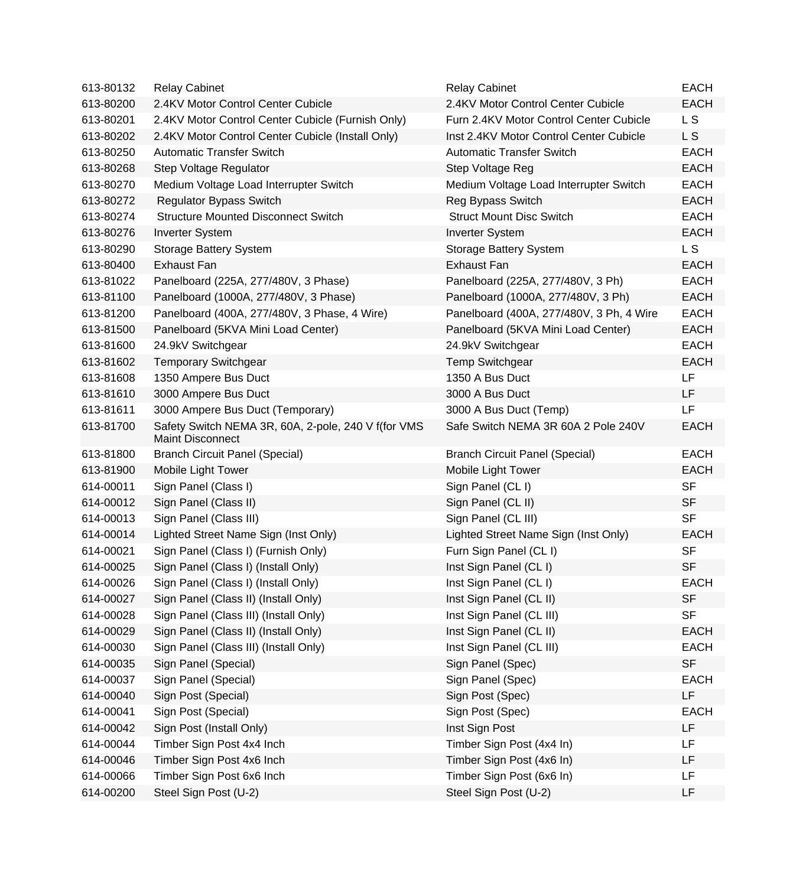| 613-80132 | Relay Cabinet | Relay Cabinet | EACH |
|---|---|---|---|
| 613-80200 | 2.4KV Motor Control Center Cubicle | 2.4KV Motor Control Center Cubicle | EACH |
| 613-80201 | 2.4KV Motor Control Center Cubicle (Furnish Only) | Furn 2.4KV Motor Control Center Cubicle | L S |
| 613-80202 | 2.4KV Motor Control Center Cubicle (Install Only) | Inst 2.4KV Motor Control Center Cubicle | L S |
| 613-80250 | Automatic Transfer Switch | Automatic Transfer Switch | EACH |
| 613-80268 | Step Voltage Regulator | Step Voltage Reg | EACH |
| 613-80270 | Medium Voltage Load Interrupter Switch | Medium Voltage Load Interrupter Switch | EACH |
| 613-80272 | Regulator Bypass Switch | Reg Bypass Switch | EACH |
| 613-80274 | Structure Mounted Disconnect Switch | Struct Mount Disc Switch | EACH |
| 613-80276 | Inverter System | Inverter System | EACH |
| 613-80290 | Storage Battery System | Storage Battery System | L S |
| 613-80400 | Exhaust Fan | Exhaust Fan | EACH |
| 613-81022 | Panelboard (225A, 277/480V, 3 Phase) | Panelboard (225A, 277/480V, 3 Ph) | EACH |
| 613-81100 | Panelboard (1000A, 277/480V, 3 Phase) | Panelboard (1000A, 277/480V, 3 Ph) | EACH |
| 613-81200 | Panelboard (400A, 277/480V, 3 Phase, 4 Wire) | Panelboard (400A, 277/480V, 3 Ph, 4 Wire | EACH |
| 613-81500 | Panelboard (5KVA Mini Load Center) | Panelboard (5KVA Mini Load Center) | EACH |
| 613-81600 | 24.9kV Switchgear | 24.9kV Switchgear | EACH |
| 613-81602 | Temporary Switchgear | Temp Switchgear | EACH |
| 613-81608 | 1350 Ampere Bus Duct | 1350 A Bus Duct | LF |
| 613-81610 | 3000 Ampere Bus Duct | 3000 A Bus Duct | LF |
| 613-81611 | 3000 Ampere Bus Duct (Temporary) | 3000 A Bus Duct (Temp) | LF |
| 613-81700 | Safety Switch NEMA 3R, 60A, 2-pole, 240 V f(for VMS Maint Disconnect | Safe Switch NEMA 3R 60A 2 Pole 240V | EACH |
| 613-81800 | Branch Circuit Panel (Special) | Branch Circuit Panel (Special) | EACH |
| 613-81900 | Mobile Light Tower | Mobile Light Tower | EACH |
| 614-00011 | Sign Panel (Class I) | Sign Panel (CL I) | SF |
| 614-00012 | Sign Panel (Class II) | Sign Panel (CL II) | SF |
| 614-00013 | Sign Panel (Class III) | Sign Panel (CL III) | SF |
| 614-00014 | Lighted Street Name Sign (Inst Only) | Lighted Street Name Sign (Inst Only) | EACH |
| 614-00021 | Sign Panel (Class I) (Furnish Only) | Furn Sign Panel (CL I) | SF |
| 614-00025 | Sign Panel (Class I) (Install Only) | Inst Sign Panel (CL I) | SF |
| 614-00026 | Sign Panel (Class I) (Install Only) | Inst Sign Panel (CL I) | EACH |
| 614-00027 | Sign Panel (Class II) (Install Only) | Inst Sign Panel (CL II) | SF |
| 614-00028 | Sign Panel (Class III) (Install Only) | Inst Sign Panel (CL III) | SF |
| 614-00029 | Sign Panel (Class II) (Install Only) | Inst Sign Panel (CL II) | EACH |
| 614-00030 | Sign Panel (Class III) (Install Only) | Inst Sign Panel (CL III) | EACH |
| 614-00035 | Sign Panel (Special) | Sign Panel (Spec) | SF |
| 614-00037 | Sign Panel (Special) | Sign Panel (Spec) | EACH |
| 614-00040 | Sign Post (Special) | Sign Post (Spec) | LF |
| 614-00041 | Sign Post (Special) | Sign Post (Spec) | EACH |
| 614-00042 | Sign Post (Install Only) | Inst Sign Post | LF |
| 614-00044 | Timber Sign Post 4x4 Inch | Timber Sign Post (4x4 In) | LF |
| 614-00046 | Timber Sign Post 4x6 Inch | Timber Sign Post (4x6 In) | LF |
| 614-00066 | Timber Sign Post 6x6 Inch | Timber Sign Post (6x6 In) | LF |
| 614-00200 | Steel Sign Post (U-2) | Steel Sign Post (U-2) | LF |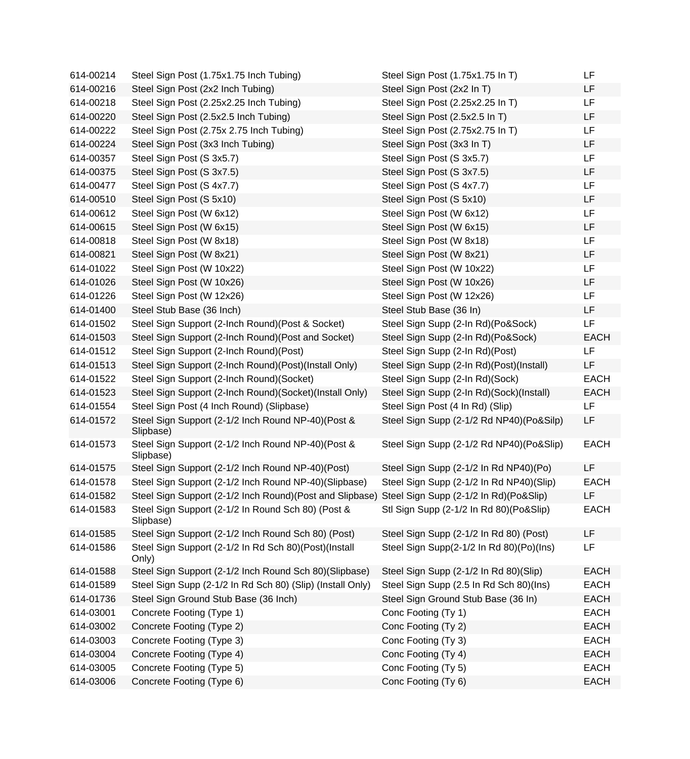| | | | |
|---|---|---|---|
| 614-00214 | Steel Sign Post (1.75x1.75 Inch Tubing) | Steel Sign Post (1.75x1.75 In T) | LF |
| 614-00216 | Steel Sign Post (2x2 Inch Tubing) | Steel Sign Post (2x2 In T) | LF |
| 614-00218 | Steel Sign Post (2.25x2.25 Inch Tubing) | Steel Sign Post (2.25x2.25 In T) | LF |
| 614-00220 | Steel Sign Post (2.5x2.5 Inch Tubing) | Steel Sign Post (2.5x2.5 In T) | LF |
| 614-00222 | Steel Sign Post (2.75x 2.75 Inch Tubing) | Steel Sign Post (2.75x2.75 In T) | LF |
| 614-00224 | Steel Sign Post (3x3 Inch Tubing) | Steel Sign Post (3x3 In T) | LF |
| 614-00357 | Steel Sign Post (S 3x5.7) | Steel Sign Post (S 3x5.7) | LF |
| 614-00375 | Steel Sign Post (S 3x7.5) | Steel Sign Post (S 3x7.5) | LF |
| 614-00477 | Steel Sign Post (S 4x7.7) | Steel Sign Post (S 4x7.7) | LF |
| 614-00510 | Steel Sign Post (S 5x10) | Steel Sign Post (S 5x10) | LF |
| 614-00612 | Steel Sign Post (W 6x12) | Steel Sign Post (W 6x12) | LF |
| 614-00615 | Steel Sign Post (W 6x15) | Steel Sign Post (W 6x15) | LF |
| 614-00818 | Steel Sign Post (W 8x18) | Steel Sign Post (W 8x18) | LF |
| 614-00821 | Steel Sign Post (W 8x21) | Steel Sign Post (W 8x21) | LF |
| 614-01022 | Steel Sign Post (W 10x22) | Steel Sign Post (W 10x22) | LF |
| 614-01026 | Steel Sign Post (W 10x26) | Steel Sign Post (W 10x26) | LF |
| 614-01226 | Steel Sign Post (W 12x26) | Steel Sign Post (W 12x26) | LF |
| 614-01400 | Steel Stub Base (36 Inch) | Steel Stub Base (36 In) | LF |
| 614-01502 | Steel Sign Support (2-Inch Round)(Post & Socket) | Steel Sign Supp (2-In Rd)(Po&Sock) | LF |
| 614-01503 | Steel Sign Support (2-Inch Round)(Post and Socket) | Steel Sign Supp (2-In Rd)(Po&Sock) | EACH |
| 614-01512 | Steel Sign Support (2-Inch Round)(Post) | Steel Sign Supp (2-In Rd)(Post) | LF |
| 614-01513 | Steel Sign Support (2-Inch Round)(Post)(Install Only) | Steel Sign Supp (2-In Rd)(Post)(Install) | LF |
| 614-01522 | Steel Sign Support (2-Inch Round)(Socket) | Steel Sign Supp (2-In Rd)(Sock) | EACH |
| 614-01523 | Steel Sign Support (2-Inch Round)(Socket)(Install Only) | Steel Sign Supp (2-In Rd)(Sock)(Install) | EACH |
| 614-01554 | Steel Sign Post (4 Inch Round) (Slipbase) | Steel Sign Post (4 In Rd) (Slip) | LF |
| 614-01572 | Steel Sign Support (2-1/2 Inch Round NP-40)(Post & Slipbase) | Steel Sign Supp (2-1/2 Rd NP40)(Po&Silp) | LF |
| 614-01573 | Steel Sign Support (2-1/2 Inch Round NP-40)(Post & Slipbase) | Steel Sign Supp (2-1/2 Rd NP40)(Po&Slip) | EACH |
| 614-01575 | Steel Sign Support (2-1/2 Inch Round NP-40)(Post) | Steel Sign Supp (2-1/2 In Rd NP40)(Po) | LF |
| 614-01578 | Steel Sign Support (2-1/2 Inch Round NP-40)(Slipbase) | Steel Sign Supp (2-1/2 In Rd NP40)(Slip) | EACH |
| 614-01582 | Steel Sign Support (2-1/2 Inch Round)(Post and Slipbase) | Steel Sign Supp (2-1/2 In Rd)(Po&Slip) | LF |
| 614-01583 | Steel Sign Support (2-1/2 In Round Sch 80) (Post & Slipbase) | Stl Sign Supp (2-1/2 In Rd 80)(Po&Slip) | EACH |
| 614-01585 | Steel Sign Support (2-1/2 Inch Round Sch 80) (Post) | Steel Sign Supp (2-1/2 In Rd 80) (Post) | LF |
| 614-01586 | Steel Sign Support (2-1/2 In Rd Sch 80)(Post)(Install Only) | Steel Sign Supp(2-1/2 In Rd 80)(Po)(Ins) | LF |
| 614-01588 | Steel Sign Support (2-1/2 Inch Round Sch 80)(Slipbase) | Steel Sign Supp (2-1/2 In Rd 80)(Slip) | EACH |
| 614-01589 | Steel Sign Supp (2-1/2 In Rd Sch 80) (Slip) (Install Only) | Steel Sign Supp (2.5 In Rd Sch 80)(Ins) | EACH |
| 614-01736 | Steel Sign Ground Stub Base (36 Inch) | Steel Sign Ground Stub Base (36 In) | EACH |
| 614-03001 | Concrete Footing (Type 1) | Conc Footing (Ty 1) | EACH |
| 614-03002 | Concrete Footing (Type 2) | Conc Footing (Ty 2) | EACH |
| 614-03003 | Concrete Footing (Type 3) | Conc Footing (Ty 3) | EACH |
| 614-03004 | Concrete Footing (Type 4) | Conc Footing (Ty 4) | EACH |
| 614-03005 | Concrete Footing (Type 5) | Conc Footing (Ty 5) | EACH |
| 614-03006 | Concrete Footing (Type 6) | Conc Footing (Ty 6) | EACH |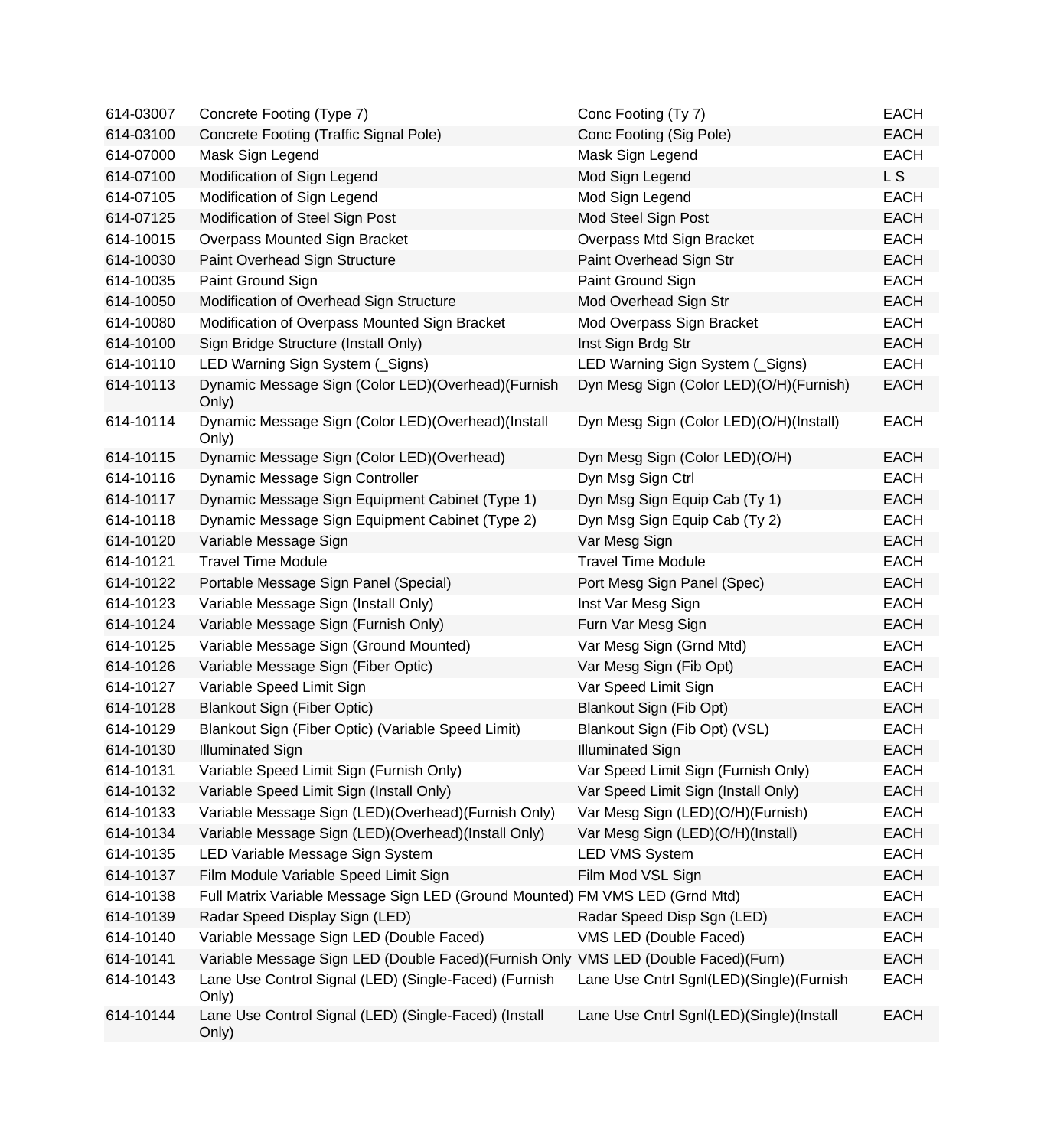| | | | |
|---|---|---|---|
| 614-03007 | Concrete Footing (Type 7) | Conc Footing (Ty 7) | EACH |
| 614-03100 | Concrete Footing (Traffic Signal Pole) | Conc Footing (Sig Pole) | EACH |
| 614-07000 | Mask Sign Legend | Mask Sign Legend | EACH |
| 614-07100 | Modification of Sign Legend | Mod Sign Legend | L S |
| 614-07105 | Modification of Sign Legend | Mod Sign Legend | EACH |
| 614-07125 | Modification of Steel Sign Post | Mod Steel Sign Post | EACH |
| 614-10015 | Overpass Mounted Sign Bracket | Overpass Mtd Sign Bracket | EACH |
| 614-10030 | Paint Overhead Sign Structure | Paint Overhead Sign Str | EACH |
| 614-10035 | Paint Ground Sign | Paint Ground Sign | EACH |
| 614-10050 | Modification of Overhead Sign Structure | Mod Overhead Sign Str | EACH |
| 614-10080 | Modification of Overpass Mounted Sign Bracket | Mod Overpass Sign Bracket | EACH |
| 614-10100 | Sign Bridge Structure (Install Only) | Inst Sign Brdg Str | EACH |
| 614-10110 | LED Warning Sign System (_Signs) | LED Warning Sign System (_Signs) | EACH |
| 614-10113 | Dynamic Message Sign (Color LED)(Overhead)(Furnish Only) | Dyn Mesg Sign (Color LED)(O/H)(Furnish) | EACH |
| 614-10114 | Dynamic Message Sign (Color LED)(Overhead)(Install Only) | Dyn Mesg Sign (Color LED)(O/H)(Install) | EACH |
| 614-10115 | Dynamic Message Sign (Color LED)(Overhead) | Dyn Mesg Sign (Color LED)(O/H) | EACH |
| 614-10116 | Dynamic Message Sign Controller | Dyn Msg Sign Ctrl | EACH |
| 614-10117 | Dynamic Message Sign Equipment Cabinet (Type 1) | Dyn Msg Sign Equip Cab (Ty 1) | EACH |
| 614-10118 | Dynamic Message Sign Equipment Cabinet (Type 2) | Dyn Msg Sign Equip Cab (Ty 2) | EACH |
| 614-10120 | Variable Message Sign | Var Mesg Sign | EACH |
| 614-10121 | Travel Time Module | Travel Time Module | EACH |
| 614-10122 | Portable Message Sign Panel (Special) | Port Mesg Sign Panel (Spec) | EACH |
| 614-10123 | Variable Message Sign (Install Only) | Inst Var Mesg Sign | EACH |
| 614-10124 | Variable Message Sign (Furnish Only) | Furn Var Mesg Sign | EACH |
| 614-10125 | Variable Message Sign (Ground Mounted) | Var Mesg Sign (Grnd Mtd) | EACH |
| 614-10126 | Variable Message Sign (Fiber Optic) | Var Mesg Sign (Fib Opt) | EACH |
| 614-10127 | Variable Speed Limit Sign | Var Speed Limit Sign | EACH |
| 614-10128 | Blankout Sign (Fiber Optic) | Blankout Sign (Fib Opt) | EACH |
| 614-10129 | Blankout Sign (Fiber Optic) (Variable Speed Limit) | Blankout Sign (Fib Opt) (VSL) | EACH |
| 614-10130 | Illuminated Sign | Illuminated Sign | EACH |
| 614-10131 | Variable Speed Limit Sign (Furnish Only) | Var Speed Limit Sign (Furnish Only) | EACH |
| 614-10132 | Variable Speed Limit Sign (Install Only) | Var Speed Limit Sign (Install Only) | EACH |
| 614-10133 | Variable Message Sign (LED)(Overhead)(Furnish Only) | Var Mesg Sign (LED)(O/H)(Furnish) | EACH |
| 614-10134 | Variable Message Sign (LED)(Overhead)(Install Only) | Var Mesg Sign (LED)(O/H)(Install) | EACH |
| 614-10135 | LED Variable Message Sign System | LED VMS System | EACH |
| 614-10137 | Film Module Variable Speed Limit Sign | Film Mod VSL Sign | EACH |
| 614-10138 | Full Matrix Variable Message Sign LED (Ground Mounted) | FM VMS LED (Grnd Mtd) | EACH |
| 614-10139 | Radar Speed Display Sign (LED) | Radar Speed Disp Sgn (LED) | EACH |
| 614-10140 | Variable Message Sign LED (Double Faced) | VMS LED (Double Faced) | EACH |
| 614-10141 | Variable Message Sign LED (Double Faced)(Furnish Only | VMS LED (Double Faced)(Furn) | EACH |
| 614-10143 | Lane Use Control Signal (LED) (Single-Faced) (Furnish Only) | Lane Use Cntrl Sgnl(LED)(Single)(Furnish | EACH |
| 614-10144 | Lane Use Control Signal (LED) (Single-Faced) (Install Only) | Lane Use Cntrl Sgnl(LED)(Single)(Install | EACH |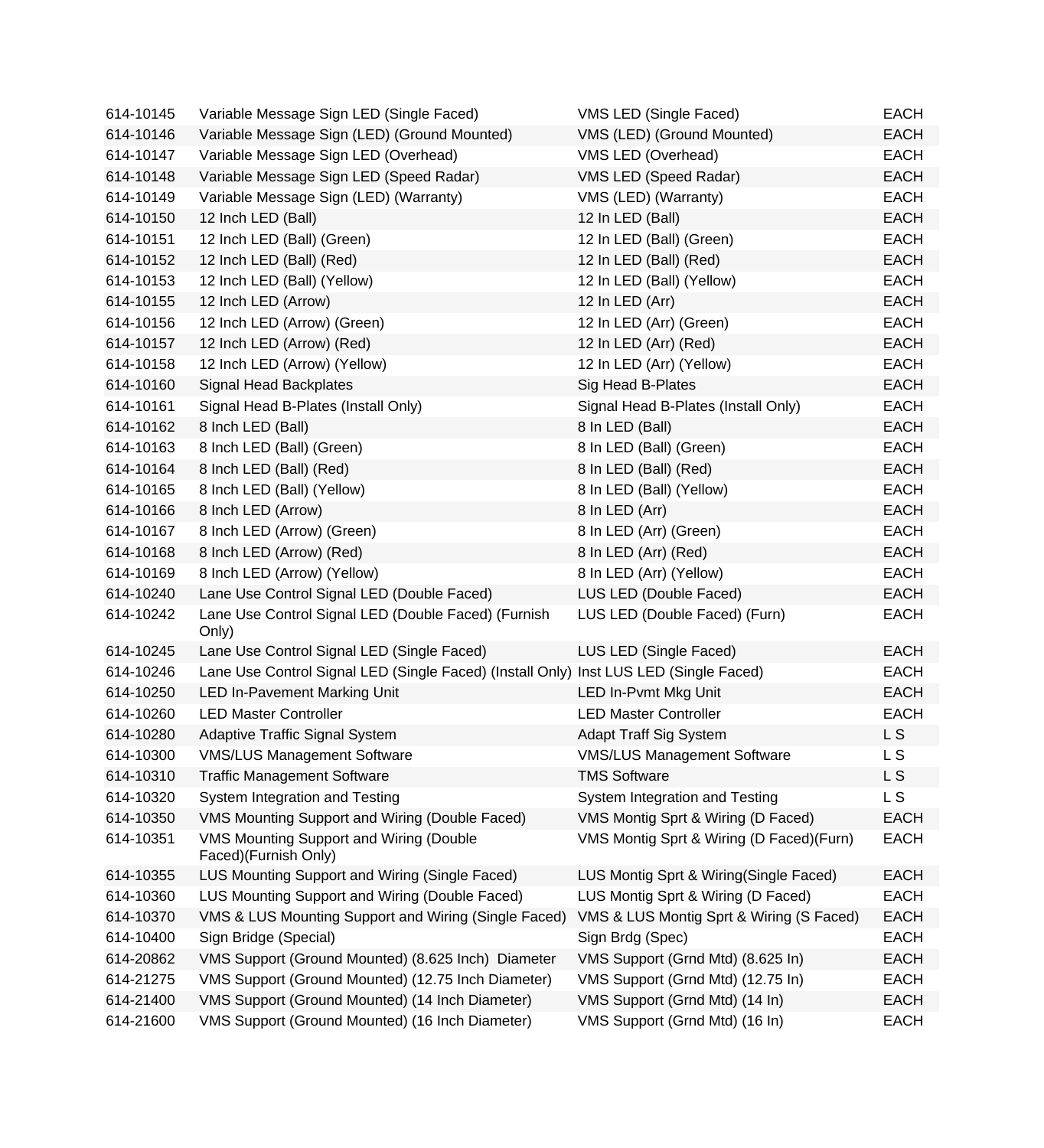| | | | |
|---|---|---|---|
| 614-10145 | Variable Message Sign LED (Single Faced) | VMS LED (Single Faced) | EACH |
| 614-10146 | Variable Message Sign (LED) (Ground Mounted) | VMS (LED) (Ground Mounted) | EACH |
| 614-10147 | Variable Message Sign LED (Overhead) | VMS LED (Overhead) | EACH |
| 614-10148 | Variable Message Sign LED (Speed Radar) | VMS LED (Speed Radar) | EACH |
| 614-10149 | Variable Message Sign (LED) (Warranty) | VMS (LED) (Warranty) | EACH |
| 614-10150 | 12 Inch LED (Ball) | 12 In LED (Ball) | EACH |
| 614-10151 | 12 Inch LED (Ball) (Green) | 12 In LED (Ball) (Green) | EACH |
| 614-10152 | 12 Inch LED (Ball) (Red) | 12 In LED (Ball) (Red) | EACH |
| 614-10153 | 12 Inch LED (Ball) (Yellow) | 12 In LED (Ball) (Yellow) | EACH |
| 614-10155 | 12 Inch LED (Arrow) | 12 In LED (Arr) | EACH |
| 614-10156 | 12 Inch LED (Arrow) (Green) | 12 In LED (Arr) (Green) | EACH |
| 614-10157 | 12 Inch LED (Arrow) (Red) | 12 In LED (Arr) (Red) | EACH |
| 614-10158 | 12 Inch LED (Arrow) (Yellow) | 12 In LED (Arr) (Yellow) | EACH |
| 614-10160 | Signal Head Backplates | Sig Head B-Plates | EACH |
| 614-10161 | Signal Head B-Plates (Install Only) | Signal Head B-Plates (Install Only) | EACH |
| 614-10162 | 8 Inch LED (Ball) | 8 In LED (Ball) | EACH |
| 614-10163 | 8 Inch LED (Ball) (Green) | 8 In LED (Ball) (Green) | EACH |
| 614-10164 | 8 Inch LED (Ball) (Red) | 8 In LED (Ball) (Red) | EACH |
| 614-10165 | 8 Inch LED (Ball) (Yellow) | 8 In LED (Ball) (Yellow) | EACH |
| 614-10166 | 8 Inch LED (Arrow) | 8 In LED (Arr) | EACH |
| 614-10167 | 8 Inch LED (Arrow) (Green) | 8 In LED (Arr) (Green) | EACH |
| 614-10168 | 8 Inch LED (Arrow) (Red) | 8 In LED (Arr) (Red) | EACH |
| 614-10169 | 8 Inch LED (Arrow) (Yellow) | 8 In LED (Arr) (Yellow) | EACH |
| 614-10240 | Lane Use Control Signal LED (Double Faced) | LUS LED (Double Faced) | EACH |
| 614-10242 | Lane Use Control Signal LED (Double Faced) (Furnish Only) | LUS LED (Double Faced) (Furn) | EACH |
| 614-10245 | Lane Use Control Signal LED (Single Faced) | LUS LED (Single Faced) | EACH |
| 614-10246 | Lane Use Control Signal LED (Single Faced) (Install Only) | Inst LUS LED (Single Faced) | EACH |
| 614-10250 | LED In-Pavement Marking Unit | LED In-Pvmt Mkg Unit | EACH |
| 614-10260 | LED Master Controller | LED Master Controller | EACH |
| 614-10280 | Adaptive Traffic Signal System | Adapt Traff Sig System | L S |
| 614-10300 | VMS/LUS Management Software | VMS/LUS Management Software | L S |
| 614-10310 | Traffic Management Software | TMS Software | L S |
| 614-10320 | System Integration and Testing | System Integration and Testing | L S |
| 614-10350 | VMS Mounting Support and Wiring (Double Faced) | VMS Montig Sprt & Wiring (D Faced) | EACH |
| 614-10351 | VMS Mounting Support and Wiring (Double Faced)(Furnish Only) | VMS Montig Sprt & Wiring (D Faced)(Furn) | EACH |
| 614-10355 | LUS Mounting Support and Wiring (Single Faced) | LUS Montig Sprt & Wiring(Single Faced) | EACH |
| 614-10360 | LUS Mounting Support and Wiring (Double Faced) | LUS Montig Sprt & Wiring (D Faced) | EACH |
| 614-10370 | VMS & LUS Mounting Support and Wiring (Single Faced) | VMS & LUS Montig Sprt & Wiring (S Faced) | EACH |
| 614-10400 | Sign Bridge (Special) | Sign Brdg (Spec) | EACH |
| 614-20862 | VMS Support (Ground Mounted) (8.625 Inch) Diameter | VMS Support (Grnd Mtd) (8.625 In) | EACH |
| 614-21275 | VMS Support (Ground Mounted) (12.75 Inch Diameter) | VMS Support (Grnd Mtd) (12.75 In) | EACH |
| 614-21400 | VMS Support (Ground Mounted) (14 Inch Diameter) | VMS Support (Grnd Mtd) (14 In) | EACH |
| 614-21600 | VMS Support (Ground Mounted) (16 Inch Diameter) | VMS Support (Grnd Mtd) (16 In) | EACH |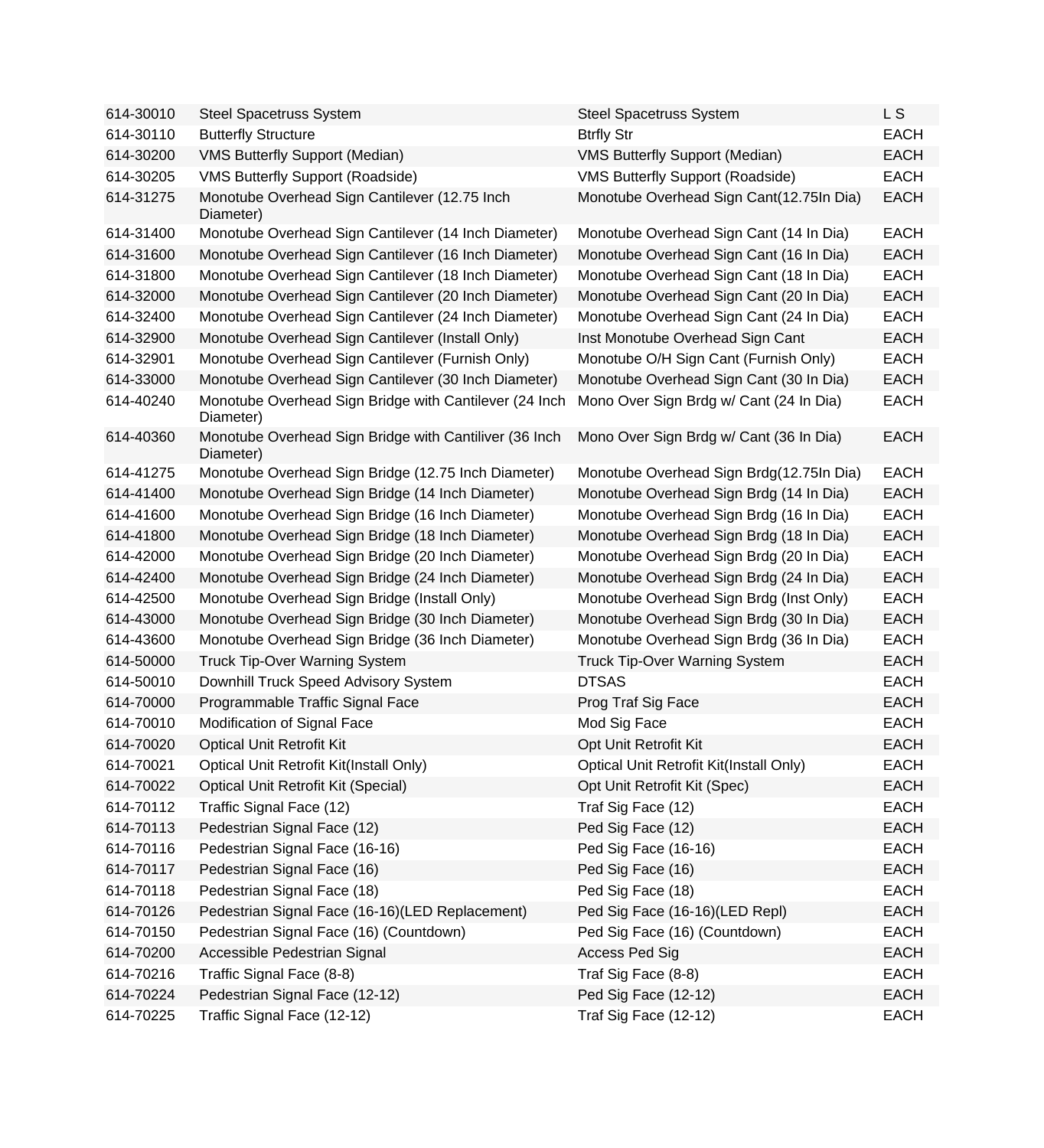| | | | |
|---|---|---|---|
| 614-30010 | Steel Spacetruss System | Steel Spacetruss System | L S |
| 614-30110 | Butterfly Structure | Btrfly Str | EACH |
| 614-30200 | VMS Butterfly Support (Median) | VMS Butterfly Support (Median) | EACH |
| 614-30205 | VMS Butterfly Support (Roadside) | VMS Butterfly Support (Roadside) | EACH |
| 614-31275 | Monotube Overhead Sign Cantilever (12.75 Inch Diameter) | Monotube Overhead Sign Cant(12.75In Dia) | EACH |
| 614-31400 | Monotube Overhead Sign Cantilever (14 Inch Diameter) | Monotube Overhead Sign Cant (14 In Dia) | EACH |
| 614-31600 | Monotube Overhead Sign Cantilever (16 Inch Diameter) | Monotube Overhead Sign Cant (16 In Dia) | EACH |
| 614-31800 | Monotube Overhead Sign Cantilever (18 Inch Diameter) | Monotube Overhead Sign Cant (18 In Dia) | EACH |
| 614-32000 | Monotube Overhead Sign Cantilever (20 Inch Diameter) | Monotube Overhead Sign Cant (20 In Dia) | EACH |
| 614-32400 | Monotube Overhead Sign Cantilever (24 Inch Diameter) | Monotube Overhead Sign Cant (24 In Dia) | EACH |
| 614-32900 | Monotube Overhead Sign Cantilever (Install Only) | Inst Monotube Overhead Sign Cant | EACH |
| 614-32901 | Monotube Overhead Sign Cantilever (Furnish Only) | Monotube O/H Sign Cant (Furnish Only) | EACH |
| 614-33000 | Monotube Overhead Sign Cantilever (30 Inch Diameter) | Monotube Overhead Sign Cant (30 In Dia) | EACH |
| 614-40240 | Monotube Overhead Sign Bridge with Cantilever (24 Inch Diameter) | Mono Over Sign Brdg w/ Cant (24 In Dia) | EACH |
| 614-40360 | Monotube Overhead Sign Bridge with Cantiliver (36 Inch Diameter) | Mono Over Sign Brdg w/ Cant (36 In Dia) | EACH |
| 614-41275 | Monotube Overhead Sign Bridge (12.75 Inch Diameter) | Monotube Overhead Sign Brdg(12.75In Dia) | EACH |
| 614-41400 | Monotube Overhead Sign Bridge (14 Inch Diameter) | Monotube Overhead Sign Brdg (14 In Dia) | EACH |
| 614-41600 | Monotube Overhead Sign Bridge (16 Inch Diameter) | Monotube Overhead Sign Brdg (16 In Dia) | EACH |
| 614-41800 | Monotube Overhead Sign Bridge (18 Inch Diameter) | Monotube Overhead Sign Brdg (18 In Dia) | EACH |
| 614-42000 | Monotube Overhead Sign Bridge (20 Inch Diameter) | Monotube Overhead Sign Brdg (20 In Dia) | EACH |
| 614-42400 | Monotube Overhead Sign Bridge (24 Inch Diameter) | Monotube Overhead Sign Brdg (24 In Dia) | EACH |
| 614-42500 | Monotube Overhead Sign Bridge (Install Only) | Monotube Overhead Sign Brdg (Inst Only) | EACH |
| 614-43000 | Monotube Overhead Sign Bridge (30 Inch Diameter) | Monotube Overhead Sign Brdg (30 In Dia) | EACH |
| 614-43600 | Monotube Overhead Sign Bridge (36 Inch Diameter) | Monotube Overhead Sign Brdg (36 In Dia) | EACH |
| 614-50000 | Truck Tip-Over Warning System | Truck Tip-Over Warning System | EACH |
| 614-50010 | Downhill Truck Speed Advisory System | DTSAS | EACH |
| 614-70000 | Programmable Traffic Signal Face | Prog Traf Sig Face | EACH |
| 614-70010 | Modification of Signal Face | Mod Sig Face | EACH |
| 614-70020 | Optical Unit Retrofit Kit | Opt Unit Retrofit Kit | EACH |
| 614-70021 | Optical Unit Retrofit Kit(Install Only) | Optical Unit Retrofit Kit(Install Only) | EACH |
| 614-70022 | Optical Unit Retrofit Kit (Special) | Opt Unit Retrofit Kit (Spec) | EACH |
| 614-70112 | Traffic Signal Face (12) | Traf Sig Face (12) | EACH |
| 614-70113 | Pedestrian Signal Face (12) | Ped Sig Face (12) | EACH |
| 614-70116 | Pedestrian Signal Face (16-16) | Ped Sig Face (16-16) | EACH |
| 614-70117 | Pedestrian Signal Face (16) | Ped Sig Face (16) | EACH |
| 614-70118 | Pedestrian Signal Face (18) | Ped Sig Face (18) | EACH |
| 614-70126 | Pedestrian Signal Face (16-16)(LED Replacement) | Ped Sig Face (16-16)(LED Repl) | EACH |
| 614-70150 | Pedestrian Signal Face (16) (Countdown) | Ped Sig Face (16) (Countdown) | EACH |
| 614-70200 | Accessible Pedestrian Signal | Access Ped Sig | EACH |
| 614-70216 | Traffic Signal Face (8-8) | Traf Sig Face (8-8) | EACH |
| 614-70224 | Pedestrian Signal Face (12-12) | Ped Sig Face (12-12) | EACH |
| 614-70225 | Traffic Signal Face (12-12) | Traf Sig Face (12-12) | EACH |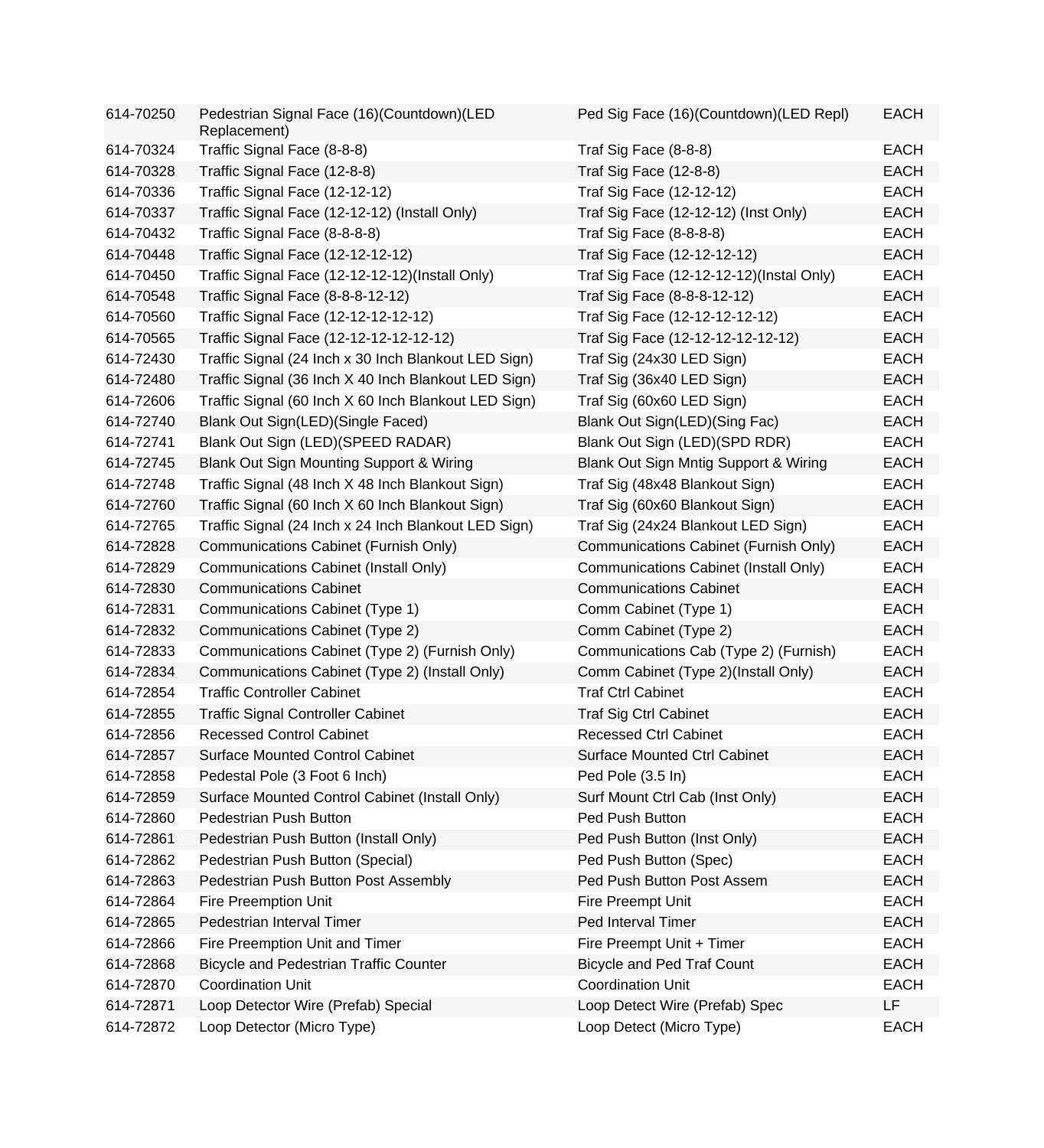| | | | |
|---|---|---|---|
| 614-70250 | Pedestrian Signal Face (16)(Countdown)(LED Replacement) | Ped Sig Face (16)(Countdown)(LED Repl) | EACH |
| 614-70324 | Traffic Signal Face (8-8-8) | Traf Sig Face (8-8-8) | EACH |
| 614-70328 | Traffic Signal Face (12-8-8) | Traf Sig Face (12-8-8) | EACH |
| 614-70336 | Traffic Signal Face (12-12-12) | Traf Sig Face (12-12-12) | EACH |
| 614-70337 | Traffic Signal Face (12-12-12) (Install Only) | Traf Sig Face (12-12-12) (Inst Only) | EACH |
| 614-70432 | Traffic Signal Face (8-8-8-8) | Traf Sig Face (8-8-8-8) | EACH |
| 614-70448 | Traffic Signal Face (12-12-12-12) | Traf Sig Face (12-12-12-12) | EACH |
| 614-70450 | Traffic Signal Face (12-12-12-12)(Install Only) | Traf Sig Face (12-12-12-12)(Instal Only) | EACH |
| 614-70548 | Traffic Signal Face (8-8-8-12-12) | Traf Sig Face (8-8-8-12-12) | EACH |
| 614-70560 | Traffic Signal Face (12-12-12-12-12) | Traf Sig Face (12-12-12-12-12) | EACH |
| 614-70565 | Traffic Signal Face (12-12-12-12-12-12) | Traf Sig Face (12-12-12-12-12-12) | EACH |
| 614-72430 | Traffic Signal (24 Inch x 30 Inch Blankout LED Sign) | Traf Sig (24x30 LED Sign) | EACH |
| 614-72480 | Traffic Signal (36 Inch X 40 Inch Blankout LED Sign) | Traf Sig (36x40 LED Sign) | EACH |
| 614-72606 | Traffic Signal (60 Inch X 60 Inch Blankout LED Sign) | Traf Sig (60x60 LED Sign) | EACH |
| 614-72740 | Blank Out Sign(LED)(Single Faced) | Blank Out Sign(LED)(Sing Fac) | EACH |
| 614-72741 | Blank Out Sign (LED)(SPEED RADAR) | Blank Out Sign (LED)(SPD RDR) | EACH |
| 614-72745 | Blank Out Sign Mounting Support & Wiring | Blank Out Sign Mntig Support & Wiring | EACH |
| 614-72748 | Traffic Signal (48 Inch X 48 Inch Blankout Sign) | Traf Sig (48x48 Blankout Sign) | EACH |
| 614-72760 | Traffic Signal (60 Inch X 60 Inch Blankout Sign) | Traf Sig (60x60 Blankout Sign) | EACH |
| 614-72765 | Traffic Signal (24 Inch x 24 Inch Blankout LED Sign) | Traf Sig (24x24 Blankout LED Sign) | EACH |
| 614-72828 | Communications Cabinet (Furnish Only) | Communications Cabinet (Furnish Only) | EACH |
| 614-72829 | Communications Cabinet (Install Only) | Communications Cabinet (Install Only) | EACH |
| 614-72830 | Communications Cabinet | Communications Cabinet | EACH |
| 614-72831 | Communications Cabinet (Type 1) | Comm Cabinet (Type 1) | EACH |
| 614-72832 | Communications Cabinet (Type 2) | Comm Cabinet (Type 2) | EACH |
| 614-72833 | Communications Cabinet (Type 2) (Furnish Only) | Communications Cab (Type 2) (Furnish) | EACH |
| 614-72834 | Communications Cabinet (Type 2) (Install Only) | Comm Cabinet (Type 2)(Install Only) | EACH |
| 614-72854 | Traffic Controller Cabinet | Traf Ctrl Cabinet | EACH |
| 614-72855 | Traffic Signal Controller Cabinet | Traf Sig Ctrl Cabinet | EACH |
| 614-72856 | Recessed Control Cabinet | Recessed Ctrl Cabinet | EACH |
| 614-72857 | Surface Mounted Control Cabinet | Surface Mounted Ctrl Cabinet | EACH |
| 614-72858 | Pedestal Pole (3 Foot 6 Inch) | Ped Pole (3.5 In) | EACH |
| 614-72859 | Surface Mounted Control Cabinet (Install Only) | Surf Mount Ctrl Cab (Inst Only) | EACH |
| 614-72860 | Pedestrian Push Button | Ped Push Button | EACH |
| 614-72861 | Pedestrian Push Button (Install Only) | Ped Push Button (Inst Only) | EACH |
| 614-72862 | Pedestrian Push Button (Special) | Ped Push Button (Spec) | EACH |
| 614-72863 | Pedestrian Push Button Post Assembly | Ped Push Button Post Assem | EACH |
| 614-72864 | Fire Preemption Unit | Fire Preempt Unit | EACH |
| 614-72865 | Pedestrian Interval Timer | Ped Interval Timer | EACH |
| 614-72866 | Fire Preemption Unit and Timer | Fire Preempt Unit + Timer | EACH |
| 614-72868 | Bicycle and Pedestrian Traffic Counter | Bicycle and Ped Traf Count | EACH |
| 614-72870 | Coordination Unit | Coordination Unit | EACH |
| 614-72871 | Loop Detector Wire (Prefab) Special | Loop Detect Wire (Prefab) Spec | LF |
| 614-72872 | Loop Detector (Micro Type) | Loop Detect (Micro Type) | EACH |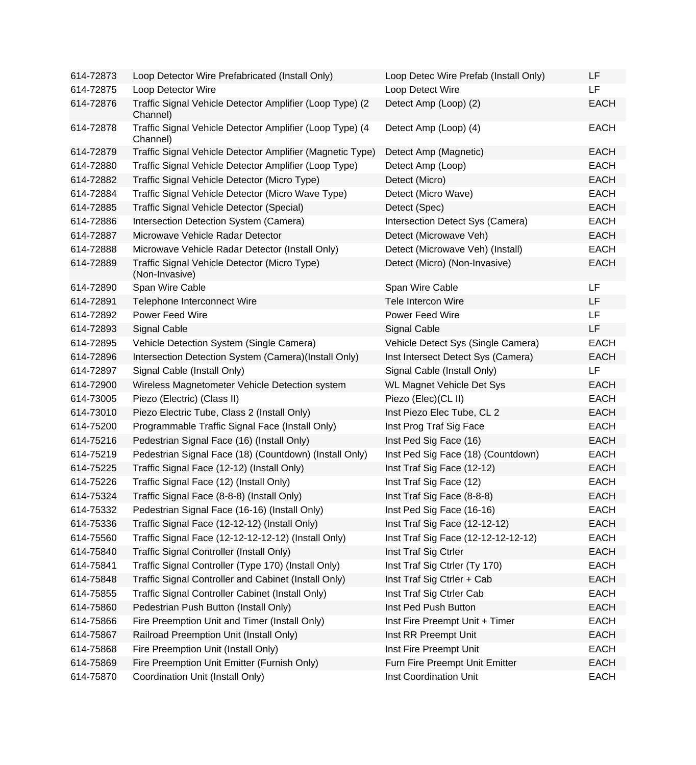| | | | |
|---|---|---|---|
| 614-72873 | Loop Detector Wire Prefabricated (Install Only) | Loop Detec Wire Prefab (Install Only) | LF |
| 614-72875 | Loop Detector Wire | Loop Detect Wire | LF |
| 614-72876 | Traffic Signal Vehicle Detector Amplifier (Loop Type) (2 Channel) | Detect Amp (Loop) (2) | EACH |
| 614-72878 | Traffic Signal Vehicle Detector Amplifier (Loop Type) (4 Channel) | Detect Amp (Loop) (4) | EACH |
| 614-72879 | Traffic Signal Vehicle Detector Amplifier (Magnetic Type) | Detect Amp (Magnetic) | EACH |
| 614-72880 | Traffic Signal Vehicle Detector Amplifier (Loop Type) | Detect Amp (Loop) | EACH |
| 614-72882 | Traffic Signal Vehicle Detector (Micro Type) | Detect (Micro) | EACH |
| 614-72884 | Traffic Signal Vehicle Detector (Micro Wave Type) | Detect (Micro Wave) | EACH |
| 614-72885 | Traffic Signal Vehicle Detector (Special) | Detect (Spec) | EACH |
| 614-72886 | Intersection Detection System (Camera) | Intersection Detect Sys (Camera) | EACH |
| 614-72887 | Microwave Vehicle Radar Detector | Detect (Microwave Veh) | EACH |
| 614-72888 | Microwave Vehicle Radar Detector (Install Only) | Detect (Microwave Veh) (Install) | EACH |
| 614-72889 | Traffic Signal Vehicle Detector (Micro Type) (Non-Invasive) | Detect (Micro) (Non-Invasive) | EACH |
| 614-72890 | Span Wire Cable | Span Wire Cable | LF |
| 614-72891 | Telephone Interconnect Wire | Tele Intercon Wire | LF |
| 614-72892 | Power Feed Wire | Power Feed Wire | LF |
| 614-72893 | Signal Cable | Signal Cable | LF |
| 614-72895 | Vehicle Detection System (Single Camera) | Vehicle Detect Sys (Single Camera) | EACH |
| 614-72896 | Intersection Detection System (Camera)(Install Only) | Inst Intersect Detect Sys (Camera) | EACH |
| 614-72897 | Signal Cable (Install Only) | Signal Cable (Install Only) | LF |
| 614-72900 | Wireless Magnetometer Vehicle Detection system | WL Magnet Vehicle Det Sys | EACH |
| 614-73005 | Piezo (Electric) (Class II) | Piezo (Elec)(CL II) | EACH |
| 614-73010 | Piezo Electric Tube, Class 2 (Install Only) | Inst Piezo Elec Tube, CL 2 | EACH |
| 614-75200 | Programmable Traffic Signal Face (Install Only) | Inst Prog Traf Sig Face | EACH |
| 614-75216 | Pedestrian Signal Face (16) (Install Only) | Inst Ped Sig Face (16) | EACH |
| 614-75219 | Pedestrian Signal Face (18) (Countdown) (Install Only) | Inst Ped Sig Face (18) (Countdown) | EACH |
| 614-75225 | Traffic Signal Face (12-12) (Install Only) | Inst Traf Sig Face (12-12) | EACH |
| 614-75226 | Traffic Signal Face (12) (Install Only) | Inst Traf Sig Face (12) | EACH |
| 614-75324 | Traffic Signal Face (8-8-8) (Install Only) | Inst Traf Sig Face (8-8-8) | EACH |
| 614-75332 | Pedestrian Signal Face (16-16) (Install Only) | Inst Ped Sig Face (16-16) | EACH |
| 614-75336 | Traffic Signal Face (12-12-12) (Install Only) | Inst Traf Sig Face (12-12-12) | EACH |
| 614-75560 | Traffic Signal Face (12-12-12-12-12) (Install Only) | Inst Traf Sig Face (12-12-12-12-12) | EACH |
| 614-75840 | Traffic Signal Controller (Install Only) | Inst Traf Sig Ctrler | EACH |
| 614-75841 | Traffic Signal Controller (Type 170) (Install Only) | Inst Traf Sig Ctrler (Ty 170) | EACH |
| 614-75848 | Traffic Signal Controller and Cabinet (Install Only) | Inst Traf Sig Ctrler + Cab | EACH |
| 614-75855 | Traffic Signal Controller Cabinet (Install Only) | Inst Traf Sig Ctrler Cab | EACH |
| 614-75860 | Pedestrian Push Button (Install Only) | Inst Ped Push Button | EACH |
| 614-75866 | Fire Preemption Unit and Timer (Install Only) | Inst Fire Preempt Unit + Timer | EACH |
| 614-75867 | Railroad Preemption Unit (Install Only) | Inst RR Preempt Unit | EACH |
| 614-75868 | Fire Preemption Unit (Install Only) | Inst Fire Preempt Unit | EACH |
| 614-75869 | Fire Preemption Unit Emitter (Furnish Only) | Furn Fire Preempt Unit Emitter | EACH |
| 614-75870 | Coordination Unit (Install Only) | Inst Coordination Unit | EACH |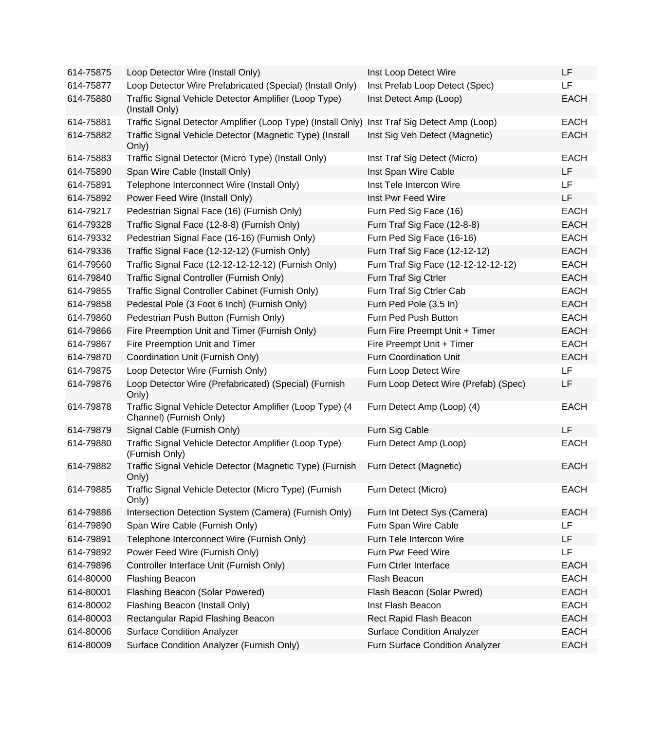| | | | |
|---|---|---|---|
| 614-75875 | Loop Detector Wire (Install Only) | Inst Loop Detect Wire | LF |
| 614-75877 | Loop Detector Wire Prefabricated (Special) (Install Only) | Inst Prefab Loop Detect (Spec) | LF |
| 614-75880 | Traffic Signal Vehicle Detector Amplifier (Loop Type) (Install Only) | Inst Detect Amp (Loop) | EACH |
| 614-75881 | Traffic Signal Detector Amplifier (Loop Type) (Install Only) | Inst Traf Sig Detect Amp (Loop) | EACH |
| 614-75882 | Traffic Signal Vehicle Detector (Magnetic Type) (Install Only) | Inst Sig Veh Detect (Magnetic) | EACH |
| 614-75883 | Traffic Signal Detector (Micro Type) (Install Only) | Inst Traf Sig Detect (Micro) | EACH |
| 614-75890 | Span Wire Cable (Install Only) | Inst Span Wire Cable | LF |
| 614-75891 | Telephone Interconnect Wire (Install Only) | Inst Tele Intercon Wire | LF |
| 614-75892 | Power Feed Wire (Install Only) | Inst Pwr Feed Wire | LF |
| 614-79217 | Pedestrian Signal Face (16) (Furnish Only) | Furn Ped Sig Face (16) | EACH |
| 614-79328 | Traffic Signal Face (12-8-8) (Furnish Only) | Furn Traf Sig Face (12-8-8) | EACH |
| 614-79332 | Pedestrian Signal Face (16-16) (Furnish Only) | Furn Ped Sig Face (16-16) | EACH |
| 614-79336 | Traffic Signal Face (12-12-12) (Furnish Only) | Furn Traf Sig Face (12-12-12) | EACH |
| 614-79560 | Traffic Signal Face (12-12-12-12-12) (Furnish Only) | Furn Traf Sig Face (12-12-12-12-12) | EACH |
| 614-79840 | Traffic Signal Controller (Furnish Only) | Furn Traf Sig Ctrler | EACH |
| 614-79855 | Traffic Signal Controller Cabinet (Furnish Only) | Furn Traf Sig Ctrler Cab | EACH |
| 614-79858 | Pedestal Pole (3 Foot 6 Inch) (Furnish Only) | Furn Ped Pole (3.5 In) | EACH |
| 614-79860 | Pedestrian Push Button (Furnish Only) | Furn Ped Push Button | EACH |
| 614-79866 | Fire Preemption Unit and Timer (Furnish Only) | Furn Fire Preempt Unit + Timer | EACH |
| 614-79867 | Fire Preemption Unit and Timer | Fire Preempt Unit + Timer | EACH |
| 614-79870 | Coordination Unit (Furnish Only) | Furn Coordination Unit | EACH |
| 614-79875 | Loop Detector Wire (Furnish Only) | Furn Loop Detect Wire | LF |
| 614-79876 | Loop Detector Wire (Prefabricated) (Special) (Furnish Only) | Furn Loop Detect Wire (Prefab) (Spec) | LF |
| 614-79878 | Traffic Signal Vehicle Detector Amplifier (Loop Type) (4 Channel) (Furnish Only) | Furn Detect Amp (Loop) (4) | EACH |
| 614-79879 | Signal Cable (Furnish Only) | Furn Sig Cable | LF |
| 614-79880 | Traffic Signal Vehicle Detector Amplifier (Loop Type) (Furnish Only) | Furn Detect Amp (Loop) | EACH |
| 614-79882 | Traffic Signal Vehicle Detector (Magnetic Type) (Furnish Only) | Furn Detect (Magnetic) | EACH |
| 614-79885 | Traffic Signal Vehicle Detector (Micro Type) (Furnish Only) | Furn Detect (Micro) | EACH |
| 614-79886 | Intersection Detection System (Camera) (Furnish Only) | Furn Int Detect Sys (Camera) | EACH |
| 614-79890 | Span Wire Cable (Furnish Only) | Furn Span Wire Cable | LF |
| 614-79891 | Telephone Interconnect Wire (Furnish Only) | Furn Tele Intercon Wire | LF |
| 614-79892 | Power Feed Wire (Furnish Only) | Furn Pwr Feed Wire | LF |
| 614-79896 | Controller Interface Unit (Furnish Only) | Furn Ctrler Interface | EACH |
| 614-80000 | Flashing Beacon | Flash Beacon | EACH |
| 614-80001 | Flashing Beacon (Solar Powered) | Flash Beacon (Solar Pwred) | EACH |
| 614-80002 | Flashing Beacon (Install Only) | Inst Flash Beacon | EACH |
| 614-80003 | Rectangular Rapid Flashing Beacon | Rect Rapid Flash Beacon | EACH |
| 614-80006 | Surface Condition Analyzer | Surface Condition Analyzer | EACH |
| 614-80009 | Surface Condition Analyzer (Furnish Only) | Furn Surface Condition Analyzer | EACH |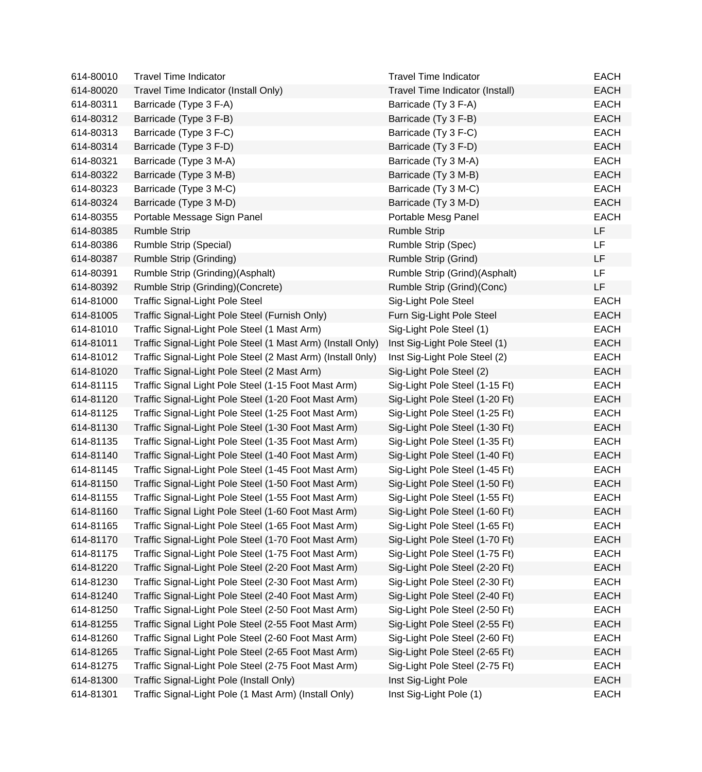| | | | |
|---|---|---|---|
| 614-80010 | Travel Time Indicator | Travel Time Indicator | EACH |
| 614-80020 | Travel Time Indicator (Install Only) | Travel Time Indicator (Install) | EACH |
| 614-80311 | Barricade (Type 3 F-A) | Barricade (Ty 3 F-A) | EACH |
| 614-80312 | Barricade (Type 3 F-B) | Barricade (Ty 3 F-B) | EACH |
| 614-80313 | Barricade (Type 3 F-C) | Barricade (Ty 3 F-C) | EACH |
| 614-80314 | Barricade (Type 3 F-D) | Barricade (Ty 3 F-D) | EACH |
| 614-80321 | Barricade (Type 3 M-A) | Barricade (Ty 3 M-A) | EACH |
| 614-80322 | Barricade (Type 3 M-B) | Barricade (Ty 3 M-B) | EACH |
| 614-80323 | Barricade (Type 3 M-C) | Barricade (Ty 3 M-C) | EACH |
| 614-80324 | Barricade (Type 3 M-D) | Barricade (Ty 3 M-D) | EACH |
| 614-80355 | Portable Message Sign Panel | Portable Mesg Panel | EACH |
| 614-80385 | Rumble Strip | Rumble Strip | LF |
| 614-80386 | Rumble Strip (Special) | Rumble Strip (Spec) | LF |
| 614-80387 | Rumble Strip (Grinding) | Rumble Strip (Grind) | LF |
| 614-80391 | Rumble Strip (Grinding)(Asphalt) | Rumble Strip (Grind)(Asphalt) | LF |
| 614-80392 | Rumble Strip (Grinding)(Concrete) | Rumble Strip (Grind)(Conc) | LF |
| 614-81000 | Traffic Signal-Light Pole Steel | Sig-Light Pole Steel | EACH |
| 614-81005 | Traffic Signal-Light Pole Steel (Furnish Only) | Furn Sig-Light Pole Steel | EACH |
| 614-81010 | Traffic Signal-Light Pole Steel (1 Mast Arm) | Sig-Light Pole Steel (1) | EACH |
| 614-81011 | Traffic Signal-Light Pole Steel (1 Mast Arm) (Install Only) | Inst Sig-Light Pole Steel (1) | EACH |
| 614-81012 | Traffic Signal-Light Pole Steel (2 Mast Arm) (Install 0nly) | Inst Sig-Light Pole Steel (2) | EACH |
| 614-81020 | Traffic Signal-Light Pole Steel (2 Mast Arm) | Sig-Light Pole Steel (2) | EACH |
| 614-81115 | Traffic Signal Light Pole Steel (1-15 Foot Mast Arm) | Sig-Light Pole Steel (1-15 Ft) | EACH |
| 614-81120 | Traffic Signal-Light Pole Steel (1-20 Foot Mast Arm) | Sig-Light Pole Steel (1-20 Ft) | EACH |
| 614-81125 | Traffic Signal-Light Pole Steel (1-25 Foot Mast Arm) | Sig-Light Pole Steel (1-25 Ft) | EACH |
| 614-81130 | Traffic Signal-Light Pole Steel (1-30 Foot Mast Arm) | Sig-Light Pole Steel (1-30 Ft) | EACH |
| 614-81135 | Traffic Signal-Light Pole Steel (1-35 Foot Mast Arm) | Sig-Light Pole Steel (1-35 Ft) | EACH |
| 614-81140 | Traffic Signal-Light Pole Steel (1-40 Foot Mast Arm) | Sig-Light Pole Steel (1-40 Ft) | EACH |
| 614-81145 | Traffic Signal-Light Pole Steel (1-45 Foot Mast Arm) | Sig-Light Pole Steel (1-45 Ft) | EACH |
| 614-81150 | Traffic Signal-Light Pole Steel (1-50 Foot Mast Arm) | Sig-Light Pole Steel (1-50 Ft) | EACH |
| 614-81155 | Traffic Signal-Light Pole Steel (1-55 Foot Mast Arm) | Sig-Light Pole Steel (1-55 Ft) | EACH |
| 614-81160 | Traffic Signal Light Pole Steel (1-60 Foot Mast Arm) | Sig-Light Pole Steel (1-60 Ft) | EACH |
| 614-81165 | Traffic Signal-Light Pole Steel (1-65 Foot Mast Arm) | Sig-Light Pole Steel (1-65 Ft) | EACH |
| 614-81170 | Traffic Signal-Light Pole Steel (1-70 Foot Mast Arm) | Sig-Light Pole Steel (1-70 Ft) | EACH |
| 614-81175 | Traffic Signal-Light Pole Steel (1-75 Foot Mast Arm) | Sig-Light Pole Steel (1-75 Ft) | EACH |
| 614-81220 | Traffic Signal-Light Pole Steel (2-20 Foot Mast Arm) | Sig-Light Pole Steel (2-20 Ft) | EACH |
| 614-81230 | Traffic Signal-Light Pole Steel (2-30 Foot Mast Arm) | Sig-Light Pole Steel (2-30 Ft) | EACH |
| 614-81240 | Traffic Signal-Light Pole Steel (2-40 Foot Mast Arm) | Sig-Light Pole Steel (2-40 Ft) | EACH |
| 614-81250 | Traffic Signal-Light Pole Steel (2-50 Foot Mast Arm) | Sig-Light Pole Steel (2-50 Ft) | EACH |
| 614-81255 | Traffic Signal Light Pole Steel (2-55 Foot Mast Arm) | Sig-Light Pole Steel (2-55 Ft) | EACH |
| 614-81260 | Traffic Signal Light Pole Steel (2-60 Foot Mast Arm) | Sig-Light Pole Steel (2-60 Ft) | EACH |
| 614-81265 | Traffic Signal-Light Pole Steel (2-65 Foot Mast Arm) | Sig-Light Pole Steel (2-65 Ft) | EACH |
| 614-81275 | Traffic Signal-Light Pole Steel (2-75 Foot Mast Arm) | Sig-Light Pole Steel (2-75 Ft) | EACH |
| 614-81300 | Traffic Signal-Light Pole (Install Only) | Inst Sig-Light Pole | EACH |
| 614-81301 | Traffic Signal-Light Pole (1 Mast Arm) (Install Only) | Inst Sig-Light Pole (1) | EACH |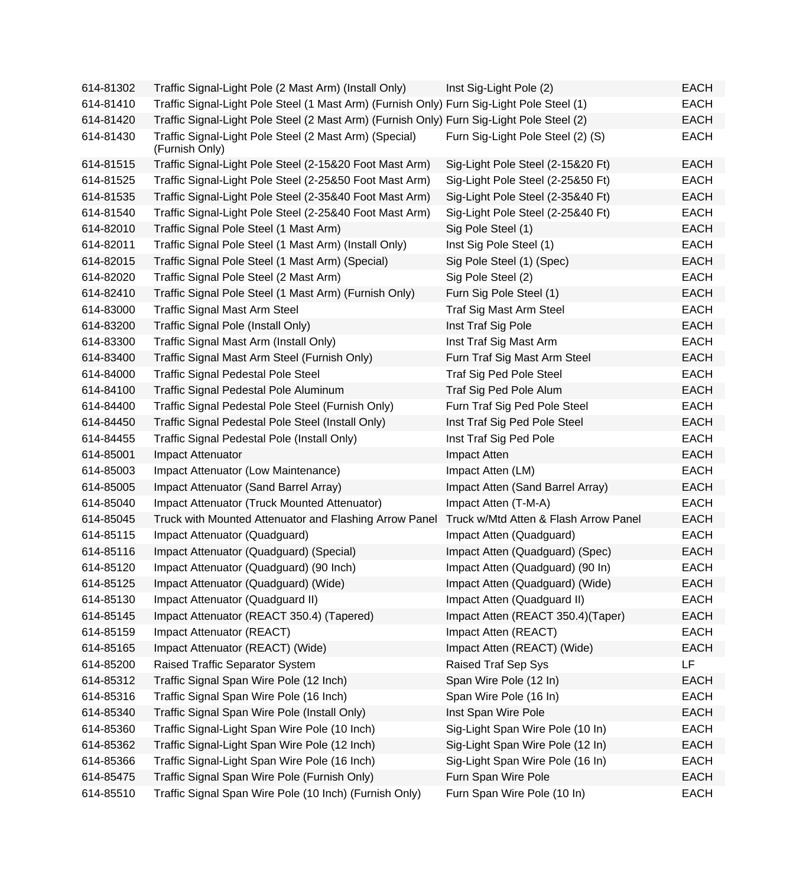| | | | |
|---|---|---|---|
| 614-81302 | Traffic Signal-Light Pole (2 Mast Arm) (Install Only) | Inst Sig-Light Pole (2) | EACH |
| 614-81410 | Traffic Signal-Light Pole Steel (1 Mast Arm) (Furnish Only) | Furn Sig-Light Pole Steel (1) | EACH |
| 614-81420 | Traffic Signal-Light Pole Steel (2 Mast Arm) (Furnish Only) | Furn Sig-Light Pole Steel (2) | EACH |
| 614-81430 | Traffic Signal-Light Pole Steel (2 Mast Arm) (Special) (Furnish Only) | Furn Sig-Light Pole Steel (2) (S) | EACH |
| 614-81515 | Traffic Signal-Light Pole Steel (2-15&20 Foot Mast Arm) | Sig-Light Pole Steel (2-15&20 Ft) | EACH |
| 614-81525 | Traffic Signal-Light Pole Steel (2-25&50 Foot Mast Arm) | Sig-Light Pole Steel (2-25&50 Ft) | EACH |
| 614-81535 | Traffic Signal-Light Pole Steel (2-35&40 Foot Mast Arm) | Sig-Light Pole Steel (2-35&40 Ft) | EACH |
| 614-81540 | Traffic Signal-Light Pole Steel (2-25&40 Foot Mast Arm) | Sig-Light Pole Steel (2-25&40 Ft) | EACH |
| 614-82010 | Traffic Signal Pole Steel (1 Mast Arm) | Sig Pole Steel (1) | EACH |
| 614-82011 | Traffic Signal Pole Steel (1 Mast Arm) (Install Only) | Inst Sig Pole Steel (1) | EACH |
| 614-82015 | Traffic Signal Pole Steel (1 Mast Arm) (Special) | Sig Pole Steel (1) (Spec) | EACH |
| 614-82020 | Traffic Signal Pole Steel (2 Mast Arm) | Sig Pole Steel (2) | EACH |
| 614-82410 | Traffic Signal Pole Steel (1 Mast Arm) (Furnish Only) | Furn Sig Pole Steel (1) | EACH |
| 614-83000 | Traffic Signal Mast Arm Steel | Traf Sig Mast Arm Steel | EACH |
| 614-83200 | Traffic Signal Pole (Install Only) | Inst Traf Sig Pole | EACH |
| 614-83300 | Traffic Signal Mast Arm (Install Only) | Inst Traf Sig Mast Arm | EACH |
| 614-83400 | Traffic Signal Mast Arm Steel (Furnish Only) | Furn Traf Sig Mast Arm Steel | EACH |
| 614-84000 | Traffic Signal Pedestal Pole Steel | Traf Sig Ped Pole Steel | EACH |
| 614-84100 | Traffic Signal Pedestal Pole Aluminum | Traf Sig Ped Pole Alum | EACH |
| 614-84400 | Traffic Signal Pedestal Pole Steel (Furnish Only) | Furn Traf Sig Ped Pole Steel | EACH |
| 614-84450 | Traffic Signal Pedestal Pole Steel (Install Only) | Inst Traf Sig Ped Pole Steel | EACH |
| 614-84455 | Traffic Signal Pedestal Pole (Install Only) | Inst Traf Sig Ped Pole | EACH |
| 614-85001 | Impact Attenuator | Impact Atten | EACH |
| 614-85003 | Impact Attenuator (Low Maintenance) | Impact Atten (LM) | EACH |
| 614-85005 | Impact Attenuator (Sand Barrel Array) | Impact Atten (Sand Barrel Array) | EACH |
| 614-85040 | Impact Attenuator (Truck Mounted Attenuator) | Impact Atten (T-M-A) | EACH |
| 614-85045 | Truck with Mounted Attenuator and Flashing Arrow Panel | Truck w/Mtd Atten & Flash Arrow Panel | EACH |
| 614-85115 | Impact Attenuator (Quadguard) | Impact Atten (Quadguard) | EACH |
| 614-85116 | Impact Attenuator (Quadguard) (Special) | Impact Atten (Quadguard) (Spec) | EACH |
| 614-85120 | Impact Attenuator (Quadguard) (90 Inch) | Impact Atten (Quadguard) (90 In) | EACH |
| 614-85125 | Impact Attenuator (Quadguard) (Wide) | Impact Atten (Quadguard) (Wide) | EACH |
| 614-85130 | Impact Attenuator (Quadguard II) | Impact Atten (Quadguard II) | EACH |
| 614-85145 | Impact Attenuator (REACT 350.4) (Tapered) | Impact Atten (REACT 350.4)(Taper) | EACH |
| 614-85159 | Impact Attenuator (REACT) | Impact Atten (REACT) | EACH |
| 614-85165 | Impact Attenuator (REACT) (Wide) | Impact Atten (REACT) (Wide) | EACH |
| 614-85200 | Raised Traffic Separator System | Raised Traf Sep Sys | LF |
| 614-85312 | Traffic Signal Span Wire Pole (12 Inch) | Span Wire Pole (12 In) | EACH |
| 614-85316 | Traffic Signal Span Wire Pole (16 Inch) | Span Wire Pole (16 In) | EACH |
| 614-85340 | Traffic Signal Span Wire Pole (Install Only) | Inst Span Wire Pole | EACH |
| 614-85360 | Traffic Signal-Light Span Wire Pole (10 Inch) | Sig-Light Span Wire Pole (10 In) | EACH |
| 614-85362 | Traffic Signal-Light Span Wire Pole (12 Inch) | Sig-Light Span Wire Pole (12 In) | EACH |
| 614-85366 | Traffic Signal-Light Span Wire Pole (16 Inch) | Sig-Light Span Wire Pole (16 In) | EACH |
| 614-85475 | Traffic Signal Span Wire Pole (Furnish Only) | Furn Span Wire Pole | EACH |
| 614-85510 | Traffic Signal Span Wire Pole (10 Inch) (Furnish Only) | Furn Span Wire Pole (10 In) | EACH |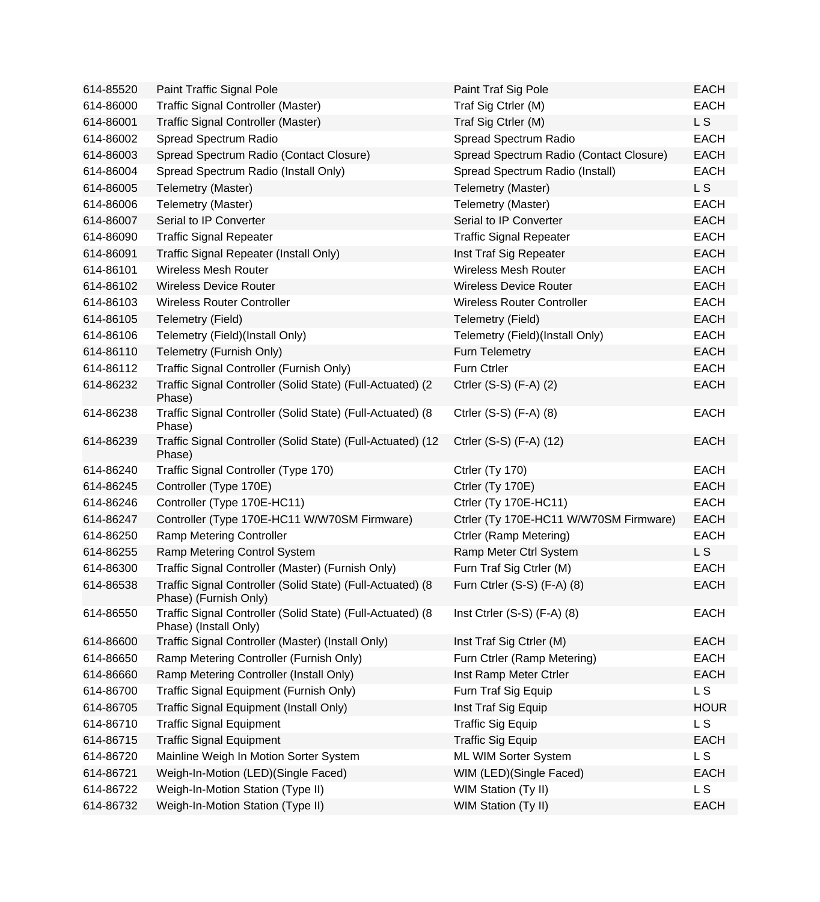| | | | |
|---|---|---|---|
| 614-85520 | Paint Traffic Signal Pole | Paint Traf Sig Pole | EACH |
| 614-86000 | Traffic Signal Controller (Master) | Traf Sig Ctrler (M) | EACH |
| 614-86001 | Traffic Signal Controller (Master) | Traf Sig Ctrler (M) | L S |
| 614-86002 | Spread Spectrum Radio | Spread Spectrum Radio | EACH |
| 614-86003 | Spread Spectrum Radio (Contact Closure) | Spread Spectrum Radio (Contact Closure) | EACH |
| 614-86004 | Spread Spectrum Radio (Install Only) | Spread Spectrum Radio (Install) | EACH |
| 614-86005 | Telemetry (Master) | Telemetry (Master) | L S |
| 614-86006 | Telemetry (Master) | Telemetry (Master) | EACH |
| 614-86007 | Serial to IP Converter | Serial to IP Converter | EACH |
| 614-86090 | Traffic Signal Repeater | Traffic Signal Repeater | EACH |
| 614-86091 | Traffic Signal Repeater (Install Only) | Inst Traf Sig Repeater | EACH |
| 614-86101 | Wireless Mesh Router | Wireless Mesh Router | EACH |
| 614-86102 | Wireless Device Router | Wireless Device Router | EACH |
| 614-86103 | Wireless Router Controller | Wireless Router Controller | EACH |
| 614-86105 | Telemetry (Field) | Telemetry (Field) | EACH |
| 614-86106 | Telemetry (Field)(Install Only) | Telemetry (Field)(Install Only) | EACH |
| 614-86110 | Telemetry (Furnish Only) | Furn Telemetry | EACH |
| 614-86112 | Traffic Signal Controller (Furnish Only) | Furn Ctrler | EACH |
| 614-86232 | Traffic Signal Controller (Solid State) (Full-Actuated) (2 Phase) | Ctrler (S-S) (F-A) (2) | EACH |
| 614-86238 | Traffic Signal Controller (Solid State) (Full-Actuated) (8 Phase) | Ctrler (S-S) (F-A) (8) | EACH |
| 614-86239 | Traffic Signal Controller (Solid State) (Full-Actuated) (12 Phase) | Ctrler (S-S) (F-A) (12) | EACH |
| 614-86240 | Traffic Signal Controller (Type 170) | Ctrler (Ty 170) | EACH |
| 614-86245 | Controller (Type 170E) | Ctrler (Ty 170E) | EACH |
| 614-86246 | Controller (Type 170E-HC11) | Ctrler (Ty 170E-HC11) | EACH |
| 614-86247 | Controller (Type 170E-HC11 W/W70SM Firmware) | Ctrler (Ty 170E-HC11 W/W70SM Firmware) | EACH |
| 614-86250 | Ramp Metering Controller | Ctrler (Ramp Metering) | EACH |
| 614-86255 | Ramp Metering Control System | Ramp Meter Ctrl System | L S |
| 614-86300 | Traffic Signal Controller (Master) (Furnish Only) | Furn Traf Sig Ctrler (M) | EACH |
| 614-86538 | Traffic Signal Controller (Solid State) (Full-Actuated) (8 Phase) (Furnish Only) | Furn Ctrler (S-S) (F-A) (8) | EACH |
| 614-86550 | Traffic Signal Controller (Solid State) (Full-Actuated) (8 Phase) (Install Only) | Inst Ctrler (S-S) (F-A) (8) | EACH |
| 614-86600 | Traffic Signal Controller (Master) (Install Only) | Inst Traf Sig Ctrler (M) | EACH |
| 614-86650 | Ramp Metering Controller (Furnish Only) | Furn Ctrler (Ramp Metering) | EACH |
| 614-86660 | Ramp Metering Controller (Install Only) | Inst Ramp Meter Ctrler | EACH |
| 614-86700 | Traffic Signal Equipment (Furnish Only) | Furn Traf Sig Equip | L S |
| 614-86705 | Traffic Signal Equipment (Install Only) | Inst Traf Sig Equip | HOUR |
| 614-86710 | Traffic Signal Equipment | Traffic Sig Equip | L S |
| 614-86715 | Traffic Signal Equipment | Traffic Sig Equip | EACH |
| 614-86720 | Mainline Weigh In Motion Sorter System | ML WIM Sorter System | L S |
| 614-86721 | Weigh-In-Motion (LED)(Single Faced) | WIM (LED)(Single Faced) | EACH |
| 614-86722 | Weigh-In-Motion Station (Type II) | WIM Station (Ty II) | L S |
| 614-86732 | Weigh-In-Motion Station (Type II) | WIM Station (Ty II) | EACH |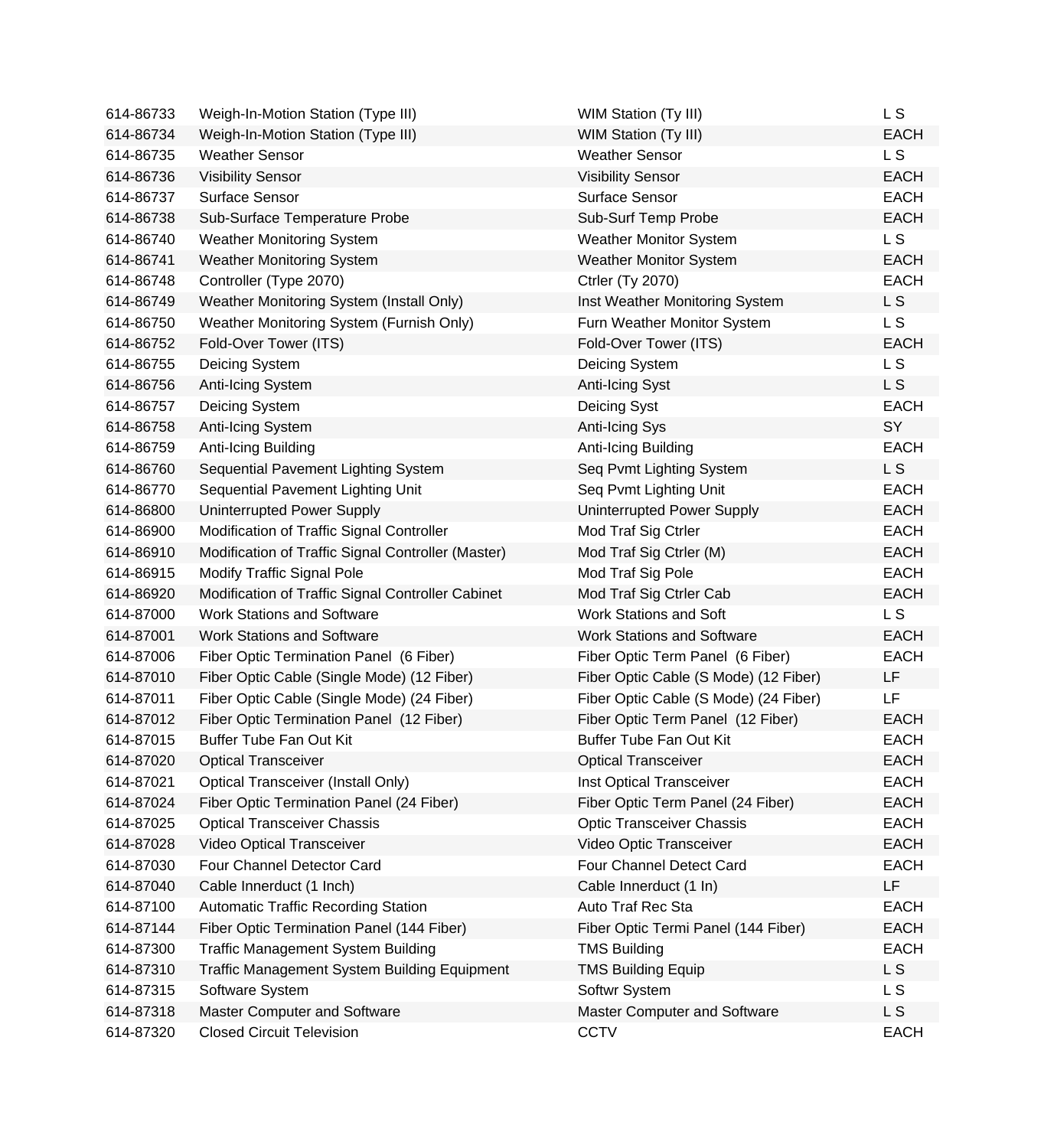| | | | |
|---|---|---|---|
| 614-86733 | Weigh-In-Motion Station (Type III) | WIM Station (Ty III) | L S |
| 614-86734 | Weigh-In-Motion Station (Type III) | WIM Station (Ty III) | EACH |
| 614-86735 | Weather Sensor | Weather Sensor | L S |
| 614-86736 | Visibility Sensor | Visibility Sensor | EACH |
| 614-86737 | Surface Sensor | Surface Sensor | EACH |
| 614-86738 | Sub-Surface Temperature Probe | Sub-Surf Temp Probe | EACH |
| 614-86740 | Weather Monitoring System | Weather Monitor System | L S |
| 614-86741 | Weather Monitoring System | Weather Monitor System | EACH |
| 614-86748 | Controller (Type 2070) | Ctrler (Ty 2070) | EACH |
| 614-86749 | Weather Monitoring System (Install Only) | Inst Weather Monitoring System | L S |
| 614-86750 | Weather Monitoring System (Furnish Only) | Furn Weather Monitor System | L S |
| 614-86752 | Fold-Over Tower (ITS) | Fold-Over Tower (ITS) | EACH |
| 614-86755 | Deicing System | Deicing System | L S |
| 614-86756 | Anti-Icing System | Anti-Icing Syst | L S |
| 614-86757 | Deicing System | Deicing Syst | EACH |
| 614-86758 | Anti-Icing System | Anti-Icing Sys | SY |
| 614-86759 | Anti-Icing Building | Anti-Icing Building | EACH |
| 614-86760 | Sequential Pavement Lighting System | Seq Pvmt Lighting System | L S |
| 614-86770 | Sequential Pavement Lighting Unit | Seq Pvmt Lighting Unit | EACH |
| 614-86800 | Uninterrupted Power Supply | Uninterrupted Power Supply | EACH |
| 614-86900 | Modification of Traffic Signal Controller | Mod Traf Sig Ctrler | EACH |
| 614-86910 | Modification of Traffic Signal Controller (Master) | Mod Traf Sig Ctrler (M) | EACH |
| 614-86915 | Modify Traffic Signal Pole | Mod Traf Sig Pole | EACH |
| 614-86920 | Modification of Traffic Signal Controller Cabinet | Mod Traf Sig Ctrler Cab | EACH |
| 614-87000 | Work Stations and Software | Work Stations and Soft | L S |
| 614-87001 | Work Stations and Software | Work Stations and Software | EACH |
| 614-87006 | Fiber Optic Termination Panel (6 Fiber) | Fiber Optic Term Panel (6 Fiber) | EACH |
| 614-87010 | Fiber Optic Cable (Single Mode) (12 Fiber) | Fiber Optic Cable (S Mode) (12 Fiber) | LF |
| 614-87011 | Fiber Optic Cable (Single Mode) (24 Fiber) | Fiber Optic Cable (S Mode) (24 Fiber) | LF |
| 614-87012 | Fiber Optic Termination Panel (12 Fiber) | Fiber Optic Term Panel (12 Fiber) | EACH |
| 614-87015 | Buffer Tube Fan Out Kit | Buffer Tube Fan Out Kit | EACH |
| 614-87020 | Optical Transceiver | Optical Transceiver | EACH |
| 614-87021 | Optical Transceiver (Install Only) | Inst Optical Transceiver | EACH |
| 614-87024 | Fiber Optic Termination Panel (24 Fiber) | Fiber Optic Term Panel (24 Fiber) | EACH |
| 614-87025 | Optical Transceiver Chassis | Optic Transceiver Chassis | EACH |
| 614-87028 | Video Optical Transceiver | Video Optic Transceiver | EACH |
| 614-87030 | Four Channel Detector Card | Four Channel Detect Card | EACH |
| 614-87040 | Cable Innerduct (1 Inch) | Cable Innerduct (1 In) | LF |
| 614-87100 | Automatic Traffic Recording Station | Auto Traf Rec Sta | EACH |
| 614-87144 | Fiber Optic Termination Panel (144 Fiber) | Fiber Optic Termi Panel (144 Fiber) | EACH |
| 614-87300 | Traffic Management System Building | TMS Building | EACH |
| 614-87310 | Traffic Management System Building Equipment | TMS Building Equip | L S |
| 614-87315 | Software System | Softwr System | L S |
| 614-87318 | Master Computer and Software | Master Computer and Software | L S |
| 614-87320 | Closed Circuit Television | CCTV | EACH |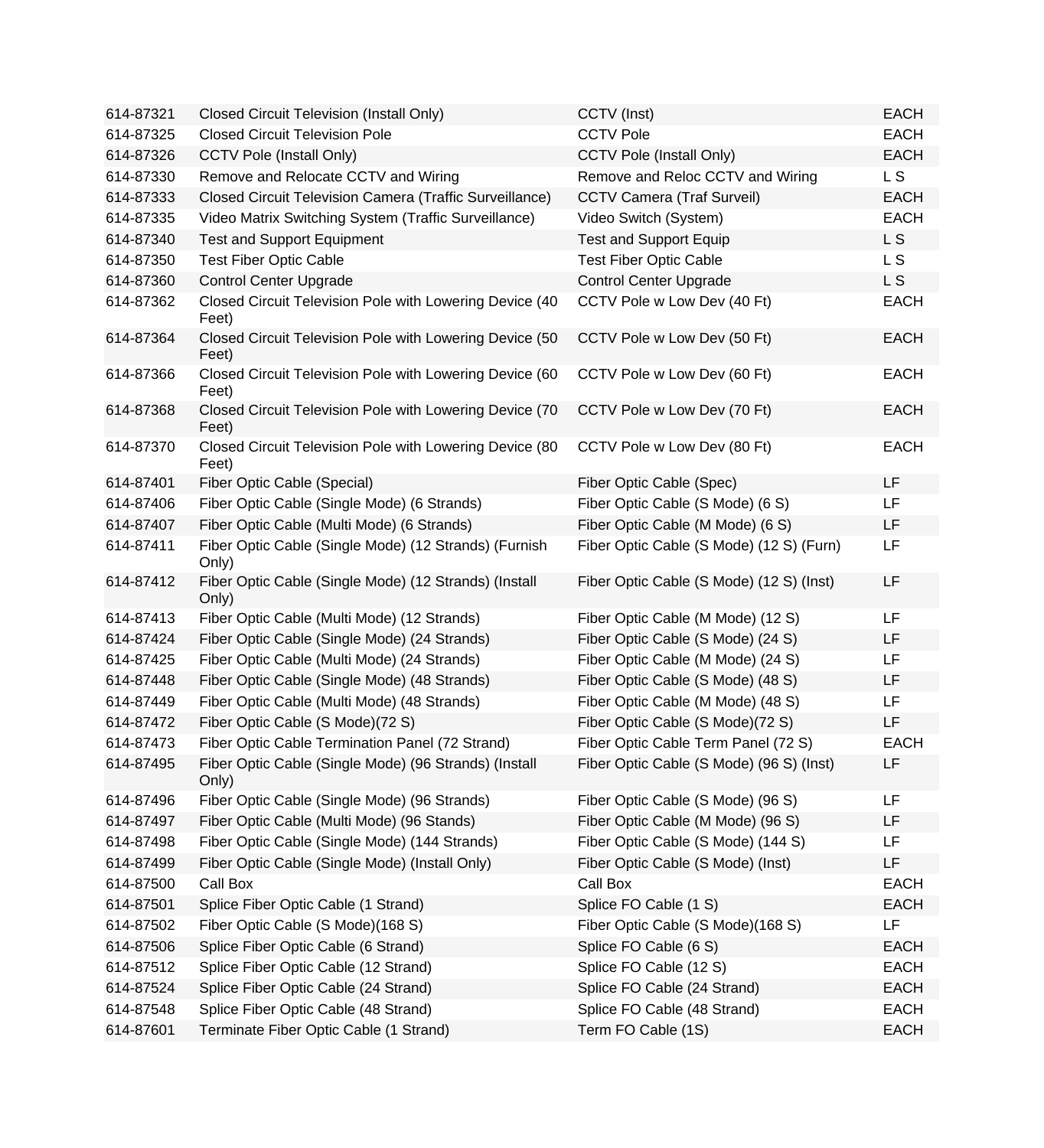| | | | |
|---|---|---|---|
| 614-87321 | Closed Circuit Television (Install Only) | CCTV (Inst) | EACH |
| 614-87325 | Closed Circuit Television Pole | CCTV Pole | EACH |
| 614-87326 | CCTV Pole (Install Only) | CCTV Pole (Install Only) | EACH |
| 614-87330 | Remove and Relocate CCTV and Wiring | Remove and Reloc CCTV and Wiring | L S |
| 614-87333 | Closed Circuit Television Camera (Traffic Surveillance) | CCTV Camera (Traf Surveil) | EACH |
| 614-87335 | Video Matrix Switching System (Traffic Surveillance) | Video Switch (System) | EACH |
| 614-87340 | Test and Support Equipment | Test and Support Equip | L S |
| 614-87350 | Test Fiber Optic Cable | Test Fiber Optic Cable | L S |
| 614-87360 | Control Center Upgrade | Control Center Upgrade | L S |
| 614-87362 | Closed Circuit Television Pole with Lowering Device (40 Feet) | CCTV Pole w Low Dev (40 Ft) | EACH |
| 614-87364 | Closed Circuit Television Pole with Lowering Device (50 Feet) | CCTV Pole w Low Dev (50 Ft) | EACH |
| 614-87366 | Closed Circuit Television Pole with Lowering Device (60 Feet) | CCTV Pole w Low Dev (60 Ft) | EACH |
| 614-87368 | Closed Circuit Television Pole with Lowering Device (70 Feet) | CCTV Pole w Low Dev (70 Ft) | EACH |
| 614-87370 | Closed Circuit Television Pole with Lowering Device (80 Feet) | CCTV Pole w Low Dev (80 Ft) | EACH |
| 614-87401 | Fiber Optic Cable (Special) | Fiber Optic Cable (Spec) | LF |
| 614-87406 | Fiber Optic Cable (Single Mode) (6 Strands) | Fiber Optic Cable (S Mode) (6 S) | LF |
| 614-87407 | Fiber Optic Cable (Multi Mode) (6 Strands) | Fiber Optic Cable (M Mode) (6 S) | LF |
| 614-87411 | Fiber Optic Cable (Single Mode) (12 Strands) (Furnish Only) | Fiber Optic Cable (S Mode) (12 S) (Furn) | LF |
| 614-87412 | Fiber Optic Cable (Single Mode) (12 Strands) (Install Only) | Fiber Optic Cable (S Mode) (12 S) (Inst) | LF |
| 614-87413 | Fiber Optic Cable (Multi Mode) (12 Strands) | Fiber Optic Cable (M Mode) (12 S) | LF |
| 614-87424 | Fiber Optic Cable (Single Mode) (24 Strands) | Fiber Optic Cable (S Mode) (24 S) | LF |
| 614-87425 | Fiber Optic Cable (Multi Mode) (24 Strands) | Fiber Optic Cable (M Mode) (24 S) | LF |
| 614-87448 | Fiber Optic Cable (Single Mode) (48 Strands) | Fiber Optic Cable (S Mode) (48 S) | LF |
| 614-87449 | Fiber Optic Cable (Multi Mode) (48 Strands) | Fiber Optic Cable (M Mode) (48 S) | LF |
| 614-87472 | Fiber Optic Cable (S Mode)(72 S) | Fiber Optic Cable (S Mode)(72 S) | LF |
| 614-87473 | Fiber Optic Cable Termination Panel (72 Strand) | Fiber Optic Cable Term Panel (72 S) | EACH |
| 614-87495 | Fiber Optic Cable (Single Mode) (96 Strands) (Install Only) | Fiber Optic Cable (S Mode) (96 S) (Inst) | LF |
| 614-87496 | Fiber Optic Cable (Single Mode) (96 Strands) | Fiber Optic Cable (S Mode) (96 S) | LF |
| 614-87497 | Fiber Optic Cable (Multi Mode) (96 Stands) | Fiber Optic Cable (M Mode) (96 S) | LF |
| 614-87498 | Fiber Optic Cable (Single Mode) (144 Strands) | Fiber Optic Cable (S Mode) (144 S) | LF |
| 614-87499 | Fiber Optic Cable (Single Mode) (Install Only) | Fiber Optic Cable (S Mode) (Inst) | LF |
| 614-87500 | Call Box | Call Box | EACH |
| 614-87501 | Splice Fiber Optic Cable (1 Strand) | Splice FO Cable (1 S) | EACH |
| 614-87502 | Fiber Optic Cable (S Mode)(168 S) | Fiber Optic Cable (S Mode)(168 S) | LF |
| 614-87506 | Splice Fiber Optic Cable (6 Strand) | Splice FO Cable (6 S) | EACH |
| 614-87512 | Splice Fiber Optic Cable (12 Strand) | Splice FO Cable (12 S) | EACH |
| 614-87524 | Splice Fiber Optic Cable (24 Strand) | Splice FO Cable (24 Strand) | EACH |
| 614-87548 | Splice Fiber Optic Cable (48 Strand) | Splice FO Cable (48 Strand) | EACH |
| 614-87601 | Terminate Fiber Optic Cable (1 Strand) | Term FO Cable (1S) | EACH |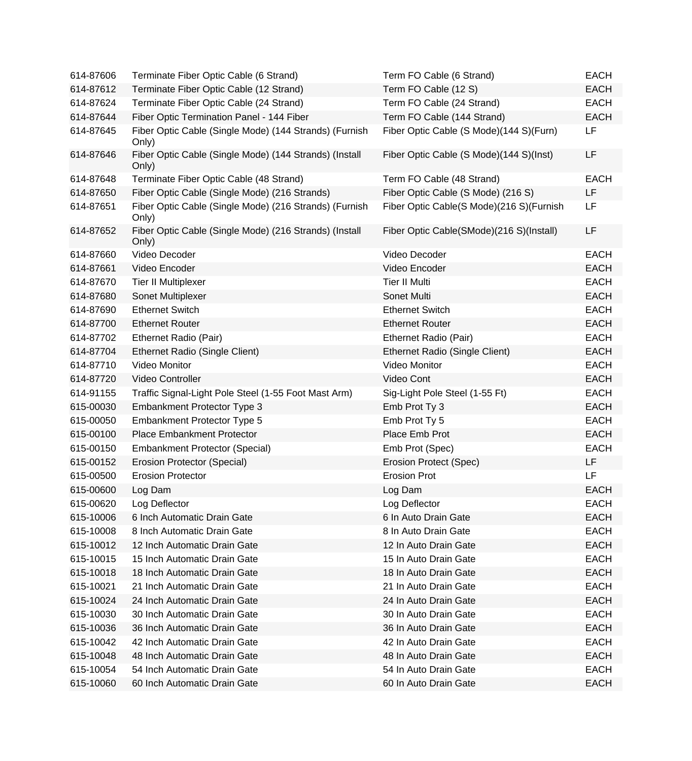| | | | |
|---|---|---|---|
| 614-87606 | Terminate Fiber Optic Cable (6 Strand) | Term FO Cable (6 Strand) | EACH |
| 614-87612 | Terminate Fiber Optic Cable (12 Strand) | Term FO Cable (12 S) | EACH |
| 614-87624 | Terminate Fiber Optic Cable (24 Strand) | Term FO Cable (24 Strand) | EACH |
| 614-87644 | Fiber Optic Termination Panel - 144 Fiber | Term FO Cable (144 Strand) | EACH |
| 614-87645 | Fiber Optic Cable (Single Mode) (144 Strands) (Furnish Only) | Fiber Optic Cable (S Mode)(144 S)(Furn) | LF |
| 614-87646 | Fiber Optic Cable (Single Mode) (144 Strands) (Install Only) | Fiber Optic Cable (S Mode)(144 S)(Inst) | LF |
| 614-87648 | Terminate Fiber Optic Cable (48 Strand) | Term FO Cable (48 Strand) | EACH |
| 614-87650 | Fiber Optic Cable (Single Mode) (216 Strands) | Fiber Optic Cable (S Mode) (216 S) | LF |
| 614-87651 | Fiber Optic Cable (Single Mode) (216 Strands) (Furnish Only) | Fiber Optic Cable(S Mode)(216 S)(Furnish | LF |
| 614-87652 | Fiber Optic Cable (Single Mode) (216 Strands) (Install Only) | Fiber Optic Cable(SMode)(216 S)(Install) | LF |
| 614-87660 | Video Decoder | Video Decoder | EACH |
| 614-87661 | Video Encoder | Video Encoder | EACH |
| 614-87670 | Tier II Multiplexer | Tier II Multi | EACH |
| 614-87680 | Sonet Multiplexer | Sonet Multi | EACH |
| 614-87690 | Ethernet Switch | Ethernet Switch | EACH |
| 614-87700 | Ethernet Router | Ethernet Router | EACH |
| 614-87702 | Ethernet Radio (Pair) | Ethernet Radio (Pair) | EACH |
| 614-87704 | Ethernet Radio (Single Client) | Ethernet Radio (Single Client) | EACH |
| 614-87710 | Video Monitor | Video Monitor | EACH |
| 614-87720 | Video Controller | Video Cont | EACH |
| 614-91155 | Traffic Signal-Light Pole Steel (1-55 Foot Mast Arm) | Sig-Light Pole Steel (1-55 Ft) | EACH |
| 615-00030 | Embankment Protector Type 3 | Emb Prot Ty 3 | EACH |
| 615-00050 | Embankment Protector Type 5 | Emb Prot Ty 5 | EACH |
| 615-00100 | Place Embankment Protector | Place Emb Prot | EACH |
| 615-00150 | Embankment Protector (Special) | Emb Prot (Spec) | EACH |
| 615-00152 | Erosion Protector (Special) | Erosion Protect (Spec) | LF |
| 615-00500 | Erosion Protector | Erosion Prot | LF |
| 615-00600 | Log Dam | Log Dam | EACH |
| 615-00620 | Log Deflector | Log Deflector | EACH |
| 615-10006 | 6 Inch Automatic Drain Gate | 6 In Auto Drain Gate | EACH |
| 615-10008 | 8 Inch Automatic Drain Gate | 8 In Auto Drain Gate | EACH |
| 615-10012 | 12 Inch Automatic Drain Gate | 12 In Auto Drain Gate | EACH |
| 615-10015 | 15 Inch Automatic Drain Gate | 15 In Auto Drain Gate | EACH |
| 615-10018 | 18 Inch Automatic Drain Gate | 18 In Auto Drain Gate | EACH |
| 615-10021 | 21 Inch Automatic Drain Gate | 21 In Auto Drain Gate | EACH |
| 615-10024 | 24 Inch Automatic Drain Gate | 24 In Auto Drain Gate | EACH |
| 615-10030 | 30 Inch Automatic Drain Gate | 30 In Auto Drain Gate | EACH |
| 615-10036 | 36 Inch Automatic Drain Gate | 36 In Auto Drain Gate | EACH |
| 615-10042 | 42 Inch Automatic Drain Gate | 42 In Auto Drain Gate | EACH |
| 615-10048 | 48 Inch Automatic Drain Gate | 48 In Auto Drain Gate | EACH |
| 615-10054 | 54 Inch Automatic Drain Gate | 54 In Auto Drain Gate | EACH |
| 615-10060 | 60 Inch Automatic Drain Gate | 60 In Auto Drain Gate | EACH |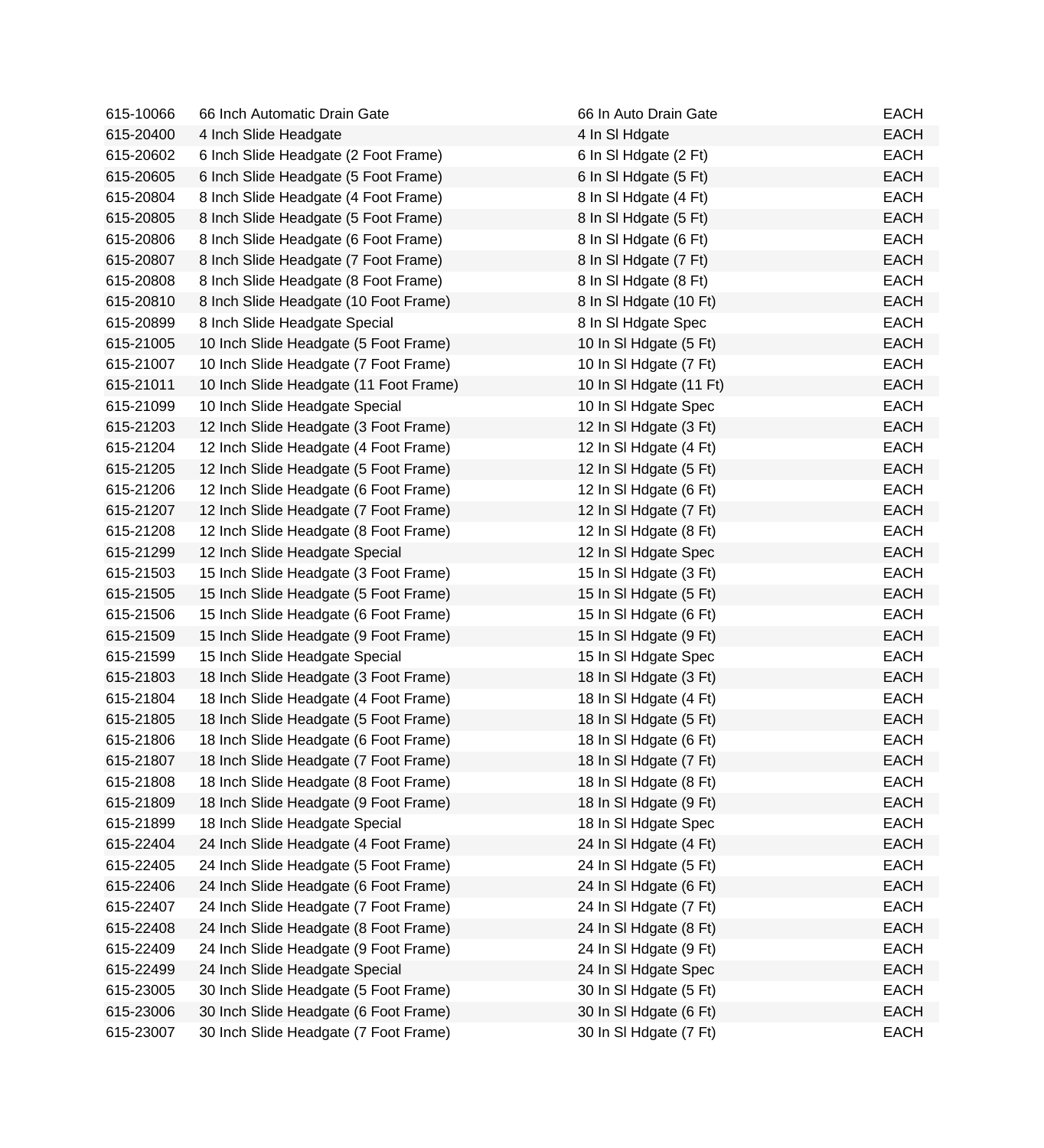| | | | |
|---|---|---|---|
| 615-10066 | 66 Inch Automatic Drain Gate | 66 In Auto Drain Gate | EACH |
| 615-20400 | 4 Inch Slide Headgate | 4 In Sl Hdgate | EACH |
| 615-20602 | 6 Inch Slide Headgate (2 Foot Frame) | 6 In Sl Hdgate (2 Ft) | EACH |
| 615-20605 | 6 Inch Slide Headgate (5 Foot Frame) | 6 In Sl Hdgate (5 Ft) | EACH |
| 615-20804 | 8 Inch Slide Headgate (4 Foot Frame) | 8 In Sl Hdgate (4 Ft) | EACH |
| 615-20805 | 8 Inch Slide Headgate (5 Foot Frame) | 8 In Sl Hdgate (5 Ft) | EACH |
| 615-20806 | 8 Inch Slide Headgate (6 Foot Frame) | 8 In Sl Hdgate (6 Ft) | EACH |
| 615-20807 | 8 Inch Slide Headgate (7 Foot Frame) | 8 In Sl Hdgate (7 Ft) | EACH |
| 615-20808 | 8 Inch Slide Headgate (8 Foot Frame) | 8 In Sl Hdgate (8 Ft) | EACH |
| 615-20810 | 8 Inch Slide Headgate (10 Foot Frame) | 8 In Sl Hdgate (10 Ft) | EACH |
| 615-20899 | 8 Inch Slide Headgate Special | 8 In Sl Hdgate Spec | EACH |
| 615-21005 | 10 Inch Slide Headgate (5 Foot Frame) | 10 In Sl Hdgate (5 Ft) | EACH |
| 615-21007 | 10 Inch Slide Headgate (7 Foot Frame) | 10 In Sl Hdgate (7 Ft) | EACH |
| 615-21011 | 10 Inch Slide Headgate (11 Foot Frame) | 10 In Sl Hdgate (11 Ft) | EACH |
| 615-21099 | 10 Inch Slide Headgate Special | 10 In Sl Hdgate Spec | EACH |
| 615-21203 | 12 Inch Slide Headgate (3 Foot Frame) | 12 In Sl Hdgate (3 Ft) | EACH |
| 615-21204 | 12 Inch Slide Headgate (4 Foot Frame) | 12 In Sl Hdgate (4 Ft) | EACH |
| 615-21205 | 12 Inch Slide Headgate (5 Foot Frame) | 12 In Sl Hdgate (5 Ft) | EACH |
| 615-21206 | 12 Inch Slide Headgate (6 Foot Frame) | 12 In Sl Hdgate (6 Ft) | EACH |
| 615-21207 | 12 Inch Slide Headgate (7 Foot Frame) | 12 In Sl Hdgate (7 Ft) | EACH |
| 615-21208 | 12 Inch Slide Headgate (8 Foot Frame) | 12 In Sl Hdgate (8 Ft) | EACH |
| 615-21299 | 12 Inch Slide Headgate Special | 12 In Sl Hdgate Spec | EACH |
| 615-21503 | 15 Inch Slide Headgate (3 Foot Frame) | 15 In Sl Hdgate (3 Ft) | EACH |
| 615-21505 | 15 Inch Slide Headgate (5 Foot Frame) | 15 In Sl Hdgate (5 Ft) | EACH |
| 615-21506 | 15 Inch Slide Headgate (6 Foot Frame) | 15 In Sl Hdgate (6 Ft) | EACH |
| 615-21509 | 15 Inch Slide Headgate (9 Foot Frame) | 15 In Sl Hdgate (9 Ft) | EACH |
| 615-21599 | 15 Inch Slide Headgate Special | 15 In Sl Hdgate Spec | EACH |
| 615-21803 | 18 Inch Slide Headgate (3 Foot Frame) | 18 In Sl Hdgate (3 Ft) | EACH |
| 615-21804 | 18 Inch Slide Headgate (4 Foot Frame) | 18 In Sl Hdgate (4 Ft) | EACH |
| 615-21805 | 18 Inch Slide Headgate (5 Foot Frame) | 18 In Sl Hdgate (5 Ft) | EACH |
| 615-21806 | 18 Inch Slide Headgate (6 Foot Frame) | 18 In Sl Hdgate (6 Ft) | EACH |
| 615-21807 | 18 Inch Slide Headgate (7 Foot Frame) | 18 In Sl Hdgate (7 Ft) | EACH |
| 615-21808 | 18 Inch Slide Headgate (8 Foot Frame) | 18 In Sl Hdgate (8 Ft) | EACH |
| 615-21809 | 18 Inch Slide Headgate (9 Foot Frame) | 18 In Sl Hdgate (9 Ft) | EACH |
| 615-21899 | 18 Inch Slide Headgate Special | 18 In Sl Hdgate Spec | EACH |
| 615-22404 | 24 Inch Slide Headgate (4 Foot Frame) | 24 In Sl Hdgate (4 Ft) | EACH |
| 615-22405 | 24 Inch Slide Headgate (5 Foot Frame) | 24 In Sl Hdgate (5 Ft) | EACH |
| 615-22406 | 24 Inch Slide Headgate (6 Foot Frame) | 24 In Sl Hdgate (6 Ft) | EACH |
| 615-22407 | 24 Inch Slide Headgate (7 Foot Frame) | 24 In Sl Hdgate (7 Ft) | EACH |
| 615-22408 | 24 Inch Slide Headgate (8 Foot Frame) | 24 In Sl Hdgate (8 Ft) | EACH |
| 615-22409 | 24 Inch Slide Headgate (9 Foot Frame) | 24 In Sl Hdgate (9 Ft) | EACH |
| 615-22499 | 24 Inch Slide Headgate Special | 24 In Sl Hdgate Spec | EACH |
| 615-23005 | 30 Inch Slide Headgate (5 Foot Frame) | 30 In Sl Hdgate (5 Ft) | EACH |
| 615-23006 | 30 Inch Slide Headgate (6 Foot Frame) | 30 In Sl Hdgate (6 Ft) | EACH |
| 615-23007 | 30 Inch Slide Headgate (7 Foot Frame) | 30 In Sl Hdgate (7 Ft) | EACH |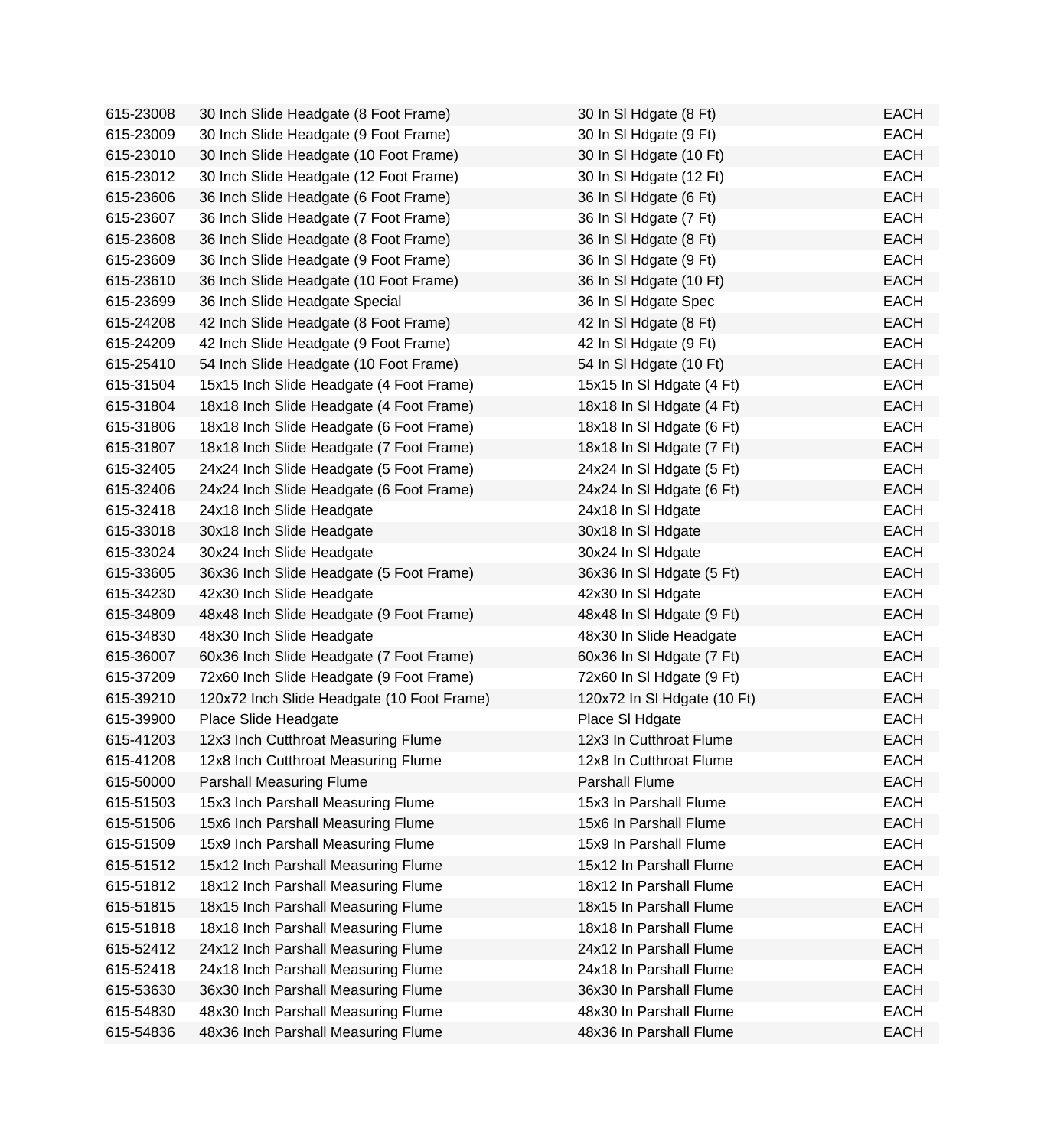| | | | |
|---|---|---|---|
| 615-23008 | 30 Inch Slide Headgate (8 Foot Frame) | 30 In Sl Hdgate (8 Ft) | EACH |
| 615-23009 | 30 Inch Slide Headgate (9 Foot Frame) | 30 In Sl Hdgate (9 Ft) | EACH |
| 615-23010 | 30 Inch Slide Headgate (10 Foot Frame) | 30 In Sl Hdgate (10 Ft) | EACH |
| 615-23012 | 30 Inch Slide Headgate (12 Foot Frame) | 30 In Sl Hdgate (12 Ft) | EACH |
| 615-23606 | 36 Inch Slide Headgate (6 Foot Frame) | 36 In Sl Hdgate (6 Ft) | EACH |
| 615-23607 | 36 Inch Slide Headgate (7 Foot Frame) | 36 In Sl Hdgate (7 Ft) | EACH |
| 615-23608 | 36 Inch Slide Headgate (8 Foot Frame) | 36 In Sl Hdgate (8 Ft) | EACH |
| 615-23609 | 36 Inch Slide Headgate (9 Foot Frame) | 36 In Sl Hdgate (9 Ft) | EACH |
| 615-23610 | 36 Inch Slide Headgate (10 Foot Frame) | 36 In Sl Hdgate (10 Ft) | EACH |
| 615-23699 | 36 Inch Slide Headgate Special | 36 In Sl Hdgate Spec | EACH |
| 615-24208 | 42 Inch Slide Headgate (8 Foot Frame) | 42 In Sl Hdgate (8 Ft) | EACH |
| 615-24209 | 42 Inch Slide Headgate (9 Foot Frame) | 42 In Sl Hdgate (9 Ft) | EACH |
| 615-25410 | 54 Inch Slide Headgate (10 Foot Frame) | 54 In Sl Hdgate (10 Ft) | EACH |
| 615-31504 | 15x15 Inch Slide Headgate (4 Foot Frame) | 15x15 In Sl Hdgate (4 Ft) | EACH |
| 615-31804 | 18x18 Inch Slide Headgate (4 Foot Frame) | 18x18 In Sl Hdgate (4 Ft) | EACH |
| 615-31806 | 18x18 Inch Slide Headgate (6 Foot Frame) | 18x18 In Sl Hdgate (6 Ft) | EACH |
| 615-31807 | 18x18 Inch Slide Headgate (7 Foot Frame) | 18x18 In Sl Hdgate (7 Ft) | EACH |
| 615-32405 | 24x24 Inch Slide Headgate (5 Foot Frame) | 24x24 In Sl Hdgate (5 Ft) | EACH |
| 615-32406 | 24x24 Inch Slide Headgate (6 Foot Frame) | 24x24 In Sl Hdgate (6 Ft) | EACH |
| 615-32418 | 24x18 Inch Slide Headgate | 24x18 In Sl Hdgate | EACH |
| 615-33018 | 30x18 Inch Slide Headgate | 30x18 In Sl Hdgate | EACH |
| 615-33024 | 30x24 Inch Slide Headgate | 30x24 In Sl Hdgate | EACH |
| 615-33605 | 36x36 Inch Slide Headgate (5 Foot Frame) | 36x36 In Sl Hdgate (5 Ft) | EACH |
| 615-34230 | 42x30 Inch Slide Headgate | 42x30 In Sl Hdgate | EACH |
| 615-34809 | 48x48 Inch Slide Headgate (9 Foot Frame) | 48x48 In Sl Hdgate (9 Ft) | EACH |
| 615-34830 | 48x30 Inch Slide Headgate | 48x30 In Slide Headgate | EACH |
| 615-36007 | 60x36 Inch Slide Headgate (7 Foot Frame) | 60x36 In Sl Hdgate (7 Ft) | EACH |
| 615-37209 | 72x60 Inch Slide Headgate (9 Foot Frame) | 72x60 In Sl Hdgate (9 Ft) | EACH |
| 615-39210 | 120x72 Inch Slide Headgate (10 Foot Frame) | 120x72 In Sl Hdgate (10 Ft) | EACH |
| 615-39900 | Place Slide Headgate | Place Sl Hdgate | EACH |
| 615-41203 | 12x3 Inch Cutthroat Measuring Flume | 12x3 In Cutthroat Flume | EACH |
| 615-41208 | 12x8 Inch Cutthroat Measuring Flume | 12x8 In Cutthroat Flume | EACH |
| 615-50000 | Parshall Measuring Flume | Parshall Flume | EACH |
| 615-51503 | 15x3 Inch Parshall Measuring Flume | 15x3 In Parshall Flume | EACH |
| 615-51506 | 15x6 Inch Parshall Measuring Flume | 15x6 In Parshall Flume | EACH |
| 615-51509 | 15x9 Inch Parshall Measuring Flume | 15x9 In Parshall Flume | EACH |
| 615-51512 | 15x12 Inch Parshall Measuring Flume | 15x12 In Parshall Flume | EACH |
| 615-51812 | 18x12 Inch Parshall Measuring Flume | 18x12 In Parshall Flume | EACH |
| 615-51815 | 18x15 Inch Parshall Measuring Flume | 18x15 In Parshall Flume | EACH |
| 615-51818 | 18x18 Inch Parshall Measuring Flume | 18x18 In Parshall Flume | EACH |
| 615-52412 | 24x12 Inch Parshall Measuring Flume | 24x12 In Parshall Flume | EACH |
| 615-52418 | 24x18 Inch Parshall Measuring Flume | 24x18 In Parshall Flume | EACH |
| 615-53630 | 36x30 Inch Parshall Measuring Flume | 36x30 In Parshall Flume | EACH |
| 615-54830 | 48x30 Inch Parshall Measuring Flume | 48x30 In Parshall Flume | EACH |
| 615-54836 | 48x36 Inch Parshall Measuring Flume | 48x36 In Parshall Flume | EACH |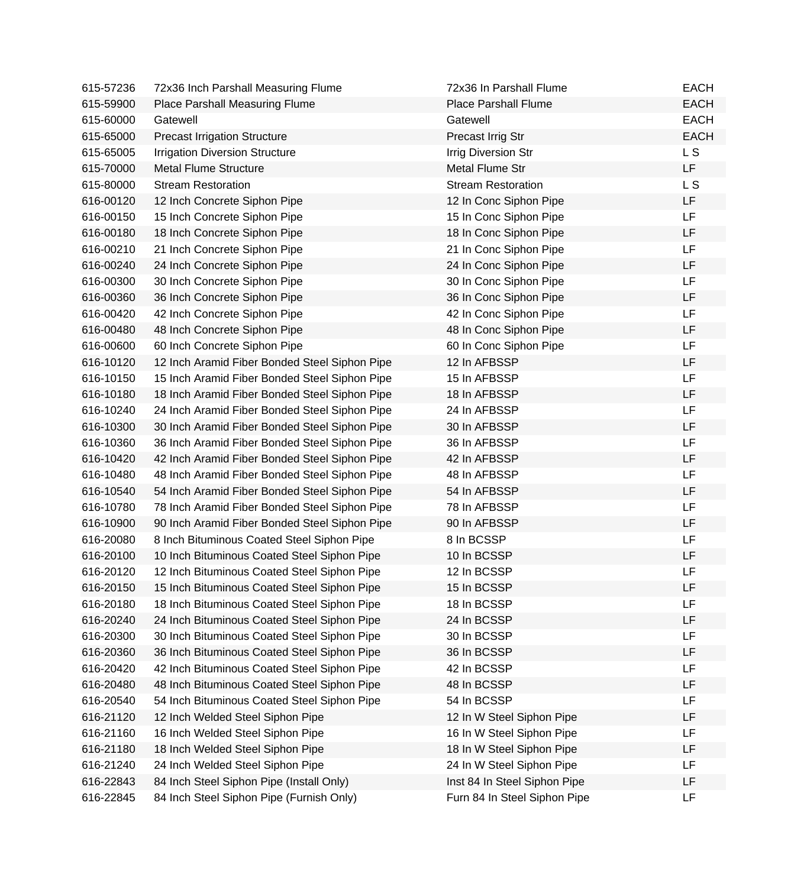| | | | |
|---|---|---|---|
| 615-57236 | 72x36 Inch Parshall Measuring Flume | 72x36 In Parshall Flume | EACH |
| 615-59900 | Place Parshall Measuring Flume | Place Parshall Flume | EACH |
| 615-60000 | Gatewell | Gatewell | EACH |
| 615-65000 | Precast Irrigation Structure | Precast Irrig Str | EACH |
| 615-65005 | Irrigation Diversion Structure | Irrig Diversion Str | L S |
| 615-70000 | Metal Flume Structure | Metal Flume Str | LF |
| 615-80000 | Stream Restoration | Stream Restoration | L S |
| 616-00120 | 12 Inch Concrete Siphon Pipe | 12 In Conc Siphon Pipe | LF |
| 616-00150 | 15 Inch Concrete Siphon Pipe | 15 In Conc Siphon Pipe | LF |
| 616-00180 | 18 Inch Concrete Siphon Pipe | 18 In Conc Siphon Pipe | LF |
| 616-00210 | 21 Inch Concrete Siphon Pipe | 21 In Conc Siphon Pipe | LF |
| 616-00240 | 24 Inch Concrete Siphon Pipe | 24 In Conc Siphon Pipe | LF |
| 616-00300 | 30 Inch Concrete Siphon Pipe | 30 In Conc Siphon Pipe | LF |
| 616-00360 | 36 Inch Concrete Siphon Pipe | 36 In Conc Siphon Pipe | LF |
| 616-00420 | 42 Inch Concrete Siphon Pipe | 42 In Conc Siphon Pipe | LF |
| 616-00480 | 48 Inch Concrete Siphon Pipe | 48 In Conc Siphon Pipe | LF |
| 616-00600 | 60 Inch Concrete Siphon Pipe | 60 In Conc Siphon Pipe | LF |
| 616-10120 | 12 Inch Aramid Fiber Bonded Steel Siphon Pipe | 12 In AFBSSP | LF |
| 616-10150 | 15 Inch Aramid Fiber Bonded Steel Siphon Pipe | 15 In AFBSSP | LF |
| 616-10180 | 18 Inch Aramid Fiber Bonded Steel Siphon Pipe | 18 In AFBSSP | LF |
| 616-10240 | 24 Inch Aramid Fiber Bonded Steel Siphon Pipe | 24 In AFBSSP | LF |
| 616-10300 | 30 Inch Aramid Fiber Bonded Steel Siphon Pipe | 30 In AFBSSP | LF |
| 616-10360 | 36 Inch Aramid Fiber Bonded Steel Siphon Pipe | 36 In AFBSSP | LF |
| 616-10420 | 42 Inch Aramid Fiber Bonded Steel Siphon Pipe | 42 In AFBSSP | LF |
| 616-10480 | 48 Inch Aramid Fiber Bonded Steel Siphon Pipe | 48 In AFBSSP | LF |
| 616-10540 | 54 Inch Aramid Fiber Bonded Steel Siphon Pipe | 54 In AFBSSP | LF |
| 616-10780 | 78 Inch Aramid Fiber Bonded Steel Siphon Pipe | 78 In AFBSSP | LF |
| 616-10900 | 90 Inch Aramid Fiber Bonded Steel Siphon Pipe | 90 In AFBSSP | LF |
| 616-20080 | 8 Inch Bituminous Coated Steel Siphon Pipe | 8 In BCSSP | LF |
| 616-20100 | 10 Inch Bituminous Coated Steel Siphon Pipe | 10 In BCSSP | LF |
| 616-20120 | 12 Inch Bituminous Coated Steel Siphon Pipe | 12 In BCSSP | LF |
| 616-20150 | 15 Inch Bituminous Coated Steel Siphon Pipe | 15 In BCSSP | LF |
| 616-20180 | 18 Inch Bituminous Coated Steel Siphon Pipe | 18 In BCSSP | LF |
| 616-20240 | 24 Inch Bituminous Coated Steel Siphon Pipe | 24 In BCSSP | LF |
| 616-20300 | 30 Inch Bituminous Coated Steel Siphon Pipe | 30 In BCSSP | LF |
| 616-20360 | 36 Inch Bituminous Coated Steel Siphon Pipe | 36 In BCSSP | LF |
| 616-20420 | 42 Inch Bituminous Coated Steel Siphon Pipe | 42 In BCSSP | LF |
| 616-20480 | 48 Inch Bituminous Coated Steel Siphon Pipe | 48 In BCSSP | LF |
| 616-20540 | 54 Inch Bituminous Coated Steel Siphon Pipe | 54 In BCSSP | LF |
| 616-21120 | 12 Inch Welded Steel Siphon Pipe | 12 In W Steel Siphon Pipe | LF |
| 616-21160 | 16 Inch Welded Steel Siphon Pipe | 16 In W Steel Siphon Pipe | LF |
| 616-21180 | 18 Inch Welded Steel Siphon Pipe | 18 In W Steel Siphon Pipe | LF |
| 616-21240 | 24 Inch Welded Steel Siphon Pipe | 24 In W Steel Siphon Pipe | LF |
| 616-22843 | 84 Inch Steel Siphon Pipe (Install Only) | Inst 84 In Steel Siphon Pipe | LF |
| 616-22845 | 84 Inch Steel Siphon Pipe (Furnish Only) | Furn 84 In Steel Siphon Pipe | LF |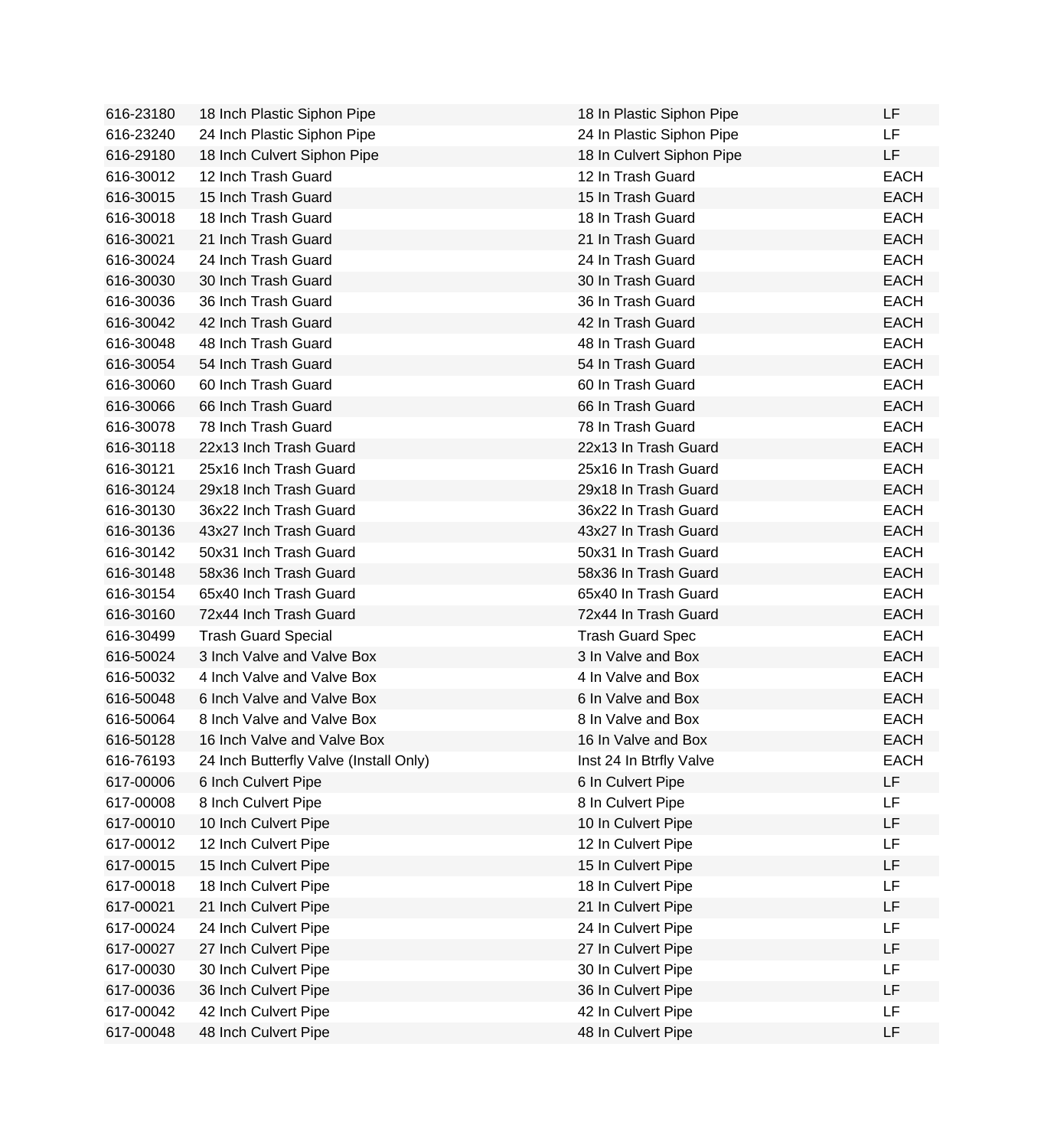| | | | |
|---|---|---|---|
| 616-23180 | 18 Inch Plastic Siphon Pipe | 18 In Plastic Siphon Pipe | LF |
| 616-23240 | 24 Inch Plastic Siphon Pipe | 24 In Plastic Siphon Pipe | LF |
| 616-29180 | 18 Inch Culvert Siphon Pipe | 18 In Culvert Siphon Pipe | LF |
| 616-30012 | 12 Inch Trash Guard | 12 In Trash Guard | EACH |
| 616-30015 | 15 Inch Trash Guard | 15 In Trash Guard | EACH |
| 616-30018 | 18 Inch Trash Guard | 18 In Trash Guard | EACH |
| 616-30021 | 21 Inch Trash Guard | 21 In Trash Guard | EACH |
| 616-30024 | 24 Inch Trash Guard | 24 In Trash Guard | EACH |
| 616-30030 | 30 Inch Trash Guard | 30 In Trash Guard | EACH |
| 616-30036 | 36 Inch Trash Guard | 36 In Trash Guard | EACH |
| 616-30042 | 42 Inch Trash Guard | 42 In Trash Guard | EACH |
| 616-30048 | 48 Inch Trash Guard | 48 In Trash Guard | EACH |
| 616-30054 | 54 Inch Trash Guard | 54 In Trash Guard | EACH |
| 616-30060 | 60 Inch Trash Guard | 60 In Trash Guard | EACH |
| 616-30066 | 66 Inch Trash Guard | 66 In Trash Guard | EACH |
| 616-30078 | 78 Inch Trash Guard | 78 In Trash Guard | EACH |
| 616-30118 | 22x13 Inch Trash Guard | 22x13 In Trash Guard | EACH |
| 616-30121 | 25x16 Inch Trash Guard | 25x16 In Trash Guard | EACH |
| 616-30124 | 29x18 Inch Trash Guard | 29x18 In Trash Guard | EACH |
| 616-30130 | 36x22 Inch Trash Guard | 36x22 In Trash Guard | EACH |
| 616-30136 | 43x27 Inch Trash Guard | 43x27 In Trash Guard | EACH |
| 616-30142 | 50x31 Inch Trash Guard | 50x31 In Trash Guard | EACH |
| 616-30148 | 58x36 Inch Trash Guard | 58x36 In Trash Guard | EACH |
| 616-30154 | 65x40 Inch Trash Guard | 65x40 In Trash Guard | EACH |
| 616-30160 | 72x44 Inch Trash Guard | 72x44 In Trash Guard | EACH |
| 616-30499 | Trash Guard Special | Trash Guard Spec | EACH |
| 616-50024 | 3 Inch Valve and Valve Box | 3 In Valve and Box | EACH |
| 616-50032 | 4 Inch Valve and Valve Box | 4 In Valve and Box | EACH |
| 616-50048 | 6 Inch Valve and Valve Box | 6 In Valve and Box | EACH |
| 616-50064 | 8 Inch Valve and Valve Box | 8 In Valve and Box | EACH |
| 616-50128 | 16 Inch Valve and Valve Box | 16 In Valve and Box | EACH |
| 616-76193 | 24 Inch Butterfly Valve (Install Only) | Inst 24 In Btrfly Valve | EACH |
| 617-00006 | 6 Inch Culvert Pipe | 6 In Culvert Pipe | LF |
| 617-00008 | 8 Inch Culvert Pipe | 8 In Culvert Pipe | LF |
| 617-00010 | 10 Inch Culvert Pipe | 10 In Culvert Pipe | LF |
| 617-00012 | 12 Inch Culvert Pipe | 12 In Culvert Pipe | LF |
| 617-00015 | 15 Inch Culvert Pipe | 15 In Culvert Pipe | LF |
| 617-00018 | 18 Inch Culvert Pipe | 18 In Culvert Pipe | LF |
| 617-00021 | 21 Inch Culvert Pipe | 21 In Culvert Pipe | LF |
| 617-00024 | 24 Inch Culvert Pipe | 24 In Culvert Pipe | LF |
| 617-00027 | 27 Inch Culvert Pipe | 27 In Culvert Pipe | LF |
| 617-00030 | 30 Inch Culvert Pipe | 30 In Culvert Pipe | LF |
| 617-00036 | 36 Inch Culvert Pipe | 36 In Culvert Pipe | LF |
| 617-00042 | 42 Inch Culvert Pipe | 42 In Culvert Pipe | LF |
| 617-00048 | 48 Inch Culvert Pipe | 48 In Culvert Pipe | LF |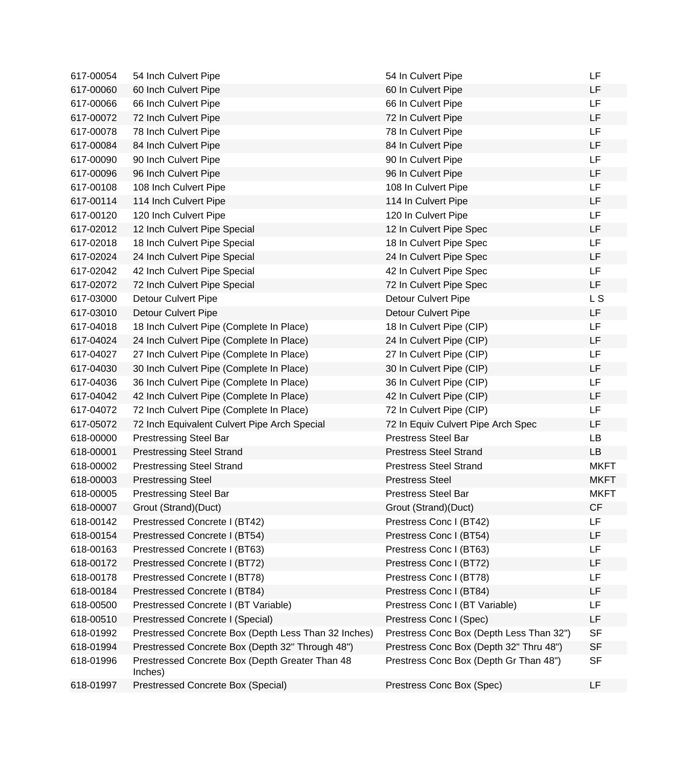| | | | |
|---|---|---|---|
| 617-00054 | 54 Inch Culvert Pipe | 54 In Culvert Pipe | LF |
| 617-00060 | 60 Inch Culvert Pipe | 60 In Culvert Pipe | LF |
| 617-00066 | 66 Inch Culvert Pipe | 66 In Culvert Pipe | LF |
| 617-00072 | 72 Inch Culvert Pipe | 72 In Culvert Pipe | LF |
| 617-00078 | 78 Inch Culvert Pipe | 78 In Culvert Pipe | LF |
| 617-00084 | 84 Inch Culvert Pipe | 84 In Culvert Pipe | LF |
| 617-00090 | 90 Inch Culvert Pipe | 90 In Culvert Pipe | LF |
| 617-00096 | 96 Inch Culvert Pipe | 96 In Culvert Pipe | LF |
| 617-00108 | 108 Inch Culvert Pipe | 108 In Culvert Pipe | LF |
| 617-00114 | 114 Inch Culvert Pipe | 114 In Culvert Pipe | LF |
| 617-00120 | 120 Inch Culvert Pipe | 120 In Culvert Pipe | LF |
| 617-02012 | 12 Inch Culvert Pipe Special | 12 In Culvert Pipe Spec | LF |
| 617-02018 | 18 Inch Culvert Pipe Special | 18 In Culvert Pipe Spec | LF |
| 617-02024 | 24 Inch Culvert Pipe Special | 24 In Culvert Pipe Spec | LF |
| 617-02042 | 42 Inch Culvert Pipe Special | 42 In Culvert Pipe Spec | LF |
| 617-02072 | 72 Inch Culvert Pipe Special | 72 In Culvert Pipe Spec | LF |
| 617-03000 | Detour Culvert Pipe | Detour Culvert Pipe | L S |
| 617-03010 | Detour Culvert Pipe | Detour Culvert Pipe | LF |
| 617-04018 | 18 Inch Culvert Pipe (Complete In Place) | 18 In Culvert Pipe (CIP) | LF |
| 617-04024 | 24 Inch Culvert Pipe (Complete In Place) | 24 In Culvert Pipe (CIP) | LF |
| 617-04027 | 27 Inch Culvert Pipe (Complete In Place) | 27 In Culvert Pipe (CIP) | LF |
| 617-04030 | 30 Inch Culvert Pipe (Complete In Place) | 30 In Culvert Pipe (CIP) | LF |
| 617-04036 | 36 Inch Culvert Pipe (Complete In Place) | 36 In Culvert Pipe (CIP) | LF |
| 617-04042 | 42 Inch Culvert Pipe (Complete In Place) | 42 In Culvert Pipe (CIP) | LF |
| 617-04072 | 72 Inch Culvert Pipe (Complete In Place) | 72 In Culvert Pipe (CIP) | LF |
| 617-05072 | 72 Inch Equivalent Culvert Pipe Arch Special | 72 In Equiv Culvert Pipe Arch Spec | LF |
| 618-00000 | Prestressing Steel Bar | Prestress Steel Bar | LB |
| 618-00001 | Prestressing Steel Strand | Prestress Steel Strand | LB |
| 618-00002 | Prestressing Steel Strand | Prestress Steel Strand | MKFT |
| 618-00003 | Prestressing Steel | Prestress Steel | MKFT |
| 618-00005 | Prestressing Steel Bar | Prestress Steel Bar | MKFT |
| 618-00007 | Grout (Strand)(Duct) | Grout (Strand)(Duct) | CF |
| 618-00142 | Prestressed Concrete I (BT42) | Prestress Conc I (BT42) | LF |
| 618-00154 | Prestressed Concrete I (BT54) | Prestress Conc I (BT54) | LF |
| 618-00163 | Prestressed Concrete I (BT63) | Prestress Conc I (BT63) | LF |
| 618-00172 | Prestressed Concrete I (BT72) | Prestress Conc I (BT72) | LF |
| 618-00178 | Prestressed Concrete I (BT78) | Prestress Conc I (BT78) | LF |
| 618-00184 | Prestressed Concrete I (BT84) | Prestress Conc I (BT84) | LF |
| 618-00500 | Prestressed Concrete I (BT Variable) | Prestress Conc I (BT Variable) | LF |
| 618-00510 | Prestressed Concrete I (Special) | Prestress Conc I (Spec) | LF |
| 618-01992 | Prestressed Concrete Box (Depth Less Than 32 Inches) | Prestress Conc Box (Depth Less Than 32") | SF |
| 618-01994 | Prestressed Concrete Box (Depth 32" Through 48") | Prestress Conc Box (Depth 32" Thru 48") | SF |
| 618-01996 | Prestressed Concrete Box (Depth Greater Than 48 Inches) | Prestress Conc Box (Depth Gr Than 48") | SF |
| 618-01997 | Prestressed Concrete Box (Special) | Prestress Conc Box (Spec) | LF |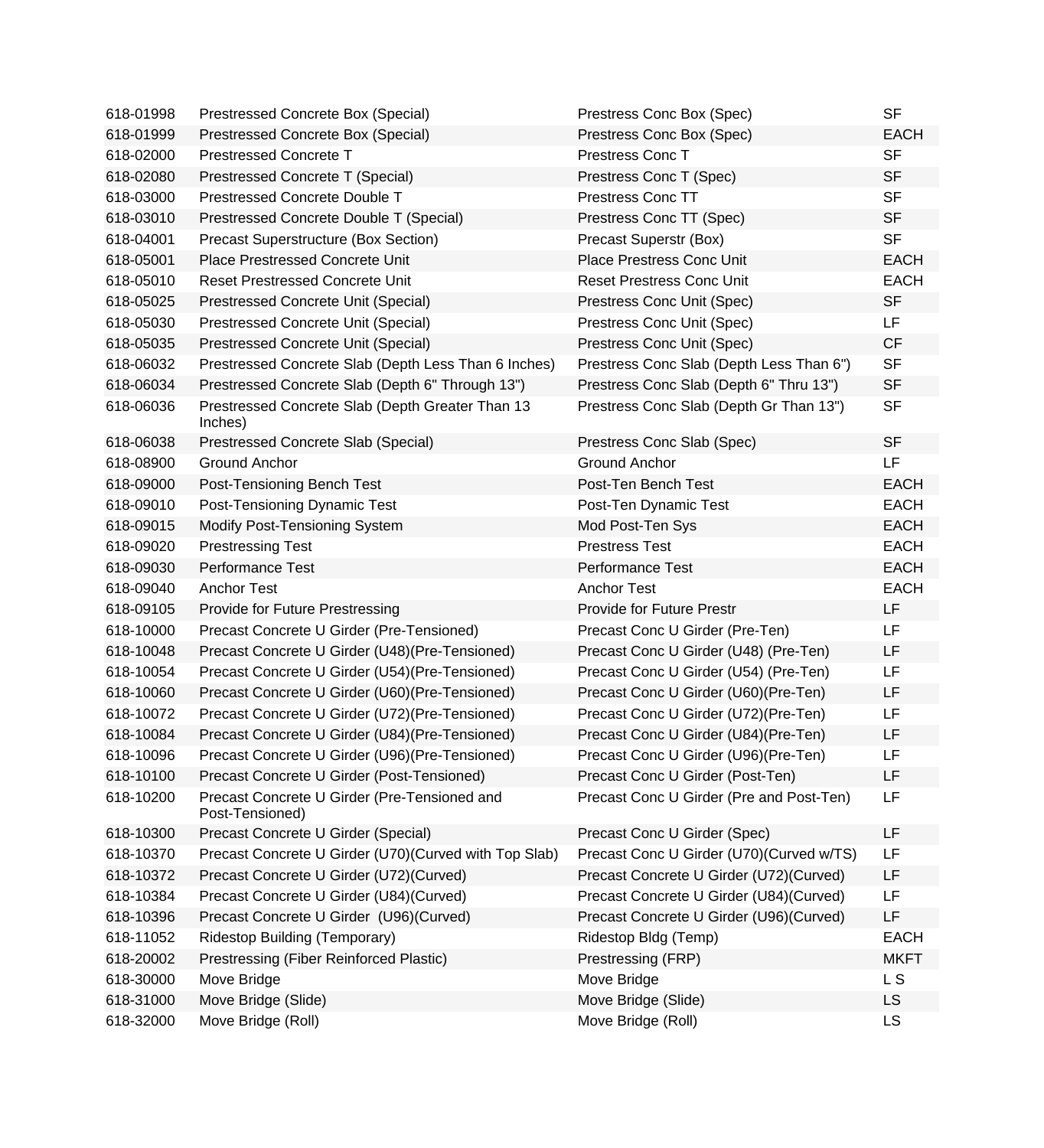| | | | |
|---|---|---|---|
| 618-01998 | Prestressed Concrete Box (Special) | Prestress Conc Box (Spec) | SF |
| 618-01999 | Prestressed Concrete Box (Special) | Prestress Conc Box (Spec) | EACH |
| 618-02000 | Prestressed Concrete T | Prestress Conc T | SF |
| 618-02080 | Prestressed Concrete T (Special) | Prestress Conc T (Spec) | SF |
| 618-03000 | Prestressed Concrete Double T | Prestress Conc TT | SF |
| 618-03010 | Prestressed Concrete Double T (Special) | Prestress Conc TT (Spec) | SF |
| 618-04001 | Precast Superstructure (Box Section) | Precast Superstr (Box) | SF |
| 618-05001 | Place Prestressed Concrete Unit | Place Prestress Conc Unit | EACH |
| 618-05010 | Reset Prestressed Concrete Unit | Reset Prestress Conc Unit | EACH |
| 618-05025 | Prestressed Concrete Unit (Special) | Prestress Conc Unit (Spec) | SF |
| 618-05030 | Prestressed Concrete Unit (Special) | Prestress Conc Unit (Spec) | LF |
| 618-05035 | Prestressed Concrete Unit (Special) | Prestress Conc Unit (Spec) | CF |
| 618-06032 | Prestressed Concrete Slab (Depth Less Than 6 Inches) | Prestress Conc Slab (Depth Less Than 6") | SF |
| 618-06034 | Prestressed Concrete Slab (Depth 6" Through 13") | Prestress Conc Slab (Depth 6" Thru 13") | SF |
| 618-06036 | Prestressed Concrete Slab (Depth Greater Than 13 Inches) | Prestress Conc Slab (Depth Gr Than 13") | SF |
| 618-06038 | Prestressed Concrete Slab (Special) | Prestress Conc Slab (Spec) | SF |
| 618-08900 | Ground Anchor | Ground Anchor | LF |
| 618-09000 | Post-Tensioning Bench Test | Post-Ten Bench Test | EACH |
| 618-09010 | Post-Tensioning Dynamic Test | Post-Ten Dynamic Test | EACH |
| 618-09015 | Modify Post-Tensioning System | Mod Post-Ten Sys | EACH |
| 618-09020 | Prestressing Test | Prestress Test | EACH |
| 618-09030 | Performance Test | Performance Test | EACH |
| 618-09040 | Anchor Test | Anchor Test | EACH |
| 618-09105 | Provide for Future Prestressing | Provide for Future Prestr | LF |
| 618-10000 | Precast Concrete U Girder (Pre-Tensioned) | Precast Conc U Girder (Pre-Ten) | LF |
| 618-10048 | Precast Concrete U Girder (U48)(Pre-Tensioned) | Precast Conc U Girder (U48) (Pre-Ten) | LF |
| 618-10054 | Precast Concrete U Girder (U54)(Pre-Tensioned) | Precast Conc U Girder (U54) (Pre-Ten) | LF |
| 618-10060 | Precast Concrete U Girder (U60)(Pre-Tensioned) | Precast Conc U Girder (U60)(Pre-Ten) | LF |
| 618-10072 | Precast Concrete U Girder (U72)(Pre-Tensioned) | Precast Conc U Girder (U72)(Pre-Ten) | LF |
| 618-10084 | Precast Concrete U Girder (U84)(Pre-Tensioned) | Precast Conc U Girder (U84)(Pre-Ten) | LF |
| 618-10096 | Precast Concrete U Girder (U96)(Pre-Tensioned) | Precast Conc U Girder (U96)(Pre-Ten) | LF |
| 618-10100 | Precast Concrete U Girder (Post-Tensioned) | Precast Conc U Girder (Post-Ten) | LF |
| 618-10200 | Precast Concrete U Girder (Pre-Tensioned and Post-Tensioned) | Precast Conc U Girder (Pre and Post-Ten) | LF |
| 618-10300 | Precast Concrete U Girder (Special) | Precast Conc U Girder (Spec) | LF |
| 618-10370 | Precast Concrete U Girder (U70)(Curved with Top Slab) | Precast Conc U Girder (U70)(Curved w/TS) | LF |
| 618-10372 | Precast Concrete U Girder (U72)(Curved) | Precast Concrete U Girder (U72)(Curved) | LF |
| 618-10384 | Precast Concrete U Girder (U84)(Curved) | Precast Concrete U Girder (U84)(Curved) | LF |
| 618-10396 | Precast Concrete U Girder (U96)(Curved) | Precast Concrete U Girder (U96)(Curved) | LF |
| 618-11052 | Ridestop Building (Temporary) | Ridestop Bldg (Temp) | EACH |
| 618-20002 | Prestressing (Fiber Reinforced Plastic) | Prestressing (FRP) | MKFT |
| 618-30000 | Move Bridge | Move Bridge | L S |
| 618-31000 | Move Bridge (Slide) | Move Bridge (Slide) | LS |
| 618-32000 | Move Bridge (Roll) | Move Bridge (Roll) | LS |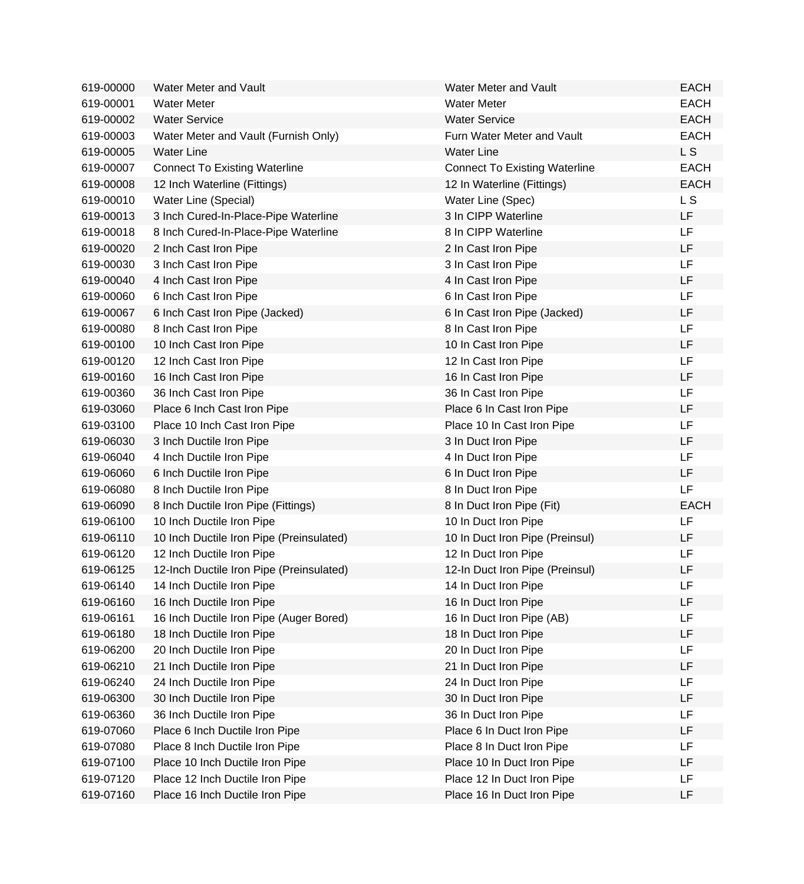| | | | |
|---|---|---|---|
| 619-00000 | Water Meter and Vault | Water Meter and Vault | EACH |
| 619-00001 | Water Meter | Water Meter | EACH |
| 619-00002 | Water Service | Water Service | EACH |
| 619-00003 | Water Meter and Vault (Furnish Only) | Furn Water Meter and Vault | EACH |
| 619-00005 | Water Line | Water Line | L S |
| 619-00007 | Connect To Existing Waterline | Connect To Existing Waterline | EACH |
| 619-00008 | 12 Inch Waterline (Fittings) | 12 In Waterline (Fittings) | EACH |
| 619-00010 | Water Line (Special) | Water Line (Spec) | L S |
| 619-00013 | 3 Inch Cured-In-Place-Pipe Waterline | 3 In CIPP Waterline | LF |
| 619-00018 | 8 Inch Cured-In-Place-Pipe Waterline | 8 In CIPP Waterline | LF |
| 619-00020 | 2 Inch Cast Iron Pipe | 2 In Cast Iron Pipe | LF |
| 619-00030 | 3 Inch Cast Iron Pipe | 3 In Cast Iron Pipe | LF |
| 619-00040 | 4 Inch Cast Iron Pipe | 4 In Cast Iron Pipe | LF |
| 619-00060 | 6 Inch Cast Iron Pipe | 6 In Cast Iron Pipe | LF |
| 619-00067 | 6 Inch Cast Iron Pipe (Jacked) | 6 In Cast Iron Pipe (Jacked) | LF |
| 619-00080 | 8 Inch Cast Iron Pipe | 8 In Cast Iron Pipe | LF |
| 619-00100 | 10 Inch Cast Iron Pipe | 10 In Cast Iron Pipe | LF |
| 619-00120 | 12 Inch Cast Iron Pipe | 12 In Cast Iron Pipe | LF |
| 619-00160 | 16 Inch Cast Iron Pipe | 16 In Cast Iron Pipe | LF |
| 619-00360 | 36 Inch Cast Iron Pipe | 36 In Cast Iron Pipe | LF |
| 619-03060 | Place 6 Inch Cast Iron Pipe | Place 6 In Cast Iron Pipe | LF |
| 619-03100 | Place 10 Inch Cast Iron Pipe | Place 10 In Cast Iron Pipe | LF |
| 619-06030 | 3 Inch Ductile Iron Pipe | 3 In Duct Iron Pipe | LF |
| 619-06040 | 4 Inch Ductile Iron Pipe | 4 In Duct Iron Pipe | LF |
| 619-06060 | 6 Inch Ductile Iron Pipe | 6 In Duct Iron Pipe | LF |
| 619-06080 | 8 Inch Ductile Iron Pipe | 8 In Duct Iron Pipe | LF |
| 619-06090 | 8 Inch Ductile Iron Pipe (Fittings) | 8 In Duct Iron Pipe (Fit) | EACH |
| 619-06100 | 10 Inch Ductile Iron Pipe | 10 In Duct Iron Pipe | LF |
| 619-06110 | 10 Inch Ductile Iron Pipe (Preinsulated) | 10 In Duct Iron Pipe (Preinsul) | LF |
| 619-06120 | 12 Inch Ductile Iron Pipe | 12 In Duct Iron Pipe | LF |
| 619-06125 | 12-Inch Ductile Iron Pipe (Preinsulated) | 12-In Duct Iron Pipe (Preinsul) | LF |
| 619-06140 | 14 Inch Ductile Iron Pipe | 14 In Duct Iron Pipe | LF |
| 619-06160 | 16 Inch Ductile Iron Pipe | 16 In Duct Iron Pipe | LF |
| 619-06161 | 16 Inch Ductile Iron Pipe (Auger Bored) | 16 In Duct Iron Pipe (AB) | LF |
| 619-06180 | 18 Inch Ductile Iron Pipe | 18 In Duct Iron Pipe | LF |
| 619-06200 | 20 Inch Ductile Iron Pipe | 20 In Duct Iron Pipe | LF |
| 619-06210 | 21 Inch Ductile Iron Pipe | 21 In Duct Iron Pipe | LF |
| 619-06240 | 24 Inch Ductile Iron Pipe | 24 In Duct Iron Pipe | LF |
| 619-06300 | 30 Inch Ductile Iron Pipe | 30 In Duct Iron Pipe | LF |
| 619-06360 | 36 Inch Ductile Iron Pipe | 36 In Duct Iron Pipe | LF |
| 619-07060 | Place 6 Inch Ductile Iron Pipe | Place 6 In Duct Iron Pipe | LF |
| 619-07080 | Place 8 Inch Ductile Iron Pipe | Place 8 In Duct Iron Pipe | LF |
| 619-07100 | Place 10 Inch Ductile Iron Pipe | Place 10 In Duct Iron Pipe | LF |
| 619-07120 | Place 12 Inch Ductile Iron Pipe | Place 12 In Duct Iron Pipe | LF |
| 619-07160 | Place 16 Inch Ductile Iron Pipe | Place 16 In Duct Iron Pipe | LF |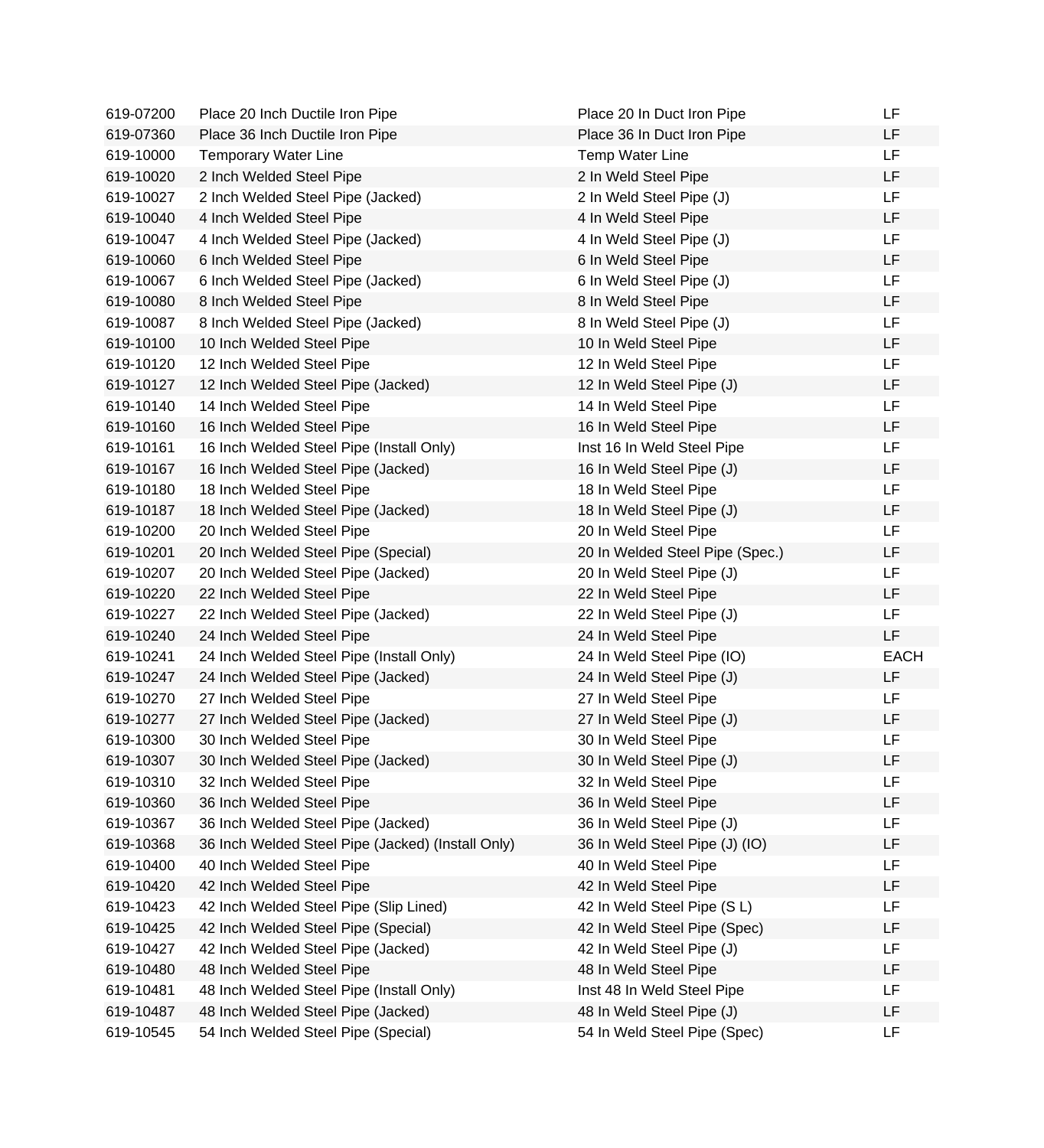| | | | |
|---|---|---|---|
| 619-07200 | Place 20 Inch Ductile Iron Pipe | Place 20 In Duct Iron Pipe | LF |
| 619-07360 | Place 36 Inch Ductile Iron Pipe | Place 36 In Duct Iron Pipe | LF |
| 619-10000 | Temporary Water Line | Temp Water Line | LF |
| 619-10020 | 2 Inch Welded Steel Pipe | 2 In Weld Steel Pipe | LF |
| 619-10027 | 2 Inch Welded Steel Pipe (Jacked) | 2 In Weld Steel Pipe (J) | LF |
| 619-10040 | 4 Inch Welded Steel Pipe | 4 In Weld Steel Pipe | LF |
| 619-10047 | 4 Inch Welded Steel Pipe (Jacked) | 4 In Weld Steel Pipe (J) | LF |
| 619-10060 | 6 Inch Welded Steel Pipe | 6 In Weld Steel Pipe | LF |
| 619-10067 | 6 Inch Welded Steel Pipe (Jacked) | 6 In Weld Steel Pipe (J) | LF |
| 619-10080 | 8 Inch Welded Steel Pipe | 8 In Weld Steel Pipe | LF |
| 619-10087 | 8 Inch Welded Steel Pipe (Jacked) | 8 In Weld Steel Pipe (J) | LF |
| 619-10100 | 10 Inch Welded Steel Pipe | 10 In Weld Steel Pipe | LF |
| 619-10120 | 12 Inch Welded Steel Pipe | 12 In Weld Steel Pipe | LF |
| 619-10127 | 12 Inch Welded Steel Pipe (Jacked) | 12 In Weld Steel Pipe (J) | LF |
| 619-10140 | 14 Inch Welded Steel Pipe | 14 In Weld Steel Pipe | LF |
| 619-10160 | 16 Inch Welded Steel Pipe | 16 In Weld Steel Pipe | LF |
| 619-10161 | 16 Inch Welded Steel Pipe (Install Only) | Inst 16 In Weld Steel Pipe | LF |
| 619-10167 | 16 Inch Welded Steel Pipe (Jacked) | 16 In Weld Steel Pipe (J) | LF |
| 619-10180 | 18 Inch Welded Steel Pipe | 18 In Weld Steel Pipe | LF |
| 619-10187 | 18 Inch Welded Steel Pipe (Jacked) | 18 In Weld Steel Pipe (J) | LF |
| 619-10200 | 20 Inch Welded Steel Pipe | 20 In Weld Steel Pipe | LF |
| 619-10201 | 20 Inch Welded Steel Pipe (Special) | 20 In Welded Steel Pipe (Spec.) | LF |
| 619-10207 | 20 Inch Welded Steel Pipe (Jacked) | 20 In Weld Steel Pipe (J) | LF |
| 619-10220 | 22 Inch Welded Steel Pipe | 22 In Weld Steel Pipe | LF |
| 619-10227 | 22 Inch Welded Steel Pipe (Jacked) | 22 In Weld Steel Pipe (J) | LF |
| 619-10240 | 24 Inch Welded Steel Pipe | 24 In Weld Steel Pipe | LF |
| 619-10241 | 24 Inch Welded Steel Pipe (Install Only) | 24 In Weld Steel Pipe (IO) | EACH |
| 619-10247 | 24 Inch Welded Steel Pipe (Jacked) | 24 In Weld Steel Pipe (J) | LF |
| 619-10270 | 27 Inch Welded Steel Pipe | 27 In Weld Steel Pipe | LF |
| 619-10277 | 27 Inch Welded Steel Pipe (Jacked) | 27 In Weld Steel Pipe (J) | LF |
| 619-10300 | 30 Inch Welded Steel Pipe | 30 In Weld Steel Pipe | LF |
| 619-10307 | 30 Inch Welded Steel Pipe (Jacked) | 30 In Weld Steel Pipe (J) | LF |
| 619-10310 | 32 Inch Welded Steel Pipe | 32 In Weld Steel Pipe | LF |
| 619-10360 | 36 Inch Welded Steel Pipe | 36 In Weld Steel Pipe | LF |
| 619-10367 | 36 Inch Welded Steel Pipe (Jacked) | 36 In Weld Steel Pipe (J) | LF |
| 619-10368 | 36 Inch Welded Steel Pipe (Jacked) (Install Only) | 36 In Weld Steel Pipe (J) (IO) | LF |
| 619-10400 | 40 Inch Welded Steel Pipe | 40 In Weld Steel Pipe | LF |
| 619-10420 | 42 Inch Welded Steel Pipe | 42 In Weld Steel Pipe | LF |
| 619-10423 | 42 Inch Welded Steel Pipe (Slip Lined) | 42 In Weld Steel Pipe (S L) | LF |
| 619-10425 | 42 Inch Welded Steel Pipe (Special) | 42 In Weld Steel Pipe (Spec) | LF |
| 619-10427 | 42 Inch Welded Steel Pipe (Jacked) | 42 In Weld Steel Pipe (J) | LF |
| 619-10480 | 48 Inch Welded Steel Pipe | 48 In Weld Steel Pipe | LF |
| 619-10481 | 48 Inch Welded Steel Pipe (Install Only) | Inst 48 In Weld Steel Pipe | LF |
| 619-10487 | 48 Inch Welded Steel Pipe (Jacked) | 48 In Weld Steel Pipe (J) | LF |
| 619-10545 | 54 Inch Welded Steel Pipe (Special) | 54 In Weld Steel Pipe (Spec) | LF |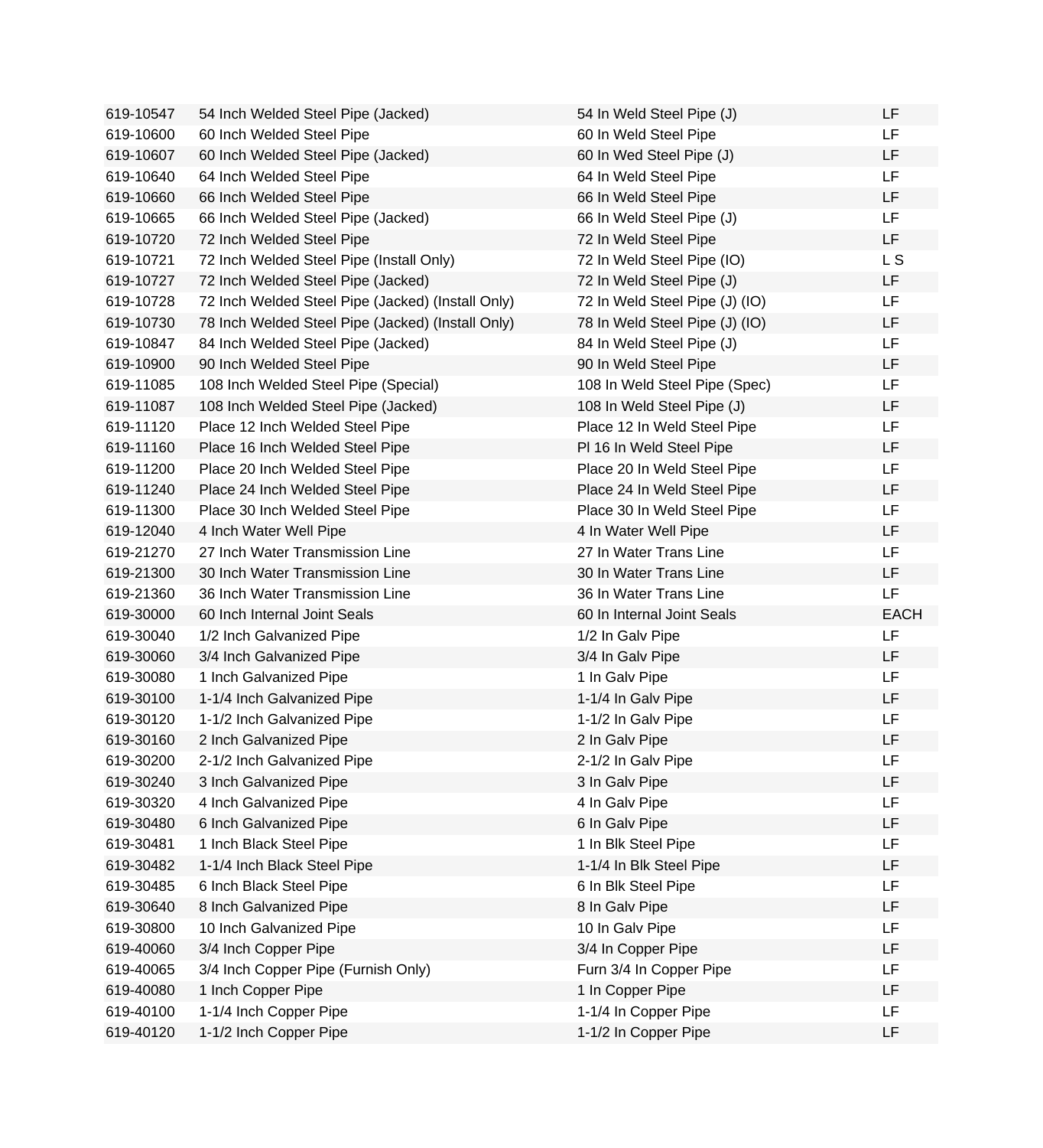| | | | |
|---|---|---|---|
| 619-10547 | 54 Inch Welded Steel Pipe (Jacked) | 54 In Weld Steel Pipe (J) | LF |
| 619-10600 | 60 Inch Welded Steel Pipe | 60 In Weld Steel Pipe | LF |
| 619-10607 | 60 Inch Welded Steel Pipe (Jacked) | 60 In Wed Steel Pipe (J) | LF |
| 619-10640 | 64 Inch Welded Steel Pipe | 64 In Weld Steel Pipe | LF |
| 619-10660 | 66 Inch Welded Steel Pipe | 66 In Weld Steel Pipe | LF |
| 619-10665 | 66 Inch Welded Steel Pipe (Jacked) | 66 In Weld Steel Pipe (J) | LF |
| 619-10720 | 72 Inch Welded Steel Pipe | 72 In Weld Steel Pipe | LF |
| 619-10721 | 72 Inch Welded Steel Pipe (Install Only) | 72 In Weld Steel Pipe (IO) | L S |
| 619-10727 | 72 Inch Welded Steel Pipe (Jacked) | 72 In Weld Steel Pipe (J) | LF |
| 619-10728 | 72 Inch Welded Steel Pipe (Jacked) (Install Only) | 72 In Weld Steel Pipe (J) (IO) | LF |
| 619-10730 | 78 Inch Welded Steel Pipe (Jacked) (Install Only) | 78 In Weld Steel Pipe (J) (IO) | LF |
| 619-10847 | 84 Inch Welded Steel Pipe (Jacked) | 84 In Weld Steel Pipe (J) | LF |
| 619-10900 | 90 Inch Welded Steel Pipe | 90 In Weld Steel Pipe | LF |
| 619-11085 | 108 Inch Welded Steel Pipe (Special) | 108 In Weld Steel Pipe (Spec) | LF |
| 619-11087 | 108 Inch Welded Steel Pipe (Jacked) | 108 In Weld Steel Pipe (J) | LF |
| 619-11120 | Place 12 Inch Welded Steel Pipe | Place 12 In Weld Steel Pipe | LF |
| 619-11160 | Place 16 Inch Welded Steel Pipe | Pl 16 In Weld Steel Pipe | LF |
| 619-11200 | Place 20 Inch Welded Steel Pipe | Place 20 In Weld Steel Pipe | LF |
| 619-11240 | Place 24 Inch Welded Steel Pipe | Place 24 In Weld Steel Pipe | LF |
| 619-11300 | Place 30 Inch Welded Steel Pipe | Place 30 In Weld Steel Pipe | LF |
| 619-12040 | 4 Inch Water Well Pipe | 4 In Water Well Pipe | LF |
| 619-21270 | 27 Inch Water Transmission Line | 27 In Water Trans Line | LF |
| 619-21300 | 30 Inch Water Transmission Line | 30 In Water Trans Line | LF |
| 619-21360 | 36 Inch Water Transmission Line | 36 In Water Trans Line | LF |
| 619-30000 | 60 Inch Internal Joint Seals | 60 In Internal Joint Seals | EACH |
| 619-30040 | 1/2 Inch Galvanized Pipe | 1/2 In Galv Pipe | LF |
| 619-30060 | 3/4 Inch Galvanized Pipe | 3/4 In Galv Pipe | LF |
| 619-30080 | 1 Inch Galvanized Pipe | 1 In Galv Pipe | LF |
| 619-30100 | 1-1/4 Inch Galvanized Pipe | 1-1/4 In Galv Pipe | LF |
| 619-30120 | 1-1/2 Inch Galvanized Pipe | 1-1/2 In Galv Pipe | LF |
| 619-30160 | 2 Inch Galvanized Pipe | 2 In Galv Pipe | LF |
| 619-30200 | 2-1/2 Inch Galvanized Pipe | 2-1/2 In Galv Pipe | LF |
| 619-30240 | 3 Inch Galvanized Pipe | 3 In Galv Pipe | LF |
| 619-30320 | 4 Inch Galvanized Pipe | 4 In Galv Pipe | LF |
| 619-30480 | 6 Inch Galvanized Pipe | 6 In Galv Pipe | LF |
| 619-30481 | 1 Inch Black Steel Pipe | 1 In Blk Steel Pipe | LF |
| 619-30482 | 1-1/4 Inch Black Steel Pipe | 1-1/4 In Blk Steel Pipe | LF |
| 619-30485 | 6 Inch Black Steel Pipe | 6 In Blk Steel Pipe | LF |
| 619-30640 | 8 Inch Galvanized Pipe | 8 In Galv Pipe | LF |
| 619-30800 | 10 Inch Galvanized Pipe | 10 In Galv Pipe | LF |
| 619-40060 | 3/4 Inch Copper Pipe | 3/4 In Copper Pipe | LF |
| 619-40065 | 3/4 Inch Copper Pipe (Furnish Only) | Furn 3/4 In Copper Pipe | LF |
| 619-40080 | 1 Inch Copper Pipe | 1 In Copper Pipe | LF |
| 619-40100 | 1-1/4 Inch Copper Pipe | 1-1/4 In Copper Pipe | LF |
| 619-40120 | 1-1/2 Inch Copper Pipe | 1-1/2 In Copper Pipe | LF |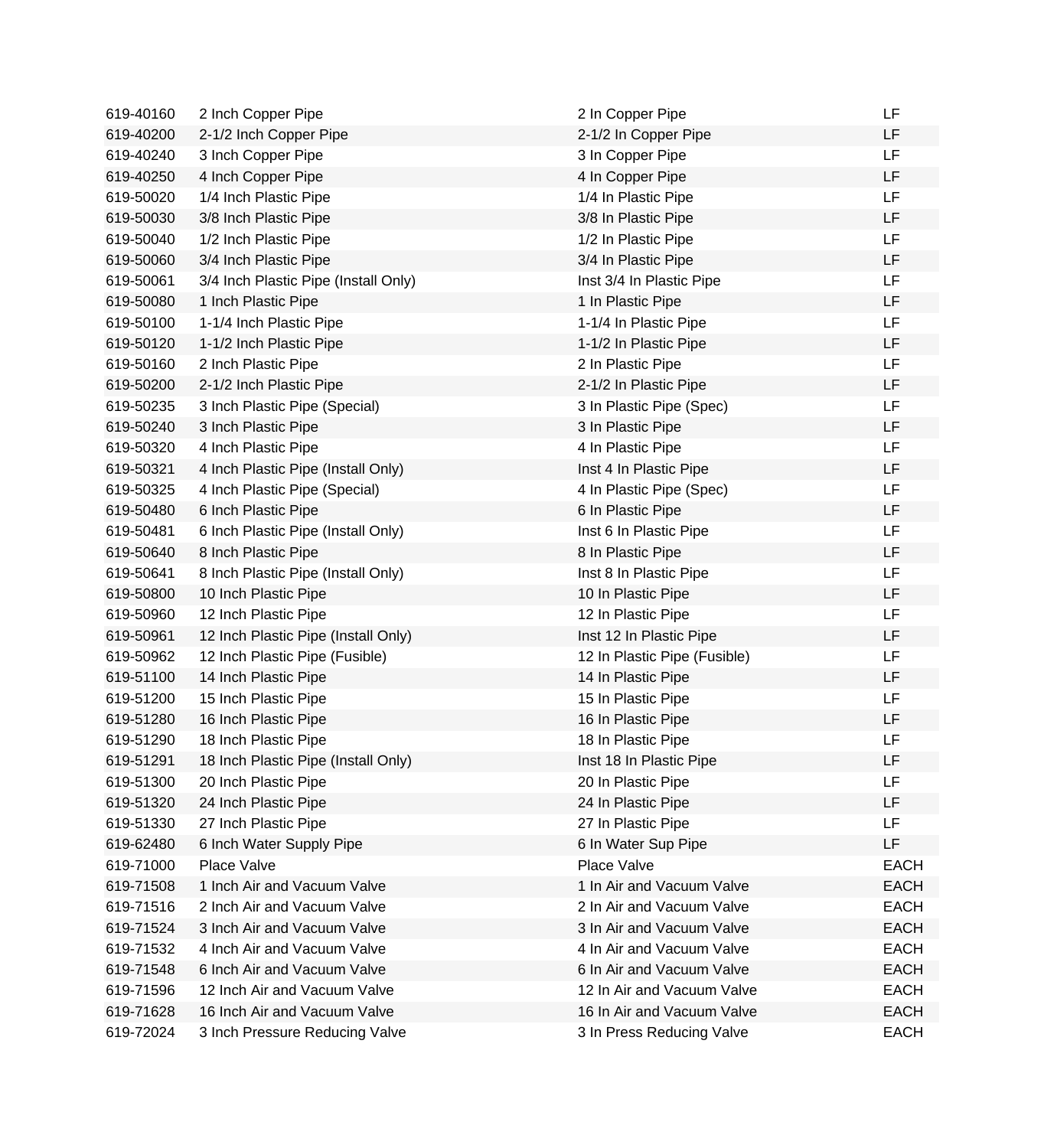| | | | |
|---|---|---|---|
| 619-40160 | 2 Inch Copper Pipe | 2 In Copper Pipe | LF |
| 619-40200 | 2-1/2 Inch Copper Pipe | 2-1/2 In Copper Pipe | LF |
| 619-40240 | 3 Inch Copper Pipe | 3 In Copper Pipe | LF |
| 619-40250 | 4 Inch Copper Pipe | 4 In Copper Pipe | LF |
| 619-50020 | 1/4 Inch Plastic Pipe | 1/4 In Plastic Pipe | LF |
| 619-50030 | 3/8 Inch Plastic Pipe | 3/8 In Plastic Pipe | LF |
| 619-50040 | 1/2 Inch Plastic Pipe | 1/2 In Plastic Pipe | LF |
| 619-50060 | 3/4 Inch Plastic Pipe | 3/4 In Plastic Pipe | LF |
| 619-50061 | 3/4 Inch Plastic Pipe (Install Only) | Inst 3/4 In Plastic Pipe | LF |
| 619-50080 | 1 Inch Plastic Pipe | 1 In Plastic Pipe | LF |
| 619-50100 | 1-1/4 Inch Plastic Pipe | 1-1/4 In Plastic Pipe | LF |
| 619-50120 | 1-1/2 Inch Plastic Pipe | 1-1/2 In Plastic Pipe | LF |
| 619-50160 | 2 Inch Plastic Pipe | 2 In Plastic Pipe | LF |
| 619-50200 | 2-1/2 Inch Plastic Pipe | 2-1/2 In Plastic Pipe | LF |
| 619-50235 | 3 Inch Plastic Pipe (Special) | 3 In Plastic Pipe (Spec) | LF |
| 619-50240 | 3 Inch Plastic Pipe | 3 In Plastic Pipe | LF |
| 619-50320 | 4 Inch Plastic Pipe | 4 In Plastic Pipe | LF |
| 619-50321 | 4 Inch Plastic Pipe (Install Only) | Inst 4 In Plastic Pipe | LF |
| 619-50325 | 4 Inch Plastic Pipe (Special) | 4 In Plastic Pipe (Spec) | LF |
| 619-50480 | 6 Inch Plastic Pipe | 6 In Plastic Pipe | LF |
| 619-50481 | 6 Inch Plastic Pipe (Install Only) | Inst 6 In Plastic Pipe | LF |
| 619-50640 | 8 Inch Plastic Pipe | 8 In Plastic Pipe | LF |
| 619-50641 | 8 Inch Plastic Pipe (Install Only) | Inst 8 In Plastic Pipe | LF |
| 619-50800 | 10 Inch Plastic Pipe | 10 In Plastic Pipe | LF |
| 619-50960 | 12 Inch Plastic Pipe | 12 In Plastic Pipe | LF |
| 619-50961 | 12 Inch Plastic Pipe (Install Only) | Inst 12 In Plastic Pipe | LF |
| 619-50962 | 12 Inch Plastic Pipe (Fusible) | 12 In Plastic Pipe (Fusible) | LF |
| 619-51100 | 14 Inch Plastic Pipe | 14 In Plastic Pipe | LF |
| 619-51200 | 15 Inch Plastic Pipe | 15 In Plastic Pipe | LF |
| 619-51280 | 16 Inch Plastic Pipe | 16 In Plastic Pipe | LF |
| 619-51290 | 18 Inch Plastic Pipe | 18 In Plastic Pipe | LF |
| 619-51291 | 18 Inch Plastic Pipe (Install Only) | Inst 18 In Plastic Pipe | LF |
| 619-51300 | 20 Inch Plastic Pipe | 20 In Plastic Pipe | LF |
| 619-51320 | 24 Inch Plastic Pipe | 24 In Plastic Pipe | LF |
| 619-51330 | 27 Inch Plastic Pipe | 27 In Plastic Pipe | LF |
| 619-62480 | 6 Inch Water Supply Pipe | 6 In Water Sup Pipe | LF |
| 619-71000 | Place Valve | Place Valve | EACH |
| 619-71508 | 1 Inch Air and Vacuum Valve | 1 In Air and Vacuum Valve | EACH |
| 619-71516 | 2 Inch Air and Vacuum Valve | 2 In Air and Vacuum Valve | EACH |
| 619-71524 | 3 Inch Air and Vacuum Valve | 3 In Air and Vacuum Valve | EACH |
| 619-71532 | 4 Inch Air and Vacuum Valve | 4 In Air and Vacuum Valve | EACH |
| 619-71548 | 6 Inch Air and Vacuum Valve | 6 In Air and Vacuum Valve | EACH |
| 619-71596 | 12 Inch Air and Vacuum Valve | 12 In Air and Vacuum Valve | EACH |
| 619-71628 | 16 Inch Air and Vacuum Valve | 16 In Air and Vacuum Valve | EACH |
| 619-72024 | 3 Inch Pressure Reducing Valve | 3 In Press Reducing Valve | EACH |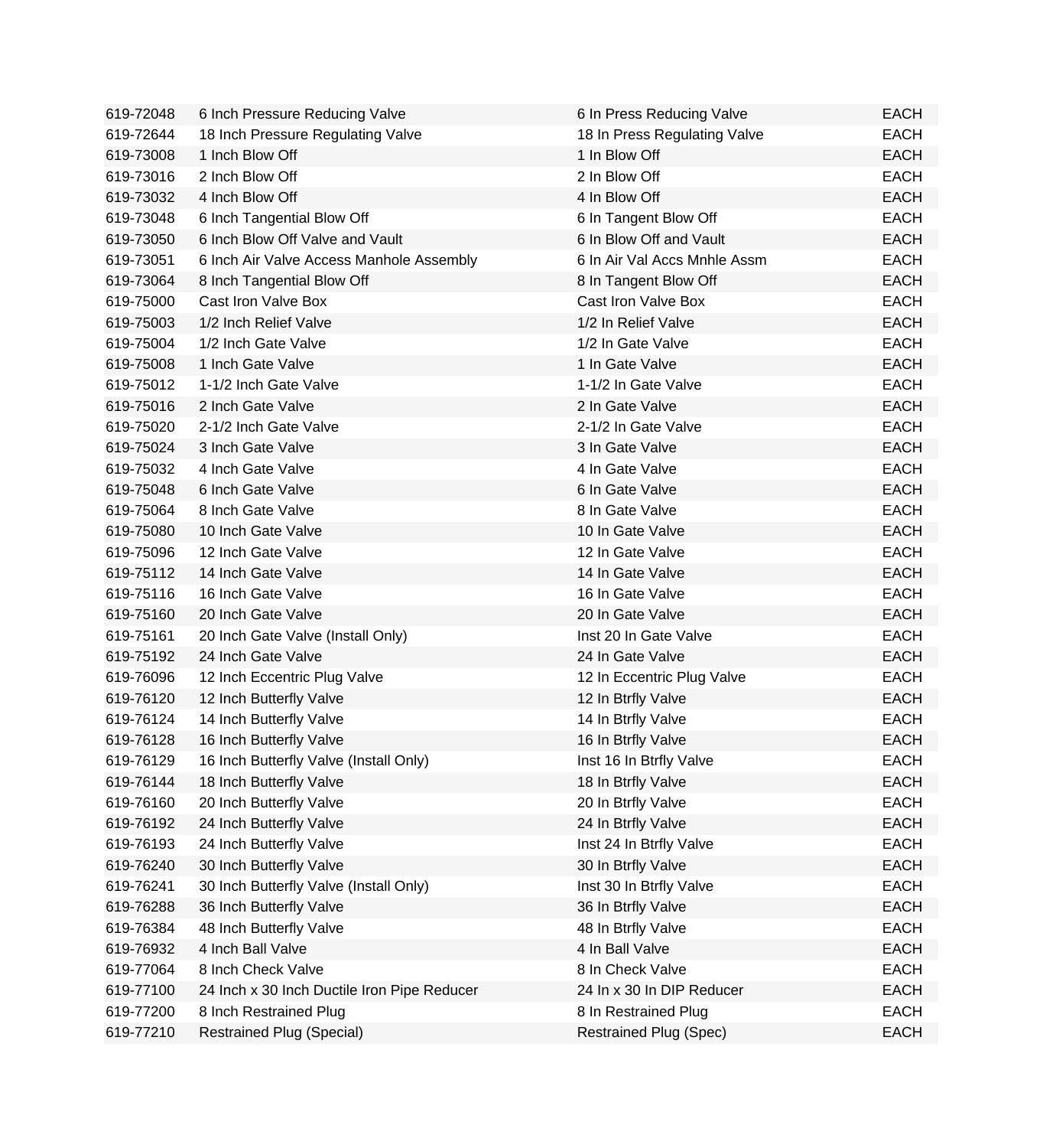| | | | |
|---|---|---|---|
| 619-72048 | 6 Inch Pressure Reducing Valve | 6 In Press Reducing Valve | EACH |
| 619-72644 | 18 Inch Pressure Regulating Valve | 18 In Press Regulating Valve | EACH |
| 619-73008 | 1 Inch Blow Off | 1 In Blow Off | EACH |
| 619-73016 | 2 Inch Blow Off | 2 In Blow Off | EACH |
| 619-73032 | 4 Inch Blow Off | 4 In Blow Off | EACH |
| 619-73048 | 6 Inch Tangential Blow Off | 6 In Tangent Blow Off | EACH |
| 619-73050 | 6 Inch Blow Off Valve and Vault | 6 In Blow Off and Vault | EACH |
| 619-73051 | 6 Inch Air Valve Access Manhole Assembly | 6 In Air Val Accs Mnhle Assm | EACH |
| 619-73064 | 8 Inch Tangential Blow Off | 8 In Tangent Blow Off | EACH |
| 619-75000 | Cast Iron Valve Box | Cast Iron Valve Box | EACH |
| 619-75003 | 1/2 Inch Relief Valve | 1/2 In Relief Valve | EACH |
| 619-75004 | 1/2 Inch Gate Valve | 1/2 In Gate Valve | EACH |
| 619-75008 | 1 Inch Gate Valve | 1 In Gate Valve | EACH |
| 619-75012 | 1-1/2 Inch Gate Valve | 1-1/2 In Gate Valve | EACH |
| 619-75016 | 2 Inch Gate Valve | 2 In Gate Valve | EACH |
| 619-75020 | 2-1/2 Inch Gate Valve | 2-1/2 In Gate Valve | EACH |
| 619-75024 | 3 Inch Gate Valve | 3 In Gate Valve | EACH |
| 619-75032 | 4 Inch Gate Valve | 4 In Gate Valve | EACH |
| 619-75048 | 6 Inch Gate Valve | 6 In Gate Valve | EACH |
| 619-75064 | 8 Inch Gate Valve | 8 In Gate Valve | EACH |
| 619-75080 | 10 Inch Gate Valve | 10 In Gate Valve | EACH |
| 619-75096 | 12 Inch Gate Valve | 12 In Gate Valve | EACH |
| 619-75112 | 14 Inch Gate Valve | 14 In Gate Valve | EACH |
| 619-75116 | 16 Inch Gate Valve | 16 In Gate Valve | EACH |
| 619-75160 | 20 Inch Gate Valve | 20 In Gate Valve | EACH |
| 619-75161 | 20 Inch Gate Valve (Install Only) | Inst 20 In Gate Valve | EACH |
| 619-75192 | 24 Inch Gate Valve | 24 In Gate Valve | EACH |
| 619-76096 | 12 Inch Eccentric Plug Valve | 12 In Eccentric Plug Valve | EACH |
| 619-76120 | 12 Inch Butterfly Valve | 12 In Btrfly Valve | EACH |
| 619-76124 | 14 Inch Butterfly Valve | 14 In Btrfly Valve | EACH |
| 619-76128 | 16 Inch Butterfly Valve | 16 In Btrfly Valve | EACH |
| 619-76129 | 16 Inch Butterfly Valve (Install Only) | Inst 16 In Btrfly Valve | EACH |
| 619-76144 | 18 Inch Butterfly Valve | 18 In Btrfly Valve | EACH |
| 619-76160 | 20 Inch Butterfly Valve | 20 In Btrfly Valve | EACH |
| 619-76192 | 24 Inch Butterfly Valve | 24 In Btrfly Valve | EACH |
| 619-76193 | 24 Inch Butterfly Valve | Inst 24 In Btrfly Valve | EACH |
| 619-76240 | 30 Inch Butterfly Valve | 30 In Btrfly Valve | EACH |
| 619-76241 | 30 Inch Butterfly Valve (Install Only) | Inst 30 In Btrfly Valve | EACH |
| 619-76288 | 36 Inch Butterfly Valve | 36 In Btrfly Valve | EACH |
| 619-76384 | 48 Inch Butterfly Valve | 48 In Btrfly Valve | EACH |
| 619-76932 | 4 Inch Ball Valve | 4 In Ball Valve | EACH |
| 619-77064 | 8 Inch Check Valve | 8 In Check Valve | EACH |
| 619-77100 | 24 Inch x 30 Inch Ductile Iron Pipe Reducer | 24 In x 30 In DIP Reducer | EACH |
| 619-77200 | 8 Inch Restrained Plug | 8 In Restrained Plug | EACH |
| 619-77210 | Restrained Plug (Special) | Restrained Plug (Spec) | EACH |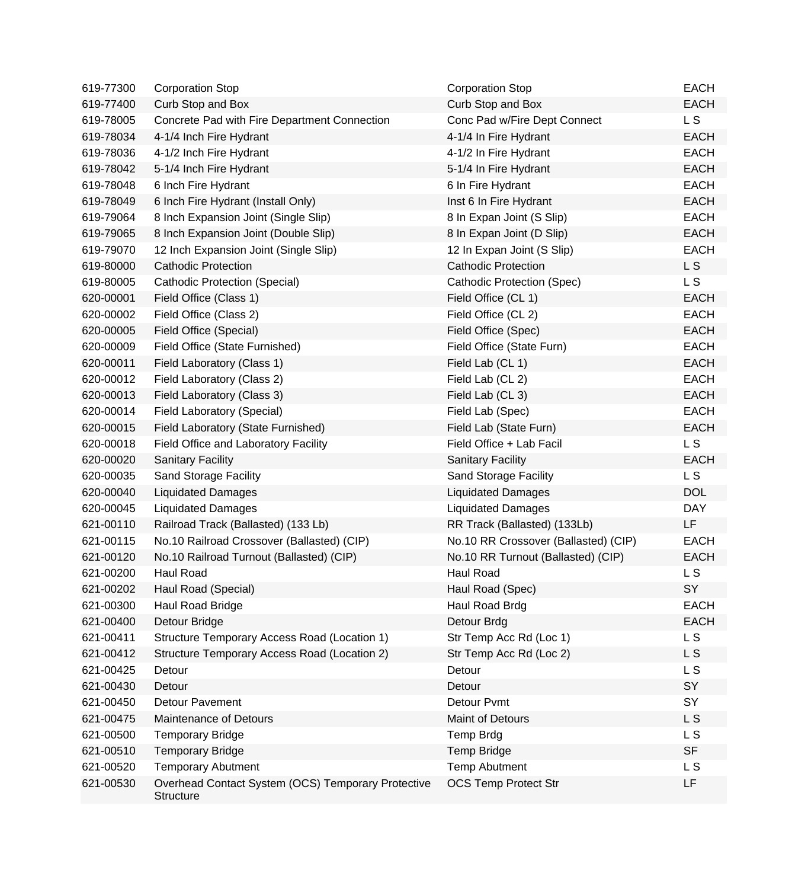| | | | |
|---|---|---|---|
| 619-77300 | Corporation Stop | Corporation Stop | EACH |
| 619-77400 | Curb Stop and Box | Curb Stop and Box | EACH |
| 619-78005 | Concrete Pad with Fire Department Connection | Conc Pad w/Fire Dept Connect | L S |
| 619-78034 | 4-1/4 Inch Fire Hydrant | 4-1/4 In Fire Hydrant | EACH |
| 619-78036 | 4-1/2 Inch Fire Hydrant | 4-1/2 In Fire Hydrant | EACH |
| 619-78042 | 5-1/4 Inch Fire Hydrant | 5-1/4 In Fire Hydrant | EACH |
| 619-78048 | 6 Inch Fire Hydrant | 6 In Fire Hydrant | EACH |
| 619-78049 | 6 Inch Fire Hydrant (Install Only) | Inst 6 In Fire Hydrant | EACH |
| 619-79064 | 8 Inch Expansion Joint (Single Slip) | 8 In Expan Joint (S Slip) | EACH |
| 619-79065 | 8 Inch Expansion Joint (Double Slip) | 8 In Expan Joint (D Slip) | EACH |
| 619-79070 | 12 Inch Expansion Joint (Single Slip) | 12 In Expan Joint (S Slip) | EACH |
| 619-80000 | Cathodic Protection | Cathodic Protection | L S |
| 619-80005 | Cathodic Protection (Special) | Cathodic Protection (Spec) | L S |
| 620-00001 | Field Office (Class 1) | Field Office (CL 1) | EACH |
| 620-00002 | Field Office (Class 2) | Field Office (CL 2) | EACH |
| 620-00005 | Field Office (Special) | Field Office (Spec) | EACH |
| 620-00009 | Field Office (State Furnished) | Field Office (State Furn) | EACH |
| 620-00011 | Field Laboratory (Class 1) | Field Lab (CL 1) | EACH |
| 620-00012 | Field Laboratory (Class 2) | Field Lab (CL 2) | EACH |
| 620-00013 | Field Laboratory (Class 3) | Field Lab (CL 3) | EACH |
| 620-00014 | Field Laboratory (Special) | Field Lab (Spec) | EACH |
| 620-00015 | Field Laboratory (State Furnished) | Field Lab (State Furn) | EACH |
| 620-00018 | Field Office and Laboratory Facility | Field Office + Lab Facil | L S |
| 620-00020 | Sanitary Facility | Sanitary Facility | EACH |
| 620-00035 | Sand Storage Facility | Sand Storage Facility | L S |
| 620-00040 | Liquidated Damages | Liquidated Damages | DOL |
| 620-00045 | Liquidated Damages | Liquidated Damages | DAY |
| 621-00110 | Railroad Track (Ballasted) (133 Lb) | RR Track (Ballasted) (133Lb) | LF |
| 621-00115 | No.10 Railroad Crossover (Ballasted) (CIP) | No.10 RR Crossover (Ballasted) (CIP) | EACH |
| 621-00120 | No.10 Railroad Turnout (Ballasted) (CIP) | No.10 RR Turnout (Ballasted) (CIP) | EACH |
| 621-00200 | Haul Road | Haul Road | L S |
| 621-00202 | Haul Road (Special) | Haul Road (Spec) | SY |
| 621-00300 | Haul Road Bridge | Haul Road Brdg | EACH |
| 621-00400 | Detour Bridge | Detour Brdg | EACH |
| 621-00411 | Structure Temporary Access Road (Location 1) | Str Temp Acc Rd (Loc 1) | L S |
| 621-00412 | Structure Temporary Access Road (Location 2) | Str Temp Acc Rd (Loc 2) | L S |
| 621-00425 | Detour | Detour | L S |
| 621-00430 | Detour | Detour | SY |
| 621-00450 | Detour Pavement | Detour Pvmt | SY |
| 621-00475 | Maintenance of Detours | Maint of Detours | L S |
| 621-00500 | Temporary Bridge | Temp Brdg | L S |
| 621-00510 | Temporary Bridge | Temp Bridge | SF |
| 621-00520 | Temporary Abutment | Temp Abutment | L S |
| 621-00530 | Overhead Contact System (OCS) Temporary Protective Structure | OCS Temp Protect Str | LF |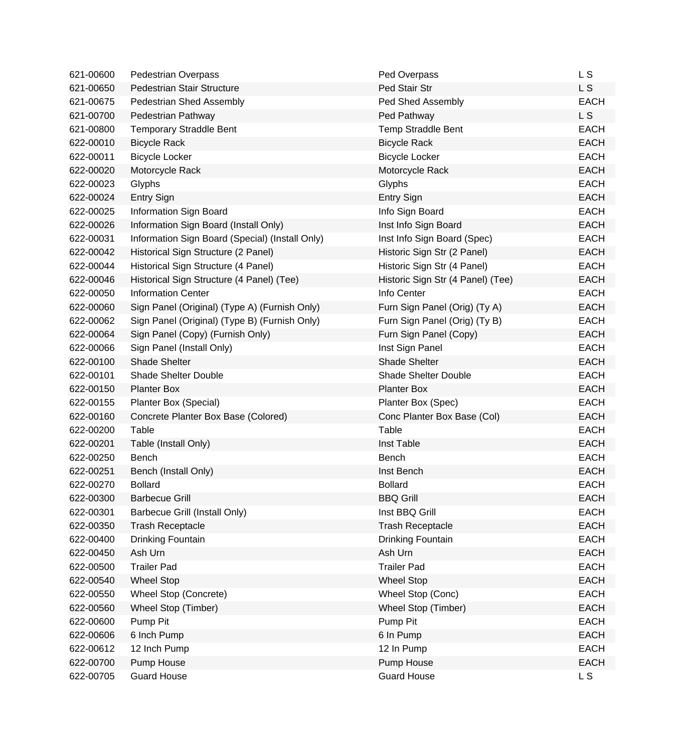| | | | |
|---|---|---|---|
| 621-00600 | Pedestrian Overpass | Ped Overpass | L S |
| 621-00650 | Pedestrian Stair Structure | Ped Stair Str | L S |
| 621-00675 | Pedestrian Shed Assembly | Ped Shed Assembly | EACH |
| 621-00700 | Pedestrian Pathway | Ped Pathway | L S |
| 621-00800 | Temporary Straddle Bent | Temp Straddle Bent | EACH |
| 622-00010 | Bicycle Rack | Bicycle Rack | EACH |
| 622-00011 | Bicycle Locker | Bicycle Locker | EACH |
| 622-00020 | Motorcycle Rack | Motorcycle Rack | EACH |
| 622-00023 | Glyphs | Glyphs | EACH |
| 622-00024 | Entry Sign | Entry Sign | EACH |
| 622-00025 | Information Sign Board | Info Sign Board | EACH |
| 622-00026 | Information Sign Board (Install Only) | Inst Info Sign Board | EACH |
| 622-00031 | Information Sign Board (Special) (Install Only) | Inst Info Sign Board (Spec) | EACH |
| 622-00042 | Historical Sign Structure (2 Panel) | Historic Sign Str (2 Panel) | EACH |
| 622-00044 | Historical Sign Structure (4 Panel) | Historic Sign Str (4 Panel) | EACH |
| 622-00046 | Historical Sign Structure (4 Panel) (Tee) | Historic Sign Str (4 Panel) (Tee) | EACH |
| 622-00050 | Information Center | Info Center | EACH |
| 622-00060 | Sign Panel (Original) (Type A) (Furnish Only) | Furn Sign Panel (Orig) (Ty A) | EACH |
| 622-00062 | Sign Panel (Original) (Type B) (Furnish Only) | Furn Sign Panel (Orig) (Ty B) | EACH |
| 622-00064 | Sign Panel (Copy) (Furnish Only) | Furn Sign Panel (Copy) | EACH |
| 622-00066 | Sign Panel (Install Only) | Inst Sign Panel | EACH |
| 622-00100 | Shade Shelter | Shade Shelter | EACH |
| 622-00101 | Shade Shelter Double | Shade Shelter Double | EACH |
| 622-00150 | Planter Box | Planter Box | EACH |
| 622-00155 | Planter Box (Special) | Planter Box (Spec) | EACH |
| 622-00160 | Concrete Planter Box Base (Colored) | Conc Planter Box Base (Col) | EACH |
| 622-00200 | Table | Table | EACH |
| 622-00201 | Table (Install Only) | Inst Table | EACH |
| 622-00250 | Bench | Bench | EACH |
| 622-00251 | Bench (Install Only) | Inst Bench | EACH |
| 622-00270 | Bollard | Bollard | EACH |
| 622-00300 | Barbecue Grill | BBQ Grill | EACH |
| 622-00301 | Barbecue Grill (Install Only) | Inst BBQ Grill | EACH |
| 622-00350 | Trash Receptacle | Trash Receptacle | EACH |
| 622-00400 | Drinking Fountain | Drinking Fountain | EACH |
| 622-00450 | Ash Urn | Ash Urn | EACH |
| 622-00500 | Trailer Pad | Trailer Pad | EACH |
| 622-00540 | Wheel Stop | Wheel Stop | EACH |
| 622-00550 | Wheel Stop (Concrete) | Wheel Stop (Conc) | EACH |
| 622-00560 | Wheel Stop (Timber) | Wheel Stop (Timber) | EACH |
| 622-00600 | Pump Pit | Pump Pit | EACH |
| 622-00606 | 6 Inch Pump | 6 In Pump | EACH |
| 622-00612 | 12 Inch Pump | 12 In Pump | EACH |
| 622-00700 | Pump House | Pump House | EACH |
| 622-00705 | Guard House | Guard House | L S |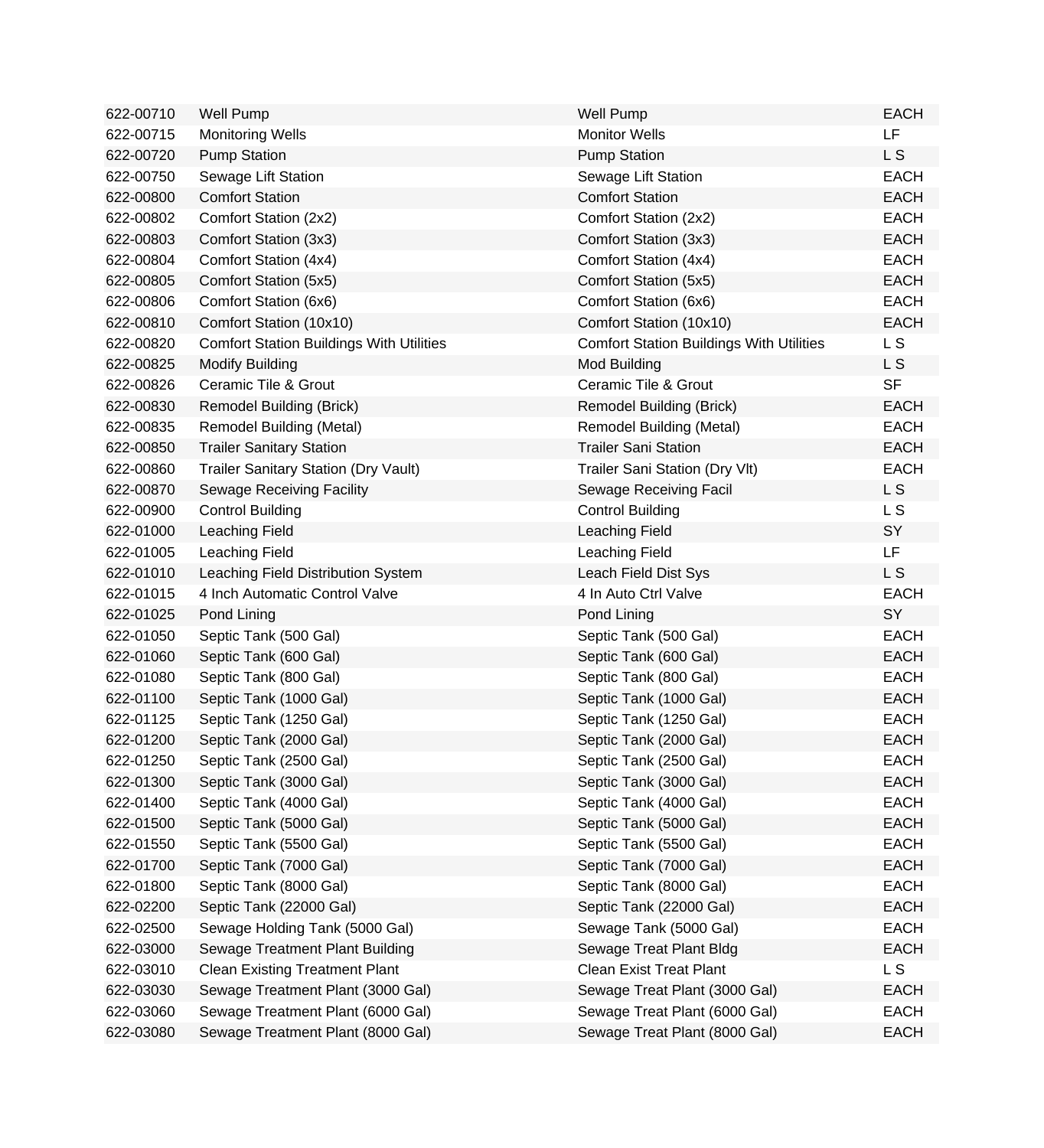| | | | |
|---|---|---|---|
| 622-00710 | Well Pump | Well Pump | EACH |
| 622-00715 | Monitoring Wells | Monitor Wells | LF |
| 622-00720 | Pump Station | Pump Station | L S |
| 622-00750 | Sewage Lift Station | Sewage Lift Station | EACH |
| 622-00800 | Comfort Station | Comfort Station | EACH |
| 622-00802 | Comfort Station (2x2) | Comfort Station (2x2) | EACH |
| 622-00803 | Comfort Station (3x3) | Comfort Station (3x3) | EACH |
| 622-00804 | Comfort Station (4x4) | Comfort Station (4x4) | EACH |
| 622-00805 | Comfort Station (5x5) | Comfort Station (5x5) | EACH |
| 622-00806 | Comfort Station (6x6) | Comfort Station (6x6) | EACH |
| 622-00810 | Comfort Station (10x10) | Comfort Station (10x10) | EACH |
| 622-00820 | Comfort Station Buildings With Utilities | Comfort Station Buildings With Utilities | L S |
| 622-00825 | Modify Building | Mod Building | L S |
| 622-00826 | Ceramic Tile & Grout | Ceramic Tile & Grout | SF |
| 622-00830 | Remodel Building (Brick) | Remodel Building (Brick) | EACH |
| 622-00835 | Remodel Building (Metal) | Remodel Building (Metal) | EACH |
| 622-00850 | Trailer Sanitary Station | Trailer Sani Station | EACH |
| 622-00860 | Trailer Sanitary Station (Dry Vault) | Trailer Sani Station (Dry Vlt) | EACH |
| 622-00870 | Sewage Receiving Facility | Sewage Receiving Facil | L S |
| 622-00900 | Control Building | Control Building | L S |
| 622-01000 | Leaching Field | Leaching Field | SY |
| 622-01005 | Leaching Field | Leaching Field | LF |
| 622-01010 | Leaching Field Distribution System | Leach Field Dist Sys | L S |
| 622-01015 | 4 Inch Automatic Control Valve | 4 In Auto Ctrl Valve | EACH |
| 622-01025 | Pond Lining | Pond Lining | SY |
| 622-01050 | Septic Tank (500 Gal) | Septic Tank (500 Gal) | EACH |
| 622-01060 | Septic Tank (600 Gal) | Septic Tank (600 Gal) | EACH |
| 622-01080 | Septic Tank (800 Gal) | Septic Tank (800 Gal) | EACH |
| 622-01100 | Septic Tank (1000 Gal) | Septic Tank (1000 Gal) | EACH |
| 622-01125 | Septic Tank (1250 Gal) | Septic Tank (1250 Gal) | EACH |
| 622-01200 | Septic Tank (2000 Gal) | Septic Tank (2000 Gal) | EACH |
| 622-01250 | Septic Tank (2500 Gal) | Septic Tank (2500 Gal) | EACH |
| 622-01300 | Septic Tank (3000 Gal) | Septic Tank (3000 Gal) | EACH |
| 622-01400 | Septic Tank (4000 Gal) | Septic Tank (4000 Gal) | EACH |
| 622-01500 | Septic Tank (5000 Gal) | Septic Tank (5000 Gal) | EACH |
| 622-01550 | Septic Tank (5500 Gal) | Septic Tank (5500 Gal) | EACH |
| 622-01700 | Septic Tank (7000 Gal) | Septic Tank (7000 Gal) | EACH |
| 622-01800 | Septic Tank (8000 Gal) | Septic Tank (8000 Gal) | EACH |
| 622-02200 | Septic Tank (22000 Gal) | Septic Tank (22000 Gal) | EACH |
| 622-02500 | Sewage Holding Tank (5000 Gal) | Sewage Tank (5000 Gal) | EACH |
| 622-03000 | Sewage Treatment Plant Building | Sewage Treat Plant Bldg | EACH |
| 622-03010 | Clean Existing Treatment Plant | Clean Exist Treat Plant | L S |
| 622-03030 | Sewage Treatment Plant (3000 Gal) | Sewage Treat Plant (3000 Gal) | EACH |
| 622-03060 | Sewage Treatment Plant (6000 Gal) | Sewage Treat Plant (6000 Gal) | EACH |
| 622-03080 | Sewage Treatment Plant (8000 Gal) | Sewage Treat Plant (8000 Gal) | EACH |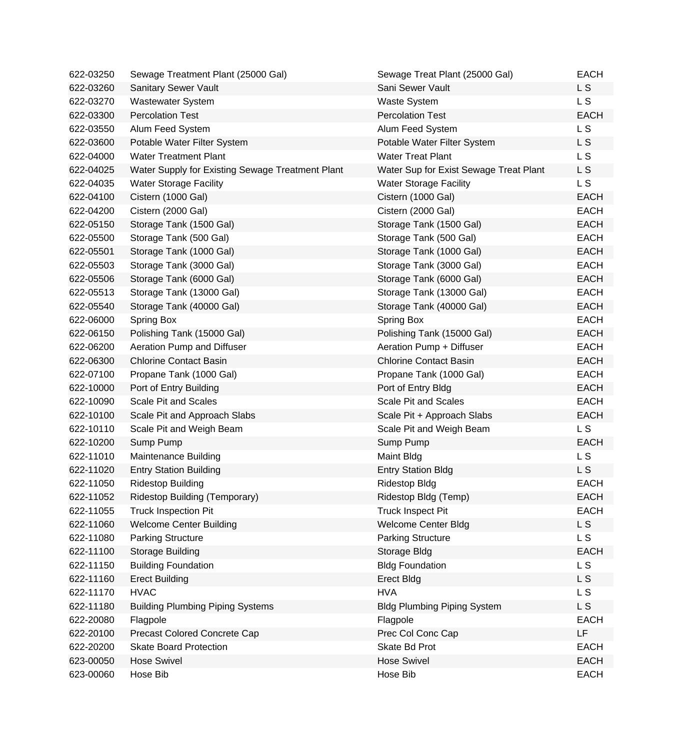| | | | |
|---|---|---|---|
| 622-03250 | Sewage Treatment Plant (25000 Gal) | Sewage Treat Plant (25000 Gal) | EACH |
| 622-03260 | Sanitary Sewer Vault | Sani Sewer Vault | L S |
| 622-03270 | Wastewater System | Waste System | L S |
| 622-03300 | Percolation Test | Percolation Test | EACH |
| 622-03550 | Alum Feed System | Alum Feed System | L S |
| 622-03600 | Potable Water Filter System | Potable Water Filter System | L S |
| 622-04000 | Water Treatment Plant | Water Treat Plant | L S |
| 622-04025 | Water Supply for Existing Sewage Treatment Plant | Water Sup for Exist Sewage Treat Plant | L S |
| 622-04035 | Water Storage Facility | Water Storage Facility | L S |
| 622-04100 | Cistern (1000 Gal) | Cistern (1000 Gal) | EACH |
| 622-04200 | Cistern (2000 Gal) | Cistern (2000 Gal) | EACH |
| 622-05150 | Storage Tank (1500 Gal) | Storage Tank (1500 Gal) | EACH |
| 622-05500 | Storage Tank (500 Gal) | Storage Tank (500 Gal) | EACH |
| 622-05501 | Storage Tank (1000 Gal) | Storage Tank (1000 Gal) | EACH |
| 622-05503 | Storage Tank (3000 Gal) | Storage Tank (3000 Gal) | EACH |
| 622-05506 | Storage Tank (6000 Gal) | Storage Tank (6000 Gal) | EACH |
| 622-05513 | Storage Tank (13000 Gal) | Storage Tank (13000 Gal) | EACH |
| 622-05540 | Storage Tank (40000 Gal) | Storage Tank (40000 Gal) | EACH |
| 622-06000 | Spring Box | Spring Box | EACH |
| 622-06150 | Polishing Tank (15000 Gal) | Polishing Tank (15000 Gal) | EACH |
| 622-06200 | Aeration Pump and Diffuser | Aeration Pump + Diffuser | EACH |
| 622-06300 | Chlorine Contact Basin | Chlorine Contact Basin | EACH |
| 622-07100 | Propane Tank (1000 Gal) | Propane Tank (1000 Gal) | EACH |
| 622-10000 | Port of Entry Building | Port of Entry Bldg | EACH |
| 622-10090 | Scale Pit and Scales | Scale Pit and Scales | EACH |
| 622-10100 | Scale Pit and Approach Slabs | Scale Pit + Approach Slabs | EACH |
| 622-10110 | Scale Pit and Weigh Beam | Scale Pit and Weigh Beam | L S |
| 622-10200 | Sump Pump | Sump Pump | EACH |
| 622-11010 | Maintenance Building | Maint Bldg | L S |
| 622-11020 | Entry Station Building | Entry Station Bldg | L S |
| 622-11050 | Ridestop Building | Ridestop Bldg | EACH |
| 622-11052 | Ridestop Building (Temporary) | Ridestop Bldg (Temp) | EACH |
| 622-11055 | Truck Inspection Pit | Truck Inspect Pit | EACH |
| 622-11060 | Welcome Center Building | Welcome Center Bldg | L S |
| 622-11080 | Parking Structure | Parking Structure | L S |
| 622-11100 | Storage Building | Storage Bldg | EACH |
| 622-11150 | Building Foundation | Bldg Foundation | L S |
| 622-11160 | Erect Building | Erect Bldg | L S |
| 622-11170 | HVAC | HVA | L S |
| 622-11180 | Building Plumbing Piping Systems | Bldg Plumbing Piping System | L S |
| 622-20080 | Flagpole | Flagpole | EACH |
| 622-20100 | Precast Colored Concrete Cap | Prec Col Conc Cap | LF |
| 622-20200 | Skate Board Protection | Skate Bd Prot | EACH |
| 623-00050 | Hose Swivel | Hose Swivel | EACH |
| 623-00060 | Hose Bib | Hose Bib | EACH |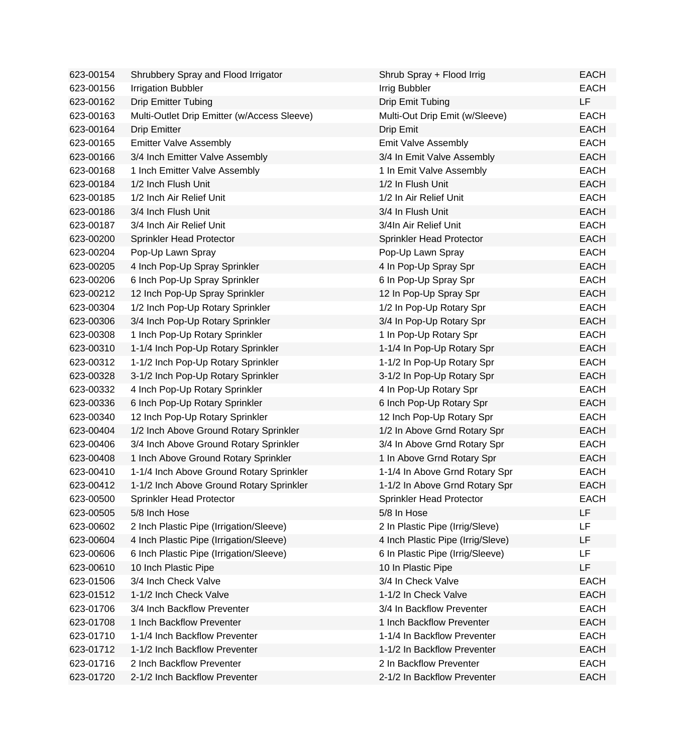| | | | |
|---|---|---|---|
| 623-00154 | Shrubbery Spray and Flood Irrigator | Shrub Spray + Flood Irrig | EACH |
| 623-00156 | Irrigation Bubbler | Irrig Bubbler | EACH |
| 623-00162 | Drip Emitter Tubing | Drip Emit Tubing | LF |
| 623-00163 | Multi-Outlet Drip Emitter (w/Access Sleeve) | Multi-Out Drip Emit (w/Sleeve) | EACH |
| 623-00164 | Drip Emitter | Drip Emit | EACH |
| 623-00165 | Emitter Valve Assembly | Emit Valve Assembly | EACH |
| 623-00166 | 3/4 Inch Emitter Valve Assembly | 3/4 In Emit Valve Assembly | EACH |
| 623-00168 | 1 Inch Emitter Valve Assembly | 1 In Emit Valve Assembly | EACH |
| 623-00184 | 1/2 Inch Flush Unit | 1/2 In Flush Unit | EACH |
| 623-00185 | 1/2 Inch Air Relief Unit | 1/2 In Air Relief Unit | EACH |
| 623-00186 | 3/4 Inch Flush Unit | 3/4 In Flush Unit | EACH |
| 623-00187 | 3/4 Inch Air Relief Unit | 3/4In Air Relief Unit | EACH |
| 623-00200 | Sprinkler Head Protector | Sprinkler Head Protector | EACH |
| 623-00204 | Pop-Up Lawn Spray | Pop-Up Lawn Spray | EACH |
| 623-00205 | 4 Inch Pop-Up Spray Sprinkler | 4 In Pop-Up Spray Spr | EACH |
| 623-00206 | 6 Inch Pop-Up Spray Sprinkler | 6 In Pop-Up Spray Spr | EACH |
| 623-00212 | 12 Inch Pop-Up Spray Sprinkler | 12 In Pop-Up Spray Spr | EACH |
| 623-00304 | 1/2 Inch Pop-Up Rotary Sprinkler | 1/2 In Pop-Up Rotary Spr | EACH |
| 623-00306 | 3/4 Inch Pop-Up Rotary Sprinkler | 3/4 In Pop-Up Rotary Spr | EACH |
| 623-00308 | 1 Inch Pop-Up Rotary Sprinkler | 1 In Pop-Up Rotary Spr | EACH |
| 623-00310 | 1-1/4 Inch Pop-Up Rotary Sprinkler | 1-1/4 In Pop-Up Rotary Spr | EACH |
| 623-00312 | 1-1/2 Inch Pop-Up Rotary Sprinkler | 1-1/2 In Pop-Up Rotary Spr | EACH |
| 623-00328 | 3-1/2 Inch Pop-Up Rotary Sprinkler | 3-1/2 In Pop-Up Rotary Spr | EACH |
| 623-00332 | 4 Inch Pop-Up Rotary Sprinkler | 4 In Pop-Up Rotary Spr | EACH |
| 623-00336 | 6 Inch Pop-Up Rotary Sprinkler | 6 Inch Pop-Up Rotary Spr | EACH |
| 623-00340 | 12 Inch Pop-Up Rotary Sprinkler | 12 Inch Pop-Up Rotary Spr | EACH |
| 623-00404 | 1/2 Inch Above Ground Rotary Sprinkler | 1/2 In Above Grnd Rotary Spr | EACH |
| 623-00406 | 3/4 Inch Above Ground Rotary Sprinkler | 3/4 In Above Grnd Rotary Spr | EACH |
| 623-00408 | 1 Inch Above Ground Rotary Sprinkler | 1 In Above Grnd Rotary Spr | EACH |
| 623-00410 | 1-1/4 Inch Above Ground Rotary Sprinkler | 1-1/4 In Above Grnd Rotary Spr | EACH |
| 623-00412 | 1-1/2 Inch Above Ground Rotary Sprinkler | 1-1/2 In Above Grnd Rotary Spr | EACH |
| 623-00500 | Sprinkler Head Protector | Sprinkler Head Protector | EACH |
| 623-00505 | 5/8 Inch Hose | 5/8 In Hose | LF |
| 623-00602 | 2 Inch Plastic Pipe (Irrigation/Sleeve) | 2 In Plastic Pipe (Irrig/Sleve) | LF |
| 623-00604 | 4 Inch Plastic Pipe (Irrigation/Sleeve) | 4 Inch Plastic Pipe (Irrig/Sleeve) | LF |
| 623-00606 | 6 Inch Plastic Pipe (Irrigation/Sleeve) | 6 In Plastic Pipe (Irrig/Sleeve) | LF |
| 623-00610 | 10 Inch Plastic Pipe | 10 In Plastic Pipe | LF |
| 623-01506 | 3/4 Inch Check Valve | 3/4 In Check Valve | EACH |
| 623-01512 | 1-1/2 Inch Check Valve | 1-1/2 In Check Valve | EACH |
| 623-01706 | 3/4 Inch Backflow Preventer | 3/4 In Backflow Preventer | EACH |
| 623-01708 | 1 Inch Backflow Preventer | 1 Inch Backflow Preventer | EACH |
| 623-01710 | 1-1/4 Inch Backflow Preventer | 1-1/4 In Backflow Preventer | EACH |
| 623-01712 | 1-1/2 Inch Backflow Preventer | 1-1/2 In Backflow Preventer | EACH |
| 623-01716 | 2 Inch Backflow Preventer | 2 In Backflow Preventer | EACH |
| 623-01720 | 2-1/2 Inch Backflow Preventer | 2-1/2 In Backflow Preventer | EACH |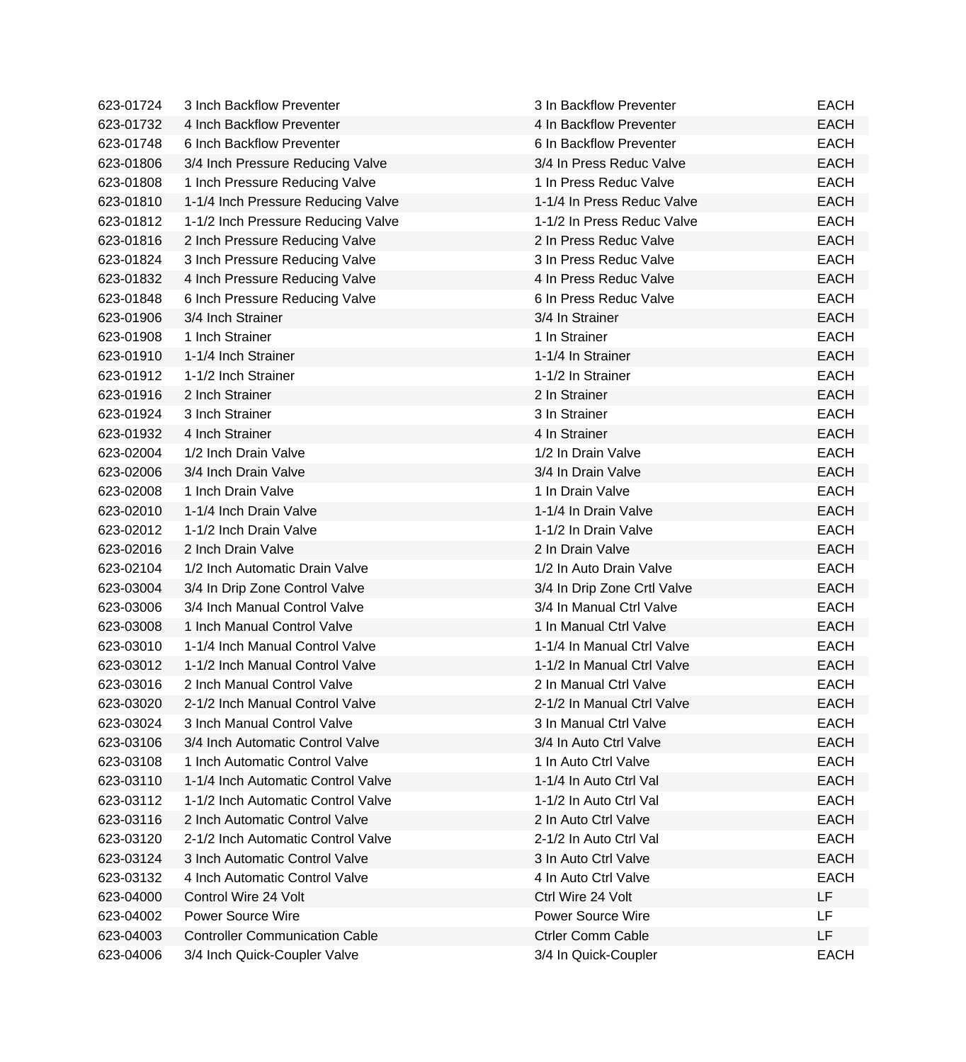| | | | |
|---|---|---|---|
| 623-01724 | 3 Inch Backflow Preventer | 3 In Backflow Preventer | EACH |
| 623-01732 | 4 Inch Backflow Preventer | 4 In Backflow Preventer | EACH |
| 623-01748 | 6 Inch Backflow Preventer | 6 In Backflow Preventer | EACH |
| 623-01806 | 3/4 Inch Pressure Reducing Valve | 3/4 In Press Reduc Valve | EACH |
| 623-01808 | 1 Inch Pressure Reducing Valve | 1 In Press Reduc Valve | EACH |
| 623-01810 | 1-1/4 Inch Pressure Reducing Valve | 1-1/4 In Press Reduc Valve | EACH |
| 623-01812 | 1-1/2 Inch Pressure Reducing Valve | 1-1/2 In Press Reduc Valve | EACH |
| 623-01816 | 2 Inch Pressure Reducing Valve | 2 In Press Reduc Valve | EACH |
| 623-01824 | 3 Inch Pressure Reducing Valve | 3 In Press Reduc Valve | EACH |
| 623-01832 | 4 Inch Pressure Reducing Valve | 4 In Press Reduc Valve | EACH |
| 623-01848 | 6 Inch Pressure Reducing Valve | 6 In Press Reduc Valve | EACH |
| 623-01906 | 3/4 Inch Strainer | 3/4 In Strainer | EACH |
| 623-01908 | 1 Inch Strainer | 1 In Strainer | EACH |
| 623-01910 | 1-1/4 Inch Strainer | 1-1/4 In Strainer | EACH |
| 623-01912 | 1-1/2 Inch Strainer | 1-1/2 In Strainer | EACH |
| 623-01916 | 2 Inch Strainer | 2 In Strainer | EACH |
| 623-01924 | 3 Inch Strainer | 3 In Strainer | EACH |
| 623-01932 | 4 Inch Strainer | 4 In Strainer | EACH |
| 623-02004 | 1/2 Inch Drain Valve | 1/2 In Drain Valve | EACH |
| 623-02006 | 3/4 Inch Drain Valve | 3/4 In Drain Valve | EACH |
| 623-02008 | 1 Inch Drain Valve | 1 In Drain Valve | EACH |
| 623-02010 | 1-1/4 Inch Drain Valve | 1-1/4 In Drain Valve | EACH |
| 623-02012 | 1-1/2 Inch Drain Valve | 1-1/2 In Drain Valve | EACH |
| 623-02016 | 2 Inch Drain Valve | 2 In Drain Valve | EACH |
| 623-02104 | 1/2 Inch Automatic Drain Valve | 1/2 In Auto Drain Valve | EACH |
| 623-03004 | 3/4 In Drip Zone Control Valve | 3/4 In Drip Zone Crtl Valve | EACH |
| 623-03006 | 3/4 Inch Manual Control Valve | 3/4 In Manual Ctrl Valve | EACH |
| 623-03008 | 1 Inch Manual Control Valve | 1 In Manual Ctrl Valve | EACH |
| 623-03010 | 1-1/4 Inch Manual Control Valve | 1-1/4 In Manual Ctrl Valve | EACH |
| 623-03012 | 1-1/2 Inch Manual Control Valve | 1-1/2 In Manual Ctrl Valve | EACH |
| 623-03016 | 2 Inch Manual Control Valve | 2 In Manual Ctrl Valve | EACH |
| 623-03020 | 2-1/2 Inch Manual Control Valve | 2-1/2 In Manual Ctrl Valve | EACH |
| 623-03024 | 3 Inch Manual Control Valve | 3 In Manual Ctrl Valve | EACH |
| 623-03106 | 3/4 Inch Automatic Control Valve | 3/4 In Auto Ctrl Valve | EACH |
| 623-03108 | 1 Inch Automatic Control Valve | 1 In Auto Ctrl Valve | EACH |
| 623-03110 | 1-1/4 Inch Automatic Control Valve | 1-1/4 In Auto Ctrl Val | EACH |
| 623-03112 | 1-1/2 Inch Automatic Control Valve | 1-1/2 In Auto Ctrl Val | EACH |
| 623-03116 | 2 Inch Automatic Control Valve | 2 In Auto Ctrl Valve | EACH |
| 623-03120 | 2-1/2 Inch Automatic Control Valve | 2-1/2 In Auto Ctrl Val | EACH |
| 623-03124 | 3 Inch Automatic Control Valve | 3 In Auto Ctrl Valve | EACH |
| 623-03132 | 4 Inch Automatic Control Valve | 4 In Auto Ctrl Valve | EACH |
| 623-04000 | Control Wire 24 Volt | Ctrl Wire 24 Volt | LF |
| 623-04002 | Power Source Wire | Power Source Wire | LF |
| 623-04003 | Controller Communication Cable | Ctrler Comm Cable | LF |
| 623-04006 | 3/4 Inch Quick-Coupler Valve | 3/4 In Quick-Coupler | EACH |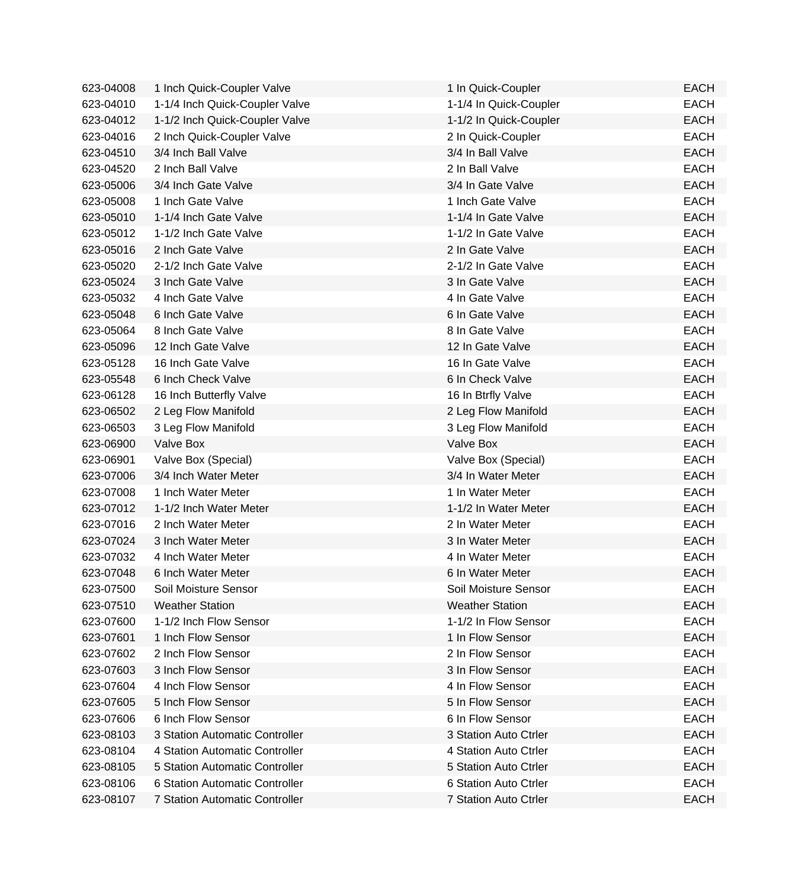| | | | |
|---|---|---|---|
| 623-04008 | 1 Inch Quick-Coupler Valve | 1 In Quick-Coupler | EACH |
| 623-04010 | 1-1/4 Inch Quick-Coupler Valve | 1-1/4 In Quick-Coupler | EACH |
| 623-04012 | 1-1/2 Inch Quick-Coupler Valve | 1-1/2 In Quick-Coupler | EACH |
| 623-04016 | 2 Inch Quick-Coupler Valve | 2 In Quick-Coupler | EACH |
| 623-04510 | 3/4 Inch Ball Valve | 3/4 In Ball Valve | EACH |
| 623-04520 | 2 Inch Ball Valve | 2 In Ball Valve | EACH |
| 623-05006 | 3/4 Inch Gate Valve | 3/4 In Gate Valve | EACH |
| 623-05008 | 1 Inch Gate Valve | 1 Inch Gate Valve | EACH |
| 623-05010 | 1-1/4 Inch Gate Valve | 1-1/4 In Gate Valve | EACH |
| 623-05012 | 1-1/2 Inch Gate Valve | 1-1/2 In Gate Valve | EACH |
| 623-05016 | 2 Inch Gate Valve | 2 In Gate Valve | EACH |
| 623-05020 | 2-1/2 Inch Gate Valve | 2-1/2 In Gate Valve | EACH |
| 623-05024 | 3 Inch Gate Valve | 3 In Gate Valve | EACH |
| 623-05032 | 4 Inch Gate Valve | 4 In Gate Valve | EACH |
| 623-05048 | 6 Inch Gate Valve | 6 In Gate Valve | EACH |
| 623-05064 | 8 Inch Gate Valve | 8 In Gate Valve | EACH |
| 623-05096 | 12 Inch Gate Valve | 12 In Gate Valve | EACH |
| 623-05128 | 16 Inch Gate Valve | 16 In Gate Valve | EACH |
| 623-05548 | 6 Inch Check Valve | 6 In Check Valve | EACH |
| 623-06128 | 16 Inch Butterfly Valve | 16 In Btrfly Valve | EACH |
| 623-06502 | 2 Leg Flow Manifold | 2 Leg Flow Manifold | EACH |
| 623-06503 | 3 Leg Flow Manifold | 3 Leg Flow Manifold | EACH |
| 623-06900 | Valve Box | Valve Box | EACH |
| 623-06901 | Valve Box (Special) | Valve Box (Special) | EACH |
| 623-07006 | 3/4 Inch Water Meter | 3/4 In Water Meter | EACH |
| 623-07008 | 1 Inch Water Meter | 1 In Water Meter | EACH |
| 623-07012 | 1-1/2 Inch Water Meter | 1-1/2 In Water Meter | EACH |
| 623-07016 | 2 Inch Water Meter | 2 In Water Meter | EACH |
| 623-07024 | 3 Inch Water Meter | 3 In Water Meter | EACH |
| 623-07032 | 4 Inch Water Meter | 4 In Water Meter | EACH |
| 623-07048 | 6 Inch Water Meter | 6 In Water Meter | EACH |
| 623-07500 | Soil Moisture Sensor | Soil Moisture Sensor | EACH |
| 623-07510 | Weather Station | Weather Station | EACH |
| 623-07600 | 1-1/2 Inch Flow Sensor | 1-1/2 In Flow Sensor | EACH |
| 623-07601 | 1 Inch Flow Sensor | 1 In Flow Sensor | EACH |
| 623-07602 | 2 Inch Flow Sensor | 2 In Flow Sensor | EACH |
| 623-07603 | 3 Inch Flow Sensor | 3 In Flow Sensor | EACH |
| 623-07604 | 4 Inch Flow Sensor | 4 In Flow Sensor | EACH |
| 623-07605 | 5 Inch Flow Sensor | 5 In Flow Sensor | EACH |
| 623-07606 | 6 Inch Flow Sensor | 6 In Flow Sensor | EACH |
| 623-08103 | 3 Station Automatic Controller | 3 Station Auto Ctrler | EACH |
| 623-08104 | 4 Station Automatic Controller | 4 Station Auto Ctrler | EACH |
| 623-08105 | 5 Station Automatic Controller | 5 Station Auto Ctrler | EACH |
| 623-08106 | 6 Station Automatic Controller | 6 Station Auto Ctrler | EACH |
| 623-08107 | 7 Station Automatic Controller | 7 Station Auto Ctrler | EACH |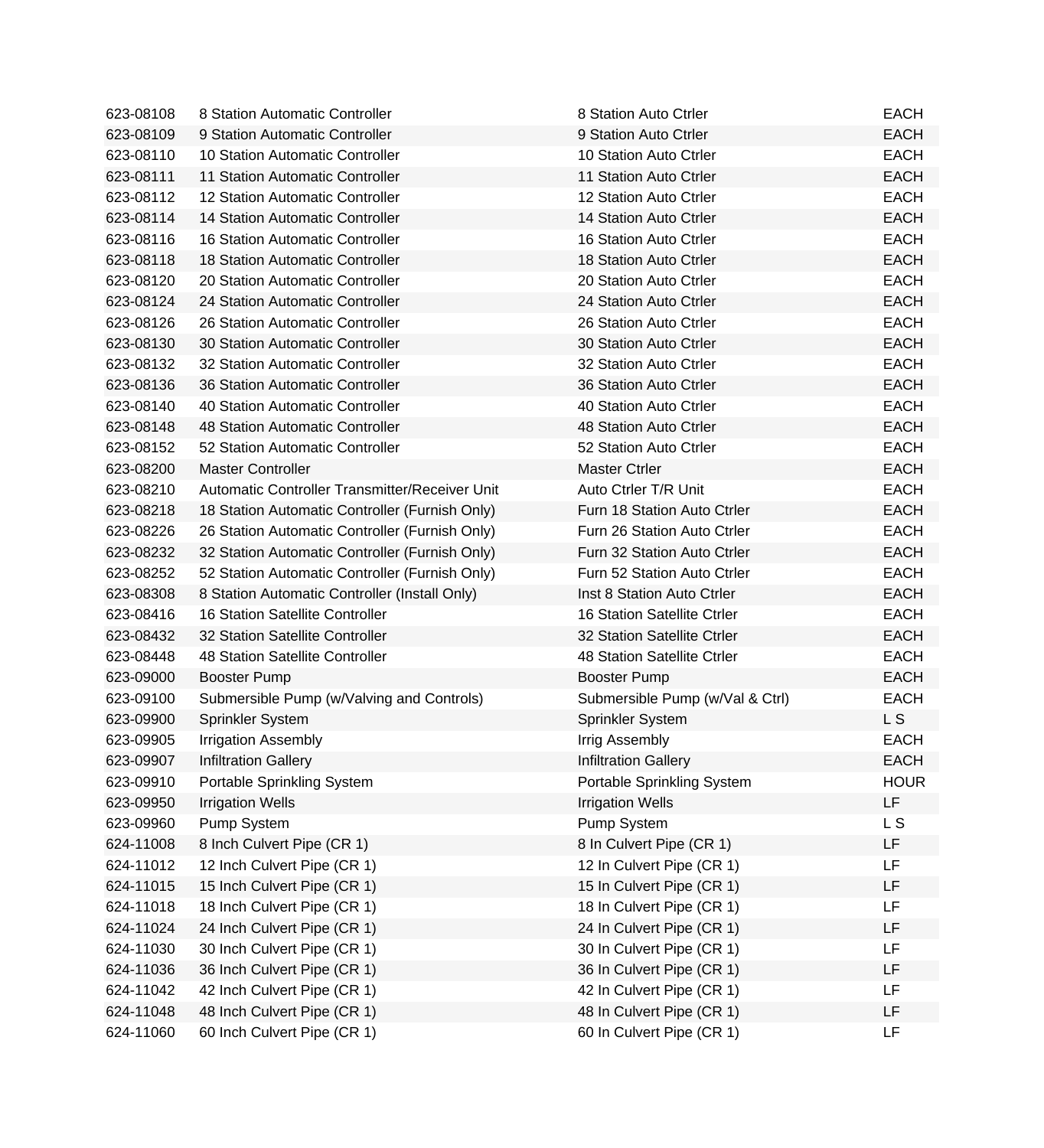| | | | |
|---|---|---|---|
| 623-08108 | 8 Station Automatic Controller | 8 Station Auto Ctrler | EACH |
| 623-08109 | 9 Station Automatic Controller | 9 Station Auto Ctrler | EACH |
| 623-08110 | 10 Station Automatic Controller | 10 Station Auto Ctrler | EACH |
| 623-08111 | 11 Station Automatic Controller | 11 Station Auto Ctrler | EACH |
| 623-08112 | 12 Station Automatic Controller | 12 Station Auto Ctrler | EACH |
| 623-08114 | 14 Station Automatic Controller | 14 Station Auto Ctrler | EACH |
| 623-08116 | 16 Station Automatic Controller | 16 Station Auto Ctrler | EACH |
| 623-08118 | 18 Station Automatic Controller | 18 Station Auto Ctrler | EACH |
| 623-08120 | 20 Station Automatic Controller | 20 Station Auto Ctrler | EACH |
| 623-08124 | 24 Station Automatic Controller | 24 Station Auto Ctrler | EACH |
| 623-08126 | 26 Station Automatic Controller | 26 Station Auto Ctrler | EACH |
| 623-08130 | 30 Station Automatic Controller | 30 Station Auto Ctrler | EACH |
| 623-08132 | 32 Station Automatic Controller | 32 Station Auto Ctrler | EACH |
| 623-08136 | 36 Station Automatic Controller | 36 Station Auto Ctrler | EACH |
| 623-08140 | 40 Station Automatic Controller | 40 Station Auto Ctrler | EACH |
| 623-08148 | 48 Station Automatic Controller | 48 Station Auto Ctrler | EACH |
| 623-08152 | 52 Station Automatic Controller | 52 Station Auto Ctrler | EACH |
| 623-08200 | Master Controller | Master Ctrler | EACH |
| 623-08210 | Automatic Controller Transmitter/Receiver Unit | Auto Ctrler T/R Unit | EACH |
| 623-08218 | 18 Station Automatic Controller (Furnish Only) | Furn 18 Station Auto Ctrler | EACH |
| 623-08226 | 26 Station Automatic Controller (Furnish Only) | Furn 26 Station Auto Ctrler | EACH |
| 623-08232 | 32 Station Automatic Controller (Furnish Only) | Furn 32 Station Auto Ctrler | EACH |
| 623-08252 | 52 Station Automatic Controller (Furnish Only) | Furn 52 Station Auto Ctrler | EACH |
| 623-08308 | 8 Station Automatic Controller (Install Only) | Inst 8 Station Auto Ctrler | EACH |
| 623-08416 | 16 Station Satellite Controller | 16 Station Satellite Ctrler | EACH |
| 623-08432 | 32 Station Satellite Controller | 32 Station Satellite Ctrler | EACH |
| 623-08448 | 48 Station Satellite Controller | 48 Station Satellite Ctrler | EACH |
| 623-09000 | Booster Pump | Booster Pump | EACH |
| 623-09100 | Submersible Pump (w/Valving and Controls) | Submersible Pump (w/Val & Ctrl) | EACH |
| 623-09900 | Sprinkler System | Sprinkler System | L S |
| 623-09905 | Irrigation Assembly | Irrig Assembly | EACH |
| 623-09907 | Infiltration Gallery | Infiltration Gallery | EACH |
| 623-09910 | Portable Sprinkling System | Portable Sprinkling System | HOUR |
| 623-09950 | Irrigation Wells | Irrigation Wells | LF |
| 623-09960 | Pump System | Pump System | L S |
| 624-11008 | 8 Inch Culvert Pipe (CR 1) | 8 In Culvert Pipe (CR 1) | LF |
| 624-11012 | 12 Inch Culvert Pipe (CR 1) | 12 In Culvert Pipe (CR 1) | LF |
| 624-11015 | 15 Inch Culvert Pipe (CR 1) | 15 In Culvert Pipe (CR 1) | LF |
| 624-11018 | 18 Inch Culvert Pipe (CR 1) | 18 In Culvert Pipe (CR 1) | LF |
| 624-11024 | 24 Inch Culvert Pipe (CR 1) | 24 In Culvert Pipe (CR 1) | LF |
| 624-11030 | 30 Inch Culvert Pipe (CR 1) | 30 In Culvert Pipe (CR 1) | LF |
| 624-11036 | 36 Inch Culvert Pipe (CR 1) | 36 In Culvert Pipe (CR 1) | LF |
| 624-11042 | 42 Inch Culvert Pipe (CR 1) | 42 In Culvert Pipe (CR 1) | LF |
| 624-11048 | 48 Inch Culvert Pipe (CR 1) | 48 In Culvert Pipe (CR 1) | LF |
| 624-11060 | 60 Inch Culvert Pipe (CR 1) | 60 In Culvert Pipe (CR 1) | LF |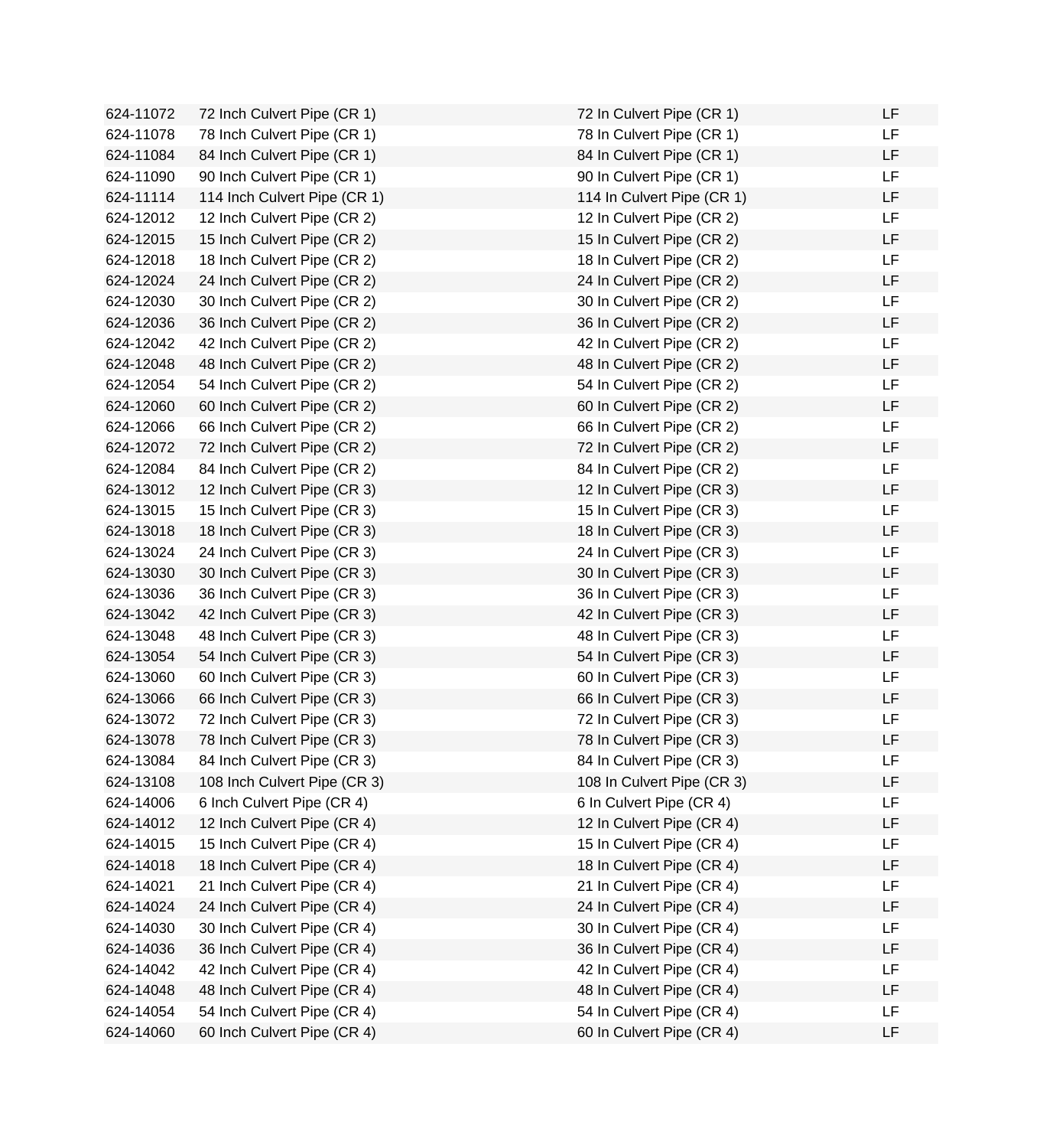| | | | |
|---|---|---|---|
| 624-11072 | 72 Inch Culvert Pipe (CR 1) | 72 In Culvert Pipe (CR 1) | LF |
| 624-11078 | 78 Inch Culvert Pipe (CR 1) | 78 In Culvert Pipe (CR 1) | LF |
| 624-11084 | 84 Inch Culvert Pipe (CR 1) | 84 In Culvert Pipe (CR 1) | LF |
| 624-11090 | 90 Inch Culvert Pipe (CR 1) | 90 In Culvert Pipe (CR 1) | LF |
| 624-11114 | 114 Inch Culvert Pipe (CR 1) | 114 In Culvert Pipe (CR 1) | LF |
| 624-12012 | 12 Inch Culvert Pipe (CR 2) | 12 In Culvert Pipe (CR 2) | LF |
| 624-12015 | 15 Inch Culvert Pipe (CR 2) | 15 In Culvert Pipe (CR 2) | LF |
| 624-12018 | 18 Inch Culvert Pipe (CR 2) | 18 In Culvert Pipe (CR 2) | LF |
| 624-12024 | 24 Inch Culvert Pipe (CR 2) | 24 In Culvert Pipe (CR 2) | LF |
| 624-12030 | 30 Inch Culvert Pipe (CR 2) | 30 In Culvert Pipe (CR 2) | LF |
| 624-12036 | 36 Inch Culvert Pipe (CR 2) | 36 In Culvert Pipe (CR 2) | LF |
| 624-12042 | 42 Inch Culvert Pipe (CR 2) | 42 In Culvert Pipe (CR 2) | LF |
| 624-12048 | 48 Inch Culvert Pipe (CR 2) | 48 In Culvert Pipe (CR 2) | LF |
| 624-12054 | 54 Inch Culvert Pipe (CR 2) | 54 In Culvert Pipe (CR 2) | LF |
| 624-12060 | 60 Inch Culvert Pipe (CR 2) | 60 In Culvert Pipe (CR 2) | LF |
| 624-12066 | 66 Inch Culvert Pipe (CR 2) | 66 In Culvert Pipe (CR 2) | LF |
| 624-12072 | 72 Inch Culvert Pipe (CR 2) | 72 In Culvert Pipe (CR 2) | LF |
| 624-12084 | 84 Inch Culvert Pipe (CR 2) | 84 In Culvert Pipe (CR 2) | LF |
| 624-13012 | 12 Inch Culvert Pipe (CR 3) | 12 In Culvert Pipe (CR 3) | LF |
| 624-13015 | 15 Inch Culvert Pipe (CR 3) | 15 In Culvert Pipe (CR 3) | LF |
| 624-13018 | 18 Inch Culvert Pipe (CR 3) | 18 In Culvert Pipe (CR 3) | LF |
| 624-13024 | 24 Inch Culvert Pipe (CR 3) | 24 In Culvert Pipe (CR 3) | LF |
| 624-13030 | 30 Inch Culvert Pipe (CR 3) | 30 In Culvert Pipe (CR 3) | LF |
| 624-13036 | 36 Inch Culvert Pipe (CR 3) | 36 In Culvert Pipe (CR 3) | LF |
| 624-13042 | 42 Inch Culvert Pipe (CR 3) | 42 In Culvert Pipe (CR 3) | LF |
| 624-13048 | 48 Inch Culvert Pipe (CR 3) | 48 In Culvert Pipe (CR 3) | LF |
| 624-13054 | 54 Inch Culvert Pipe (CR 3) | 54 In Culvert Pipe (CR 3) | LF |
| 624-13060 | 60 Inch Culvert Pipe (CR 3) | 60 In Culvert Pipe (CR 3) | LF |
| 624-13066 | 66 Inch Culvert Pipe (CR 3) | 66 In Culvert Pipe (CR 3) | LF |
| 624-13072 | 72 Inch Culvert Pipe (CR 3) | 72 In Culvert Pipe (CR 3) | LF |
| 624-13078 | 78 Inch Culvert Pipe (CR 3) | 78 In Culvert Pipe (CR 3) | LF |
| 624-13084 | 84 Inch Culvert Pipe (CR 3) | 84 In Culvert Pipe (CR 3) | LF |
| 624-13108 | 108 Inch Culvert Pipe (CR 3) | 108 In Culvert Pipe (CR 3) | LF |
| 624-14006 | 6 Inch Culvert Pipe (CR 4) | 6 In Culvert Pipe (CR 4) | LF |
| 624-14012 | 12 Inch Culvert Pipe (CR 4) | 12 In Culvert Pipe (CR 4) | LF |
| 624-14015 | 15 Inch Culvert Pipe (CR 4) | 15 In Culvert Pipe (CR 4) | LF |
| 624-14018 | 18 Inch Culvert Pipe (CR 4) | 18 In Culvert Pipe (CR 4) | LF |
| 624-14021 | 21 Inch Culvert Pipe (CR 4) | 21 In Culvert Pipe (CR 4) | LF |
| 624-14024 | 24 Inch Culvert Pipe (CR 4) | 24 In Culvert Pipe (CR 4) | LF |
| 624-14030 | 30 Inch Culvert Pipe (CR 4) | 30 In Culvert Pipe (CR 4) | LF |
| 624-14036 | 36 Inch Culvert Pipe (CR 4) | 36 In Culvert Pipe (CR 4) | LF |
| 624-14042 | 42 Inch Culvert Pipe (CR 4) | 42 In Culvert Pipe (CR 4) | LF |
| 624-14048 | 48 Inch Culvert Pipe (CR 4) | 48 In Culvert Pipe (CR 4) | LF |
| 624-14054 | 54 Inch Culvert Pipe (CR 4) | 54 In Culvert Pipe (CR 4) | LF |
| 624-14060 | 60 Inch Culvert Pipe (CR 4) | 60 In Culvert Pipe (CR 4) | LF |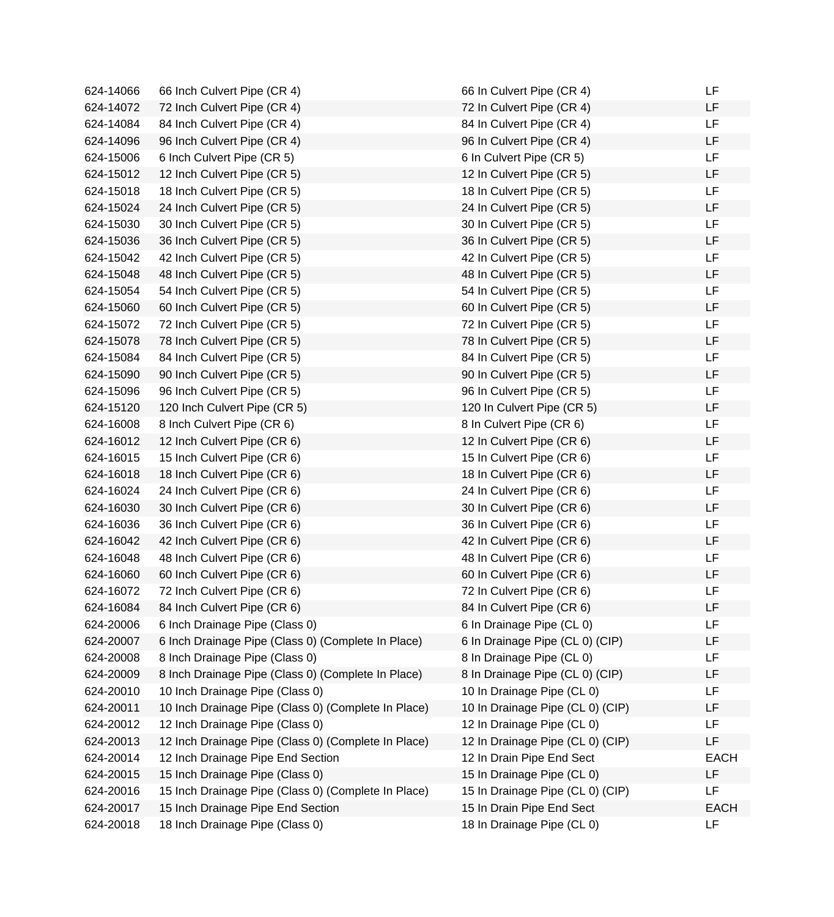| | | | |
|---|---|---|---|
| 624-14066 | 66 Inch Culvert Pipe (CR 4) | 66 In Culvert Pipe (CR 4) | LF |
| 624-14072 | 72 Inch Culvert Pipe (CR 4) | 72 In Culvert Pipe (CR 4) | LF |
| 624-14084 | 84 Inch Culvert Pipe (CR 4) | 84 In Culvert Pipe (CR 4) | LF |
| 624-14096 | 96 Inch Culvert Pipe (CR 4) | 96 In Culvert Pipe (CR 4) | LF |
| 624-15006 | 6 Inch Culvert Pipe (CR 5) | 6 In Culvert Pipe (CR 5) | LF |
| 624-15012 | 12 Inch Culvert Pipe (CR 5) | 12 In Culvert Pipe (CR 5) | LF |
| 624-15018 | 18 Inch Culvert Pipe (CR 5) | 18 In Culvert Pipe (CR 5) | LF |
| 624-15024 | 24 Inch Culvert Pipe (CR 5) | 24 In Culvert Pipe (CR 5) | LF |
| 624-15030 | 30 Inch Culvert Pipe (CR 5) | 30 In Culvert Pipe (CR 5) | LF |
| 624-15036 | 36 Inch Culvert Pipe (CR 5) | 36 In Culvert Pipe (CR 5) | LF |
| 624-15042 | 42 Inch Culvert Pipe (CR 5) | 42 In Culvert Pipe (CR 5) | LF |
| 624-15048 | 48 Inch Culvert Pipe (CR 5) | 48 In Culvert Pipe (CR 5) | LF |
| 624-15054 | 54 Inch Culvert Pipe (CR 5) | 54 In Culvert Pipe (CR 5) | LF |
| 624-15060 | 60 Inch Culvert Pipe (CR 5) | 60 In Culvert Pipe (CR 5) | LF |
| 624-15072 | 72 Inch Culvert Pipe (CR 5) | 72 In Culvert Pipe (CR 5) | LF |
| 624-15078 | 78 Inch Culvert Pipe (CR 5) | 78 In Culvert Pipe (CR 5) | LF |
| 624-15084 | 84 Inch Culvert Pipe (CR 5) | 84 In Culvert Pipe (CR 5) | LF |
| 624-15090 | 90 Inch Culvert Pipe (CR 5) | 90 In Culvert Pipe (CR 5) | LF |
| 624-15096 | 96 Inch Culvert Pipe (CR 5) | 96 In Culvert Pipe (CR 5) | LF |
| 624-15120 | 120 Inch Culvert Pipe (CR 5) | 120 In Culvert Pipe (CR 5) | LF |
| 624-16008 | 8 Inch Culvert Pipe (CR 6) | 8 In Culvert Pipe (CR 6) | LF |
| 624-16012 | 12 Inch Culvert Pipe (CR 6) | 12 In Culvert Pipe (CR 6) | LF |
| 624-16015 | 15 Inch Culvert Pipe (CR 6) | 15 In Culvert Pipe (CR 6) | LF |
| 624-16018 | 18 Inch Culvert Pipe (CR 6) | 18 In Culvert Pipe (CR 6) | LF |
| 624-16024 | 24 Inch Culvert Pipe (CR 6) | 24 In Culvert Pipe (CR 6) | LF |
| 624-16030 | 30 Inch Culvert Pipe (CR 6) | 30 In Culvert Pipe (CR 6) | LF |
| 624-16036 | 36 Inch Culvert Pipe (CR 6) | 36 In Culvert Pipe (CR 6) | LF |
| 624-16042 | 42 Inch Culvert Pipe (CR 6) | 42 In Culvert Pipe (CR 6) | LF |
| 624-16048 | 48 Inch Culvert Pipe (CR 6) | 48 In Culvert Pipe (CR 6) | LF |
| 624-16060 | 60 Inch Culvert Pipe (CR 6) | 60 In Culvert Pipe (CR 6) | LF |
| 624-16072 | 72 Inch Culvert Pipe (CR 6) | 72 In Culvert Pipe (CR 6) | LF |
| 624-16084 | 84 Inch Culvert Pipe (CR 6) | 84 In Culvert Pipe (CR 6) | LF |
| 624-20006 | 6 Inch Drainage Pipe (Class 0) | 6 In Drainage Pipe (CL 0) | LF |
| 624-20007 | 6 Inch Drainage Pipe (Class 0) (Complete In Place) | 6 In Drainage Pipe (CL 0) (CIP) | LF |
| 624-20008 | 8 Inch Drainage Pipe (Class 0) | 8 In Drainage Pipe (CL 0) | LF |
| 624-20009 | 8 Inch Drainage Pipe (Class 0) (Complete In Place) | 8 In Drainage Pipe (CL 0) (CIP) | LF |
| 624-20010 | 10 Inch Drainage Pipe (Class 0) | 10 In Drainage Pipe (CL 0) | LF |
| 624-20011 | 10 Inch Drainage Pipe (Class 0) (Complete In Place) | 10 In Drainage Pipe (CL 0) (CIP) | LF |
| 624-20012 | 12 Inch Drainage Pipe (Class 0) | 12 In Drainage Pipe (CL 0) | LF |
| 624-20013 | 12 Inch Drainage Pipe (Class 0) (Complete In Place) | 12 In Drainage Pipe (CL 0) (CIP) | LF |
| 624-20014 | 12 Inch Drainage Pipe End Section | 12 In Drain Pipe End Sect | EACH |
| 624-20015 | 15 Inch Drainage Pipe (Class 0) | 15 In Drainage Pipe (CL 0) | LF |
| 624-20016 | 15 Inch Drainage Pipe (Class 0) (Complete In Place) | 15 In Drainage Pipe (CL 0) (CIP) | LF |
| 624-20017 | 15 Inch Drainage Pipe End Section | 15 In Drain Pipe End Sect | EACH |
| 624-20018 | 18 Inch Drainage Pipe (Class 0) | 18 In Drainage Pipe (CL 0) | LF |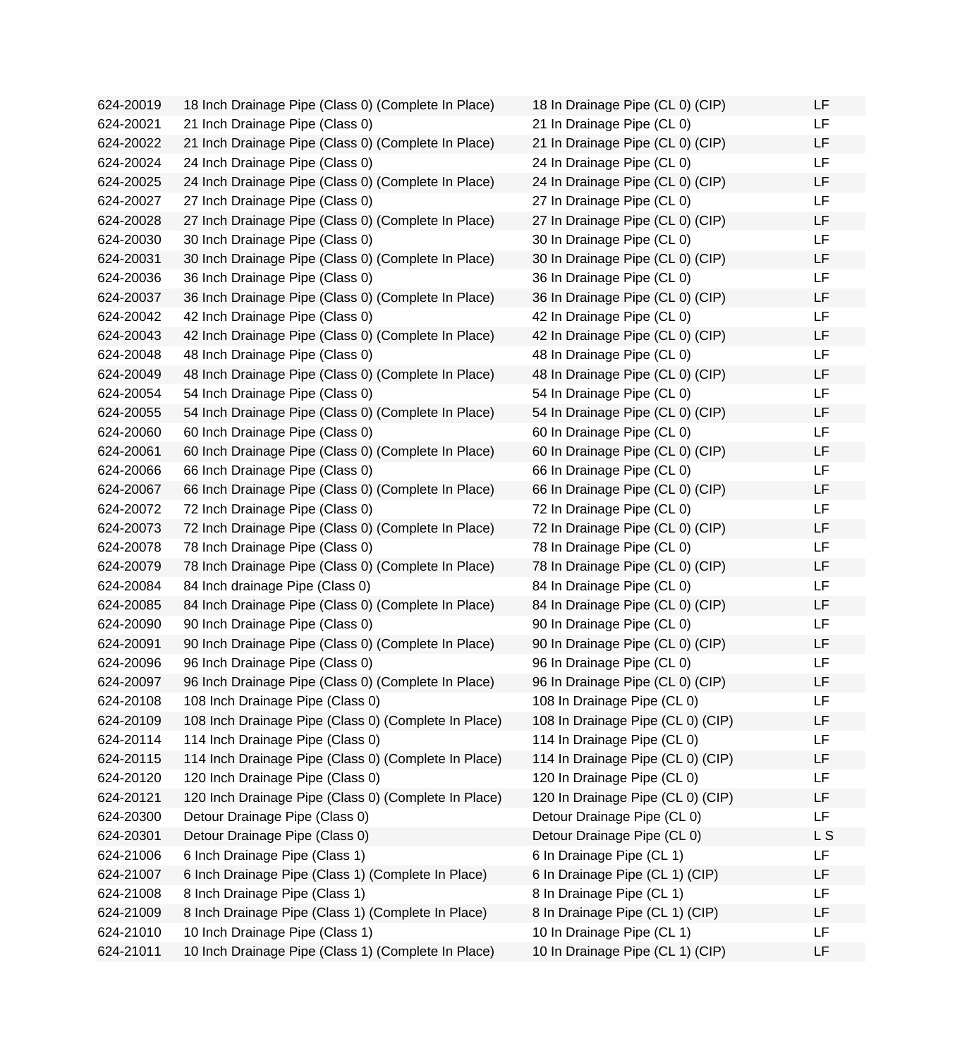| | | | |
|---|---|---|---|
| 624-20019 | 18 Inch Drainage Pipe (Class 0) (Complete In Place) | 18 In Drainage Pipe (CL 0) (CIP) | LF |
| 624-20021 | 21 Inch Drainage Pipe (Class 0) | 21 In Drainage Pipe (CL 0) | LF |
| 624-20022 | 21 Inch Drainage Pipe (Class 0) (Complete In Place) | 21 In Drainage Pipe (CL 0) (CIP) | LF |
| 624-20024 | 24 Inch Drainage Pipe (Class 0) | 24 In Drainage Pipe (CL 0) | LF |
| 624-20025 | 24 Inch Drainage Pipe (Class 0) (Complete In Place) | 24 In Drainage Pipe (CL 0) (CIP) | LF |
| 624-20027 | 27 Inch Drainage Pipe (Class 0) | 27 In Drainage Pipe (CL 0) | LF |
| 624-20028 | 27 Inch Drainage Pipe (Class 0) (Complete In Place) | 27 In Drainage Pipe (CL 0) (CIP) | LF |
| 624-20030 | 30 Inch Drainage Pipe (Class 0) | 30 In Drainage Pipe (CL 0) | LF |
| 624-20031 | 30 Inch Drainage Pipe (Class 0) (Complete In Place) | 30 In Drainage Pipe (CL 0) (CIP) | LF |
| 624-20036 | 36 Inch Drainage Pipe (Class 0) | 36 In Drainage Pipe (CL 0) | LF |
| 624-20037 | 36 Inch Drainage Pipe (Class 0) (Complete In Place) | 36 In Drainage Pipe (CL 0) (CIP) | LF |
| 624-20042 | 42 Inch Drainage Pipe (Class 0) | 42 In Drainage Pipe (CL 0) | LF |
| 624-20043 | 42 Inch Drainage Pipe (Class 0) (Complete In Place) | 42 In Drainage Pipe (CL 0) (CIP) | LF |
| 624-20048 | 48 Inch Drainage Pipe (Class 0) | 48 In Drainage Pipe (CL 0) | LF |
| 624-20049 | 48 Inch Drainage Pipe (Class 0) (Complete In Place) | 48 In Drainage Pipe (CL 0) (CIP) | LF |
| 624-20054 | 54 Inch Drainage Pipe (Class 0) | 54 In Drainage Pipe (CL 0) | LF |
| 624-20055 | 54 Inch Drainage Pipe (Class 0) (Complete In Place) | 54 In Drainage Pipe (CL 0) (CIP) | LF |
| 624-20060 | 60 Inch Drainage Pipe (Class 0) | 60 In Drainage Pipe (CL 0) | LF |
| 624-20061 | 60 Inch Drainage Pipe (Class 0) (Complete In Place) | 60 In Drainage Pipe (CL 0) (CIP) | LF |
| 624-20066 | 66 Inch Drainage Pipe (Class 0) | 66 In Drainage Pipe (CL 0) | LF |
| 624-20067 | 66 Inch Drainage Pipe (Class 0) (Complete In Place) | 66 In Drainage Pipe (CL 0) (CIP) | LF |
| 624-20072 | 72 Inch Drainage Pipe (Class 0) | 72 In Drainage Pipe (CL 0) | LF |
| 624-20073 | 72 Inch Drainage Pipe (Class 0) (Complete In Place) | 72 In Drainage Pipe (CL 0) (CIP) | LF |
| 624-20078 | 78 Inch Drainage Pipe (Class 0) | 78 In Drainage Pipe (CL 0) | LF |
| 624-20079 | 78 Inch Drainage Pipe (Class 0) (Complete In Place) | 78 In Drainage Pipe (CL 0) (CIP) | LF |
| 624-20084 | 84 Inch drainage Pipe (Class 0) | 84 In Drainage Pipe (CL 0) | LF |
| 624-20085 | 84 Inch Drainage Pipe (Class 0) (Complete In Place) | 84 In Drainage Pipe (CL 0) (CIP) | LF |
| 624-20090 | 90 Inch Drainage Pipe (Class 0) | 90 In Drainage Pipe (CL 0) | LF |
| 624-20091 | 90 Inch Drainage Pipe (Class 0) (Complete In Place) | 90 In Drainage Pipe (CL 0) (CIP) | LF |
| 624-20096 | 96 Inch Drainage Pipe (Class 0) | 96 In Drainage Pipe (CL 0) | LF |
| 624-20097 | 96 Inch Drainage Pipe (Class 0) (Complete In Place) | 96 In Drainage Pipe (CL 0) (CIP) | LF |
| 624-20108 | 108 Inch Drainage Pipe (Class 0) | 108 In Drainage Pipe (CL 0) | LF |
| 624-20109 | 108 Inch Drainage Pipe (Class 0) (Complete In Place) | 108 In Drainage Pipe (CL 0) (CIP) | LF |
| 624-20114 | 114 Inch Drainage Pipe (Class 0) | 114 In Drainage Pipe (CL 0) | LF |
| 624-20115 | 114 Inch Drainage Pipe (Class 0) (Complete In Place) | 114 In Drainage Pipe (CL 0) (CIP) | LF |
| 624-20120 | 120 Inch Drainage Pipe (Class 0) | 120 In Drainage Pipe (CL 0) | LF |
| 624-20121 | 120 Inch Drainage Pipe (Class 0) (Complete In Place) | 120 In Drainage Pipe (CL 0) (CIP) | LF |
| 624-20300 | Detour Drainage Pipe (Class 0) | Detour Drainage Pipe (CL 0) | LF |
| 624-20301 | Detour Drainage Pipe (Class 0) | Detour Drainage Pipe (CL 0) | L S |
| 624-21006 | 6 Inch Drainage Pipe (Class 1) | 6 In Drainage Pipe (CL 1) | LF |
| 624-21007 | 6 Inch Drainage Pipe (Class 1) (Complete In Place) | 6 In Drainage Pipe (CL 1) (CIP) | LF |
| 624-21008 | 8 Inch Drainage Pipe (Class 1) | 8 In Drainage Pipe (CL 1) | LF |
| 624-21009 | 8 Inch Drainage Pipe (Class 1) (Complete In Place) | 8 In Drainage Pipe (CL 1) (CIP) | LF |
| 624-21010 | 10 Inch Drainage Pipe (Class 1) | 10 In Drainage Pipe (CL 1) | LF |
| 624-21011 | 10 Inch Drainage Pipe (Class 1) (Complete In Place) | 10 In Drainage Pipe (CL 1) (CIP) | LF |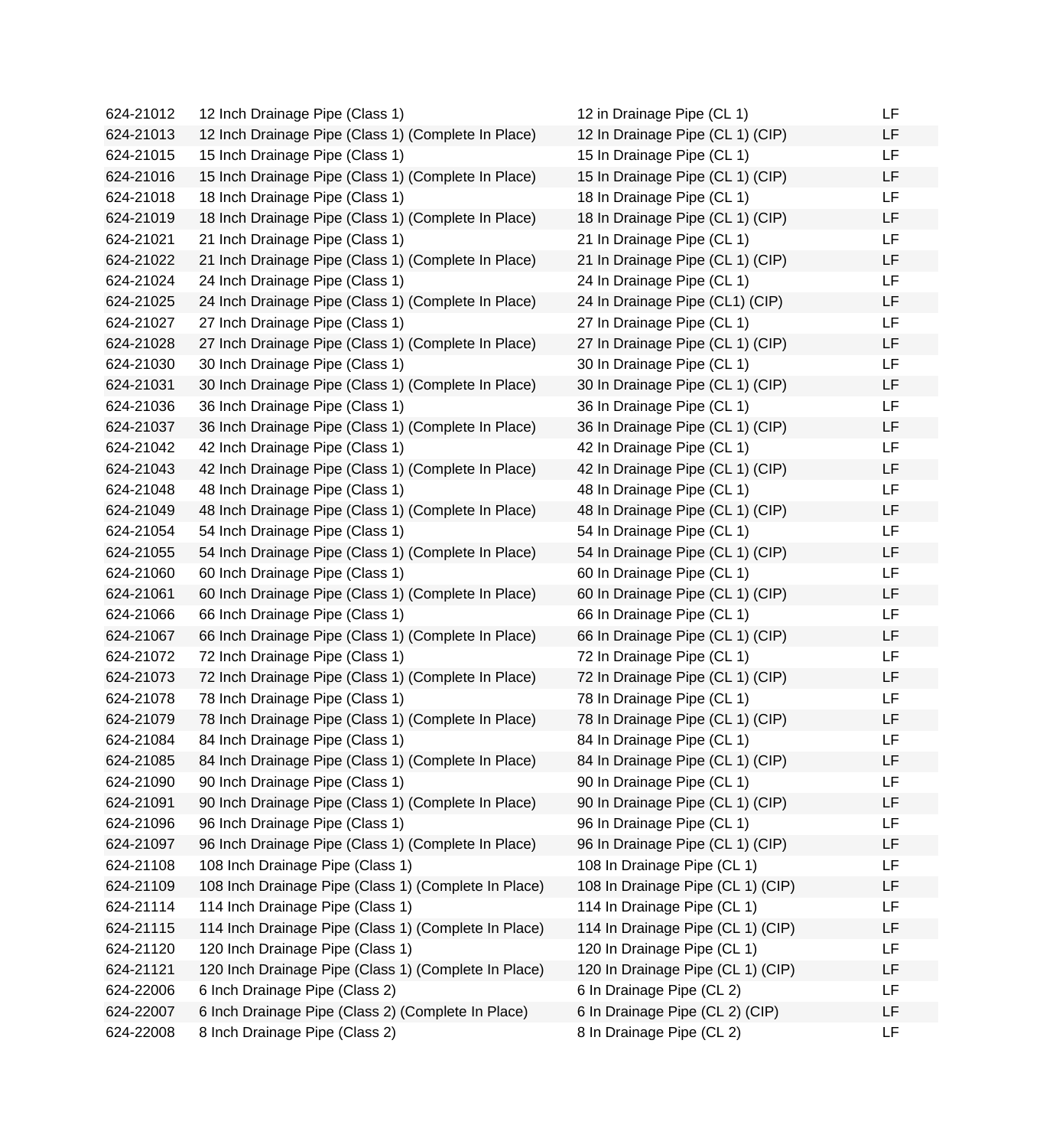| | | | |
|---|---|---|---|
| 624-21012 | 12 Inch Drainage Pipe (Class 1) | 12 in Drainage Pipe (CL 1) | LF |
| 624-21013 | 12 Inch Drainage Pipe (Class 1) (Complete In Place) | 12 In Drainage Pipe (CL 1) (CIP) | LF |
| 624-21015 | 15 Inch Drainage Pipe (Class 1) | 15 In Drainage Pipe (CL 1) | LF |
| 624-21016 | 15 Inch Drainage Pipe (Class 1) (Complete In Place) | 15 In Drainage Pipe (CL 1) (CIP) | LF |
| 624-21018 | 18 Inch Drainage Pipe (Class 1) | 18 In Drainage Pipe (CL 1) | LF |
| 624-21019 | 18 Inch Drainage Pipe (Class 1) (Complete In Place) | 18 In Drainage Pipe (CL 1) (CIP) | LF |
| 624-21021 | 21 Inch Drainage Pipe (Class 1) | 21 In Drainage Pipe (CL 1) | LF |
| 624-21022 | 21 Inch Drainage Pipe (Class 1) (Complete In Place) | 21 In Drainage Pipe (CL 1) (CIP) | LF |
| 624-21024 | 24 Inch Drainage Pipe (Class 1) | 24 In Drainage Pipe (CL 1) | LF |
| 624-21025 | 24 Inch Drainage Pipe (Class 1) (Complete In Place) | 24 In Drainage Pipe (CL1) (CIP) | LF |
| 624-21027 | 27 Inch Drainage Pipe (Class 1) | 27 In Drainage Pipe (CL 1) | LF |
| 624-21028 | 27 Inch Drainage Pipe (Class 1) (Complete In Place) | 27 In Drainage Pipe (CL 1) (CIP) | LF |
| 624-21030 | 30 Inch Drainage Pipe (Class 1) | 30 In Drainage Pipe (CL 1) | LF |
| 624-21031 | 30 Inch Drainage Pipe (Class 1) (Complete In Place) | 30 In Drainage Pipe (CL 1) (CIP) | LF |
| 624-21036 | 36 Inch Drainage Pipe (Class 1) | 36 In Drainage Pipe (CL 1) | LF |
| 624-21037 | 36 Inch Drainage Pipe (Class 1) (Complete In Place) | 36 In Drainage Pipe (CL 1) (CIP) | LF |
| 624-21042 | 42 Inch Drainage Pipe (Class 1) | 42 In Drainage Pipe (CL 1) | LF |
| 624-21043 | 42 Inch Drainage Pipe (Class 1) (Complete In Place) | 42 In Drainage Pipe (CL 1) (CIP) | LF |
| 624-21048 | 48 Inch Drainage Pipe (Class 1) | 48 In Drainage Pipe (CL 1) | LF |
| 624-21049 | 48 Inch Drainage Pipe (Class 1) (Complete In Place) | 48 In Drainage Pipe (CL 1) (CIP) | LF |
| 624-21054 | 54 Inch Drainage Pipe (Class 1) | 54 In Drainage Pipe (CL 1) | LF |
| 624-21055 | 54 Inch Drainage Pipe (Class 1) (Complete In Place) | 54 In Drainage Pipe (CL 1) (CIP) | LF |
| 624-21060 | 60 Inch Drainage Pipe (Class 1) | 60 In Drainage Pipe (CL 1) | LF |
| 624-21061 | 60 Inch Drainage Pipe (Class 1) (Complete In Place) | 60 In Drainage Pipe (CL 1) (CIP) | LF |
| 624-21066 | 66 Inch Drainage Pipe (Class 1) | 66 In Drainage Pipe (CL 1) | LF |
| 624-21067 | 66 Inch Drainage Pipe (Class 1) (Complete In Place) | 66 In Drainage Pipe (CL 1) (CIP) | LF |
| 624-21072 | 72 Inch Drainage Pipe (Class 1) | 72 In Drainage Pipe (CL 1) | LF |
| 624-21073 | 72 Inch Drainage Pipe (Class 1) (Complete In Place) | 72 In Drainage Pipe (CL 1) (CIP) | LF |
| 624-21078 | 78 Inch Drainage Pipe (Class 1) | 78 In Drainage Pipe (CL 1) | LF |
| 624-21079 | 78 Inch Drainage Pipe (Class 1) (Complete In Place) | 78 In Drainage Pipe (CL 1) (CIP) | LF |
| 624-21084 | 84 Inch Drainage Pipe (Class 1) | 84 In Drainage Pipe (CL 1) | LF |
| 624-21085 | 84 Inch Drainage Pipe (Class 1) (Complete In Place) | 84 In Drainage Pipe (CL 1) (CIP) | LF |
| 624-21090 | 90 Inch Drainage Pipe (Class 1) | 90 In Drainage Pipe (CL 1) | LF |
| 624-21091 | 90 Inch Drainage Pipe (Class 1) (Complete In Place) | 90 In Drainage Pipe (CL 1) (CIP) | LF |
| 624-21096 | 96 Inch Drainage Pipe (Class 1) | 96 In Drainage Pipe (CL 1) | LF |
| 624-21097 | 96 Inch Drainage Pipe (Class 1) (Complete In Place) | 96 In Drainage Pipe (CL 1) (CIP) | LF |
| 624-21108 | 108 Inch Drainage Pipe (Class 1) | 108 In Drainage Pipe (CL 1) | LF |
| 624-21109 | 108 Inch Drainage Pipe (Class 1) (Complete In Place) | 108 In Drainage Pipe (CL 1) (CIP) | LF |
| 624-21114 | 114 Inch Drainage Pipe (Class 1) | 114 In Drainage Pipe (CL 1) | LF |
| 624-21115 | 114 Inch Drainage Pipe (Class 1) (Complete In Place) | 114 In Drainage Pipe (CL 1) (CIP) | LF |
| 624-21120 | 120 Inch Drainage Pipe (Class 1) | 120 In Drainage Pipe (CL 1) | LF |
| 624-21121 | 120 Inch Drainage Pipe (Class 1) (Complete In Place) | 120 In Drainage Pipe (CL 1) (CIP) | LF |
| 624-22006 | 6 Inch Drainage Pipe (Class 2) | 6 In Drainage Pipe (CL 2) | LF |
| 624-22007 | 6 Inch Drainage Pipe (Class 2) (Complete In Place) | 6 In Drainage Pipe (CL 2) (CIP) | LF |
| 624-22008 | 8 Inch Drainage Pipe (Class 2) | 8 In Drainage Pipe (CL 2) | LF |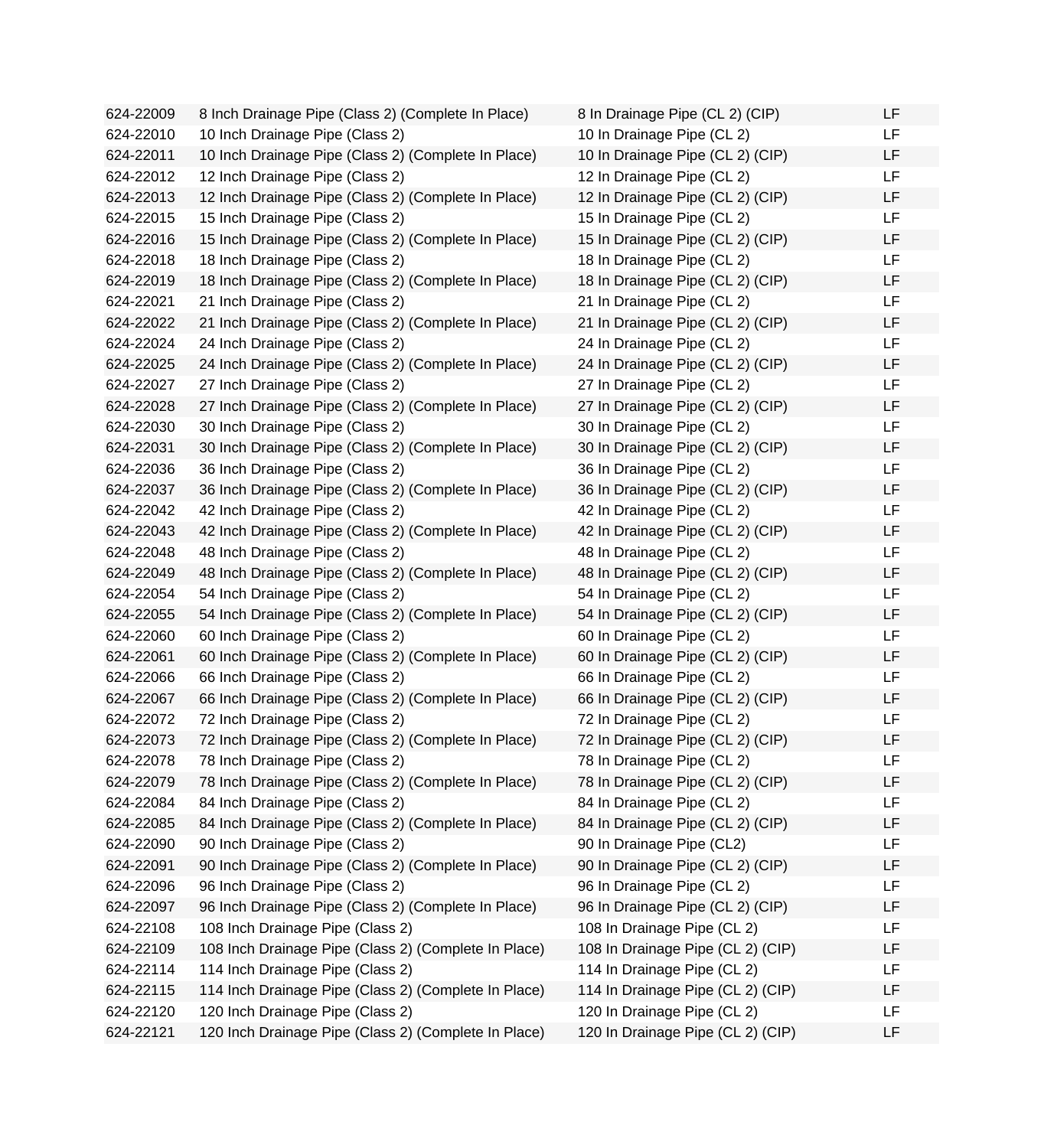| | | | |
|---|---|---|---|
| 624-22009 | 8 Inch Drainage Pipe (Class 2) (Complete In Place) | 8 In Drainage Pipe (CL 2) (CIP) | LF |
| 624-22010 | 10 Inch Drainage Pipe (Class 2) | 10 In Drainage Pipe (CL 2) | LF |
| 624-22011 | 10 Inch Drainage Pipe (Class 2) (Complete In Place) | 10 In Drainage Pipe (CL 2) (CIP) | LF |
| 624-22012 | 12 Inch Drainage Pipe (Class 2) | 12 In Drainage Pipe (CL 2) | LF |
| 624-22013 | 12 Inch Drainage Pipe (Class 2) (Complete In Place) | 12 In Drainage Pipe (CL 2) (CIP) | LF |
| 624-22015 | 15 Inch Drainage Pipe (Class 2) | 15 In Drainage Pipe (CL 2) | LF |
| 624-22016 | 15 Inch Drainage Pipe (Class 2) (Complete In Place) | 15 In Drainage Pipe (CL 2) (CIP) | LF |
| 624-22018 | 18 Inch Drainage Pipe (Class 2) | 18 In Drainage Pipe (CL 2) | LF |
| 624-22019 | 18 Inch Drainage Pipe (Class 2) (Complete In Place) | 18 In Drainage Pipe (CL 2) (CIP) | LF |
| 624-22021 | 21 Inch Drainage Pipe (Class 2) | 21 In Drainage Pipe (CL 2) | LF |
| 624-22022 | 21 Inch Drainage Pipe (Class 2) (Complete In Place) | 21 In Drainage Pipe (CL 2) (CIP) | LF |
| 624-22024 | 24 Inch Drainage Pipe (Class 2) | 24 In Drainage Pipe (CL 2) | LF |
| 624-22025 | 24 Inch Drainage Pipe (Class 2) (Complete In Place) | 24 In Drainage Pipe (CL 2) (CIP) | LF |
| 624-22027 | 27 Inch Drainage Pipe (Class 2) | 27 In Drainage Pipe (CL 2) | LF |
| 624-22028 | 27 Inch Drainage Pipe (Class 2) (Complete In Place) | 27 In Drainage Pipe (CL 2) (CIP) | LF |
| 624-22030 | 30 Inch Drainage Pipe (Class 2) | 30 In Drainage Pipe (CL 2) | LF |
| 624-22031 | 30 Inch Drainage Pipe (Class 2) (Complete In Place) | 30 In Drainage Pipe (CL 2) (CIP) | LF |
| 624-22036 | 36 Inch Drainage Pipe (Class 2) | 36 In Drainage Pipe (CL 2) | LF |
| 624-22037 | 36 Inch Drainage Pipe (Class 2) (Complete In Place) | 36 In Drainage Pipe (CL 2) (CIP) | LF |
| 624-22042 | 42 Inch Drainage Pipe (Class 2) | 42 In Drainage Pipe (CL 2) | LF |
| 624-22043 | 42 Inch Drainage Pipe (Class 2) (Complete In Place) | 42 In Drainage Pipe (CL 2) (CIP) | LF |
| 624-22048 | 48 Inch Drainage Pipe (Class 2) | 48 In Drainage Pipe (CL 2) | LF |
| 624-22049 | 48 Inch Drainage Pipe (Class 2) (Complete In Place) | 48 In Drainage Pipe (CL 2) (CIP) | LF |
| 624-22054 | 54 Inch Drainage Pipe (Class 2) | 54 In Drainage Pipe (CL 2) | LF |
| 624-22055 | 54 Inch Drainage Pipe (Class 2) (Complete In Place) | 54 In Drainage Pipe (CL 2) (CIP) | LF |
| 624-22060 | 60 Inch Drainage Pipe (Class 2) | 60 In Drainage Pipe (CL 2) | LF |
| 624-22061 | 60 Inch Drainage Pipe (Class 2) (Complete In Place) | 60 In Drainage Pipe (CL 2) (CIP) | LF |
| 624-22066 | 66 Inch Drainage Pipe (Class 2) | 66 In Drainage Pipe (CL 2) | LF |
| 624-22067 | 66 Inch Drainage Pipe (Class 2) (Complete In Place) | 66 In Drainage Pipe (CL 2) (CIP) | LF |
| 624-22072 | 72 Inch Drainage Pipe (Class 2) | 72 In Drainage Pipe (CL 2) | LF |
| 624-22073 | 72 Inch Drainage Pipe (Class 2) (Complete In Place) | 72 In Drainage Pipe (CL 2) (CIP) | LF |
| 624-22078 | 78 Inch Drainage Pipe (Class 2) | 78 In Drainage Pipe (CL 2) | LF |
| 624-22079 | 78 Inch Drainage Pipe (Class 2) (Complete In Place) | 78 In Drainage Pipe (CL 2) (CIP) | LF |
| 624-22084 | 84 Inch Drainage Pipe (Class 2) | 84 In Drainage Pipe (CL 2) | LF |
| 624-22085 | 84 Inch Drainage Pipe (Class 2) (Complete In Place) | 84 In Drainage Pipe (CL 2) (CIP) | LF |
| 624-22090 | 90 Inch Drainage Pipe (Class 2) | 90 In Drainage Pipe (CL2) | LF |
| 624-22091 | 90 Inch Drainage Pipe (Class 2) (Complete In Place) | 90 In Drainage Pipe (CL 2) (CIP) | LF |
| 624-22096 | 96 Inch Drainage Pipe (Class 2) | 96 In Drainage Pipe (CL 2) | LF |
| 624-22097 | 96 Inch Drainage Pipe (Class 2) (Complete In Place) | 96 In Drainage Pipe (CL 2) (CIP) | LF |
| 624-22108 | 108 Inch Drainage Pipe (Class 2) | 108 In Drainage Pipe (CL 2) | LF |
| 624-22109 | 108 Inch Drainage Pipe (Class 2) (Complete In Place) | 108 In Drainage Pipe (CL 2) (CIP) | LF |
| 624-22114 | 114 Inch Drainage Pipe (Class 2) | 114 In Drainage Pipe (CL 2) | LF |
| 624-22115 | 114 Inch Drainage Pipe (Class 2) (Complete In Place) | 114 In Drainage Pipe (CL 2) (CIP) | LF |
| 624-22120 | 120 Inch Drainage Pipe (Class 2) | 120 In Drainage Pipe (CL 2) | LF |
| 624-22121 | 120 Inch Drainage Pipe (Class 2) (Complete In Place) | 120 In Drainage Pipe (CL 2) (CIP) | LF |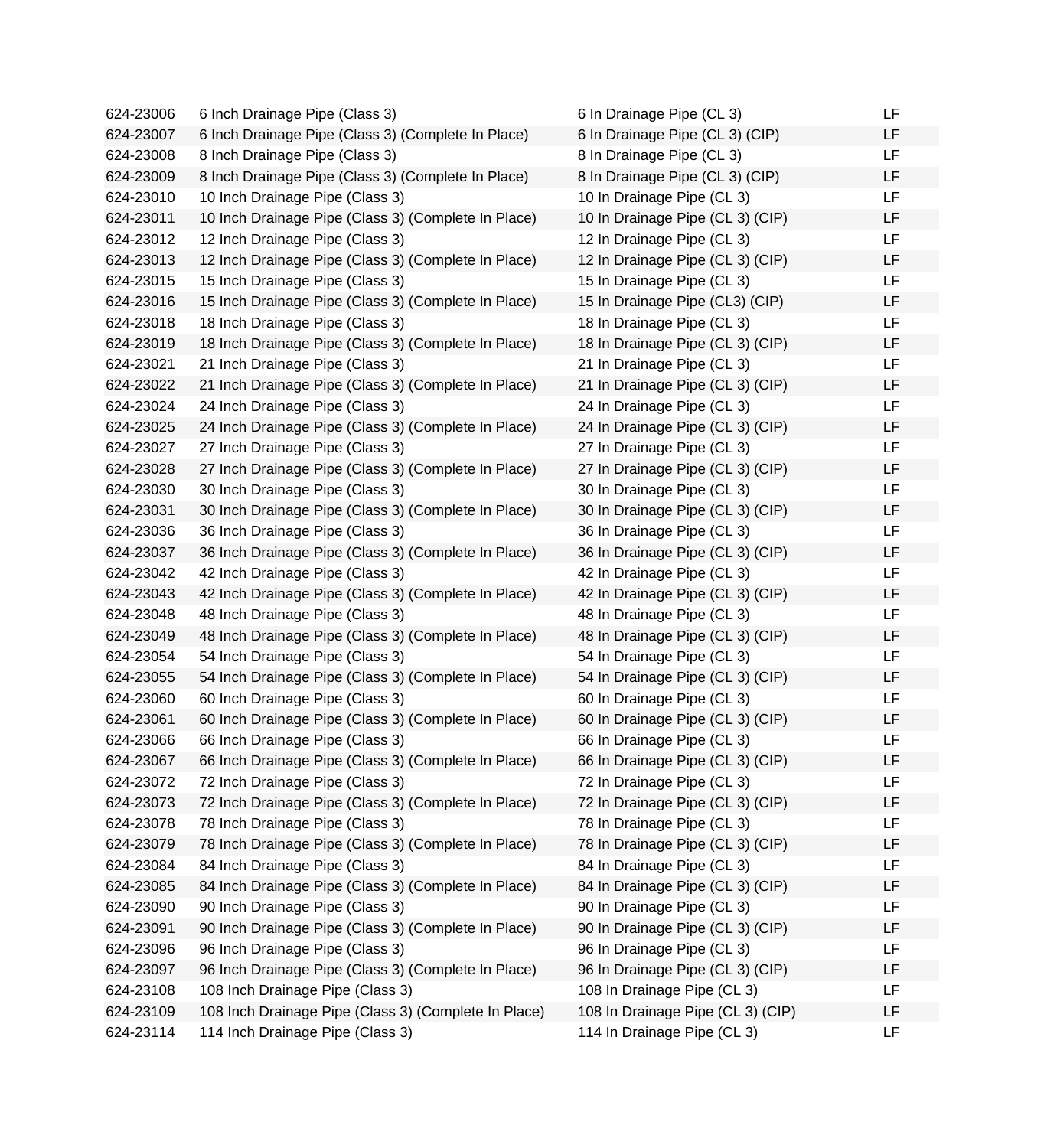| | | | |
|---|---|---|---|
| 624-23006 | 6 Inch Drainage Pipe (Class 3) | 6 In Drainage Pipe (CL 3) | LF |
| 624-23007 | 6 Inch Drainage Pipe (Class 3) (Complete In Place) | 6 In Drainage Pipe (CL 3) (CIP) | LF |
| 624-23008 | 8 Inch Drainage Pipe (Class 3) | 8 In Drainage Pipe (CL 3) | LF |
| 624-23009 | 8 Inch Drainage Pipe (Class 3) (Complete In Place) | 8 In Drainage Pipe (CL 3) (CIP) | LF |
| 624-23010 | 10 Inch Drainage Pipe (Class 3) | 10 In Drainage Pipe (CL 3) | LF |
| 624-23011 | 10 Inch Drainage Pipe (Class 3) (Complete In Place) | 10 In Drainage Pipe (CL 3) (CIP) | LF |
| 624-23012 | 12 Inch Drainage Pipe (Class 3) | 12 In Drainage Pipe (CL 3) | LF |
| 624-23013 | 12 Inch Drainage Pipe (Class 3) (Complete In Place) | 12 In Drainage Pipe (CL 3) (CIP) | LF |
| 624-23015 | 15 Inch Drainage Pipe (Class 3) | 15 In Drainage Pipe (CL 3) | LF |
| 624-23016 | 15 Inch Drainage Pipe (Class 3) (Complete In Place) | 15 In Drainage Pipe (CL3) (CIP) | LF |
| 624-23018 | 18 Inch Drainage Pipe (Class 3) | 18 In Drainage Pipe (CL 3) | LF |
| 624-23019 | 18 Inch Drainage Pipe (Class 3) (Complete In Place) | 18 In Drainage Pipe (CL 3) (CIP) | LF |
| 624-23021 | 21 Inch Drainage Pipe (Class 3) | 21 In Drainage Pipe (CL 3) | LF |
| 624-23022 | 21 Inch Drainage Pipe (Class 3) (Complete In Place) | 21 In Drainage Pipe (CL 3) (CIP) | LF |
| 624-23024 | 24 Inch Drainage Pipe (Class 3) | 24 In Drainage Pipe (CL 3) | LF |
| 624-23025 | 24 Inch Drainage Pipe (Class 3) (Complete In Place) | 24 In Drainage Pipe (CL 3) (CIP) | LF |
| 624-23027 | 27 Inch Drainage Pipe (Class 3) | 27 In Drainage Pipe (CL 3) | LF |
| 624-23028 | 27 Inch Drainage Pipe (Class 3) (Complete In Place) | 27 In Drainage Pipe (CL 3) (CIP) | LF |
| 624-23030 | 30 Inch Drainage Pipe (Class 3) | 30 In Drainage Pipe (CL 3) | LF |
| 624-23031 | 30 Inch Drainage Pipe (Class 3) (Complete In Place) | 30 In Drainage Pipe (CL 3) (CIP) | LF |
| 624-23036 | 36 Inch Drainage Pipe (Class 3) | 36 In Drainage Pipe (CL 3) | LF |
| 624-23037 | 36 Inch Drainage Pipe (Class 3) (Complete In Place) | 36 In Drainage Pipe (CL 3) (CIP) | LF |
| 624-23042 | 42 Inch Drainage Pipe (Class 3) | 42 In Drainage Pipe (CL 3) | LF |
| 624-23043 | 42 Inch Drainage Pipe (Class 3) (Complete In Place) | 42 In Drainage Pipe (CL 3) (CIP) | LF |
| 624-23048 | 48 Inch Drainage Pipe (Class 3) | 48 In Drainage Pipe (CL 3) | LF |
| 624-23049 | 48 Inch Drainage Pipe (Class 3) (Complete In Place) | 48 In Drainage Pipe (CL 3) (CIP) | LF |
| 624-23054 | 54 Inch Drainage Pipe (Class 3) | 54 In Drainage Pipe (CL 3) | LF |
| 624-23055 | 54 Inch Drainage Pipe (Class 3) (Complete In Place) | 54 In Drainage Pipe (CL 3) (CIP) | LF |
| 624-23060 | 60 Inch Drainage Pipe (Class 3) | 60 In Drainage Pipe (CL 3) | LF |
| 624-23061 | 60 Inch Drainage Pipe (Class 3) (Complete In Place) | 60 In Drainage Pipe (CL 3) (CIP) | LF |
| 624-23066 | 66 Inch Drainage Pipe (Class 3) | 66 In Drainage Pipe (CL 3) | LF |
| 624-23067 | 66 Inch Drainage Pipe (Class 3) (Complete In Place) | 66 In Drainage Pipe (CL 3) (CIP) | LF |
| 624-23072 | 72 Inch Drainage Pipe (Class 3) | 72 In Drainage Pipe (CL 3) | LF |
| 624-23073 | 72 Inch Drainage Pipe (Class 3) (Complete In Place) | 72 In Drainage Pipe (CL 3) (CIP) | LF |
| 624-23078 | 78 Inch Drainage Pipe (Class 3) | 78 In Drainage Pipe (CL 3) | LF |
| 624-23079 | 78 Inch Drainage Pipe (Class 3) (Complete In Place) | 78 In Drainage Pipe (CL 3) (CIP) | LF |
| 624-23084 | 84 Inch Drainage Pipe (Class 3) | 84 In Drainage Pipe (CL 3) | LF |
| 624-23085 | 84 Inch Drainage Pipe (Class 3) (Complete In Place) | 84 In Drainage Pipe (CL 3) (CIP) | LF |
| 624-23090 | 90 Inch Drainage Pipe (Class 3) | 90 In Drainage Pipe (CL 3) | LF |
| 624-23091 | 90 Inch Drainage Pipe (Class 3) (Complete In Place) | 90 In Drainage Pipe (CL 3) (CIP) | LF |
| 624-23096 | 96 Inch Drainage Pipe (Class 3) | 96 In Drainage Pipe (CL 3) | LF |
| 624-23097 | 96 Inch Drainage Pipe (Class 3) (Complete In Place) | 96 In Drainage Pipe (CL 3) (CIP) | LF |
| 624-23108 | 108 Inch Drainage Pipe (Class 3) | 108 In Drainage Pipe (CL 3) | LF |
| 624-23109 | 108 Inch Drainage Pipe (Class 3) (Complete In Place) | 108 In Drainage Pipe (CL 3) (CIP) | LF |
| 624-23114 | 114 Inch Drainage Pipe (Class 3) | 114 In Drainage Pipe (CL 3) | LF |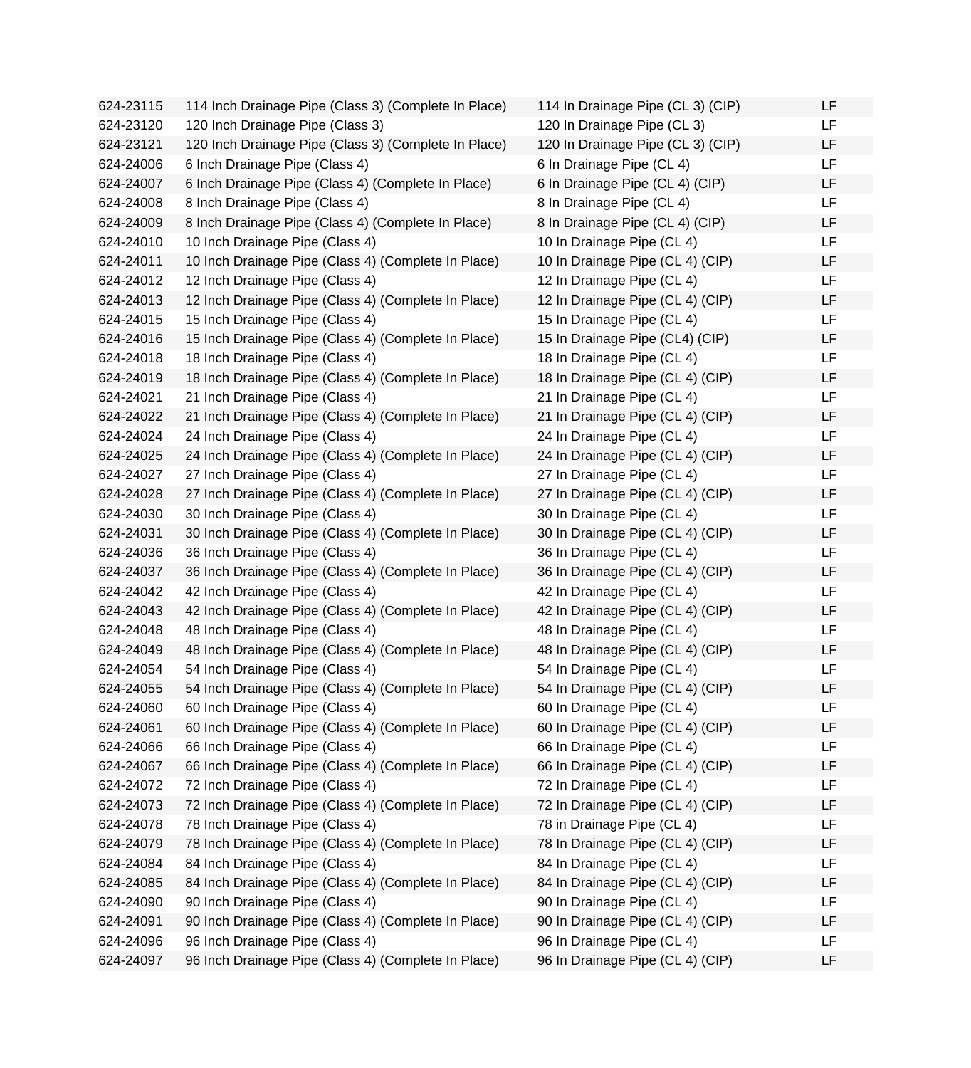| | | | |
|---|---|---|---|
| 624-23115 | 114 Inch Drainage Pipe (Class 3) (Complete In Place) | 114 In Drainage Pipe (CL 3) (CIP) | LF |
| 624-23120 | 120 Inch Drainage Pipe (Class 3) | 120 In Drainage Pipe (CL 3) | LF |
| 624-23121 | 120 Inch Drainage Pipe (Class 3) (Complete In Place) | 120 In Drainage Pipe (CL 3) (CIP) | LF |
| 624-24006 | 6 Inch Drainage Pipe (Class 4) | 6 In Drainage Pipe (CL 4) | LF |
| 624-24007 | 6 Inch Drainage Pipe (Class 4) (Complete In Place) | 6 In Drainage Pipe (CL 4) (CIP) | LF |
| 624-24008 | 8 Inch Drainage Pipe (Class 4) | 8 In Drainage Pipe (CL 4) | LF |
| 624-24009 | 8 Inch Drainage Pipe (Class 4) (Complete In Place) | 8 In Drainage Pipe (CL 4) (CIP) | LF |
| 624-24010 | 10 Inch Drainage Pipe (Class 4) | 10 In Drainage Pipe (CL 4) | LF |
| 624-24011 | 10 Inch Drainage Pipe (Class 4) (Complete In Place) | 10 In Drainage Pipe (CL 4) (CIP) | LF |
| 624-24012 | 12 Inch Drainage Pipe (Class 4) | 12 In Drainage Pipe (CL 4) | LF |
| 624-24013 | 12 Inch Drainage Pipe (Class 4) (Complete In Place) | 12 In Drainage Pipe (CL 4) (CIP) | LF |
| 624-24015 | 15 Inch Drainage Pipe (Class 4) | 15 In Drainage Pipe (CL 4) | LF |
| 624-24016 | 15 Inch Drainage Pipe (Class 4) (Complete In Place) | 15 In Drainage Pipe (CL4) (CIP) | LF |
| 624-24018 | 18 Inch Drainage Pipe (Class 4) | 18 In Drainage Pipe (CL 4) | LF |
| 624-24019 | 18 Inch Drainage Pipe (Class 4) (Complete In Place) | 18 In Drainage Pipe (CL 4) (CIP) | LF |
| 624-24021 | 21 Inch Drainage Pipe (Class 4) | 21 In Drainage Pipe (CL 4) | LF |
| 624-24022 | 21 Inch Drainage Pipe (Class 4) (Complete In Place) | 21 In Drainage Pipe (CL 4) (CIP) | LF |
| 624-24024 | 24 Inch Drainage Pipe (Class 4) | 24 In Drainage Pipe (CL 4) | LF |
| 624-24025 | 24 Inch Drainage Pipe (Class 4) (Complete In Place) | 24 In Drainage Pipe (CL 4) (CIP) | LF |
| 624-24027 | 27 Inch Drainage Pipe (Class 4) | 27 In Drainage Pipe (CL 4) | LF |
| 624-24028 | 27 Inch Drainage Pipe (Class 4) (Complete In Place) | 27 In Drainage Pipe (CL 4) (CIP) | LF |
| 624-24030 | 30 Inch Drainage Pipe (Class 4) | 30 In Drainage Pipe (CL 4) | LF |
| 624-24031 | 30 Inch Drainage Pipe (Class 4) (Complete In Place) | 30 In Drainage Pipe (CL 4) (CIP) | LF |
| 624-24036 | 36 Inch Drainage Pipe (Class 4) | 36 In Drainage Pipe (CL 4) | LF |
| 624-24037 | 36 Inch Drainage Pipe (Class 4) (Complete In Place) | 36 In Drainage Pipe (CL 4) (CIP) | LF |
| 624-24042 | 42 Inch Drainage Pipe (Class 4) | 42 In Drainage Pipe (CL 4) | LF |
| 624-24043 | 42 Inch Drainage Pipe (Class 4) (Complete In Place) | 42 In Drainage Pipe (CL 4) (CIP) | LF |
| 624-24048 | 48 Inch Drainage Pipe (Class 4) | 48 In Drainage Pipe (CL 4) | LF |
| 624-24049 | 48 Inch Drainage Pipe (Class 4) (Complete In Place) | 48 In Drainage Pipe (CL 4) (CIP) | LF |
| 624-24054 | 54 Inch Drainage Pipe (Class 4) | 54 In Drainage Pipe (CL 4) | LF |
| 624-24055 | 54 Inch Drainage Pipe (Class 4) (Complete In Place) | 54 In Drainage Pipe (CL 4) (CIP) | LF |
| 624-24060 | 60 Inch Drainage Pipe (Class 4) | 60 In Drainage Pipe (CL 4) | LF |
| 624-24061 | 60 Inch Drainage Pipe (Class 4) (Complete In Place) | 60 In Drainage Pipe (CL 4) (CIP) | LF |
| 624-24066 | 66 Inch Drainage Pipe (Class 4) | 66 In Drainage Pipe (CL 4) | LF |
| 624-24067 | 66 Inch Drainage Pipe (Class 4) (Complete In Place) | 66 In Drainage Pipe (CL 4) (CIP) | LF |
| 624-24072 | 72 Inch Drainage Pipe (Class 4) | 72 In Drainage Pipe (CL 4) | LF |
| 624-24073 | 72 Inch Drainage Pipe (Class 4) (Complete In Place) | 72 In Drainage Pipe (CL 4) (CIP) | LF |
| 624-24078 | 78 Inch Drainage Pipe (Class 4) | 78 in Drainage Pipe (CL 4) | LF |
| 624-24079 | 78 Inch Drainage Pipe (Class 4) (Complete In Place) | 78 In Drainage Pipe (CL 4) (CIP) | LF |
| 624-24084 | 84 Inch Drainage Pipe (Class 4) | 84 In Drainage Pipe (CL 4) | LF |
| 624-24085 | 84 Inch Drainage Pipe (Class 4) (Complete In Place) | 84 In Drainage Pipe (CL 4) (CIP) | LF |
| 624-24090 | 90 Inch Drainage Pipe (Class 4) | 90 In Drainage Pipe (CL 4) | LF |
| 624-24091 | 90 Inch Drainage Pipe (Class 4) (Complete In Place) | 90 In Drainage Pipe (CL 4) (CIP) | LF |
| 624-24096 | 96 Inch Drainage Pipe (Class 4) | 96 In Drainage Pipe (CL 4) | LF |
| 624-24097 | 96 Inch Drainage Pipe (Class 4) (Complete In Place) | 96 In Drainage Pipe (CL 4) (CIP) | LF |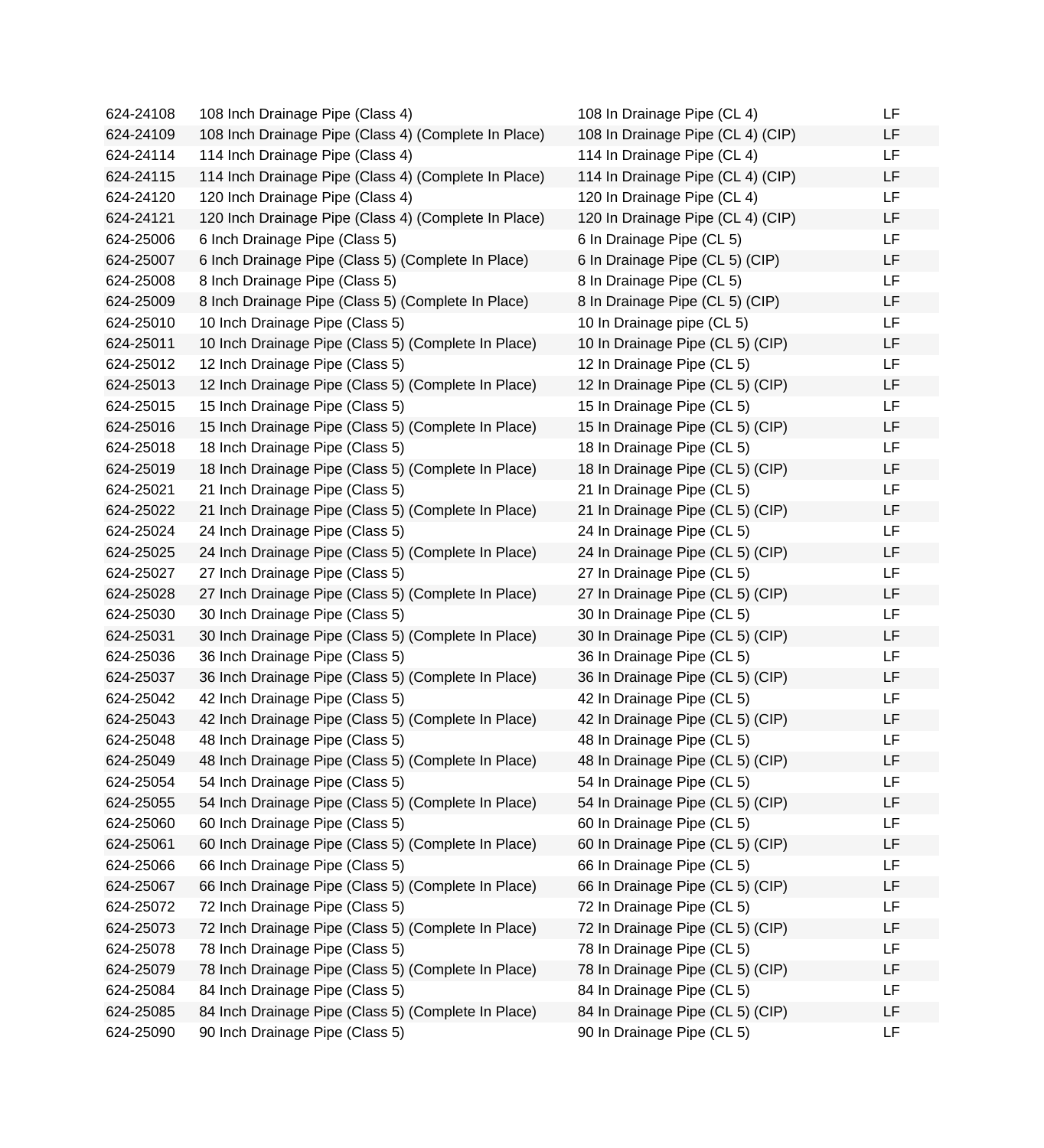| | | | |
|---|---|---|---|
| 624-24108 | 108 Inch Drainage Pipe (Class 4) | 108 In Drainage Pipe (CL 4) | LF |
| 624-24109 | 108 Inch Drainage Pipe (Class 4) (Complete In Place) | 108 In Drainage Pipe (CL 4) (CIP) | LF |
| 624-24114 | 114 Inch Drainage Pipe (Class 4) | 114 In Drainage Pipe (CL 4) | LF |
| 624-24115 | 114 Inch Drainage Pipe (Class 4) (Complete In Place) | 114 In Drainage Pipe (CL 4) (CIP) | LF |
| 624-24120 | 120 Inch Drainage Pipe (Class 4) | 120 In Drainage Pipe (CL 4) | LF |
| 624-24121 | 120 Inch Drainage Pipe (Class 4) (Complete In Place) | 120 In Drainage Pipe (CL 4) (CIP) | LF |
| 624-25006 | 6 Inch Drainage Pipe (Class 5) | 6 In Drainage Pipe (CL 5) | LF |
| 624-25007 | 6 Inch Drainage Pipe (Class 5) (Complete In Place) | 6 In Drainage Pipe (CL 5) (CIP) | LF |
| 624-25008 | 8 Inch Drainage Pipe (Class 5) | 8 In Drainage Pipe (CL 5) | LF |
| 624-25009 | 8 Inch Drainage Pipe (Class 5) (Complete In Place) | 8 In Drainage Pipe (CL 5) (CIP) | LF |
| 624-25010 | 10 Inch Drainage Pipe (Class 5) | 10 In Drainage pipe (CL 5) | LF |
| 624-25011 | 10 Inch Drainage Pipe (Class 5) (Complete In Place) | 10 In Drainage Pipe (CL 5) (CIP) | LF |
| 624-25012 | 12 Inch Drainage Pipe (Class 5) | 12 In Drainage Pipe (CL 5) | LF |
| 624-25013 | 12 Inch Drainage Pipe (Class 5) (Complete In Place) | 12 In Drainage Pipe (CL 5) (CIP) | LF |
| 624-25015 | 15 Inch Drainage Pipe (Class 5) | 15 In Drainage Pipe (CL 5) | LF |
| 624-25016 | 15 Inch Drainage Pipe (Class 5) (Complete In Place) | 15 In Drainage Pipe (CL 5) (CIP) | LF |
| 624-25018 | 18 Inch Drainage Pipe (Class 5) | 18 In Drainage Pipe (CL 5) | LF |
| 624-25019 | 18 Inch Drainage Pipe (Class 5) (Complete In Place) | 18 In Drainage Pipe (CL 5) (CIP) | LF |
| 624-25021 | 21 Inch Drainage Pipe (Class 5) | 21 In Drainage Pipe (CL 5) | LF |
| 624-25022 | 21 Inch Drainage Pipe (Class 5) (Complete In Place) | 21 In Drainage Pipe (CL 5) (CIP) | LF |
| 624-25024 | 24 Inch Drainage Pipe (Class 5) | 24 In Drainage Pipe (CL 5) | LF |
| 624-25025 | 24 Inch Drainage Pipe (Class 5) (Complete In Place) | 24 In Drainage Pipe (CL 5) (CIP) | LF |
| 624-25027 | 27 Inch Drainage Pipe (Class 5) | 27 In Drainage Pipe (CL 5) | LF |
| 624-25028 | 27 Inch Drainage Pipe (Class 5) (Complete In Place) | 27 In Drainage Pipe (CL 5) (CIP) | LF |
| 624-25030 | 30 Inch Drainage Pipe (Class 5) | 30 In Drainage Pipe (CL 5) | LF |
| 624-25031 | 30 Inch Drainage Pipe (Class 5) (Complete In Place) | 30 In Drainage Pipe (CL 5) (CIP) | LF |
| 624-25036 | 36 Inch Drainage Pipe (Class 5) | 36 In Drainage Pipe (CL 5) | LF |
| 624-25037 | 36 Inch Drainage Pipe (Class 5) (Complete In Place) | 36 In Drainage Pipe (CL 5) (CIP) | LF |
| 624-25042 | 42 Inch Drainage Pipe (Class 5) | 42 In Drainage Pipe (CL 5) | LF |
| 624-25043 | 42 Inch Drainage Pipe (Class 5) (Complete In Place) | 42 In Drainage Pipe (CL 5) (CIP) | LF |
| 624-25048 | 48 Inch Drainage Pipe (Class 5) | 48 In Drainage Pipe (CL 5) | LF |
| 624-25049 | 48 Inch Drainage Pipe (Class 5) (Complete In Place) | 48 In Drainage Pipe (CL 5) (CIP) | LF |
| 624-25054 | 54 Inch Drainage Pipe (Class 5) | 54 In Drainage Pipe (CL 5) | LF |
| 624-25055 | 54 Inch Drainage Pipe (Class 5) (Complete In Place) | 54 In Drainage Pipe (CL 5) (CIP) | LF |
| 624-25060 | 60 Inch Drainage Pipe (Class 5) | 60 In Drainage Pipe (CL 5) | LF |
| 624-25061 | 60 Inch Drainage Pipe (Class 5) (Complete In Place) | 60 In Drainage Pipe (CL 5) (CIP) | LF |
| 624-25066 | 66 Inch Drainage Pipe (Class 5) | 66 In Drainage Pipe (CL 5) | LF |
| 624-25067 | 66 Inch Drainage Pipe (Class 5) (Complete In Place) | 66 In Drainage Pipe (CL 5) (CIP) | LF |
| 624-25072 | 72 Inch Drainage Pipe (Class 5) | 72 In Drainage Pipe (CL 5) | LF |
| 624-25073 | 72 Inch Drainage Pipe (Class 5) (Complete In Place) | 72 In Drainage Pipe (CL 5) (CIP) | LF |
| 624-25078 | 78 Inch Drainage Pipe (Class 5) | 78 In Drainage Pipe (CL 5) | LF |
| 624-25079 | 78 Inch Drainage Pipe (Class 5) (Complete In Place) | 78 In Drainage Pipe (CL 5) (CIP) | LF |
| 624-25084 | 84 Inch Drainage Pipe (Class 5) | 84 In Drainage Pipe (CL 5) | LF |
| 624-25085 | 84 Inch Drainage Pipe (Class 5) (Complete In Place) | 84 In Drainage Pipe (CL 5) (CIP) | LF |
| 624-25090 | 90 Inch Drainage Pipe (Class 5) | 90 In Drainage Pipe (CL 5) | LF |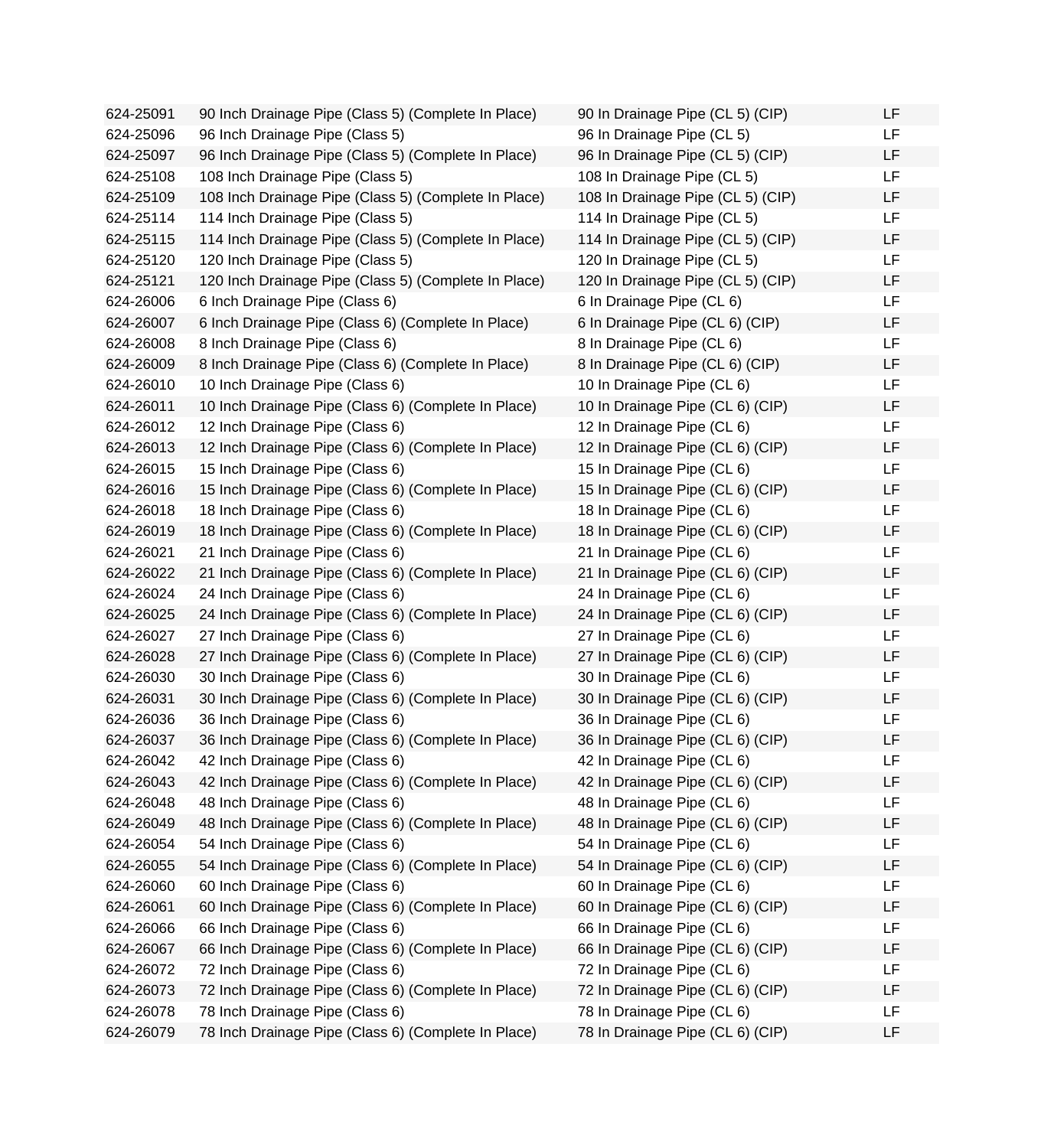| | | | |
|---|---|---|---|
| 624-25091 | 90 Inch Drainage Pipe (Class 5) (Complete In Place) | 90 In Drainage Pipe (CL 5) (CIP) | LF |
| 624-25096 | 96 Inch Drainage Pipe (Class 5) | 96 In Drainage Pipe (CL 5) | LF |
| 624-25097 | 96 Inch Drainage Pipe (Class 5) (Complete In Place) | 96 In Drainage Pipe (CL 5) (CIP) | LF |
| 624-25108 | 108 Inch Drainage Pipe (Class 5) | 108 In Drainage Pipe (CL 5) | LF |
| 624-25109 | 108 Inch Drainage Pipe (Class 5) (Complete In Place) | 108 In Drainage Pipe (CL 5) (CIP) | LF |
| 624-25114 | 114 Inch Drainage Pipe (Class 5) | 114 In Drainage Pipe (CL 5) | LF |
| 624-25115 | 114 Inch Drainage Pipe (Class 5) (Complete In Place) | 114 In Drainage Pipe (CL 5) (CIP) | LF |
| 624-25120 | 120 Inch Drainage Pipe (Class 5) | 120 In Drainage Pipe (CL 5) | LF |
| 624-25121 | 120 Inch Drainage Pipe (Class 5) (Complete In Place) | 120 In Drainage Pipe (CL 5) (CIP) | LF |
| 624-26006 | 6 Inch Drainage Pipe (Class 6) | 6 In Drainage Pipe (CL 6) | LF |
| 624-26007 | 6 Inch Drainage Pipe (Class 6) (Complete In Place) | 6 In Drainage Pipe (CL 6) (CIP) | LF |
| 624-26008 | 8 Inch Drainage Pipe (Class 6) | 8 In Drainage Pipe (CL 6) | LF |
| 624-26009 | 8 Inch Drainage Pipe (Class 6) (Complete In Place) | 8 In Drainage Pipe (CL 6) (CIP) | LF |
| 624-26010 | 10 Inch Drainage Pipe (Class 6) | 10 In Drainage Pipe (CL 6) | LF |
| 624-26011 | 10 Inch Drainage Pipe (Class 6) (Complete In Place) | 10 In Drainage Pipe (CL 6) (CIP) | LF |
| 624-26012 | 12 Inch Drainage Pipe (Class 6) | 12 In Drainage Pipe (CL 6) | LF |
| 624-26013 | 12 Inch Drainage Pipe (Class 6) (Complete In Place) | 12 In Drainage Pipe (CL 6) (CIP) | LF |
| 624-26015 | 15 Inch Drainage Pipe (Class 6) | 15 In Drainage Pipe (CL 6) | LF |
| 624-26016 | 15 Inch Drainage Pipe (Class 6) (Complete In Place) | 15 In Drainage Pipe (CL 6) (CIP) | LF |
| 624-26018 | 18 Inch Drainage Pipe (Class 6) | 18 In Drainage Pipe (CL 6) | LF |
| 624-26019 | 18 Inch Drainage Pipe (Class 6) (Complete In Place) | 18 In Drainage Pipe (CL 6) (CIP) | LF |
| 624-26021 | 21 Inch Drainage Pipe (Class 6) | 21 In Drainage Pipe (CL 6) | LF |
| 624-26022 | 21 Inch Drainage Pipe (Class 6) (Complete In Place) | 21 In Drainage Pipe (CL 6) (CIP) | LF |
| 624-26024 | 24 Inch Drainage Pipe (Class 6) | 24 In Drainage Pipe (CL 6) | LF |
| 624-26025 | 24 Inch Drainage Pipe (Class 6) (Complete In Place) | 24 In Drainage Pipe (CL 6) (CIP) | LF |
| 624-26027 | 27 Inch Drainage Pipe (Class 6) | 27 In Drainage Pipe (CL 6) | LF |
| 624-26028 | 27 Inch Drainage Pipe (Class 6) (Complete In Place) | 27 In Drainage Pipe (CL 6) (CIP) | LF |
| 624-26030 | 30 Inch Drainage Pipe (Class 6) | 30 In Drainage Pipe (CL 6) | LF |
| 624-26031 | 30 Inch Drainage Pipe (Class 6) (Complete In Place) | 30 In Drainage Pipe (CL 6) (CIP) | LF |
| 624-26036 | 36 Inch Drainage Pipe (Class 6) | 36 In Drainage Pipe (CL 6) | LF |
| 624-26037 | 36 Inch Drainage Pipe (Class 6) (Complete In Place) | 36 In Drainage Pipe (CL 6) (CIP) | LF |
| 624-26042 | 42 Inch Drainage Pipe (Class 6) | 42 In Drainage Pipe (CL 6) | LF |
| 624-26043 | 42 Inch Drainage Pipe (Class 6) (Complete In Place) | 42 In Drainage Pipe (CL 6) (CIP) | LF |
| 624-26048 | 48 Inch Drainage Pipe (Class 6) | 48 In Drainage Pipe (CL 6) | LF |
| 624-26049 | 48 Inch Drainage Pipe (Class 6) (Complete In Place) | 48 In Drainage Pipe (CL 6) (CIP) | LF |
| 624-26054 | 54 Inch Drainage Pipe (Class 6) | 54 In Drainage Pipe (CL 6) | LF |
| 624-26055 | 54 Inch Drainage Pipe (Class 6) (Complete In Place) | 54 In Drainage Pipe (CL 6) (CIP) | LF |
| 624-26060 | 60 Inch Drainage Pipe (Class 6) | 60 In Drainage Pipe (CL 6) | LF |
| 624-26061 | 60 Inch Drainage Pipe (Class 6) (Complete In Place) | 60 In Drainage Pipe (CL 6) (CIP) | LF |
| 624-26066 | 66 Inch Drainage Pipe (Class 6) | 66 In Drainage Pipe (CL 6) | LF |
| 624-26067 | 66 Inch Drainage Pipe (Class 6) (Complete In Place) | 66 In Drainage Pipe (CL 6) (CIP) | LF |
| 624-26072 | 72 Inch Drainage Pipe (Class 6) | 72 In Drainage Pipe (CL 6) | LF |
| 624-26073 | 72 Inch Drainage Pipe (Class 6) (Complete In Place) | 72 In Drainage Pipe (CL 6) (CIP) | LF |
| 624-26078 | 78 Inch Drainage Pipe (Class 6) | 78 In Drainage Pipe (CL 6) | LF |
| 624-26079 | 78 Inch Drainage Pipe (Class 6) (Complete In Place) | 78 In Drainage Pipe (CL 6) (CIP) | LF |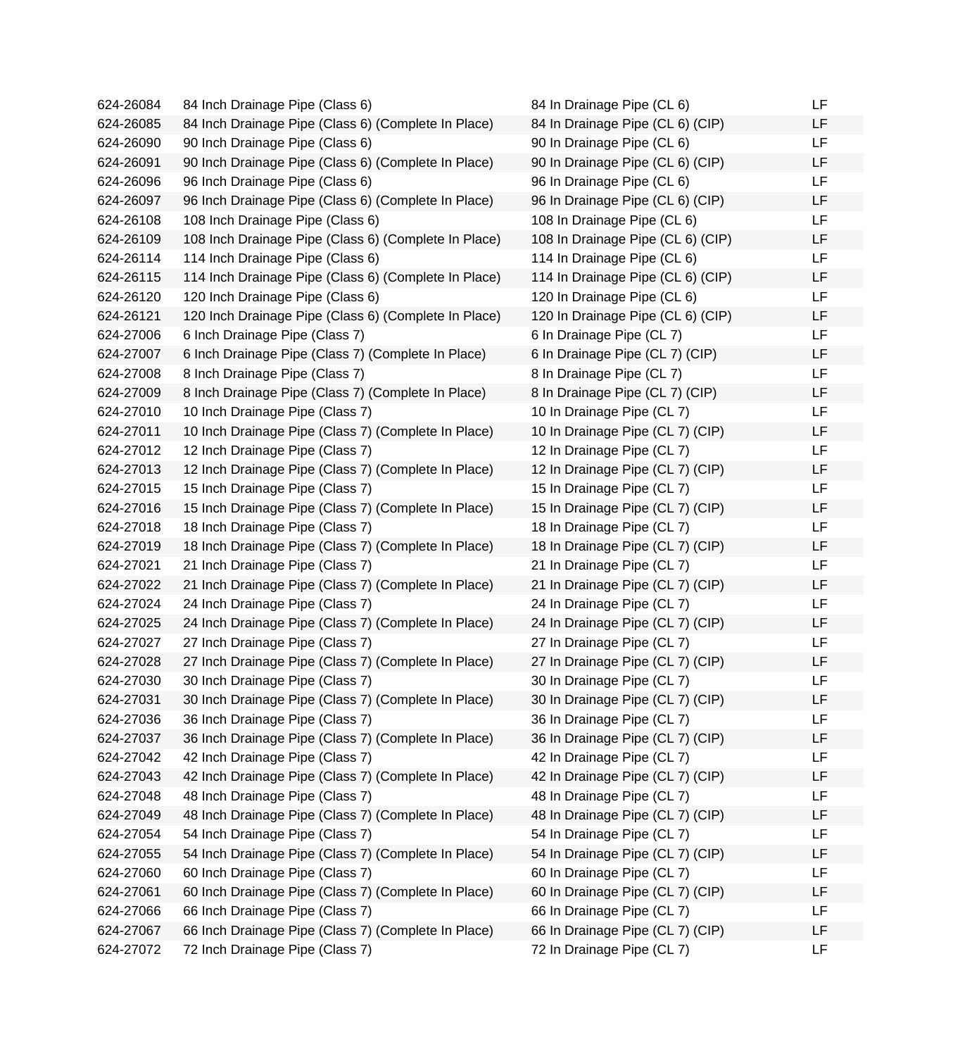| | | | |
|---|---|---|---|
| 624-26084 | 84 Inch Drainage Pipe (Class 6) | 84 In Drainage Pipe (CL 6) | LF |
| 624-26085 | 84 Inch Drainage Pipe (Class 6) (Complete In Place) | 84 In Drainage Pipe (CL 6) (CIP) | LF |
| 624-26090 | 90 Inch Drainage Pipe (Class 6) | 90 In Drainage Pipe (CL 6) | LF |
| 624-26091 | 90 Inch Drainage Pipe (Class 6) (Complete In Place) | 90 In Drainage Pipe (CL 6) (CIP) | LF |
| 624-26096 | 96 Inch Drainage Pipe (Class 6) | 96 In Drainage Pipe (CL 6) | LF |
| 624-26097 | 96 Inch Drainage Pipe (Class 6) (Complete In Place) | 96 In Drainage Pipe (CL 6) (CIP) | LF |
| 624-26108 | 108 Inch Drainage Pipe (Class 6) | 108 In Drainage Pipe (CL 6) | LF |
| 624-26109 | 108 Inch Drainage Pipe (Class 6) (Complete In Place) | 108 In Drainage Pipe (CL 6) (CIP) | LF |
| 624-26114 | 114 Inch Drainage Pipe (Class 6) | 114 In Drainage Pipe (CL 6) | LF |
| 624-26115 | 114 Inch Drainage Pipe (Class 6) (Complete In Place) | 114 In Drainage Pipe (CL 6) (CIP) | LF |
| 624-26120 | 120 Inch Drainage Pipe (Class 6) | 120 In Drainage Pipe (CL 6) | LF |
| 624-26121 | 120 Inch Drainage Pipe (Class 6) (Complete In Place) | 120 In Drainage Pipe (CL 6) (CIP) | LF |
| 624-27006 | 6 Inch Drainage Pipe (Class 7) | 6 In Drainage Pipe (CL 7) | LF |
| 624-27007 | 6 Inch Drainage Pipe (Class 7) (Complete In Place) | 6 In Drainage Pipe (CL 7) (CIP) | LF |
| 624-27008 | 8 Inch Drainage Pipe (Class 7) | 8 In Drainage Pipe (CL 7) | LF |
| 624-27009 | 8 Inch Drainage Pipe (Class 7) (Complete In Place) | 8 In Drainage Pipe (CL 7) (CIP) | LF |
| 624-27010 | 10 Inch Drainage Pipe (Class 7) | 10 In Drainage Pipe (CL 7) | LF |
| 624-27011 | 10 Inch Drainage Pipe (Class 7) (Complete In Place) | 10 In Drainage Pipe (CL 7) (CIP) | LF |
| 624-27012 | 12 Inch Drainage Pipe (Class 7) | 12 In Drainage Pipe (CL 7) | LF |
| 624-27013 | 12 Inch Drainage Pipe (Class 7) (Complete In Place) | 12 In Drainage Pipe (CL 7) (CIP) | LF |
| 624-27015 | 15 Inch Drainage Pipe (Class 7) | 15 In Drainage Pipe (CL 7) | LF |
| 624-27016 | 15 Inch Drainage Pipe (Class 7) (Complete In Place) | 15 In Drainage Pipe (CL 7) (CIP) | LF |
| 624-27018 | 18 Inch Drainage Pipe (Class 7) | 18 In Drainage Pipe (CL 7) | LF |
| 624-27019 | 18 Inch Drainage Pipe (Class 7) (Complete In Place) | 18 In Drainage Pipe (CL 7) (CIP) | LF |
| 624-27021 | 21 Inch Drainage Pipe (Class 7) | 21 In Drainage Pipe (CL 7) | LF |
| 624-27022 | 21 Inch Drainage Pipe (Class 7) (Complete In Place) | 21 In Drainage Pipe (CL 7) (CIP) | LF |
| 624-27024 | 24 Inch Drainage Pipe (Class 7) | 24 In Drainage Pipe (CL 7) | LF |
| 624-27025 | 24 Inch Drainage Pipe (Class 7) (Complete In Place) | 24 In Drainage Pipe (CL 7) (CIP) | LF |
| 624-27027 | 27 Inch Drainage Pipe (Class 7) | 27 In Drainage Pipe (CL 7) | LF |
| 624-27028 | 27 Inch Drainage Pipe (Class 7) (Complete In Place) | 27 In Drainage Pipe (CL 7) (CIP) | LF |
| 624-27030 | 30 Inch Drainage Pipe (Class 7) | 30 In Drainage Pipe (CL 7) | LF |
| 624-27031 | 30 Inch Drainage Pipe (Class 7) (Complete In Place) | 30 In Drainage Pipe (CL 7) (CIP) | LF |
| 624-27036 | 36 Inch Drainage Pipe (Class 7) | 36 In Drainage Pipe (CL 7) | LF |
| 624-27037 | 36 Inch Drainage Pipe (Class 7) (Complete In Place) | 36 In Drainage Pipe (CL 7) (CIP) | LF |
| 624-27042 | 42 Inch Drainage Pipe (Class 7) | 42 In Drainage Pipe (CL 7) | LF |
| 624-27043 | 42 Inch Drainage Pipe (Class 7) (Complete In Place) | 42 In Drainage Pipe (CL 7) (CIP) | LF |
| 624-27048 | 48 Inch Drainage Pipe (Class 7) | 48 In Drainage Pipe (CL 7) | LF |
| 624-27049 | 48 Inch Drainage Pipe (Class 7) (Complete In Place) | 48 In Drainage Pipe (CL 7) (CIP) | LF |
| 624-27054 | 54 Inch Drainage Pipe (Class 7) | 54 In Drainage Pipe (CL 7) | LF |
| 624-27055 | 54 Inch Drainage Pipe (Class 7) (Complete In Place) | 54 In Drainage Pipe (CL 7) (CIP) | LF |
| 624-27060 | 60 Inch Drainage Pipe (Class 7) | 60 In Drainage Pipe (CL 7) | LF |
| 624-27061 | 60 Inch Drainage Pipe (Class 7) (Complete In Place) | 60 In Drainage Pipe (CL 7) (CIP) | LF |
| 624-27066 | 66 Inch Drainage Pipe (Class 7) | 66 In Drainage Pipe (CL 7) | LF |
| 624-27067 | 66 Inch Drainage Pipe (Class 7) (Complete In Place) | 66 In Drainage Pipe (CL 7) (CIP) | LF |
| 624-27072 | 72 Inch Drainage Pipe (Class 7) | 72 In Drainage Pipe (CL 7) | LF |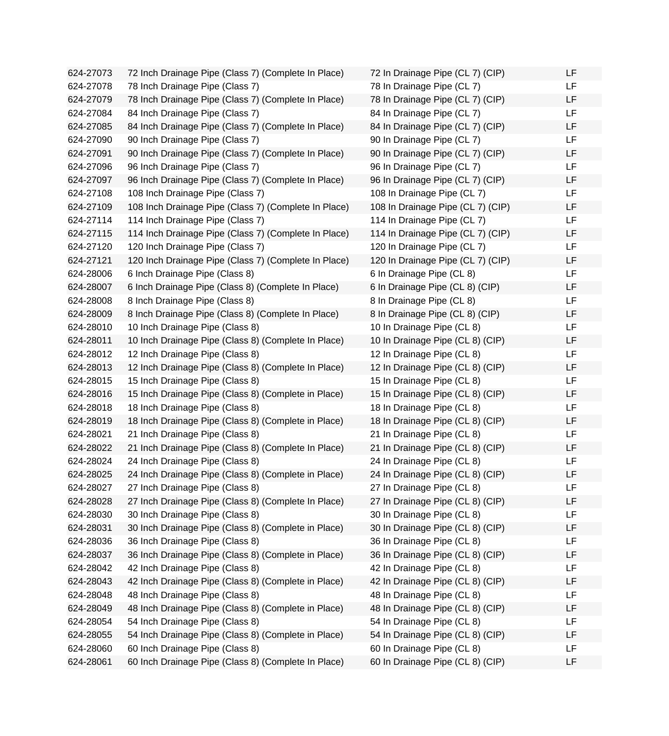| | | | |
|---|---|---|---|
| 624-27073 | 72 Inch Drainage Pipe (Class 7) (Complete In Place) | 72 In Drainage Pipe (CL 7) (CIP) | LF |
| 624-27078 | 78 Inch Drainage Pipe (Class 7) | 78 In Drainage Pipe (CL 7) | LF |
| 624-27079 | 78 Inch Drainage Pipe (Class 7) (Complete In Place) | 78 In Drainage Pipe (CL 7) (CIP) | LF |
| 624-27084 | 84 Inch Drainage Pipe (Class 7) | 84 In Drainage Pipe (CL 7) | LF |
| 624-27085 | 84 Inch Drainage Pipe (Class 7) (Complete In Place) | 84 In Drainage Pipe (CL 7) (CIP) | LF |
| 624-27090 | 90 Inch Drainage Pipe (Class 7) | 90 In Drainage Pipe (CL 7) | LF |
| 624-27091 | 90 Inch Drainage Pipe (Class 7) (Complete In Place) | 90 In Drainage Pipe (CL 7) (CIP) | LF |
| 624-27096 | 96 Inch Drainage Pipe (Class 7) | 96 In Drainage Pipe (CL 7) | LF |
| 624-27097 | 96 Inch Drainage Pipe (Class 7) (Complete In Place) | 96 In Drainage Pipe (CL 7) (CIP) | LF |
| 624-27108 | 108 Inch Drainage Pipe (Class 7) | 108 In Drainage Pipe (CL 7) | LF |
| 624-27109 | 108 Inch Drainage Pipe (Class 7) (Complete In Place) | 108 In Drainage Pipe (CL 7) (CIP) | LF |
| 624-27114 | 114 Inch Drainage Pipe (Class 7) | 114 In Drainage Pipe (CL 7) | LF |
| 624-27115 | 114 Inch Drainage Pipe (Class 7) (Complete In Place) | 114 In Drainage Pipe (CL 7) (CIP) | LF |
| 624-27120 | 120 Inch Drainage Pipe (Class 7) | 120 In Drainage Pipe (CL 7) | LF |
| 624-27121 | 120 Inch Drainage Pipe (Class 7) (Complete In Place) | 120 In Drainage Pipe (CL 7) (CIP) | LF |
| 624-28006 | 6 Inch Drainage Pipe (Class 8) | 6 In Drainage Pipe (CL 8) | LF |
| 624-28007 | 6 Inch Drainage Pipe (Class 8) (Complete In Place) | 6 In Drainage Pipe (CL 8) (CIP) | LF |
| 624-28008 | 8 Inch Drainage Pipe (Class 8) | 8 In Drainage Pipe (CL 8) | LF |
| 624-28009 | 8 Inch Drainage Pipe (Class 8) (Complete In Place) | 8 In Drainage Pipe (CL 8) (CIP) | LF |
| 624-28010 | 10 Inch Drainage Pipe (Class 8) | 10 In Drainage Pipe (CL 8) | LF |
| 624-28011 | 10 Inch Drainage Pipe (Class 8) (Complete In Place) | 10 In Drainage Pipe (CL 8) (CIP) | LF |
| 624-28012 | 12 Inch Drainage Pipe (Class 8) | 12 In Drainage Pipe (CL 8) | LF |
| 624-28013 | 12 Inch Drainage Pipe (Class 8) (Complete In Place) | 12 In Drainage Pipe (CL 8) (CIP) | LF |
| 624-28015 | 15 Inch Drainage Pipe (Class 8) | 15 In Drainage Pipe (CL 8) | LF |
| 624-28016 | 15 Inch Drainage Pipe (Class 8) (Complete in Place) | 15 In Drainage Pipe (CL 8) (CIP) | LF |
| 624-28018 | 18 Inch Drainage Pipe (Class 8) | 18 In Drainage Pipe (CL 8) | LF |
| 624-28019 | 18 Inch Drainage Pipe (Class 8) (Complete in Place) | 18 In Drainage Pipe (CL 8) (CIP) | LF |
| 624-28021 | 21 Inch Drainage Pipe (Class 8) | 21 In Drainage Pipe (CL 8) | LF |
| 624-28022 | 21 Inch Drainage Pipe (Class 8) (Complete In Place) | 21 In Drainage Pipe (CL 8) (CIP) | LF |
| 624-28024 | 24 Inch Drainage Pipe (Class 8) | 24 In Drainage Pipe (CL 8) | LF |
| 624-28025 | 24 Inch Drainage Pipe (Class 8) (Complete in Place) | 24 In Drainage Pipe (CL 8) (CIP) | LF |
| 624-28027 | 27 Inch Drainage Pipe (Class 8) | 27 In Drainage Pipe (CL 8) | LF |
| 624-28028 | 27 Inch Drainage Pipe (Class 8) (Complete In Place) | 27 In Drainage Pipe (CL 8) (CIP) | LF |
| 624-28030 | 30 Inch Drainage Pipe (Class 8) | 30 In Drainage Pipe (CL 8) | LF |
| 624-28031 | 30 Inch Drainage Pipe (Class 8) (Complete in Place) | 30 In Drainage Pipe (CL 8) (CIP) | LF |
| 624-28036 | 36 Inch Drainage Pipe (Class 8) | 36 In Drainage Pipe (CL 8) | LF |
| 624-28037 | 36 Inch Drainage Pipe (Class 8) (Complete in Place) | 36 In Drainage Pipe (CL 8) (CIP) | LF |
| 624-28042 | 42 Inch Drainage Pipe (Class 8) | 42 In Drainage Pipe (CL 8) | LF |
| 624-28043 | 42 Inch Drainage Pipe (Class 8) (Complete in Place) | 42 In Drainage Pipe (CL 8) (CIP) | LF |
| 624-28048 | 48 Inch Drainage Pipe (Class 8) | 48 In Drainage Pipe (CL 8) | LF |
| 624-28049 | 48 Inch Drainage Pipe (Class 8) (Complete in Place) | 48 In Drainage Pipe (CL 8) (CIP) | LF |
| 624-28054 | 54 Inch Drainage Pipe (Class 8) | 54 In Drainage Pipe (CL 8) | LF |
| 624-28055 | 54 Inch Drainage Pipe (Class 8) (Complete in Place) | 54 In Drainage Pipe (CL 8) (CIP) | LF |
| 624-28060 | 60 Inch Drainage Pipe (Class 8) | 60 In Drainage Pipe (CL 8) | LF |
| 624-28061 | 60 Inch Drainage Pipe (Class 8) (Complete In Place) | 60 In Drainage Pipe (CL 8) (CIP) | LF |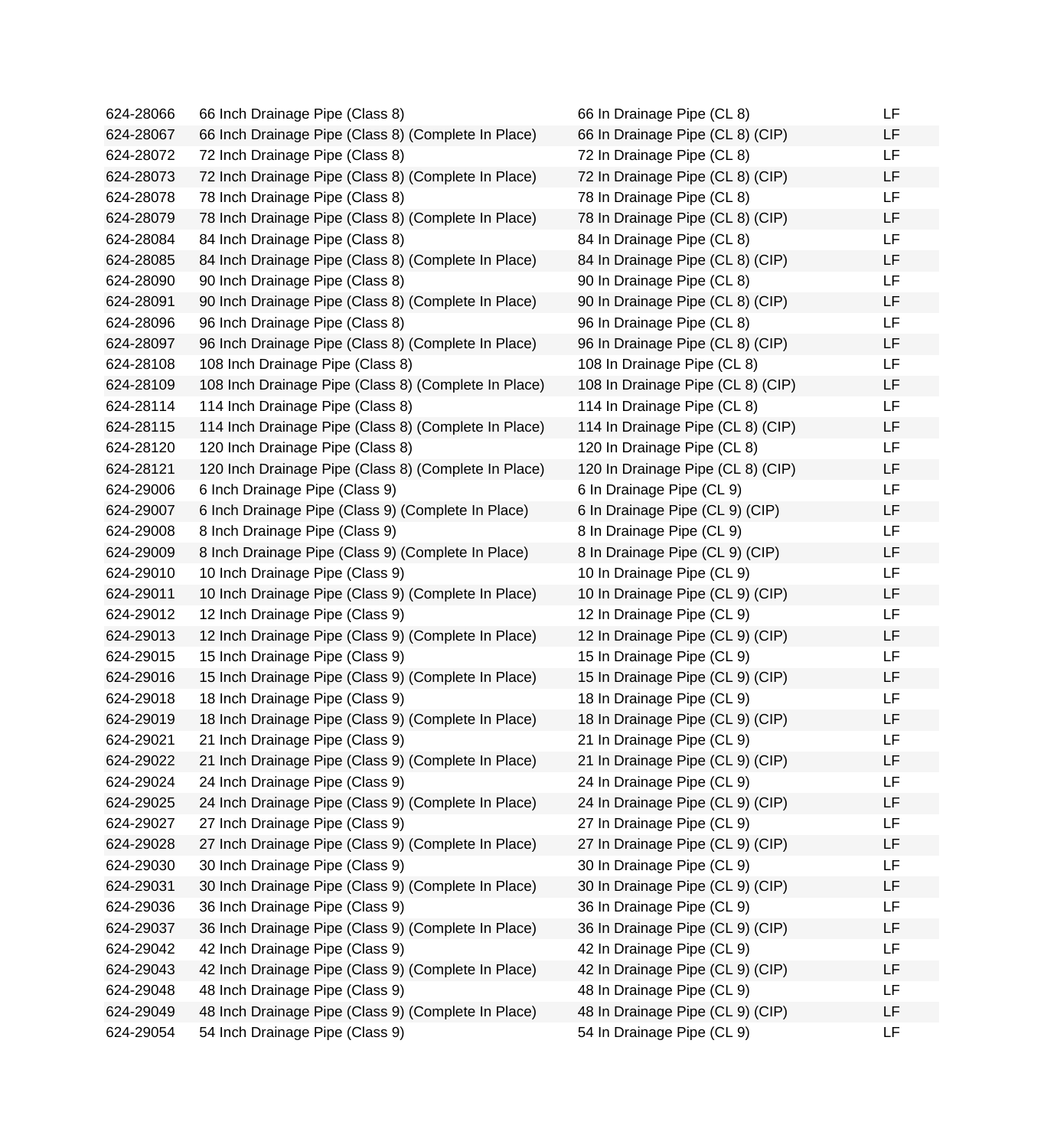| | | | |
|---|---|---|---|
| 624-28066 | 66 Inch Drainage Pipe (Class 8) | 66 In Drainage Pipe (CL 8) | LF |
| 624-28067 | 66 Inch Drainage Pipe (Class 8) (Complete In Place) | 66 In Drainage Pipe (CL 8) (CIP) | LF |
| 624-28072 | 72 Inch Drainage Pipe (Class 8) | 72 In Drainage Pipe (CL 8) | LF |
| 624-28073 | 72 Inch Drainage Pipe (Class 8) (Complete In Place) | 72 In Drainage Pipe (CL 8) (CIP) | LF |
| 624-28078 | 78 Inch Drainage Pipe (Class 8) | 78 In Drainage Pipe (CL 8) | LF |
| 624-28079 | 78 Inch Drainage Pipe (Class 8) (Complete In Place) | 78 In Drainage Pipe (CL 8) (CIP) | LF |
| 624-28084 | 84 Inch Drainage Pipe (Class 8) | 84 In Drainage Pipe (CL 8) | LF |
| 624-28085 | 84 Inch Drainage Pipe (Class 8) (Complete In Place) | 84 In Drainage Pipe (CL 8) (CIP) | LF |
| 624-28090 | 90 Inch Drainage Pipe (Class 8) | 90 In Drainage Pipe (CL 8) | LF |
| 624-28091 | 90 Inch Drainage Pipe (Class 8) (Complete In Place) | 90 In Drainage Pipe (CL 8) (CIP) | LF |
| 624-28096 | 96 Inch Drainage Pipe (Class 8) | 96 In Drainage Pipe (CL 8) | LF |
| 624-28097 | 96 Inch Drainage Pipe (Class 8) (Complete In Place) | 96 In Drainage Pipe (CL 8) (CIP) | LF |
| 624-28108 | 108 Inch Drainage Pipe (Class 8) | 108 In Drainage Pipe (CL 8) | LF |
| 624-28109 | 108 Inch Drainage Pipe (Class 8) (Complete In Place) | 108 In Drainage Pipe (CL 8) (CIP) | LF |
| 624-28114 | 114 Inch Drainage Pipe (Class 8) | 114 In Drainage Pipe (CL 8) | LF |
| 624-28115 | 114 Inch Drainage Pipe (Class 8) (Complete In Place) | 114 In Drainage Pipe (CL 8) (CIP) | LF |
| 624-28120 | 120 Inch Drainage Pipe (Class 8) | 120 In Drainage Pipe (CL 8) | LF |
| 624-28121 | 120 Inch Drainage Pipe (Class 8) (Complete In Place) | 120 In Drainage Pipe (CL 8) (CIP) | LF |
| 624-29006 | 6 Inch Drainage Pipe (Class 9) | 6 In Drainage Pipe (CL 9) | LF |
| 624-29007 | 6 Inch Drainage Pipe (Class 9) (Complete In Place) | 6 In Drainage Pipe (CL 9) (CIP) | LF |
| 624-29008 | 8 Inch Drainage Pipe (Class 9) | 8 In Drainage Pipe (CL 9) | LF |
| 624-29009 | 8 Inch Drainage Pipe (Class 9) (Complete In Place) | 8 In Drainage Pipe (CL 9) (CIP) | LF |
| 624-29010 | 10 Inch Drainage Pipe (Class 9) | 10 In Drainage Pipe (CL 9) | LF |
| 624-29011 | 10 Inch Drainage Pipe (Class 9) (Complete In Place) | 10 In Drainage Pipe (CL 9) (CIP) | LF |
| 624-29012 | 12 Inch Drainage Pipe (Class 9) | 12 In Drainage Pipe (CL 9) | LF |
| 624-29013 | 12 Inch Drainage Pipe (Class 9) (Complete In Place) | 12 In Drainage Pipe (CL 9) (CIP) | LF |
| 624-29015 | 15 Inch Drainage Pipe (Class 9) | 15 In Drainage Pipe (CL 9) | LF |
| 624-29016 | 15 Inch Drainage Pipe (Class 9) (Complete In Place) | 15 In Drainage Pipe (CL 9) (CIP) | LF |
| 624-29018 | 18 Inch Drainage Pipe (Class 9) | 18 In Drainage Pipe (CL 9) | LF |
| 624-29019 | 18 Inch Drainage Pipe (Class 9) (Complete In Place) | 18 In Drainage Pipe (CL 9) (CIP) | LF |
| 624-29021 | 21 Inch Drainage Pipe (Class 9) | 21 In Drainage Pipe (CL 9) | LF |
| 624-29022 | 21 Inch Drainage Pipe (Class 9) (Complete In Place) | 21 In Drainage Pipe (CL 9) (CIP) | LF |
| 624-29024 | 24 Inch Drainage Pipe (Class 9) | 24 In Drainage Pipe (CL 9) | LF |
| 624-29025 | 24 Inch Drainage Pipe (Class 9) (Complete In Place) | 24 In Drainage Pipe (CL 9) (CIP) | LF |
| 624-29027 | 27 Inch Drainage Pipe (Class 9) | 27 In Drainage Pipe (CL 9) | LF |
| 624-29028 | 27 Inch Drainage Pipe (Class 9) (Complete In Place) | 27 In Drainage Pipe (CL 9) (CIP) | LF |
| 624-29030 | 30 Inch Drainage Pipe (Class 9) | 30 In Drainage Pipe (CL 9) | LF |
| 624-29031 | 30 Inch Drainage Pipe (Class 9) (Complete In Place) | 30 In Drainage Pipe (CL 9) (CIP) | LF |
| 624-29036 | 36 Inch Drainage Pipe (Class 9) | 36 In Drainage Pipe (CL 9) | LF |
| 624-29037 | 36 Inch Drainage Pipe (Class 9) (Complete In Place) | 36 In Drainage Pipe (CL 9) (CIP) | LF |
| 624-29042 | 42 Inch Drainage Pipe (Class 9) | 42 In Drainage Pipe (CL 9) | LF |
| 624-29043 | 42 Inch Drainage Pipe (Class 9) (Complete In Place) | 42 In Drainage Pipe (CL 9) (CIP) | LF |
| 624-29048 | 48 Inch Drainage Pipe (Class 9) | 48 In Drainage Pipe (CL 9) | LF |
| 624-29049 | 48 Inch Drainage Pipe (Class 9) (Complete In Place) | 48 In Drainage Pipe (CL 9) (CIP) | LF |
| 624-29054 | 54 Inch Drainage Pipe (Class 9) | 54 In Drainage Pipe (CL 9) | LF |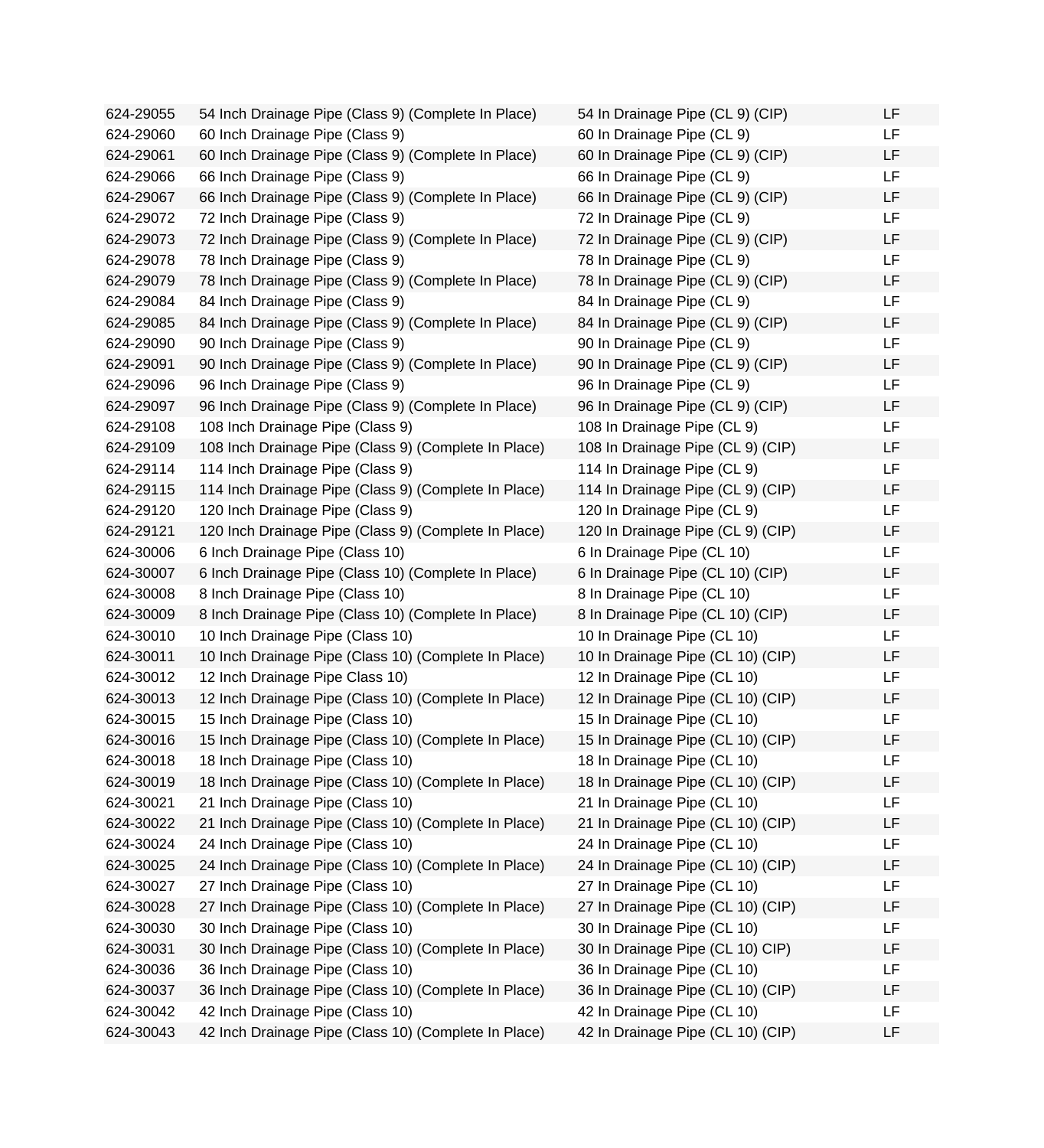| | | | |
|---|---|---|---|
| 624-29055 | 54 Inch Drainage Pipe (Class 9) (Complete In Place) | 54 In Drainage Pipe (CL 9) (CIP) | LF |
| 624-29060 | 60 Inch Drainage Pipe (Class 9) | 60 In Drainage Pipe (CL 9) | LF |
| 624-29061 | 60 Inch Drainage Pipe (Class 9) (Complete In Place) | 60 In Drainage Pipe (CL 9) (CIP) | LF |
| 624-29066 | 66 Inch Drainage Pipe (Class 9) | 66 In Drainage Pipe (CL 9) | LF |
| 624-29067 | 66 Inch Drainage Pipe (Class 9) (Complete In Place) | 66 In Drainage Pipe (CL 9) (CIP) | LF |
| 624-29072 | 72 Inch Drainage Pipe (Class 9) | 72 In Drainage Pipe (CL 9) | LF |
| 624-29073 | 72 Inch Drainage Pipe (Class 9) (Complete In Place) | 72 In Drainage Pipe (CL 9) (CIP) | LF |
| 624-29078 | 78 Inch Drainage Pipe (Class 9) | 78 In Drainage Pipe (CL 9) | LF |
| 624-29079 | 78 Inch Drainage Pipe (Class 9) (Complete In Place) | 78 In Drainage Pipe (CL 9) (CIP) | LF |
| 624-29084 | 84 Inch Drainage Pipe (Class 9) | 84 In Drainage Pipe (CL 9) | LF |
| 624-29085 | 84 Inch Drainage Pipe (Class 9) (Complete In Place) | 84 In Drainage Pipe (CL 9) (CIP) | LF |
| 624-29090 | 90 Inch Drainage Pipe (Class 9) | 90 In Drainage Pipe (CL 9) | LF |
| 624-29091 | 90 Inch Drainage Pipe (Class 9) (Complete In Place) | 90 In Drainage Pipe (CL 9) (CIP) | LF |
| 624-29096 | 96 Inch Drainage Pipe (Class 9) | 96 In Drainage Pipe (CL 9) | LF |
| 624-29097 | 96 Inch Drainage Pipe (Class 9) (Complete In Place) | 96 In Drainage Pipe (CL 9) (CIP) | LF |
| 624-29108 | 108 Inch Drainage Pipe (Class 9) | 108 In Drainage Pipe (CL 9) | LF |
| 624-29109 | 108 Inch Drainage Pipe (Class 9) (Complete In Place) | 108 In Drainage Pipe (CL 9) (CIP) | LF |
| 624-29114 | 114 Inch Drainage Pipe (Class 9) | 114 In Drainage Pipe (CL 9) | LF |
| 624-29115 | 114 Inch Drainage Pipe (Class 9) (Complete In Place) | 114 In Drainage Pipe (CL 9) (CIP) | LF |
| 624-29120 | 120 Inch Drainage Pipe (Class 9) | 120 In Drainage Pipe (CL 9) | LF |
| 624-29121 | 120 Inch Drainage Pipe (Class 9) (Complete In Place) | 120 In Drainage Pipe (CL 9) (CIP) | LF |
| 624-30006 | 6 Inch Drainage Pipe (Class 10) | 6 In Drainage Pipe (CL 10) | LF |
| 624-30007 | 6 Inch Drainage Pipe (Class 10) (Complete In Place) | 6 In Drainage Pipe (CL 10) (CIP) | LF |
| 624-30008 | 8 Inch Drainage Pipe (Class 10) | 8 In Drainage Pipe (CL 10) | LF |
| 624-30009 | 8 Inch Drainage Pipe (Class 10) (Complete In Place) | 8 In Drainage Pipe (CL 10) (CIP) | LF |
| 624-30010 | 10 Inch Drainage Pipe (Class 10) | 10 In Drainage Pipe (CL 10) | LF |
| 624-30011 | 10 Inch Drainage Pipe (Class 10) (Complete In Place) | 10 In Drainage Pipe (CL 10) (CIP) | LF |
| 624-30012 | 12 Inch Drainage Pipe Class 10) | 12 In Drainage Pipe (CL 10) | LF |
| 624-30013 | 12 Inch Drainage Pipe (Class 10) (Complete In Place) | 12 In Drainage Pipe (CL 10) (CIP) | LF |
| 624-30015 | 15 Inch Drainage Pipe (Class 10) | 15 In Drainage Pipe (CL 10) | LF |
| 624-30016 | 15 Inch Drainage Pipe (Class 10) (Complete In Place) | 15 In Drainage Pipe (CL 10) (CIP) | LF |
| 624-30018 | 18 Inch Drainage Pipe (Class 10) | 18 In Drainage Pipe (CL 10) | LF |
| 624-30019 | 18 Inch Drainage Pipe (Class 10) (Complete In Place) | 18 In Drainage Pipe (CL 10) (CIP) | LF |
| 624-30021 | 21 Inch Drainage Pipe (Class 10) | 21 In Drainage Pipe (CL 10) | LF |
| 624-30022 | 21 Inch Drainage Pipe (Class 10) (Complete In Place) | 21 In Drainage Pipe (CL 10) (CIP) | LF |
| 624-30024 | 24 Inch Drainage Pipe (Class 10) | 24 In Drainage Pipe (CL 10) | LF |
| 624-30025 | 24 Inch Drainage Pipe (Class 10) (Complete In Place) | 24 In Drainage Pipe (CL 10) (CIP) | LF |
| 624-30027 | 27 Inch Drainage Pipe (Class 10) | 27 In Drainage Pipe (CL 10) | LF |
| 624-30028 | 27 Inch Drainage Pipe (Class 10) (Complete In Place) | 27 In Drainage Pipe (CL 10) (CIP) | LF |
| 624-30030 | 30 Inch Drainage Pipe (Class 10) | 30 In Drainage Pipe (CL 10) | LF |
| 624-30031 | 30 Inch Drainage Pipe (Class 10) (Complete In Place) | 30 In Drainage Pipe (CL 10) CIP) | LF |
| 624-30036 | 36 Inch Drainage Pipe (Class 10) | 36 In Drainage Pipe (CL 10) | LF |
| 624-30037 | 36 Inch Drainage Pipe (Class 10) (Complete In Place) | 36 In Drainage Pipe (CL 10) (CIP) | LF |
| 624-30042 | 42 Inch Drainage Pipe (Class 10) | 42 In Drainage Pipe (CL 10) | LF |
| 624-30043 | 42 Inch Drainage Pipe (Class 10) (Complete In Place) | 42 In Drainage Pipe (CL 10) (CIP) | LF |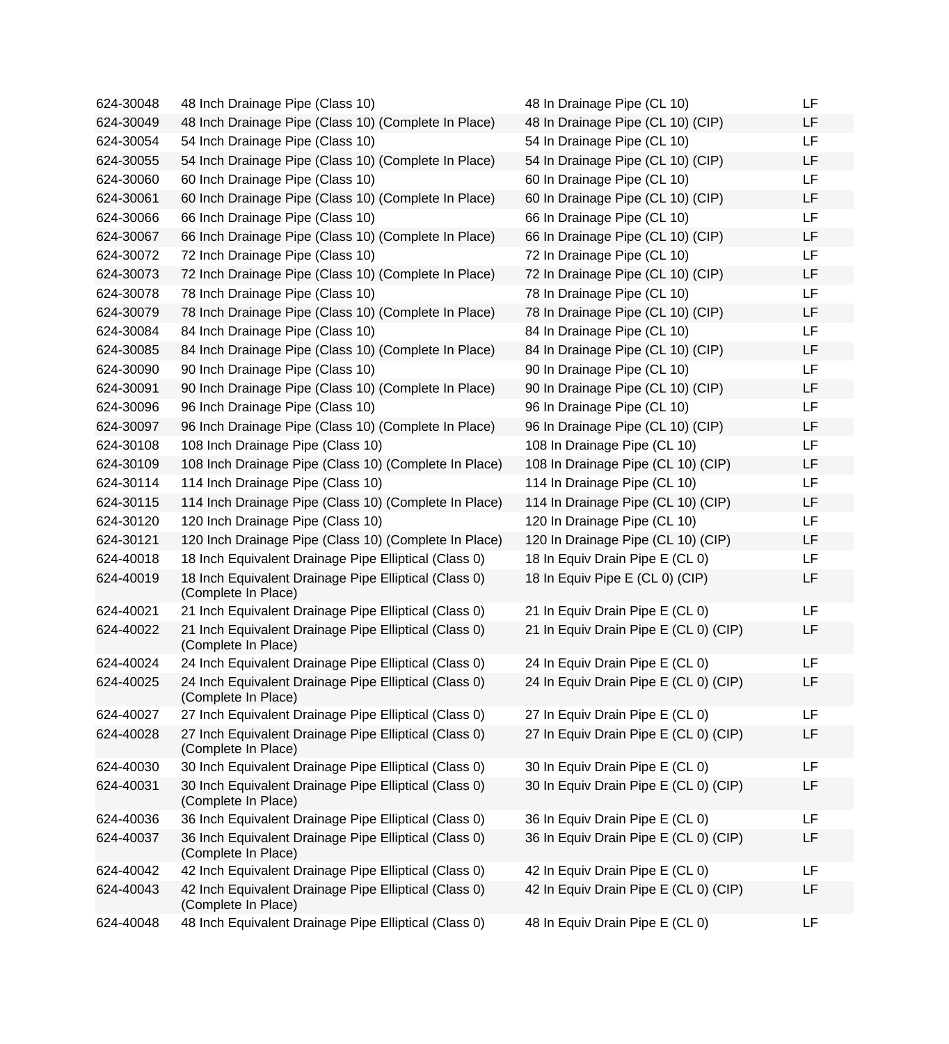| | | | |
|---|---|---|---|
| 624-30048 | 48 Inch Drainage Pipe (Class 10) | 48 In Drainage Pipe (CL 10) | LF |
| 624-30049 | 48 Inch Drainage Pipe (Class 10) (Complete In Place) | 48 In Drainage Pipe (CL 10) (CIP) | LF |
| 624-30054 | 54 Inch Drainage Pipe (Class 10) | 54 In Drainage Pipe (CL 10) | LF |
| 624-30055 | 54 Inch Drainage Pipe (Class 10) (Complete In Place) | 54 In Drainage Pipe (CL 10) (CIP) | LF |
| 624-30060 | 60 Inch Drainage Pipe (Class 10) | 60 In Drainage Pipe (CL 10) | LF |
| 624-30061 | 60 Inch Drainage Pipe (Class 10) (Complete In Place) | 60 In Drainage Pipe (CL 10) (CIP) | LF |
| 624-30066 | 66 Inch Drainage Pipe (Class 10) | 66 In Drainage Pipe (CL 10) | LF |
| 624-30067 | 66 Inch Drainage Pipe (Class 10) (Complete In Place) | 66 In Drainage Pipe (CL 10) (CIP) | LF |
| 624-30072 | 72 Inch Drainage Pipe (Class 10) | 72 In Drainage Pipe (CL 10) | LF |
| 624-30073 | 72 Inch Drainage Pipe (Class 10) (Complete In Place) | 72 In Drainage Pipe (CL 10) (CIP) | LF |
| 624-30078 | 78 Inch Drainage Pipe (Class 10) | 78 In Drainage Pipe (CL 10) | LF |
| 624-30079 | 78 Inch Drainage Pipe (Class 10) (Complete In Place) | 78 In Drainage Pipe (CL 10) (CIP) | LF |
| 624-30084 | 84 Inch Drainage Pipe (Class 10) | 84 In Drainage Pipe (CL 10) | LF |
| 624-30085 | 84 Inch Drainage Pipe (Class 10) (Complete In Place) | 84 In Drainage Pipe (CL 10) (CIP) | LF |
| 624-30090 | 90 Inch Drainage Pipe (Class 10) | 90 In Drainage Pipe (CL 10) | LF |
| 624-30091 | 90 Inch Drainage Pipe (Class 10) (Complete In Place) | 90 In Drainage Pipe (CL 10) (CIP) | LF |
| 624-30096 | 96 Inch Drainage Pipe (Class 10) | 96 In Drainage Pipe (CL 10) | LF |
| 624-30097 | 96 Inch Drainage Pipe (Class 10) (Complete In Place) | 96 In Drainage Pipe (CL 10) (CIP) | LF |
| 624-30108 | 108 Inch Drainage Pipe (Class 10) | 108 In Drainage Pipe (CL 10) | LF |
| 624-30109 | 108 Inch Drainage Pipe (Class 10) (Complete In Place) | 108 In Drainage Pipe (CL 10) (CIP) | LF |
| 624-30114 | 114 Inch Drainage Pipe (Class 10) | 114 In Drainage Pipe (CL 10) | LF |
| 624-30115 | 114 Inch Drainage Pipe (Class 10) (Complete In Place) | 114 In Drainage Pipe (CL 10) (CIP) | LF |
| 624-30120 | 120 Inch Drainage Pipe (Class 10) | 120 In Drainage Pipe (CL 10) | LF |
| 624-30121 | 120 Inch Drainage Pipe (Class 10) (Complete In Place) | 120 In Drainage Pipe (CL 10) (CIP) | LF |
| 624-40018 | 18 Inch Equivalent Drainage Pipe Elliptical (Class 0) | 18 In Equiv Drain Pipe E (CL 0) | LF |
| 624-40019 | 18 Inch Equivalent Drainage Pipe Elliptical (Class 0) (Complete In Place) | 18 In Equiv Pipe E (CL 0) (CIP) | LF |
| 624-40021 | 21 Inch Equivalent Drainage Pipe Elliptical (Class 0) | 21 In Equiv Drain Pipe E (CL 0) | LF |
| 624-40022 | 21 Inch Equivalent Drainage Pipe Elliptical (Class 0) (Complete In Place) | 21 In Equiv Drain Pipe E (CL 0) (CIP) | LF |
| 624-40024 | 24 Inch Equivalent Drainage Pipe Elliptical (Class 0) | 24 In Equiv Drain Pipe E (CL 0) | LF |
| 624-40025 | 24 Inch Equivalent Drainage Pipe Elliptical (Class 0) (Complete In Place) | 24 In Equiv Drain Pipe E (CL 0) (CIP) | LF |
| 624-40027 | 27 Inch Equivalent Drainage Pipe Elliptical (Class 0) | 27 In Equiv Drain Pipe E (CL 0) | LF |
| 624-40028 | 27 Inch Equivalent Drainage Pipe Elliptical (Class 0) (Complete In Place) | 27 In Equiv Drain Pipe E (CL 0) (CIP) | LF |
| 624-40030 | 30 Inch Equivalent Drainage Pipe Elliptical (Class 0) | 30 In Equiv Drain Pipe E (CL 0) | LF |
| 624-40031 | 30 Inch Equivalent Drainage Pipe Elliptical (Class 0) (Complete In Place) | 30 In Equiv Drain Pipe E (CL 0) (CIP) | LF |
| 624-40036 | 36 Inch Equivalent Drainage Pipe Elliptical (Class 0) | 36 In Equiv Drain Pipe E (CL 0) | LF |
| 624-40037 | 36 Inch Equivalent Drainage Pipe Elliptical (Class 0) (Complete In Place) | 36 In Equiv Drain Pipe E (CL 0) (CIP) | LF |
| 624-40042 | 42 Inch Equivalent Drainage Pipe Elliptical (Class 0) | 42 In Equiv Drain Pipe E (CL 0) | LF |
| 624-40043 | 42 Inch Equivalent Drainage Pipe Elliptical (Class 0) (Complete In Place) | 42 In Equiv Drain Pipe E (CL 0) (CIP) | LF |
| 624-40048 | 48 Inch Equivalent Drainage Pipe Elliptical (Class 0) | 48 In Equiv Drain Pipe E (CL 0) | LF |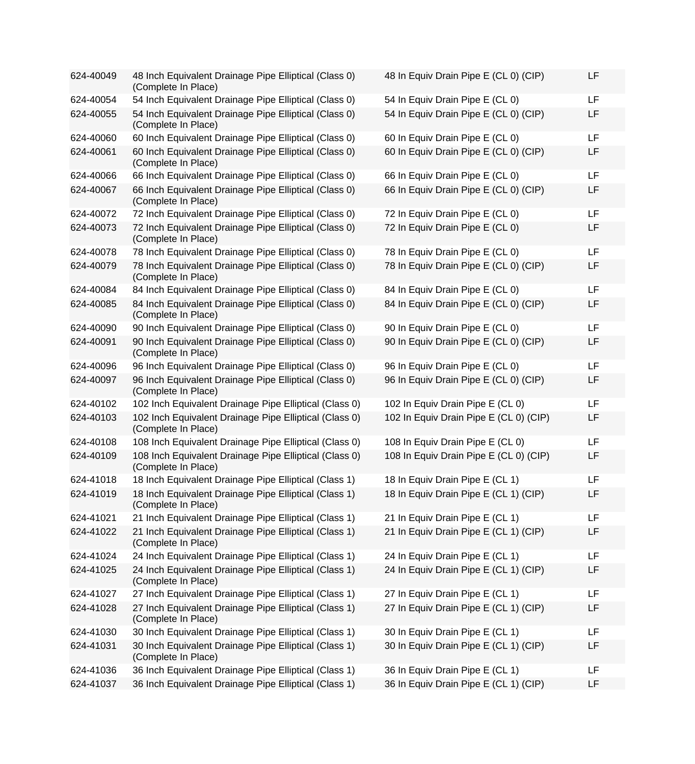| | | | |
|---|---|---|---|
| 624-40049 | 48 Inch Equivalent Drainage Pipe Elliptical (Class 0) (Complete In Place) | 48 In Equiv Drain Pipe E (CL 0) (CIP) | LF |
| 624-40054 | 54 Inch Equivalent Drainage Pipe Elliptical (Class 0) | 54 In Equiv Drain Pipe E (CL 0) | LF |
| 624-40055 | 54 Inch Equivalent Drainage Pipe Elliptical (Class 0) (Complete In Place) | 54 In Equiv Drain Pipe E (CL 0) (CIP) | LF |
| 624-40060 | 60 Inch Equivalent Drainage Pipe Elliptical (Class 0) | 60 In Equiv Drain Pipe E (CL 0) | LF |
| 624-40061 | 60 Inch Equivalent Drainage Pipe Elliptical (Class 0) (Complete In Place) | 60 In Equiv Drain Pipe E (CL 0) (CIP) | LF |
| 624-40066 | 66 Inch Equivalent Drainage Pipe Elliptical (Class 0) | 66 In Equiv Drain Pipe E (CL 0) | LF |
| 624-40067 | 66 Inch Equivalent Drainage Pipe Elliptical (Class 0) (Complete In Place) | 66 In Equiv Drain Pipe E (CL 0) (CIP) | LF |
| 624-40072 | 72 Inch Equivalent Drainage Pipe Elliptical (Class 0) | 72 In Equiv Drain Pipe E (CL 0) | LF |
| 624-40073 | 72 Inch Equivalent Drainage Pipe Elliptical (Class 0) (Complete In Place) | 72 In Equiv Drain Pipe E (CL 0) | LF |
| 624-40078 | 78 Inch Equivalent Drainage Pipe Elliptical (Class 0) | 78 In Equiv Drain Pipe E (CL 0) | LF |
| 624-40079 | 78 Inch Equivalent Drainage Pipe Elliptical (Class 0) (Complete In Place) | 78 In Equiv Drain Pipe E (CL 0) (CIP) | LF |
| 624-40084 | 84 Inch Equivalent Drainage Pipe Elliptical (Class 0) | 84 In Equiv Drain Pipe E (CL 0) | LF |
| 624-40085 | 84 Inch Equivalent Drainage Pipe Elliptical (Class 0) (Complete In Place) | 84 In Equiv Drain Pipe E (CL 0) (CIP) | LF |
| 624-40090 | 90 Inch Equivalent Drainage Pipe Elliptical (Class 0) | 90 In Equiv Drain Pipe E (CL 0) | LF |
| 624-40091 | 90 Inch Equivalent Drainage Pipe Elliptical (Class 0) (Complete In Place) | 90 In Equiv Drain Pipe E (CL 0) (CIP) | LF |
| 624-40096 | 96 Inch Equivalent Drainage Pipe Elliptical (Class 0) | 96 In Equiv Drain Pipe E (CL 0) | LF |
| 624-40097 | 96 Inch Equivalent Drainage Pipe Elliptical (Class 0) (Complete In Place) | 96 In Equiv Drain Pipe E (CL 0) (CIP) | LF |
| 624-40102 | 102 Inch Equivalent Drainage Pipe Elliptical (Class 0) | 102 In Equiv Drain Pipe E (CL 0) | LF |
| 624-40103 | 102 Inch Equivalent Drainage Pipe Elliptical (Class 0) (Complete In Place) | 102 In Equiv Drain Pipe E (CL 0) (CIP) | LF |
| 624-40108 | 108 Inch Equivalent Drainage Pipe Elliptical (Class 0) | 108 In Equiv Drain Pipe E (CL 0) | LF |
| 624-40109 | 108 Inch Equivalent Drainage Pipe Elliptical (Class 0) (Complete In Place) | 108 In Equiv Drain Pipe E (CL 0) (CIP) | LF |
| 624-41018 | 18 Inch Equivalent Drainage Pipe Elliptical (Class 1) | 18 In Equiv Drain Pipe E (CL 1) | LF |
| 624-41019 | 18 Inch Equivalent Drainage Pipe Elliptical (Class 1) (Complete In Place) | 18 In Equiv Drain Pipe E (CL 1) (CIP) | LF |
| 624-41021 | 21 Inch Equivalent Drainage Pipe Elliptical (Class 1) | 21 In Equiv Drain Pipe E (CL 1) | LF |
| 624-41022 | 21 Inch Equivalent Drainage Pipe Elliptical (Class 1) (Complete In Place) | 21 In Equiv Drain Pipe E (CL 1) (CIP) | LF |
| 624-41024 | 24 Inch Equivalent Drainage Pipe Elliptical (Class 1) | 24 In Equiv Drain Pipe E (CL 1) | LF |
| 624-41025 | 24 Inch Equivalent Drainage Pipe Elliptical (Class 1) (Complete In Place) | 24 In Equiv Drain Pipe E (CL 1) (CIP) | LF |
| 624-41027 | 27 Inch Equivalent Drainage Pipe Elliptical (Class 1) | 27 In Equiv Drain Pipe E (CL 1) | LF |
| 624-41028 | 27 Inch Equivalent Drainage Pipe Elliptical (Class 1) (Complete In Place) | 27 In Equiv Drain Pipe E (CL 1) (CIP) | LF |
| 624-41030 | 30 Inch Equivalent Drainage Pipe Elliptical (Class 1) | 30 In Equiv Drain Pipe E (CL 1) | LF |
| 624-41031 | 30 Inch Equivalent Drainage Pipe Elliptical (Class 1) (Complete In Place) | 30 In Equiv Drain Pipe E (CL 1) (CIP) | LF |
| 624-41036 | 36 Inch Equivalent Drainage Pipe Elliptical (Class 1) | 36 In Equiv Drain Pipe E (CL 1) | LF |
| 624-41037 | 36 Inch Equivalent Drainage Pipe Elliptical (Class 1) | 36 In Equiv Drain Pipe E (CL 1) (CIP) | LF |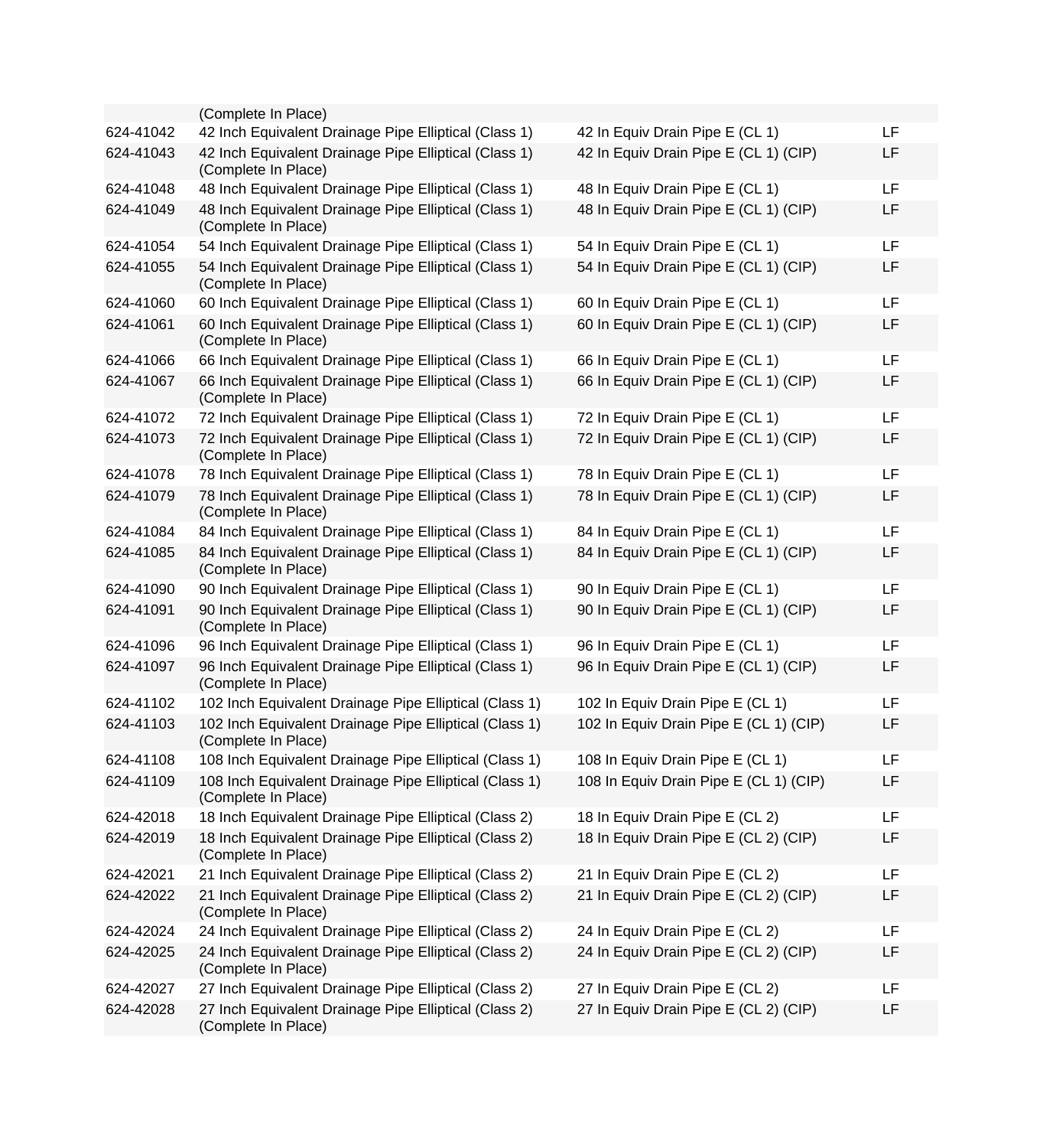| | | | |
|---|---|---|---|
| | (Complete In Place) | | |
| 624-41042 | 42 Inch Equivalent Drainage Pipe Elliptical (Class 1) | 42 In Equiv Drain Pipe E (CL 1) | LF |
| 624-41043 | 42 Inch Equivalent Drainage Pipe Elliptical (Class 1) (Complete In Place) | 42 In Equiv Drain Pipe E (CL 1) (CIP) | LF |
| 624-41048 | 48 Inch Equivalent Drainage Pipe Elliptical (Class 1) | 48 In Equiv Drain Pipe E (CL 1) | LF |
| 624-41049 | 48 Inch Equivalent Drainage Pipe Elliptical (Class 1) (Complete In Place) | 48 In Equiv Drain Pipe E (CL 1) (CIP) | LF |
| 624-41054 | 54 Inch Equivalent Drainage Pipe Elliptical (Class 1) | 54 In Equiv Drain Pipe E (CL 1) | LF |
| 624-41055 | 54 Inch Equivalent Drainage Pipe Elliptical (Class 1) (Complete In Place) | 54 In Equiv Drain Pipe E (CL 1) (CIP) | LF |
| 624-41060 | 60 Inch Equivalent Drainage Pipe Elliptical (Class 1) | 60 In Equiv Drain Pipe E (CL 1) | LF |
| 624-41061 | 60 Inch Equivalent Drainage Pipe Elliptical (Class 1) (Complete In Place) | 60 In Equiv Drain Pipe E (CL 1) (CIP) | LF |
| 624-41066 | 66 Inch Equivalent Drainage Pipe Elliptical (Class 1) | 66 In Equiv Drain Pipe E (CL 1) | LF |
| 624-41067 | 66 Inch Equivalent Drainage Pipe Elliptical (Class 1) (Complete In Place) | 66 In Equiv Drain Pipe E (CL 1) (CIP) | LF |
| 624-41072 | 72 Inch Equivalent Drainage Pipe Elliptical (Class 1) | 72 In Equiv Drain Pipe E (CL 1) | LF |
| 624-41073 | 72 Inch Equivalent Drainage Pipe Elliptical (Class 1) (Complete In Place) | 72 In Equiv Drain Pipe E (CL 1) (CIP) | LF |
| 624-41078 | 78 Inch Equivalent Drainage Pipe Elliptical (Class 1) | 78 In Equiv Drain Pipe E (CL 1) | LF |
| 624-41079 | 78 Inch Equivalent Drainage Pipe Elliptical (Class 1) (Complete In Place) | 78 In Equiv Drain Pipe E (CL 1) (CIP) | LF |
| 624-41084 | 84 Inch Equivalent Drainage Pipe Elliptical (Class 1) | 84 In Equiv Drain Pipe E (CL 1) | LF |
| 624-41085 | 84 Inch Equivalent Drainage Pipe Elliptical (Class 1) (Complete In Place) | 84 In Equiv Drain Pipe E (CL 1) (CIP) | LF |
| 624-41090 | 90 Inch Equivalent Drainage Pipe Elliptical (Class 1) | 90 In Equiv Drain Pipe E (CL 1) | LF |
| 624-41091 | 90 Inch Equivalent Drainage Pipe Elliptical (Class 1) (Complete In Place) | 90 In Equiv Drain Pipe E (CL 1) (CIP) | LF |
| 624-41096 | 96 Inch Equivalent Drainage Pipe Elliptical (Class 1) | 96 In Equiv Drain Pipe E (CL 1) | LF |
| 624-41097 | 96 Inch Equivalent Drainage Pipe Elliptical (Class 1) (Complete In Place) | 96 In Equiv Drain Pipe E (CL 1) (CIP) | LF |
| 624-41102 | 102 Inch Equivalent Drainage Pipe Elliptical (Class 1) | 102 In Equiv Drain Pipe E (CL 1) | LF |
| 624-41103 | 102 Inch Equivalent Drainage Pipe Elliptical (Class 1) (Complete In Place) | 102 In Equiv Drain Pipe E (CL 1) (CIP) | LF |
| 624-41108 | 108 Inch Equivalent Drainage Pipe Elliptical (Class 1) | 108 In Equiv Drain Pipe E (CL 1) | LF |
| 624-41109 | 108 Inch Equivalent Drainage Pipe Elliptical (Class 1) (Complete In Place) | 108 In Equiv Drain Pipe E (CL 1) (CIP) | LF |
| 624-42018 | 18 Inch Equivalent Drainage Pipe Elliptical (Class 2) | 18 In Equiv Drain Pipe E (CL 2) | LF |
| 624-42019 | 18 Inch Equivalent Drainage Pipe Elliptical (Class 2) (Complete In Place) | 18 In Equiv Drain Pipe E (CL 2) (CIP) | LF |
| 624-42021 | 21 Inch Equivalent Drainage Pipe Elliptical (Class 2) | 21 In Equiv Drain Pipe E (CL 2) | LF |
| 624-42022 | 21 Inch Equivalent Drainage Pipe Elliptical (Class 2) (Complete In Place) | 21 In Equiv Drain Pipe E (CL 2) (CIP) | LF |
| 624-42024 | 24 Inch Equivalent Drainage Pipe Elliptical (Class 2) | 24 In Equiv Drain Pipe E (CL 2) | LF |
| 624-42025 | 24 Inch Equivalent Drainage Pipe Elliptical (Class 2) (Complete In Place) | 24 In Equiv Drain Pipe E (CL 2) (CIP) | LF |
| 624-42027 | 27 Inch Equivalent Drainage Pipe Elliptical (Class 2) | 27 In Equiv Drain Pipe E (CL 2) | LF |
| 624-42028 | 27 Inch Equivalent Drainage Pipe Elliptical (Class 2) (Complete In Place) | 27 In Equiv Drain Pipe E (CL 2) (CIP) | LF |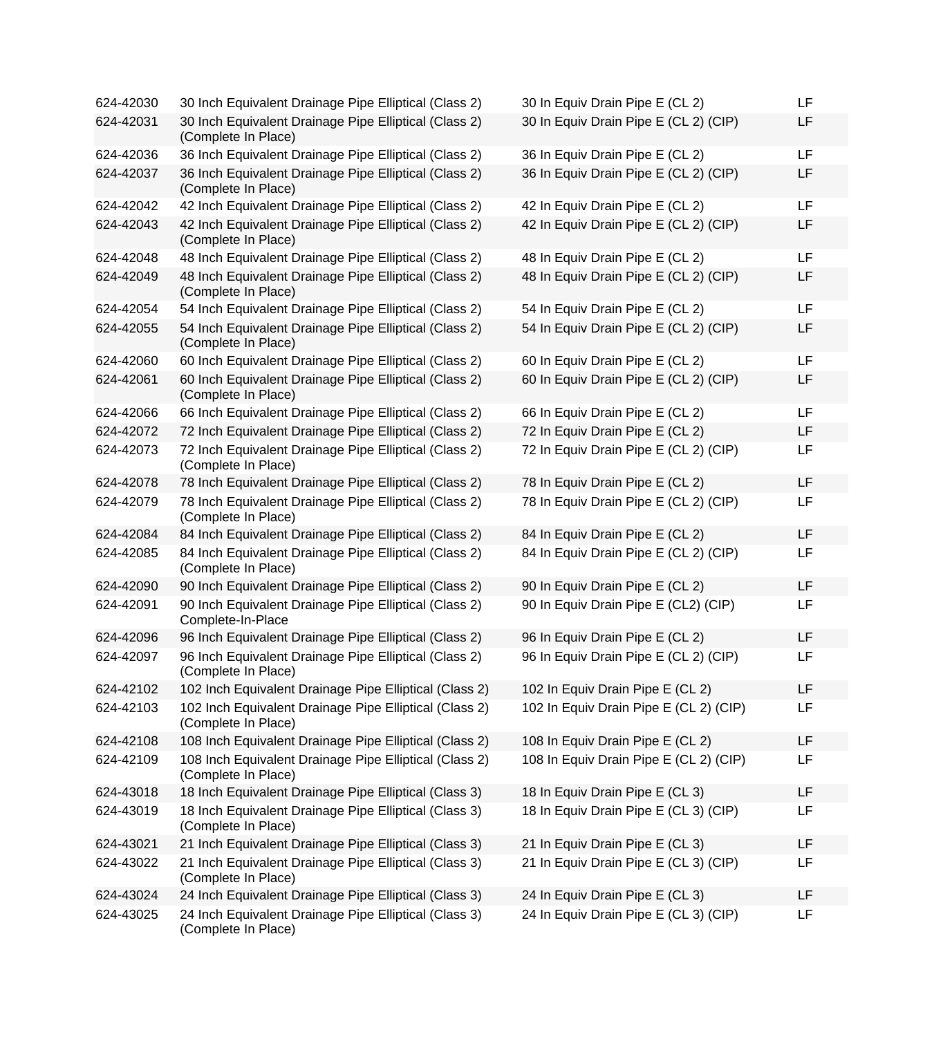| | | | |
|---|---|---|---|
| 624-42030 | 30 Inch Equivalent Drainage Pipe Elliptical (Class 2) | 30 In Equiv Drain Pipe E (CL 2) | LF |
| 624-42031 | 30 Inch Equivalent Drainage Pipe Elliptical (Class 2) (Complete In Place) | 30 In Equiv Drain Pipe E (CL 2) (CIP) | LF |
| 624-42036 | 36 Inch Equivalent Drainage Pipe Elliptical (Class 2) | 36 In Equiv Drain Pipe E (CL 2) | LF |
| 624-42037 | 36 Inch Equivalent Drainage Pipe Elliptical (Class 2) (Complete In Place) | 36 In Equiv Drain Pipe E (CL 2) (CIP) | LF |
| 624-42042 | 42 Inch Equivalent Drainage Pipe Elliptical (Class 2) | 42 In Equiv Drain Pipe E (CL 2) | LF |
| 624-42043 | 42 Inch Equivalent Drainage Pipe Elliptical (Class 2) (Complete In Place) | 42 In Equiv Drain Pipe E (CL 2) (CIP) | LF |
| 624-42048 | 48 Inch Equivalent Drainage Pipe Elliptical (Class 2) | 48 In Equiv Drain Pipe E (CL 2) | LF |
| 624-42049 | 48 Inch Equivalent Drainage Pipe Elliptical (Class 2) (Complete In Place) | 48 In Equiv Drain Pipe E (CL 2) (CIP) | LF |
| 624-42054 | 54 Inch Equivalent Drainage Pipe Elliptical (Class 2) | 54 In Equiv Drain Pipe E (CL 2) | LF |
| 624-42055 | 54 Inch Equivalent Drainage Pipe Elliptical (Class 2) (Complete In Place) | 54 In Equiv Drain Pipe E (CL 2) (CIP) | LF |
| 624-42060 | 60 Inch Equivalent Drainage Pipe Elliptical (Class 2) | 60 In Equiv Drain Pipe E (CL 2) | LF |
| 624-42061 | 60 Inch Equivalent Drainage Pipe Elliptical (Class 2) (Complete In Place) | 60 In Equiv Drain Pipe E (CL 2) (CIP) | LF |
| 624-42066 | 66 Inch Equivalent Drainage Pipe Elliptical (Class 2) | 66 In Equiv Drain Pipe E (CL 2) | LF |
| 624-42072 | 72 Inch Equivalent Drainage Pipe Elliptical (Class 2) | 72 In Equiv Drain Pipe E (CL 2) | LF |
| 624-42073 | 72 Inch Equivalent Drainage Pipe Elliptical (Class 2) (Complete In Place) | 72 In Equiv Drain Pipe E (CL 2) (CIP) | LF |
| 624-42078 | 78 Inch Equivalent Drainage Pipe Elliptical (Class 2) | 78 In Equiv Drain Pipe E (CL 2) | LF |
| 624-42079 | 78 Inch Equivalent Drainage Pipe Elliptical (Class 2) (Complete In Place) | 78 In Equiv Drain Pipe E (CL 2) (CIP) | LF |
| 624-42084 | 84 Inch Equivalent Drainage Pipe Elliptical (Class 2) | 84 In Equiv Drain Pipe E (CL 2) | LF |
| 624-42085 | 84 Inch Equivalent Drainage Pipe Elliptical (Class 2) (Complete In Place) | 84 In Equiv Drain Pipe E (CL 2) (CIP) | LF |
| 624-42090 | 90 Inch Equivalent Drainage Pipe Elliptical (Class 2) | 90 In Equiv Drain Pipe E (CL 2) | LF |
| 624-42091 | 90 Inch Equivalent Drainage Pipe Elliptical (Class 2) Complete-In-Place | 90 In Equiv Drain Pipe E (CL2) (CIP) | LF |
| 624-42096 | 96 Inch Equivalent Drainage Pipe Elliptical (Class 2) | 96 In Equiv Drain Pipe E (CL 2) | LF |
| 624-42097 | 96 Inch Equivalent Drainage Pipe Elliptical (Class 2) (Complete In Place) | 96 In Equiv Drain Pipe E (CL 2) (CIP) | LF |
| 624-42102 | 102 Inch Equivalent Drainage Pipe Elliptical (Class 2) | 102 In Equiv Drain Pipe E (CL 2) | LF |
| 624-42103 | 102 Inch Equivalent Drainage Pipe Elliptical (Class 2) (Complete In Place) | 102 In Equiv Drain Pipe E (CL 2) (CIP) | LF |
| 624-42108 | 108 Inch Equivalent Drainage Pipe Elliptical (Class 2) | 108 In Equiv Drain Pipe E (CL 2) | LF |
| 624-42109 | 108 Inch Equivalent Drainage Pipe Elliptical (Class 2) (Complete In Place) | 108 In Equiv Drain Pipe E (CL 2) (CIP) | LF |
| 624-43018 | 18 Inch Equivalent Drainage Pipe Elliptical (Class 3) | 18 In Equiv Drain Pipe E (CL 3) | LF |
| 624-43019 | 18 Inch Equivalent Drainage Pipe Elliptical (Class 3) (Complete In Place) | 18 In Equiv Drain Pipe E (CL 3) (CIP) | LF |
| 624-43021 | 21 Inch Equivalent Drainage Pipe Elliptical (Class 3) | 21 In Equiv Drain Pipe E (CL 3) | LF |
| 624-43022 | 21 Inch Equivalent Drainage Pipe Elliptical (Class 3) (Complete In Place) | 21 In Equiv Drain Pipe E (CL 3) (CIP) | LF |
| 624-43024 | 24 Inch Equivalent Drainage Pipe Elliptical (Class 3) | 24 In Equiv Drain Pipe E (CL 3) | LF |
| 624-43025 | 24 Inch Equivalent Drainage Pipe Elliptical (Class 3) (Complete In Place) | 24 In Equiv Drain Pipe E (CL 3) (CIP) | LF |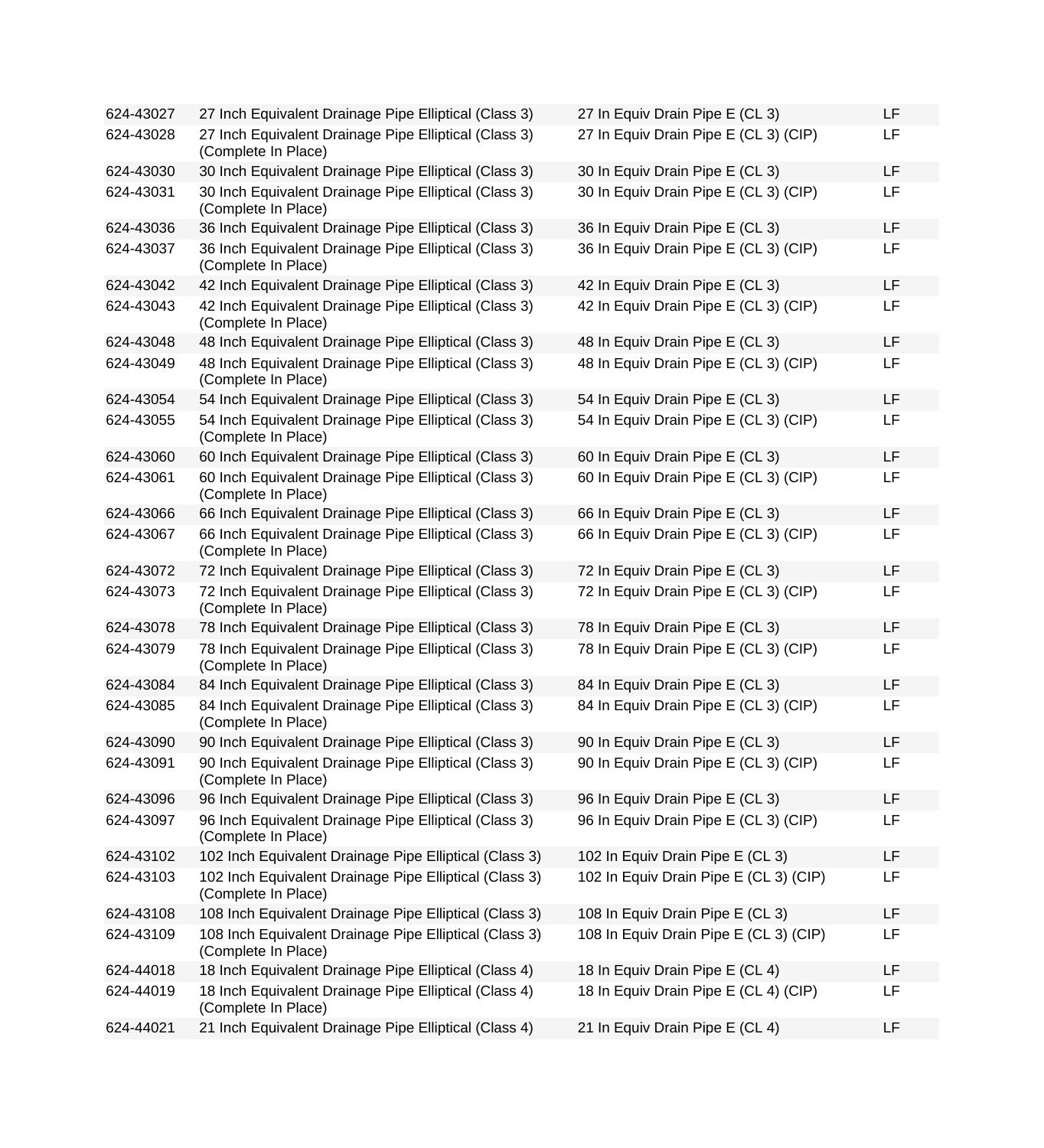| | | | |
|---|---|---|---|
| 624-43027 | 27 Inch Equivalent Drainage Pipe Elliptical (Class 3) | 27 In Equiv Drain Pipe E (CL 3) | LF |
| 624-43028 | 27 Inch Equivalent Drainage Pipe Elliptical (Class 3) (Complete In Place) | 27 In Equiv Drain Pipe E (CL 3) (CIP) | LF |
| 624-43030 | 30 Inch Equivalent Drainage Pipe Elliptical (Class 3) | 30 In Equiv Drain Pipe E (CL 3) | LF |
| 624-43031 | 30 Inch Equivalent Drainage Pipe Elliptical (Class 3) (Complete In Place) | 30 In Equiv Drain Pipe E (CL 3) (CIP) | LF |
| 624-43036 | 36 Inch Equivalent Drainage Pipe Elliptical (Class 3) | 36 In Equiv Drain Pipe E (CL 3) | LF |
| 624-43037 | 36 Inch Equivalent Drainage Pipe Elliptical (Class 3) (Complete In Place) | 36 In Equiv Drain Pipe E (CL 3) (CIP) | LF |
| 624-43042 | 42 Inch Equivalent Drainage Pipe Elliptical (Class 3) | 42 In Equiv Drain Pipe E (CL 3) | LF |
| 624-43043 | 42 Inch Equivalent Drainage Pipe Elliptical (Class 3) (Complete In Place) | 42 In Equiv Drain Pipe E (CL 3) (CIP) | LF |
| 624-43048 | 48 Inch Equivalent Drainage Pipe Elliptical (Class 3) | 48 In Equiv Drain Pipe E (CL 3) | LF |
| 624-43049 | 48 Inch Equivalent Drainage Pipe Elliptical (Class 3) (Complete In Place) | 48 In Equiv Drain Pipe E (CL 3) (CIP) | LF |
| 624-43054 | 54 Inch Equivalent Drainage Pipe Elliptical (Class 3) | 54 In Equiv Drain Pipe E (CL 3) | LF |
| 624-43055 | 54 Inch Equivalent Drainage Pipe Elliptical (Class 3) (Complete In Place) | 54 In Equiv Drain Pipe E (CL 3) (CIP) | LF |
| 624-43060 | 60 Inch Equivalent Drainage Pipe Elliptical (Class 3) | 60 In Equiv Drain Pipe E (CL 3) | LF |
| 624-43061 | 60 Inch Equivalent Drainage Pipe Elliptical (Class 3) (Complete In Place) | 60 In Equiv Drain Pipe E (CL 3) (CIP) | LF |
| 624-43066 | 66 Inch Equivalent Drainage Pipe Elliptical (Class 3) | 66 In Equiv Drain Pipe E (CL 3) | LF |
| 624-43067 | 66 Inch Equivalent Drainage Pipe Elliptical (Class 3) (Complete In Place) | 66 In Equiv Drain Pipe E (CL 3) (CIP) | LF |
| 624-43072 | 72 Inch Equivalent Drainage Pipe Elliptical (Class 3) | 72 In Equiv Drain Pipe E (CL 3) | LF |
| 624-43073 | 72 Inch Equivalent Drainage Pipe Elliptical (Class 3) (Complete In Place) | 72 In Equiv Drain Pipe E (CL 3) (CIP) | LF |
| 624-43078 | 78 Inch Equivalent Drainage Pipe Elliptical (Class 3) | 78 In Equiv Drain Pipe E (CL 3) | LF |
| 624-43079 | 78 Inch Equivalent Drainage Pipe Elliptical (Class 3) (Complete In Place) | 78 In Equiv Drain Pipe E (CL 3) (CIP) | LF |
| 624-43084 | 84 Inch Equivalent Drainage Pipe Elliptical (Class 3) | 84 In Equiv Drain Pipe E (CL 3) | LF |
| 624-43085 | 84 Inch Equivalent Drainage Pipe Elliptical (Class 3) (Complete In Place) | 84 In Equiv Drain Pipe E (CL 3) (CIP) | LF |
| 624-43090 | 90 Inch Equivalent Drainage Pipe Elliptical (Class 3) | 90 In Equiv Drain Pipe E (CL 3) | LF |
| 624-43091 | 90 Inch Equivalent Drainage Pipe Elliptical (Class 3) (Complete In Place) | 90 In Equiv Drain Pipe E (CL 3) (CIP) | LF |
| 624-43096 | 96 Inch Equivalent Drainage Pipe Elliptical (Class 3) | 96 In Equiv Drain Pipe E (CL 3) | LF |
| 624-43097 | 96 Inch Equivalent Drainage Pipe Elliptical (Class 3) (Complete In Place) | 96 In Equiv Drain Pipe E (CL 3) (CIP) | LF |
| 624-43102 | 102 Inch Equivalent Drainage Pipe Elliptical (Class 3) | 102 In Equiv Drain Pipe E (CL 3) | LF |
| 624-43103 | 102 Inch Equivalent Drainage Pipe Elliptical (Class 3) (Complete In Place) | 102 In Equiv Drain Pipe E (CL 3) (CIP) | LF |
| 624-43108 | 108 Inch Equivalent Drainage Pipe Elliptical (Class 3) | 108 In Equiv Drain Pipe E (CL 3) | LF |
| 624-43109 | 108 Inch Equivalent Drainage Pipe Elliptical (Class 3) (Complete In Place) | 108 In Equiv Drain Pipe E (CL 3) (CIP) | LF |
| 624-44018 | 18 Inch Equivalent Drainage Pipe Elliptical (Class 4) | 18 In Equiv Drain Pipe E (CL 4) | LF |
| 624-44019 | 18 Inch Equivalent Drainage Pipe Elliptical (Class 4) (Complete In Place) | 18 In Equiv Drain Pipe E (CL 4) (CIP) | LF |
| 624-44021 | 21 Inch Equivalent Drainage Pipe Elliptical (Class 4) | 21 In Equiv Drain Pipe E (CL 4) | LF |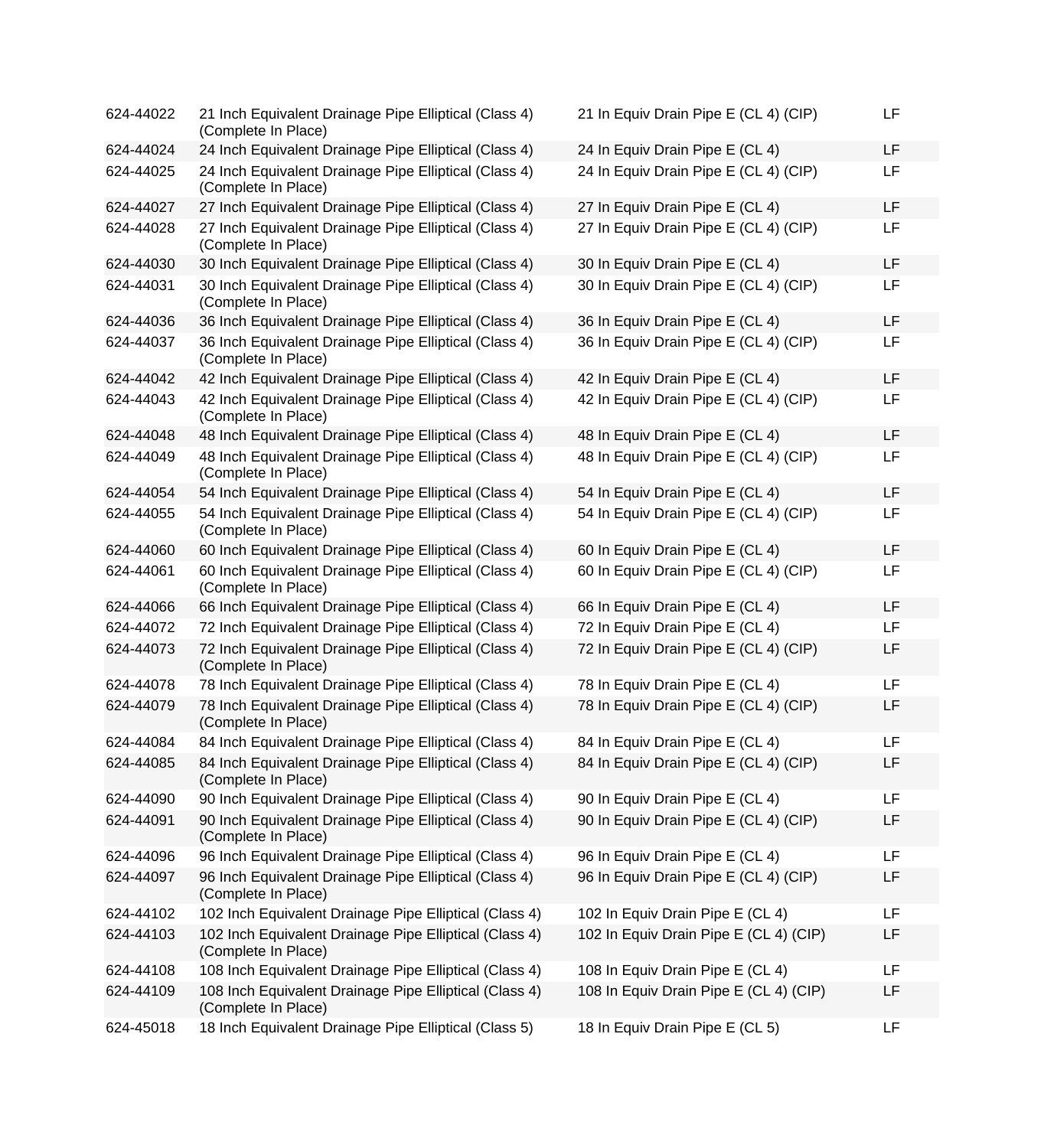| | | | |
|---|---|---|---|
| 624-44022 | 21 Inch Equivalent Drainage Pipe Elliptical (Class 4) (Complete In Place) | 21 In Equiv Drain Pipe E (CL 4) (CIP) | LF |
| 624-44024 | 24 Inch Equivalent Drainage Pipe Elliptical (Class 4) | 24 In Equiv Drain Pipe E (CL 4) | LF |
| 624-44025 | 24 Inch Equivalent Drainage Pipe Elliptical (Class 4) (Complete In Place) | 24 In Equiv Drain Pipe E (CL 4) (CIP) | LF |
| 624-44027 | 27 Inch Equivalent Drainage Pipe Elliptical (Class 4) | 27 In Equiv Drain Pipe E (CL 4) | LF |
| 624-44028 | 27 Inch Equivalent Drainage Pipe Elliptical (Class 4) (Complete In Place) | 27 In Equiv Drain Pipe E (CL 4) (CIP) | LF |
| 624-44030 | 30 Inch Equivalent Drainage Pipe Elliptical (Class 4) | 30 In Equiv Drain Pipe E (CL 4) | LF |
| 624-44031 | 30 Inch Equivalent Drainage Pipe Elliptical (Class 4) (Complete In Place) | 30 In Equiv Drain Pipe E (CL 4) (CIP) | LF |
| 624-44036 | 36 Inch Equivalent Drainage Pipe Elliptical (Class 4) | 36 In Equiv Drain Pipe E (CL 4) | LF |
| 624-44037 | 36 Inch Equivalent Drainage Pipe Elliptical (Class 4) (Complete In Place) | 36 In Equiv Drain Pipe E (CL 4) (CIP) | LF |
| 624-44042 | 42 Inch Equivalent Drainage Pipe Elliptical (Class 4) | 42 In Equiv Drain Pipe E (CL 4) | LF |
| 624-44043 | 42 Inch Equivalent Drainage Pipe Elliptical (Class 4) (Complete In Place) | 42 In Equiv Drain Pipe E (CL 4) (CIP) | LF |
| 624-44048 | 48 Inch Equivalent Drainage Pipe Elliptical (Class 4) | 48 In Equiv Drain Pipe E (CL 4) | LF |
| 624-44049 | 48 Inch Equivalent Drainage Pipe Elliptical (Class 4) (Complete In Place) | 48 In Equiv Drain Pipe E (CL 4) (CIP) | LF |
| 624-44054 | 54 Inch Equivalent Drainage Pipe Elliptical (Class 4) | 54 In Equiv Drain Pipe E (CL 4) | LF |
| 624-44055 | 54 Inch Equivalent Drainage Pipe Elliptical (Class 4) (Complete In Place) | 54 In Equiv Drain Pipe E (CL 4) (CIP) | LF |
| 624-44060 | 60 Inch Equivalent Drainage Pipe Elliptical (Class 4) | 60 In Equiv Drain Pipe E (CL 4) | LF |
| 624-44061 | 60 Inch Equivalent Drainage Pipe Elliptical (Class 4) (Complete In Place) | 60 In Equiv Drain Pipe E (CL 4) (CIP) | LF |
| 624-44066 | 66 Inch Equivalent Drainage Pipe Elliptical (Class 4) | 66 In Equiv Drain Pipe E (CL 4) | LF |
| 624-44072 | 72 Inch Equivalent Drainage Pipe Elliptical (Class 4) | 72 In Equiv Drain Pipe E (CL 4) | LF |
| 624-44073 | 72 Inch Equivalent Drainage Pipe Elliptical (Class 4) (Complete In Place) | 72 In Equiv Drain Pipe E (CL 4) (CIP) | LF |
| 624-44078 | 78 Inch Equivalent Drainage Pipe Elliptical (Class 4) | 78 In Equiv Drain Pipe E (CL 4) | LF |
| 624-44079 | 78 Inch Equivalent Drainage Pipe Elliptical (Class 4) (Complete In Place) | 78 In Equiv Drain Pipe E (CL 4) (CIP) | LF |
| 624-44084 | 84 Inch Equivalent Drainage Pipe Elliptical (Class 4) | 84 In Equiv Drain Pipe E (CL 4) | LF |
| 624-44085 | 84 Inch Equivalent Drainage Pipe Elliptical (Class 4) (Complete In Place) | 84 In Equiv Drain Pipe E (CL 4) (CIP) | LF |
| 624-44090 | 90 Inch Equivalent Drainage Pipe Elliptical (Class 4) | 90 In Equiv Drain Pipe E (CL 4) | LF |
| 624-44091 | 90 Inch Equivalent Drainage Pipe Elliptical (Class 4) (Complete In Place) | 90 In Equiv Drain Pipe E (CL 4) (CIP) | LF |
| 624-44096 | 96 Inch Equivalent Drainage Pipe Elliptical (Class 4) | 96 In Equiv Drain Pipe E (CL 4) | LF |
| 624-44097 | 96 Inch Equivalent Drainage Pipe Elliptical (Class 4) (Complete In Place) | 96 In Equiv Drain Pipe E (CL 4) (CIP) | LF |
| 624-44102 | 102 Inch Equivalent Drainage Pipe Elliptical (Class 4) | 102 In Equiv Drain Pipe E (CL 4) | LF |
| 624-44103 | 102 Inch Equivalent Drainage Pipe Elliptical (Class 4) (Complete In Place) | 102 In Equiv Drain Pipe E (CL 4) (CIP) | LF |
| 624-44108 | 108 Inch Equivalent Drainage Pipe Elliptical (Class 4) | 108 In Equiv Drain Pipe E (CL 4) | LF |
| 624-44109 | 108 Inch Equivalent Drainage Pipe Elliptical (Class 4) (Complete In Place) | 108 In Equiv Drain Pipe E (CL 4) (CIP) | LF |
| 624-45018 | 18 Inch Equivalent Drainage Pipe Elliptical (Class 5) | 18 In Equiv Drain Pipe E (CL 5) | LF |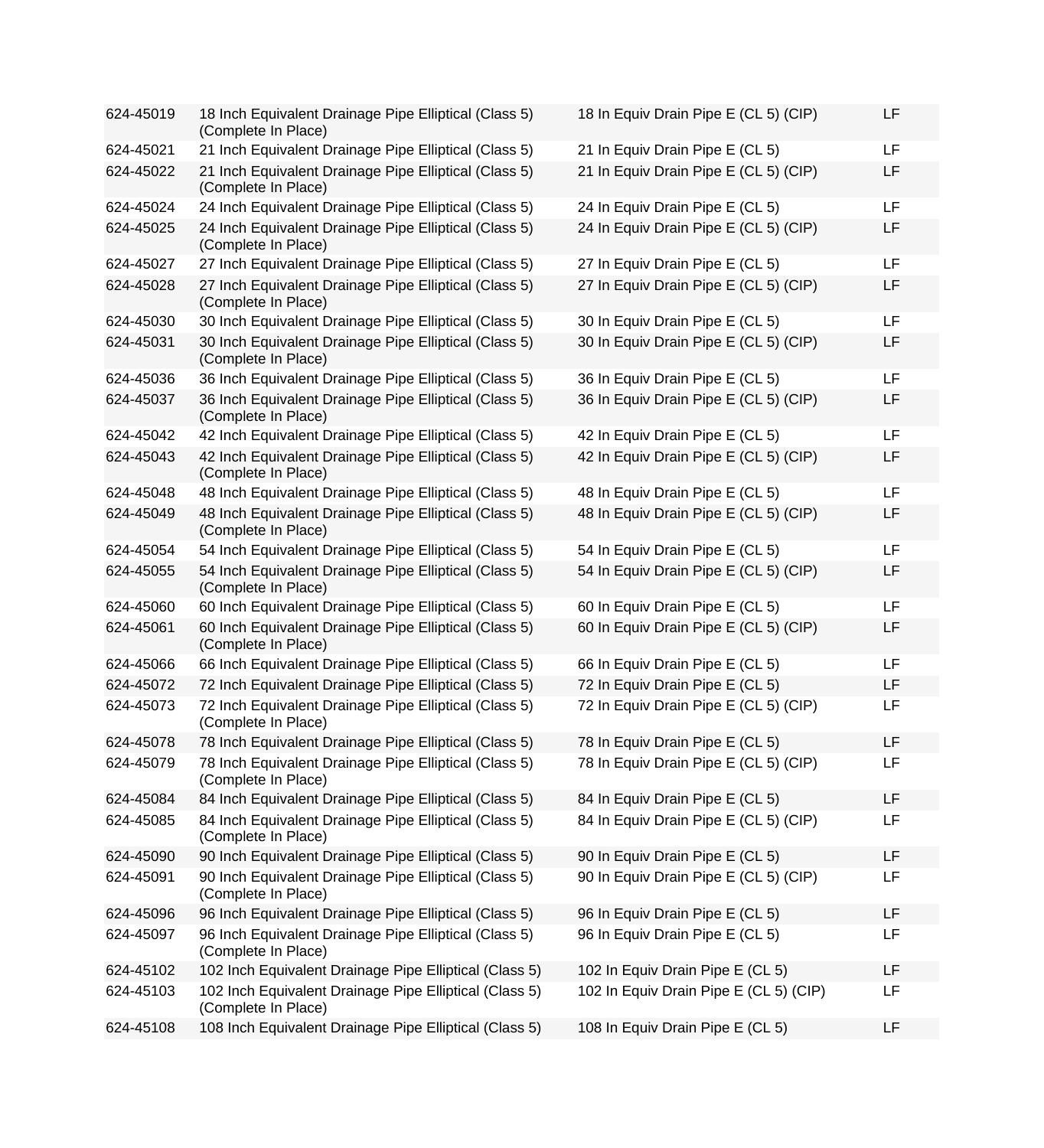| | | | |
|---|---|---|---|
| 624-45019 | 18 Inch Equivalent Drainage Pipe Elliptical (Class 5) (Complete In Place) | 18 In Equiv Drain Pipe E (CL 5) (CIP) | LF |
| 624-45021 | 21 Inch Equivalent Drainage Pipe Elliptical (Class 5) | 21 In Equiv Drain Pipe E (CL 5) | LF |
| 624-45022 | 21 Inch Equivalent Drainage Pipe Elliptical (Class 5) (Complete In Place) | 21 In Equiv Drain Pipe E (CL 5) (CIP) | LF |
| 624-45024 | 24 Inch Equivalent Drainage Pipe Elliptical (Class 5) | 24 In Equiv Drain Pipe E (CL 5) | LF |
| 624-45025 | 24 Inch Equivalent Drainage Pipe Elliptical (Class 5) (Complete In Place) | 24 In Equiv Drain Pipe E (CL 5) (CIP) | LF |
| 624-45027 | 27 Inch Equivalent Drainage Pipe Elliptical (Class 5) | 27 In Equiv Drain Pipe E (CL 5) | LF |
| 624-45028 | 27 Inch Equivalent Drainage Pipe Elliptical (Class 5) (Complete In Place) | 27 In Equiv Drain Pipe E (CL 5) (CIP) | LF |
| 624-45030 | 30 Inch Equivalent Drainage Pipe Elliptical (Class 5) | 30 In Equiv Drain Pipe E (CL 5) | LF |
| 624-45031 | 30 Inch Equivalent Drainage Pipe Elliptical (Class 5) (Complete In Place) | 30 In Equiv Drain Pipe E (CL 5) (CIP) | LF |
| 624-45036 | 36 Inch Equivalent Drainage Pipe Elliptical (Class 5) | 36 In Equiv Drain Pipe E (CL 5) | LF |
| 624-45037 | 36 Inch Equivalent Drainage Pipe Elliptical (Class 5) (Complete In Place) | 36 In Equiv Drain Pipe E (CL 5) (CIP) | LF |
| 624-45042 | 42 Inch Equivalent Drainage Pipe Elliptical (Class 5) | 42 In Equiv Drain Pipe E (CL 5) | LF |
| 624-45043 | 42 Inch Equivalent Drainage Pipe Elliptical (Class 5) (Complete In Place) | 42 In Equiv Drain Pipe E (CL 5) (CIP) | LF |
| 624-45048 | 48 Inch Equivalent Drainage Pipe Elliptical (Class 5) | 48 In Equiv Drain Pipe E (CL 5) | LF |
| 624-45049 | 48 Inch Equivalent Drainage Pipe Elliptical (Class 5) (Complete In Place) | 48 In Equiv Drain Pipe E (CL 5) (CIP) | LF |
| 624-45054 | 54 Inch Equivalent Drainage Pipe Elliptical (Class 5) | 54 In Equiv Drain Pipe E (CL 5) | LF |
| 624-45055 | 54 Inch Equivalent Drainage Pipe Elliptical (Class 5) (Complete In Place) | 54 In Equiv Drain Pipe E (CL 5) (CIP) | LF |
| 624-45060 | 60 Inch Equivalent Drainage Pipe Elliptical (Class 5) | 60 In Equiv Drain Pipe E (CL 5) | LF |
| 624-45061 | 60 Inch Equivalent Drainage Pipe Elliptical (Class 5) (Complete In Place) | 60 In Equiv Drain Pipe E (CL 5) (CIP) | LF |
| 624-45066 | 66 Inch Equivalent Drainage Pipe Elliptical (Class 5) | 66 In Equiv Drain Pipe E (CL 5) | LF |
| 624-45072 | 72 Inch Equivalent Drainage Pipe Elliptical (Class 5) | 72 In Equiv Drain Pipe E (CL 5) | LF |
| 624-45073 | 72 Inch Equivalent Drainage Pipe Elliptical (Class 5) (Complete In Place) | 72 In Equiv Drain Pipe E (CL 5) (CIP) | LF |
| 624-45078 | 78 Inch Equivalent Drainage Pipe Elliptical (Class 5) | 78 In Equiv Drain Pipe E (CL 5) | LF |
| 624-45079 | 78 Inch Equivalent Drainage Pipe Elliptical (Class 5) (Complete In Place) | 78 In Equiv Drain Pipe E (CL 5) (CIP) | LF |
| 624-45084 | 84 Inch Equivalent Drainage Pipe Elliptical (Class 5) | 84 In Equiv Drain Pipe E (CL 5) | LF |
| 624-45085 | 84 Inch Equivalent Drainage Pipe Elliptical (Class 5) (Complete In Place) | 84 In Equiv Drain Pipe E (CL 5) (CIP) | LF |
| 624-45090 | 90 Inch Equivalent Drainage Pipe Elliptical (Class 5) | 90 In Equiv Drain Pipe E (CL 5) | LF |
| 624-45091 | 90 Inch Equivalent Drainage Pipe Elliptical (Class 5) (Complete In Place) | 90 In Equiv Drain Pipe E (CL 5) (CIP) | LF |
| 624-45096 | 96 Inch Equivalent Drainage Pipe Elliptical (Class 5) | 96 In Equiv Drain Pipe E (CL 5) | LF |
| 624-45097 | 96 Inch Equivalent Drainage Pipe Elliptical (Class 5) (Complete In Place) | 96 In Equiv Drain Pipe E (CL 5) | LF |
| 624-45102 | 102 Inch Equivalent Drainage Pipe Elliptical (Class 5) | 102 In Equiv Drain Pipe E (CL 5) | LF |
| 624-45103 | 102 Inch Equivalent Drainage Pipe Elliptical (Class 5) (Complete In Place) | 102 In Equiv Drain Pipe E (CL 5) (CIP) | LF |
| 624-45108 | 108 Inch Equivalent Drainage Pipe Elliptical (Class 5) | 108 In Equiv Drain Pipe E (CL 5) | LF |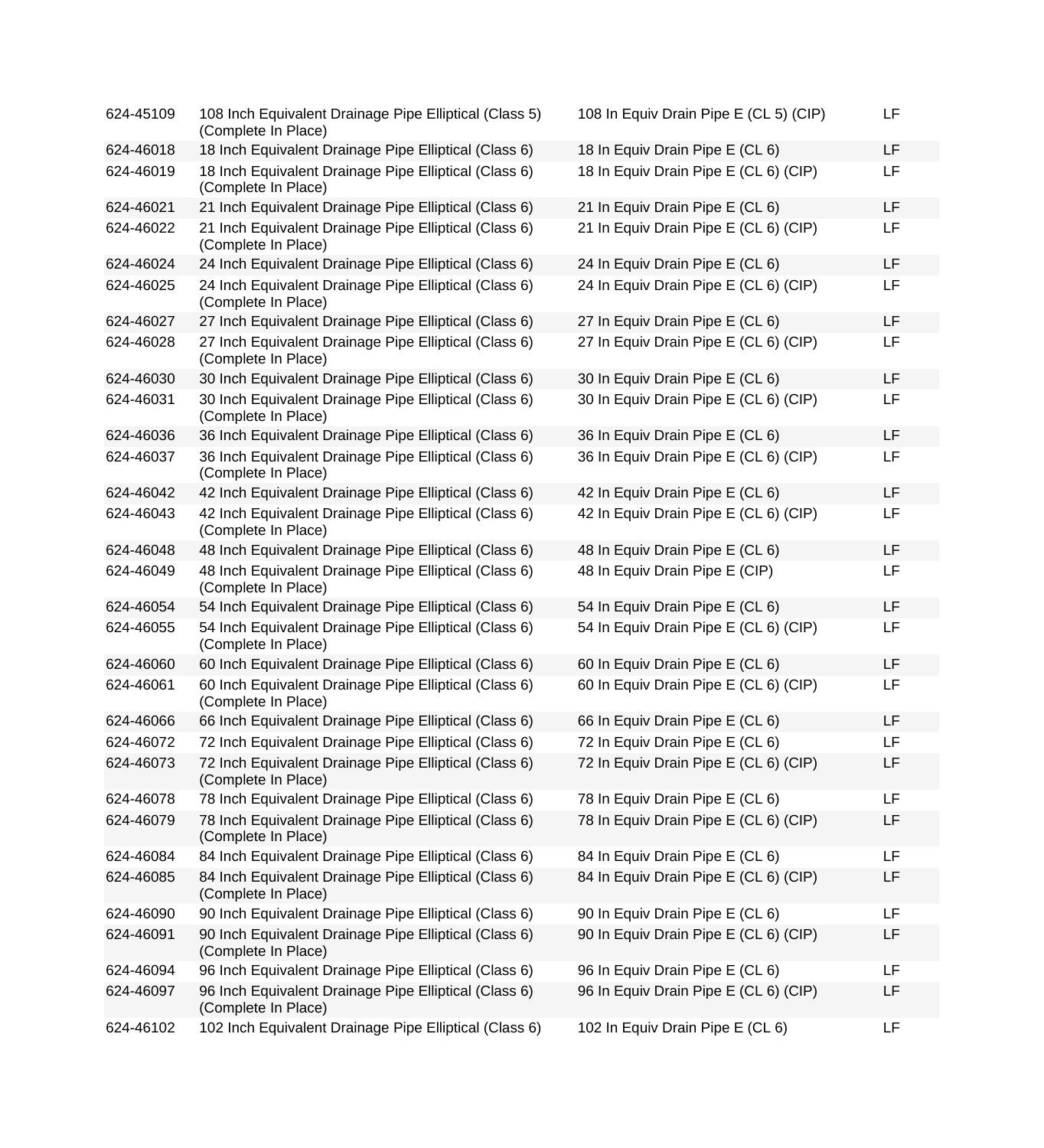| | | | |
|---|---|---|---|
| 624-45109 | 108 Inch Equivalent Drainage Pipe Elliptical (Class 5) (Complete In Place) | 108 In Equiv Drain Pipe E (CL 5) (CIP) | LF |
| 624-46018 | 18 Inch Equivalent Drainage Pipe Elliptical (Class 6) | 18 In Equiv Drain Pipe E (CL 6) | LF |
| 624-46019 | 18 Inch Equivalent Drainage Pipe Elliptical (Class 6) (Complete In Place) | 18 In Equiv Drain Pipe E (CL 6) (CIP) | LF |
| 624-46021 | 21 Inch Equivalent Drainage Pipe Elliptical (Class 6) | 21 In Equiv Drain Pipe E (CL 6) | LF |
| 624-46022 | 21 Inch Equivalent Drainage Pipe Elliptical (Class 6) (Complete In Place) | 21 In Equiv Drain Pipe E (CL 6) (CIP) | LF |
| 624-46024 | 24 Inch Equivalent Drainage Pipe Elliptical (Class 6) | 24 In Equiv Drain Pipe E (CL 6) | LF |
| 624-46025 | 24 Inch Equivalent Drainage Pipe Elliptical (Class 6) (Complete In Place) | 24 In Equiv Drain Pipe E (CL 6) (CIP) | LF |
| 624-46027 | 27 Inch Equivalent Drainage Pipe Elliptical (Class 6) | 27 In Equiv Drain Pipe E (CL 6) | LF |
| 624-46028 | 27 Inch Equivalent Drainage Pipe Elliptical (Class 6) (Complete In Place) | 27 In Equiv Drain Pipe E (CL 6) (CIP) | LF |
| 624-46030 | 30 Inch Equivalent Drainage Pipe Elliptical (Class 6) | 30 In Equiv Drain Pipe E (CL 6) | LF |
| 624-46031 | 30 Inch Equivalent Drainage Pipe Elliptical (Class 6) (Complete In Place) | 30 In Equiv Drain Pipe E (CL 6) (CIP) | LF |
| 624-46036 | 36 Inch Equivalent Drainage Pipe Elliptical (Class 6) | 36 In Equiv Drain Pipe E (CL 6) | LF |
| 624-46037 | 36 Inch Equivalent Drainage Pipe Elliptical (Class 6) (Complete In Place) | 36 In Equiv Drain Pipe E (CL 6) (CIP) | LF |
| 624-46042 | 42 Inch Equivalent Drainage Pipe Elliptical (Class 6) | 42 In Equiv Drain Pipe E (CL 6) | LF |
| 624-46043 | 42 Inch Equivalent Drainage Pipe Elliptical (Class 6) (Complete In Place) | 42 In Equiv Drain Pipe E (CL 6) (CIP) | LF |
| 624-46048 | 48 Inch Equivalent Drainage Pipe Elliptical (Class 6) | 48 In Equiv Drain Pipe E (CL 6) | LF |
| 624-46049 | 48 Inch Equivalent Drainage Pipe Elliptical (Class 6) (Complete In Place) | 48 In Equiv Drain Pipe E (CIP) | LF |
| 624-46054 | 54 Inch Equivalent Drainage Pipe Elliptical (Class 6) | 54 In Equiv Drain Pipe E (CL 6) | LF |
| 624-46055 | 54 Inch Equivalent Drainage Pipe Elliptical (Class 6) (Complete In Place) | 54 In Equiv Drain Pipe E (CL 6) (CIP) | LF |
| 624-46060 | 60 Inch Equivalent Drainage Pipe Elliptical (Class 6) | 60 In Equiv Drain Pipe E (CL 6) | LF |
| 624-46061 | 60 Inch Equivalent Drainage Pipe Elliptical (Class 6) (Complete In Place) | 60 In Equiv Drain Pipe E (CL 6) (CIP) | LF |
| 624-46066 | 66 Inch Equivalent Drainage Pipe Elliptical (Class 6) | 66 In Equiv Drain Pipe E (CL 6) | LF |
| 624-46072 | 72 Inch Equivalent Drainage Pipe Elliptical (Class 6) | 72 In Equiv Drain Pipe E (CL 6) | LF |
| 624-46073 | 72 Inch Equivalent Drainage Pipe Elliptical (Class 6) (Complete In Place) | 72 In Equiv Drain Pipe E (CL 6) (CIP) | LF |
| 624-46078 | 78 Inch Equivalent Drainage Pipe Elliptical (Class 6) | 78 In Equiv Drain Pipe E (CL 6) | LF |
| 624-46079 | 78 Inch Equivalent Drainage Pipe Elliptical (Class 6) (Complete In Place) | 78 In Equiv Drain Pipe E (CL 6) (CIP) | LF |
| 624-46084 | 84 Inch Equivalent Drainage Pipe Elliptical (Class 6) | 84 In Equiv Drain Pipe E (CL 6) | LF |
| 624-46085 | 84 Inch Equivalent Drainage Pipe Elliptical (Class 6) (Complete In Place) | 84 In Equiv Drain Pipe E (CL 6) (CIP) | LF |
| 624-46090 | 90 Inch Equivalent Drainage Pipe Elliptical (Class 6) | 90 In Equiv Drain Pipe E (CL 6) | LF |
| 624-46091 | 90 Inch Equivalent Drainage Pipe Elliptical (Class 6) (Complete In Place) | 90 In Equiv Drain Pipe E (CL 6) (CIP) | LF |
| 624-46094 | 96 Inch Equivalent Drainage Pipe Elliptical (Class 6) | 96 In Equiv Drain Pipe E (CL 6) | LF |
| 624-46097 | 96 Inch Equivalent Drainage Pipe Elliptical (Class 6) (Complete In Place) | 96 In Equiv Drain Pipe E (CL 6) (CIP) | LF |
| 624-46102 | 102 Inch Equivalent Drainage Pipe Elliptical (Class 6) | 102 In Equiv Drain Pipe E (CL 6) | LF |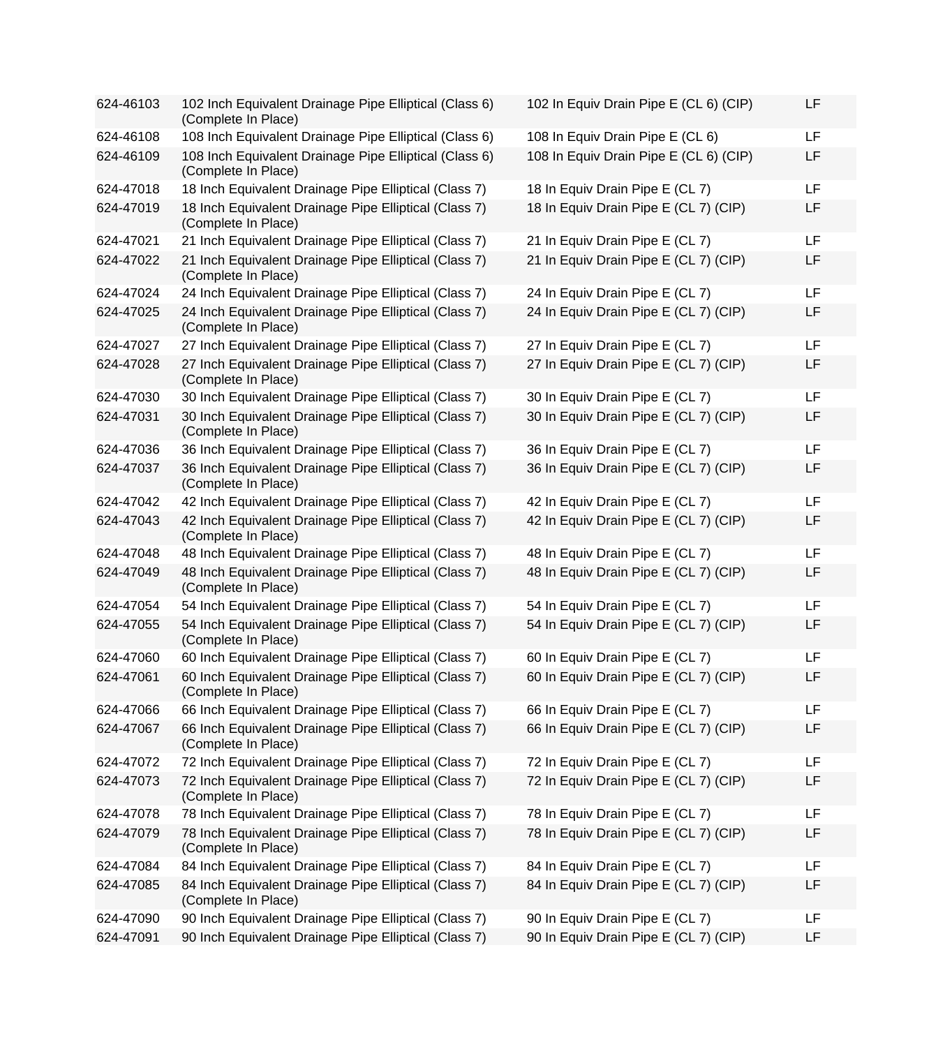| | | | |
|---|---|---|---|
| 624-46103 | 102 Inch Equivalent Drainage Pipe Elliptical (Class 6) (Complete In Place) | 102 In Equiv Drain Pipe E (CL 6) (CIP) | LF |
| 624-46108 | 108 Inch Equivalent Drainage Pipe Elliptical (Class 6) | 108 In Equiv Drain Pipe E (CL 6) | LF |
| 624-46109 | 108 Inch Equivalent Drainage Pipe Elliptical (Class 6) (Complete In Place) | 108 In Equiv Drain Pipe E (CL 6) (CIP) | LF |
| 624-47018 | 18 Inch Equivalent Drainage Pipe Elliptical (Class 7) | 18 In Equiv Drain Pipe E (CL 7) | LF |
| 624-47019 | 18 Inch Equivalent Drainage Pipe Elliptical (Class 7) (Complete In Place) | 18 In Equiv Drain Pipe E (CL 7) (CIP) | LF |
| 624-47021 | 21 Inch Equivalent Drainage Pipe Elliptical (Class 7) | 21 In Equiv Drain Pipe E (CL 7) | LF |
| 624-47022 | 21 Inch Equivalent Drainage Pipe Elliptical (Class 7) (Complete In Place) | 21 In Equiv Drain Pipe E (CL 7) (CIP) | LF |
| 624-47024 | 24 Inch Equivalent Drainage Pipe Elliptical (Class 7) | 24 In Equiv Drain Pipe E (CL 7) | LF |
| 624-47025 | 24 Inch Equivalent Drainage Pipe Elliptical (Class 7) (Complete In Place) | 24 In Equiv Drain Pipe E (CL 7) (CIP) | LF |
| 624-47027 | 27 Inch Equivalent Drainage Pipe Elliptical (Class 7) | 27 In Equiv Drain Pipe E (CL 7) | LF |
| 624-47028 | 27 Inch Equivalent Drainage Pipe Elliptical (Class 7) (Complete In Place) | 27 In Equiv Drain Pipe E (CL 7) (CIP) | LF |
| 624-47030 | 30 Inch Equivalent Drainage Pipe Elliptical (Class 7) | 30 In Equiv Drain Pipe E (CL 7) | LF |
| 624-47031 | 30 Inch Equivalent Drainage Pipe Elliptical (Class 7) (Complete In Place) | 30 In Equiv Drain Pipe E (CL 7) (CIP) | LF |
| 624-47036 | 36 Inch Equivalent Drainage Pipe Elliptical (Class 7) | 36 In Equiv Drain Pipe E (CL 7) | LF |
| 624-47037 | 36 Inch Equivalent Drainage Pipe Elliptical (Class 7) (Complete In Place) | 36 In Equiv Drain Pipe E (CL 7) (CIP) | LF |
| 624-47042 | 42 Inch Equivalent Drainage Pipe Elliptical (Class 7) | 42 In Equiv Drain Pipe E (CL 7) | LF |
| 624-47043 | 42 Inch Equivalent Drainage Pipe Elliptical (Class 7) (Complete In Place) | 42 In Equiv Drain Pipe E (CL 7) (CIP) | LF |
| 624-47048 | 48 Inch Equivalent Drainage Pipe Elliptical (Class 7) | 48 In Equiv Drain Pipe E (CL 7) | LF |
| 624-47049 | 48 Inch Equivalent Drainage Pipe Elliptical (Class 7) (Complete In Place) | 48 In Equiv Drain Pipe E (CL 7) (CIP) | LF |
| 624-47054 | 54 Inch Equivalent Drainage Pipe Elliptical (Class 7) | 54 In Equiv Drain Pipe E (CL 7) | LF |
| 624-47055 | 54 Inch Equivalent Drainage Pipe Elliptical (Class 7) (Complete In Place) | 54 In Equiv Drain Pipe E (CL 7) (CIP) | LF |
| 624-47060 | 60 Inch Equivalent Drainage Pipe Elliptical (Class 7) | 60 In Equiv Drain Pipe E (CL 7) | LF |
| 624-47061 | 60 Inch Equivalent Drainage Pipe Elliptical (Class 7) (Complete In Place) | 60 In Equiv Drain Pipe E (CL 7) (CIP) | LF |
| 624-47066 | 66 Inch Equivalent Drainage Pipe Elliptical (Class 7) | 66 In Equiv Drain Pipe E (CL 7) | LF |
| 624-47067 | 66 Inch Equivalent Drainage Pipe Elliptical (Class 7) (Complete In Place) | 66 In Equiv Drain Pipe E (CL 7) (CIP) | LF |
| 624-47072 | 72 Inch Equivalent Drainage Pipe Elliptical (Class 7) | 72 In Equiv Drain Pipe E (CL 7) | LF |
| 624-47073 | 72 Inch Equivalent Drainage Pipe Elliptical (Class 7) (Complete In Place) | 72 In Equiv Drain Pipe E (CL 7) (CIP) | LF |
| 624-47078 | 78 Inch Equivalent Drainage Pipe Elliptical (Class 7) | 78 In Equiv Drain Pipe E (CL 7) | LF |
| 624-47079 | 78 Inch Equivalent Drainage Pipe Elliptical (Class 7) (Complete In Place) | 78 In Equiv Drain Pipe E (CL 7) (CIP) | LF |
| 624-47084 | 84 Inch Equivalent Drainage Pipe Elliptical (Class 7) | 84 In Equiv Drain Pipe E (CL 7) | LF |
| 624-47085 | 84 Inch Equivalent Drainage Pipe Elliptical (Class 7) (Complete In Place) | 84 In Equiv Drain Pipe E (CL 7) (CIP) | LF |
| 624-47090 | 90 Inch Equivalent Drainage Pipe Elliptical (Class 7) | 90 In Equiv Drain Pipe E (CL 7) | LF |
| 624-47091 | 90 Inch Equivalent Drainage Pipe Elliptical (Class 7) | 90 In Equiv Drain Pipe E (CL 7) (CIP) | LF |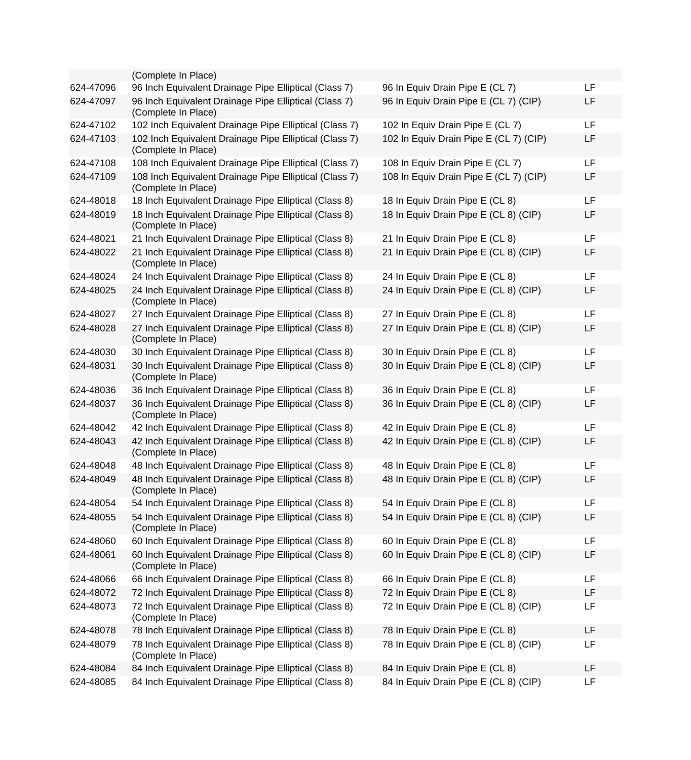| | | | |
|---|---|---|---|
| | (Complete In Place) | | |
| 624-47096 | 96 Inch Equivalent Drainage Pipe Elliptical (Class 7) | 96 In Equiv Drain Pipe E (CL 7) | LF |
| 624-47097 | 96 Inch Equivalent Drainage Pipe Elliptical (Class 7) (Complete In Place) | 96 In Equiv Drain Pipe E (CL 7) (CIP) | LF |
| 624-47102 | 102 Inch Equivalent Drainage Pipe Elliptical (Class 7) | 102 In Equiv Drain Pipe E (CL 7) | LF |
| 624-47103 | 102 Inch Equivalent Drainage Pipe Elliptical (Class 7) (Complete In Place) | 102 In Equiv Drain Pipe E (CL 7) (CIP) | LF |
| 624-47108 | 108 Inch Equivalent Drainage Pipe Elliptical (Class 7) | 108 In Equiv Drain Pipe E (CL 7) | LF |
| 624-47109 | 108 Inch Equivalent Drainage Pipe Elliptical (Class 7) (Complete In Place) | 108 In Equiv Drain Pipe E (CL 7) (CIP) | LF |
| 624-48018 | 18 Inch Equivalent Drainage Pipe Elliptical (Class 8) | 18 In Equiv Drain Pipe E (CL 8) | LF |
| 624-48019 | 18 Inch Equivalent Drainage Pipe Elliptical (Class 8) (Complete In Place) | 18 In Equiv Drain Pipe E (CL 8) (CIP) | LF |
| 624-48021 | 21 Inch Equivalent Drainage Pipe Elliptical (Class 8) | 21 In Equiv Drain Pipe E (CL 8) | LF |
| 624-48022 | 21 Inch Equivalent Drainage Pipe Elliptical (Class 8) (Complete In Place) | 21 In Equiv Drain Pipe E (CL 8) (CIP) | LF |
| 624-48024 | 24 Inch Equivalent Drainage Pipe Elliptical (Class 8) | 24 In Equiv Drain Pipe E (CL 8) | LF |
| 624-48025 | 24 Inch Equivalent Drainage Pipe Elliptical (Class 8) (Complete In Place) | 24 In Equiv Drain Pipe E (CL 8) (CIP) | LF |
| 624-48027 | 27 Inch Equivalent Drainage Pipe Elliptical (Class 8) | 27 In Equiv Drain Pipe E (CL 8) | LF |
| 624-48028 | 27 Inch Equivalent Drainage Pipe Elliptical (Class 8) (Complete In Place) | 27 In Equiv Drain Pipe E (CL 8) (CIP) | LF |
| 624-48030 | 30 Inch Equivalent Drainage Pipe Elliptical (Class 8) | 30 In Equiv Drain Pipe E (CL 8) | LF |
| 624-48031 | 30 Inch Equivalent Drainage Pipe Elliptical (Class 8) (Complete In Place) | 30 In Equiv Drain Pipe E (CL 8) (CIP) | LF |
| 624-48036 | 36 Inch Equivalent Drainage Pipe Elliptical (Class 8) | 36 In Equiv Drain Pipe E (CL 8) | LF |
| 624-48037 | 36 Inch Equivalent Drainage Pipe Elliptical (Class 8) (Complete In Place) | 36 In Equiv Drain Pipe E (CL 8) (CIP) | LF |
| 624-48042 | 42 Inch Equivalent Drainage Pipe Elliptical (Class 8) | 42 In Equiv Drain Pipe E (CL 8) | LF |
| 624-48043 | 42 Inch Equivalent Drainage Pipe Elliptical (Class 8) (Complete In Place) | 42 In Equiv Drain Pipe E (CL 8) (CIP) | LF |
| 624-48048 | 48 Inch Equivalent Drainage Pipe Elliptical (Class 8) | 48 In Equiv Drain Pipe E (CL 8) | LF |
| 624-48049 | 48 Inch Equivalent Drainage Pipe Elliptical (Class 8) (Complete In Place) | 48 In Equiv Drain Pipe E (CL 8) (CIP) | LF |
| 624-48054 | 54 Inch Equivalent Drainage Pipe Elliptical (Class 8) | 54 In Equiv Drain Pipe E (CL 8) | LF |
| 624-48055 | 54 Inch Equivalent Drainage Pipe Elliptical (Class 8) (Complete In Place) | 54 In Equiv Drain Pipe E (CL 8) (CIP) | LF |
| 624-48060 | 60 Inch Equivalent Drainage Pipe Elliptical (Class 8) | 60 In Equiv Drain Pipe E (CL 8) | LF |
| 624-48061 | 60 Inch Equivalent Drainage Pipe Elliptical (Class 8) (Complete In Place) | 60 In Equiv Drain Pipe E (CL 8) (CIP) | LF |
| 624-48066 | 66 Inch Equivalent Drainage Pipe Elliptical (Class 8) | 66 In Equiv Drain Pipe E (CL 8) | LF |
| 624-48072 | 72 Inch Equivalent Drainage Pipe Elliptical (Class 8) | 72 In Equiv Drain Pipe E (CL 8) | LF |
| 624-48073 | 72 Inch Equivalent Drainage Pipe Elliptical (Class 8) (Complete In Place) | 72 In Equiv Drain Pipe E (CL 8) (CIP) | LF |
| 624-48078 | 78 Inch Equivalent Drainage Pipe Elliptical (Class 8) | 78 In Equiv Drain Pipe E (CL 8) | LF |
| 624-48079 | 78 Inch Equivalent Drainage Pipe Elliptical (Class 8) (Complete In Place) | 78 In Equiv Drain Pipe E (CL 8) (CIP) | LF |
| 624-48084 | 84 Inch Equivalent Drainage Pipe Elliptical (Class 8) | 84 In Equiv Drain Pipe E (CL 8) | LF |
| 624-48085 | 84 Inch Equivalent Drainage Pipe Elliptical (Class 8) | 84 In Equiv Drain Pipe E (CL 8) (CIP) | LF |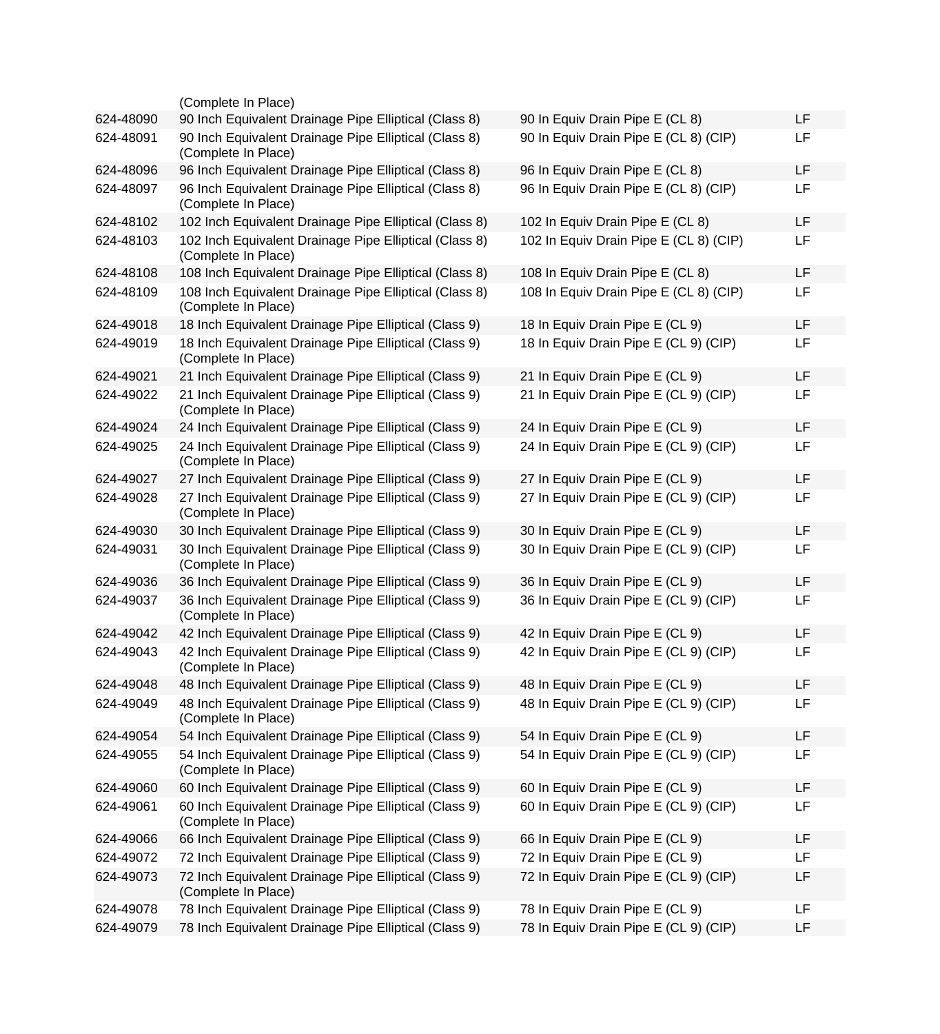| | | | |
|---|---|---|---|
| | (Complete In Place) | | |
| 624-48090 | 90 Inch Equivalent Drainage Pipe Elliptical (Class 8) | 90 In Equiv Drain Pipe E (CL 8) | LF |
| 624-48091 | 90 Inch Equivalent Drainage Pipe Elliptical (Class 8) (Complete In Place) | 90 In Equiv Drain Pipe E (CL 8) (CIP) | LF |
| 624-48096 | 96 Inch Equivalent Drainage Pipe Elliptical (Class 8) | 96 In Equiv Drain Pipe E (CL 8) | LF |
| 624-48097 | 96 Inch Equivalent Drainage Pipe Elliptical (Class 8) (Complete In Place) | 96 In Equiv Drain Pipe E (CL 8) (CIP) | LF |
| 624-48102 | 102 Inch Equivalent Drainage Pipe Elliptical (Class 8) | 102 In Equiv Drain Pipe E (CL 8) | LF |
| 624-48103 | 102 Inch Equivalent Drainage Pipe Elliptical (Class 8) (Complete In Place) | 102 In Equiv Drain Pipe E (CL 8) (CIP) | LF |
| 624-48108 | 108 Inch Equivalent Drainage Pipe Elliptical (Class 8) | 108 In Equiv Drain Pipe E (CL 8) | LF |
| 624-48109 | 108 Inch Equivalent Drainage Pipe Elliptical (Class 8) (Complete In Place) | 108 In Equiv Drain Pipe E (CL 8) (CIP) | LF |
| 624-49018 | 18 Inch Equivalent Drainage Pipe Elliptical (Class 9) | 18 In Equiv Drain Pipe E (CL 9) | LF |
| 624-49019 | 18 Inch Equivalent Drainage Pipe Elliptical (Class 9) (Complete In Place) | 18 In Equiv Drain Pipe E (CL 9) (CIP) | LF |
| 624-49021 | 21 Inch Equivalent Drainage Pipe Elliptical (Class 9) | 21 In Equiv Drain Pipe E (CL 9) | LF |
| 624-49022 | 21 Inch Equivalent Drainage Pipe Elliptical (Class 9) (Complete In Place) | 21 In Equiv Drain Pipe E (CL 9) (CIP) | LF |
| 624-49024 | 24 Inch Equivalent Drainage Pipe Elliptical (Class 9) | 24 In Equiv Drain Pipe E (CL 9) | LF |
| 624-49025 | 24 Inch Equivalent Drainage Pipe Elliptical (Class 9) (Complete In Place) | 24 In Equiv Drain Pipe E (CL 9) (CIP) | LF |
| 624-49027 | 27 Inch Equivalent Drainage Pipe Elliptical (Class 9) | 27 In Equiv Drain Pipe E (CL 9) | LF |
| 624-49028 | 27 Inch Equivalent Drainage Pipe Elliptical (Class 9) (Complete In Place) | 27 In Equiv Drain Pipe E (CL 9) (CIP) | LF |
| 624-49030 | 30 Inch Equivalent Drainage Pipe Elliptical (Class 9) | 30 In Equiv Drain Pipe E (CL 9) | LF |
| 624-49031 | 30 Inch Equivalent Drainage Pipe Elliptical (Class 9) (Complete In Place) | 30 In Equiv Drain Pipe E (CL 9) (CIP) | LF |
| 624-49036 | 36 Inch Equivalent Drainage Pipe Elliptical (Class 9) | 36 In Equiv Drain Pipe E (CL 9) | LF |
| 624-49037 | 36 Inch Equivalent Drainage Pipe Elliptical (Class 9) (Complete In Place) | 36 In Equiv Drain Pipe E (CL 9) (CIP) | LF |
| 624-49042 | 42 Inch Equivalent Drainage Pipe Elliptical (Class 9) | 42 In Equiv Drain Pipe E (CL 9) | LF |
| 624-49043 | 42 Inch Equivalent Drainage Pipe Elliptical (Class 9) (Complete In Place) | 42 In Equiv Drain Pipe E (CL 9) (CIP) | LF |
| 624-49048 | 48 Inch Equivalent Drainage Pipe Elliptical (Class 9) | 48 In Equiv Drain Pipe E (CL 9) | LF |
| 624-49049 | 48 Inch Equivalent Drainage Pipe Elliptical (Class 9) (Complete In Place) | 48 In Equiv Drain Pipe E (CL 9) (CIP) | LF |
| 624-49054 | 54 Inch Equivalent Drainage Pipe Elliptical (Class 9) | 54 In Equiv Drain Pipe E (CL 9) | LF |
| 624-49055 | 54 Inch Equivalent Drainage Pipe Elliptical (Class 9) (Complete In Place) | 54 In Equiv Drain Pipe E (CL 9) (CIP) | LF |
| 624-49060 | 60 Inch Equivalent Drainage Pipe Elliptical (Class 9) | 60 In Equiv Drain Pipe E (CL 9) | LF |
| 624-49061 | 60 Inch Equivalent Drainage Pipe Elliptical (Class 9) (Complete In Place) | 60 In Equiv Drain Pipe E (CL 9) (CIP) | LF |
| 624-49066 | 66 Inch Equivalent Drainage Pipe Elliptical (Class 9) | 66 In Equiv Drain Pipe E (CL 9) | LF |
| 624-49072 | 72 Inch Equivalent Drainage Pipe Elliptical (Class 9) | 72 In Equiv Drain Pipe E (CL 9) | LF |
| 624-49073 | 72 Inch Equivalent Drainage Pipe Elliptical (Class 9) (Complete In Place) | 72 In Equiv Drain Pipe E (CL 9) (CIP) | LF |
| 624-49078 | 78 Inch Equivalent Drainage Pipe Elliptical (Class 9) | 78 In Equiv Drain Pipe E (CL 9) | LF |
| 624-49079 | 78 Inch Equivalent Drainage Pipe Elliptical (Class 9) | 78 In Equiv Drain Pipe E (CL 9) (CIP) | LF |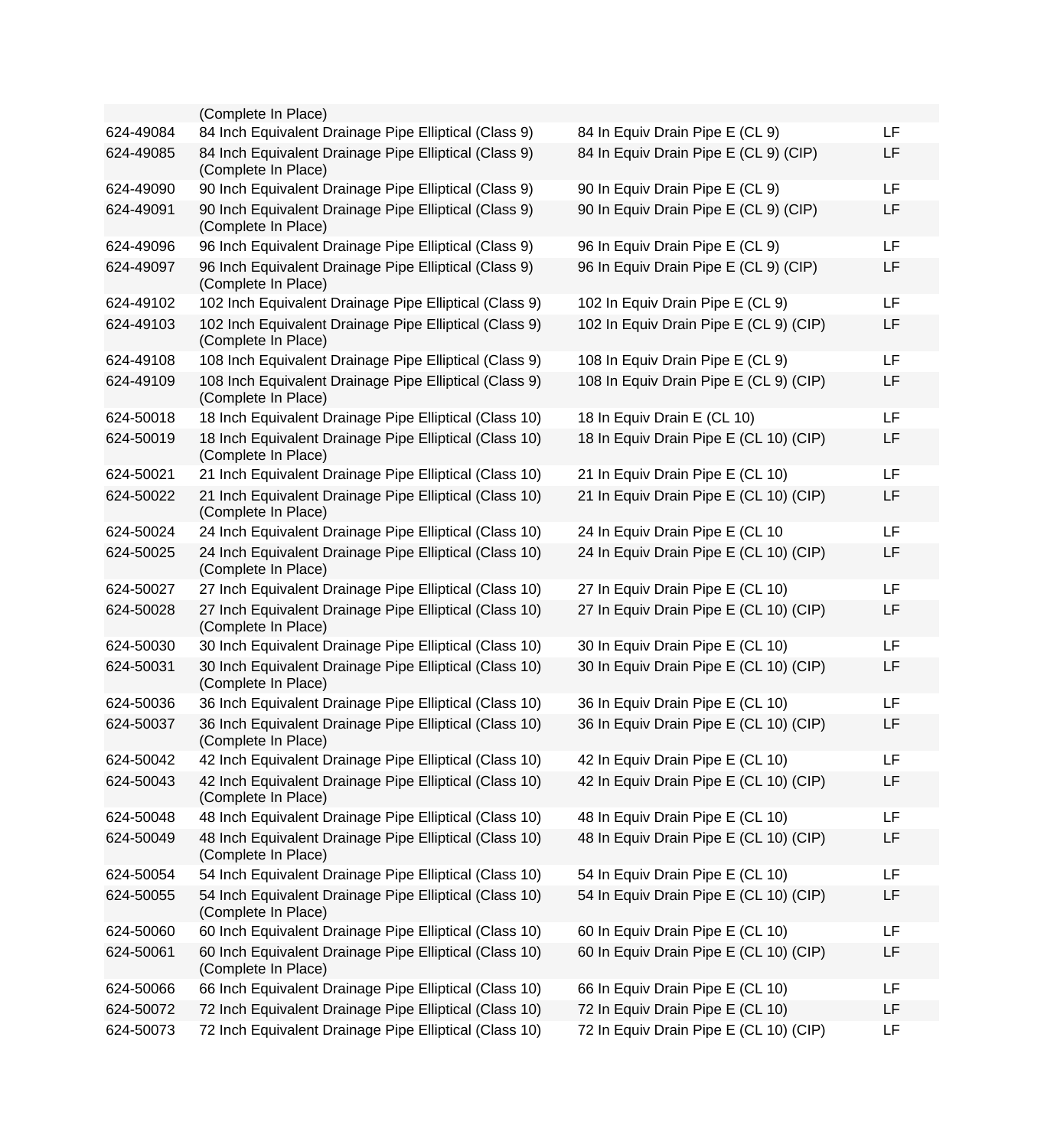| | | | |
|---|---|---|---|
| | (Complete In Place) | | |
| 624-49084 | 84 Inch Equivalent Drainage Pipe Elliptical (Class 9) | 84 In Equiv Drain Pipe E (CL 9) | LF |
| 624-49085 | 84 Inch Equivalent Drainage Pipe Elliptical (Class 9) (Complete In Place) | 84 In Equiv Drain Pipe E (CL 9) (CIP) | LF |
| 624-49090 | 90 Inch Equivalent Drainage Pipe Elliptical (Class 9) | 90 In Equiv Drain Pipe E (CL 9) | LF |
| 624-49091 | 90 Inch Equivalent Drainage Pipe Elliptical (Class 9) (Complete In Place) | 90 In Equiv Drain Pipe E (CL 9) (CIP) | LF |
| 624-49096 | 96 Inch Equivalent Drainage Pipe Elliptical (Class 9) | 96 In Equiv Drain Pipe E (CL 9) | LF |
| 624-49097 | 96 Inch Equivalent Drainage Pipe Elliptical (Class 9) (Complete In Place) | 96 In Equiv Drain Pipe E (CL 9) (CIP) | LF |
| 624-49102 | 102 Inch Equivalent Drainage Pipe Elliptical (Class 9) | 102 In Equiv Drain Pipe E (CL 9) | LF |
| 624-49103 | 102 Inch Equivalent Drainage Pipe Elliptical (Class 9) (Complete In Place) | 102 In Equiv Drain Pipe E (CL 9) (CIP) | LF |
| 624-49108 | 108 Inch Equivalent Drainage Pipe Elliptical (Class 9) | 108 In Equiv Drain Pipe E (CL 9) | LF |
| 624-49109 | 108 Inch Equivalent Drainage Pipe Elliptical (Class 9) (Complete In Place) | 108 In Equiv Drain Pipe E (CL 9) (CIP) | LF |
| 624-50018 | 18 Inch Equivalent Drainage Pipe Elliptical (Class 10) | 18 In Equiv Drain E (CL 10) | LF |
| 624-50019 | 18 Inch Equivalent Drainage Pipe Elliptical (Class 10) (Complete In Place) | 18 In Equiv Drain Pipe E (CL 10) (CIP) | LF |
| 624-50021 | 21 Inch Equivalent Drainage Pipe Elliptical (Class 10) | 21 In Equiv Drain Pipe E (CL 10) | LF |
| 624-50022 | 21 Inch Equivalent Drainage Pipe Elliptical (Class 10) (Complete In Place) | 21 In Equiv Drain Pipe E (CL 10) (CIP) | LF |
| 624-50024 | 24 Inch Equivalent Drainage Pipe Elliptical (Class 10) | 24 In Equiv Drain Pipe E (CL 10 | LF |
| 624-50025 | 24 Inch Equivalent Drainage Pipe Elliptical (Class 10) (Complete In Place) | 24 In Equiv Drain Pipe E (CL 10) (CIP) | LF |
| 624-50027 | 27 Inch Equivalent Drainage Pipe Elliptical (Class 10) | 27 In Equiv Drain Pipe E (CL 10) | LF |
| 624-50028 | 27 Inch Equivalent Drainage Pipe Elliptical (Class 10) (Complete In Place) | 27 In Equiv Drain Pipe E (CL 10) (CIP) | LF |
| 624-50030 | 30 Inch Equivalent Drainage Pipe Elliptical (Class 10) | 30 In Equiv Drain Pipe E (CL 10) | LF |
| 624-50031 | 30 Inch Equivalent Drainage Pipe Elliptical (Class 10) (Complete In Place) | 30 In Equiv Drain Pipe E (CL 10) (CIP) | LF |
| 624-50036 | 36 Inch Equivalent Drainage Pipe Elliptical (Class 10) | 36 In Equiv Drain Pipe E (CL 10) | LF |
| 624-50037 | 36 Inch Equivalent Drainage Pipe Elliptical (Class 10) (Complete In Place) | 36 In Equiv Drain Pipe E (CL 10) (CIP) | LF |
| 624-50042 | 42 Inch Equivalent Drainage Pipe Elliptical (Class 10) | 42 In Equiv Drain Pipe E (CL 10) | LF |
| 624-50043 | 42 Inch Equivalent Drainage Pipe Elliptical (Class 10) (Complete In Place) | 42 In Equiv Drain Pipe E (CL 10) (CIP) | LF |
| 624-50048 | 48 Inch Equivalent Drainage Pipe Elliptical (Class 10) | 48 In Equiv Drain Pipe E (CL 10) | LF |
| 624-50049 | 48 Inch Equivalent Drainage Pipe Elliptical (Class 10) (Complete In Place) | 48 In Equiv Drain Pipe E (CL 10) (CIP) | LF |
| 624-50054 | 54 Inch Equivalent Drainage Pipe Elliptical (Class 10) | 54 In Equiv Drain Pipe E (CL 10) | LF |
| 624-50055 | 54 Inch Equivalent Drainage Pipe Elliptical (Class 10) (Complete In Place) | 54 In Equiv Drain Pipe E (CL 10) (CIP) | LF |
| 624-50060 | 60 Inch Equivalent Drainage Pipe Elliptical (Class 10) | 60 In Equiv Drain Pipe E (CL 10) | LF |
| 624-50061 | 60 Inch Equivalent Drainage Pipe Elliptical (Class 10) (Complete In Place) | 60 In Equiv Drain Pipe E (CL 10) (CIP) | LF |
| 624-50066 | 66 Inch Equivalent Drainage Pipe Elliptical (Class 10) | 66 In Equiv Drain Pipe E (CL 10) | LF |
| 624-50072 | 72 Inch Equivalent Drainage Pipe Elliptical (Class 10) | 72 In Equiv Drain Pipe E (CL 10) | LF |
| 624-50073 | 72 Inch Equivalent Drainage Pipe Elliptical (Class 10) | 72 In Equiv Drain Pipe E (CL 10) (CIP) | LF |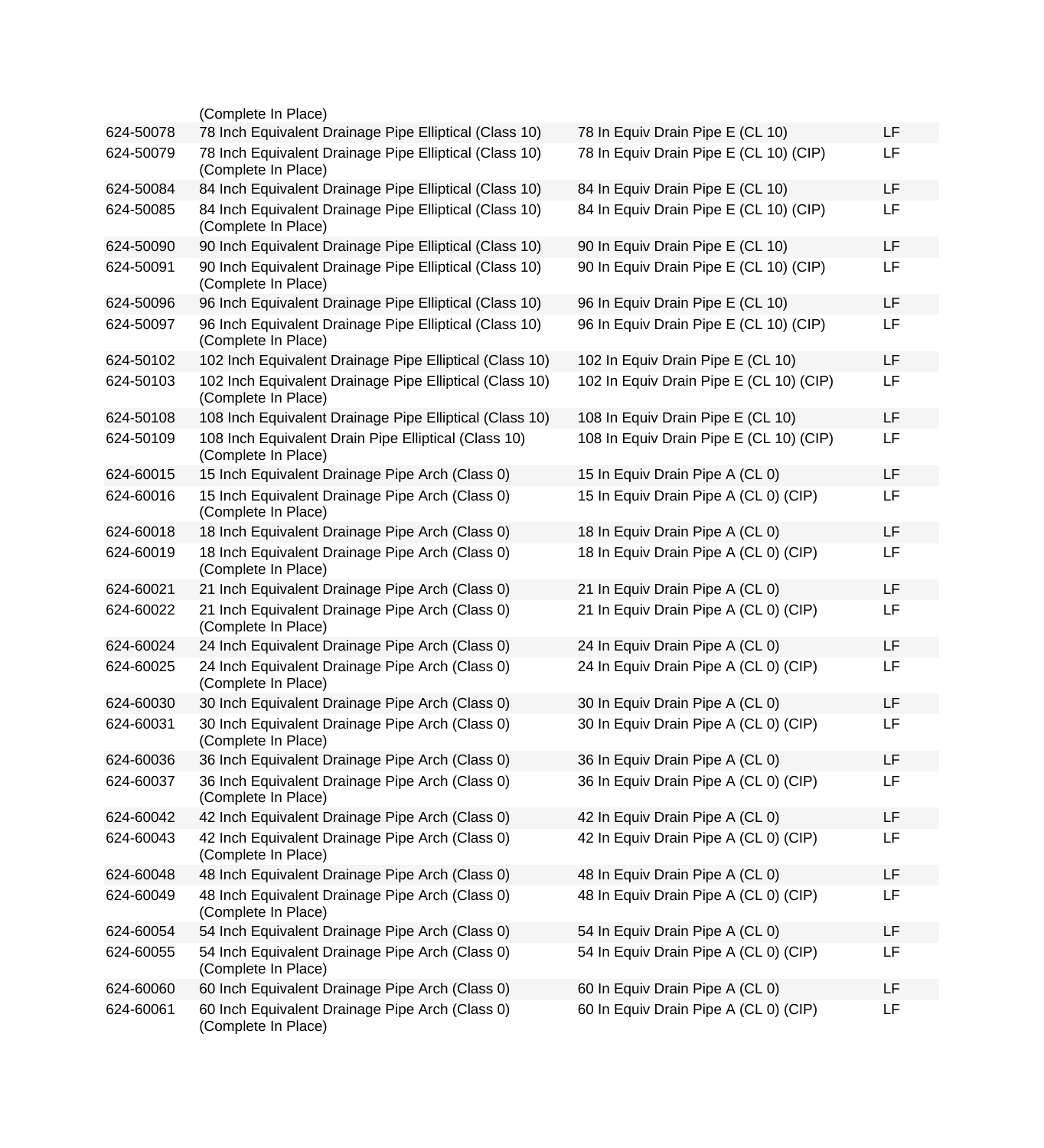| | | | |
|---|---|---|---|
| | (Complete In Place) | | |
| 624-50078 | 78 Inch Equivalent Drainage Pipe Elliptical (Class 10) | 78 In Equiv Drain Pipe E (CL 10) | LF |
| 624-50079 | 78 Inch Equivalent Drainage Pipe Elliptical (Class 10) (Complete In Place) | 78 In Equiv Drain Pipe E (CL 10) (CIP) | LF |
| 624-50084 | 84 Inch Equivalent Drainage Pipe Elliptical (Class 10) | 84 In Equiv Drain Pipe E (CL 10) | LF |
| 624-50085 | 84 Inch Equivalent Drainage Pipe Elliptical (Class 10) (Complete In Place) | 84 In Equiv Drain Pipe E (CL 10) (CIP) | LF |
| 624-50090 | 90 Inch Equivalent Drainage Pipe Elliptical (Class 10) | 90 In Equiv Drain Pipe E (CL 10) | LF |
| 624-50091 | 90 Inch Equivalent Drainage Pipe Elliptical (Class 10) (Complete In Place) | 90 In Equiv Drain Pipe E (CL 10) (CIP) | LF |
| 624-50096 | 96 Inch Equivalent Drainage Pipe Elliptical (Class 10) | 96 In Equiv Drain Pipe E (CL 10) | LF |
| 624-50097 | 96 Inch Equivalent Drainage Pipe Elliptical (Class 10) (Complete In Place) | 96 In Equiv Drain Pipe E (CL 10) (CIP) | LF |
| 624-50102 | 102 Inch Equivalent Drainage Pipe Elliptical (Class 10) | 102 In Equiv Drain Pipe E (CL 10) | LF |
| 624-50103 | 102 Inch Equivalent Drainage Pipe Elliptical (Class 10) (Complete In Place) | 102 In Equiv Drain Pipe E (CL 10) (CIP) | LF |
| 624-50108 | 108 Inch Equivalent Drainage Pipe Elliptical (Class 10) | 108 In Equiv Drain Pipe E (CL 10) | LF |
| 624-50109 | 108 Inch Equivalent Drain Pipe Elliptical (Class 10) (Complete In Place) | 108 In Equiv Drain Pipe E (CL 10) (CIP) | LF |
| 624-60015 | 15 Inch Equivalent Drainage Pipe Arch (Class 0) | 15 In Equiv Drain Pipe A (CL 0) | LF |
| 624-60016 | 15 Inch Equivalent Drainage Pipe Arch (Class 0) (Complete In Place) | 15 In Equiv Drain Pipe A (CL 0) (CIP) | LF |
| 624-60018 | 18 Inch Equivalent Drainage Pipe Arch (Class 0) | 18 In Equiv Drain Pipe A (CL 0) | LF |
| 624-60019 | 18 Inch Equivalent Drainage Pipe Arch (Class 0) (Complete In Place) | 18 In Equiv Drain Pipe A (CL 0) (CIP) | LF |
| 624-60021 | 21 Inch Equivalent Drainage Pipe Arch (Class 0) | 21 In Equiv Drain Pipe A (CL 0) | LF |
| 624-60022 | 21 Inch Equivalent Drainage Pipe Arch (Class 0) (Complete In Place) | 21 In Equiv Drain Pipe A (CL 0) (CIP) | LF |
| 624-60024 | 24 Inch Equivalent Drainage Pipe Arch (Class 0) | 24 In Equiv Drain Pipe A (CL 0) | LF |
| 624-60025 | 24 Inch Equivalent Drainage Pipe Arch (Class 0) (Complete In Place) | 24 In Equiv Drain Pipe A (CL 0) (CIP) | LF |
| 624-60030 | 30 Inch Equivalent Drainage Pipe Arch (Class 0) | 30 In Equiv Drain Pipe A (CL 0) | LF |
| 624-60031 | 30 Inch Equivalent Drainage Pipe Arch (Class 0) (Complete In Place) | 30 In Equiv Drain Pipe A (CL 0) (CIP) | LF |
| 624-60036 | 36 Inch Equivalent Drainage Pipe Arch (Class 0) | 36 In Equiv Drain Pipe A (CL 0) | LF |
| 624-60037 | 36 Inch Equivalent Drainage Pipe Arch (Class 0) (Complete In Place) | 36 In Equiv Drain Pipe A (CL 0) (CIP) | LF |
| 624-60042 | 42 Inch Equivalent Drainage Pipe Arch (Class 0) | 42 In Equiv Drain Pipe A (CL 0) | LF |
| 624-60043 | 42 Inch Equivalent Drainage Pipe Arch (Class 0) (Complete In Place) | 42 In Equiv Drain Pipe A (CL 0) (CIP) | LF |
| 624-60048 | 48 Inch Equivalent Drainage Pipe Arch (Class 0) | 48 In Equiv Drain Pipe A (CL 0) | LF |
| 624-60049 | 48 Inch Equivalent Drainage Pipe Arch (Class 0) (Complete In Place) | 48 In Equiv Drain Pipe A (CL 0) (CIP) | LF |
| 624-60054 | 54 Inch Equivalent Drainage Pipe Arch (Class 0) | 54 In Equiv Drain Pipe A (CL 0) | LF |
| 624-60055 | 54 Inch Equivalent Drainage Pipe Arch (Class 0) (Complete In Place) | 54 In Equiv Drain Pipe A (CL 0) (CIP) | LF |
| 624-60060 | 60 Inch Equivalent Drainage Pipe Arch (Class 0) | 60 In Equiv Drain Pipe A (CL 0) | LF |
| 624-60061 | 60 Inch Equivalent Drainage Pipe Arch (Class 0) (Complete In Place) | 60 In Equiv Drain Pipe A (CL 0) (CIP) | LF |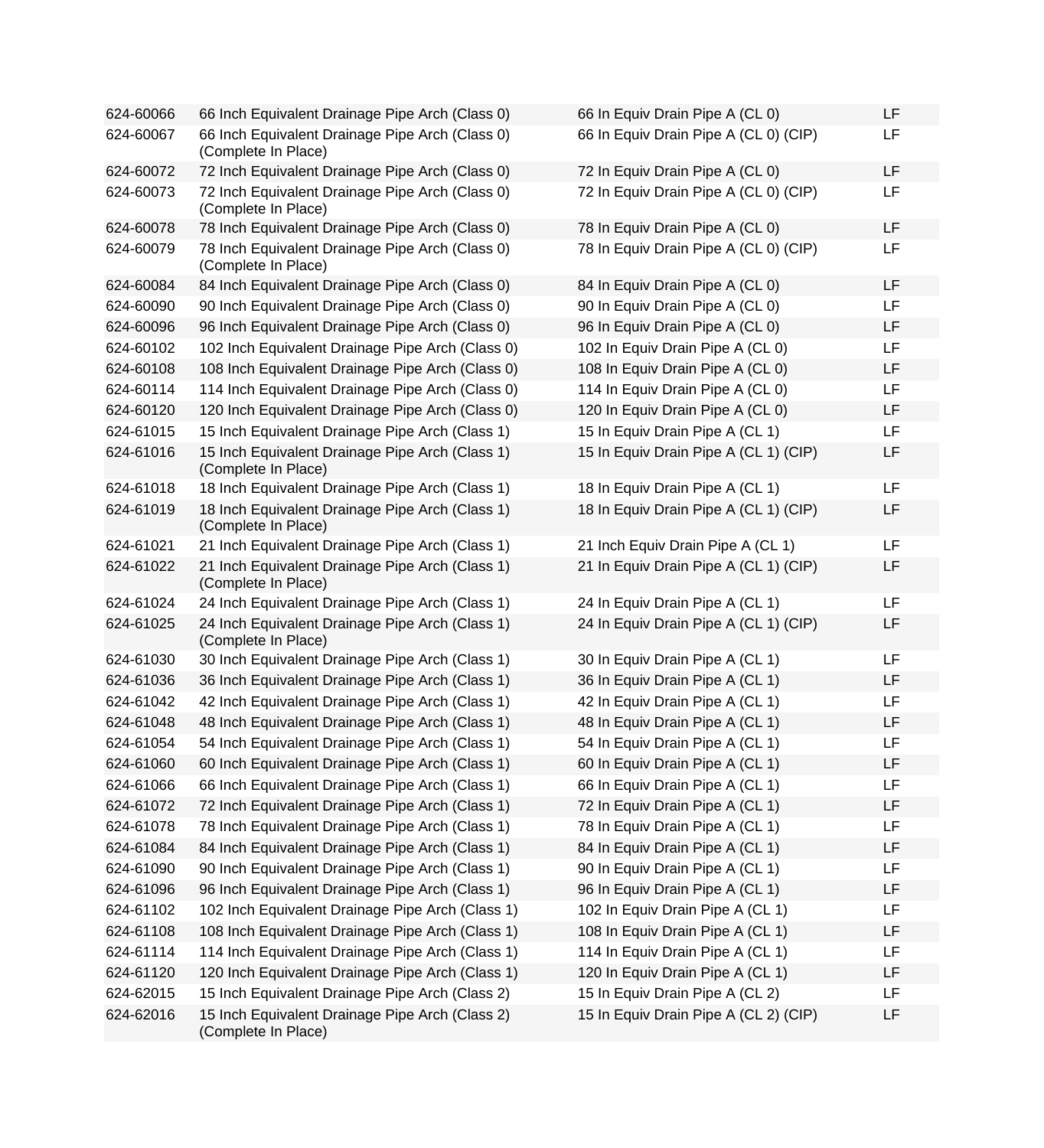| | | | |
|---|---|---|---|
| 624-60066 | 66 Inch Equivalent Drainage Pipe Arch (Class 0) | 66 In Equiv Drain Pipe A (CL 0) | LF |
| 624-60067 | 66 Inch Equivalent Drainage Pipe Arch (Class 0) (Complete In Place) | 66 In Equiv Drain Pipe A (CL 0) (CIP) | LF |
| 624-60072 | 72 Inch Equivalent Drainage Pipe Arch (Class 0) | 72 In Equiv Drain Pipe A (CL 0) | LF |
| 624-60073 | 72 Inch Equivalent Drainage Pipe Arch (Class 0) (Complete In Place) | 72 In Equiv Drain Pipe A (CL 0) (CIP) | LF |
| 624-60078 | 78 Inch Equivalent Drainage Pipe Arch (Class 0) | 78 In Equiv Drain Pipe A (CL 0) | LF |
| 624-60079 | 78 Inch Equivalent Drainage Pipe Arch (Class 0) (Complete In Place) | 78 In Equiv Drain Pipe A (CL 0) (CIP) | LF |
| 624-60084 | 84 Inch Equivalent Drainage Pipe Arch (Class 0) | 84 In Equiv Drain Pipe A (CL 0) | LF |
| 624-60090 | 90 Inch Equivalent Drainage Pipe Arch (Class 0) | 90 In Equiv Drain Pipe A (CL 0) | LF |
| 624-60096 | 96 Inch Equivalent Drainage Pipe Arch (Class 0) | 96 In Equiv Drain Pipe A (CL 0) | LF |
| 624-60102 | 102 Inch Equivalent Drainage Pipe Arch (Class 0) | 102 In Equiv Drain Pipe A (CL 0) | LF |
| 624-60108 | 108 Inch Equivalent Drainage Pipe Arch (Class 0) | 108 In Equiv Drain Pipe A (CL 0) | LF |
| 624-60114 | 114 Inch Equivalent Drainage Pipe Arch (Class 0) | 114 In Equiv Drain Pipe A (CL 0) | LF |
| 624-60120 | 120 Inch Equivalent Drainage Pipe Arch (Class 0) | 120 In Equiv Drain Pipe A (CL 0) | LF |
| 624-61015 | 15 Inch Equivalent Drainage Pipe Arch (Class 1) | 15 In Equiv Drain Pipe A (CL 1) | LF |
| 624-61016 | 15 Inch Equivalent Drainage Pipe Arch (Class 1) (Complete In Place) | 15 In Equiv Drain Pipe A (CL 1) (CIP) | LF |
| 624-61018 | 18 Inch Equivalent Drainage Pipe Arch (Class 1) | 18 In Equiv Drain Pipe A (CL 1) | LF |
| 624-61019 | 18 Inch Equivalent Drainage Pipe Arch (Class 1) (Complete In Place) | 18 In Equiv Drain Pipe A (CL 1) (CIP) | LF |
| 624-61021 | 21 Inch Equivalent Drainage Pipe Arch (Class 1) | 21 Inch Equiv Drain Pipe A (CL 1) | LF |
| 624-61022 | 21 Inch Equivalent Drainage Pipe Arch (Class 1) (Complete In Place) | 21 In Equiv Drain Pipe A (CL 1) (CIP) | LF |
| 624-61024 | 24 Inch Equivalent Drainage Pipe Arch (Class 1) | 24 In Equiv Drain Pipe A (CL 1) | LF |
| 624-61025 | 24 Inch Equivalent Drainage Pipe Arch (Class 1) (Complete In Place) | 24 In Equiv Drain Pipe A (CL 1) (CIP) | LF |
| 624-61030 | 30 Inch Equivalent Drainage Pipe Arch (Class 1) | 30 In Equiv Drain Pipe A (CL 1) | LF |
| 624-61036 | 36 Inch Equivalent Drainage Pipe Arch (Class 1) | 36 In Equiv Drain Pipe A (CL 1) | LF |
| 624-61042 | 42 Inch Equivalent Drainage Pipe Arch (Class 1) | 42 In Equiv Drain Pipe A (CL 1) | LF |
| 624-61048 | 48 Inch Equivalent Drainage Pipe Arch (Class 1) | 48 In Equiv Drain Pipe A (CL 1) | LF |
| 624-61054 | 54 Inch Equivalent Drainage Pipe Arch (Class 1) | 54 In Equiv Drain Pipe A (CL 1) | LF |
| 624-61060 | 60 Inch Equivalent Drainage Pipe Arch (Class 1) | 60 In Equiv Drain Pipe A (CL 1) | LF |
| 624-61066 | 66 Inch Equivalent Drainage Pipe Arch (Class 1) | 66 In Equiv Drain Pipe A (CL 1) | LF |
| 624-61072 | 72 Inch Equivalent Drainage Pipe Arch (Class 1) | 72 In Equiv Drain Pipe A (CL 1) | LF |
| 624-61078 | 78 Inch Equivalent Drainage Pipe Arch (Class 1) | 78 In Equiv Drain Pipe A (CL 1) | LF |
| 624-61084 | 84 Inch Equivalent Drainage Pipe Arch (Class 1) | 84 In Equiv Drain Pipe A (CL 1) | LF |
| 624-61090 | 90 Inch Equivalent Drainage Pipe Arch (Class 1) | 90 In Equiv Drain Pipe A (CL 1) | LF |
| 624-61096 | 96 Inch Equivalent Drainage Pipe Arch (Class 1) | 96 In Equiv Drain Pipe A (CL 1) | LF |
| 624-61102 | 102 Inch Equivalent Drainage Pipe Arch (Class 1) | 102 In Equiv Drain Pipe A (CL 1) | LF |
| 624-61108 | 108 Inch Equivalent Drainage Pipe Arch (Class 1) | 108 In Equiv Drain Pipe A (CL 1) | LF |
| 624-61114 | 114 Inch Equivalent Drainage Pipe Arch (Class 1) | 114 In Equiv Drain Pipe A (CL 1) | LF |
| 624-61120 | 120 Inch Equivalent Drainage Pipe Arch (Class 1) | 120 In Equiv Drain Pipe A (CL 1) | LF |
| 624-62015 | 15 Inch Equivalent Drainage Pipe Arch (Class 2) | 15 In Equiv Drain Pipe A (CL 2) | LF |
| 624-62016 | 15 Inch Equivalent Drainage Pipe Arch (Class 2) (Complete In Place) | 15 In Equiv Drain Pipe A (CL 2) (CIP) | LF |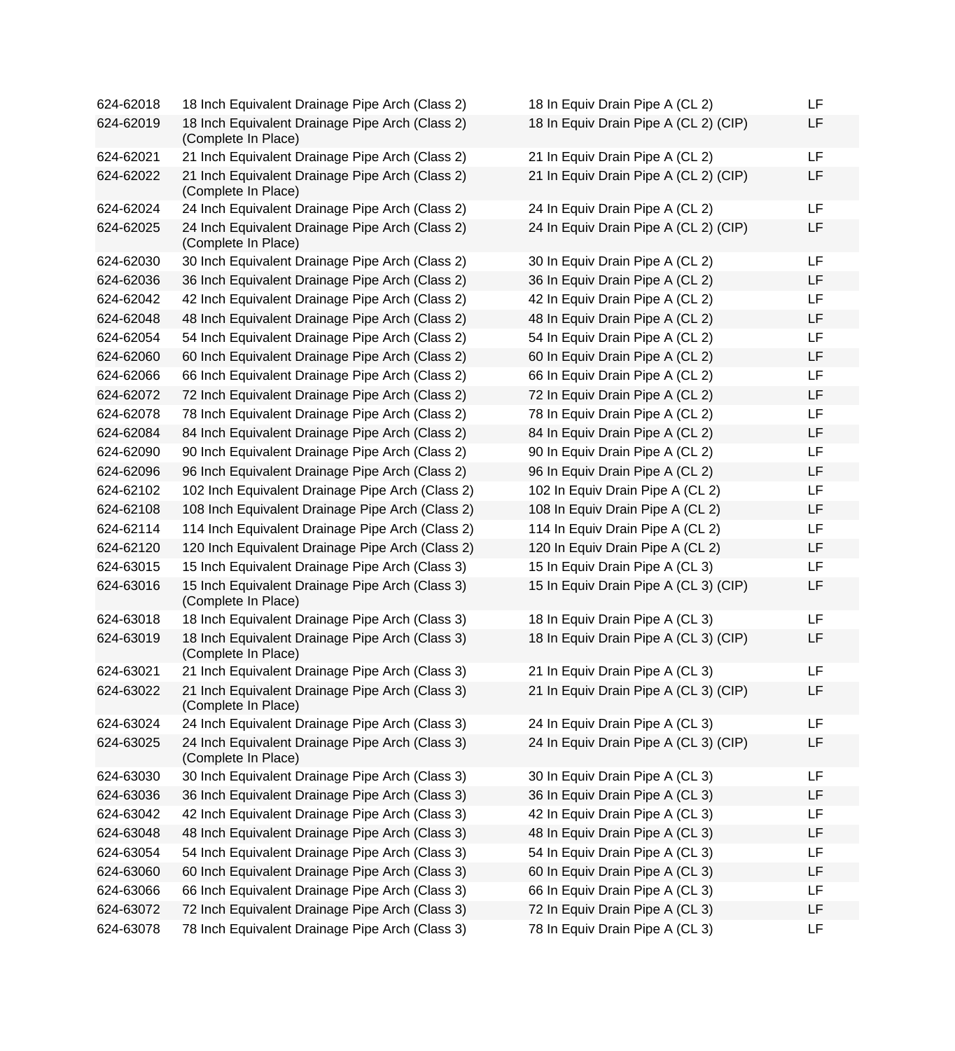| | | | |
|---|---|---|---|
| 624-62018 | 18 Inch Equivalent Drainage Pipe Arch (Class 2) | 18 In Equiv Drain Pipe A (CL 2) | LF |
| 624-62019 | 18 Inch Equivalent Drainage Pipe Arch (Class 2) (Complete In Place) | 18 In Equiv Drain Pipe A (CL 2) (CIP) | LF |
| 624-62021 | 21 Inch Equivalent Drainage Pipe Arch (Class 2) | 21 In Equiv Drain Pipe A (CL 2) | LF |
| 624-62022 | 21 Inch Equivalent Drainage Pipe Arch (Class 2) (Complete In Place) | 21 In Equiv Drain Pipe A (CL 2) (CIP) | LF |
| 624-62024 | 24 Inch Equivalent Drainage Pipe Arch (Class 2) | 24 In Equiv Drain Pipe A (CL 2) | LF |
| 624-62025 | 24 Inch Equivalent Drainage Pipe Arch (Class 2) (Complete In Place) | 24 In Equiv Drain Pipe A (CL 2) (CIP) | LF |
| 624-62030 | 30 Inch Equivalent Drainage Pipe Arch (Class 2) | 30 In Equiv Drain Pipe A (CL 2) | LF |
| 624-62036 | 36 Inch Equivalent Drainage Pipe Arch (Class 2) | 36 In Equiv Drain Pipe A (CL 2) | LF |
| 624-62042 | 42 Inch Equivalent Drainage Pipe Arch (Class 2) | 42 In Equiv Drain Pipe A (CL 2) | LF |
| 624-62048 | 48 Inch Equivalent Drainage Pipe Arch (Class 2) | 48 In Equiv Drain Pipe A (CL 2) | LF |
| 624-62054 | 54 Inch Equivalent Drainage Pipe Arch (Class 2) | 54 In Equiv Drain Pipe A (CL 2) | LF |
| 624-62060 | 60 Inch Equivalent Drainage Pipe Arch (Class 2) | 60 In Equiv Drain Pipe A (CL 2) | LF |
| 624-62066 | 66 Inch Equivalent Drainage Pipe Arch (Class 2) | 66 In Equiv Drain Pipe A (CL 2) | LF |
| 624-62072 | 72 Inch Equivalent Drainage Pipe Arch (Class 2) | 72 In Equiv Drain Pipe A (CL 2) | LF |
| 624-62078 | 78 Inch Equivalent Drainage Pipe Arch (Class 2) | 78 In Equiv Drain Pipe A (CL 2) | LF |
| 624-62084 | 84 Inch Equivalent Drainage Pipe Arch (Class 2) | 84 In Equiv Drain Pipe A (CL 2) | LF |
| 624-62090 | 90 Inch Equivalent Drainage Pipe Arch (Class 2) | 90 In Equiv Drain Pipe A (CL 2) | LF |
| 624-62096 | 96 Inch Equivalent Drainage Pipe Arch (Class 2) | 96 In Equiv Drain Pipe A (CL 2) | LF |
| 624-62102 | 102 Inch Equivalent Drainage Pipe Arch (Class 2) | 102 In Equiv Drain Pipe A (CL 2) | LF |
| 624-62108 | 108 Inch Equivalent Drainage Pipe Arch (Class 2) | 108 In Equiv Drain Pipe A (CL 2) | LF |
| 624-62114 | 114 Inch Equivalent Drainage Pipe Arch (Class 2) | 114 In Equiv Drain Pipe A (CL 2) | LF |
| 624-62120 | 120 Inch Equivalent Drainage Pipe Arch (Class 2) | 120 In Equiv Drain Pipe A (CL 2) | LF |
| 624-63015 | 15 Inch Equivalent Drainage Pipe Arch (Class 3) | 15 In Equiv Drain Pipe A (CL 3) | LF |
| 624-63016 | 15 Inch Equivalent Drainage Pipe Arch (Class 3) (Complete In Place) | 15 In Equiv Drain Pipe A (CL 3) (CIP) | LF |
| 624-63018 | 18 Inch Equivalent Drainage Pipe Arch (Class 3) | 18 In Equiv Drain Pipe A (CL 3) | LF |
| 624-63019 | 18 Inch Equivalent Drainage Pipe Arch (Class 3) (Complete In Place) | 18 In Equiv Drain Pipe A (CL 3) (CIP) | LF |
| 624-63021 | 21 Inch Equivalent Drainage Pipe Arch (Class 3) | 21 In Equiv Drain Pipe A (CL 3) | LF |
| 624-63022 | 21 Inch Equivalent Drainage Pipe Arch (Class 3) (Complete In Place) | 21 In Equiv Drain Pipe A (CL 3) (CIP) | LF |
| 624-63024 | 24 Inch Equivalent Drainage Pipe Arch (Class 3) | 24 In Equiv Drain Pipe A (CL 3) | LF |
| 624-63025 | 24 Inch Equivalent Drainage Pipe Arch (Class 3) (Complete In Place) | 24 In Equiv Drain Pipe A (CL 3) (CIP) | LF |
| 624-63030 | 30 Inch Equivalent Drainage Pipe Arch (Class 3) | 30 In Equiv Drain Pipe A (CL 3) | LF |
| 624-63036 | 36 Inch Equivalent Drainage Pipe Arch (Class 3) | 36 In Equiv Drain Pipe A (CL 3) | LF |
| 624-63042 | 42 Inch Equivalent Drainage Pipe Arch (Class 3) | 42 In Equiv Drain Pipe A (CL 3) | LF |
| 624-63048 | 48 Inch Equivalent Drainage Pipe Arch (Class 3) | 48 In Equiv Drain Pipe A (CL 3) | LF |
| 624-63054 | 54 Inch Equivalent Drainage Pipe Arch (Class 3) | 54 In Equiv Drain Pipe A (CL 3) | LF |
| 624-63060 | 60 Inch Equivalent Drainage Pipe Arch (Class 3) | 60 In Equiv Drain Pipe A (CL 3) | LF |
| 624-63066 | 66 Inch Equivalent Drainage Pipe Arch (Class 3) | 66 In Equiv Drain Pipe A (CL 3) | LF |
| 624-63072 | 72 Inch Equivalent Drainage Pipe Arch (Class 3) | 72 In Equiv Drain Pipe A (CL 3) | LF |
| 624-63078 | 78 Inch Equivalent Drainage Pipe Arch (Class 3) | 78 In Equiv Drain Pipe A (CL 3) | LF |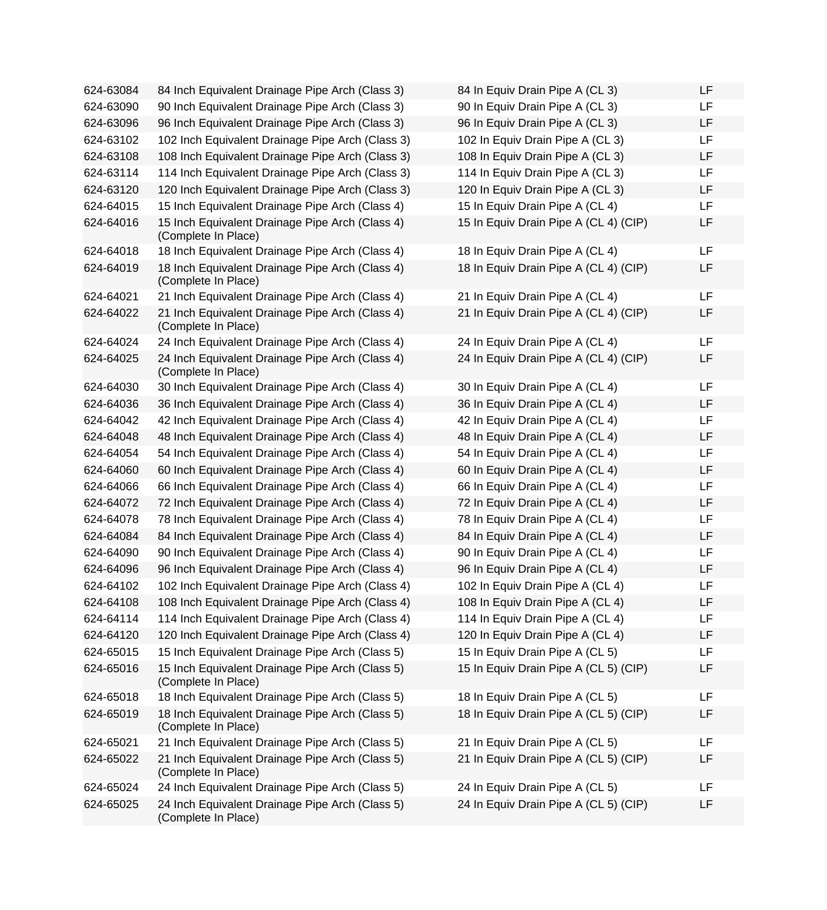| | | | |
|---|---|---|---|
| 624-63084 | 84 Inch Equivalent Drainage Pipe Arch (Class 3) | 84 In Equiv Drain Pipe A (CL 3) | LF |
| 624-63090 | 90 Inch Equivalent Drainage Pipe Arch (Class 3) | 90 In Equiv Drain Pipe A (CL 3) | LF |
| 624-63096 | 96 Inch Equivalent Drainage Pipe Arch (Class 3) | 96 In Equiv Drain Pipe A (CL 3) | LF |
| 624-63102 | 102 Inch Equivalent Drainage Pipe Arch (Class 3) | 102 In Equiv Drain Pipe A (CL 3) | LF |
| 624-63108 | 108 Inch Equivalent Drainage Pipe Arch (Class 3) | 108 In Equiv Drain Pipe A (CL 3) | LF |
| 624-63114 | 114 Inch Equivalent Drainage Pipe Arch (Class 3) | 114 In Equiv Drain Pipe A (CL 3) | LF |
| 624-63120 | 120 Inch Equivalent Drainage Pipe Arch (Class 3) | 120 In Equiv Drain Pipe A (CL 3) | LF |
| 624-64015 | 15 Inch Equivalent Drainage Pipe Arch (Class 4) | 15 In Equiv Drain Pipe A (CL 4) | LF |
| 624-64016 | 15 Inch Equivalent Drainage Pipe Arch (Class 4) (Complete In Place) | 15 In Equiv Drain Pipe A (CL 4) (CIP) | LF |
| 624-64018 | 18 Inch Equivalent Drainage Pipe Arch (Class 4) | 18 In Equiv Drain Pipe A (CL 4) | LF |
| 624-64019 | 18 Inch Equivalent Drainage Pipe Arch (Class 4) (Complete In Place) | 18 In Equiv Drain Pipe A (CL 4) (CIP) | LF |
| 624-64021 | 21 Inch Equivalent Drainage Pipe Arch (Class 4) | 21 In Equiv Drain Pipe A (CL 4) | LF |
| 624-64022 | 21 Inch Equivalent Drainage Pipe Arch (Class 4) (Complete In Place) | 21 In Equiv Drain Pipe A (CL 4) (CIP) | LF |
| 624-64024 | 24 Inch Equivalent Drainage Pipe Arch (Class 4) | 24 In Equiv Drain Pipe A (CL 4) | LF |
| 624-64025 | 24 Inch Equivalent Drainage Pipe Arch (Class 4) (Complete In Place) | 24 In Equiv Drain Pipe A (CL 4) (CIP) | LF |
| 624-64030 | 30 Inch Equivalent Drainage Pipe Arch (Class 4) | 30 In Equiv Drain Pipe A (CL 4) | LF |
| 624-64036 | 36 Inch Equivalent Drainage Pipe Arch (Class 4) | 36 In Equiv Drain Pipe A (CL 4) | LF |
| 624-64042 | 42 Inch Equivalent Drainage Pipe Arch (Class 4) | 42 In Equiv Drain Pipe A (CL 4) | LF |
| 624-64048 | 48 Inch Equivalent Drainage Pipe Arch (Class 4) | 48 In Equiv Drain Pipe A (CL 4) | LF |
| 624-64054 | 54 Inch Equivalent Drainage Pipe Arch (Class 4) | 54 In Equiv Drain Pipe A (CL 4) | LF |
| 624-64060 | 60 Inch Equivalent Drainage Pipe Arch (Class 4) | 60 In Equiv Drain Pipe A (CL 4) | LF |
| 624-64066 | 66 Inch Equivalent Drainage Pipe Arch (Class 4) | 66 In Equiv Drain Pipe A (CL 4) | LF |
| 624-64072 | 72 Inch Equivalent Drainage Pipe Arch (Class 4) | 72 In Equiv Drain Pipe A (CL 4) | LF |
| 624-64078 | 78 Inch Equivalent Drainage Pipe Arch (Class 4) | 78 In Equiv Drain Pipe A (CL 4) | LF |
| 624-64084 | 84 Inch Equivalent Drainage Pipe Arch (Class 4) | 84 In Equiv Drain Pipe A (CL 4) | LF |
| 624-64090 | 90 Inch Equivalent Drainage Pipe Arch (Class 4) | 90 In Equiv Drain Pipe A (CL 4) | LF |
| 624-64096 | 96 Inch Equivalent Drainage Pipe Arch (Class 4) | 96 In Equiv Drain Pipe A (CL 4) | LF |
| 624-64102 | 102 Inch Equivalent Drainage Pipe Arch (Class 4) | 102 In Equiv Drain Pipe A (CL 4) | LF |
| 624-64108 | 108 Inch Equivalent Drainage Pipe Arch (Class 4) | 108 In Equiv Drain Pipe A (CL 4) | LF |
| 624-64114 | 114 Inch Equivalent Drainage Pipe Arch (Class 4) | 114 In Equiv Drain Pipe A (CL 4) | LF |
| 624-64120 | 120 Inch Equivalent Drainage Pipe Arch (Class 4) | 120 In Equiv Drain Pipe A (CL 4) | LF |
| 624-65015 | 15 Inch Equivalent Drainage Pipe Arch (Class 5) | 15 In Equiv Drain Pipe A (CL 5) | LF |
| 624-65016 | 15 Inch Equivalent Drainage Pipe Arch (Class 5) (Complete In Place) | 15 In Equiv Drain Pipe A (CL 5) (CIP) | LF |
| 624-65018 | 18 Inch Equivalent Drainage Pipe Arch (Class 5) | 18 In Equiv Drain Pipe A (CL 5) | LF |
| 624-65019 | 18 Inch Equivalent Drainage Pipe Arch (Class 5) (Complete In Place) | 18 In Equiv Drain Pipe A (CL 5) (CIP) | LF |
| 624-65021 | 21 Inch Equivalent Drainage Pipe Arch (Class 5) | 21 In Equiv Drain Pipe A (CL 5) | LF |
| 624-65022 | 21 Inch Equivalent Drainage Pipe Arch (Class 5) (Complete In Place) | 21 In Equiv Drain Pipe A (CL 5) (CIP) | LF |
| 624-65024 | 24 Inch Equivalent Drainage Pipe Arch (Class 5) | 24 In Equiv Drain Pipe A (CL 5) | LF |
| 624-65025 | 24 Inch Equivalent Drainage Pipe Arch (Class 5) (Complete In Place) | 24 In Equiv Drain Pipe A (CL 5) (CIP) | LF |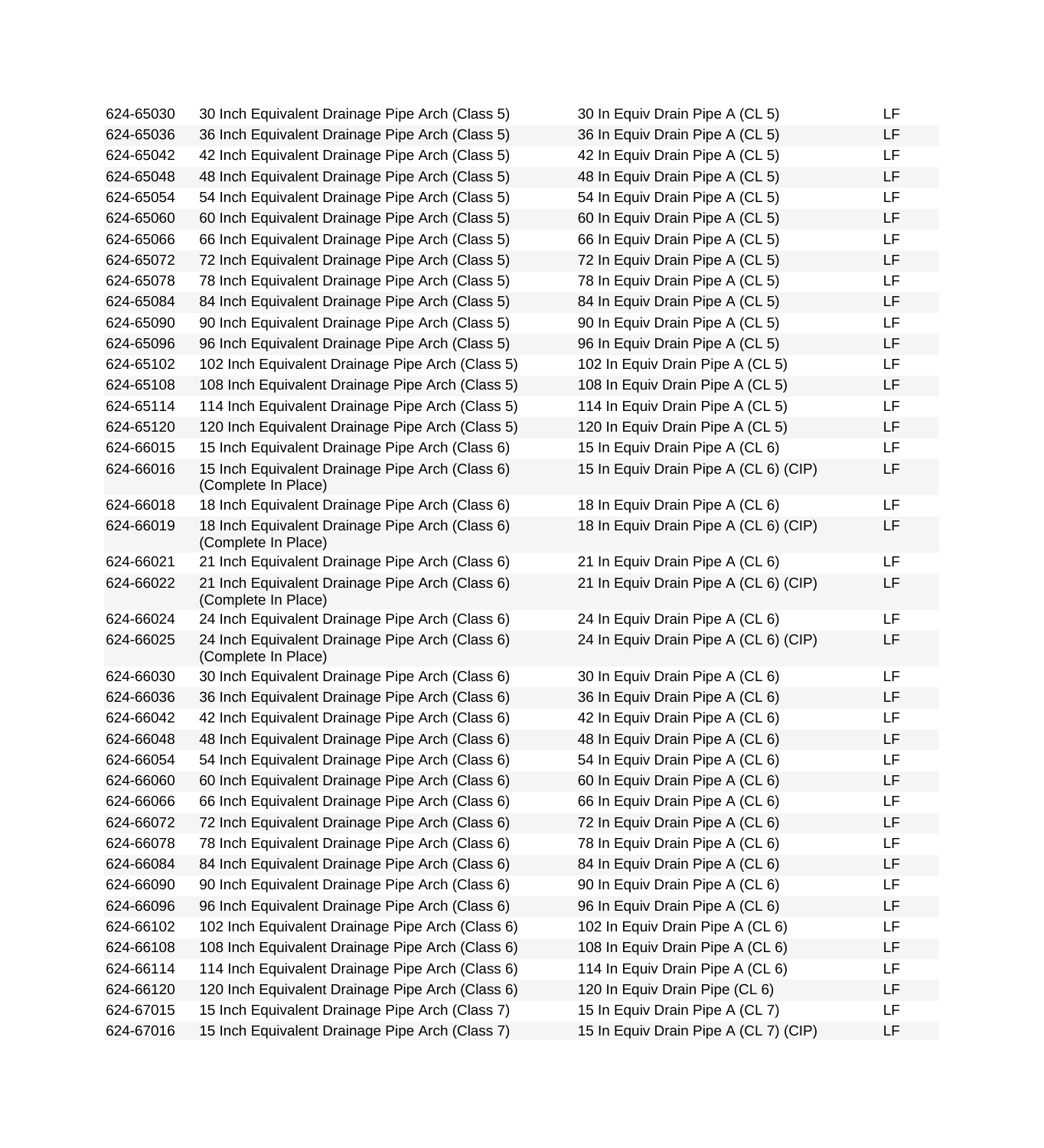| | | | |
|---|---|---|---|
| 624-65030 | 30 Inch Equivalent Drainage Pipe Arch (Class 5) | 30 In Equiv Drain Pipe A (CL 5) | LF |
| 624-65036 | 36 Inch Equivalent Drainage Pipe Arch (Class 5) | 36 In Equiv Drain Pipe A (CL 5) | LF |
| 624-65042 | 42 Inch Equivalent Drainage Pipe Arch (Class 5) | 42 In Equiv Drain Pipe A (CL 5) | LF |
| 624-65048 | 48 Inch Equivalent Drainage Pipe Arch (Class 5) | 48 In Equiv Drain Pipe A (CL 5) | LF |
| 624-65054 | 54 Inch Equivalent Drainage Pipe Arch (Class 5) | 54 In Equiv Drain Pipe A (CL 5) | LF |
| 624-65060 | 60 Inch Equivalent Drainage Pipe Arch (Class 5) | 60 In Equiv Drain Pipe A (CL 5) | LF |
| 624-65066 | 66 Inch Equivalent Drainage Pipe Arch (Class 5) | 66 In Equiv Drain Pipe A (CL 5) | LF |
| 624-65072 | 72 Inch Equivalent Drainage Pipe Arch (Class 5) | 72 In Equiv Drain Pipe A (CL 5) | LF |
| 624-65078 | 78 Inch Equivalent Drainage Pipe Arch (Class 5) | 78 In Equiv Drain Pipe A (CL 5) | LF |
| 624-65084 | 84 Inch Equivalent Drainage Pipe Arch (Class 5) | 84 In Equiv Drain Pipe A (CL 5) | LF |
| 624-65090 | 90 Inch Equivalent Drainage Pipe Arch (Class 5) | 90 In Equiv Drain Pipe A (CL 5) | LF |
| 624-65096 | 96 Inch Equivalent Drainage Pipe Arch (Class 5) | 96 In Equiv Drain Pipe A (CL 5) | LF |
| 624-65102 | 102 Inch Equivalent Drainage Pipe Arch (Class 5) | 102 In Equiv Drain Pipe A (CL 5) | LF |
| 624-65108 | 108 Inch Equivalent Drainage Pipe Arch (Class 5) | 108 In Equiv Drain Pipe A (CL 5) | LF |
| 624-65114 | 114 Inch Equivalent Drainage Pipe Arch (Class 5) | 114 In Equiv Drain Pipe A (CL 5) | LF |
| 624-65120 | 120 Inch Equivalent Drainage Pipe Arch (Class 5) | 120 In Equiv Drain Pipe A (CL 5) | LF |
| 624-66015 | 15 Inch Equivalent Drainage Pipe Arch (Class 6) | 15 In Equiv Drain Pipe A (CL 6) | LF |
| 624-66016 | 15 Inch Equivalent Drainage Pipe Arch (Class 6) (Complete In Place) | 15 In Equiv Drain Pipe A (CL 6) (CIP) | LF |
| 624-66018 | 18 Inch Equivalent Drainage Pipe Arch (Class 6) | 18 In Equiv Drain Pipe A (CL 6) | LF |
| 624-66019 | 18 Inch Equivalent Drainage Pipe Arch (Class 6) (Complete In Place) | 18 In Equiv Drain Pipe A (CL 6) (CIP) | LF |
| 624-66021 | 21 Inch Equivalent Drainage Pipe Arch (Class 6) | 21 In Equiv Drain Pipe A (CL 6) | LF |
| 624-66022 | 21 Inch Equivalent Drainage Pipe Arch (Class 6) (Complete In Place) | 21 In Equiv Drain Pipe A (CL 6) (CIP) | LF |
| 624-66024 | 24 Inch Equivalent Drainage Pipe Arch (Class 6) | 24 In Equiv Drain Pipe A (CL 6) | LF |
| 624-66025 | 24 Inch Equivalent Drainage Pipe Arch (Class 6) (Complete In Place) | 24 In Equiv Drain Pipe A (CL 6) (CIP) | LF |
| 624-66030 | 30 Inch Equivalent Drainage Pipe Arch (Class 6) | 30 In Equiv Drain Pipe A (CL 6) | LF |
| 624-66036 | 36 Inch Equivalent Drainage Pipe Arch (Class 6) | 36 In Equiv Drain Pipe A (CL 6) | LF |
| 624-66042 | 42 Inch Equivalent Drainage Pipe Arch (Class 6) | 42 In Equiv Drain Pipe A (CL 6) | LF |
| 624-66048 | 48 Inch Equivalent Drainage Pipe Arch (Class 6) | 48 In Equiv Drain Pipe A (CL 6) | LF |
| 624-66054 | 54 Inch Equivalent Drainage Pipe Arch (Class 6) | 54 In Equiv Drain Pipe A (CL 6) | LF |
| 624-66060 | 60 Inch Equivalent Drainage Pipe Arch (Class 6) | 60 In Equiv Drain Pipe A (CL 6) | LF |
| 624-66066 | 66 Inch Equivalent Drainage Pipe Arch (Class 6) | 66 In Equiv Drain Pipe A (CL 6) | LF |
| 624-66072 | 72 Inch Equivalent Drainage Pipe Arch (Class 6) | 72 In Equiv Drain Pipe A (CL 6) | LF |
| 624-66078 | 78 Inch Equivalent Drainage Pipe Arch (Class 6) | 78 In Equiv Drain Pipe A (CL 6) | LF |
| 624-66084 | 84 Inch Equivalent Drainage Pipe Arch (Class 6) | 84 In Equiv Drain Pipe A (CL 6) | LF |
| 624-66090 | 90 Inch Equivalent Drainage Pipe Arch (Class 6) | 90 In Equiv Drain Pipe A (CL 6) | LF |
| 624-66096 | 96 Inch Equivalent Drainage Pipe Arch (Class 6) | 96 In Equiv Drain Pipe A (CL 6) | LF |
| 624-66102 | 102 Inch Equivalent Drainage Pipe Arch (Class 6) | 102 In Equiv Drain Pipe A (CL 6) | LF |
| 624-66108 | 108 Inch Equivalent Drainage Pipe Arch (Class 6) | 108 In Equiv Drain Pipe A (CL 6) | LF |
| 624-66114 | 114 Inch Equivalent Drainage Pipe Arch (Class 6) | 114 In Equiv Drain Pipe A (CL 6) | LF |
| 624-66120 | 120 Inch Equivalent Drainage Pipe Arch (Class 6) | 120 In Equiv Drain Pipe (CL 6) | LF |
| 624-67015 | 15 Inch Equivalent Drainage Pipe Arch (Class 7) | 15 In Equiv Drain Pipe A (CL 7) | LF |
| 624-67016 | 15 Inch Equivalent Drainage Pipe Arch (Class 7) | 15 In Equiv Drain Pipe A (CL 7) (CIP) | LF |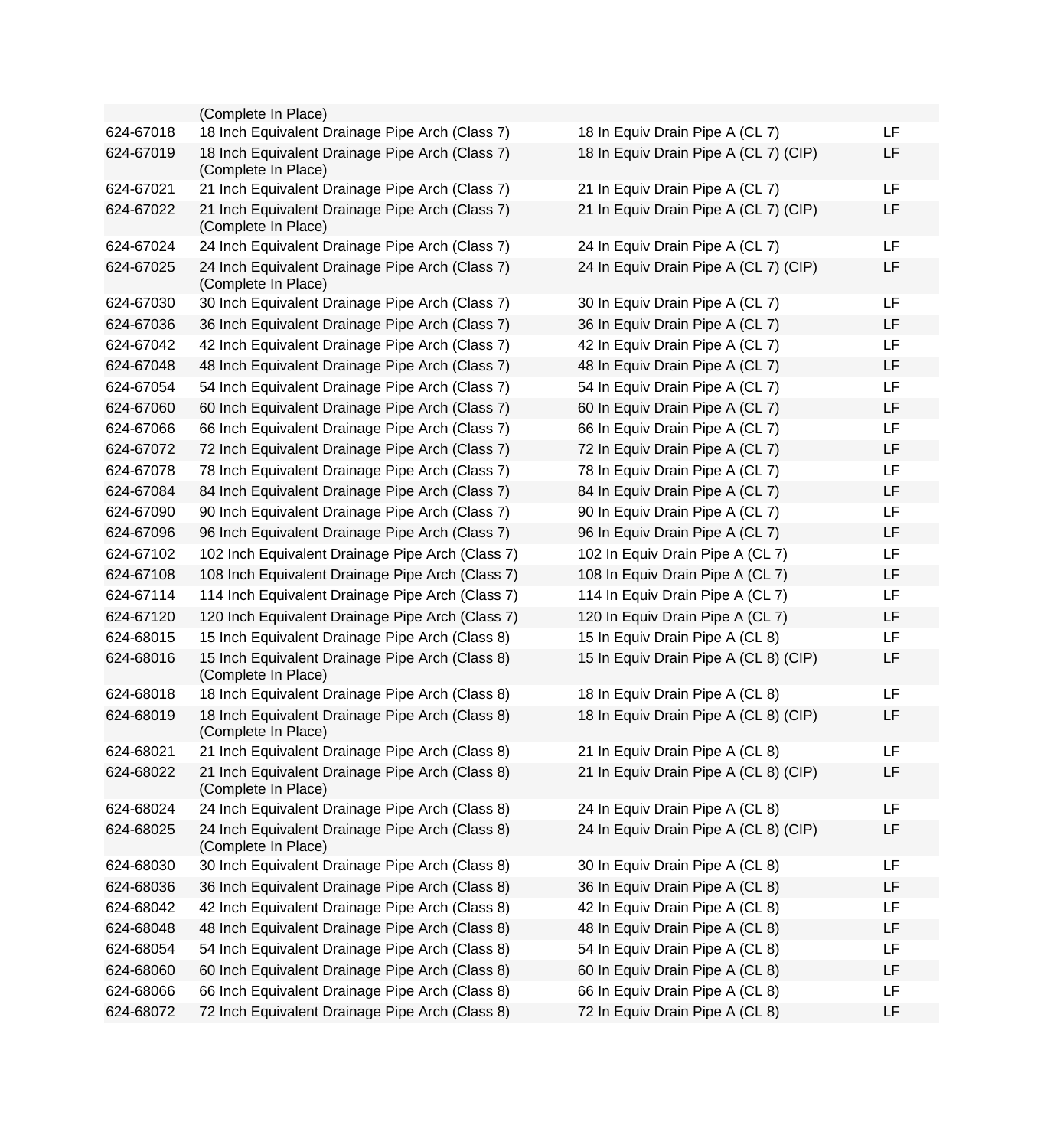| | | | |
|---|---|---|---|
| | (Complete In Place) | | |
| 624-67018 | 18 Inch Equivalent Drainage Pipe Arch (Class 7) | 18 In Equiv Drain Pipe A (CL 7) | LF |
| 624-67019 | 18 Inch Equivalent Drainage Pipe Arch (Class 7) (Complete In Place) | 18 In Equiv Drain Pipe A (CL 7) (CIP) | LF |
| 624-67021 | 21 Inch Equivalent Drainage Pipe Arch (Class 7) | 21 In Equiv Drain Pipe A (CL 7) | LF |
| 624-67022 | 21 Inch Equivalent Drainage Pipe Arch (Class 7) (Complete In Place) | 21 In Equiv Drain Pipe A (CL 7) (CIP) | LF |
| 624-67024 | 24 Inch Equivalent Drainage Pipe Arch (Class 7) | 24 In Equiv Drain Pipe A (CL 7) | LF |
| 624-67025 | 24 Inch Equivalent Drainage Pipe Arch (Class 7) (Complete In Place) | 24 In Equiv Drain Pipe A (CL 7) (CIP) | LF |
| 624-67030 | 30 Inch Equivalent Drainage Pipe Arch (Class 7) | 30 In Equiv Drain Pipe A (CL 7) | LF |
| 624-67036 | 36 Inch Equivalent Drainage Pipe Arch (Class 7) | 36 In Equiv Drain Pipe A (CL 7) | LF |
| 624-67042 | 42 Inch Equivalent Drainage Pipe Arch (Class 7) | 42 In Equiv Drain Pipe A (CL 7) | LF |
| 624-67048 | 48 Inch Equivalent Drainage Pipe Arch (Class 7) | 48 In Equiv Drain Pipe A (CL 7) | LF |
| 624-67054 | 54 Inch Equivalent Drainage Pipe Arch (Class 7) | 54 In Equiv Drain Pipe A (CL 7) | LF |
| 624-67060 | 60 Inch Equivalent Drainage Pipe Arch (Class 7) | 60 In Equiv Drain Pipe A (CL 7) | LF |
| 624-67066 | 66 Inch Equivalent Drainage Pipe Arch (Class 7) | 66 In Equiv Drain Pipe A (CL 7) | LF |
| 624-67072 | 72 Inch Equivalent Drainage Pipe Arch (Class 7) | 72 In Equiv Drain Pipe A (CL 7) | LF |
| 624-67078 | 78 Inch Equivalent Drainage Pipe Arch (Class 7) | 78 In Equiv Drain Pipe A (CL 7) | LF |
| 624-67084 | 84 Inch Equivalent Drainage Pipe Arch (Class 7) | 84 In Equiv Drain Pipe A (CL 7) | LF |
| 624-67090 | 90 Inch Equivalent Drainage Pipe Arch (Class 7) | 90 In Equiv Drain Pipe A (CL 7) | LF |
| 624-67096 | 96 Inch Equivalent Drainage Pipe Arch (Class 7) | 96 In Equiv Drain Pipe A (CL 7) | LF |
| 624-67102 | 102 Inch Equivalent Drainage Pipe Arch (Class 7) | 102 In Equiv Drain Pipe A (CL 7) | LF |
| 624-67108 | 108 Inch Equivalent Drainage Pipe Arch (Class 7) | 108 In Equiv Drain Pipe A (CL 7) | LF |
| 624-67114 | 114 Inch Equivalent Drainage Pipe Arch (Class 7) | 114 In Equiv Drain Pipe A (CL 7) | LF |
| 624-67120 | 120 Inch Equivalent Drainage Pipe Arch (Class 7) | 120 In Equiv Drain Pipe A (CL 7) | LF |
| 624-68015 | 15 Inch Equivalent Drainage Pipe Arch (Class 8) | 15 In Equiv Drain Pipe A (CL 8) | LF |
| 624-68016 | 15 Inch Equivalent Drainage Pipe Arch (Class 8) (Complete In Place) | 15 In Equiv Drain Pipe A (CL 8) (CIP) | LF |
| 624-68018 | 18 Inch Equivalent Drainage Pipe Arch (Class 8) | 18 In Equiv Drain Pipe A (CL 8) | LF |
| 624-68019 | 18 Inch Equivalent Drainage Pipe Arch (Class 8) (Complete In Place) | 18 In Equiv Drain Pipe A (CL 8) (CIP) | LF |
| 624-68021 | 21 Inch Equivalent Drainage Pipe Arch (Class 8) | 21 In Equiv Drain Pipe A (CL 8) | LF |
| 624-68022 | 21 Inch Equivalent Drainage Pipe Arch (Class 8) (Complete In Place) | 21 In Equiv Drain Pipe A (CL 8) (CIP) | LF |
| 624-68024 | 24 Inch Equivalent Drainage Pipe Arch (Class 8) | 24 In Equiv Drain Pipe A (CL 8) | LF |
| 624-68025 | 24 Inch Equivalent Drainage Pipe Arch (Class 8) (Complete In Place) | 24 In Equiv Drain Pipe A (CL 8) (CIP) | LF |
| 624-68030 | 30 Inch Equivalent Drainage Pipe Arch (Class 8) | 30 In Equiv Drain Pipe A (CL 8) | LF |
| 624-68036 | 36 Inch Equivalent Drainage Pipe Arch (Class 8) | 36 In Equiv Drain Pipe A (CL 8) | LF |
| 624-68042 | 42 Inch Equivalent Drainage Pipe Arch (Class 8) | 42 In Equiv Drain Pipe A (CL 8) | LF |
| 624-68048 | 48 Inch Equivalent Drainage Pipe Arch (Class 8) | 48 In Equiv Drain Pipe A (CL 8) | LF |
| 624-68054 | 54 Inch Equivalent Drainage Pipe Arch (Class 8) | 54 In Equiv Drain Pipe A (CL 8) | LF |
| 624-68060 | 60 Inch Equivalent Drainage Pipe Arch (Class 8) | 60 In Equiv Drain Pipe A (CL 8) | LF |
| 624-68066 | 66 Inch Equivalent Drainage Pipe Arch (Class 8) | 66 In Equiv Drain Pipe A (CL 8) | LF |
| 624-68072 | 72 Inch Equivalent Drainage Pipe Arch (Class 8) | 72 In Equiv Drain Pipe A (CL 8) | LF |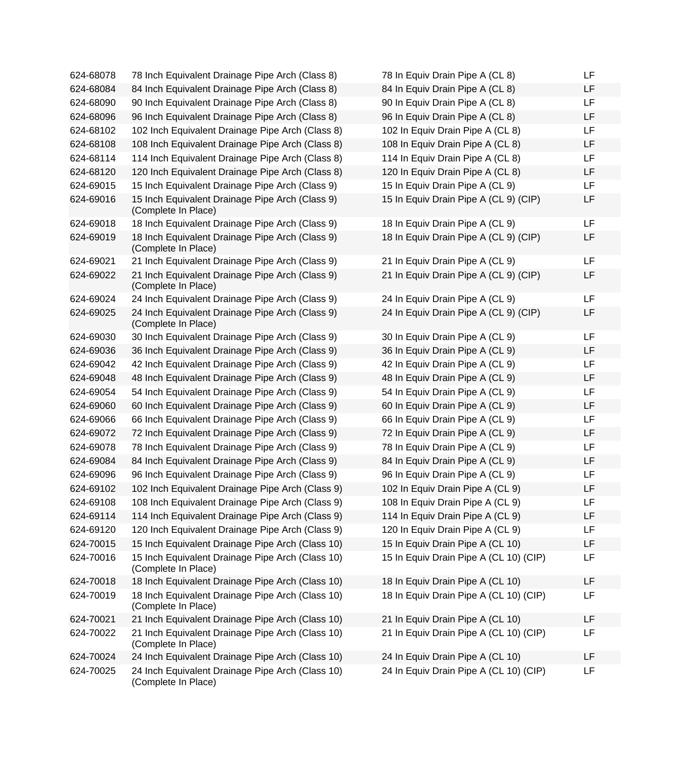| | | | |
|---|---|---|---|
| 624-68078 | 78 Inch Equivalent Drainage Pipe Arch (Class 8) | 78 In Equiv Drain Pipe A (CL 8) | LF |
| 624-68084 | 84 Inch Equivalent Drainage Pipe Arch (Class 8) | 84 In Equiv Drain Pipe A (CL 8) | LF |
| 624-68090 | 90 Inch Equivalent Drainage Pipe Arch (Class 8) | 90 In Equiv Drain Pipe A (CL 8) | LF |
| 624-68096 | 96 Inch Equivalent Drainage Pipe Arch (Class 8) | 96 In Equiv Drain Pipe A (CL 8) | LF |
| 624-68102 | 102 Inch Equivalent Drainage Pipe Arch (Class 8) | 102 In Equiv Drain Pipe A (CL 8) | LF |
| 624-68108 | 108 Inch Equivalent Drainage Pipe Arch (Class 8) | 108 In Equiv Drain Pipe A (CL 8) | LF |
| 624-68114 | 114 Inch Equivalent Drainage Pipe Arch (Class 8) | 114 In Equiv Drain Pipe A (CL 8) | LF |
| 624-68120 | 120 Inch Equivalent Drainage Pipe Arch (Class 8) | 120 In Equiv Drain Pipe A (CL 8) | LF |
| 624-69015 | 15 Inch Equivalent Drainage Pipe Arch (Class 9) | 15 In Equiv Drain Pipe A (CL 9) | LF |
| 624-69016 | 15 Inch Equivalent Drainage Pipe Arch (Class 9) (Complete In Place) | 15 In Equiv Drain Pipe A (CL 9) (CIP) | LF |
| 624-69018 | 18 Inch Equivalent Drainage Pipe Arch (Class 9) | 18 In Equiv Drain Pipe A (CL 9) | LF |
| 624-69019 | 18 Inch Equivalent Drainage Pipe Arch (Class 9) (Complete In Place) | 18 In Equiv Drain Pipe A (CL 9) (CIP) | LF |
| 624-69021 | 21 Inch Equivalent Drainage Pipe Arch (Class 9) | 21 In Equiv Drain Pipe A (CL 9) | LF |
| 624-69022 | 21 Inch Equivalent Drainage Pipe Arch (Class 9) (Complete In Place) | 21 In Equiv Drain Pipe A (CL 9) (CIP) | LF |
| 624-69024 | 24 Inch Equivalent Drainage Pipe Arch (Class 9) | 24 In Equiv Drain Pipe A (CL 9) | LF |
| 624-69025 | 24 Inch Equivalent Drainage Pipe Arch (Class 9) (Complete In Place) | 24 In Equiv Drain Pipe A (CL 9) (CIP) | LF |
| 624-69030 | 30 Inch Equivalent Drainage Pipe Arch (Class 9) | 30 In Equiv Drain Pipe A (CL 9) | LF |
| 624-69036 | 36 Inch Equivalent Drainage Pipe Arch (Class 9) | 36 In Equiv Drain Pipe A (CL 9) | LF |
| 624-69042 | 42 Inch Equivalent Drainage Pipe Arch (Class 9) | 42 In Equiv Drain Pipe A (CL 9) | LF |
| 624-69048 | 48 Inch Equivalent Drainage Pipe Arch (Class 9) | 48 In Equiv Drain Pipe A (CL 9) | LF |
| 624-69054 | 54 Inch Equivalent Drainage Pipe Arch (Class 9) | 54 In Equiv Drain Pipe A (CL 9) | LF |
| 624-69060 | 60 Inch Equivalent Drainage Pipe Arch (Class 9) | 60 In Equiv Drain Pipe A (CL 9) | LF |
| 624-69066 | 66 Inch Equivalent Drainage Pipe Arch (Class 9) | 66 In Equiv Drain Pipe A (CL 9) | LF |
| 624-69072 | 72 Inch Equivalent Drainage Pipe Arch (Class 9) | 72 In Equiv Drain Pipe A (CL 9) | LF |
| 624-69078 | 78 Inch Equivalent Drainage Pipe Arch (Class 9) | 78 In Equiv Drain Pipe A (CL 9) | LF |
| 624-69084 | 84 Inch Equivalent Drainage Pipe Arch (Class 9) | 84 In Equiv Drain Pipe A (CL 9) | LF |
| 624-69096 | 96 Inch Equivalent Drainage Pipe Arch (Class 9) | 96 In Equiv Drain Pipe A (CL 9) | LF |
| 624-69102 | 102 Inch Equivalent Drainage Pipe Arch (Class 9) | 102 In Equiv Drain Pipe A (CL 9) | LF |
| 624-69108 | 108 Inch Equivalent Drainage Pipe Arch (Class 9) | 108 In Equiv Drain Pipe A (CL 9) | LF |
| 624-69114 | 114 Inch Equivalent Drainage Pipe Arch (Class 9) | 114 In Equiv Drain Pipe A (CL 9) | LF |
| 624-69120 | 120 Inch Equivalent Drainage Pipe Arch (Class 9) | 120 In Equiv Drain Pipe A (CL 9) | LF |
| 624-70015 | 15 Inch Equivalent Drainage Pipe Arch (Class 10) | 15 In Equiv Drain Pipe A (CL 10) | LF |
| 624-70016 | 15 Inch Equivalent Drainage Pipe Arch (Class 10) (Complete In Place) | 15 In Equiv Drain Pipe A (CL 10) (CIP) | LF |
| 624-70018 | 18 Inch Equivalent Drainage Pipe Arch (Class 10) | 18 In Equiv Drain Pipe A (CL 10) | LF |
| 624-70019 | 18 Inch Equivalent Drainage Pipe Arch (Class 10) (Complete In Place) | 18 In Equiv Drain Pipe A (CL 10) (CIP) | LF |
| 624-70021 | 21 Inch Equivalent Drainage Pipe Arch (Class 10) | 21 In Equiv Drain Pipe A (CL 10) | LF |
| 624-70022 | 21 Inch Equivalent Drainage Pipe Arch (Class 10) (Complete In Place) | 21 In Equiv Drain Pipe A (CL 10) (CIP) | LF |
| 624-70024 | 24 Inch Equivalent Drainage Pipe Arch (Class 10) | 24 In Equiv Drain Pipe A (CL 10) | LF |
| 624-70025 | 24 Inch Equivalent Drainage Pipe Arch (Class 10) (Complete In Place) | 24 In Equiv Drain Pipe A (CL 10) (CIP) | LF |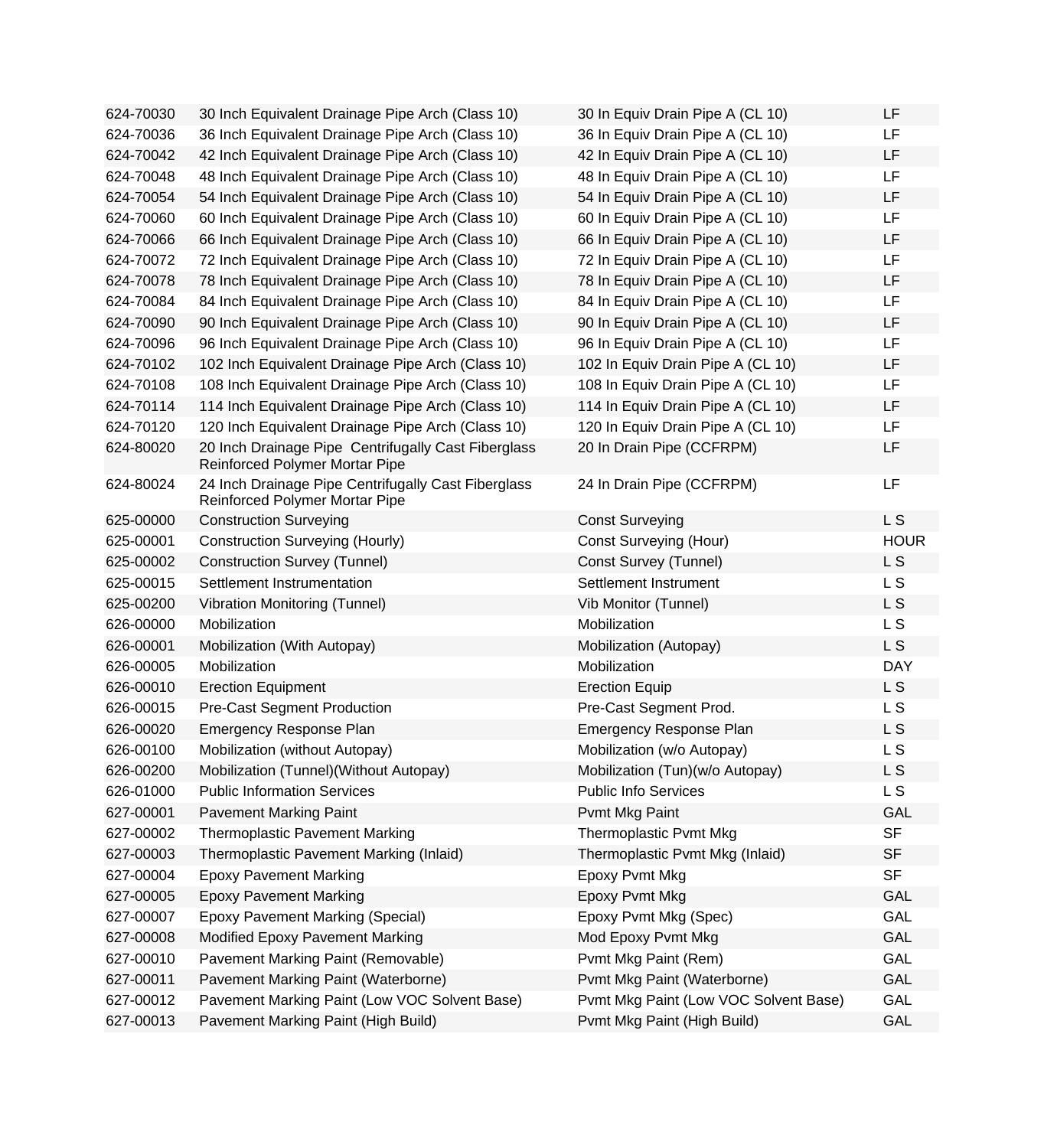| | | | |
|---|---|---|---|
| 624-70030 | 30 Inch Equivalent Drainage Pipe Arch (Class 10) | 30 In Equiv Drain Pipe A (CL 10) | LF |
| 624-70036 | 36 Inch Equivalent Drainage Pipe Arch (Class 10) | 36 In Equiv Drain Pipe A (CL 10) | LF |
| 624-70042 | 42 Inch Equivalent Drainage Pipe Arch (Class 10) | 42 In Equiv Drain Pipe A (CL 10) | LF |
| 624-70048 | 48 Inch Equivalent Drainage Pipe Arch (Class 10) | 48 In Equiv Drain Pipe A (CL 10) | LF |
| 624-70054 | 54 Inch Equivalent Drainage Pipe Arch (Class 10) | 54 In Equiv Drain Pipe A (CL 10) | LF |
| 624-70060 | 60 Inch Equivalent Drainage Pipe Arch (Class 10) | 60 In Equiv Drain Pipe A (CL 10) | LF |
| 624-70066 | 66 Inch Equivalent Drainage Pipe Arch (Class 10) | 66 In Equiv Drain Pipe A (CL 10) | LF |
| 624-70072 | 72 Inch Equivalent Drainage Pipe Arch (Class 10) | 72 In Equiv Drain Pipe A (CL 10) | LF |
| 624-70078 | 78 Inch Equivalent Drainage Pipe Arch (Class 10) | 78 In Equiv Drain Pipe A (CL 10) | LF |
| 624-70084 | 84 Inch Equivalent Drainage Pipe Arch (Class 10) | 84 In Equiv Drain Pipe A (CL 10) | LF |
| 624-70090 | 90 Inch Equivalent Drainage Pipe Arch (Class 10) | 90 In Equiv Drain Pipe A (CL 10) | LF |
| 624-70096 | 96 Inch Equivalent Drainage Pipe Arch (Class 10) | 96 In Equiv Drain Pipe A (CL 10) | LF |
| 624-70102 | 102 Inch Equivalent Drainage Pipe Arch (Class 10) | 102 In Equiv Drain Pipe A (CL 10) | LF |
| 624-70108 | 108 Inch Equivalent Drainage Pipe Arch (Class 10) | 108 In Equiv Drain Pipe A (CL 10) | LF |
| 624-70114 | 114 Inch Equivalent Drainage Pipe Arch (Class 10) | 114 In Equiv Drain Pipe A (CL 10) | LF |
| 624-70120 | 120 Inch Equivalent Drainage Pipe Arch (Class 10) | 120 In Equiv Drain Pipe A (CL 10) | LF |
| 624-80020 | 20 Inch Drainage Pipe Centrifugally Cast Fiberglass Reinforced Polymer Mortar Pipe | 20 In Drain Pipe (CCFRPM) | LF |
| 624-80024 | 24 Inch Drainage Pipe Centrifugally Cast Fiberglass Reinforced Polymer Mortar Pipe | 24 In Drain Pipe (CCFRPM) | LF |
| 625-00000 | Construction Surveying | Const Surveying | L S |
| 625-00001 | Construction Surveying (Hourly) | Const Surveying (Hour) | HOUR |
| 625-00002 | Construction Survey (Tunnel) | Const Survey (Tunnel) | L S |
| 625-00015 | Settlement Instrumentation | Settlement Instrument | L S |
| 625-00200 | Vibration Monitoring (Tunnel) | Vib Monitor (Tunnel) | L S |
| 626-00000 | Mobilization | Mobilization | L S |
| 626-00001 | Mobilization (With Autopay) | Mobilization (Autopay) | L S |
| 626-00005 | Mobilization | Mobilization | DAY |
| 626-00010 | Erection Equipment | Erection Equip | L S |
| 626-00015 | Pre-Cast Segment Production | Pre-Cast Segment Prod. | L S |
| 626-00020 | Emergency Response Plan | Emergency Response Plan | L S |
| 626-00100 | Mobilization (without Autopay) | Mobilization (w/o Autopay) | L S |
| 626-00200 | Mobilization (Tunnel)(Without Autopay) | Mobilization (Tun)(w/o Autopay) | L S |
| 626-01000 | Public Information Services | Public Info Services | L S |
| 627-00001 | Pavement Marking Paint | Pvmt Mkg Paint | GAL |
| 627-00002 | Thermoplastic Pavement Marking | Thermoplastic Pvmt Mkg | SF |
| 627-00003 | Thermoplastic Pavement Marking (Inlaid) | Thermoplastic Pvmt Mkg (Inlaid) | SF |
| 627-00004 | Epoxy Pavement Marking | Epoxy Pvmt Mkg | SF |
| 627-00005 | Epoxy Pavement Marking | Epoxy Pvmt Mkg | GAL |
| 627-00007 | Epoxy Pavement Marking (Special) | Epoxy Pvmt Mkg (Spec) | GAL |
| 627-00008 | Modified Epoxy Pavement Marking | Mod Epoxy Pvmt Mkg | GAL |
| 627-00010 | Pavement Marking Paint (Removable) | Pvmt Mkg Paint (Rem) | GAL |
| 627-00011 | Pavement Marking Paint (Waterborne) | Pvmt Mkg Paint (Waterborne) | GAL |
| 627-00012 | Pavement Marking Paint (Low VOC Solvent Base) | Pvmt Mkg Paint (Low VOC Solvent Base) | GAL |
| 627-00013 | Pavement Marking Paint (High Build) | Pvmt Mkg Paint (High Build) | GAL |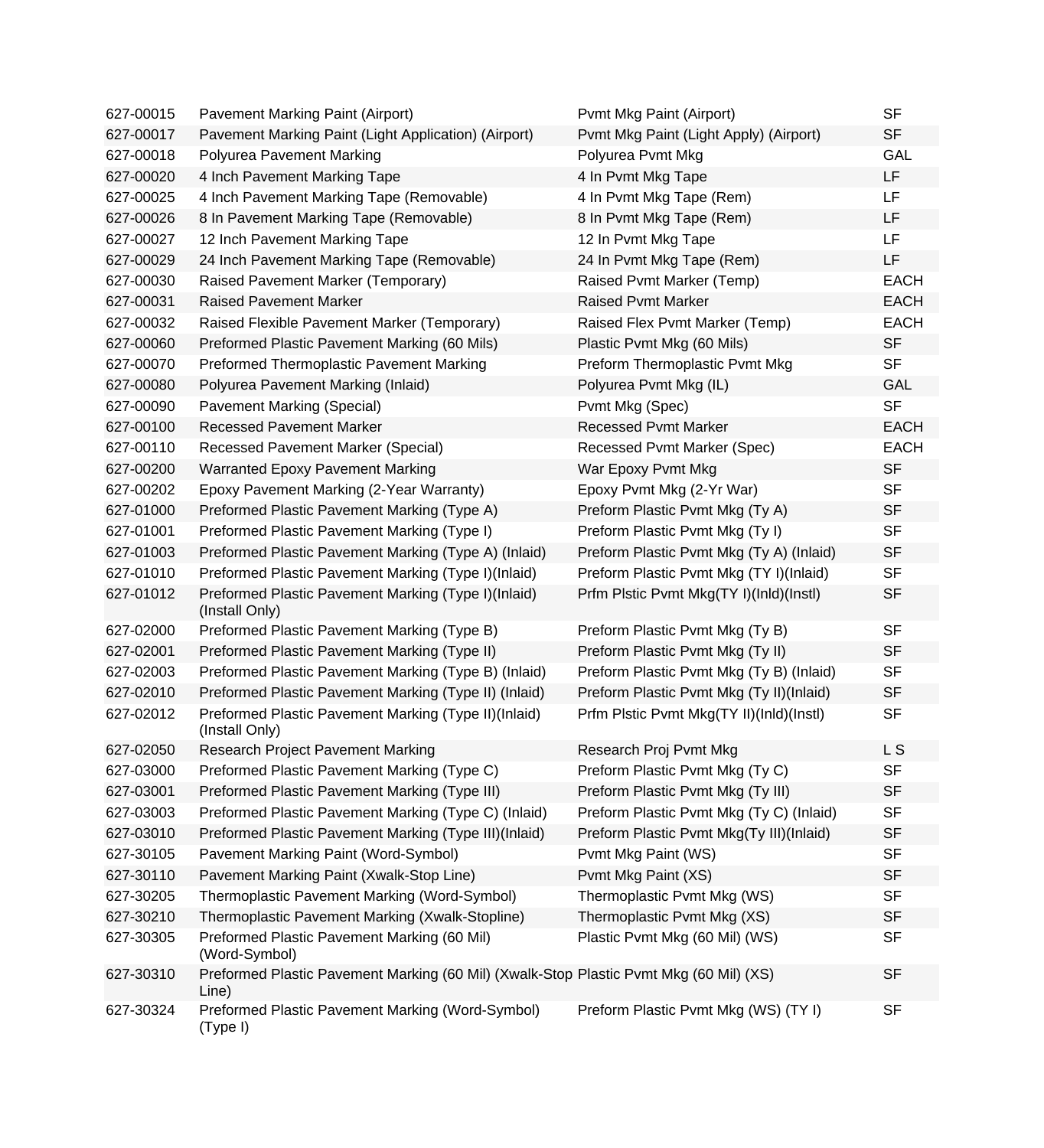| | | | |
|---|---|---|---|
| 627-00015 | Pavement Marking Paint (Airport) | Pvmt Mkg Paint (Airport) | SF |
| 627-00017 | Pavement Marking Paint (Light Application) (Airport) | Pvmt Mkg Paint (Light Apply) (Airport) | SF |
| 627-00018 | Polyurea Pavement Marking | Polyurea Pvmt Mkg | GAL |
| 627-00020 | 4 Inch Pavement Marking Tape | 4 In Pvmt Mkg Tape | LF |
| 627-00025 | 4 Inch Pavement Marking Tape (Removable) | 4 In Pvmt Mkg Tape (Rem) | LF |
| 627-00026 | 8 In Pavement Marking Tape (Removable) | 8 In Pvmt Mkg Tape (Rem) | LF |
| 627-00027 | 12 Inch Pavement Marking Tape | 12 In Pvmt Mkg Tape | LF |
| 627-00029 | 24 Inch Pavement Marking Tape (Removable) | 24 In Pvmt Mkg Tape (Rem) | LF |
| 627-00030 | Raised Pavement Marker (Temporary) | Raised Pvmt Marker (Temp) | EACH |
| 627-00031 | Raised Pavement Marker | Raised Pvmt Marker | EACH |
| 627-00032 | Raised Flexible Pavement Marker (Temporary) | Raised Flex Pvmt Marker (Temp) | EACH |
| 627-00060 | Preformed Plastic Pavement Marking (60 Mils) | Plastic Pvmt Mkg (60 Mils) | SF |
| 627-00070 | Preformed Thermoplastic Pavement Marking | Preform Thermoplastic Pvmt Mkg | SF |
| 627-00080 | Polyurea Pavement Marking (Inlaid) | Polyurea Pvmt Mkg (IL) | GAL |
| 627-00090 | Pavement Marking (Special) | Pvmt Mkg (Spec) | SF |
| 627-00100 | Recessed Pavement Marker | Recessed Pvmt Marker | EACH |
| 627-00110 | Recessed Pavement Marker (Special) | Recessed Pvmt Marker (Spec) | EACH |
| 627-00200 | Warranted Epoxy Pavement Marking | War Epoxy Pvmt Mkg | SF |
| 627-00202 | Epoxy Pavement Marking (2-Year Warranty) | Epoxy Pvmt Mkg (2-Yr War) | SF |
| 627-01000 | Preformed Plastic Pavement Marking (Type A) | Preform Plastic Pvmt Mkg (Ty A) | SF |
| 627-01001 | Preformed Plastic Pavement Marking (Type I) | Preform Plastic Pvmt Mkg (Ty I) | SF |
| 627-01003 | Preformed Plastic Pavement Marking (Type A) (Inlaid) | Preform Plastic Pvmt Mkg (Ty A) (Inlaid) | SF |
| 627-01010 | Preformed Plastic Pavement Marking (Type I)(Inlaid) | Preform Plastic Pvmt Mkg (TY I)(Inlaid) | SF |
| 627-01012 | Preformed Plastic Pavement Marking (Type I)(Inlaid) (Install Only) | Prfm Plstic Pvmt Mkg(TY I)(Inld)(Instl) | SF |
| 627-02000 | Preformed Plastic Pavement Marking (Type B) | Preform Plastic Pvmt Mkg (Ty B) | SF |
| 627-02001 | Preformed Plastic Pavement Marking (Type II) | Preform Plastic Pvmt Mkg (Ty II) | SF |
| 627-02003 | Preformed Plastic Pavement Marking (Type B) (Inlaid) | Preform Plastic Pvmt Mkg (Ty B) (Inlaid) | SF |
| 627-02010 | Preformed Plastic Pavement Marking (Type II) (Inlaid) | Preform Plastic Pvmt Mkg (Ty II)(Inlaid) | SF |
| 627-02012 | Preformed Plastic Pavement Marking (Type II)(Inlaid) (Install Only) | Prfm Plstic Pvmt Mkg(TY II)(Inld)(Instl) | SF |
| 627-02050 | Research Project Pavement Marking | Research Proj Pvmt Mkg | L S |
| 627-03000 | Preformed Plastic Pavement Marking (Type C) | Preform Plastic Pvmt Mkg (Ty C) | SF |
| 627-03001 | Preformed Plastic Pavement Marking (Type III) | Preform Plastic Pvmt Mkg (Ty III) | SF |
| 627-03003 | Preformed Plastic Pavement Marking (Type C) (Inlaid) | Preform Plastic Pvmt Mkg (Ty C) (Inlaid) | SF |
| 627-03010 | Preformed Plastic Pavement Marking (Type III)(Inlaid) | Preform Plastic Pvmt Mkg(Ty III)(Inlaid) | SF |
| 627-30105 | Pavement Marking Paint (Word-Symbol) | Pvmt Mkg Paint (WS) | SF |
| 627-30110 | Pavement Marking Paint (Xwalk-Stop Line) | Pvmt Mkg Paint (XS) | SF |
| 627-30205 | Thermoplastic Pavement Marking (Word-Symbol) | Thermoplastic Pvmt Mkg (WS) | SF |
| 627-30210 | Thermoplastic Pavement Marking (Xwalk-Stopline) | Thermoplastic Pvmt Mkg (XS) | SF |
| 627-30305 | Preformed Plastic Pavement Marking (60 Mil) (Word-Symbol) | Plastic Pvmt Mkg (60 Mil) (WS) | SF |
| 627-30310 | Preformed Plastic Pavement Marking (60 Mil) (Xwalk-Stop Line) | Plastic Pvmt Mkg (60 Mil) (XS) | SF |
| 627-30324 | Preformed Plastic Pavement Marking (Word-Symbol) (Type I) | Preform Plastic Pvmt Mkg (WS) (TY I) | SF |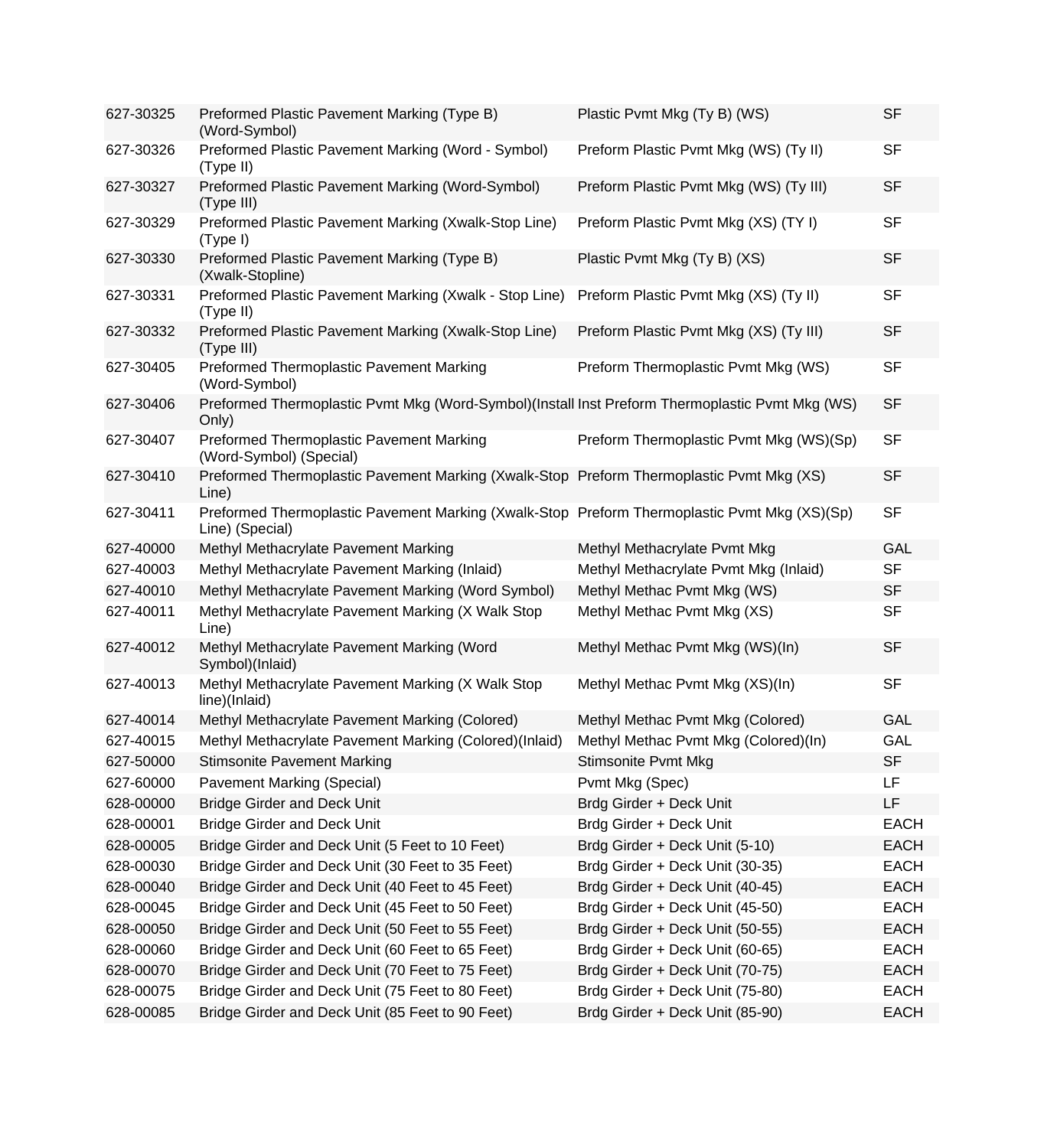| | | | |
|---|---|---|---|
| 627-30325 | Preformed Plastic Pavement Marking (Type B) (Word-Symbol) | Plastic Pvmt Mkg (Ty B) (WS) | SF |
| 627-30326 | Preformed Plastic Pavement Marking (Word - Symbol) (Type II) | Preform Plastic Pvmt Mkg (WS) (Ty II) | SF |
| 627-30327 | Preformed Plastic Pavement Marking (Word-Symbol) (Type III) | Preform Plastic Pvmt Mkg (WS) (Ty III) | SF |
| 627-30329 | Preformed Plastic Pavement Marking (Xwalk-Stop Line) (Type I) | Preform Plastic Pvmt Mkg (XS) (TY I) | SF |
| 627-30330 | Preformed Plastic Pavement Marking (Type B) (Xwalk-Stopline) | Plastic Pvmt Mkg (Ty B) (XS) | SF |
| 627-30331 | Preformed Plastic Pavement Marking (Xwalk - Stop Line) (Type II) | Preform Plastic Pvmt Mkg (XS) (Ty II) | SF |
| 627-30332 | Preformed Plastic Pavement Marking (Xwalk-Stop Line) (Type III) | Preform Plastic Pvmt Mkg (XS) (Ty III) | SF |
| 627-30405 | Preformed Thermoplastic Pavement Marking (Word-Symbol) | Preform Thermoplastic Pvmt Mkg (WS) | SF |
| 627-30406 | Preformed Thermoplastic Pvmt Mkg (Word-Symbol)(Install Only) | Inst Preform Thermoplastic Pvmt Mkg (WS) | SF |
| 627-30407 | Preformed Thermoplastic Pavement Marking (Word-Symbol) (Special) | Preform Thermoplastic Pvmt Mkg (WS)(Sp) | SF |
| 627-30410 | Preformed Thermoplastic Pavement Marking (Xwalk-Stop Line) | Preform Thermoplastic Pvmt Mkg (XS) | SF |
| 627-30411 | Preformed Thermoplastic Pavement Marking (Xwalk-Stop Line) (Special) | Preform Thermoplastic Pvmt Mkg (XS)(Sp) | SF |
| 627-40000 | Methyl Methacrylate Pavement Marking | Methyl Methacrylate Pvmt Mkg | GAL |
| 627-40003 | Methyl Methacrylate Pavement Marking (Inlaid) | Methyl Methacrylate Pvmt Mkg (Inlaid) | SF |
| 627-40010 | Methyl Methacrylate Pavement Marking (Word Symbol) | Methyl Methac Pvmt Mkg (WS) | SF |
| 627-40011 | Methyl Methacrylate Pavement Marking (X Walk Stop Line) | Methyl Methac Pvmt Mkg (XS) | SF |
| 627-40012 | Methyl Methacrylate Pavement Marking (Word Symbol)(Inlaid) | Methyl Methac Pvmt Mkg (WS)(In) | SF |
| 627-40013 | Methyl Methacrylate Pavement Marking (X Walk Stop line)(Inlaid) | Methyl Methac Pvmt Mkg (XS)(In) | SF |
| 627-40014 | Methyl Methacrylate Pavement Marking (Colored) | Methyl Methac Pvmt Mkg (Colored) | GAL |
| 627-40015 | Methyl Methacrylate Pavement Marking (Colored)(Inlaid) | Methyl Methac Pvmt Mkg (Colored)(In) | GAL |
| 627-50000 | Stimsonite Pavement Marking | Stimsonite Pvmt Mkg | SF |
| 627-60000 | Pavement Marking (Special) | Pvmt Mkg (Spec) | LF |
| 628-00000 | Bridge Girder and Deck Unit | Brdg Girder + Deck Unit | LF |
| 628-00001 | Bridge Girder and Deck Unit | Brdg Girder + Deck Unit | EACH |
| 628-00005 | Bridge Girder and Deck Unit (5 Feet to 10 Feet) | Brdg Girder + Deck Unit (5-10) | EACH |
| 628-00030 | Bridge Girder and Deck Unit (30 Feet to 35 Feet) | Brdg Girder + Deck Unit (30-35) | EACH |
| 628-00040 | Bridge Girder and Deck Unit (40 Feet to 45 Feet) | Brdg Girder + Deck Unit (40-45) | EACH |
| 628-00045 | Bridge Girder and Deck Unit (45 Feet to 50 Feet) | Brdg Girder + Deck Unit (45-50) | EACH |
| 628-00050 | Bridge Girder and Deck Unit (50 Feet to 55 Feet) | Brdg Girder + Deck Unit (50-55) | EACH |
| 628-00060 | Bridge Girder and Deck Unit (60 Feet to 65 Feet) | Brdg Girder + Deck Unit (60-65) | EACH |
| 628-00070 | Bridge Girder and Deck Unit (70 Feet to 75 Feet) | Brdg Girder + Deck Unit (70-75) | EACH |
| 628-00075 | Bridge Girder and Deck Unit (75 Feet to 80 Feet) | Brdg Girder + Deck Unit (75-80) | EACH |
| 628-00085 | Bridge Girder and Deck Unit (85 Feet to 90 Feet) | Brdg Girder + Deck Unit (85-90) | EACH |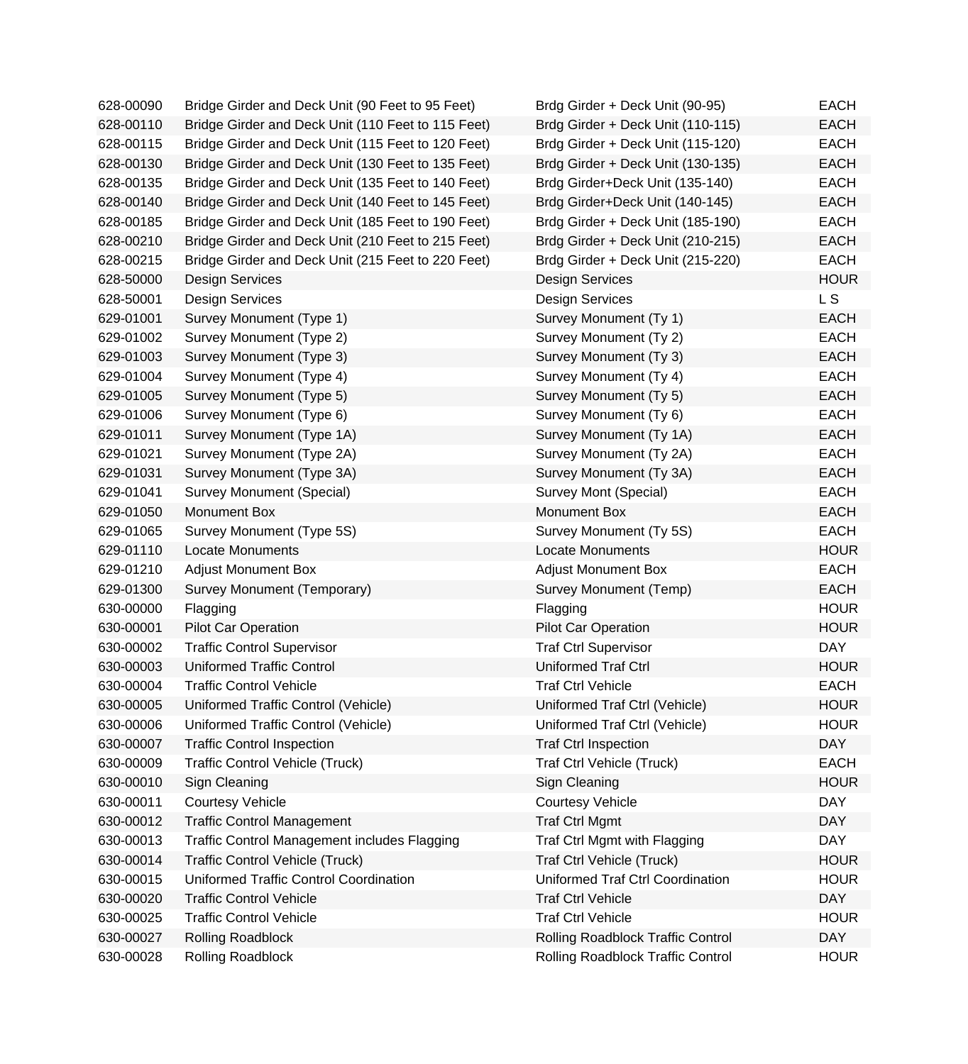| | | | |
|---|---|---|---|
| 628-00090 | Bridge Girder and Deck Unit (90 Feet to 95 Feet) | Brdg Girder + Deck Unit (90-95) | EACH |
| 628-00110 | Bridge Girder and Deck Unit (110 Feet to 115 Feet) | Brdg Girder + Deck Unit (110-115) | EACH |
| 628-00115 | Bridge Girder and Deck Unit (115 Feet to 120 Feet) | Brdg Girder + Deck Unit (115-120) | EACH |
| 628-00130 | Bridge Girder and Deck Unit (130 Feet to 135 Feet) | Brdg Girder + Deck Unit (130-135) | EACH |
| 628-00135 | Bridge Girder and Deck Unit (135 Feet to 140 Feet) | Brdg Girder+Deck Unit (135-140) | EACH |
| 628-00140 | Bridge Girder and Deck Unit (140 Feet to 145 Feet) | Brdg Girder+Deck Unit (140-145) | EACH |
| 628-00185 | Bridge Girder and Deck Unit (185 Feet to 190 Feet) | Brdg Girder + Deck Unit (185-190) | EACH |
| 628-00210 | Bridge Girder and Deck Unit (210 Feet to 215 Feet) | Brdg Girder + Deck Unit (210-215) | EACH |
| 628-00215 | Bridge Girder and Deck Unit (215 Feet to 220 Feet) | Brdg Girder + Deck Unit (215-220) | EACH |
| 628-50000 | Design Services | Design Services | HOUR |
| 628-50001 | Design Services | Design Services | L S |
| 629-01001 | Survey Monument (Type 1) | Survey Monument (Ty 1) | EACH |
| 629-01002 | Survey Monument (Type 2) | Survey Monument (Ty 2) | EACH |
| 629-01003 | Survey Monument (Type 3) | Survey Monument (Ty 3) | EACH |
| 629-01004 | Survey Monument (Type 4) | Survey Monument (Ty 4) | EACH |
| 629-01005 | Survey Monument (Type 5) | Survey Monument (Ty 5) | EACH |
| 629-01006 | Survey Monument (Type 6) | Survey Monument (Ty 6) | EACH |
| 629-01011 | Survey Monument (Type 1A) | Survey Monument (Ty 1A) | EACH |
| 629-01021 | Survey Monument (Type 2A) | Survey Monument (Ty 2A) | EACH |
| 629-01031 | Survey Monument (Type 3A) | Survey Monument (Ty 3A) | EACH |
| 629-01041 | Survey Monument (Special) | Survey Mont (Special) | EACH |
| 629-01050 | Monument Box | Monument Box | EACH |
| 629-01065 | Survey Monument (Type 5S) | Survey Monument (Ty 5S) | EACH |
| 629-01110 | Locate Monuments | Locate Monuments | HOUR |
| 629-01210 | Adjust Monument Box | Adjust Monument Box | EACH |
| 629-01300 | Survey Monument (Temporary) | Survey Monument (Temp) | EACH |
| 630-00000 | Flagging | Flagging | HOUR |
| 630-00001 | Pilot Car Operation | Pilot Car Operation | HOUR |
| 630-00002 | Traffic Control Supervisor | Traf Ctrl Supervisor | DAY |
| 630-00003 | Uniformed Traffic Control | Uniformed Traf Ctrl | HOUR |
| 630-00004 | Traffic Control Vehicle | Traf Ctrl Vehicle | EACH |
| 630-00005 | Uniformed Traffic Control (Vehicle) | Uniformed Traf Ctrl (Vehicle) | HOUR |
| 630-00006 | Uniformed Traffic Control (Vehicle) | Uniformed Traf Ctrl (Vehicle) | HOUR |
| 630-00007 | Traffic Control Inspection | Traf Ctrl Inspection | DAY |
| 630-00009 | Traffic Control Vehicle (Truck) | Traf Ctrl Vehicle (Truck) | EACH |
| 630-00010 | Sign Cleaning | Sign Cleaning | HOUR |
| 630-00011 | Courtesy Vehicle | Courtesy Vehicle | DAY |
| 630-00012 | Traffic Control Management | Traf Ctrl Mgmt | DAY |
| 630-00013 | Traffic Control Management includes Flagging | Traf Ctrl Mgmt with Flagging | DAY |
| 630-00014 | Traffic Control Vehicle (Truck) | Traf Ctrl Vehicle (Truck) | HOUR |
| 630-00015 | Uniformed Traffic Control Coordination | Uniformed Traf Ctrl Coordination | HOUR |
| 630-00020 | Traffic Control Vehicle | Traf Ctrl Vehicle | DAY |
| 630-00025 | Traffic Control Vehicle | Traf Ctrl Vehicle | HOUR |
| 630-00027 | Rolling Roadblock | Rolling Roadblock Traffic Control | DAY |
| 630-00028 | Rolling Roadblock | Rolling Roadblock Traffic Control | HOUR |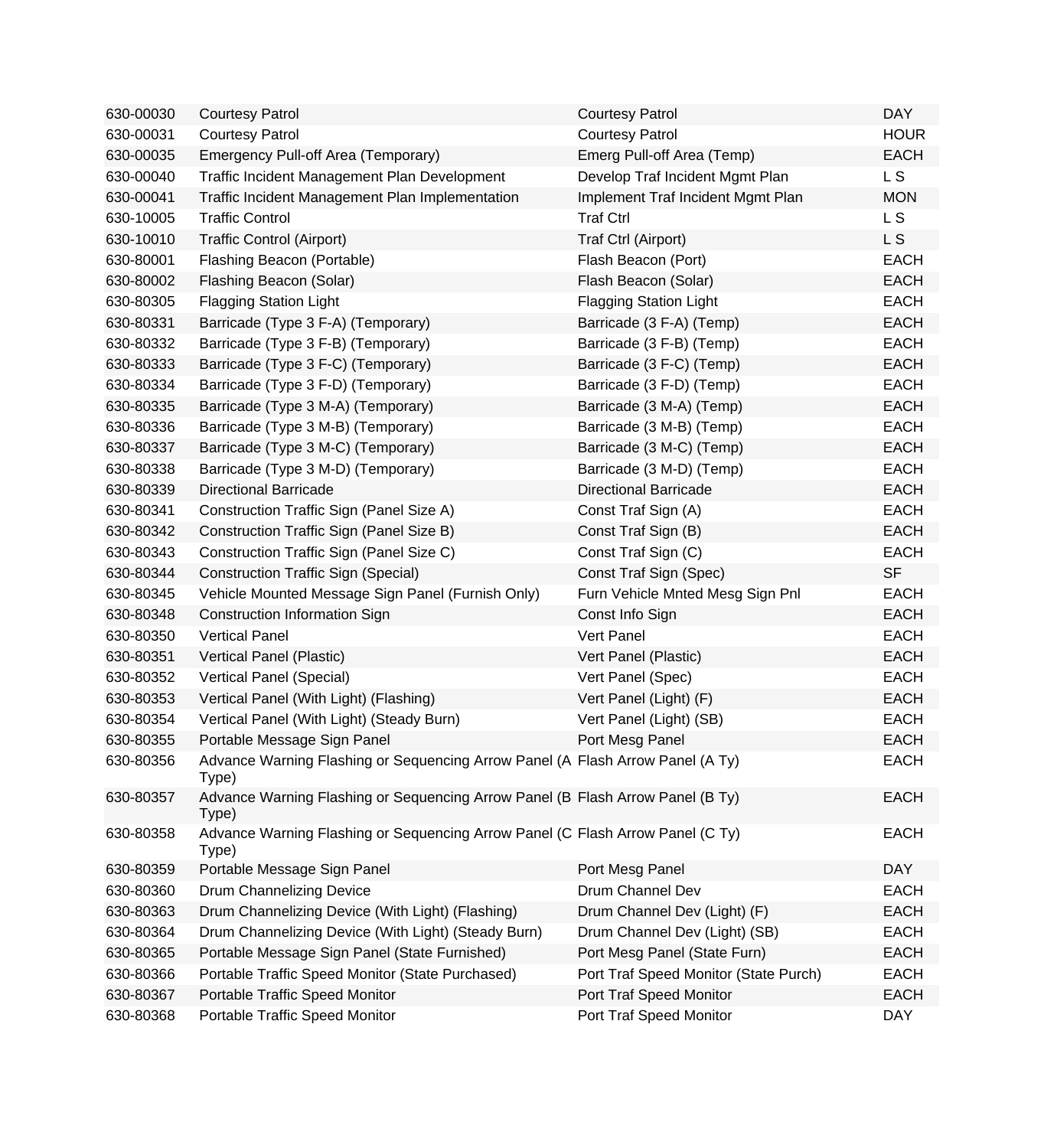| | | | |
|---|---|---|---|
| 630-00030 | Courtesy Patrol | Courtesy Patrol | DAY |
| 630-00031 | Courtesy Patrol | Courtesy Patrol | HOUR |
| 630-00035 | Emergency Pull-off Area (Temporary) | Emerg Pull-off Area (Temp) | EACH |
| 630-00040 | Traffic Incident Management Plan Development | Develop Traf Incident Mgmt Plan | L S |
| 630-00041 | Traffic Incident Management Plan Implementation | Implement Traf Incident Mgmt Plan | MON |
| 630-10005 | Traffic Control | Traf Ctrl | L S |
| 630-10010 | Traffic Control (Airport) | Traf Ctrl (Airport) | L S |
| 630-80001 | Flashing Beacon (Portable) | Flash Beacon (Port) | EACH |
| 630-80002 | Flashing Beacon (Solar) | Flash Beacon (Solar) | EACH |
| 630-80305 | Flagging Station Light | Flagging Station Light | EACH |
| 630-80331 | Barricade (Type 3 F-A) (Temporary) | Barricade (3 F-A) (Temp) | EACH |
| 630-80332 | Barricade (Type 3 F-B) (Temporary) | Barricade (3 F-B) (Temp) | EACH |
| 630-80333 | Barricade (Type 3 F-C) (Temporary) | Barricade (3 F-C) (Temp) | EACH |
| 630-80334 | Barricade (Type 3 F-D) (Temporary) | Barricade (3 F-D) (Temp) | EACH |
| 630-80335 | Barricade (Type 3 M-A) (Temporary) | Barricade (3 M-A) (Temp) | EACH |
| 630-80336 | Barricade (Type 3 M-B) (Temporary) | Barricade (3 M-B) (Temp) | EACH |
| 630-80337 | Barricade (Type 3 M-C) (Temporary) | Barricade (3 M-C) (Temp) | EACH |
| 630-80338 | Barricade (Type 3 M-D) (Temporary) | Barricade (3 M-D) (Temp) | EACH |
| 630-80339 | Directional Barricade | Directional Barricade | EACH |
| 630-80341 | Construction Traffic Sign (Panel Size A) | Const Traf Sign (A) | EACH |
| 630-80342 | Construction Traffic Sign (Panel Size B) | Const Traf Sign (B) | EACH |
| 630-80343 | Construction Traffic Sign (Panel Size C) | Const Traf Sign (C) | EACH |
| 630-80344 | Construction Traffic Sign (Special) | Const Traf Sign (Spec) | SF |
| 630-80345 | Vehicle Mounted Message Sign Panel (Furnish Only) | Furn Vehicle Mnted Mesg Sign Pnl | EACH |
| 630-80348 | Construction Information Sign | Const Info Sign | EACH |
| 630-80350 | Vertical Panel | Vert Panel | EACH |
| 630-80351 | Vertical Panel (Plastic) | Vert Panel (Plastic) | EACH |
| 630-80352 | Vertical Panel (Special) | Vert Panel (Spec) | EACH |
| 630-80353 | Vertical Panel (With Light) (Flashing) | Vert Panel (Light) (F) | EACH |
| 630-80354 | Vertical Panel (With Light) (Steady Burn) | Vert Panel (Light) (SB) | EACH |
| 630-80355 | Portable Message Sign Panel | Port Mesg Panel | EACH |
| 630-80356 | Advance Warning Flashing or Sequencing Arrow Panel (A Type) | Flash Arrow Panel (A Ty) | EACH |
| 630-80357 | Advance Warning Flashing or Sequencing Arrow Panel (B Type) | Flash Arrow Panel (B Ty) | EACH |
| 630-80358 | Advance Warning Flashing or Sequencing Arrow Panel (C Type) | Flash Arrow Panel (C Ty) | EACH |
| 630-80359 | Portable Message Sign Panel | Port Mesg Panel | DAY |
| 630-80360 | Drum Channelizing Device | Drum Channel Dev | EACH |
| 630-80363 | Drum Channelizing Device (With Light) (Flashing) | Drum Channel Dev (Light) (F) | EACH |
| 630-80364 | Drum Channelizing Device (With Light) (Steady Burn) | Drum Channel Dev (Light) (SB) | EACH |
| 630-80365 | Portable Message Sign Panel (State Furnished) | Port Mesg Panel (State Furn) | EACH |
| 630-80366 | Portable Traffic Speed Monitor (State Purchased) | Port Traf Speed Monitor (State Purch) | EACH |
| 630-80367 | Portable Traffic Speed Monitor | Port Traf Speed Monitor | EACH |
| 630-80368 | Portable Traffic Speed Monitor | Port Traf Speed Monitor | DAY |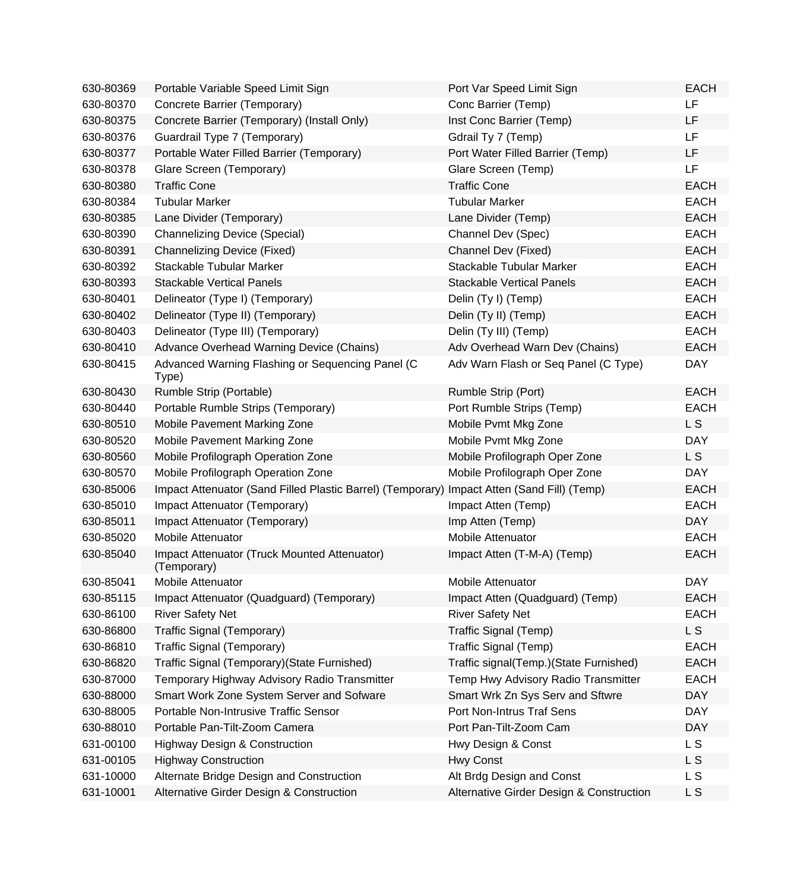| | | | |
|---|---|---|---|
| 630-80369 | Portable Variable Speed Limit Sign | Port Var Speed Limit Sign | EACH |
| 630-80370 | Concrete Barrier (Temporary) | Conc Barrier (Temp) | LF |
| 630-80375 | Concrete Barrier (Temporary) (Install Only) | Inst Conc Barrier (Temp) | LF |
| 630-80376 | Guardrail Type 7 (Temporary) | Gdrail Ty 7 (Temp) | LF |
| 630-80377 | Portable Water Filled Barrier (Temporary) | Port Water Filled Barrier (Temp) | LF |
| 630-80378 | Glare Screen (Temporary) | Glare Screen (Temp) | LF |
| 630-80380 | Traffic Cone | Traffic Cone | EACH |
| 630-80384 | Tubular Marker | Tubular Marker | EACH |
| 630-80385 | Lane Divider (Temporary) | Lane Divider (Temp) | EACH |
| 630-80390 | Channelizing Device (Special) | Channel Dev (Spec) | EACH |
| 630-80391 | Channelizing Device (Fixed) | Channel Dev (Fixed) | EACH |
| 630-80392 | Stackable Tubular Marker | Stackable Tubular Marker | EACH |
| 630-80393 | Stackable Vertical Panels | Stackable Vertical Panels | EACH |
| 630-80401 | Delineator (Type I) (Temporary) | Delin (Ty I) (Temp) | EACH |
| 630-80402 | Delineator (Type II) (Temporary) | Delin (Ty II) (Temp) | EACH |
| 630-80403 | Delineator (Type III) (Temporary) | Delin (Ty III) (Temp) | EACH |
| 630-80410 | Advance Overhead Warning Device (Chains) | Adv Overhead Warn Dev (Chains) | EACH |
| 630-80415 | Advanced Warning Flashing or Sequencing Panel (C Type) | Adv Warn Flash or Seq Panel (C Type) | DAY |
| 630-80430 | Rumble Strip (Portable) | Rumble Strip (Port) | EACH |
| 630-80440 | Portable Rumble Strips (Temporary) | Port Rumble Strips (Temp) | EACH |
| 630-80510 | Mobile Pavement Marking Zone | Mobile Pvmt Mkg Zone | L S |
| 630-80520 | Mobile Pavement Marking Zone | Mobile Pvmt Mkg Zone | DAY |
| 630-80560 | Mobile Profilograph Operation Zone | Mobile Profilograph Oper Zone | L S |
| 630-80570 | Mobile Profilograph Operation Zone | Mobile Profilograph Oper Zone | DAY |
| 630-85006 | Impact Attenuator (Sand Filled Plastic Barrel) (Temporary) | Impact Atten (Sand Fill) (Temp) | EACH |
| 630-85010 | Impact Attenuator (Temporary) | Impact Atten (Temp) | EACH |
| 630-85011 | Impact Attenuator (Temporary) | Imp Atten (Temp) | DAY |
| 630-85020 | Mobile Attenuator | Mobile Attenuator | EACH |
| 630-85040 | Impact Attenuator (Truck Mounted Attenuator) (Temporary) | Impact Atten (T-M-A) (Temp) | EACH |
| 630-85041 | Mobile Attenuator | Mobile Attenuator | DAY |
| 630-85115 | Impact Attenuator (Quadguard) (Temporary) | Impact Atten (Quadguard) (Temp) | EACH |
| 630-86100 | River Safety Net | River Safety Net | EACH |
| 630-86800 | Traffic Signal (Temporary) | Traffic Signal (Temp) | L S |
| 630-86810 | Traffic Signal (Temporary) | Traffic Signal (Temp) | EACH |
| 630-86820 | Traffic Signal (Temporary)(State Furnished) | Traffic signal(Temp.)(State Furnished) | EACH |
| 630-87000 | Temporary Highway Advisory Radio Transmitter | Temp Hwy Advisory Radio Transmitter | EACH |
| 630-88000 | Smart Work Zone System Server and Sofware | Smart Wrk Zn Sys Serv and Sftwre | DAY |
| 630-88005 | Portable Non-Intrusive Traffic Sensor | Port Non-Intrus Traf Sens | DAY |
| 630-88010 | Portable Pan-Tilt-Zoom Camera | Port Pan-Tilt-Zoom Cam | DAY |
| 631-00100 | Highway Design & Construction | Hwy Design & Const | L S |
| 631-00105 | Highway Construction | Hwy Const | L S |
| 631-10000 | Alternate Bridge Design and Construction | Alt Brdg Design and Const | L S |
| 631-10001 | Alternative Girder Design & Construction | Alternative Girder Design & Construction | L S |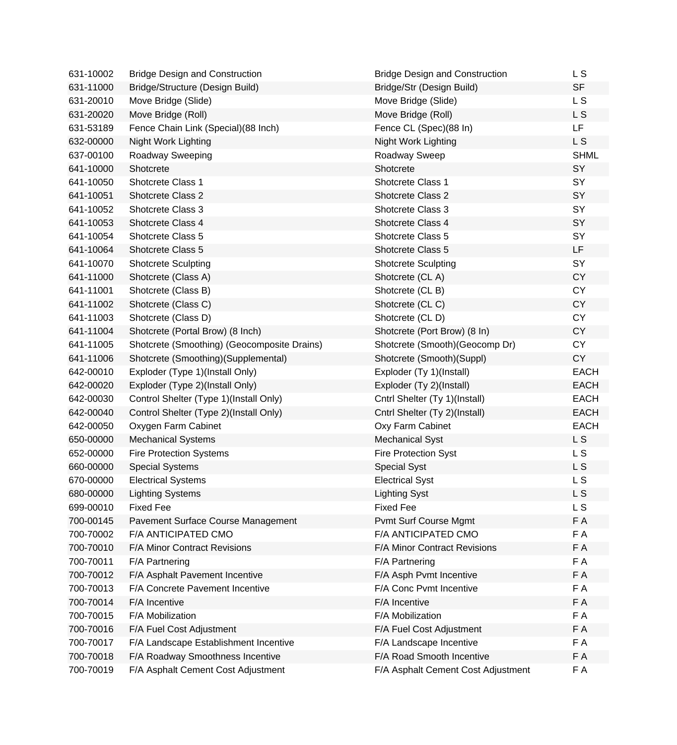| | | | |
|---|---|---|---|
| 631-10002 | Bridge Design and Construction | Bridge Design and Construction | L S |
| 631-11000 | Bridge/Structure (Design Build) | Bridge/Str (Design Build) | SF |
| 631-20010 | Move Bridge (Slide) | Move Bridge (Slide) | L S |
| 631-20020 | Move Bridge (Roll) | Move Bridge (Roll) | L S |
| 631-53189 | Fence Chain Link (Special)(88 Inch) | Fence CL (Spec)(88 In) | LF |
| 632-00000 | Night Work Lighting | Night Work Lighting | L S |
| 637-00100 | Roadway Sweeping | Roadway Sweep | SHML |
| 641-10000 | Shotcrete | Shotcrete | SY |
| 641-10050 | Shotcrete Class 1 | Shotcrete Class 1 | SY |
| 641-10051 | Shotcrete Class 2 | Shotcrete Class 2 | SY |
| 641-10052 | Shotcrete Class 3 | Shotcrete Class 3 | SY |
| 641-10053 | Shotcrete Class 4 | Shotcrete Class 4 | SY |
| 641-10054 | Shotcrete Class 5 | Shotcrete Class 5 | SY |
| 641-10064 | Shotcrete Class 5 | Shotcrete Class 5 | LF |
| 641-10070 | Shotcrete Sculpting | Shotcrete Sculpting | SY |
| 641-11000 | Shotcrete (Class A) | Shotcrete (CL A) | CY |
| 641-11001 | Shotcrete (Class B) | Shotcrete (CL B) | CY |
| 641-11002 | Shotcrete (Class C) | Shotcrete (CL C) | CY |
| 641-11003 | Shotcrete (Class D) | Shotcrete (CL D) | CY |
| 641-11004 | Shotcrete (Portal Brow) (8 Inch) | Shotcrete (Port Brow) (8 In) | CY |
| 641-11005 | Shotcrete (Smoothing) (Geocomposite Drains) | Shotcrete (Smooth)(Geocomp Dr) | CY |
| 641-11006 | Shotcrete (Smoothing)(Supplemental) | Shotcrete (Smooth)(Suppl) | CY |
| 642-00010 | Exploder (Type 1)(Install Only) | Exploder (Ty 1)(Install) | EACH |
| 642-00020 | Exploder (Type 2)(Install Only) | Exploder (Ty 2)(Install) | EACH |
| 642-00030 | Control Shelter (Type 1)(Install Only) | Cntrl Shelter (Ty 1)(Install) | EACH |
| 642-00040 | Control Shelter (Type 2)(Install Only) | Cntrl Shelter (Ty 2)(Install) | EACH |
| 642-00050 | Oxygen Farm Cabinet | Oxy Farm Cabinet | EACH |
| 650-00000 | Mechanical Systems | Mechanical Syst | L S |
| 652-00000 | Fire Protection Systems | Fire Protection Syst | L S |
| 660-00000 | Special Systems | Special Syst | L S |
| 670-00000 | Electrical Systems | Electrical Syst | L S |
| 680-00000 | Lighting Systems | Lighting Syst | L S |
| 699-00010 | Fixed Fee | Fixed Fee | L S |
| 700-00145 | Pavement Surface Course Management | Pvmt Surf Course Mgmt | F A |
| 700-70002 | F/A ANTICIPATED CMO | F/A ANTICIPATED CMO | F A |
| 700-70010 | F/A Minor Contract Revisions | F/A Minor Contract Revisions | F A |
| 700-70011 | F/A Partnering | F/A Partnering | F A |
| 700-70012 | F/A Asphalt Pavement Incentive | F/A Asph Pvmt Incentive | F A |
| 700-70013 | F/A Concrete Pavement Incentive | F/A Conc Pvmt Incentive | F A |
| 700-70014 | F/A Incentive | F/A Incentive | F A |
| 700-70015 | F/A Mobilization | F/A Mobilization | F A |
| 700-70016 | F/A Fuel Cost Adjustment | F/A Fuel Cost Adjustment | F A |
| 700-70017 | F/A Landscape Establishment Incentive | F/A Landscape Incentive | F A |
| 700-70018 | F/A Roadway Smoothness Incentive | F/A Road Smooth Incentive | F A |
| 700-70019 | F/A Asphalt Cement Cost Adjustment | F/A Asphalt Cement Cost Adjustment | F A |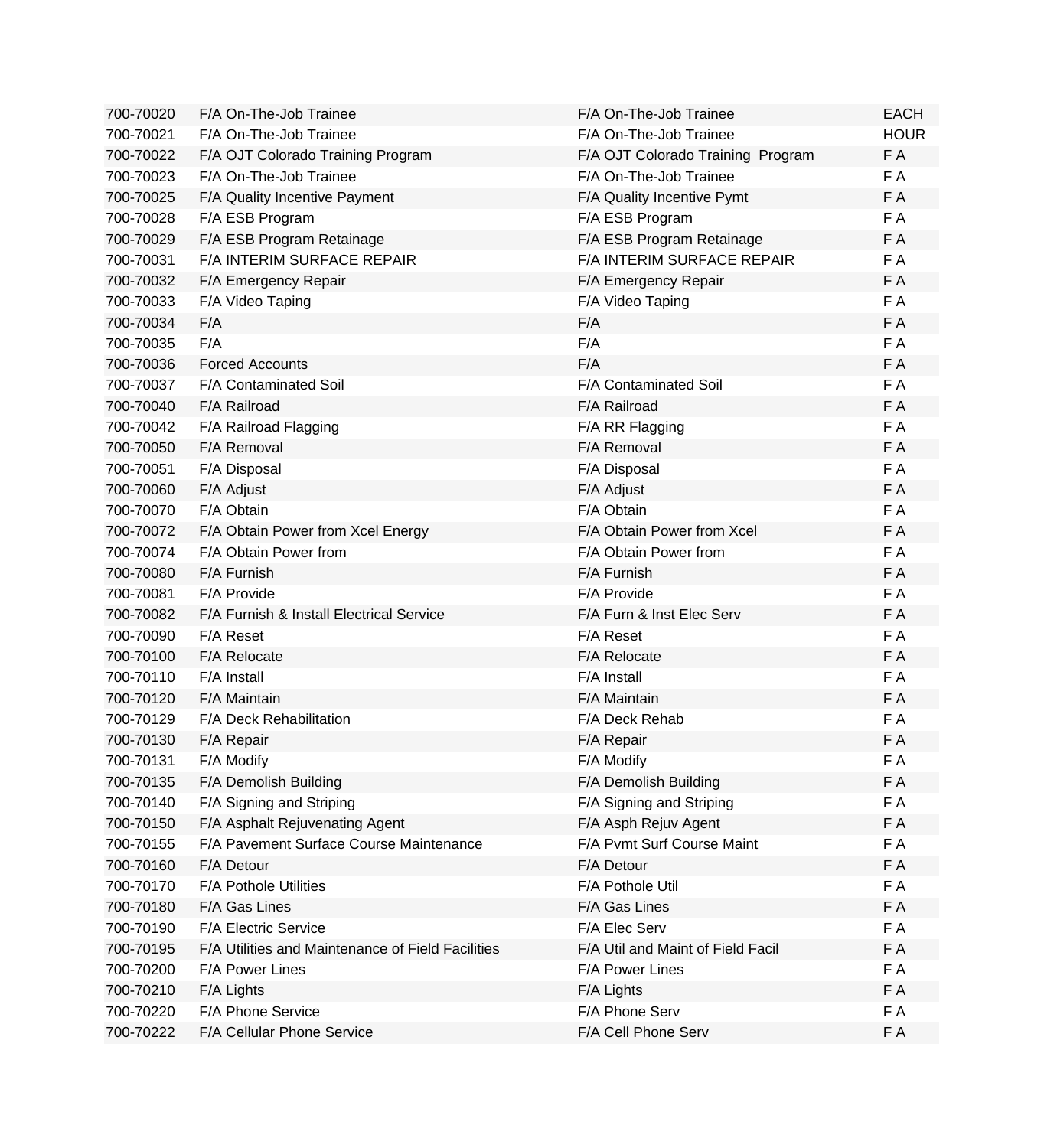| 700-70020 | F/A On-The-Job Trainee | F/A On-The-Job Trainee | EACH |
|---|---|---|---|
| 700-70021 | F/A On-The-Job Trainee | F/A On-The-Job Trainee | HOUR |
| 700-70022 | F/A OJT Colorado Training Program | F/A OJT Colorado Training  Program | F A |
| 700-70023 | F/A On-The-Job Trainee | F/A On-The-Job Trainee | F A |
| 700-70025 | F/A Quality Incentive Payment | F/A Quality Incentive Pymt | F A |
| 700-70028 | F/A ESB Program | F/A ESB Program | F A |
| 700-70029 | F/A ESB Program Retainage | F/A ESB Program Retainage | F A |
| 700-70031 | F/A INTERIM SURFACE REPAIR | F/A INTERIM SURFACE REPAIR | F A |
| 700-70032 | F/A Emergency Repair | F/A Emergency Repair | F A |
| 700-70033 | F/A Video Taping | F/A Video Taping | F A |
| 700-70034 | F/A | F/A | F A |
| 700-70035 | F/A | F/A | F A |
| 700-70036 | Forced Accounts | F/A | F A |
| 700-70037 | F/A Contaminated Soil | F/A Contaminated Soil | F A |
| 700-70040 | F/A Railroad | F/A Railroad | F A |
| 700-70042 | F/A Railroad Flagging | F/A RR Flagging | F A |
| 700-70050 | F/A Removal | F/A Removal | F A |
| 700-70051 | F/A Disposal | F/A Disposal | F A |
| 700-70060 | F/A Adjust | F/A Adjust | F A |
| 700-70070 | F/A Obtain | F/A Obtain | F A |
| 700-70072 | F/A Obtain Power from Xcel Energy | F/A Obtain Power from Xcel | F A |
| 700-70074 | F/A Obtain Power from | F/A Obtain Power from | F A |
| 700-70080 | F/A Furnish | F/A Furnish | F A |
| 700-70081 | F/A Provide | F/A Provide | F A |
| 700-70082 | F/A Furnish & Install Electrical Service | F/A Furn & Inst Elec Serv | F A |
| 700-70090 | F/A Reset | F/A Reset | F A |
| 700-70100 | F/A Relocate | F/A Relocate | F A |
| 700-70110 | F/A Install | F/A Install | F A |
| 700-70120 | F/A Maintain | F/A Maintain | F A |
| 700-70129 | F/A Deck Rehabilitation | F/A Deck Rehab | F A |
| 700-70130 | F/A Repair | F/A Repair | F A |
| 700-70131 | F/A Modify | F/A Modify | F A |
| 700-70135 | F/A Demolish Building | F/A Demolish Building | F A |
| 700-70140 | F/A Signing and Striping | F/A Signing and Striping | F A |
| 700-70150 | F/A Asphalt Rejuvenating Agent | F/A Asph Rejuv Agent | F A |
| 700-70155 | F/A Pavement Surface Course Maintenance | F/A Pvmt Surf Course Maint | F A |
| 700-70160 | F/A Detour | F/A Detour | F A |
| 700-70170 | F/A Pothole Utilities | F/A Pothole Util | F A |
| 700-70180 | F/A Gas Lines | F/A Gas Lines | F A |
| 700-70190 | F/A Electric Service | F/A Elec Serv | F A |
| 700-70195 | F/A Utilities and Maintenance of Field Facilities | F/A Util and Maint of Field Facil | F A |
| 700-70200 | F/A Power Lines | F/A Power Lines | F A |
| 700-70210 | F/A Lights | F/A Lights | F A |
| 700-70220 | F/A Phone Service | F/A Phone Serv | F A |
| 700-70222 | F/A Cellular Phone Service | F/A Cell Phone Serv | F A |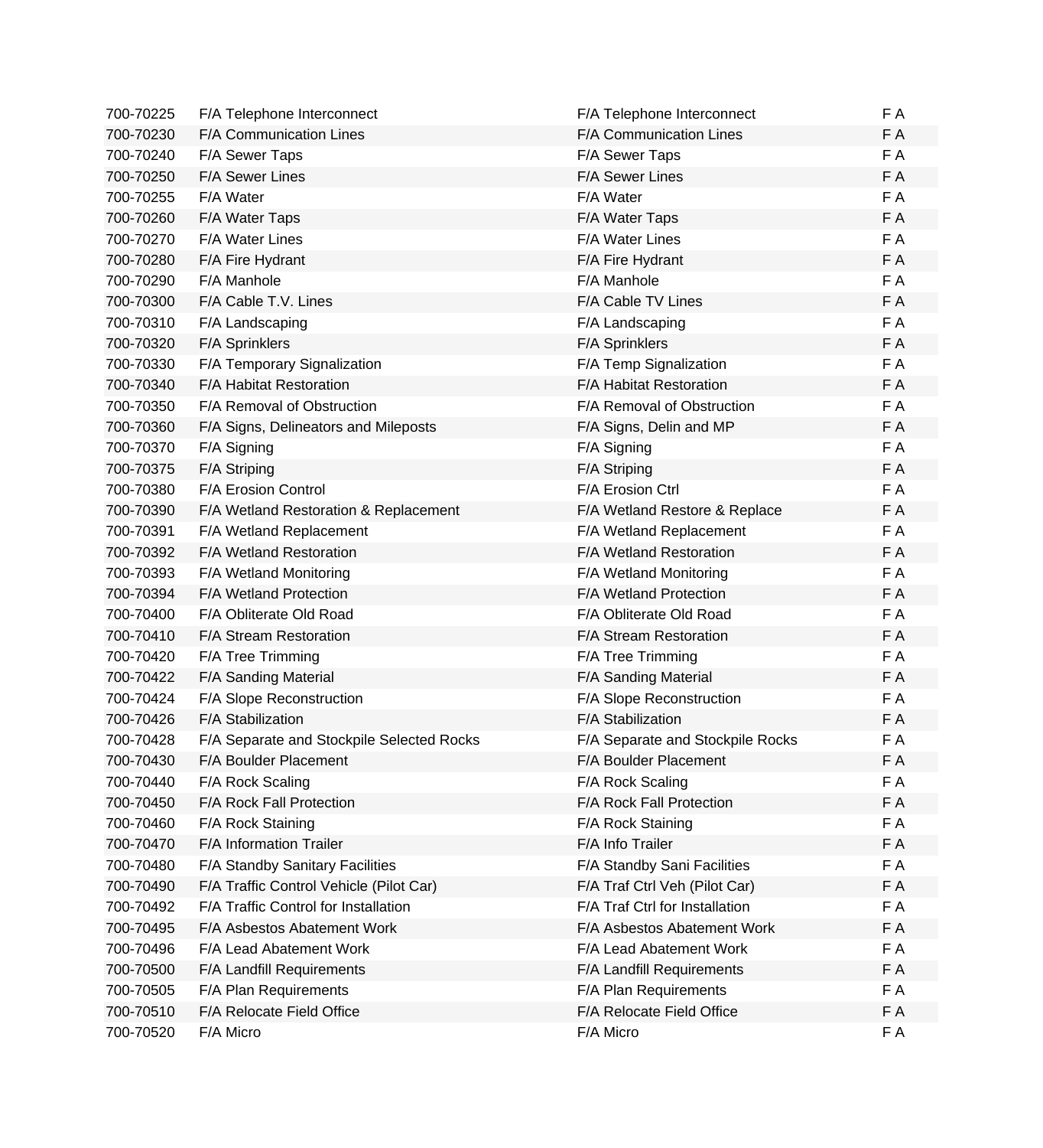| | | | |
|---|---|---|---|
| 700-70225 | F/A Telephone Interconnect | F/A Telephone Interconnect | F A |
| 700-70230 | F/A Communication Lines | F/A Communication Lines | F A |
| 700-70240 | F/A Sewer Taps | F/A Sewer Taps | F A |
| 700-70250 | F/A Sewer Lines | F/A Sewer Lines | F A |
| 700-70255 | F/A Water | F/A Water | F A |
| 700-70260 | F/A Water Taps | F/A Water Taps | F A |
| 700-70270 | F/A Water Lines | F/A Water Lines | F A |
| 700-70280 | F/A Fire Hydrant | F/A Fire Hydrant | F A |
| 700-70290 | F/A Manhole | F/A Manhole | F A |
| 700-70300 | F/A Cable T.V. Lines | F/A Cable TV Lines | F A |
| 700-70310 | F/A Landscaping | F/A Landscaping | F A |
| 700-70320 | F/A Sprinklers | F/A Sprinklers | F A |
| 700-70330 | F/A Temporary Signalization | F/A Temp Signalization | F A |
| 700-70340 | F/A Habitat Restoration | F/A Habitat Restoration | F A |
| 700-70350 | F/A Removal of Obstruction | F/A Removal of Obstruction | F A |
| 700-70360 | F/A Signs, Delineators and Mileposts | F/A Signs, Delin and MP | F A |
| 700-70370 | F/A Signing | F/A Signing | F A |
| 700-70375 | F/A Striping | F/A Striping | F A |
| 700-70380 | F/A Erosion Control | F/A Erosion Ctrl | F A |
| 700-70390 | F/A Wetland Restoration & Replacement | F/A Wetland Restore & Replace | F A |
| 700-70391 | F/A Wetland Replacement | F/A Wetland Replacement | F A |
| 700-70392 | F/A Wetland Restoration | F/A Wetland Restoration | F A |
| 700-70393 | F/A Wetland Monitoring | F/A Wetland Monitoring | F A |
| 700-70394 | F/A Wetland Protection | F/A Wetland Protection | F A |
| 700-70400 | F/A Obliterate Old Road | F/A Obliterate Old Road | F A |
| 700-70410 | F/A Stream Restoration | F/A Stream Restoration | F A |
| 700-70420 | F/A Tree Trimming | F/A Tree Trimming | F A |
| 700-70422 | F/A Sanding Material | F/A Sanding Material | F A |
| 700-70424 | F/A Slope Reconstruction | F/A Slope Reconstruction | F A |
| 700-70426 | F/A Stabilization | F/A Stabilization | F A |
| 700-70428 | F/A Separate and Stockpile Selected Rocks | F/A Separate and Stockpile Rocks | F A |
| 700-70430 | F/A Boulder Placement | F/A Boulder Placement | F A |
| 700-70440 | F/A Rock Scaling | F/A Rock Scaling | F A |
| 700-70450 | F/A Rock Fall Protection | F/A Rock Fall Protection | F A |
| 700-70460 | F/A Rock Staining | F/A Rock Staining | F A |
| 700-70470 | F/A Information Trailer | F/A Info Trailer | F A |
| 700-70480 | F/A Standby Sanitary Facilities | F/A Standby Sani Facilities | F A |
| 700-70490 | F/A Traffic Control Vehicle (Pilot Car) | F/A Traf Ctrl Veh (Pilot Car) | F A |
| 700-70492 | F/A Traffic Control for Installation | F/A Traf Ctrl for Installation | F A |
| 700-70495 | F/A Asbestos Abatement Work | F/A Asbestos Abatement Work | F A |
| 700-70496 | F/A Lead Abatement Work | F/A Lead Abatement Work | F A |
| 700-70500 | F/A Landfill Requirements | F/A Landfill Requirements | F A |
| 700-70505 | F/A Plan Requirements | F/A Plan Requirements | F A |
| 700-70510 | F/A Relocate Field Office | F/A Relocate Field Office | F A |
| 700-70520 | F/A Micro | F/A Micro | F A |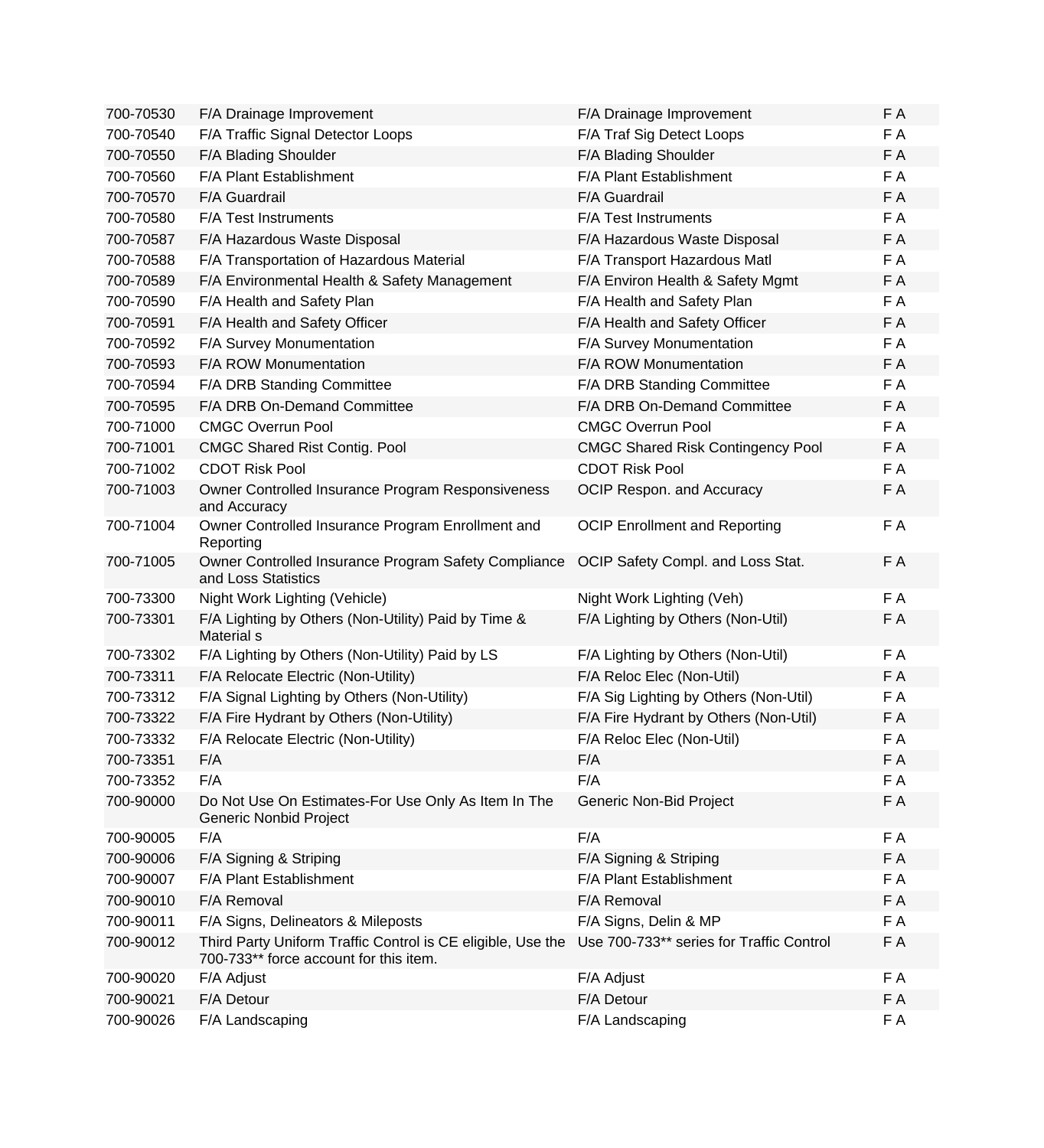| 700-70530 | F/A Drainage Improvement | F/A Drainage Improvement | F A |
|---|---|---|---|
| 700-70540 | F/A Traffic Signal Detector Loops | F/A Traf Sig Detect Loops | F A |
| 700-70550 | F/A Blading Shoulder | F/A Blading Shoulder | F A |
| 700-70560 | F/A Plant Establishment | F/A Plant Establishment | F A |
| 700-70570 | F/A Guardrail | F/A Guardrail | F A |
| 700-70580 | F/A Test Instruments | F/A Test Instruments | F A |
| 700-70587 | F/A Hazardous Waste Disposal | F/A Hazardous Waste Disposal | F A |
| 700-70588 | F/A Transportation of Hazardous Material | F/A Transport Hazardous Matl | F A |
| 700-70589 | F/A Environmental Health & Safety Management | F/A Environ Health & Safety Mgmt | F A |
| 700-70590 | F/A Health and Safety Plan | F/A Health and Safety Plan | F A |
| 700-70591 | F/A Health and Safety Officer | F/A Health and Safety Officer | F A |
| 700-70592 | F/A Survey Monumentation | F/A Survey Monumentation | F A |
| 700-70593 | F/A ROW Monumentation | F/A ROW Monumentation | F A |
| 700-70594 | F/A DRB Standing Committee | F/A DRB Standing Committee | F A |
| 700-70595 | F/A DRB On-Demand Committee | F/A DRB On-Demand Committee | F A |
| 700-71000 | CMGC Overrun Pool | CMGC Overrun Pool | F A |
| 700-71001 | CMGC Shared Rist Contig. Pool | CMGC Shared Risk Contingency Pool | F A |
| 700-71002 | CDOT Risk Pool | CDOT Risk Pool | F A |
| 700-71003 | Owner Controlled Insurance Program Responsiveness and Accuracy | OCIP Respon. and Accuracy | F A |
| 700-71004 | Owner Controlled Insurance Program Enrollment and Reporting | OCIP Enrollment and Reporting | F A |
| 700-71005 | Owner Controlled Insurance Program Safety Compliance and Loss Statistics | OCIP Safety Compl. and Loss Stat. | F A |
| 700-73300 | Night Work Lighting (Vehicle) | Night Work Lighting (Veh) | F A |
| 700-73301 | F/A Lighting by Others (Non-Utility) Paid by Time & Material s | F/A Lighting by Others (Non-Util) | F A |
| 700-73302 | F/A Lighting by Others (Non-Utility) Paid by LS | F/A Lighting by Others (Non-Util) | F A |
| 700-73311 | F/A Relocate Electric (Non-Utility) | F/A Reloc Elec (Non-Util) | F A |
| 700-73312 | F/A Signal Lighting by Others (Non-Utility) | F/A Sig Lighting by Others (Non-Util) | F A |
| 700-73322 | F/A Fire Hydrant by Others (Non-Utility) | F/A Fire Hydrant by Others (Non-Util) | F A |
| 700-73332 | F/A Relocate Electric (Non-Utility) | F/A Reloc Elec (Non-Util) | F A |
| 700-73351 | F/A | F/A | F A |
| 700-73352 | F/A | F/A | F A |
| 700-90000 | Do Not Use On Estimates-For Use Only As Item In The Generic Nonbid Project | Generic Non-Bid Project | F A |
| 700-90005 | F/A | F/A | F A |
| 700-90006 | F/A Signing & Striping | F/A Signing & Striping | F A |
| 700-90007 | F/A Plant Establishment | F/A Plant Establishment | F A |
| 700-90010 | F/A Removal | F/A Removal | F A |
| 700-90011 | F/A Signs, Delineators & Mileposts | F/A Signs, Delin & MP | F A |
| 700-90012 | Third Party Uniform Traffic Control is CE eligible, Use the 700-733** force account for this item. | Use 700-733** series for Traffic Control | F A |
| 700-90020 | F/A Adjust | F/A Adjust | F A |
| 700-90021 | F/A Detour | F/A Detour | F A |
| 700-90026 | F/A Landscaping | F/A Landscaping | F A |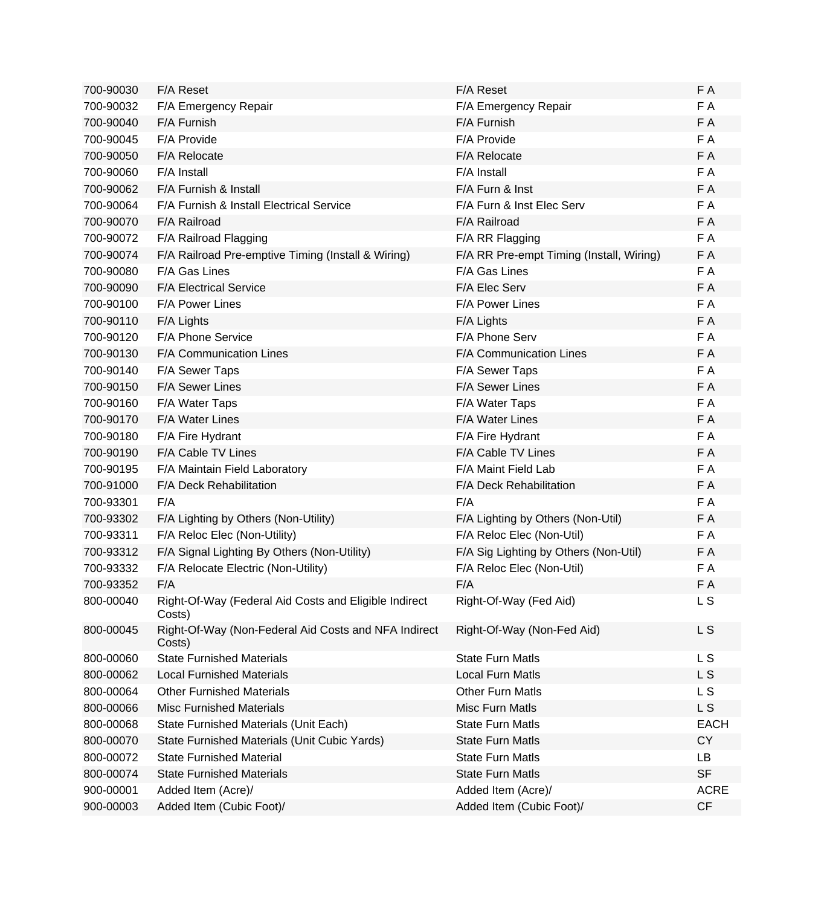| | | | |
|---|---|---|---|
| 700-90030 | F/A Reset | F/A Reset | F A |
| 700-90032 | F/A Emergency Repair | F/A Emergency Repair | F A |
| 700-90040 | F/A Furnish | F/A Furnish | F A |
| 700-90045 | F/A Provide | F/A Provide | F A |
| 700-90050 | F/A Relocate | F/A Relocate | F A |
| 700-90060 | F/A Install | F/A Install | F A |
| 700-90062 | F/A Furnish & Install | F/A Furn & Inst | F A |
| 700-90064 | F/A Furnish & Install Electrical Service | F/A Furn & Inst Elec Serv | F A |
| 700-90070 | F/A Railroad | F/A Railroad | F A |
| 700-90072 | F/A Railroad Flagging | F/A RR Flagging | F A |
| 700-90074 | F/A Railroad Pre-emptive Timing (Install & Wiring) | F/A RR Pre-empt Timing (Install, Wiring) | F A |
| 700-90080 | F/A Gas Lines | F/A Gas Lines | F A |
| 700-90090 | F/A Electrical Service | F/A Elec Serv | F A |
| 700-90100 | F/A Power Lines | F/A Power Lines | F A |
| 700-90110 | F/A Lights | F/A Lights | F A |
| 700-90120 | F/A Phone Service | F/A Phone Serv | F A |
| 700-90130 | F/A Communication Lines | F/A Communication Lines | F A |
| 700-90140 | F/A Sewer Taps | F/A Sewer Taps | F A |
| 700-90150 | F/A Sewer Lines | F/A Sewer Lines | F A |
| 700-90160 | F/A Water Taps | F/A Water Taps | F A |
| 700-90170 | F/A Water Lines | F/A Water Lines | F A |
| 700-90180 | F/A Fire Hydrant | F/A Fire Hydrant | F A |
| 700-90190 | F/A Cable TV Lines | F/A Cable TV Lines | F A |
| 700-90195 | F/A Maintain Field Laboratory | F/A Maint Field Lab | F A |
| 700-91000 | F/A Deck Rehabilitation | F/A Deck Rehabilitation | F A |
| 700-93301 | F/A | F/A | F A |
| 700-93302 | F/A Lighting by Others (Non-Utility) | F/A Lighting by Others (Non-Util) | F A |
| 700-93311 | F/A Reloc Elec (Non-Utility) | F/A Reloc Elec (Non-Util) | F A |
| 700-93312 | F/A Signal Lighting By Others (Non-Utility) | F/A Sig Lighting by Others (Non-Util) | F A |
| 700-93332 | F/A Relocate Electric (Non-Utility) | F/A Reloc Elec (Non-Util) | F A |
| 700-93352 | F/A | F/A | F A |
| 800-00040 | Right-Of-Way (Federal Aid Costs and Eligible Indirect Costs) | Right-Of-Way (Fed Aid) | L S |
| 800-00045 | Right-Of-Way (Non-Federal Aid Costs and NFA Indirect Costs) | Right-Of-Way (Non-Fed Aid) | L S |
| 800-00060 | State Furnished Materials | State Furn Matls | L S |
| 800-00062 | Local Furnished Materials | Local Furn Matls | L S |
| 800-00064 | Other Furnished Materials | Other Furn Matls | L S |
| 800-00066 | Misc Furnished Materials | Misc Furn Matls | L S |
| 800-00068 | State Furnished Materials (Unit Each) | State Furn Matls | EACH |
| 800-00070 | State Furnished Materials (Unit Cubic Yards) | State Furn Matls | CY |
| 800-00072 | State Furnished Material | State Furn Matls | LB |
| 800-00074 | State Furnished Materials | State Furn Matls | SF |
| 900-00001 | Added Item (Acre)/ | Added Item (Acre)/ | ACRE |
| 900-00003 | Added Item (Cubic Foot)/ | Added Item (Cubic Foot)/ | CF |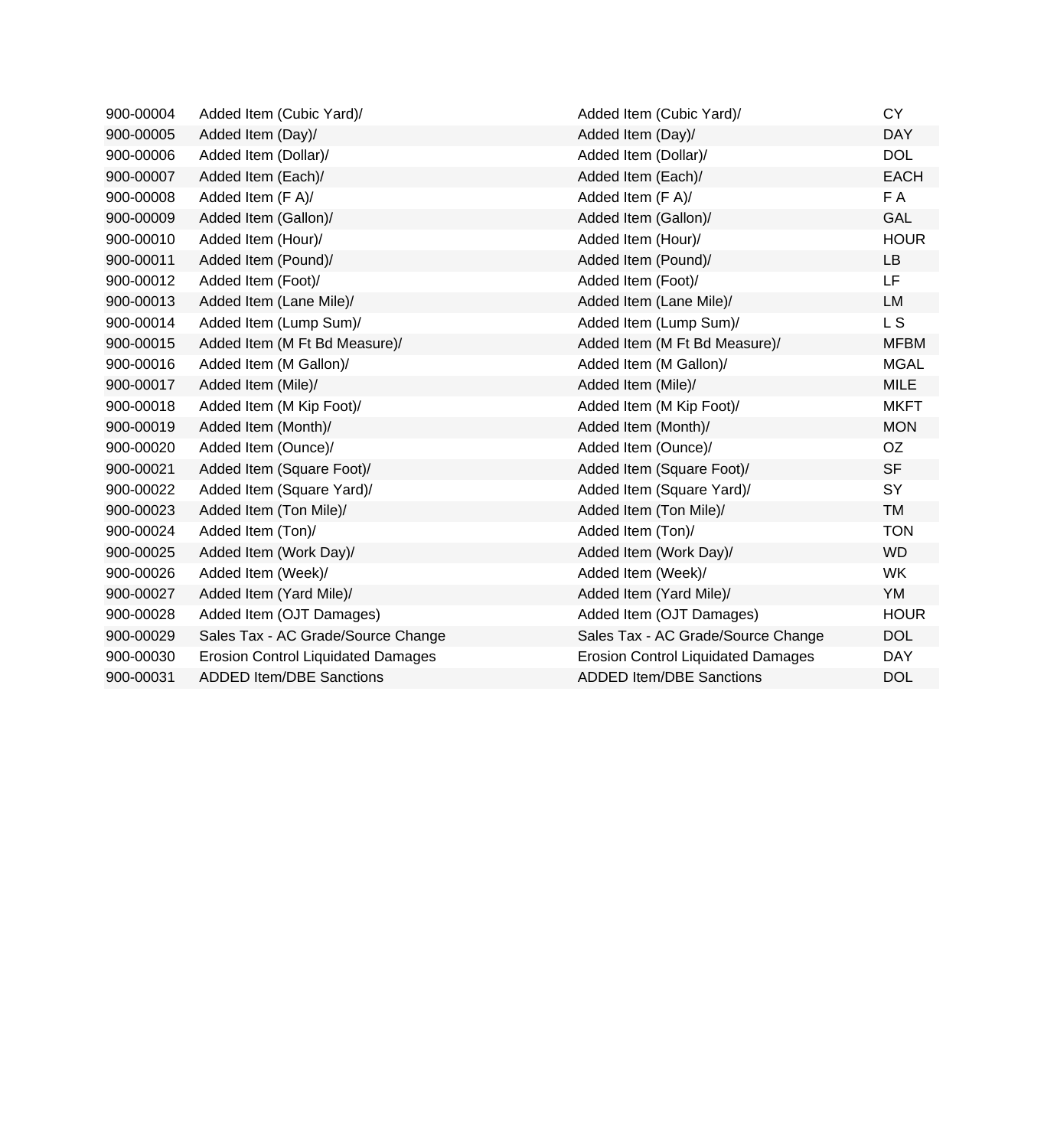| | | | |
|---|---|---|---|
| 900-00004 | Added Item (Cubic Yard)/ | Added Item (Cubic Yard)/ | CY |
| 900-00005 | Added Item (Day)/ | Added Item (Day)/ | DAY |
| 900-00006 | Added Item (Dollar)/ | Added Item (Dollar)/ | DOL |
| 900-00007 | Added Item (Each)/ | Added Item (Each)/ | EACH |
| 900-00008 | Added Item (F A)/ | Added Item (F A)/ | F A |
| 900-00009 | Added Item (Gallon)/ | Added Item (Gallon)/ | GAL |
| 900-00010 | Added Item (Hour)/ | Added Item (Hour)/ | HOUR |
| 900-00011 | Added Item (Pound)/ | Added Item (Pound)/ | LB |
| 900-00012 | Added Item (Foot)/ | Added Item (Foot)/ | LF |
| 900-00013 | Added Item (Lane Mile)/ | Added Item (Lane Mile)/ | LM |
| 900-00014 | Added Item (Lump Sum)/ | Added Item (Lump Sum)/ | L S |
| 900-00015 | Added Item (M Ft Bd Measure)/ | Added Item (M Ft Bd Measure)/ | MFBM |
| 900-00016 | Added Item (M Gallon)/ | Added Item (M Gallon)/ | MGAL |
| 900-00017 | Added Item (Mile)/ | Added Item (Mile)/ | MILE |
| 900-00018 | Added Item (M Kip Foot)/ | Added Item (M Kip Foot)/ | MKFT |
| 900-00019 | Added Item (Month)/ | Added Item (Month)/ | MON |
| 900-00020 | Added Item (Ounce)/ | Added Item (Ounce)/ | OZ |
| 900-00021 | Added Item (Square Foot)/ | Added Item (Square Foot)/ | SF |
| 900-00022 | Added Item (Square Yard)/ | Added Item (Square Yard)/ | SY |
| 900-00023 | Added Item (Ton Mile)/ | Added Item (Ton Mile)/ | TM |
| 900-00024 | Added Item (Ton)/ | Added Item (Ton)/ | TON |
| 900-00025 | Added Item (Work Day)/ | Added Item (Work Day)/ | WD |
| 900-00026 | Added Item (Week)/ | Added Item (Week)/ | WK |
| 900-00027 | Added Item (Yard Mile)/ | Added Item (Yard Mile)/ | YM |
| 900-00028 | Added Item (OJT Damages) | Added Item (OJT Damages) | HOUR |
| 900-00029 | Sales Tax - AC Grade/Source Change | Sales Tax - AC Grade/Source Change | DOL |
| 900-00030 | Erosion Control Liquidated Damages | Erosion Control Liquidated Damages | DAY |
| 900-00031 | ADDED Item/DBE Sanctions | ADDED Item/DBE Sanctions | DOL |